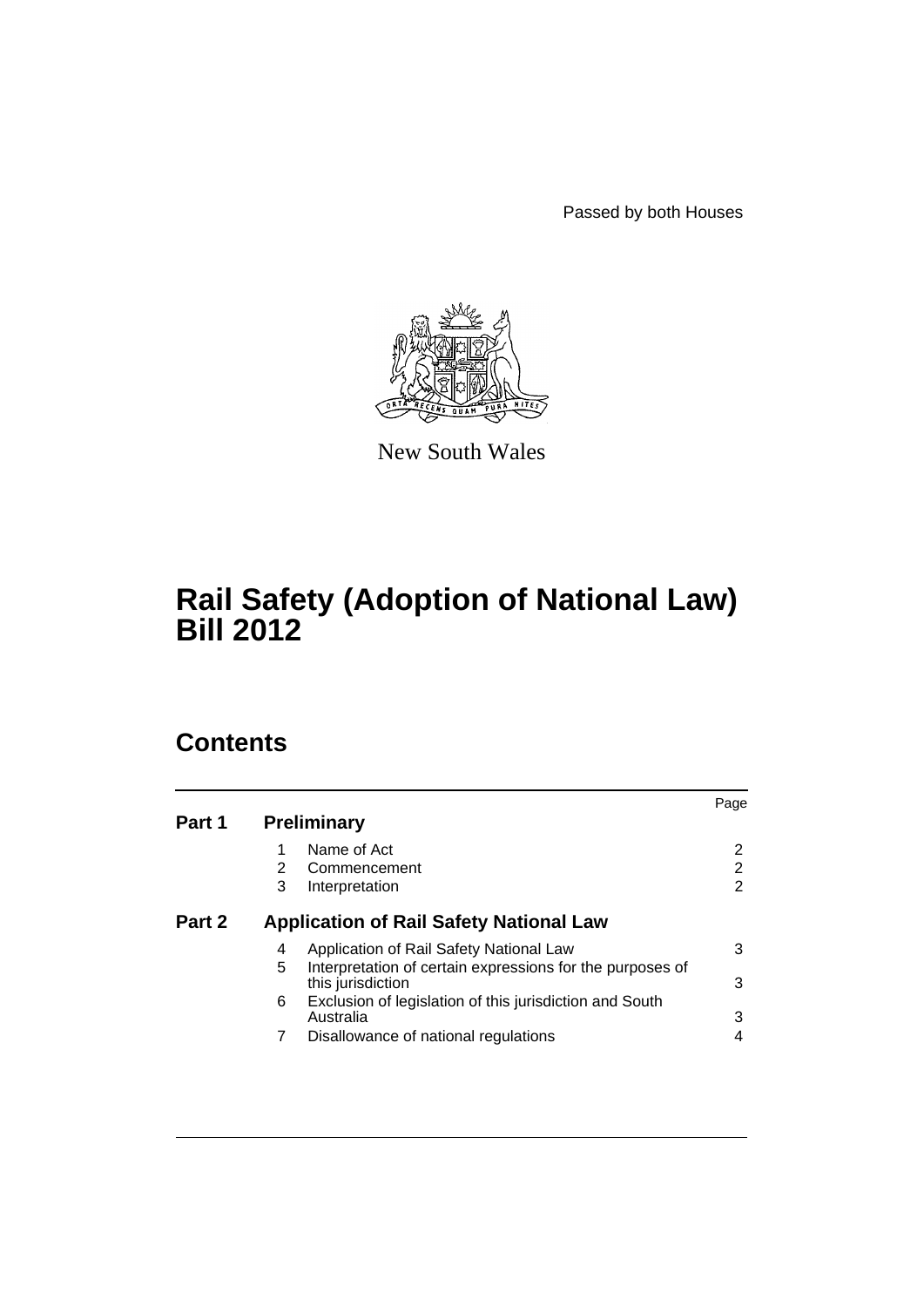Passed by both Houses

New South Wales

# Rail Safety (Adoption of National Law) Bill 2012

## Contents

| | | | Page |
|---|---|---|---|
| **Part 1** | **Preliminary** | | |
| | 1 | Name of Act | 2 |
| | 2 | Commencement | 2 |
| | 3 | Interpretation | 2 |
| **Part 2** | **Application of Rail Safety National Law** | | |
| | 4 | Application of Rail Safety National Law | 3 |
| | 5 | Interpretation of certain expressions for the purposes of this jurisdiction | 3 |
| | 6 | Exclusion of legislation of this jurisdiction and South Australia | 3 |
| | 7 | Disallowance of national regulations | 4 |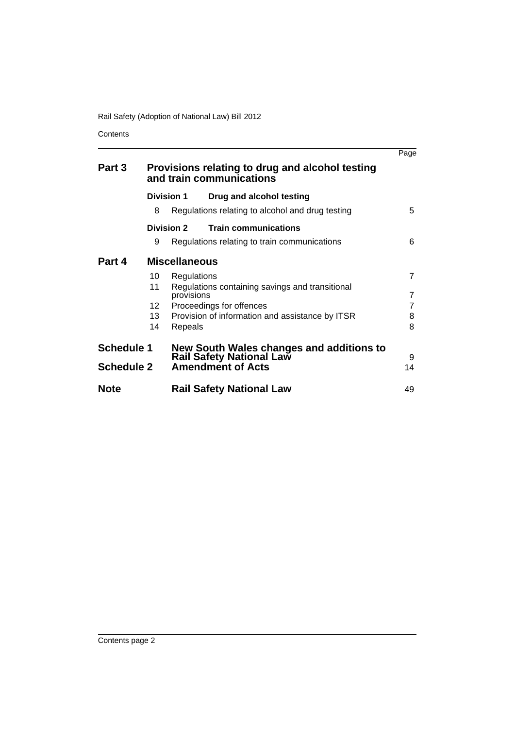| | | Page |
|---|---|---|
| **Part 3** | **Provisions relating to drug and alcohol testing and train communications** | |
| | **Division 1 Drug and alcohol testing** | |
| | 8 Regulations relating to alcohol and drug testing | 5 |
| | **Division 2 Train communications** | |
| | 9 Regulations relating to train communications | 6 |
| **Part 4** | **Miscellaneous** | |
| | 10 Regulations | 7 |
| | 11 Regulations containing savings and transitional provisions | 7 |
| | 12 Proceedings for offences | 7 |
| | 13 Provision of information and assistance by ITSR | 8 |
| | 14 Repeals | 8 |
| **Schedule 1** | **New South Wales changes and additions to Rail Safety National Law** | 9 |
| **Schedule 2** | **Amendment of Acts** | 14 |
| **Note** | **Rail Safety National Law** | 49 |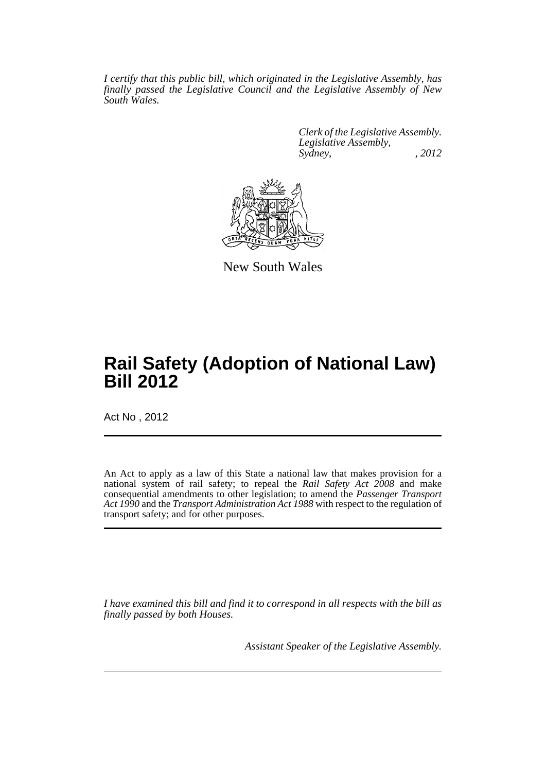*I certify that this public bill, which originated in the Legislative Assembly, has finally passed the Legislative Council and the Legislative Assembly of New South Wales.*

*Clerk of the Legislative Assembly.*
*Legislative Assembly,*
*Sydney, , 2012*

New South Wales

# Rail Safety (Adoption of National Law) Bill 2012

Act No , 2012

An Act to apply as a law of this State a national law that makes provision for a national system of rail safety; to repeal the *Rail Safety Act 2008* and make consequential amendments to other legislation; to amend the *Passenger Transport Act 1990* and the *Transport Administration Act 1988* with respect to the regulation of transport safety; and for other purposes.

*I have examined this bill and find it to correspond in all respects with the bill as finally passed by both Houses.*

*Assistant Speaker of the Legislative Assembly.*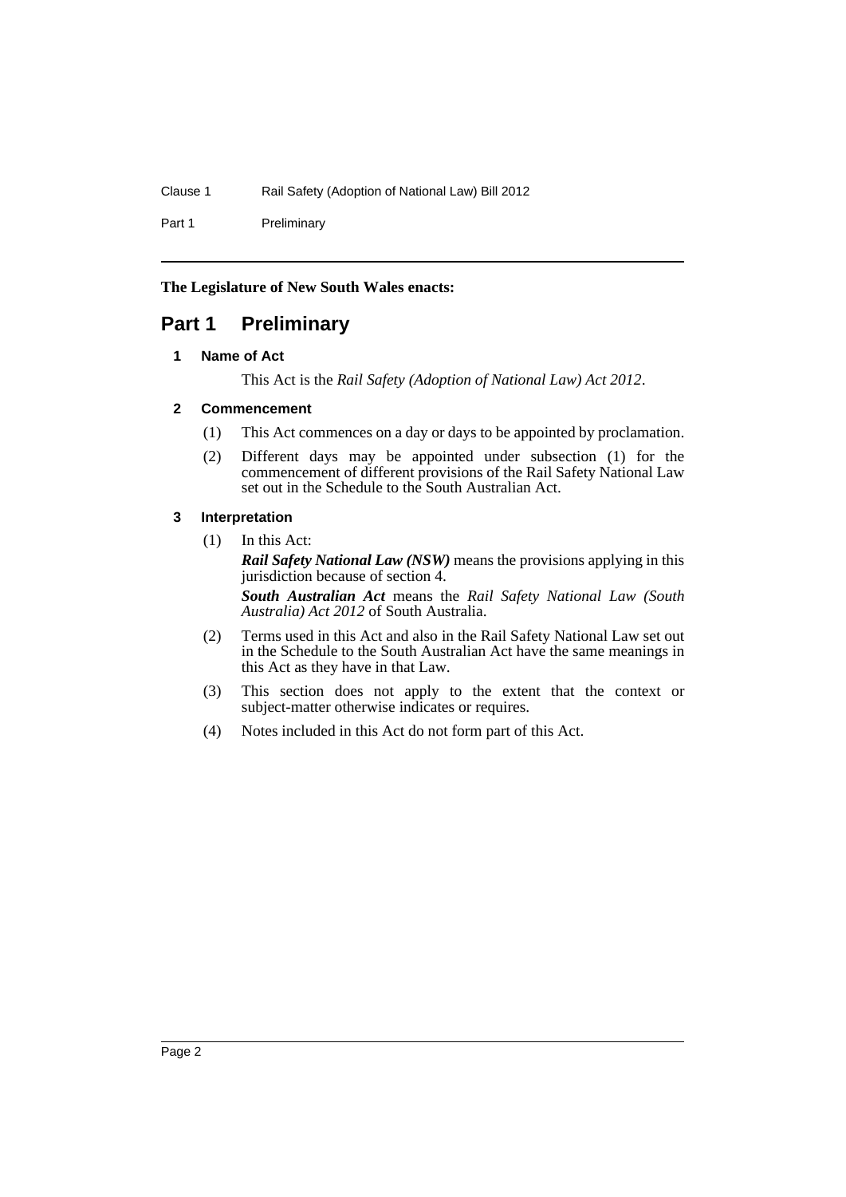**The Legislature of New South Wales enacts:**

# Part 1 Preliminary

## 1 Name of Act

This Act is the *Rail Safety (Adoption of National Law) Act 2012*.

## 2 Commencement

(1) This Act commences on a day or days to be appointed by proclamation.

(2) Different days may be appointed under subsection (1) for the commencement of different provisions of the Rail Safety National Law set out in the Schedule to the South Australian Act.

## 3 Interpretation

(1) In this Act:

***Rail Safety National Law (NSW)*** means the provisions applying in this jurisdiction because of section 4.

***South Australian Act*** means the *Rail Safety National Law (South Australia) Act 2012* of South Australia.

(2) Terms used in this Act and also in the Rail Safety National Law set out in the Schedule to the South Australian Act have the same meanings in this Act as they have in that Law.

(3) This section does not apply to the extent that the context or subject-matter otherwise indicates or requires.

(4) Notes included in this Act do not form part of this Act.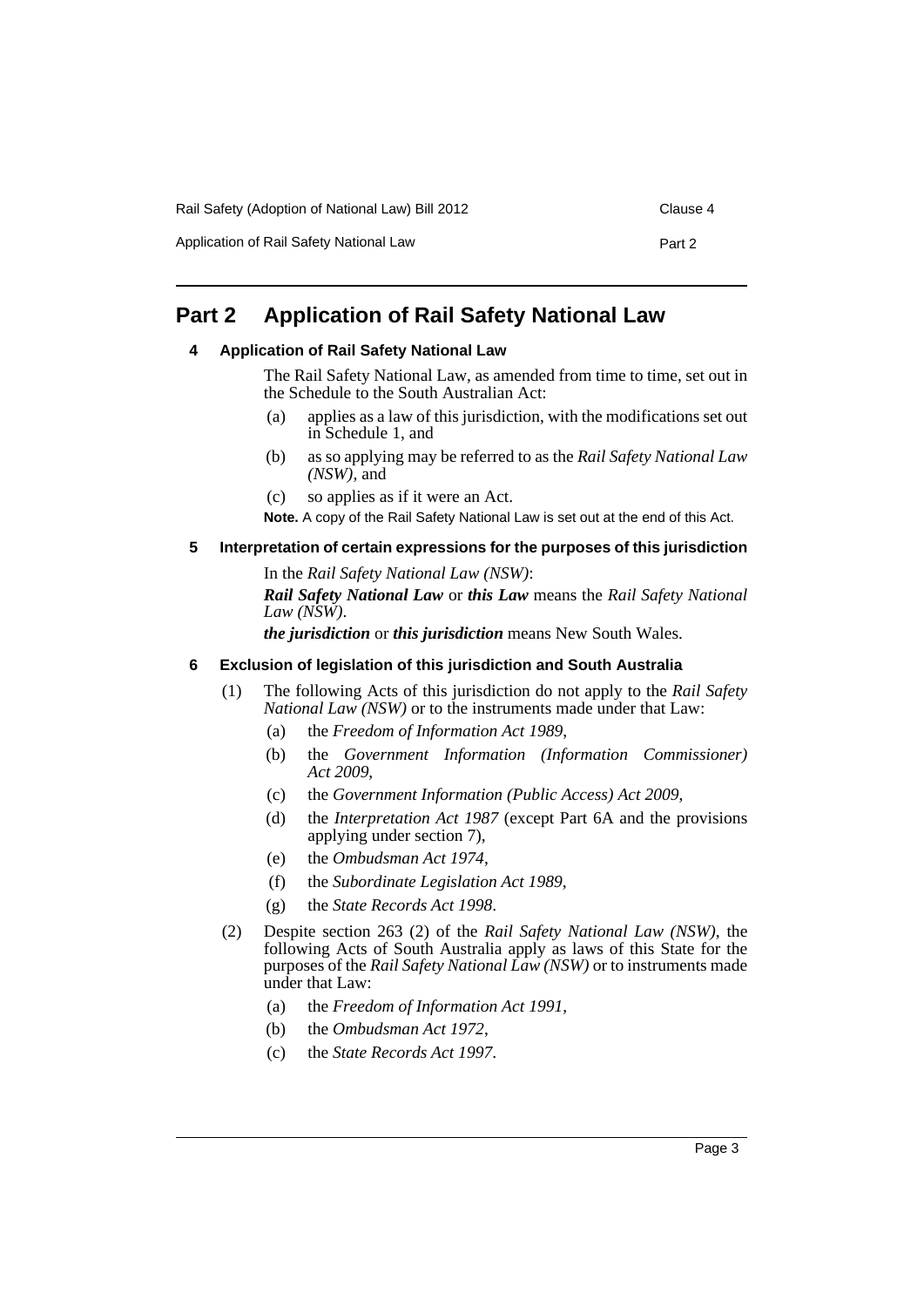# Part 2 Application of Rail Safety National Law

### 4 Application of Rail Safety National Law

The Rail Safety National Law, as amended from time to time, set out in the Schedule to the South Australian Act:

- (a) applies as a law of this jurisdiction, with the modifications set out in Schedule 1, and
- (b) as so applying may be referred to as the *Rail Safety National Law (NSW)*, and
- (c) so applies as if it were an Act.

**Note.** A copy of the Rail Safety National Law is set out at the end of this Act.

### 5 Interpretation of certain expressions for the purposes of this jurisdiction

In the *Rail Safety National Law (NSW)*:

***Rail Safety National Law*** or ***this Law*** means the *Rail Safety National Law (NSW)*.

***the jurisdiction*** or ***this jurisdiction*** means New South Wales.

### 6 Exclusion of legislation of this jurisdiction and South Australia

(1) The following Acts of this jurisdiction do not apply to the *Rail Safety National Law (NSW)* or to the instruments made under that Law:

- (a) the *Freedom of Information Act 1989*,
- (b) the *Government Information (Information Commissioner) Act 2009*,
- (c) the *Government Information (Public Access) Act 2009*,
- (d) the *Interpretation Act 1987* (except Part 6A and the provisions applying under section 7),
- (e) the *Ombudsman Act 1974*,
- (f) the *Subordinate Legislation Act 1989*,
- (g) the *State Records Act 1998*.

(2) Despite section 263 (2) of the *Rail Safety National Law (NSW)*, the following Acts of South Australia apply as laws of this State for the purposes of the *Rail Safety National Law (NSW)* or to instruments made under that Law:

- (a) the *Freedom of Information Act 1991*,
- (b) the *Ombudsman Act 1972*,
- (c) the *State Records Act 1997*.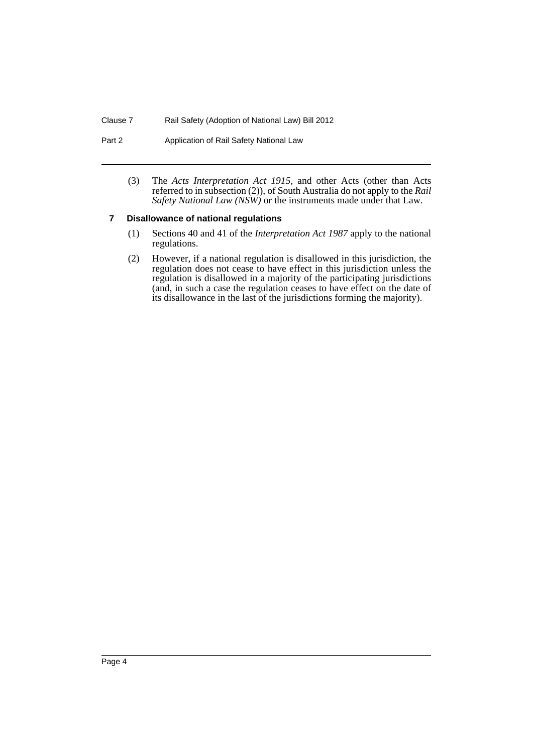(3) The *Acts Interpretation Act 1915*, and other Acts (other than Acts referred to in subsection (2)), of South Australia do not apply to the *Rail Safety National Law (NSW)* or the instruments made under that Law.

### 7 Disallowance of national regulations

(1) Sections 40 and 41 of the *Interpretation Act 1987* apply to the national regulations.

(2) However, if a national regulation is disallowed in this jurisdiction, the regulation does not cease to have effect in this jurisdiction unless the regulation is disallowed in a majority of the participating jurisdictions (and, in such a case the regulation ceases to have effect on the date of its disallowance in the last of the jurisdictions forming the majority).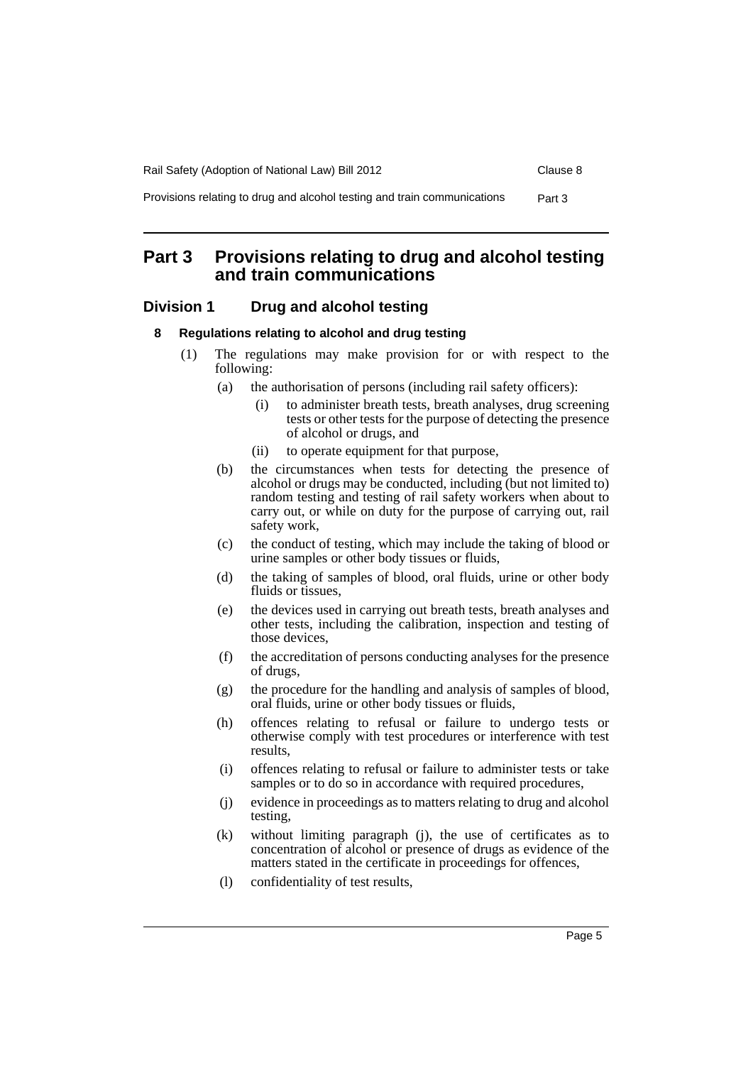# Part 3 Provisions relating to drug and alcohol testing and train communications

## Division 1 Drug and alcohol testing

### 8 Regulations relating to alcohol and drug testing

(1) The regulations may make provision for or with respect to the following:

- (a) the authorisation of persons (including rail safety officers):
  - (i) to administer breath tests, breath analyses, drug screening tests or other tests for the purpose of detecting the presence of alcohol or drugs, and
  - (ii) to operate equipment for that purpose,
- (b) the circumstances when tests for detecting the presence of alcohol or drugs may be conducted, including (but not limited to) random testing and testing of rail safety workers when about to carry out, or while on duty for the purpose of carrying out, rail safety work,
- (c) the conduct of testing, which may include the taking of blood or urine samples or other body tissues or fluids,
- (d) the taking of samples of blood, oral fluids, urine or other body fluids or tissues,
- (e) the devices used in carrying out breath tests, breath analyses and other tests, including the calibration, inspection and testing of those devices,
- (f) the accreditation of persons conducting analyses for the presence of drugs,
- (g) the procedure for the handling and analysis of samples of blood, oral fluids, urine or other body tissues or fluids,
- (h) offences relating to refusal or failure to undergo tests or otherwise comply with test procedures or interference with test results,
- (i) offences relating to refusal or failure to administer tests or take samples or to do so in accordance with required procedures,
- (j) evidence in proceedings as to matters relating to drug and alcohol testing,
- (k) without limiting paragraph (j), the use of certificates as to concentration of alcohol or presence of drugs as evidence of the matters stated in the certificate in proceedings for offences,
- (l) confidentiality of test results,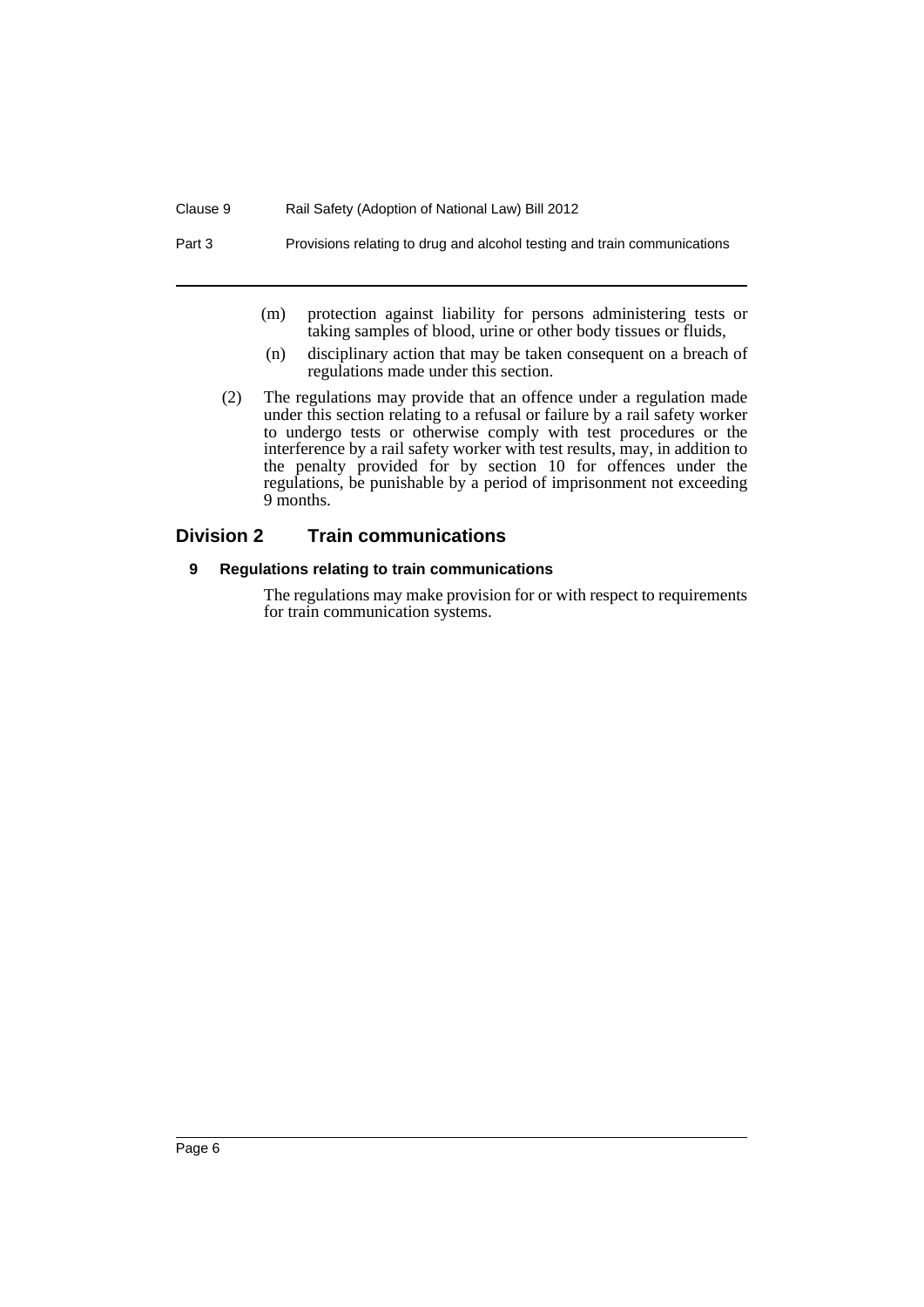(m) protection against liability for persons administering tests or taking samples of blood, urine or other body tissues or fluids,

(n) disciplinary action that may be taken consequent on a breach of regulations made under this section.

(2) The regulations may provide that an offence under a regulation made under this section relating to a refusal or failure by a rail safety worker to undergo tests or otherwise comply with test procedures or the interference by a rail safety worker with test results, may, in addition to the penalty provided for by section 10 for offences under the regulations, be punishable by a period of imprisonment not exceeding 9 months.

## Division 2 Train communications

### 9 Regulations relating to train communications

The regulations may make provision for or with respect to requirements for train communication systems.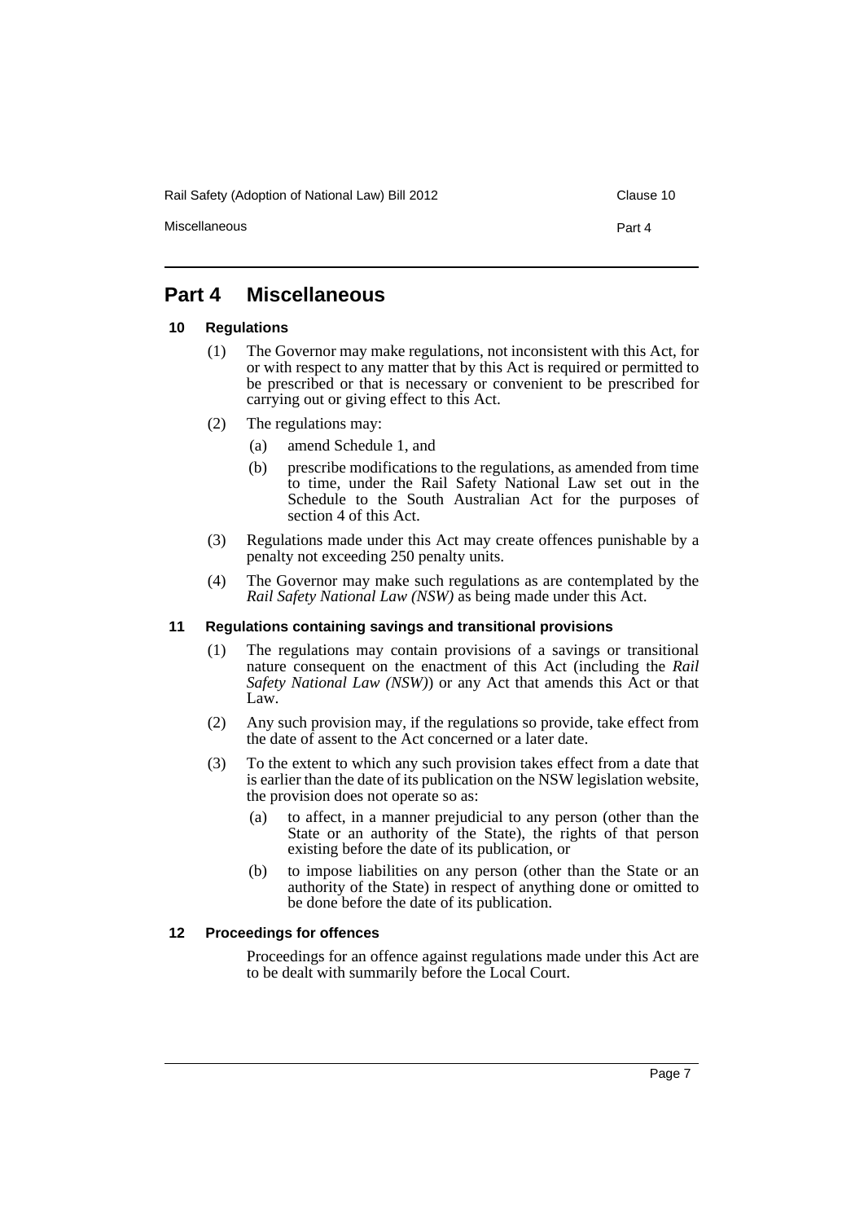# Part 4 Miscellaneous

### 10 Regulations

(1) The Governor may make regulations, not inconsistent with this Act, for or with respect to any matter that by this Act is required or permitted to be prescribed or that is necessary or convenient to be prescribed for carrying out or giving effect to this Act.

(2) The regulations may:

- (a) amend Schedule 1, and
- (b) prescribe modifications to the regulations, as amended from time to time, under the Rail Safety National Law set out in the Schedule to the South Australian Act for the purposes of section 4 of this Act.

(3) Regulations made under this Act may create offences punishable by a penalty not exceeding 250 penalty units.

(4) The Governor may make such regulations as are contemplated by the *Rail Safety National Law (NSW)* as being made under this Act.

### 11 Regulations containing savings and transitional provisions

(1) The regulations may contain provisions of a savings or transitional nature consequent on the enactment of this Act (including the *Rail Safety National Law (NSW)*) or any Act that amends this Act or that Law.

(2) Any such provision may, if the regulations so provide, take effect from the date of assent to the Act concerned or a later date.

(3) To the extent to which any such provision takes effect from a date that is earlier than the date of its publication on the NSW legislation website, the provision does not operate so as:

- (a) to affect, in a manner prejudicial to any person (other than the State or an authority of the State), the rights of that person existing before the date of its publication, or
- (b) to impose liabilities on any person (other than the State or an authority of the State) in respect of anything done or omitted to be done before the date of its publication.

### 12 Proceedings for offences

Proceedings for an offence against regulations made under this Act are to be dealt with summarily before the Local Court.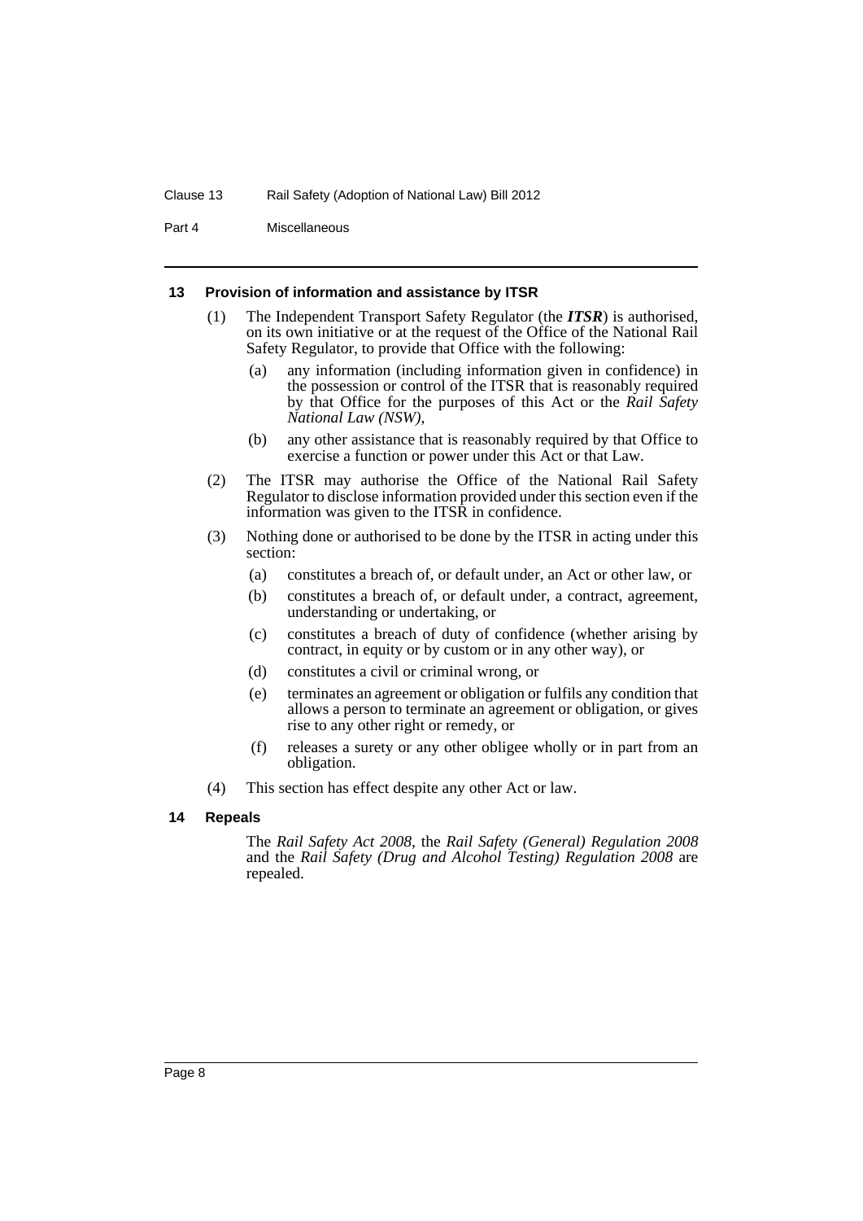#### 13 Provision of information and assistance by ITSR

(1) The Independent Transport Safety Regulator (the ***ITSR***) is authorised, on its own initiative or at the request of the Office of the National Rail Safety Regulator, to provide that Office with the following:

(a) any information (including information given in confidence) in the possession or control of the ITSR that is reasonably required by that Office for the purposes of this Act or the *Rail Safety National Law (NSW)*,

(b) any other assistance that is reasonably required by that Office to exercise a function or power under this Act or that Law.

(2) The ITSR may authorise the Office of the National Rail Safety Regulator to disclose information provided under this section even if the information was given to the ITSR in confidence.

(3) Nothing done or authorised to be done by the ITSR in acting under this section:

(a) constitutes a breach of, or default under, an Act or other law, or

(b) constitutes a breach of, or default under, a contract, agreement, understanding or undertaking, or

(c) constitutes a breach of duty of confidence (whether arising by contract, in equity or by custom or in any other way), or

(d) constitutes a civil or criminal wrong, or

(e) terminates an agreement or obligation or fulfils any condition that allows a person to terminate an agreement or obligation, or gives rise to any other right or remedy, or

(f) releases a surety or any other obligee wholly or in part from an obligation.

(4) This section has effect despite any other Act or law.

#### 14 Repeals

The *Rail Safety Act 2008*, the *Rail Safety (General) Regulation 2008* and the *Rail Safety (Drug and Alcohol Testing) Regulation 2008* are repealed.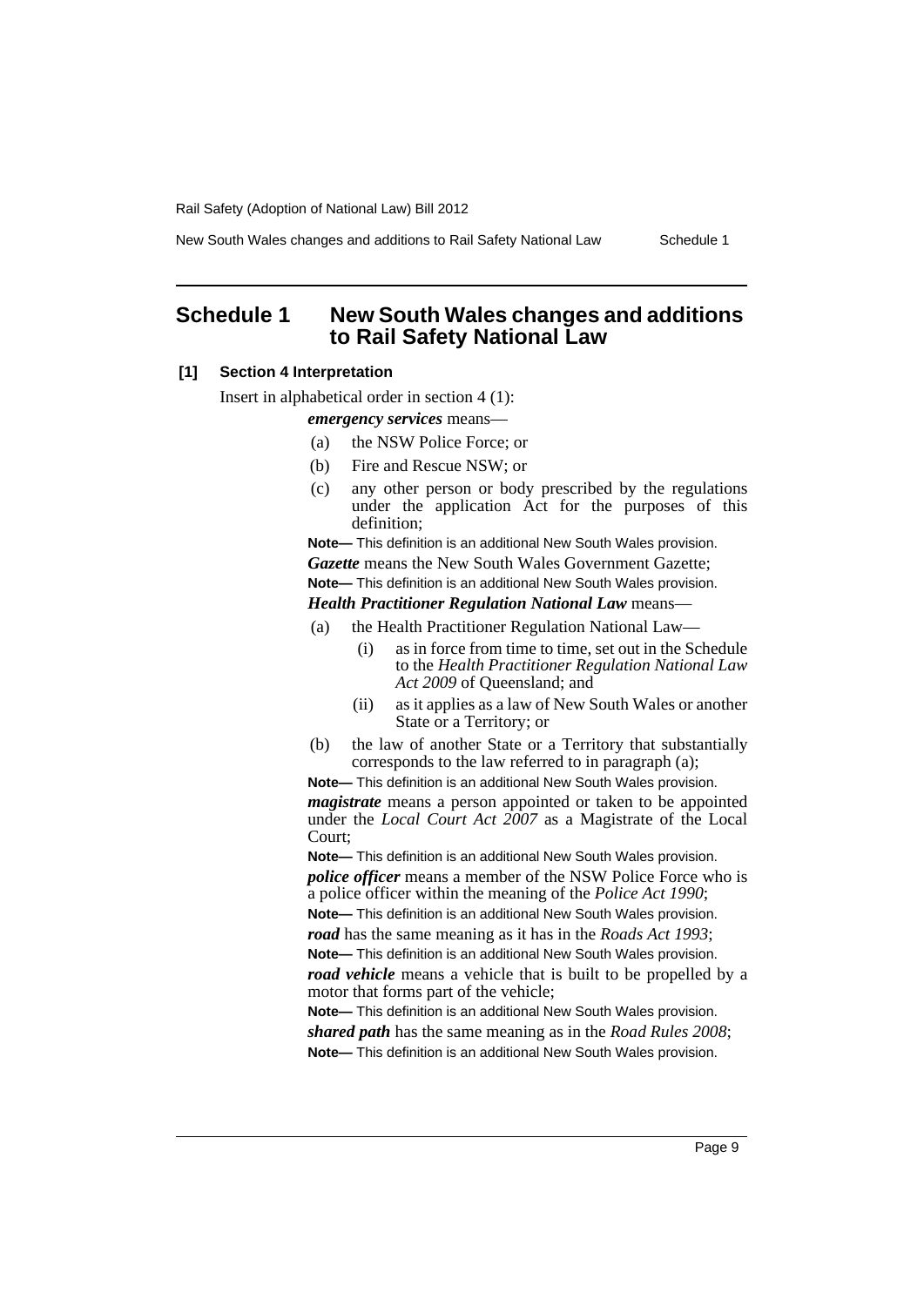# Schedule 1 New South Wales changes and additions to Rail Safety National Law

**[1] Section 4 Interpretation**

Insert in alphabetical order in section 4 (1):

***emergency services*** means—

- (a) the NSW Police Force; or
- (b) Fire and Rescue NSW; or
- (c) any other person or body prescribed by the regulations under the application Act for the purposes of this definition;

**Note—** This definition is an additional New South Wales provision.

***Gazette*** means the New South Wales Government Gazette;

**Note—** This definition is an additional New South Wales provision.

***Health Practitioner Regulation National Law*** means—

- (a) the Health Practitioner Regulation National Law—
  - (i) as in force from time to time, set out in the Schedule to the *Health Practitioner Regulation National Law Act 2009* of Queensland; and
  - (ii) as it applies as a law of New South Wales or another State or a Territory; or
- (b) the law of another State or a Territory that substantially corresponds to the law referred to in paragraph (a);

**Note—** This definition is an additional New South Wales provision.

***magistrate*** means a person appointed or taken to be appointed under the *Local Court Act 2007* as a Magistrate of the Local Court;

**Note—** This definition is an additional New South Wales provision.

***police officer*** means a member of the NSW Police Force who is a police officer within the meaning of the *Police Act 1990*;

**Note—** This definition is an additional New South Wales provision.

***road*** has the same meaning as it has in the *Roads Act 1993*;

**Note—** This definition is an additional New South Wales provision.

***road vehicle*** means a vehicle that is built to be propelled by a motor that forms part of the vehicle;

**Note—** This definition is an additional New South Wales provision.

***shared path*** has the same meaning as in the *Road Rules 2008*;

**Note—** This definition is an additional New South Wales provision.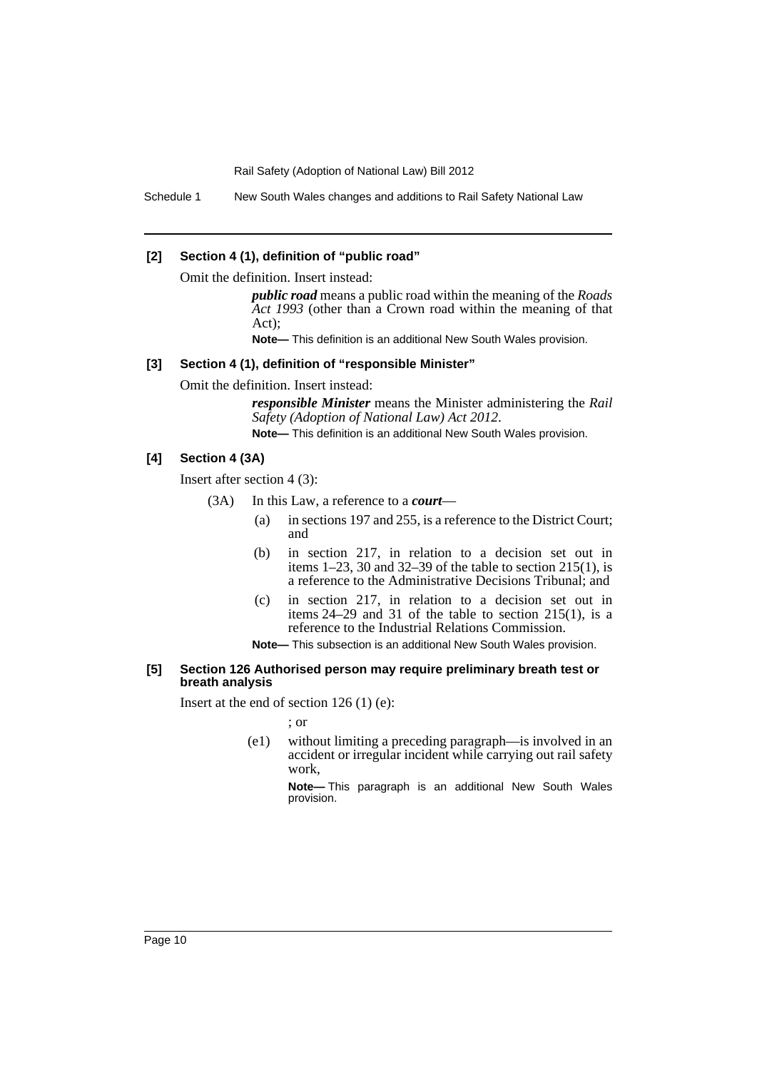#### [2] Section 4 (1), definition of "public road"

Omit the definition. Insert instead:

> ***public road*** means a public road within the meaning of the *Roads Act 1993* (other than a Crown road within the meaning of that Act);
>
> **Note—** This definition is an additional New South Wales provision.

#### [3] Section 4 (1), definition of "responsible Minister"

Omit the definition. Insert instead:

> ***responsible Minister*** means the Minister administering the *Rail Safety (Adoption of National Law) Act 2012*.
>
> **Note—** This definition is an additional New South Wales provision.

#### [4] Section 4 (3A)

Insert after section 4 (3):

> (3A) In this Law, a reference to a ***court***—
>
> (a) in sections 197 and 255, is a reference to the District Court; and
>
> (b) in section 217, in relation to a decision set out in items 1–23, 30 and 32–39 of the table to section 215(1), is a reference to the Administrative Decisions Tribunal; and
>
> (c) in section 217, in relation to a decision set out in items 24–29 and 31 of the table to section 215(1), is a reference to the Industrial Relations Commission.
>
> **Note—** This subsection is an additional New South Wales provision.

#### [5] Section 126 Authorised person may require preliminary breath test or breath analysis

Insert at the end of section 126 (1) (e):

> ; or
>
> (e1) without limiting a preceding paragraph—is involved in an accident or irregular incident while carrying out rail safety work,
>
> **Note—** This paragraph is an additional New South Wales provision.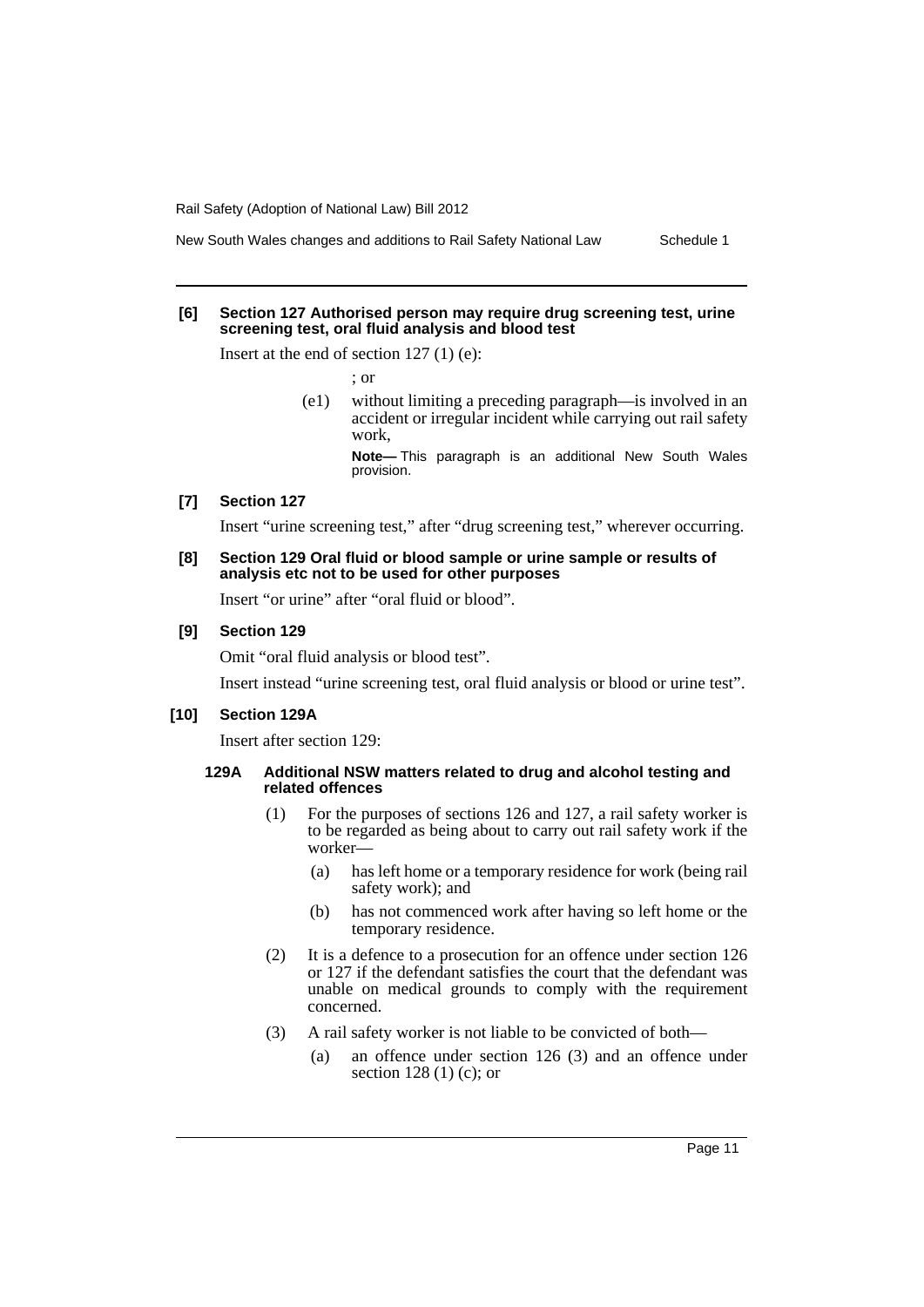**[6] Section 127 Authorised person may require drug screening test, urine screening test, oral fluid analysis and blood test**

Insert at the end of section 127 (1) (e):

; or

(e1) without limiting a preceding paragraph—is involved in an accident or irregular incident while carrying out rail safety work,

**Note—** This paragraph is an additional New South Wales provision.

**[7] Section 127**

Insert "urine screening test," after "drug screening test," wherever occurring.

**[8] Section 129 Oral fluid or blood sample or urine sample or results of analysis etc not to be used for other purposes**

Insert "or urine" after "oral fluid or blood".

**[9] Section 129**

Omit "oral fluid analysis or blood test".

Insert instead "urine screening test, oral fluid analysis or blood or urine test".

**[10] Section 129A**

Insert after section 129:

**129A Additional NSW matters related to drug and alcohol testing and related offences**

(1) For the purposes of sections 126 and 127, a rail safety worker is to be regarded as being about to carry out rail safety work if the worker—

(a) has left home or a temporary residence for work (being rail safety work); and

(b) has not commenced work after having so left home or the temporary residence.

(2) It is a defence to a prosecution for an offence under section 126 or 127 if the defendant satisfies the court that the defendant was unable on medical grounds to comply with the requirement concerned.

(3) A rail safety worker is not liable to be convicted of both—

(a) an offence under section 126 (3) and an offence under section 128 (1) (c); or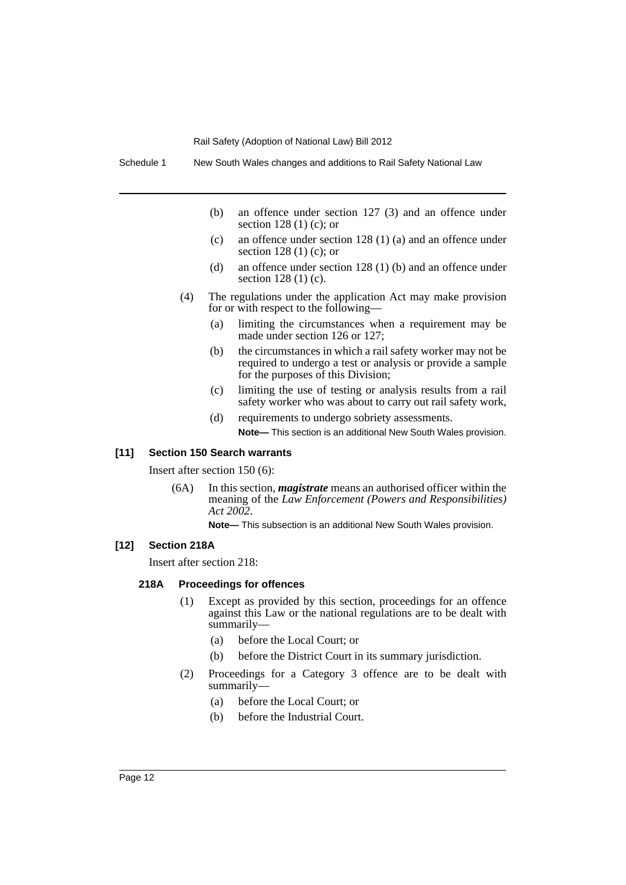(b) an offence under section 127 (3) and an offence under section 128 (1) (c); or

(c) an offence under section 128 (1) (a) and an offence under section 128 (1) (c); or

(d) an offence under section 128 (1) (b) and an offence under section 128 (1) (c).

(4) The regulations under the application Act may make provision for or with respect to the following—

(a) limiting the circumstances when a requirement may be made under section 126 or 127;

(b) the circumstances in which a rail safety worker may not be required to undergo a test or analysis or provide a sample for the purposes of this Division;

(c) limiting the use of testing or analysis results from a rail safety worker who was about to carry out rail safety work,

(d) requirements to undergo sobriety assessments.

**Note—** This section is an additional New South Wales provision.

#### [11] Section 150 Search warrants

Insert after section 150 (6):

(6A) In this section, ***magistrate*** means an authorised officer within the meaning of the *Law Enforcement (Powers and Responsibilities) Act 2002*.

**Note—** This subsection is an additional New South Wales provision.

#### [12] Section 218A

Insert after section 218:

#### 218A Proceedings for offences

(1) Except as provided by this section, proceedings for an offence against this Law or the national regulations are to be dealt with summarily—

(a) before the Local Court; or

(b) before the District Court in its summary jurisdiction.

(2) Proceedings for a Category 3 offence are to be dealt with summarily—

(a) before the Local Court; or

(b) before the Industrial Court.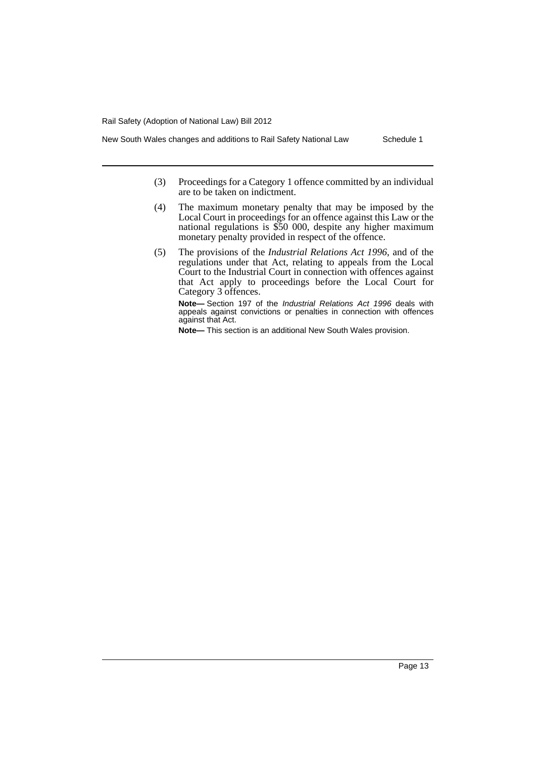(3) Proceedings for a Category 1 offence committed by an individual are to be taken on indictment.

(4) The maximum monetary penalty that may be imposed by the Local Court in proceedings for an offence against this Law or the national regulations is $50 000, despite any higher maximum monetary penalty provided in respect of the offence.

(5) The provisions of the *Industrial Relations Act 1996*, and of the regulations under that Act, relating to appeals from the Local Court to the Industrial Court in connection with offences against that Act apply to proceedings before the Local Court for Category 3 offences.

**Note—** Section 197 of the *Industrial Relations Act 1996* deals with appeals against convictions or penalties in connection with offences against that Act.

**Note—** This section is an additional New South Wales provision.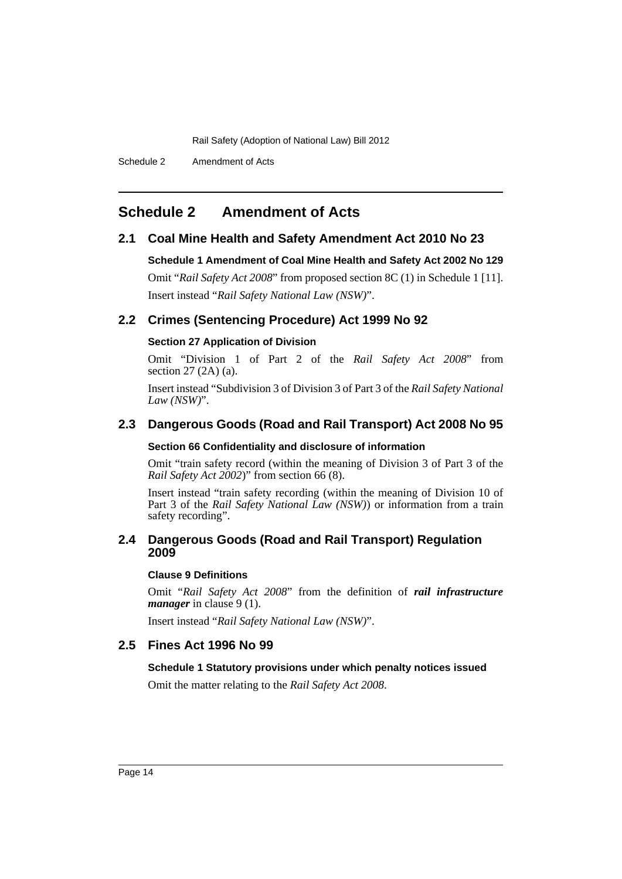# Schedule 2 Amendment of Acts

## 2.1 Coal Mine Health and Safety Amendment Act 2010 No 23

**Schedule 1 Amendment of Coal Mine Health and Safety Act 2002 No 129**

Omit "*Rail Safety Act 2008*" from proposed section 8C (1) in Schedule 1 [11]. Insert instead "*Rail Safety National Law (NSW)*".

## 2.2 Crimes (Sentencing Procedure) Act 1999 No 92

**Section 27 Application of Division**

Omit "Division 1 of Part 2 of the *Rail Safety Act 2008*" from section 27 (2A) (a).

Insert instead "Subdivision 3 of Division 3 of Part 3 of the *Rail Safety National Law (NSW)*".

## 2.3 Dangerous Goods (Road and Rail Transport) Act 2008 No 95

**Section 66 Confidentiality and disclosure of information**

Omit "train safety record (within the meaning of Division 3 of Part 3 of the *Rail Safety Act 2002*)" from section 66 (8).

Insert instead "train safety recording (within the meaning of Division 10 of Part 3 of the *Rail Safety National Law (NSW)*) or information from a train safety recording".

## 2.4 Dangerous Goods (Road and Rail Transport) Regulation 2009

**Clause 9 Definitions**

Omit "*Rail Safety Act 2008*" from the definition of ***rail infrastructure manager*** in clause 9 (1).

Insert instead "*Rail Safety National Law (NSW)*".

## 2.5 Fines Act 1996 No 99

**Schedule 1 Statutory provisions under which penalty notices issued**

Omit the matter relating to the *Rail Safety Act 2008*.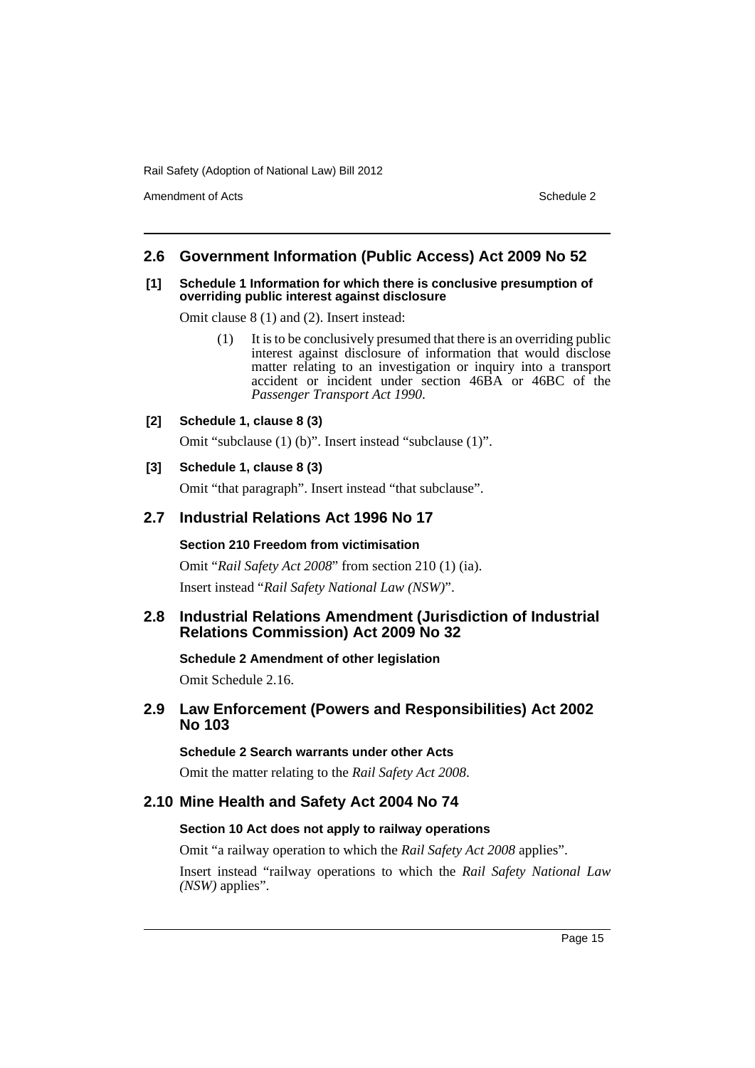## 2.6 Government Information (Public Access) Act 2009 No 52

**[1] Schedule 1 Information for which there is conclusive presumption of overriding public interest against disclosure**

Omit clause 8 (1) and (2). Insert instead:

> (1) It is to be conclusively presumed that there is an overriding public interest against disclosure of information that would disclose matter relating to an investigation or inquiry into a transport accident or incident under section 46BA or 46BC of the *Passenger Transport Act 1990*.

**[2] Schedule 1, clause 8 (3)**

Omit "subclause (1) (b)". Insert instead "subclause (1)".

**[3] Schedule 1, clause 8 (3)**

Omit "that paragraph". Insert instead "that subclause".

## 2.7 Industrial Relations Act 1996 No 17

**Section 210 Freedom from victimisation**

Omit "*Rail Safety Act 2008*" from section 210 (1) (ia).

Insert instead "*Rail Safety National Law (NSW)*".

## 2.8 Industrial Relations Amendment (Jurisdiction of Industrial Relations Commission) Act 2009 No 32

**Schedule 2 Amendment of other legislation**

Omit Schedule 2.16.

## 2.9 Law Enforcement (Powers and Responsibilities) Act 2002 No 103

**Schedule 2 Search warrants under other Acts**

Omit the matter relating to the *Rail Safety Act 2008*.

## 2.10 Mine Health and Safety Act 2004 No 74

**Section 10 Act does not apply to railway operations**

Omit "a railway operation to which the *Rail Safety Act 2008* applies".

Insert instead "railway operations to which the *Rail Safety National Law (NSW)* applies".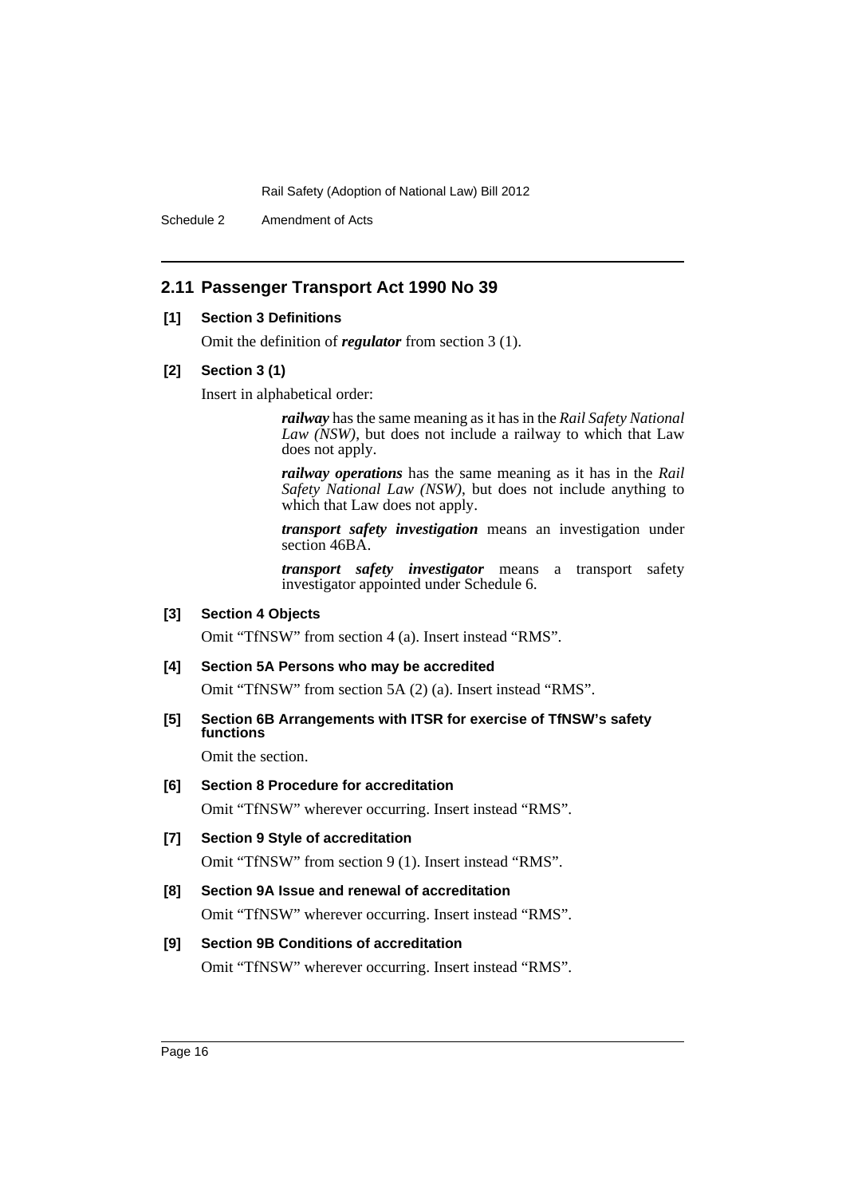## 2.11 Passenger Transport Act 1990 No 39

**[1] Section 3 Definitions**

Omit the definition of ***regulator*** from section 3 (1).

**[2] Section 3 (1)**

Insert in alphabetical order:

> ***railway*** has the same meaning as it has in the *Rail Safety National Law (NSW)*, but does not include a railway to which that Law does not apply.
>
> ***railway operations*** has the same meaning as it has in the *Rail Safety National Law (NSW)*, but does not include anything to which that Law does not apply.
>
> ***transport safety investigation*** means an investigation under section 46BA.
>
> ***transport safety investigator*** means a transport safety investigator appointed under Schedule 6.

**[3] Section 4 Objects**

Omit "TfNSW" from section 4 (a). Insert instead "RMS".

**[4] Section 5A Persons who may be accredited**

Omit "TfNSW" from section 5A (2) (a). Insert instead "RMS".

**[5] Section 6B Arrangements with ITSR for exercise of TfNSW's safety functions**

Omit the section.

**[6] Section 8 Procedure for accreditation**

Omit "TfNSW" wherever occurring. Insert instead "RMS".

**[7] Section 9 Style of accreditation**

Omit "TfNSW" from section 9 (1). Insert instead "RMS".

**[8] Section 9A Issue and renewal of accreditation**

Omit "TfNSW" wherever occurring. Insert instead "RMS".

**[9] Section 9B Conditions of accreditation**

Omit "TfNSW" wherever occurring. Insert instead "RMS".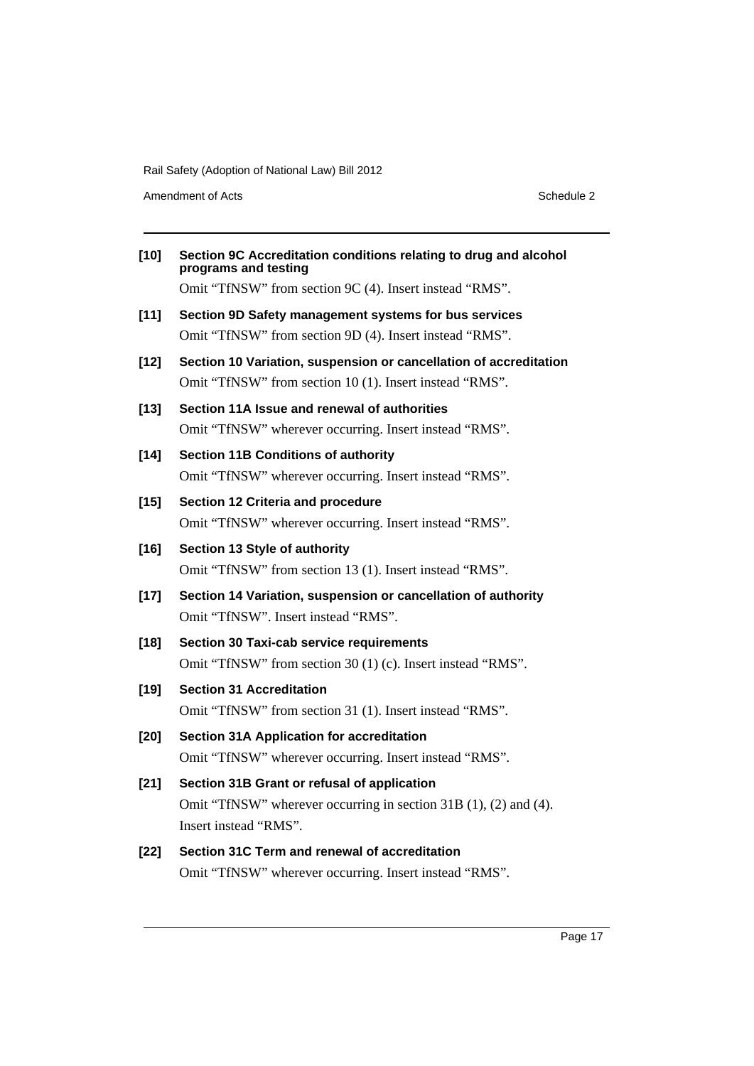**[10] Section 9C Accreditation conditions relating to drug and alcohol programs and testing**

Omit "TfNSW" from section 9C (4). Insert instead "RMS".

**[11] Section 9D Safety management systems for bus services**

Omit "TfNSW" from section 9D (4). Insert instead "RMS".

**[12] Section 10 Variation, suspension or cancellation of accreditation**

Omit "TfNSW" from section 10 (1). Insert instead "RMS".

**[13] Section 11A Issue and renewal of authorities**

Omit "TfNSW" wherever occurring. Insert instead "RMS".

**[14] Section 11B Conditions of authority**

Omit "TfNSW" wherever occurring. Insert instead "RMS".

**[15] Section 12 Criteria and procedure**

Omit "TfNSW" wherever occurring. Insert instead "RMS".

**[16] Section 13 Style of authority**

Omit "TfNSW" from section 13 (1). Insert instead "RMS".

**[17] Section 14 Variation, suspension or cancellation of authority**

Omit "TfNSW". Insert instead "RMS".

**[18] Section 30 Taxi-cab service requirements**

Omit "TfNSW" from section 30 (1) (c). Insert instead "RMS".

**[19] Section 31 Accreditation**

Omit "TfNSW" from section 31 (1). Insert instead "RMS".

**[20] Section 31A Application for accreditation**

Omit "TfNSW" wherever occurring. Insert instead "RMS".

**[21] Section 31B Grant or refusal of application**

Omit "TfNSW" wherever occurring in section 31B (1), (2) and (4). Insert instead "RMS".

**[22] Section 31C Term and renewal of accreditation**

Omit "TfNSW" wherever occurring. Insert instead "RMS".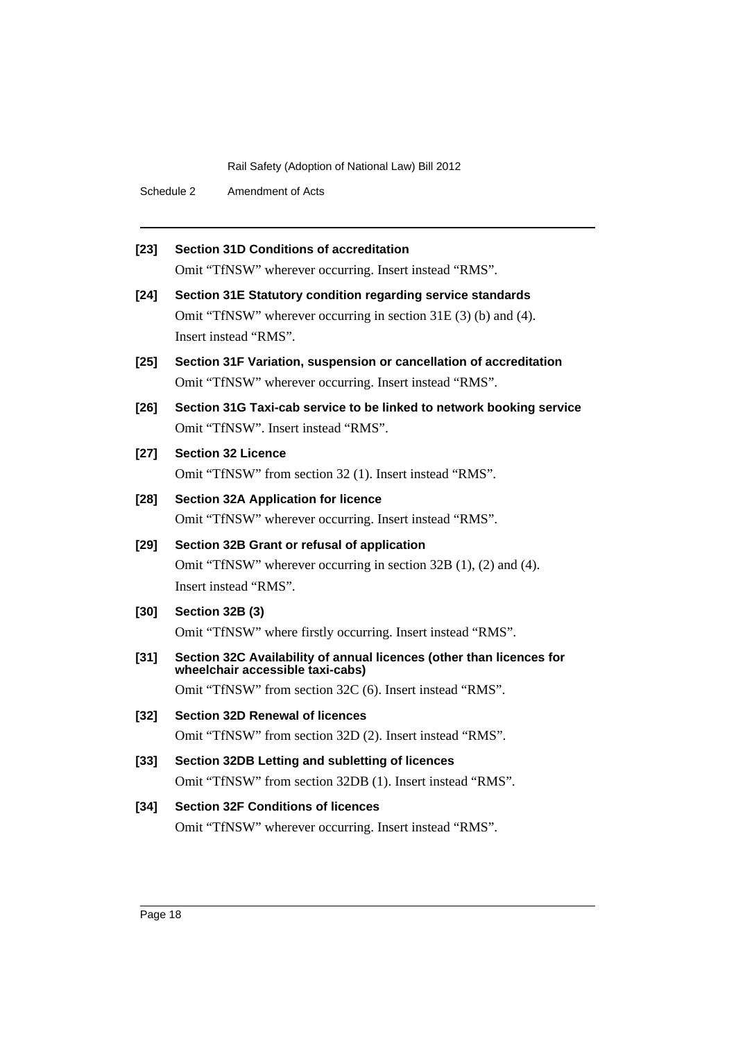**[23] Section 31D Conditions of accreditation**

Omit "TfNSW" wherever occurring. Insert instead "RMS".

**[24] Section 31E Statutory condition regarding service standards**

Omit "TfNSW" wherever occurring in section 31E (3) (b) and (4). Insert instead "RMS".

**[25] Section 31F Variation, suspension or cancellation of accreditation**

Omit "TfNSW" wherever occurring. Insert instead "RMS".

**[26] Section 31G Taxi-cab service to be linked to network booking service**

Omit "TfNSW". Insert instead "RMS".

**[27] Section 32 Licence**

Omit "TfNSW" from section 32 (1). Insert instead "RMS".

**[28] Section 32A Application for licence**

Omit "TfNSW" wherever occurring. Insert instead "RMS".

**[29] Section 32B Grant or refusal of application**

Omit "TfNSW" wherever occurring in section 32B (1), (2) and (4). Insert instead "RMS".

**[30] Section 32B (3)**

Omit "TfNSW" where firstly occurring. Insert instead "RMS".

**[31] Section 32C Availability of annual licences (other than licences for wheelchair accessible taxi-cabs)**

Omit "TfNSW" from section 32C (6). Insert instead "RMS".

**[32] Section 32D Renewal of licences**

Omit "TfNSW" from section 32D (2). Insert instead "RMS".

**[33] Section 32DB Letting and subletting of licences**

Omit "TfNSW" from section 32DB (1). Insert instead "RMS".

**[34] Section 32F Conditions of licences**

Omit "TfNSW" wherever occurring. Insert instead "RMS".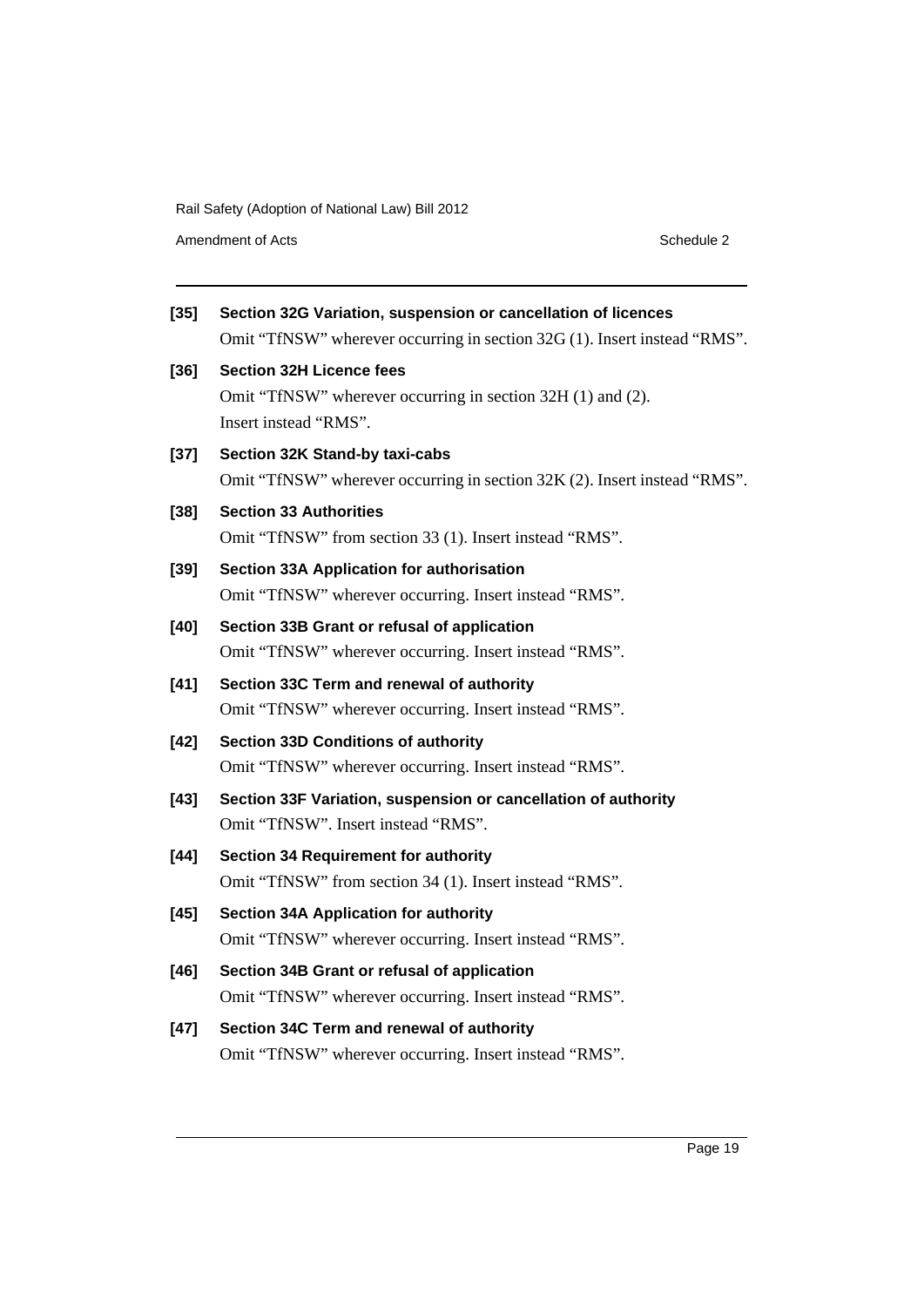**[35] Section 32G Variation, suspension or cancellation of licences**

Omit "TfNSW" wherever occurring in section 32G (1). Insert instead "RMS".

**[36] Section 32H Licence fees**

Omit "TfNSW" wherever occurring in section 32H (1) and (2). Insert instead "RMS".

**[37] Section 32K Stand-by taxi-cabs**

Omit "TfNSW" wherever occurring in section 32K (2). Insert instead "RMS".

**[38] Section 33 Authorities**

Omit "TfNSW" from section 33 (1). Insert instead "RMS".

**[39] Section 33A Application for authorisation**

Omit "TfNSW" wherever occurring. Insert instead "RMS".

**[40] Section 33B Grant or refusal of application**

Omit "TfNSW" wherever occurring. Insert instead "RMS".

**[41] Section 33C Term and renewal of authority**

Omit "TfNSW" wherever occurring. Insert instead "RMS".

**[42] Section 33D Conditions of authority**

Omit "TfNSW" wherever occurring. Insert instead "RMS".

**[43] Section 33F Variation, suspension or cancellation of authority**

Omit "TfNSW". Insert instead "RMS".

**[44] Section 34 Requirement for authority**

Omit "TfNSW" from section 34 (1). Insert instead "RMS".

**[45] Section 34A Application for authority**

Omit "TfNSW" wherever occurring. Insert instead "RMS".

**[46] Section 34B Grant or refusal of application**

Omit "TfNSW" wherever occurring. Insert instead "RMS".

**[47] Section 34C Term and renewal of authority**

Omit "TfNSW" wherever occurring. Insert instead "RMS".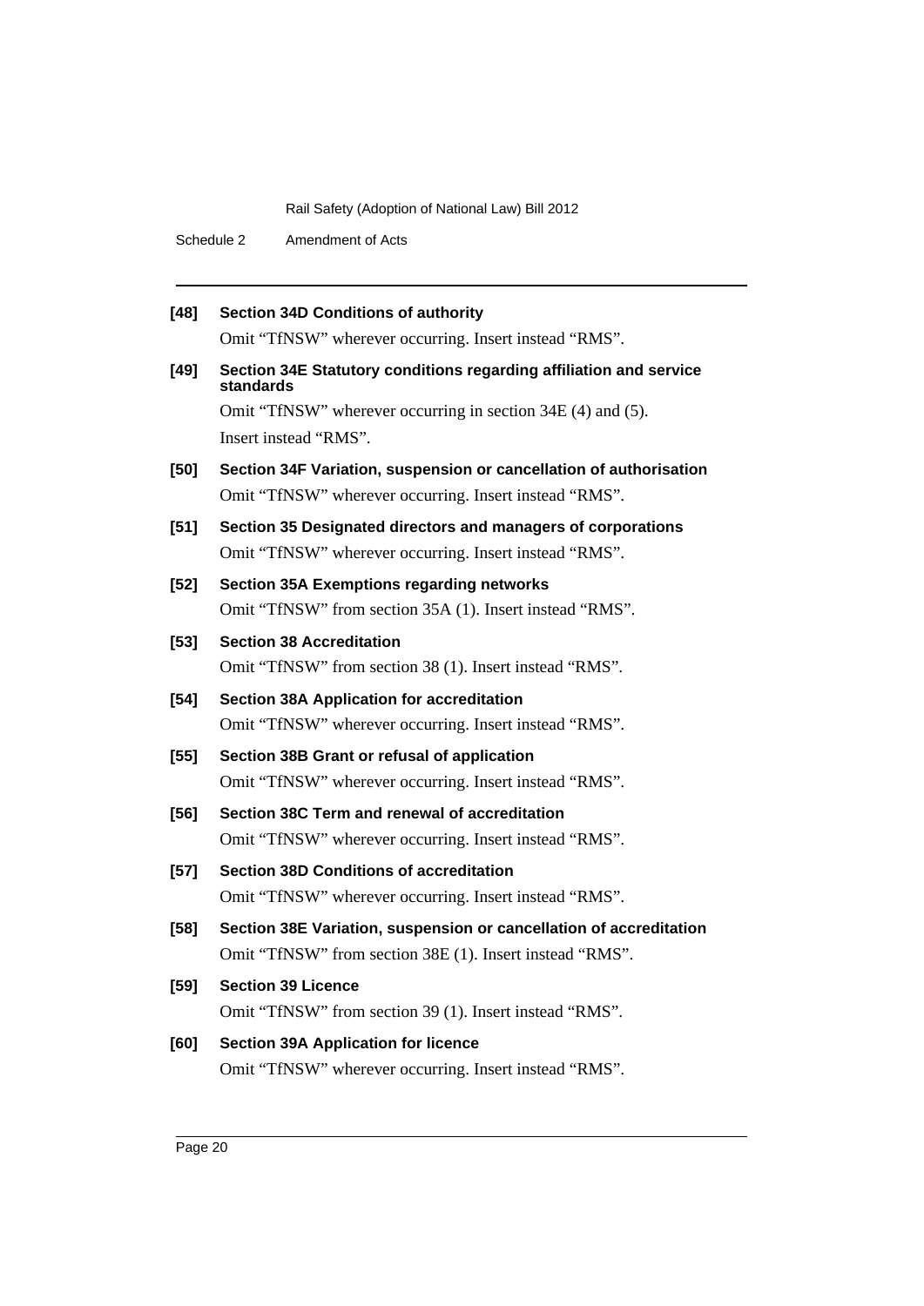**[48] Section 34D Conditions of authority**

Omit "TfNSW" wherever occurring. Insert instead "RMS".

**[49] Section 34E Statutory conditions regarding affiliation and service standards**

Omit "TfNSW" wherever occurring in section 34E (4) and (5).

Insert instead "RMS".

**[50] Section 34F Variation, suspension or cancellation of authorisation**

Omit "TfNSW" wherever occurring. Insert instead "RMS".

**[51] Section 35 Designated directors and managers of corporations**

Omit "TfNSW" wherever occurring. Insert instead "RMS".

**[52] Section 35A Exemptions regarding networks**

Omit "TfNSW" from section 35A (1). Insert instead "RMS".

**[53] Section 38 Accreditation**

Omit "TfNSW" from section 38 (1). Insert instead "RMS".

**[54] Section 38A Application for accreditation**

Omit "TfNSW" wherever occurring. Insert instead "RMS".

**[55] Section 38B Grant or refusal of application**

Omit "TfNSW" wherever occurring. Insert instead "RMS".

**[56] Section 38C Term and renewal of accreditation**

Omit "TfNSW" wherever occurring. Insert instead "RMS".

**[57] Section 38D Conditions of accreditation**

Omit "TfNSW" wherever occurring. Insert instead "RMS".

**[58] Section 38E Variation, suspension or cancellation of accreditation**

Omit "TfNSW" from section 38E (1). Insert instead "RMS".

**[59] Section 39 Licence**

Omit "TfNSW" from section 39 (1). Insert instead "RMS".

**[60] Section 39A Application for licence**

Omit "TfNSW" wherever occurring. Insert instead "RMS".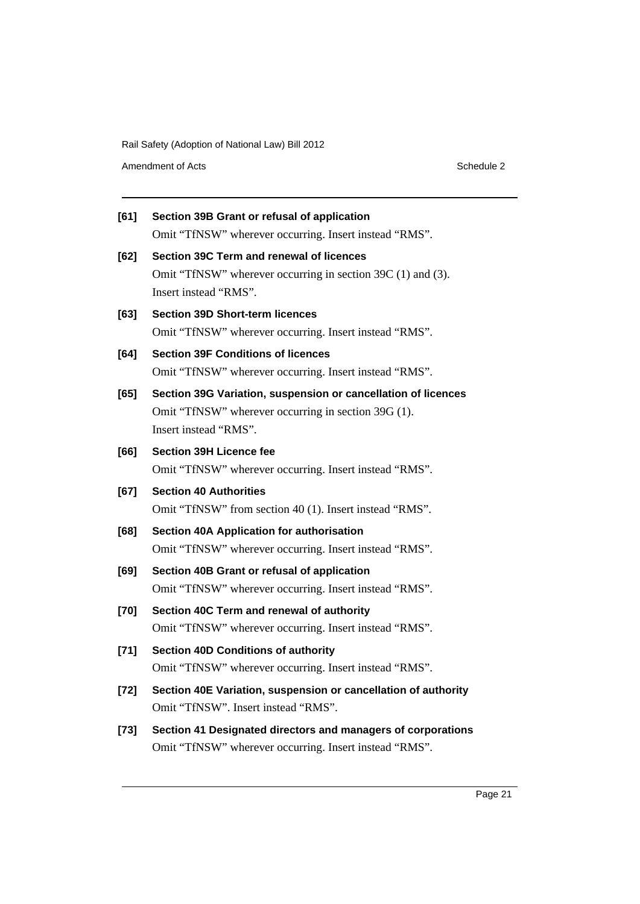**[61] Section 39B Grant or refusal of application**

Omit "TfNSW" wherever occurring. Insert instead "RMS".

**[62] Section 39C Term and renewal of licences**

Omit "TfNSW" wherever occurring in section 39C (1) and (3). Insert instead "RMS".

**[63] Section 39D Short-term licences**

Omit "TfNSW" wherever occurring. Insert instead "RMS".

**[64] Section 39F Conditions of licences**

Omit "TfNSW" wherever occurring. Insert instead "RMS".

**[65] Section 39G Variation, suspension or cancellation of licences**

Omit "TfNSW" wherever occurring in section 39G (1). Insert instead "RMS".

**[66] Section 39H Licence fee**

Omit "TfNSW" wherever occurring. Insert instead "RMS".

**[67] Section 40 Authorities**

Omit "TfNSW" from section 40 (1). Insert instead "RMS".

**[68] Section 40A Application for authorisation**

Omit "TfNSW" wherever occurring. Insert instead "RMS".

**[69] Section 40B Grant or refusal of application**

Omit "TfNSW" wherever occurring. Insert instead "RMS".

**[70] Section 40C Term and renewal of authority**

Omit "TfNSW" wherever occurring. Insert instead "RMS".

**[71] Section 40D Conditions of authority**

Omit "TfNSW" wherever occurring. Insert instead "RMS".

**[72] Section 40E Variation, suspension or cancellation of authority**

Omit "TfNSW". Insert instead "RMS".

**[73] Section 41 Designated directors and managers of corporations**

Omit "TfNSW" wherever occurring. Insert instead "RMS".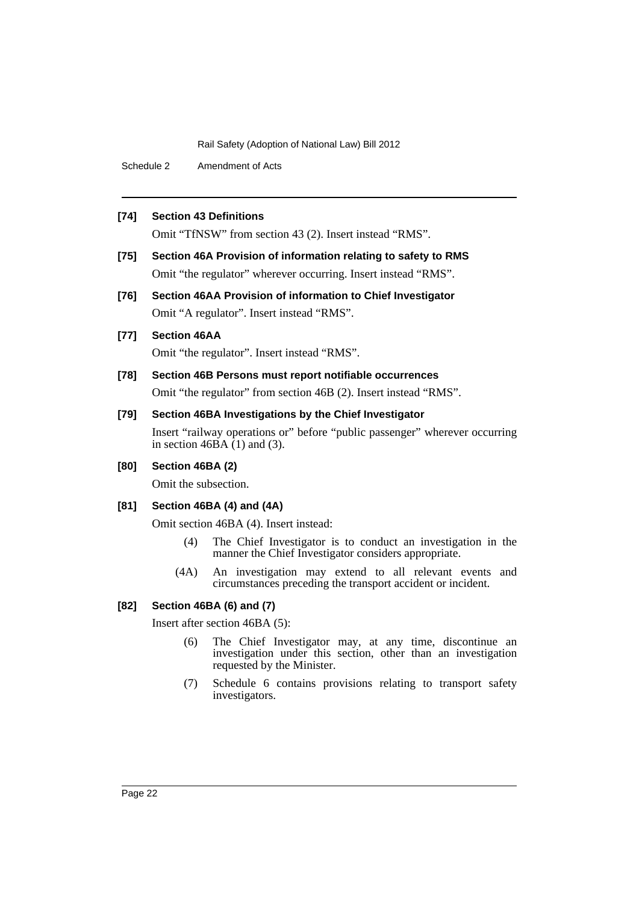**[74] Section 43 Definitions**

Omit "TfNSW" from section 43 (2). Insert instead "RMS".

**[75] Section 46A Provision of information relating to safety to RMS**

Omit "the regulator" wherever occurring. Insert instead "RMS".

**[76] Section 46AA Provision of information to Chief Investigator**

Omit "A regulator". Insert instead "RMS".

**[77] Section 46AA**

Omit "the regulator". Insert instead "RMS".

**[78] Section 46B Persons must report notifiable occurrences**

Omit "the regulator" from section 46B (2). Insert instead "RMS".

**[79] Section 46BA Investigations by the Chief Investigator**

Insert "railway operations or" before "public passenger" wherever occurring in section 46BA (1) and (3).

**[80] Section 46BA (2)**

Omit the subsection.

**[81] Section 46BA (4) and (4A)**

Omit section 46BA (4). Insert instead:

> (4) The Chief Investigator is to conduct an investigation in the manner the Chief Investigator considers appropriate.
>
> (4A) An investigation may extend to all relevant events and circumstances preceding the transport accident or incident.

**[82] Section 46BA (6) and (7)**

Insert after section 46BA (5):

> (6) The Chief Investigator may, at any time, discontinue an investigation under this section, other than an investigation requested by the Minister.
>
> (7) Schedule 6 contains provisions relating to transport safety investigators.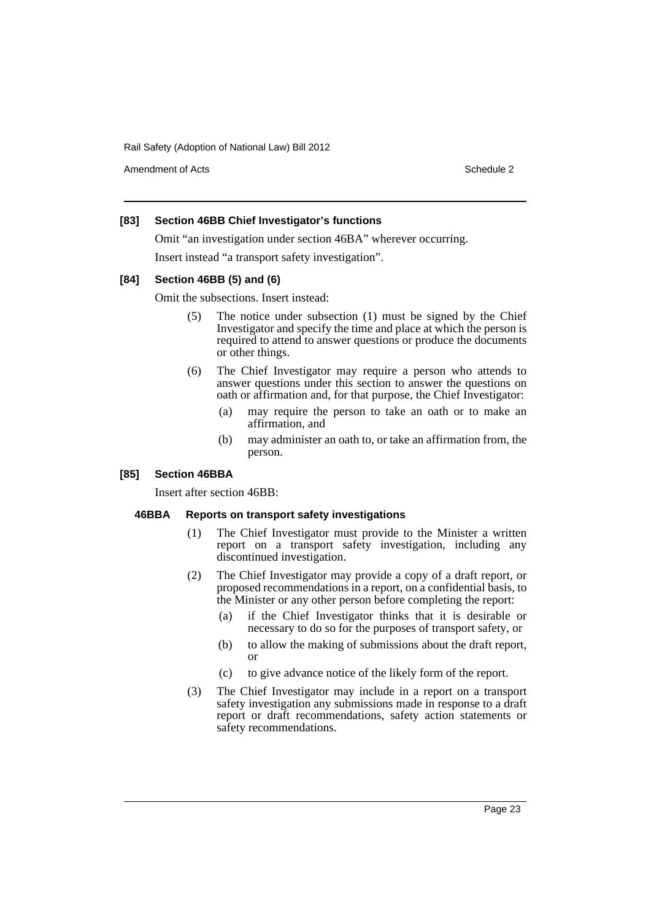**[83] Section 46BB Chief Investigator's functions**

Omit "an investigation under section 46BA" wherever occurring.

Insert instead "a transport safety investigation".

**[84] Section 46BB (5) and (6)**

Omit the subsections. Insert instead:

(5) The notice under subsection (1) must be signed by the Chief Investigator and specify the time and place at which the person is required to attend to answer questions or produce the documents or other things.

(6) The Chief Investigator may require a person who attends to answer questions under this section to answer the questions on oath or affirmation and, for that purpose, the Chief Investigator:

(a) may require the person to take an oath or to make an affirmation, and

(b) may administer an oath to, or take an affirmation from, the person.

**[85] Section 46BBA**

Insert after section 46BB:

**46BBA Reports on transport safety investigations**

(1) The Chief Investigator must provide to the Minister a written report on a transport safety investigation, including any discontinued investigation.

(2) The Chief Investigator may provide a copy of a draft report, or proposed recommendations in a report, on a confidential basis, to the Minister or any other person before completing the report:

(a) if the Chief Investigator thinks that it is desirable or necessary to do so for the purposes of transport safety, or

(b) to allow the making of submissions about the draft report, or

(c) to give advance notice of the likely form of the report.

(3) The Chief Investigator may include in a report on a transport safety investigation any submissions made in response to a draft report or draft recommendations, safety action statements or safety recommendations.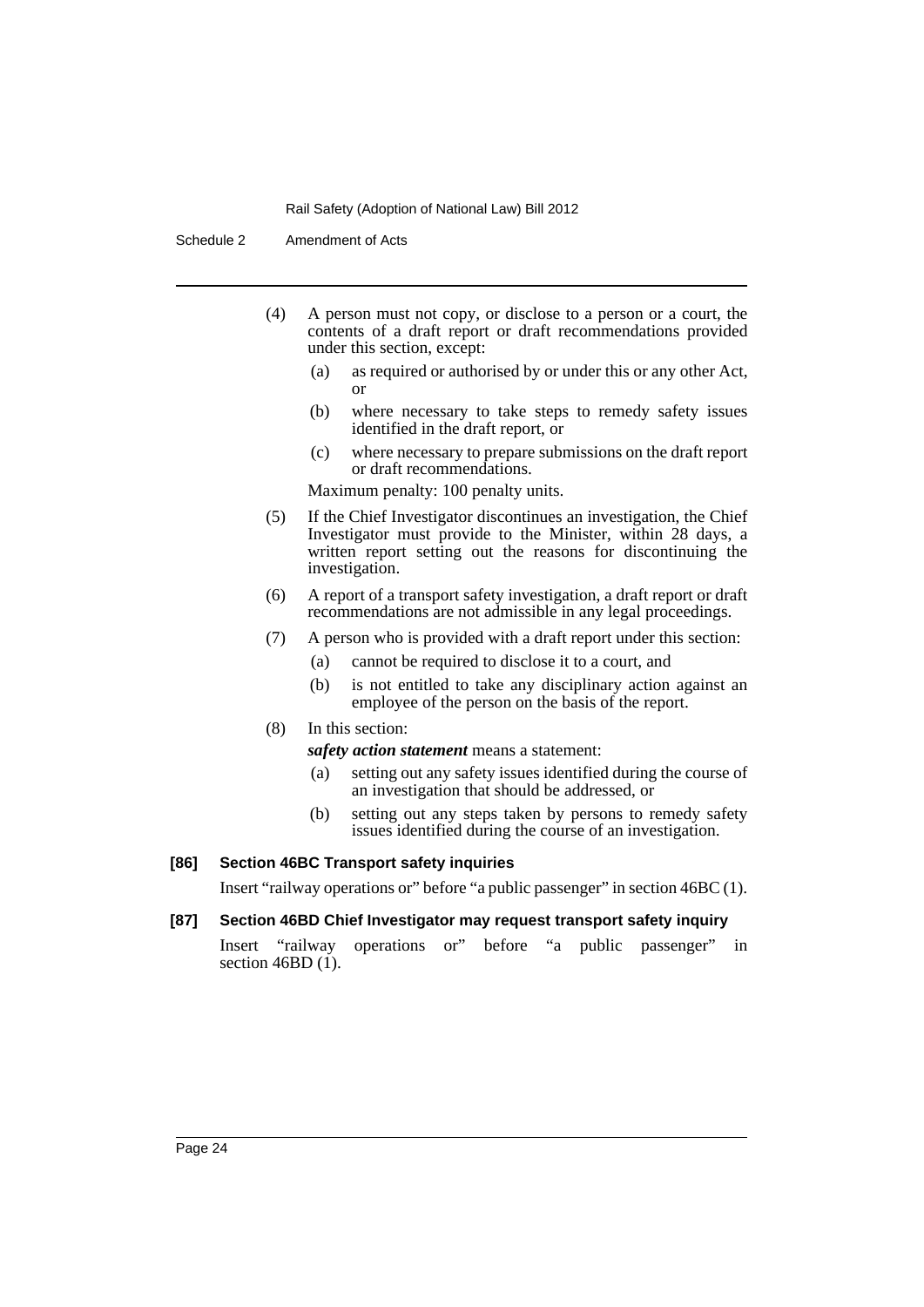(4) A person must not copy, or disclose to a person or a court, the contents of a draft report or draft recommendations provided under this section, except:

- (a) as required or authorised by or under this or any other Act, or
- (b) where necessary to take steps to remedy safety issues identified in the draft report, or
- (c) where necessary to prepare submissions on the draft report or draft recommendations.

Maximum penalty: 100 penalty units.

(5) If the Chief Investigator discontinues an investigation, the Chief Investigator must provide to the Minister, within 28 days, a written report setting out the reasons for discontinuing the investigation.

(6) A report of a transport safety investigation, a draft report or draft recommendations are not admissible in any legal proceedings.

(7) A person who is provided with a draft report under this section:

- (a) cannot be required to disclose it to a court, and
- (b) is not entitled to take any disciplinary action against an employee of the person on the basis of the report.

(8) In this section:

***safety action statement*** means a statement:

- (a) setting out any safety issues identified during the course of an investigation that should be addressed, or
- (b) setting out any steps taken by persons to remedy safety issues identified during the course of an investigation.

**[86] Section 46BC Transport safety inquiries**

Insert "railway operations or" before "a public passenger" in section 46BC (1).

**[87] Section 46BD Chief Investigator may request transport safety inquiry**

Insert "railway operations or" before "a public passenger" in section 46BD (1).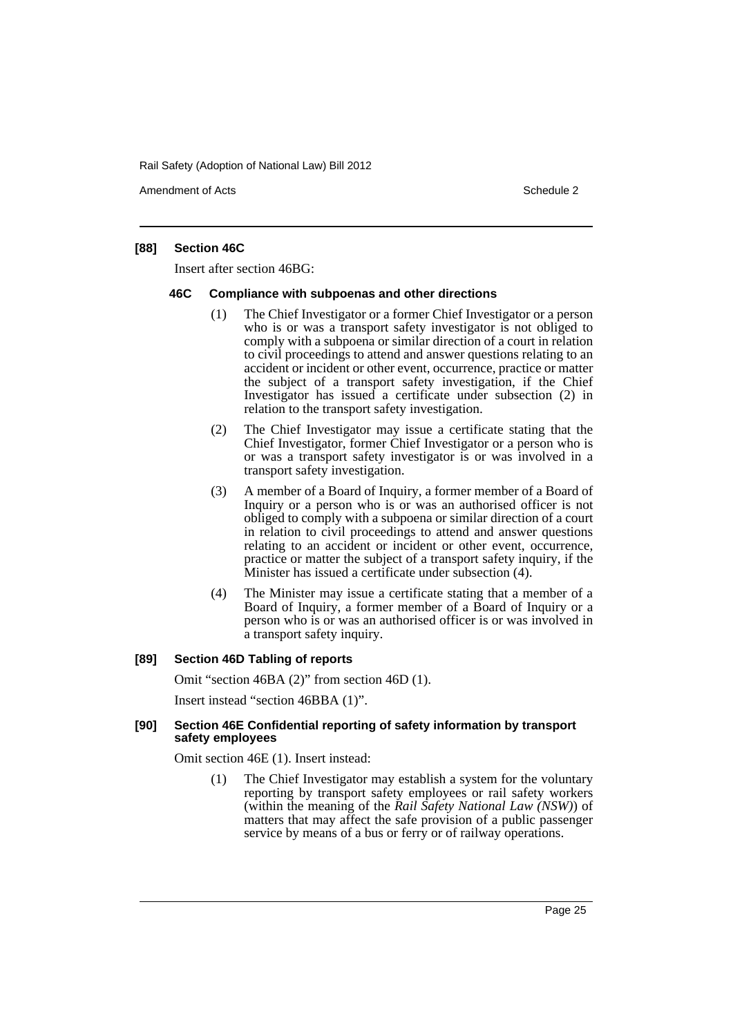#### [88] Section 46C

Insert after section 46BG:

##### 46C Compliance with subpoenas and other directions

(1) The Chief Investigator or a former Chief Investigator or a person who is or was a transport safety investigator is not obliged to comply with a subpoena or similar direction of a court in relation to civil proceedings to attend and answer questions relating to an accident or incident or other event, occurrence, practice or matter the subject of a transport safety investigation, if the Chief Investigator has issued a certificate under subsection (2) in relation to the transport safety investigation.

(2) The Chief Investigator may issue a certificate stating that the Chief Investigator, former Chief Investigator or a person who is or was a transport safety investigator is or was involved in a transport safety investigation.

(3) A member of a Board of Inquiry, a former member of a Board of Inquiry or a person who is or was an authorised officer is not obliged to comply with a subpoena or similar direction of a court in relation to civil proceedings to attend and answer questions relating to an accident or incident or other event, occurrence, practice or matter the subject of a transport safety inquiry, if the Minister has issued a certificate under subsection (4).

(4) The Minister may issue a certificate stating that a member of a Board of Inquiry, a former member of a Board of Inquiry or a person who is or was an authorised officer is or was involved in a transport safety inquiry.

#### [89] Section 46D Tabling of reports

Omit "section 46BA (2)" from section 46D (1).

Insert instead "section 46BBA (1)".

#### [90] Section 46E Confidential reporting of safety information by transport safety employees

Omit section 46E (1). Insert instead:

(1) The Chief Investigator may establish a system for the voluntary reporting by transport safety employees or rail safety workers (within the meaning of the *Rail Safety National Law (NSW)*) of matters that may affect the safe provision of a public passenger service by means of a bus or ferry or of railway operations.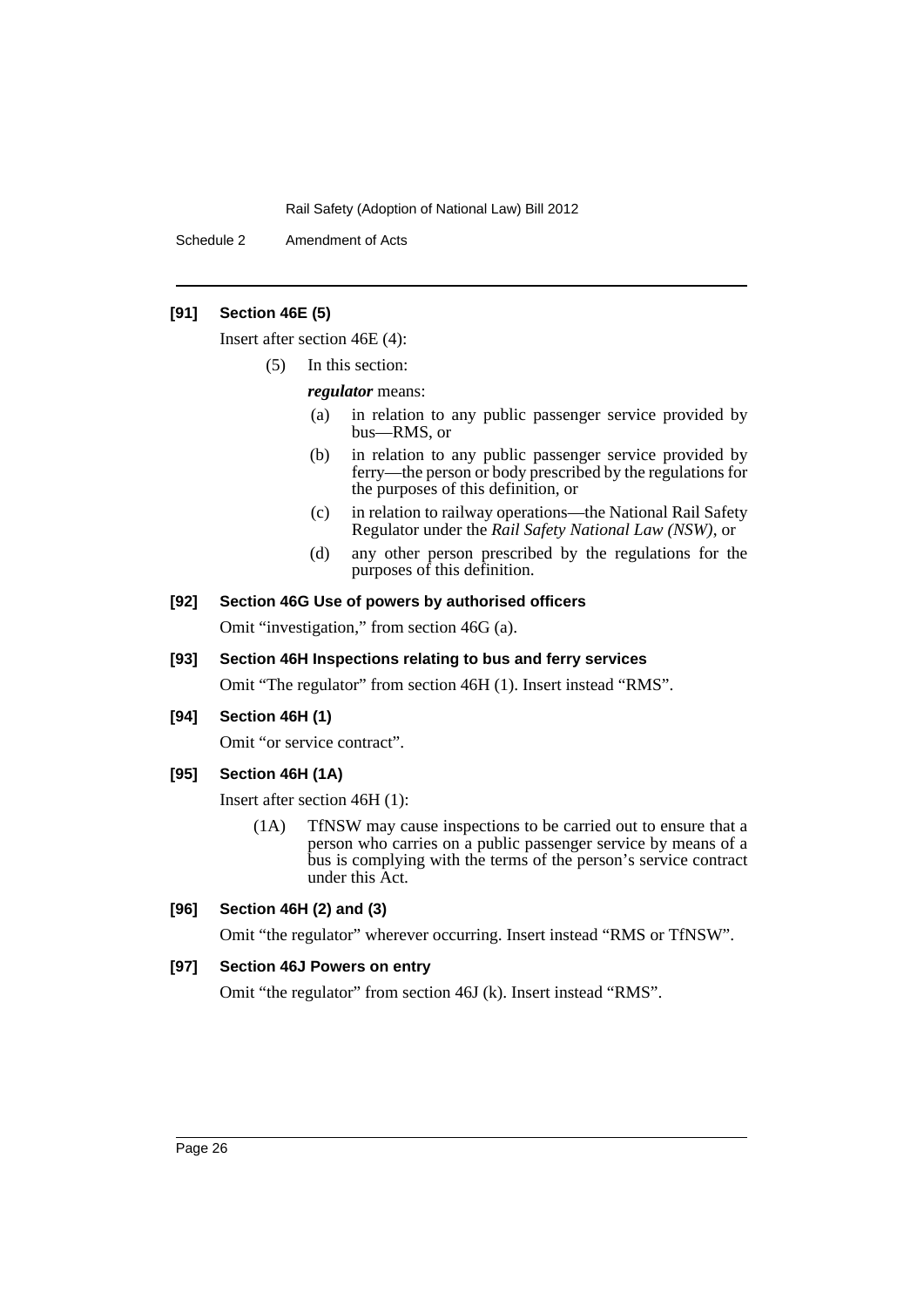**[91] Section 46E (5)**

Insert after section 46E (4):

(5) In this section:

***regulator*** means:

(a) in relation to any public passenger service provided by bus—RMS, or

(b) in relation to any public passenger service provided by ferry—the person or body prescribed by the regulations for the purposes of this definition, or

(c) in relation to railway operations—the National Rail Safety Regulator under the *Rail Safety National Law (NSW)*, or

(d) any other person prescribed by the regulations for the purposes of this definition.

**[92] Section 46G Use of powers by authorised officers**

Omit "investigation," from section 46G (a).

**[93] Section 46H Inspections relating to bus and ferry services**

Omit "The regulator" from section 46H (1). Insert instead "RMS".

**[94] Section 46H (1)**

Omit "or service contract".

**[95] Section 46H (1A)**

Insert after section 46H (1):

(1A) TfNSW may cause inspections to be carried out to ensure that a person who carries on a public passenger service by means of a bus is complying with the terms of the person's service contract under this Act.

**[96] Section 46H (2) and (3)**

Omit "the regulator" wherever occurring. Insert instead "RMS or TfNSW".

**[97] Section 46J Powers on entry**

Omit "the regulator" from section 46J (k). Insert instead "RMS".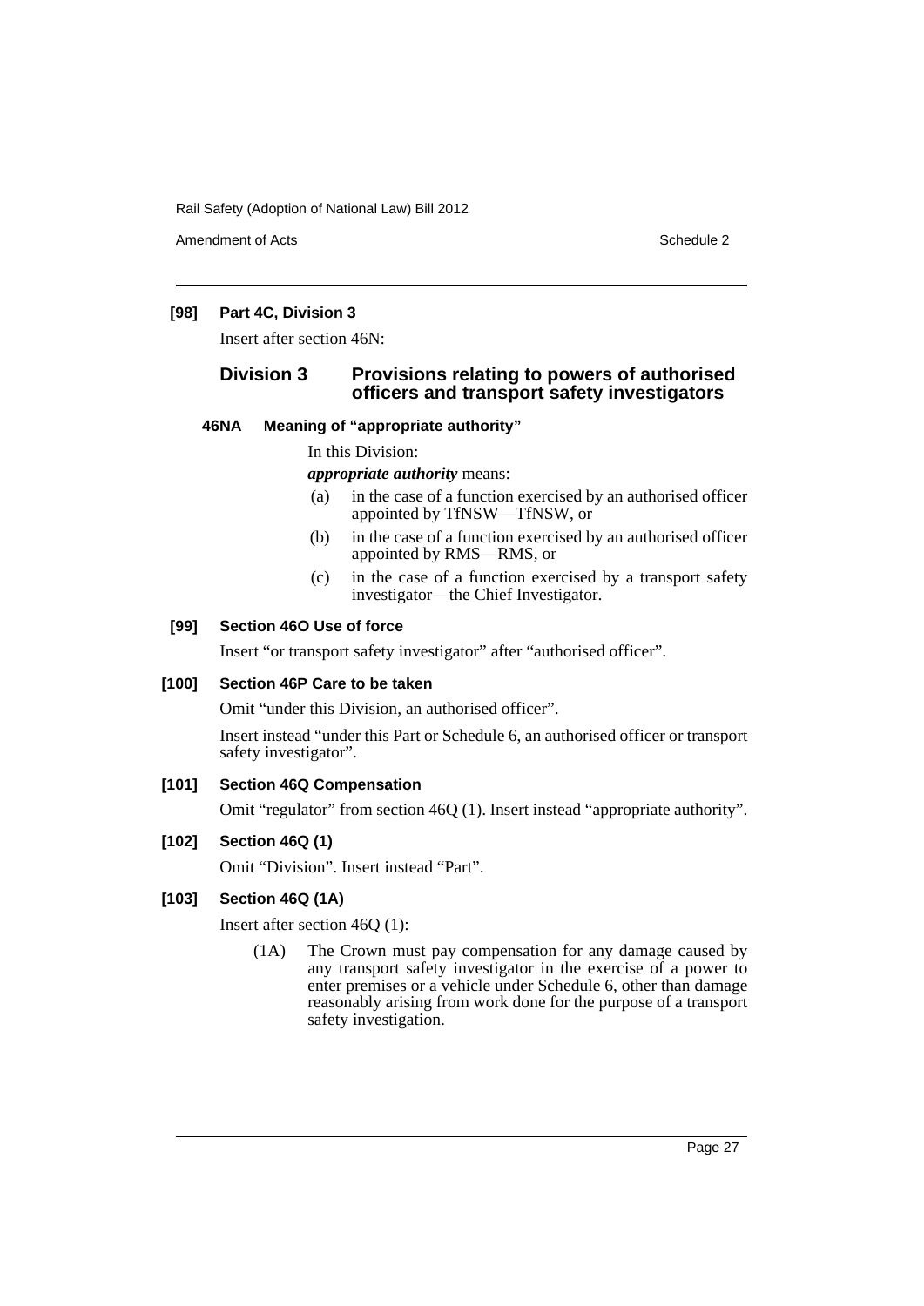**[98] Part 4C, Division 3**

Insert after section 46N:

## Division 3 Provisions relating to powers of authorised officers and transport safety investigators

### 46NA Meaning of "appropriate authority"

In this Division:

***appropriate authority*** means:

- (a) in the case of a function exercised by an authorised officer appointed by TfNSW—TfNSW, or
- (b) in the case of a function exercised by an authorised officer appointed by RMS—RMS, or
- (c) in the case of a function exercised by a transport safety investigator—the Chief Investigator.

**[99] Section 46O Use of force**

Insert "or transport safety investigator" after "authorised officer".

**[100] Section 46P Care to be taken**

Omit "under this Division, an authorised officer".

Insert instead "under this Part or Schedule 6, an authorised officer or transport safety investigator".

**[101] Section 46Q Compensation**

Omit "regulator" from section 46Q (1). Insert instead "appropriate authority".

**[102] Section 46Q (1)**

Omit "Division". Insert instead "Part".

**[103] Section 46Q (1A)**

Insert after section 46Q (1):

(1A) The Crown must pay compensation for any damage caused by any transport safety investigator in the exercise of a power to enter premises or a vehicle under Schedule 6, other than damage reasonably arising from work done for the purpose of a transport safety investigation.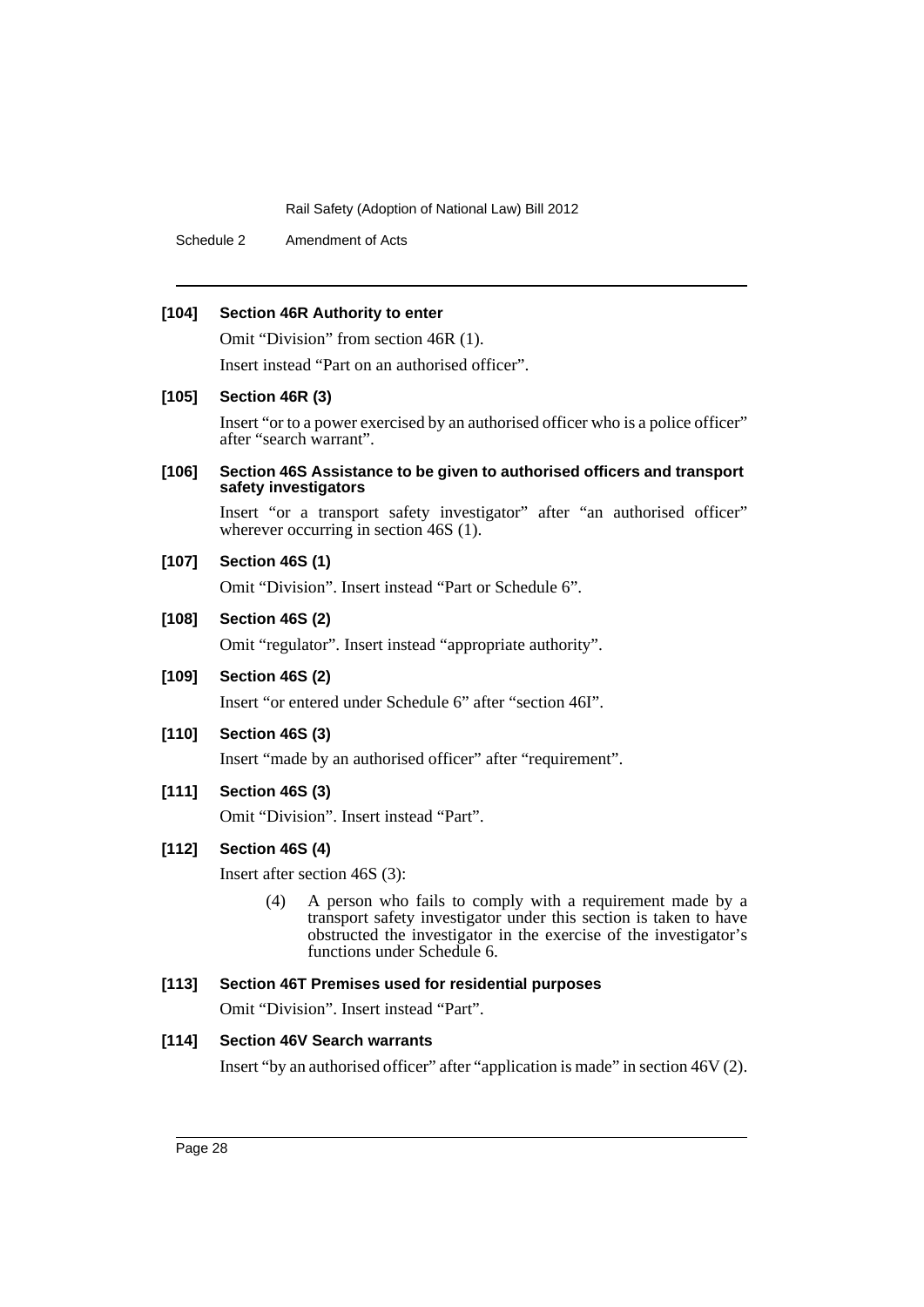**[104] Section 46R Authority to enter**

Omit "Division" from section 46R (1).

Insert instead "Part on an authorised officer".

**[105] Section 46R (3)**

Insert "or to a power exercised by an authorised officer who is a police officer" after "search warrant".

**[106] Section 46S Assistance to be given to authorised officers and transport safety investigators**

Insert "or a transport safety investigator" after "an authorised officer" wherever occurring in section 46S (1).

**[107] Section 46S (1)**

Omit "Division". Insert instead "Part or Schedule 6".

**[108] Section 46S (2)**

Omit "regulator". Insert instead "appropriate authority".

**[109] Section 46S (2)**

Insert "or entered under Schedule 6" after "section 46I".

**[110] Section 46S (3)**

Insert "made by an authorised officer" after "requirement".

**[111] Section 46S (3)**

Omit "Division". Insert instead "Part".

**[112] Section 46S (4)**

Insert after section 46S (3):

> (4) A person who fails to comply with a requirement made by a transport safety investigator under this section is taken to have obstructed the investigator in the exercise of the investigator's functions under Schedule 6.

**[113] Section 46T Premises used for residential purposes**

Omit "Division". Insert instead "Part".

**[114] Section 46V Search warrants**

Insert "by an authorised officer" after "application is made" in section 46V (2).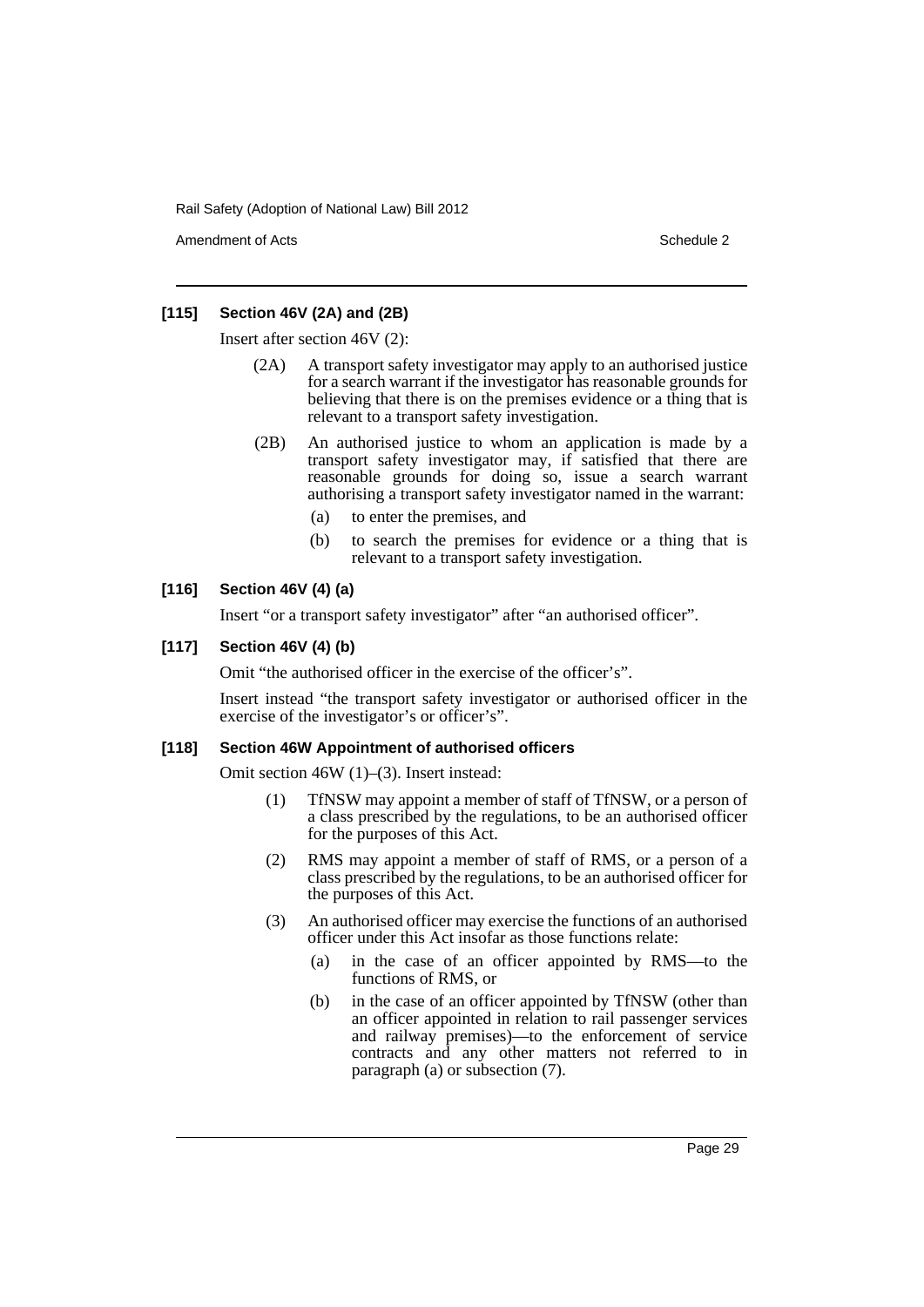### [115] Section 46V (2A) and (2B)

Insert after section 46V (2):

(2A) A transport safety investigator may apply to an authorised justice for a search warrant if the investigator has reasonable grounds for believing that there is on the premises evidence or a thing that is relevant to a transport safety investigation.

(2B) An authorised justice to whom an application is made by a transport safety investigator may, if satisfied that there are reasonable grounds for doing so, issue a search warrant authorising a transport safety investigator named in the warrant:

- (a) to enter the premises, and
- (b) to search the premises for evidence or a thing that is relevant to a transport safety investigation.

### [116] Section 46V (4) (a)

Insert "or a transport safety investigator" after "an authorised officer".

### [117] Section 46V (4) (b)

Omit "the authorised officer in the exercise of the officer's".

Insert instead "the transport safety investigator or authorised officer in the exercise of the investigator's or officer's".

### [118] Section 46W Appointment of authorised officers

Omit section 46W (1)–(3). Insert instead:

(1) TfNSW may appoint a member of staff of TfNSW, or a person of a class prescribed by the regulations, to be an authorised officer for the purposes of this Act.

(2) RMS may appoint a member of staff of RMS, or a person of a class prescribed by the regulations, to be an authorised officer for the purposes of this Act.

(3) An authorised officer may exercise the functions of an authorised officer under this Act insofar as those functions relate:

- (a) in the case of an officer appointed by RMS—to the functions of RMS, or
- (b) in the case of an officer appointed by TfNSW (other than an officer appointed in relation to rail passenger services and railway premises)—to the enforcement of service contracts and any other matters not referred to in paragraph (a) or subsection (7).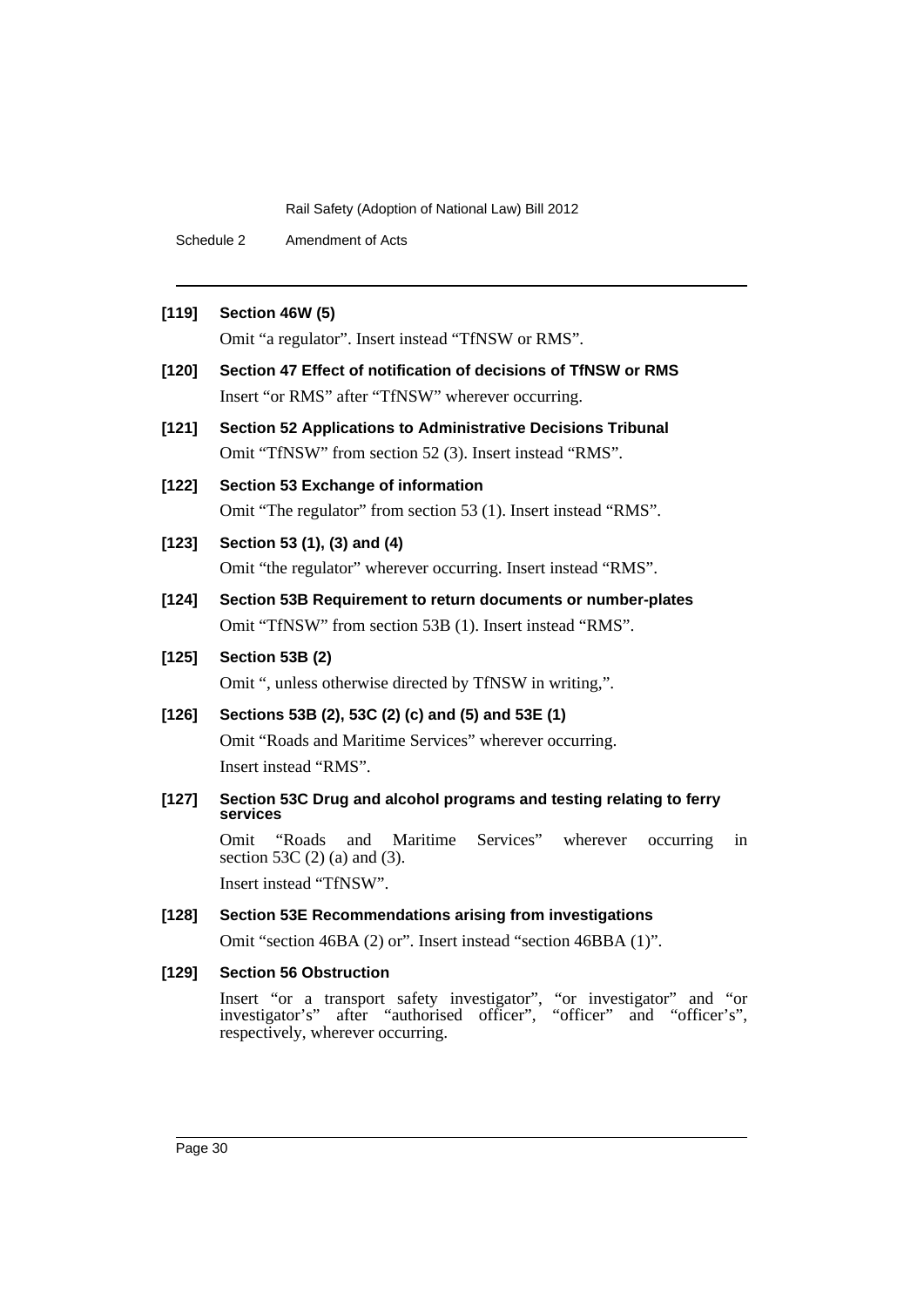**[119] Section 46W (5)**

Omit "a regulator". Insert instead "TfNSW or RMS".

**[120] Section 47 Effect of notification of decisions of TfNSW or RMS**

Insert "or RMS" after "TfNSW" wherever occurring.

**[121] Section 52 Applications to Administrative Decisions Tribunal**

Omit "TfNSW" from section 52 (3). Insert instead "RMS".

**[122] Section 53 Exchange of information**

Omit "The regulator" from section 53 (1). Insert instead "RMS".

**[123] Section 53 (1), (3) and (4)**

Omit "the regulator" wherever occurring. Insert instead "RMS".

**[124] Section 53B Requirement to return documents or number-plates**

Omit "TfNSW" from section 53B (1). Insert instead "RMS".

**[125] Section 53B (2)**

Omit ", unless otherwise directed by TfNSW in writing,".

**[126] Sections 53B (2), 53C (2) (c) and (5) and 53E (1)**

Omit "Roads and Maritime Services" wherever occurring.

Insert instead "RMS".

**[127] Section 53C Drug and alcohol programs and testing relating to ferry services**

Omit "Roads and Maritime Services" wherever occurring in section 53C (2) (a) and (3).

Insert instead "TfNSW".

**[128] Section 53E Recommendations arising from investigations**

Omit "section 46BA (2) or". Insert instead "section 46BBA (1)".

**[129] Section 56 Obstruction**

Insert "or a transport safety investigator", "or investigator" and "or investigator's" after "authorised officer", "officer" and "officer's", respectively, wherever occurring.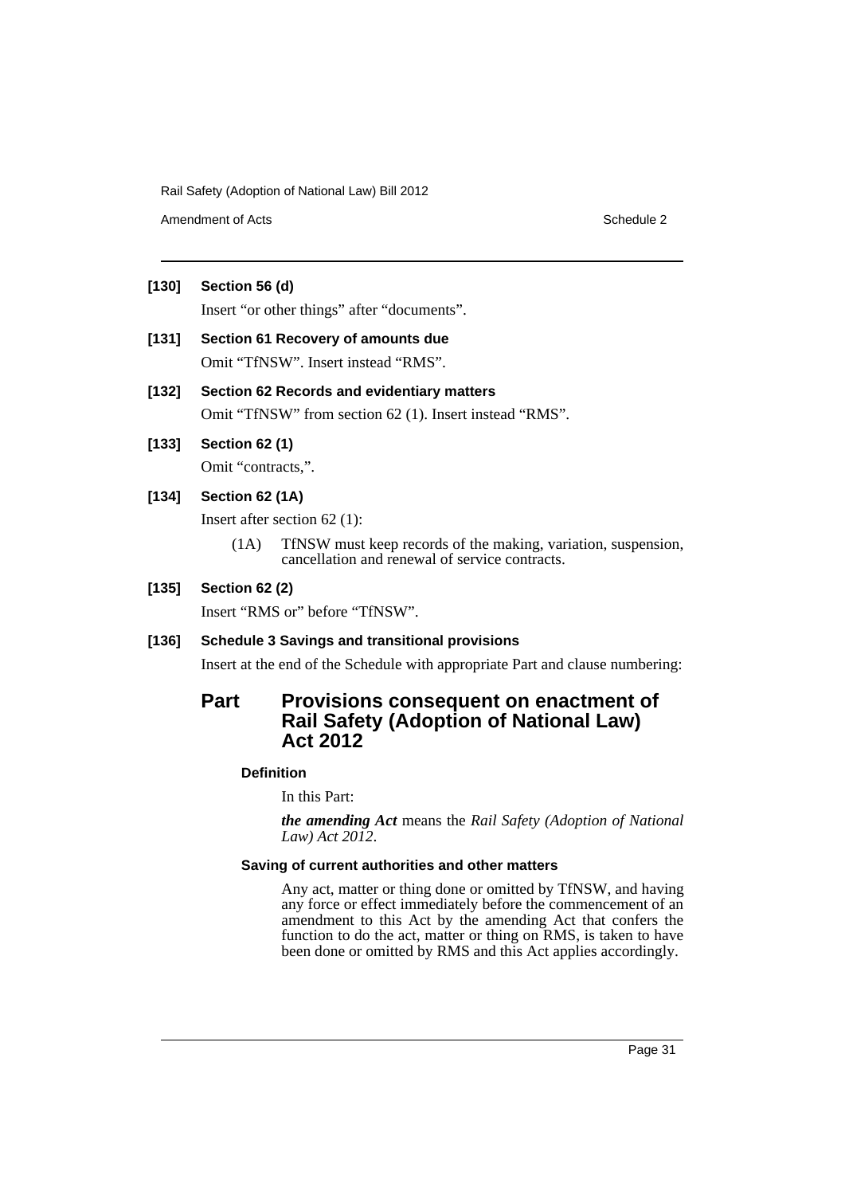**[130] Section 56 (d)**

Insert "or other things" after "documents".

**[131] Section 61 Recovery of amounts due**

Omit "TfNSW". Insert instead "RMS".

**[132] Section 62 Records and evidentiary matters**

Omit "TfNSW" from section 62 (1). Insert instead "RMS".

**[133] Section 62 (1)**

Omit "contracts,".

**[134] Section 62 (1A)**

Insert after section 62 (1):

(1A) TfNSW must keep records of the making, variation, suspension, cancellation and renewal of service contracts.

**[135] Section 62 (2)**

Insert "RMS or" before "TfNSW".

**[136] Schedule 3 Savings and transitional provisions**

Insert at the end of the Schedule with appropriate Part and clause numbering:

## Part Provisions consequent on enactment of Rail Safety (Adoption of National Law) Act 2012

**Definition**

In this Part:

***the amending Act*** means the *Rail Safety (Adoption of National Law) Act 2012*.

**Saving of current authorities and other matters**

Any act, matter or thing done or omitted by TfNSW, and having any force or effect immediately before the commencement of an amendment to this Act by the amending Act that confers the function to do the act, matter or thing on RMS, is taken to have been done or omitted by RMS and this Act applies accordingly.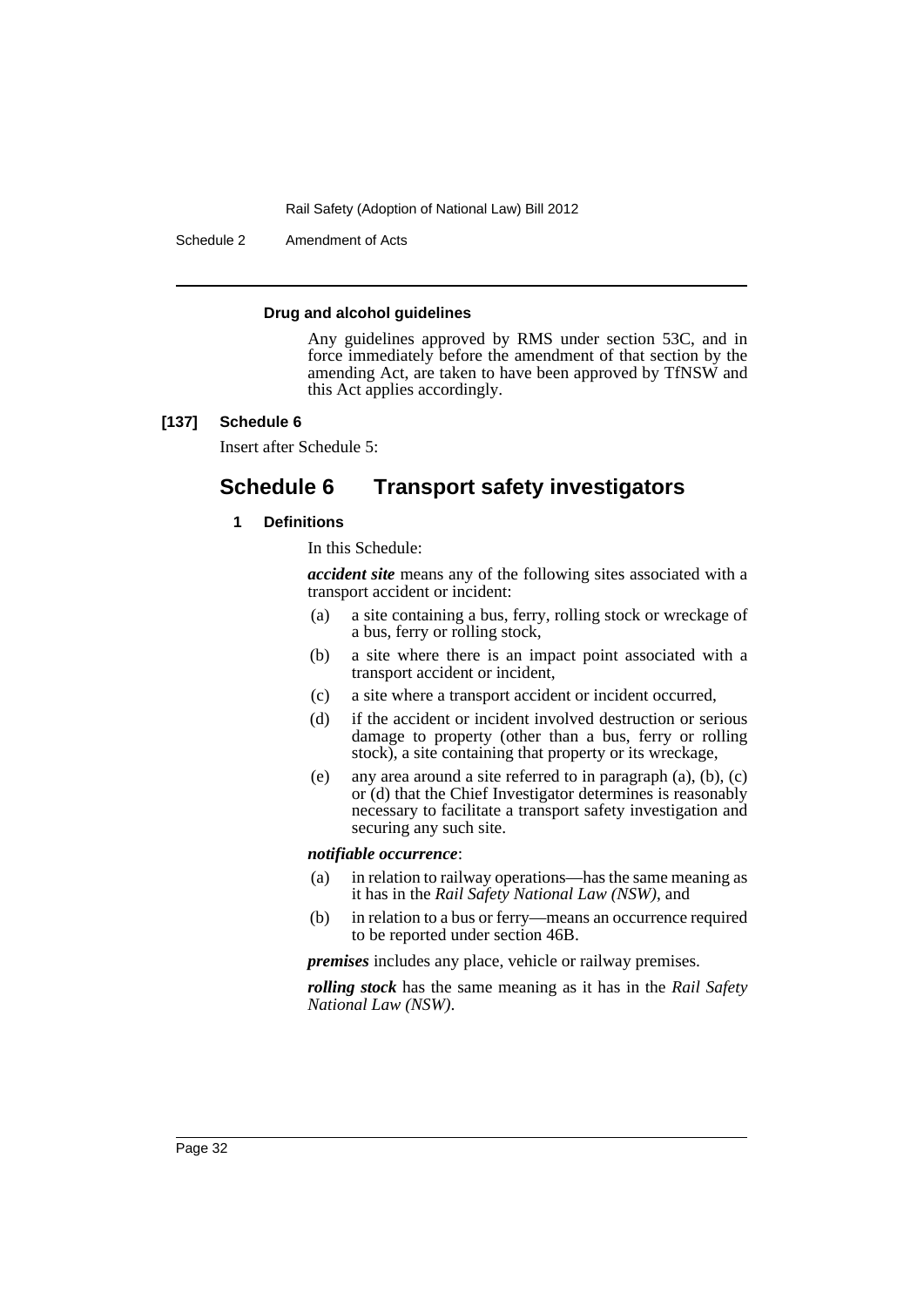**Drug and alcohol guidelines**

Any guidelines approved by RMS under section 53C, and in force immediately before the amendment of that section by the amending Act, are taken to have been approved by TfNSW and this Act applies accordingly.

**[137] Schedule 6**

Insert after Schedule 5:

## Schedule 6 Transport safety investigators

### 1 Definitions

In this Schedule:

***accident site*** means any of the following sites associated with a transport accident or incident:

(a) a site containing a bus, ferry, rolling stock or wreckage of a bus, ferry or rolling stock,

(b) a site where there is an impact point associated with a transport accident or incident,

(c) a site where a transport accident or incident occurred,

(d) if the accident or incident involved destruction or serious damage to property (other than a bus, ferry or rolling stock), a site containing that property or its wreckage,

(e) any area around a site referred to in paragraph (a), (b), (c) or (d) that the Chief Investigator determines is reasonably necessary to facilitate a transport safety investigation and securing any such site.

***notifiable occurrence***:

(a) in relation to railway operations—has the same meaning as it has in the *Rail Safety National Law (NSW)*, and

(b) in relation to a bus or ferry—means an occurrence required to be reported under section 46B.

***premises*** includes any place, vehicle or railway premises.

***rolling stock*** has the same meaning as it has in the *Rail Safety National Law (NSW)*.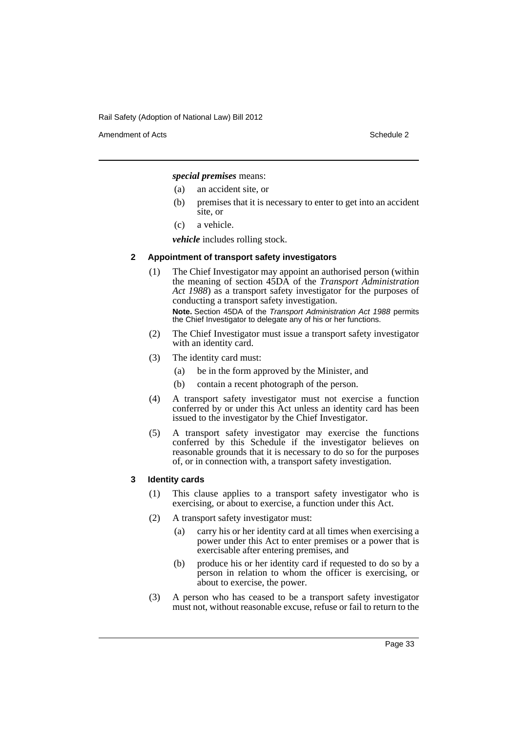***special premises*** means:

- (a) an accident site, or
- (b) premises that it is necessary to enter to get into an accident site, or
- (c) a vehicle.

***vehicle*** includes rolling stock.

### 2 Appointment of transport safety investigators

(1) The Chief Investigator may appoint an authorised person (within the meaning of section 45DA of the *Transport Administration Act 1988*) as a transport safety investigator for the purposes of conducting a transport safety investigation.

**Note.** Section 45DA of the *Transport Administration Act 1988* permits the Chief Investigator to delegate any of his or her functions.

(2) The Chief Investigator must issue a transport safety investigator with an identity card.

(3) The identity card must:

- (a) be in the form approved by the Minister, and
- (b) contain a recent photograph of the person.

(4) A transport safety investigator must not exercise a function conferred by or under this Act unless an identity card has been issued to the investigator by the Chief Investigator.

(5) A transport safety investigator may exercise the functions conferred by this Schedule if the investigator believes on reasonable grounds that it is necessary to do so for the purposes of, or in connection with, a transport safety investigation.

### 3 Identity cards

(1) This clause applies to a transport safety investigator who is exercising, or about to exercise, a function under this Act.

(2) A transport safety investigator must:

- (a) carry his or her identity card at all times when exercising a power under this Act to enter premises or a power that is exercisable after entering premises, and
- (b) produce his or her identity card if requested to do so by a person in relation to whom the officer is exercising, or about to exercise, the power.

(3) A person who has ceased to be a transport safety investigator must not, without reasonable excuse, refuse or fail to return to the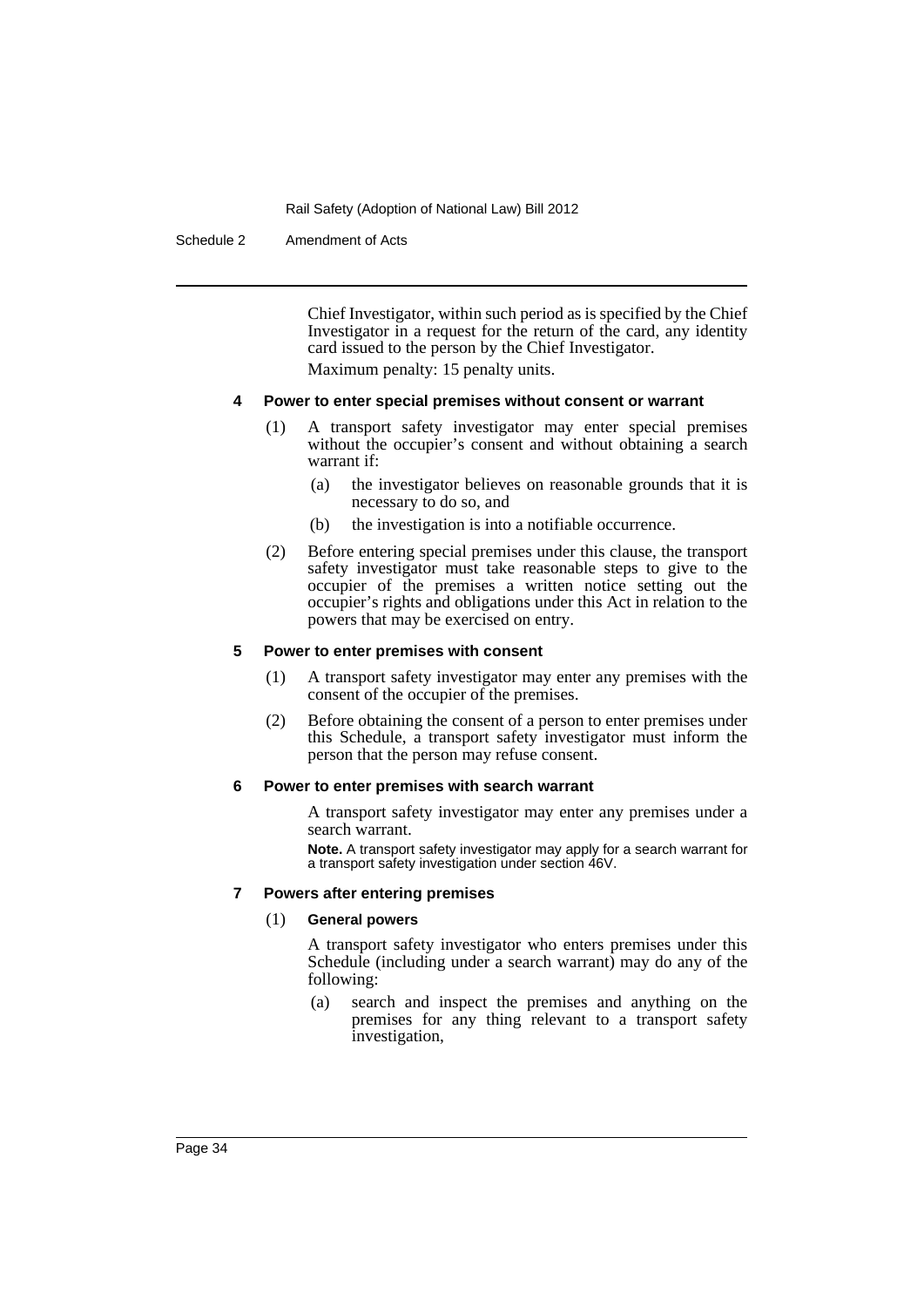Chief Investigator, within such period as is specified by the Chief Investigator in a request for the return of the card, any identity card issued to the person by the Chief Investigator.

Maximum penalty: 15 penalty units.

#### 4 Power to enter special premises without consent or warrant

(1) A transport safety investigator may enter special premises without the occupier's consent and without obtaining a search warrant if:

  (a) the investigator believes on reasonable grounds that it is necessary to do so, and

  (b) the investigation is into a notifiable occurrence.

(2) Before entering special premises under this clause, the transport safety investigator must take reasonable steps to give to the occupier of the premises a written notice setting out the occupier's rights and obligations under this Act in relation to the powers that may be exercised on entry.

#### 5 Power to enter premises with consent

(1) A transport safety investigator may enter any premises with the consent of the occupier of the premises.

(2) Before obtaining the consent of a person to enter premises under this Schedule, a transport safety investigator must inform the person that the person may refuse consent.

#### 6 Power to enter premises with search warrant

A transport safety investigator may enter any premises under a search warrant.

**Note.** A transport safety investigator may apply for a search warrant for a transport safety investigation under section 46V.

#### 7 Powers after entering premises

(1) **General powers**

A transport safety investigator who enters premises under this Schedule (including under a search warrant) may do any of the following:

  (a) search and inspect the premises and anything on the premises for any thing relevant to a transport safety investigation,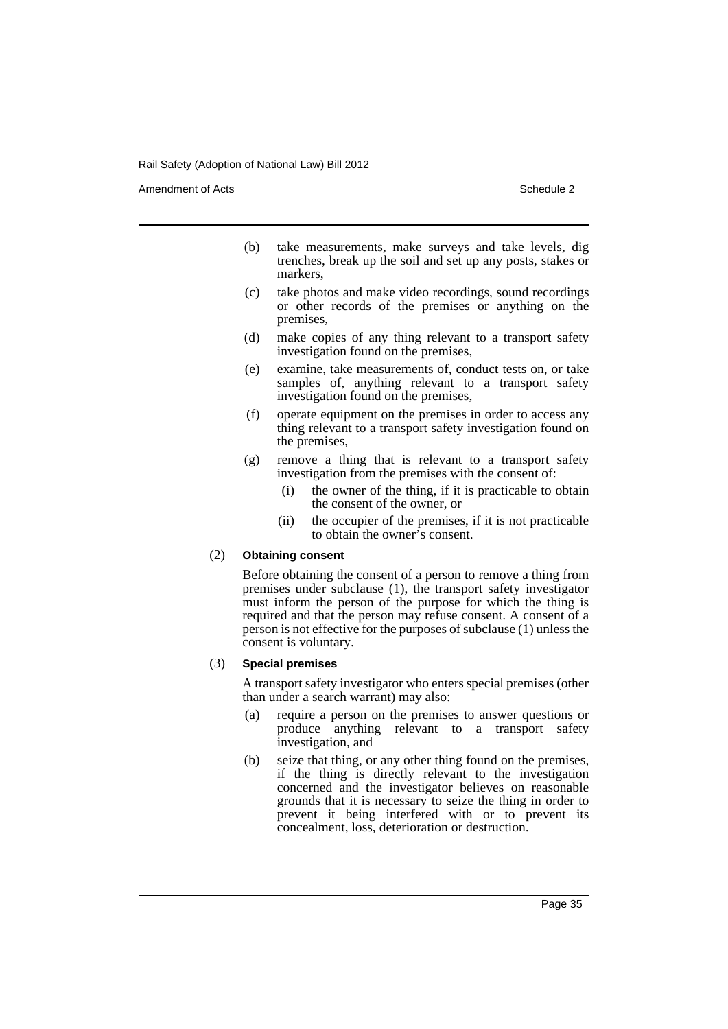(b) take measurements, make surveys and take levels, dig trenches, break up the soil and set up any posts, stakes or markers,

(c) take photos and make video recordings, sound recordings or other records of the premises or anything on the premises,

(d) make copies of any thing relevant to a transport safety investigation found on the premises,

(e) examine, take measurements of, conduct tests on, or take samples of, anything relevant to a transport safety investigation found on the premises,

(f) operate equipment on the premises in order to access any thing relevant to a transport safety investigation found on the premises,

(g) remove a thing that is relevant to a transport safety investigation from the premises with the consent of:

- (i) the owner of the thing, if it is practicable to obtain the consent of the owner, or
- (ii) the occupier of the premises, if it is not practicable to obtain the owner's consent.

(2) **Obtaining consent**

Before obtaining the consent of a person to remove a thing from premises under subclause (1), the transport safety investigator must inform the person of the purpose for which the thing is required and that the person may refuse consent. A consent of a person is not effective for the purposes of subclause (1) unless the consent is voluntary.

(3) **Special premises**

A transport safety investigator who enters special premises (other than under a search warrant) may also:

(a) require a person on the premises to answer questions or produce anything relevant to a transport safety investigation, and

(b) seize that thing, or any other thing found on the premises, if the thing is directly relevant to the investigation concerned and the investigator believes on reasonable grounds that it is necessary to seize the thing in order to prevent it being interfered with or to prevent its concealment, loss, deterioration or destruction.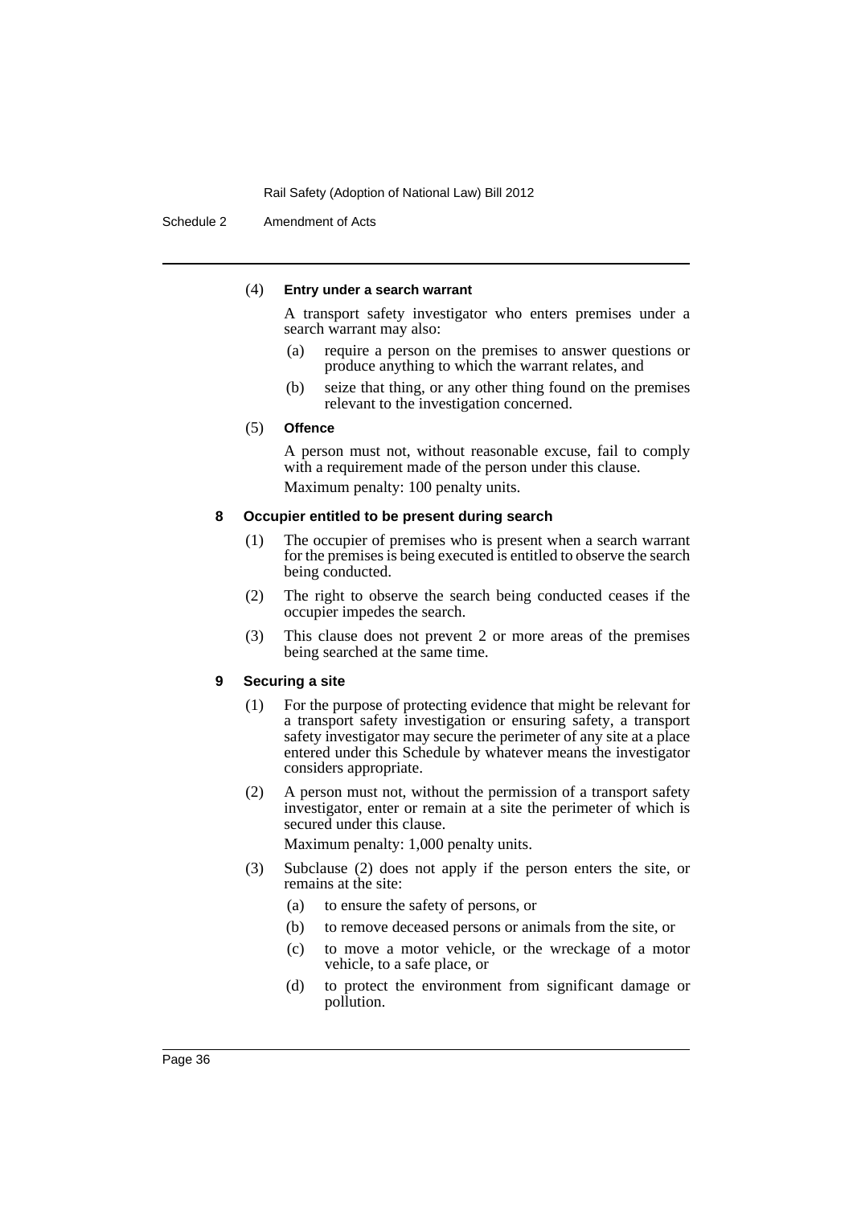(4) **Entry under a search warrant**

A transport safety investigator who enters premises under a search warrant may also:

(a) require a person on the premises to answer questions or produce anything to which the warrant relates, and

(b) seize that thing, or any other thing found on the premises relevant to the investigation concerned.

(5) **Offence**

A person must not, without reasonable excuse, fail to comply with a requirement made of the person under this clause.

Maximum penalty: 100 penalty units.

**8 Occupier entitled to be present during search**

(1) The occupier of premises who is present when a search warrant for the premises is being executed is entitled to observe the search being conducted.

(2) The right to observe the search being conducted ceases if the occupier impedes the search.

(3) This clause does not prevent 2 or more areas of the premises being searched at the same time.

**9 Securing a site**

(1) For the purpose of protecting evidence that might be relevant for a transport safety investigation or ensuring safety, a transport safety investigator may secure the perimeter of any site at a place entered under this Schedule by whatever means the investigator considers appropriate.

(2) A person must not, without the permission of a transport safety investigator, enter or remain at a site the perimeter of which is secured under this clause.

Maximum penalty: 1,000 penalty units.

(3) Subclause (2) does not apply if the person enters the site, or remains at the site:

(a) to ensure the safety of persons, or

(b) to remove deceased persons or animals from the site, or

(c) to move a motor vehicle, or the wreckage of a motor vehicle, to a safe place, or

(d) to protect the environment from significant damage or pollution.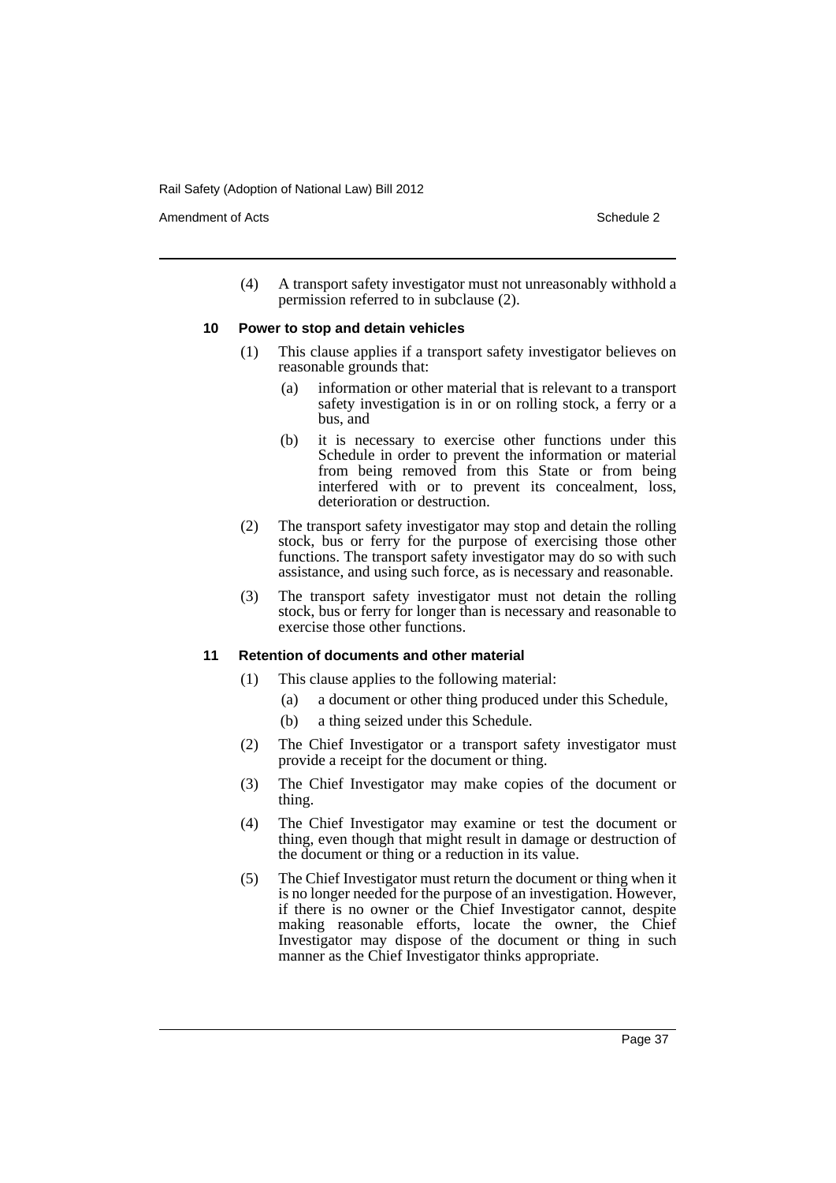(4) A transport safety investigator must not unreasonably withhold a permission referred to in subclause (2).

### 10 Power to stop and detain vehicles

(1) This clause applies if a transport safety investigator believes on reasonable grounds that:

(a) information or other material that is relevant to a transport safety investigation is in or on rolling stock, a ferry or a bus, and

(b) it is necessary to exercise other functions under this Schedule in order to prevent the information or material from being removed from this State or from being interfered with or to prevent its concealment, loss, deterioration or destruction.

(2) The transport safety investigator may stop and detain the rolling stock, bus or ferry for the purpose of exercising those other functions. The transport safety investigator may do so with such assistance, and using such force, as is necessary and reasonable.

(3) The transport safety investigator must not detain the rolling stock, bus or ferry for longer than is necessary and reasonable to exercise those other functions.

### 11 Retention of documents and other material

(1) This clause applies to the following material:

(a) a document or other thing produced under this Schedule,

(b) a thing seized under this Schedule.

(2) The Chief Investigator or a transport safety investigator must provide a receipt for the document or thing.

(3) The Chief Investigator may make copies of the document or thing.

(4) The Chief Investigator may examine or test the document or thing, even though that might result in damage or destruction of the document or thing or a reduction in its value.

(5) The Chief Investigator must return the document or thing when it is no longer needed for the purpose of an investigation. However, if there is no owner or the Chief Investigator cannot, despite making reasonable efforts, locate the owner, the Chief Investigator may dispose of the document or thing in such manner as the Chief Investigator thinks appropriate.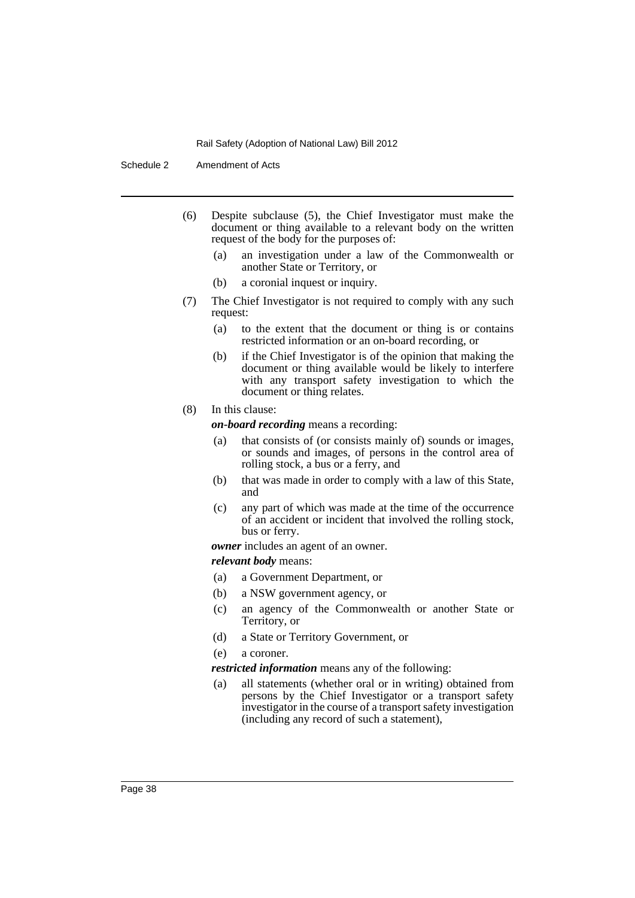(6) Despite subclause (5), the Chief Investigator must make the document or thing available to a relevant body on the written request of the body for the purposes of:

- (a) an investigation under a law of the Commonwealth or another State or Territory, or
- (b) a coronial inquest or inquiry.

(7) The Chief Investigator is not required to comply with any such request:

- (a) to the extent that the document or thing is or contains restricted information or an on-board recording, or
- (b) if the Chief Investigator is of the opinion that making the document or thing available would be likely to interfere with any transport safety investigation to which the document or thing relates.

(8) In this clause:

***on-board recording*** means a recording:

- (a) that consists of (or consists mainly of) sounds or images, or sounds and images, of persons in the control area of rolling stock, a bus or a ferry, and
- (b) that was made in order to comply with a law of this State, and
- (c) any part of which was made at the time of the occurrence of an accident or incident that involved the rolling stock, bus or ferry.

***owner*** includes an agent of an owner.

***relevant body*** means:

- (a) a Government Department, or
- (b) a NSW government agency, or
- (c) an agency of the Commonwealth or another State or Territory, or
- (d) a State or Territory Government, or
- (e) a coroner.

***restricted information*** means any of the following:

- (a) all statements (whether oral or in writing) obtained from persons by the Chief Investigator or a transport safety investigator in the course of a transport safety investigation (including any record of such a statement),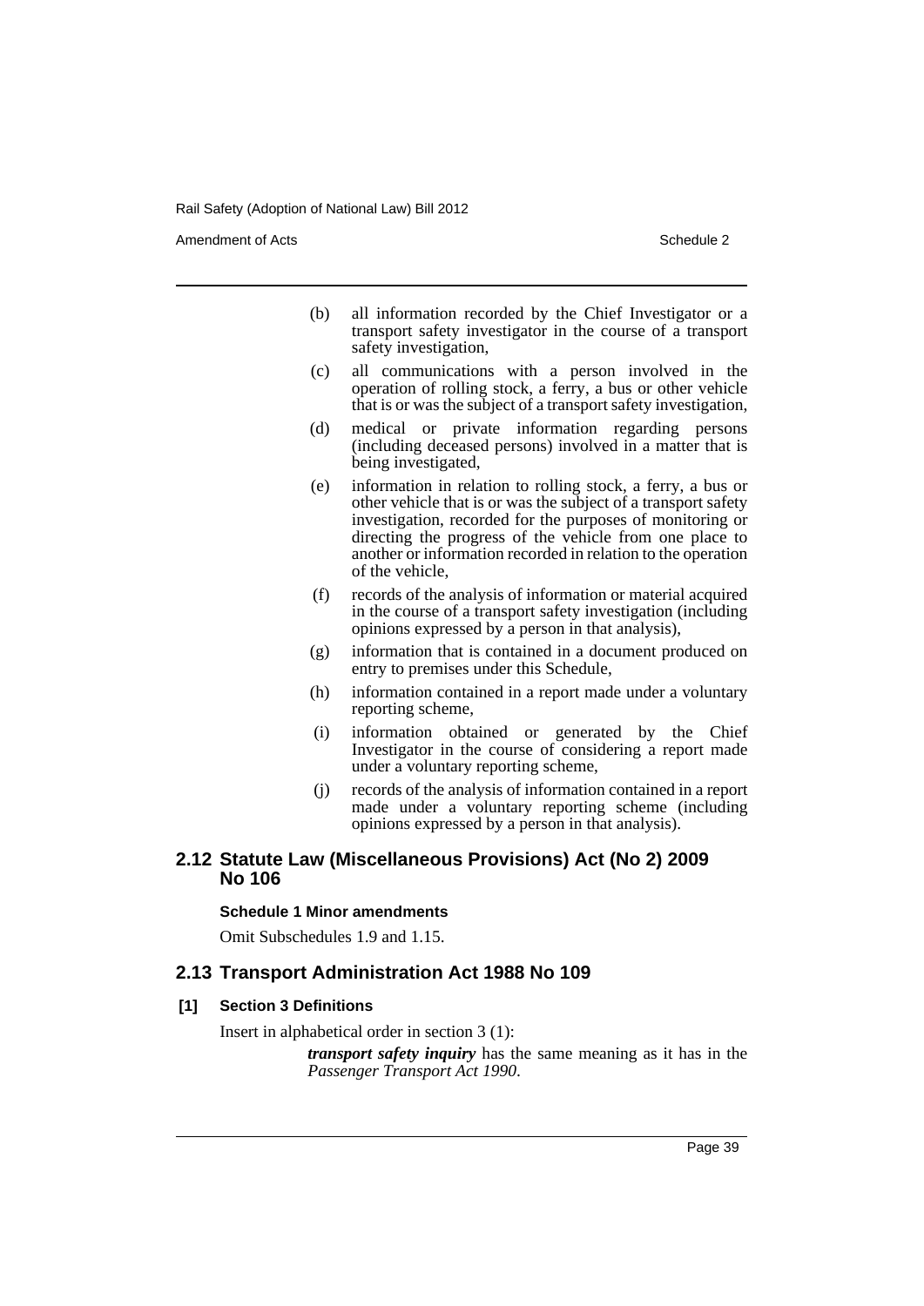(b) all information recorded by the Chief Investigator or a transport safety investigator in the course of a transport safety investigation,

(c) all communications with a person involved in the operation of rolling stock, a ferry, a bus or other vehicle that is or was the subject of a transport safety investigation,

(d) medical or private information regarding persons (including deceased persons) involved in a matter that is being investigated,

(e) information in relation to rolling stock, a ferry, a bus or other vehicle that is or was the subject of a transport safety investigation, recorded for the purposes of monitoring or directing the progress of the vehicle from one place to another or information recorded in relation to the operation of the vehicle,

(f) records of the analysis of information or material acquired in the course of a transport safety investigation (including opinions expressed by a person in that analysis),

(g) information that is contained in a document produced on entry to premises under this Schedule,

(h) information contained in a report made under a voluntary reporting scheme,

(i) information obtained or generated by the Chief Investigator in the course of considering a report made under a voluntary reporting scheme,

(j) records of the analysis of information contained in a report made under a voluntary reporting scheme (including opinions expressed by a person in that analysis).

## 2.12 Statute Law (Miscellaneous Provisions) Act (No 2) 2009 No 106

**Schedule 1 Minor amendments**

Omit Subschedules 1.9 and 1.15.

## 2.13 Transport Administration Act 1988 No 109

**[1] Section 3 Definitions**

Insert in alphabetical order in section 3 (1):

***transport safety inquiry*** has the same meaning as it has in the *Passenger Transport Act 1990*.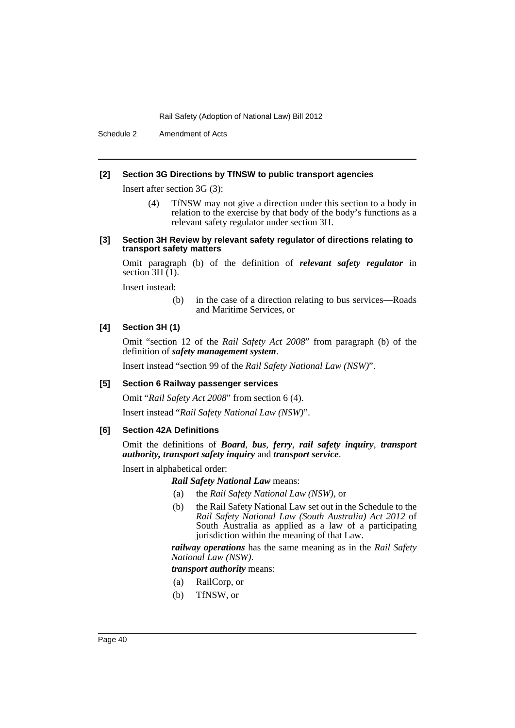**[2] Section 3G Directions by TfNSW to public transport agencies**

Insert after section 3G (3):

> (4) TfNSW may not give a direction under this section to a body in relation to the exercise by that body of the body's functions as a relevant safety regulator under section 3H.

**[3] Section 3H Review by relevant safety regulator of directions relating to transport safety matters**

Omit paragraph (b) of the definition of ***relevant safety regulator*** in section 3H (1).

Insert instead:

> (b) in the case of a direction relating to bus services—Roads and Maritime Services, or

**[4] Section 3H (1)**

Omit "section 12 of the *Rail Safety Act 2008*" from paragraph (b) of the definition of ***safety management system***.

Insert instead "section 99 of the *Rail Safety National Law (NSW)*".

**[5] Section 6 Railway passenger services**

Omit "*Rail Safety Act 2008*" from section 6 (4).

Insert instead "*Rail Safety National Law (NSW)*".

**[6] Section 42A Definitions**

Omit the definitions of ***Board***, ***bus***, ***ferry***, ***rail safety inquiry***, ***transport authority, transport safety inquiry*** and ***transport service***.

Insert in alphabetical order:

> ***Rail Safety National Law*** means:
>
> (a) the *Rail Safety National Law (NSW)*, or
>
> (b) the Rail Safety National Law set out in the Schedule to the *Rail Safety National Law (South Australia) Act 2012* of South Australia as applied as a law of a participating jurisdiction within the meaning of that Law.
>
> ***railway operations*** has the same meaning as in the *Rail Safety National Law (NSW)*.
>
> ***transport authority*** means:
>
> (a) RailCorp, or
>
> (b) TfNSW, or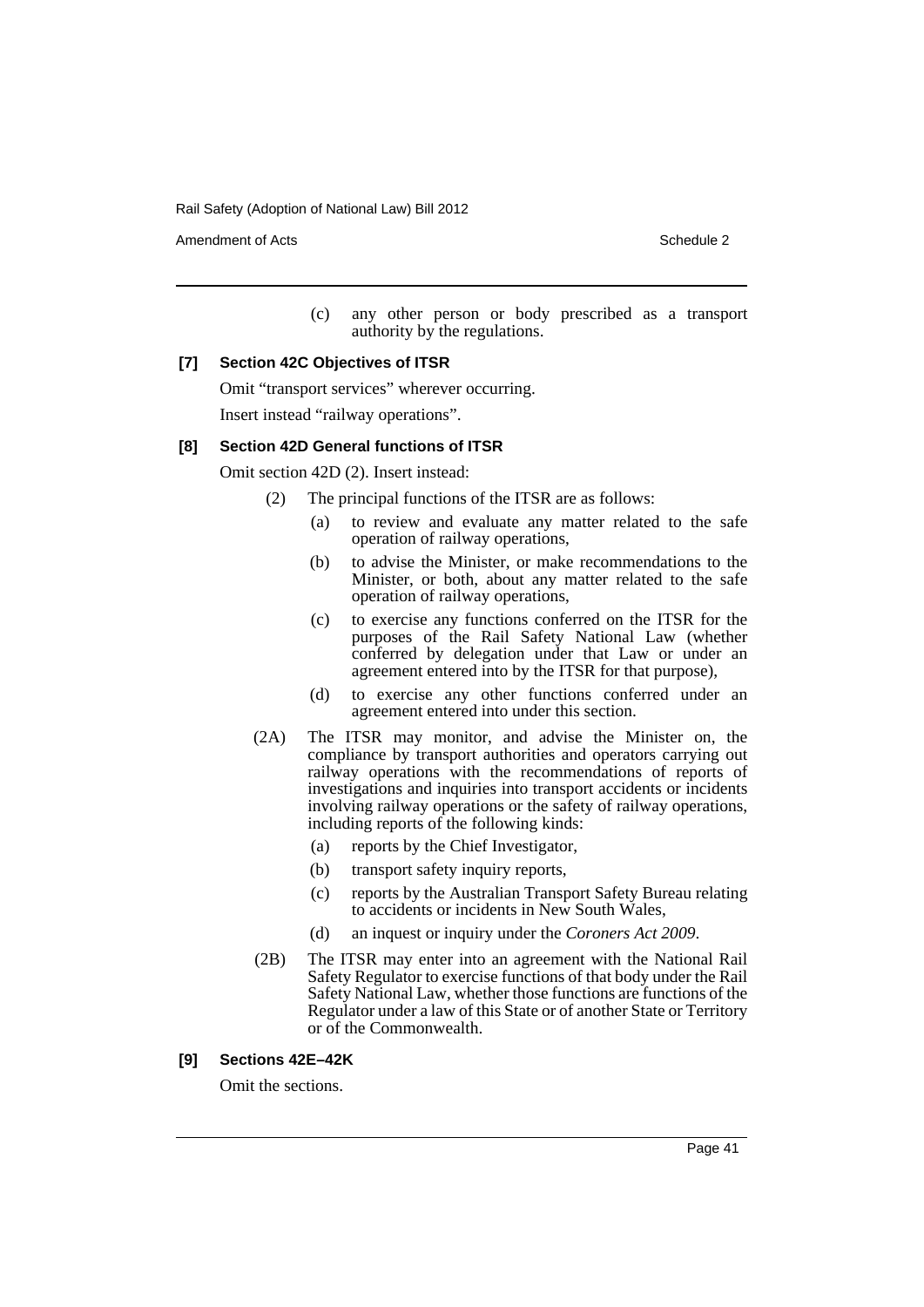(c) any other person or body prescribed as a transport authority by the regulations.

### [7] Section 42C Objectives of ITSR

Omit "transport services" wherever occurring.

Insert instead "railway operations".

### [8] Section 42D General functions of ITSR

Omit section 42D (2). Insert instead:

(2) The principal functions of the ITSR are as follows:

(a) to review and evaluate any matter related to the safe operation of railway operations,

(b) to advise the Minister, or make recommendations to the Minister, or both, about any matter related to the safe operation of railway operations,

(c) to exercise any functions conferred on the ITSR for the purposes of the Rail Safety National Law (whether conferred by delegation under that Law or under an agreement entered into by the ITSR for that purpose),

(d) to exercise any other functions conferred under an agreement entered into under this section.

(2A) The ITSR may monitor, and advise the Minister on, the compliance by transport authorities and operators carrying out railway operations with the recommendations of reports of investigations and inquiries into transport accidents or incidents involving railway operations or the safety of railway operations, including reports of the following kinds:

(a) reports by the Chief Investigator,

(b) transport safety inquiry reports,

(c) reports by the Australian Transport Safety Bureau relating to accidents or incidents in New South Wales,

(d) an inquest or inquiry under the *Coroners Act 2009*.

(2B) The ITSR may enter into an agreement with the National Rail Safety Regulator to exercise functions of that body under the Rail Safety National Law, whether those functions are functions of the Regulator under a law of this State or of another State or Territory or of the Commonwealth.

### [9] Sections 42E–42K

Omit the sections.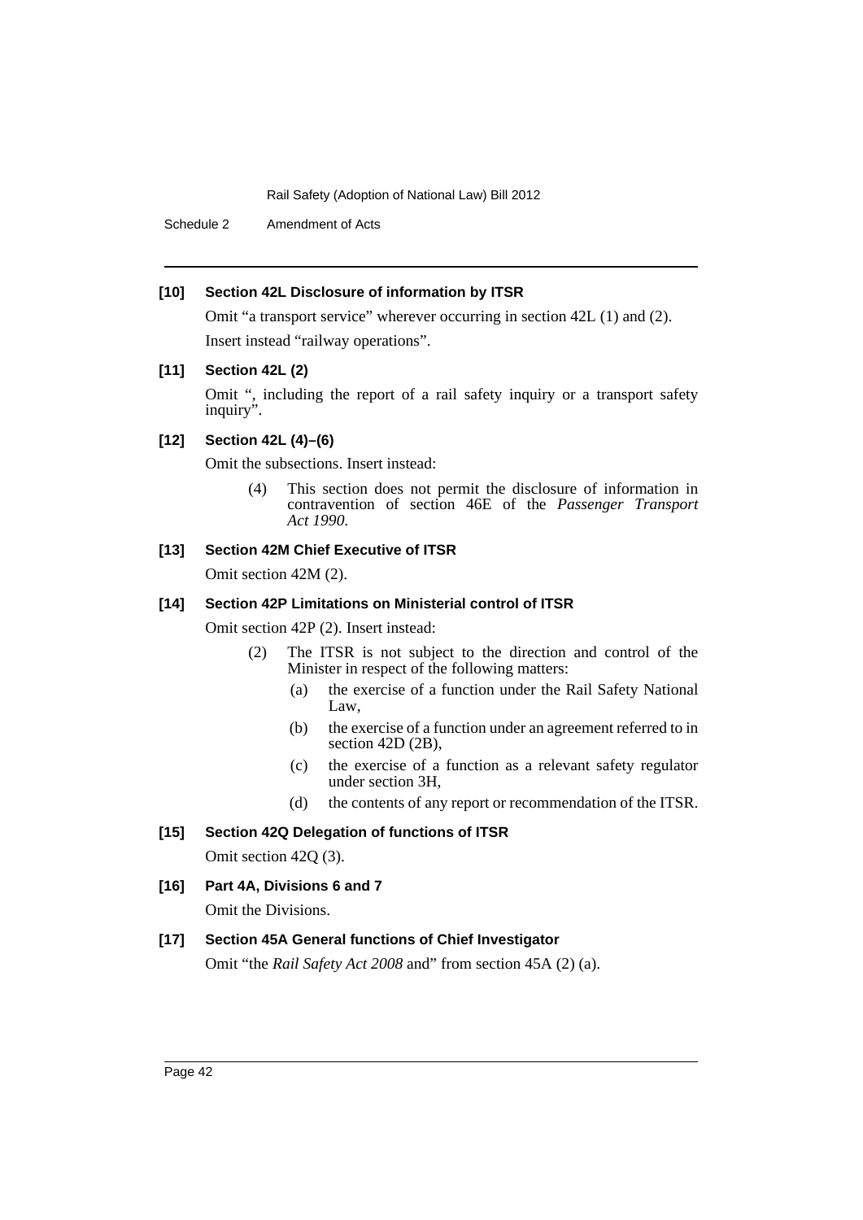**[10] Section 42L Disclosure of information by ITSR**

Omit "a transport service" wherever occurring in section 42L (1) and (2).

Insert instead "railway operations".

**[11] Section 42L (2)**

Omit ", including the report of a rail safety inquiry or a transport safety inquiry".

**[12] Section 42L (4)–(6)**

Omit the subsections. Insert instead:

> (4) This section does not permit the disclosure of information in contravention of section 46E of the *Passenger Transport Act 1990*.

**[13] Section 42M Chief Executive of ITSR**

Omit section 42M (2).

**[14] Section 42P Limitations on Ministerial control of ITSR**

Omit section 42P (2). Insert instead:

> (2) The ITSR is not subject to the direction and control of the Minister in respect of the following matters:
>
> (a) the exercise of a function under the Rail Safety National Law,
>
> (b) the exercise of a function under an agreement referred to in section 42D (2B),
>
> (c) the exercise of a function as a relevant safety regulator under section 3H,
>
> (d) the contents of any report or recommendation of the ITSR.

**[15] Section 42Q Delegation of functions of ITSR**

Omit section 42Q (3).

**[16] Part 4A, Divisions 6 and 7**

Omit the Divisions.

**[17] Section 45A General functions of Chief Investigator**

Omit "the *Rail Safety Act 2008* and" from section 45A (2) (a).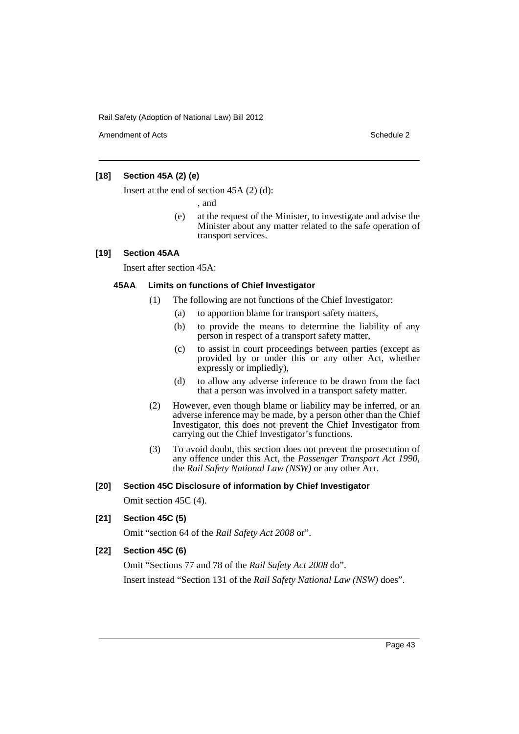**[18] Section 45A (2) (e)**

Insert at the end of section 45A (2) (d):

, and

(e) at the request of the Minister, to investigate and advise the Minister about any matter related to the safe operation of transport services.

**[19] Section 45AA**

Insert after section 45A:

**45AA Limits on functions of Chief Investigator**

(1) The following are not functions of the Chief Investigator:

(a) to apportion blame for transport safety matters,

(b) to provide the means to determine the liability of any person in respect of a transport safety matter,

(c) to assist in court proceedings between parties (except as provided by or under this or any other Act, whether expressly or impliedly),

(d) to allow any adverse inference to be drawn from the fact that a person was involved in a transport safety matter.

(2) However, even though blame or liability may be inferred, or an adverse inference may be made, by a person other than the Chief Investigator, this does not prevent the Chief Investigator from carrying out the Chief Investigator's functions.

(3) To avoid doubt, this section does not prevent the prosecution of any offence under this Act, the *Passenger Transport Act 1990*, the *Rail Safety National Law (NSW)* or any other Act.

**[20] Section 45C Disclosure of information by Chief Investigator**

Omit section 45C (4).

**[21] Section 45C (5)**

Omit "section 64 of the *Rail Safety Act 2008* or".

**[22] Section 45C (6)**

Omit "Sections 77 and 78 of the *Rail Safety Act 2008* do".

Insert instead "Section 131 of the *Rail Safety National Law (NSW)* does".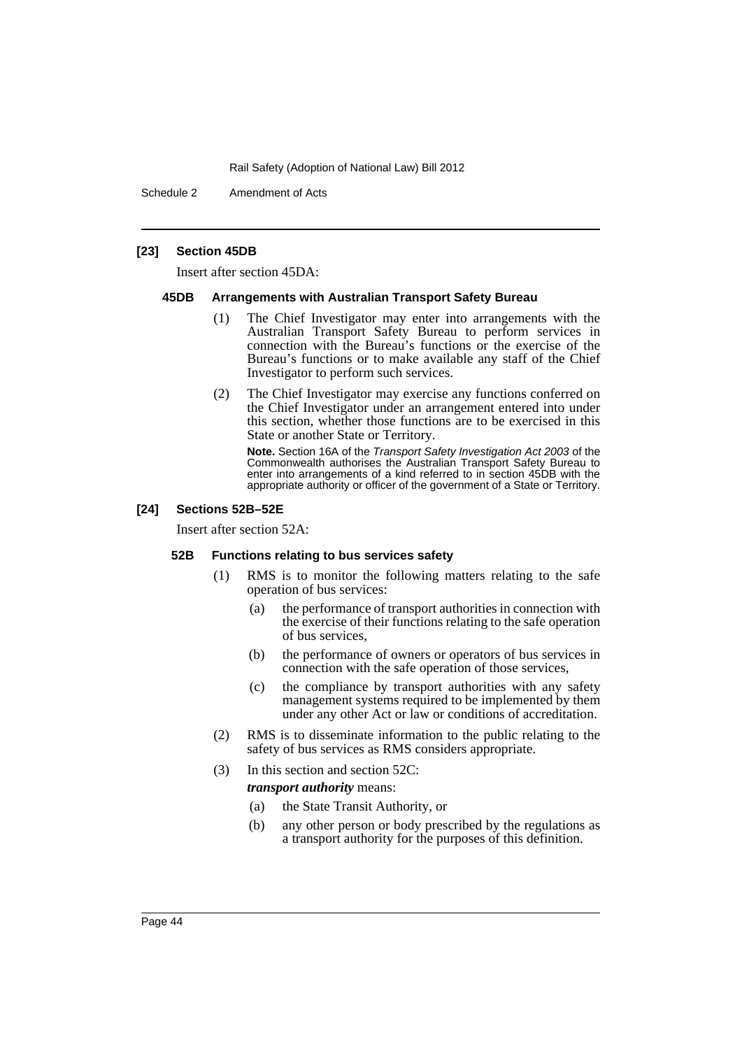**[23] Section 45DB**

Insert after section 45DA:

**45DB Arrangements with Australian Transport Safety Bureau**

(1) The Chief Investigator may enter into arrangements with the Australian Transport Safety Bureau to perform services in connection with the Bureau's functions or the exercise of the Bureau's functions or to make available any staff of the Chief Investigator to perform such services.

(2) The Chief Investigator may exercise any functions conferred on the Chief Investigator under an arrangement entered into under this section, whether those functions are to be exercised in this State or another State or Territory.

**Note.** Section 16A of the *Transport Safety Investigation Act 2003* of the Commonwealth authorises the Australian Transport Safety Bureau to enter into arrangements of a kind referred to in section 45DB with the appropriate authority or officer of the government of a State or Territory.

**[24] Sections 52B–52E**

Insert after section 52A:

**52B Functions relating to bus services safety**

(1) RMS is to monitor the following matters relating to the safe operation of bus services:

(a) the performance of transport authorities in connection with the exercise of their functions relating to the safe operation of bus services,

(b) the performance of owners or operators of bus services in connection with the safe operation of those services,

(c) the compliance by transport authorities with any safety management systems required to be implemented by them under any other Act or law or conditions of accreditation.

(2) RMS is to disseminate information to the public relating to the safety of bus services as RMS considers appropriate.

(3) In this section and section 52C:

***transport authority*** means:

(a) the State Transit Authority, or

(b) any other person or body prescribed by the regulations as a transport authority for the purposes of this definition.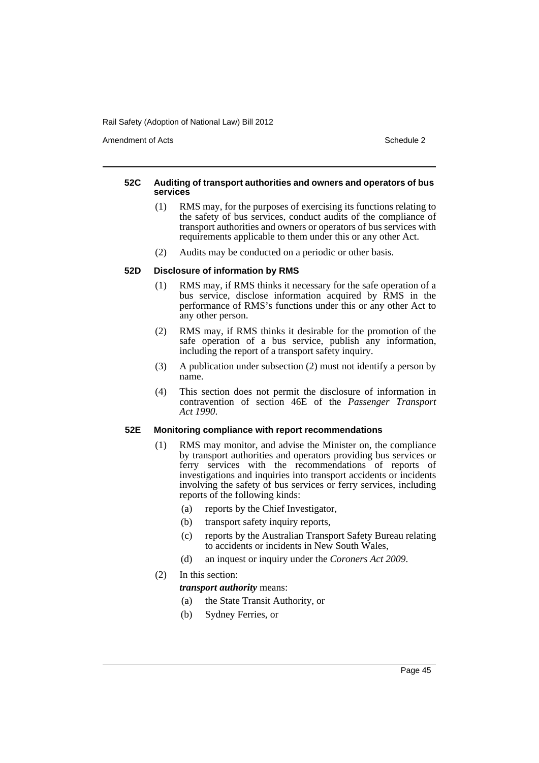#### 52C Auditing of transport authorities and owners and operators of bus services

(1) RMS may, for the purposes of exercising its functions relating to the safety of bus services, conduct audits of the compliance of transport authorities and owners or operators of bus services with requirements applicable to them under this or any other Act.

(2) Audits may be conducted on a periodic or other basis.

#### 52D Disclosure of information by RMS

(1) RMS may, if RMS thinks it necessary for the safe operation of a bus service, disclose information acquired by RMS in the performance of RMS's functions under this or any other Act to any other person.

(2) RMS may, if RMS thinks it desirable for the promotion of the safe operation of a bus service, publish any information, including the report of a transport safety inquiry.

(3) A publication under subsection (2) must not identify a person by name.

(4) This section does not permit the disclosure of information in contravention of section 46E of the *Passenger Transport Act 1990*.

#### 52E Monitoring compliance with report recommendations

(1) RMS may monitor, and advise the Minister on, the compliance by transport authorities and operators providing bus services or ferry services with the recommendations of reports of investigations and inquiries into transport accidents or incidents involving the safety of bus services or ferry services, including reports of the following kinds:

- (a) reports by the Chief Investigator,
- (b) transport safety inquiry reports,
- (c) reports by the Australian Transport Safety Bureau relating to accidents or incidents in New South Wales,
- (d) an inquest or inquiry under the *Coroners Act 2009*.

(2) In this section:

***transport authority*** means:

- (a) the State Transit Authority, or
- (b) Sydney Ferries, or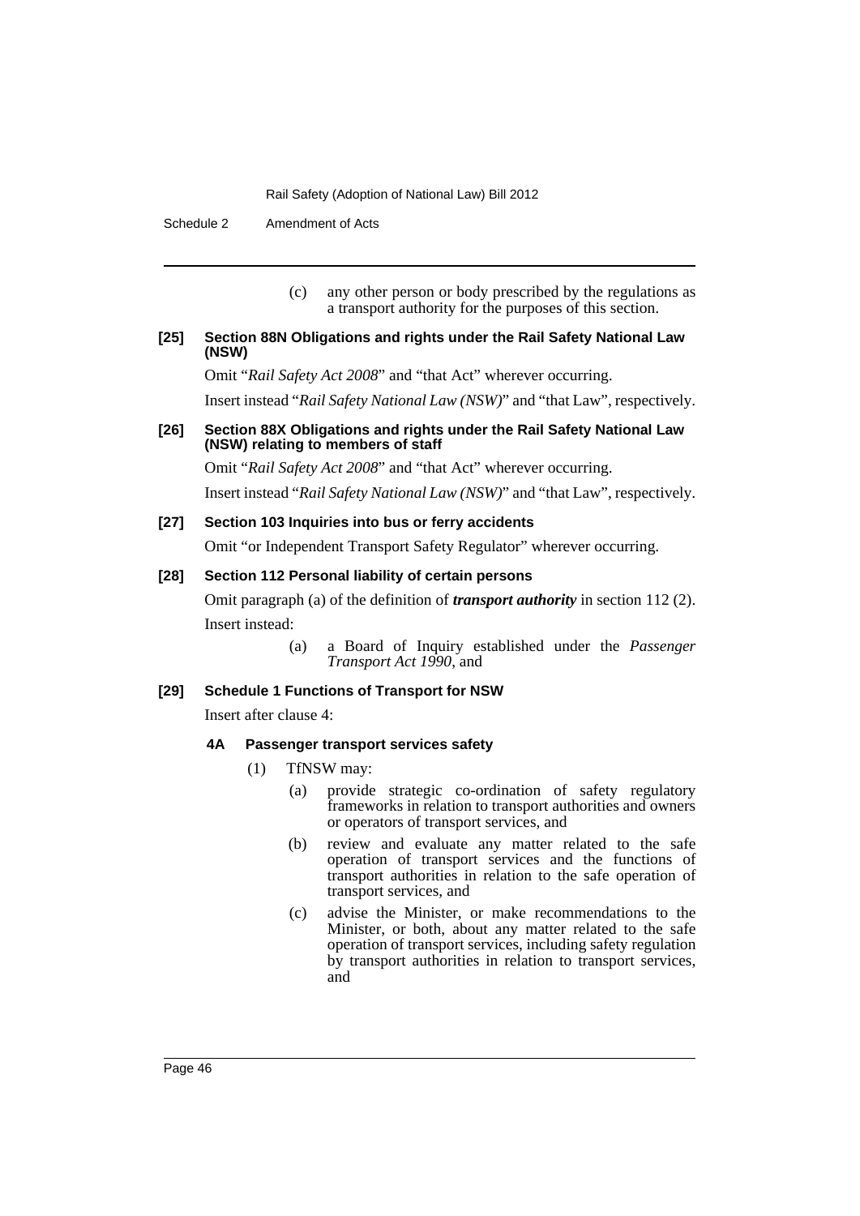(c) any other person or body prescribed by the regulations as a transport authority for the purposes of this section.

**[25] Section 88N Obligations and rights under the Rail Safety National Law (NSW)**

Omit "*Rail Safety Act 2008*" and "that Act" wherever occurring.

Insert instead "*Rail Safety National Law (NSW)*" and "that Law", respectively.

**[26] Section 88X Obligations and rights under the Rail Safety National Law (NSW) relating to members of staff**

Omit "*Rail Safety Act 2008*" and "that Act" wherever occurring.

Insert instead "*Rail Safety National Law (NSW)*" and "that Law", respectively.

**[27] Section 103 Inquiries into bus or ferry accidents**

Omit "or Independent Transport Safety Regulator" wherever occurring.

**[28] Section 112 Personal liability of certain persons**

Omit paragraph (a) of the definition of ***transport authority*** in section 112 (2).

Insert instead:

(a) a Board of Inquiry established under the *Passenger Transport Act 1990*, and

**[29] Schedule 1 Functions of Transport for NSW**

Insert after clause 4:

**4A Passenger transport services safety**

(1) TfNSW may:

(a) provide strategic co-ordination of safety regulatory frameworks in relation to transport authorities and owners or operators of transport services, and

(b) review and evaluate any matter related to the safe operation of transport services and the functions of transport authorities in relation to the safe operation of transport services, and

(c) advise the Minister, or make recommendations to the Minister, or both, about any matter related to the safe operation of transport services, including safety regulation by transport authorities in relation to transport services, and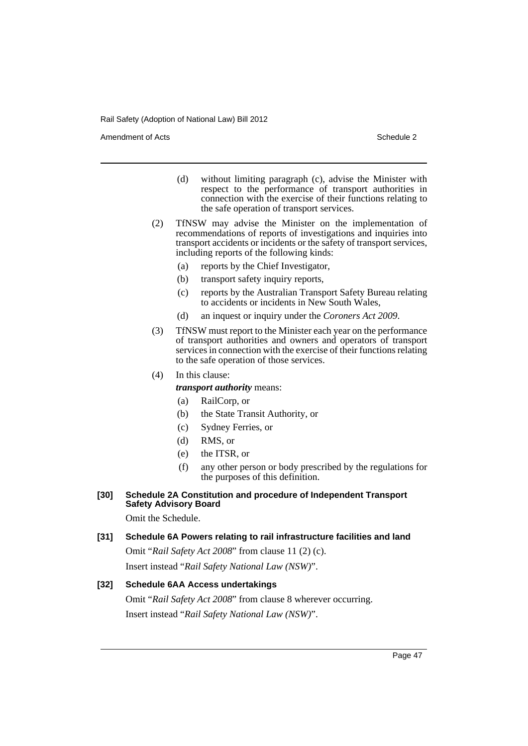(d) without limiting paragraph (c), advise the Minister with respect to the performance of transport authorities in connection with the exercise of their functions relating to the safe operation of transport services.

(2) TfNSW may advise the Minister on the implementation of recommendations of reports of investigations and inquiries into transport accidents or incidents or the safety of transport services, including reports of the following kinds:

(a) reports by the Chief Investigator,

(b) transport safety inquiry reports,

(c) reports by the Australian Transport Safety Bureau relating to accidents or incidents in New South Wales,

(d) an inquest or inquiry under the *Coroners Act 2009*.

(3) TfNSW must report to the Minister each year on the performance of transport authorities and owners and operators of transport services in connection with the exercise of their functions relating to the safe operation of those services.

(4) In this clause:

***transport authority*** means:

(a) RailCorp, or

(b) the State Transit Authority, or

(c) Sydney Ferries, or

(d) RMS, or

(e) the ITSR, or

(f) any other person or body prescribed by the regulations for the purposes of this definition.

**[30] Schedule 2A Constitution and procedure of Independent Transport Safety Advisory Board**

Omit the Schedule.

**[31] Schedule 6A Powers relating to rail infrastructure facilities and land**

Omit "*Rail Safety Act 2008*" from clause 11 (2) (c).

Insert instead "*Rail Safety National Law (NSW)*".

**[32] Schedule 6AA Access undertakings**

Omit "*Rail Safety Act 2008*" from clause 8 wherever occurring.

Insert instead "*Rail Safety National Law (NSW)*".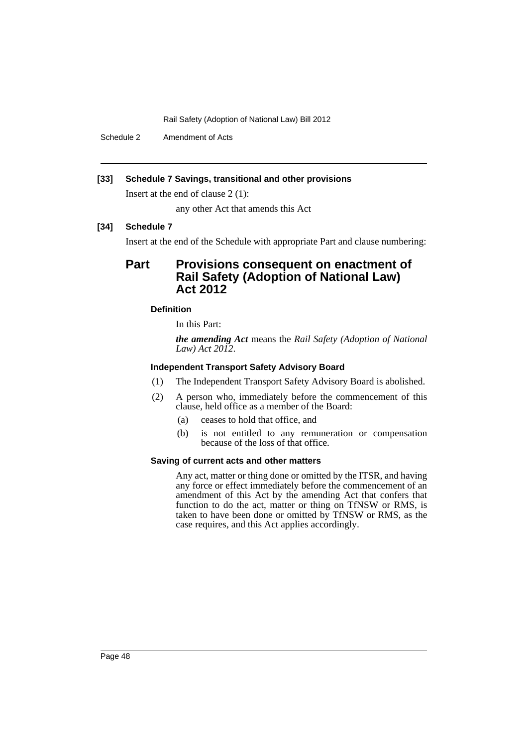**[33] Schedule 7 Savings, transitional and other provisions**

Insert at the end of clause 2 (1):

any other Act that amends this Act

**[34] Schedule 7**

Insert at the end of the Schedule with appropriate Part and clause numbering:

## Part Provisions consequent on enactment of Rail Safety (Adoption of National Law) Act 2012

#### Definition

In this Part:

***the amending Act*** means the *Rail Safety (Adoption of National Law) Act 2012*.

#### Independent Transport Safety Advisory Board

(1) The Independent Transport Safety Advisory Board is abolished.

(2) A person who, immediately before the commencement of this clause, held office as a member of the Board:

- (a) ceases to hold that office, and
- (b) is not entitled to any remuneration or compensation because of the loss of that office.

#### Saving of current acts and other matters

Any act, matter or thing done or omitted by the ITSR, and having any force or effect immediately before the commencement of an amendment of this Act by the amending Act that confers that function to do the act, matter or thing on TfNSW or RMS, is taken to have been done or omitted by TfNSW or RMS, as the case requires, and this Act applies accordingly.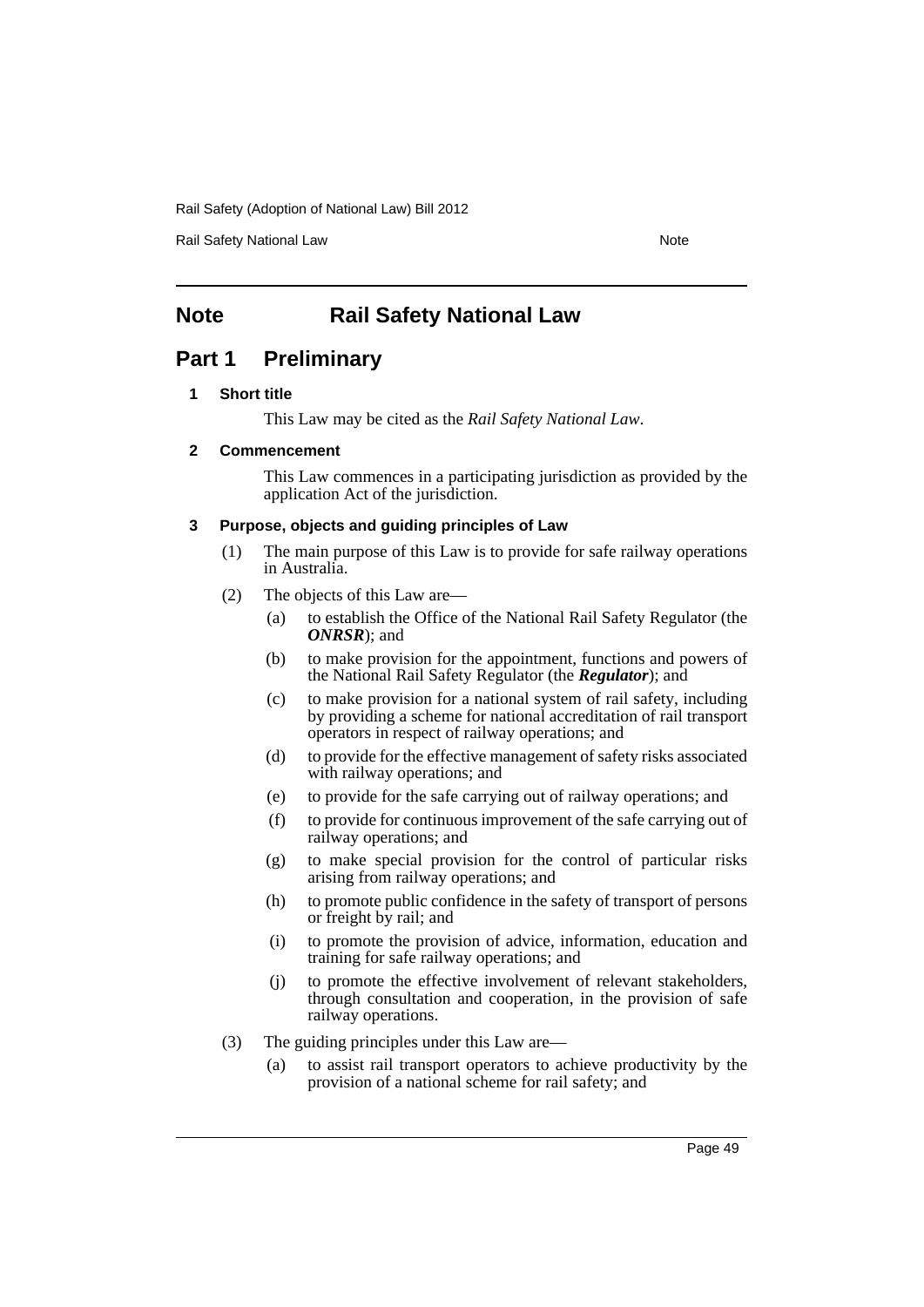# Note Rail Safety National Law

## Part 1 Preliminary

### 1 Short title

This Law may be cited as the *Rail Safety National Law*.

### 2 Commencement

This Law commences in a participating jurisdiction as provided by the application Act of the jurisdiction.

### 3 Purpose, objects and guiding principles of Law

(1) The main purpose of this Law is to provide for safe railway operations in Australia.

(2) The objects of this Law are—

(a) to establish the Office of the National Rail Safety Regulator (the ***ONRSR***); and

(b) to make provision for the appointment, functions and powers of the National Rail Safety Regulator (the ***Regulator***); and

(c) to make provision for a national system of rail safety, including by providing a scheme for national accreditation of rail transport operators in respect of railway operations; and

(d) to provide for the effective management of safety risks associated with railway operations; and

(e) to provide for the safe carrying out of railway operations; and

(f) to provide for continuous improvement of the safe carrying out of railway operations; and

(g) to make special provision for the control of particular risks arising from railway operations; and

(h) to promote public confidence in the safety of transport of persons or freight by rail; and

(i) to promote the provision of advice, information, education and training for safe railway operations; and

(j) to promote the effective involvement of relevant stakeholders, through consultation and cooperation, in the provision of safe railway operations.

(3) The guiding principles under this Law are—

(a) to assist rail transport operators to achieve productivity by the provision of a national scheme for rail safety; and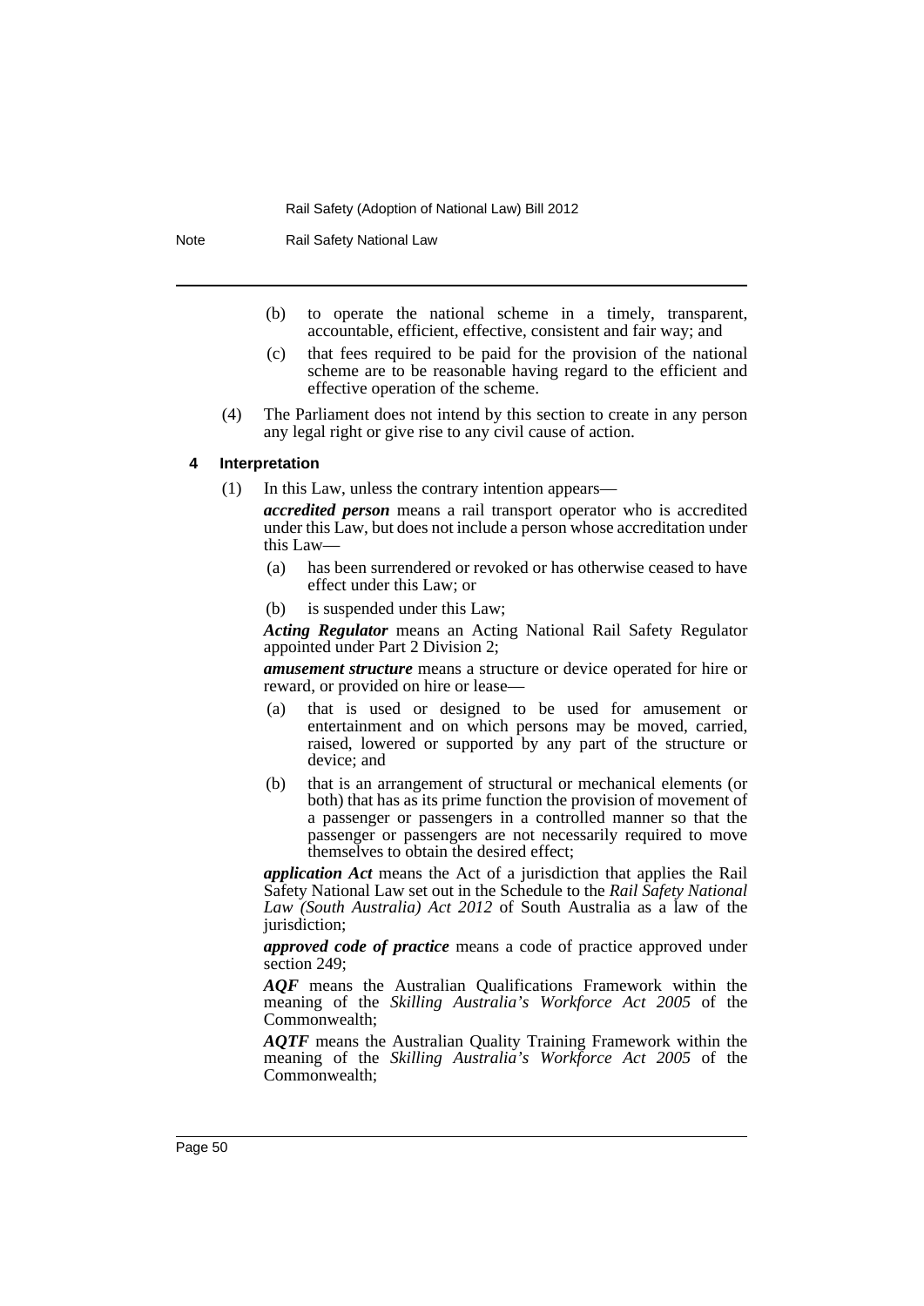(b) to operate the national scheme in a timely, transparent, accountable, efficient, effective, consistent and fair way; and

(c) that fees required to be paid for the provision of the national scheme are to be reasonable having regard to the efficient and effective operation of the scheme.

(4) The Parliament does not intend by this section to create in any person any legal right or give rise to any civil cause of action.

### 4 Interpretation

(1) In this Law, unless the contrary intention appears—

***accredited person*** means a rail transport operator who is accredited under this Law, but does not include a person whose accreditation under this Law—

(a) has been surrendered or revoked or has otherwise ceased to have effect under this Law; or

(b) is suspended under this Law;

***Acting Regulator*** means an Acting National Rail Safety Regulator appointed under Part 2 Division 2;

***amusement structure*** means a structure or device operated for hire or reward, or provided on hire or lease—

(a) that is used or designed to be used for amusement or entertainment and on which persons may be moved, carried, raised, lowered or supported by any part of the structure or device; and

(b) that is an arrangement of structural or mechanical elements (or both) that has as its prime function the provision of movement of a passenger or passengers in a controlled manner so that the passenger or passengers are not necessarily required to move themselves to obtain the desired effect;

***application Act*** means the Act of a jurisdiction that applies the Rail Safety National Law set out in the Schedule to the *Rail Safety National Law (South Australia) Act 2012* of South Australia as a law of the jurisdiction;

***approved code of practice*** means a code of practice approved under section 249;

***AQF*** means the Australian Qualifications Framework within the meaning of the *Skilling Australia's Workforce Act 2005* of the Commonwealth;

***AQTF*** means the Australian Quality Training Framework within the meaning of the *Skilling Australia's Workforce Act 2005* of the Commonwealth;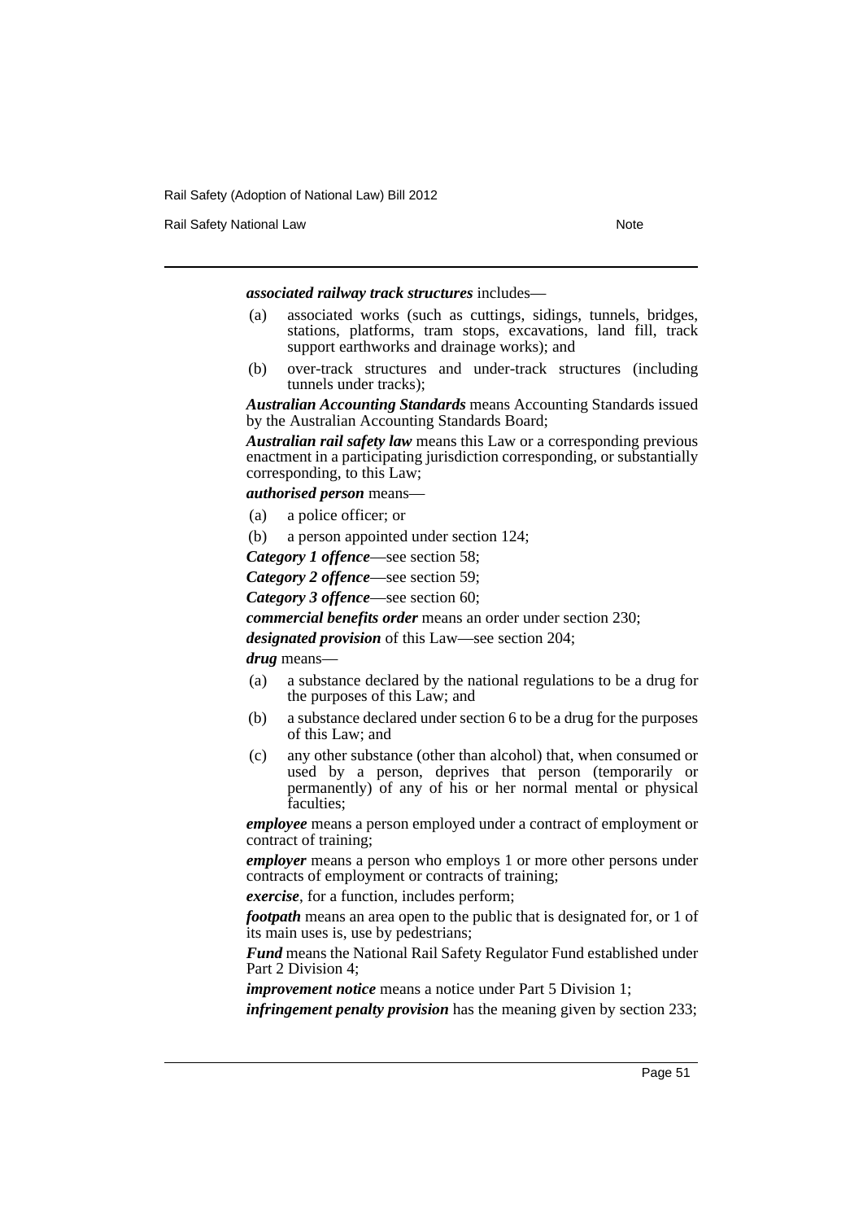***associated railway track structures*** includes—

(a) associated works (such as cuttings, sidings, tunnels, bridges, stations, platforms, tram stops, excavations, land fill, track support earthworks and drainage works); and

(b) over-track structures and under-track structures (including tunnels under tracks);

***Australian Accounting Standards*** means Accounting Standards issued by the Australian Accounting Standards Board;

***Australian rail safety law*** means this Law or a corresponding previous enactment in a participating jurisdiction corresponding, or substantially corresponding, to this Law;

***authorised person*** means—

(a) a police officer; or

(b) a person appointed under section 124;

***Category 1 offence***—see section 58;

***Category 2 offence***—see section 59;

***Category 3 offence***—see section 60;

***commercial benefits order*** means an order under section 230;

***designated provision*** of this Law—see section 204;

***drug*** means—

(a) a substance declared by the national regulations to be a drug for the purposes of this Law; and

(b) a substance declared under section 6 to be a drug for the purposes of this Law; and

(c) any other substance (other than alcohol) that, when consumed or used by a person, deprives that person (temporarily or permanently) of any of his or her normal mental or physical faculties;

***employee*** means a person employed under a contract of employment or contract of training;

***employer*** means a person who employs 1 or more other persons under contracts of employment or contracts of training;

***exercise***, for a function, includes perform;

***footpath*** means an area open to the public that is designated for, or 1 of its main uses is, use by pedestrians;

***Fund*** means the National Rail Safety Regulator Fund established under Part 2 Division 4;

***improvement notice*** means a notice under Part 5 Division 1;

***infringement penalty provision*** has the meaning given by section 233;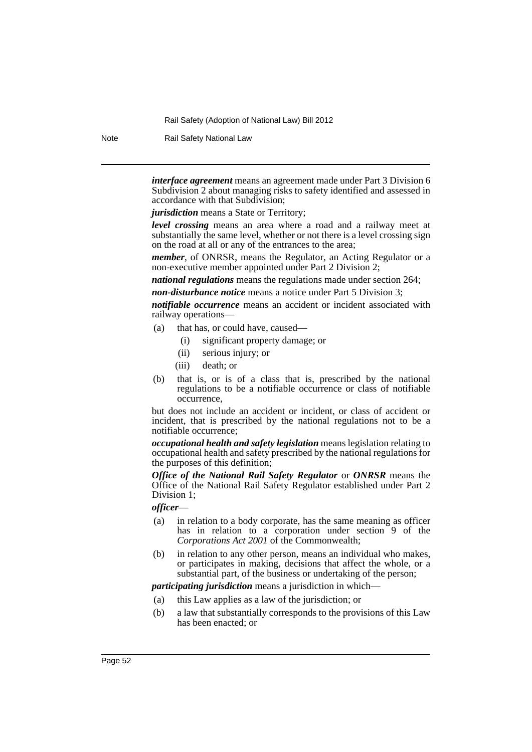***interface agreement*** means an agreement made under Part 3 Division 6 Subdivision 2 about managing risks to safety identified and assessed in accordance with that Subdivision;

***jurisdiction*** means a State or Territory;

***level crossing*** means an area where a road and a railway meet at substantially the same level, whether or not there is a level crossing sign on the road at all or any of the entrances to the area;

***member***, of ONRSR, means the Regulator, an Acting Regulator or a non-executive member appointed under Part 2 Division 2;

***national regulations*** means the regulations made under section 264;

***non-disturbance notice*** means a notice under Part 5 Division 3;

***notifiable occurrence*** means an accident or incident associated with railway operations—

(a) that has, or could have, caused—

  (i) significant property damage; or

  (ii) serious injury; or

  (iii) death; or

(b) that is, or is of a class that is, prescribed by the national regulations to be a notifiable occurrence or class of notifiable occurrence,

but does not include an accident or incident, or class of accident or incident, that is prescribed by the national regulations not to be a notifiable occurrence;

***occupational health and safety legislation*** means legislation relating to occupational health and safety prescribed by the national regulations for the purposes of this definition;

***Office of the National Rail Safety Regulator*** or ***ONRSR*** means the Office of the National Rail Safety Regulator established under Part 2 Division 1;

***officer***—

(a) in relation to a body corporate, has the same meaning as officer has in relation to a corporation under section 9 of the *Corporations Act 2001* of the Commonwealth;

(b) in relation to any other person, means an individual who makes, or participates in making, decisions that affect the whole, or a substantial part, of the business or undertaking of the person;

***participating jurisdiction*** means a jurisdiction in which—

(a) this Law applies as a law of the jurisdiction; or

(b) a law that substantially corresponds to the provisions of this Law has been enacted; or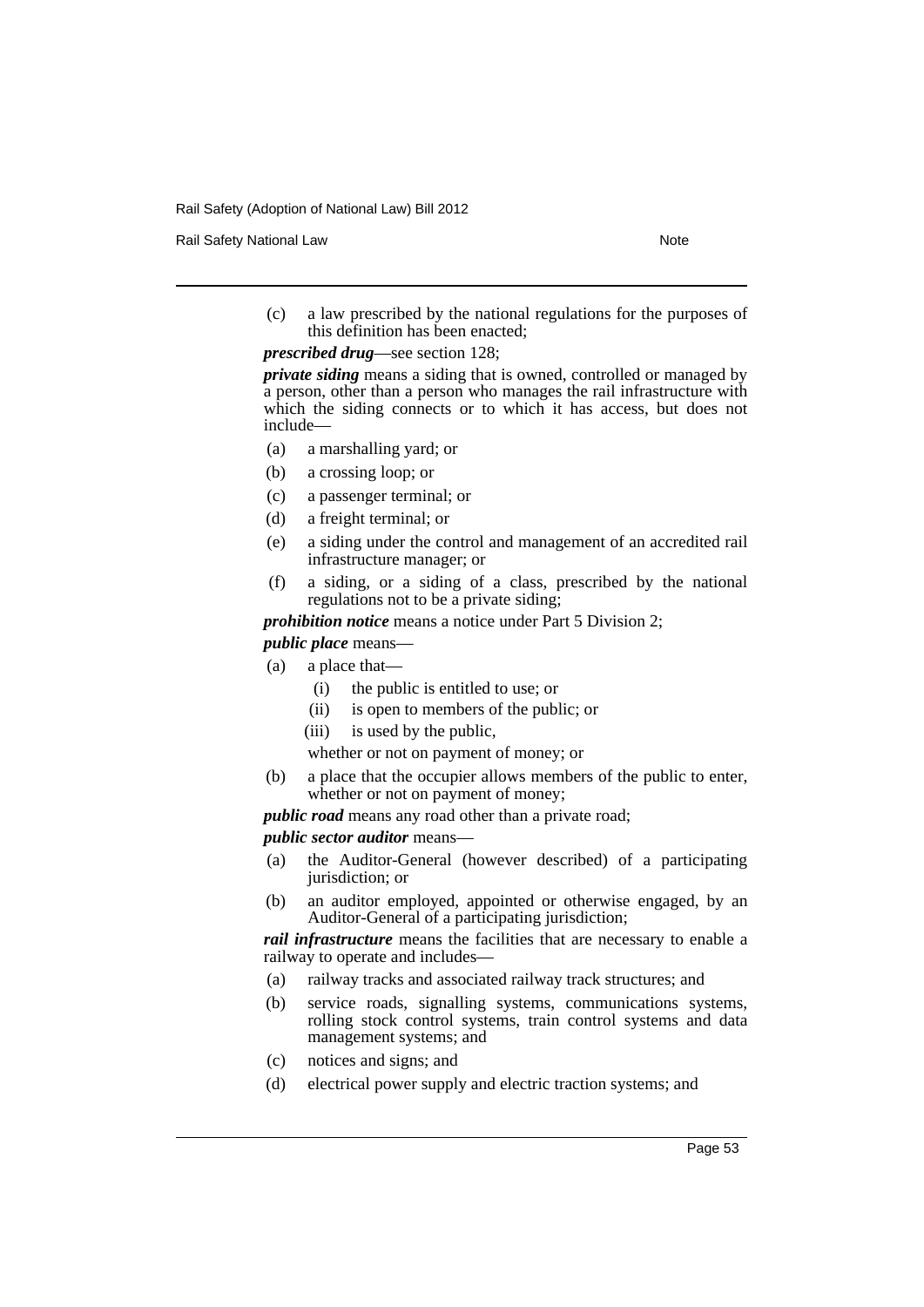(c) a law prescribed by the national regulations for the purposes of this definition has been enacted;

***prescribed drug***—see section 128;

***private siding*** means a siding that is owned, controlled or managed by a person, other than a person who manages the rail infrastructure with which the siding connects or to which it has access, but does not include—

(a) a marshalling yard; or

(b) a crossing loop; or

(c) a passenger terminal; or

(d) a freight terminal; or

(e) a siding under the control and management of an accredited rail infrastructure manager; or

(f) a siding, or a siding of a class, prescribed by the national regulations not to be a private siding;

***prohibition notice*** means a notice under Part 5 Division 2;

***public place*** means—

(a) a place that—

  (i) the public is entitled to use; or

  (ii) is open to members of the public; or

  (iii) is used by the public,

  whether or not on payment of money; or

(b) a place that the occupier allows members of the public to enter, whether or not on payment of money;

***public road*** means any road other than a private road;

***public sector auditor*** means—

(a) the Auditor-General (however described) of a participating jurisdiction; or

(b) an auditor employed, appointed or otherwise engaged, by an Auditor-General of a participating jurisdiction;

***rail infrastructure*** means the facilities that are necessary to enable a railway to operate and includes—

(a) railway tracks and associated railway track structures; and

(b) service roads, signalling systems, communications systems, rolling stock control systems, train control systems and data management systems; and

(c) notices and signs; and

(d) electrical power supply and electric traction systems; and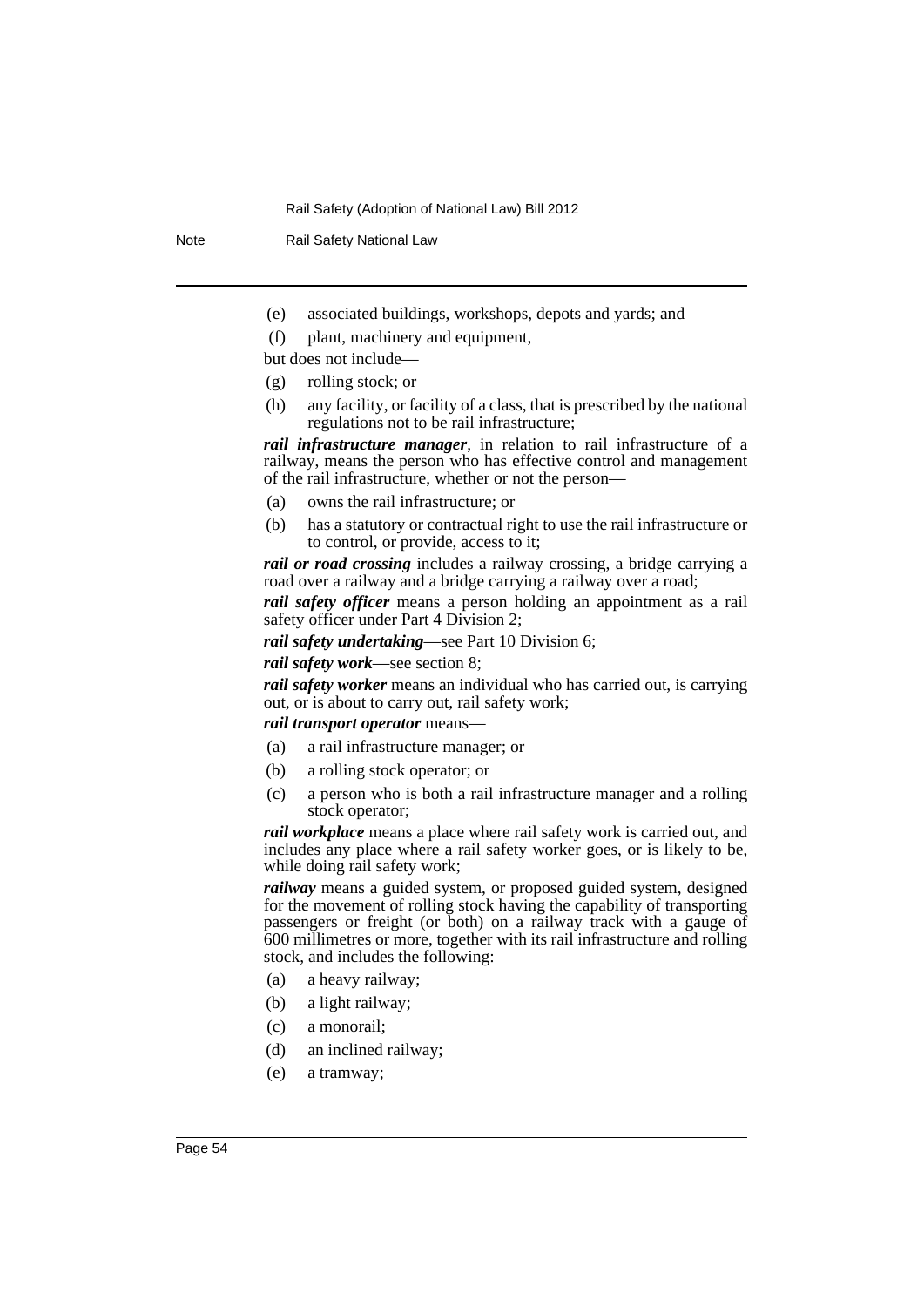(e) associated buildings, workshops, depots and yards; and

(f) plant, machinery and equipment,

but does not include—

(g) rolling stock; or

(h) any facility, or facility of a class, that is prescribed by the national regulations not to be rail infrastructure;

***rail infrastructure manager***, in relation to rail infrastructure of a railway, means the person who has effective control and management of the rail infrastructure, whether or not the person—

(a) owns the rail infrastructure; or

(b) has a statutory or contractual right to use the rail infrastructure or to control, or provide, access to it;

***rail or road crossing*** includes a railway crossing, a bridge carrying a road over a railway and a bridge carrying a railway over a road;

***rail safety officer*** means a person holding an appointment as a rail safety officer under Part 4 Division 2;

***rail safety undertaking***—see Part 10 Division 6;

***rail safety work***—see section 8;

***rail safety worker*** means an individual who has carried out, is carrying out, or is about to carry out, rail safety work;

***rail transport operator*** means—

(a) a rail infrastructure manager; or

(b) a rolling stock operator; or

(c) a person who is both a rail infrastructure manager and a rolling stock operator;

***rail workplace*** means a place where rail safety work is carried out, and includes any place where a rail safety worker goes, or is likely to be, while doing rail safety work;

***railway*** means a guided system, or proposed guided system, designed for the movement of rolling stock having the capability of transporting passengers or freight (or both) on a railway track with a gauge of 600 millimetres or more, together with its rail infrastructure and rolling stock, and includes the following:

(a) a heavy railway;

(b) a light railway;

(c) a monorail;

(d) an inclined railway;

(e) a tramway;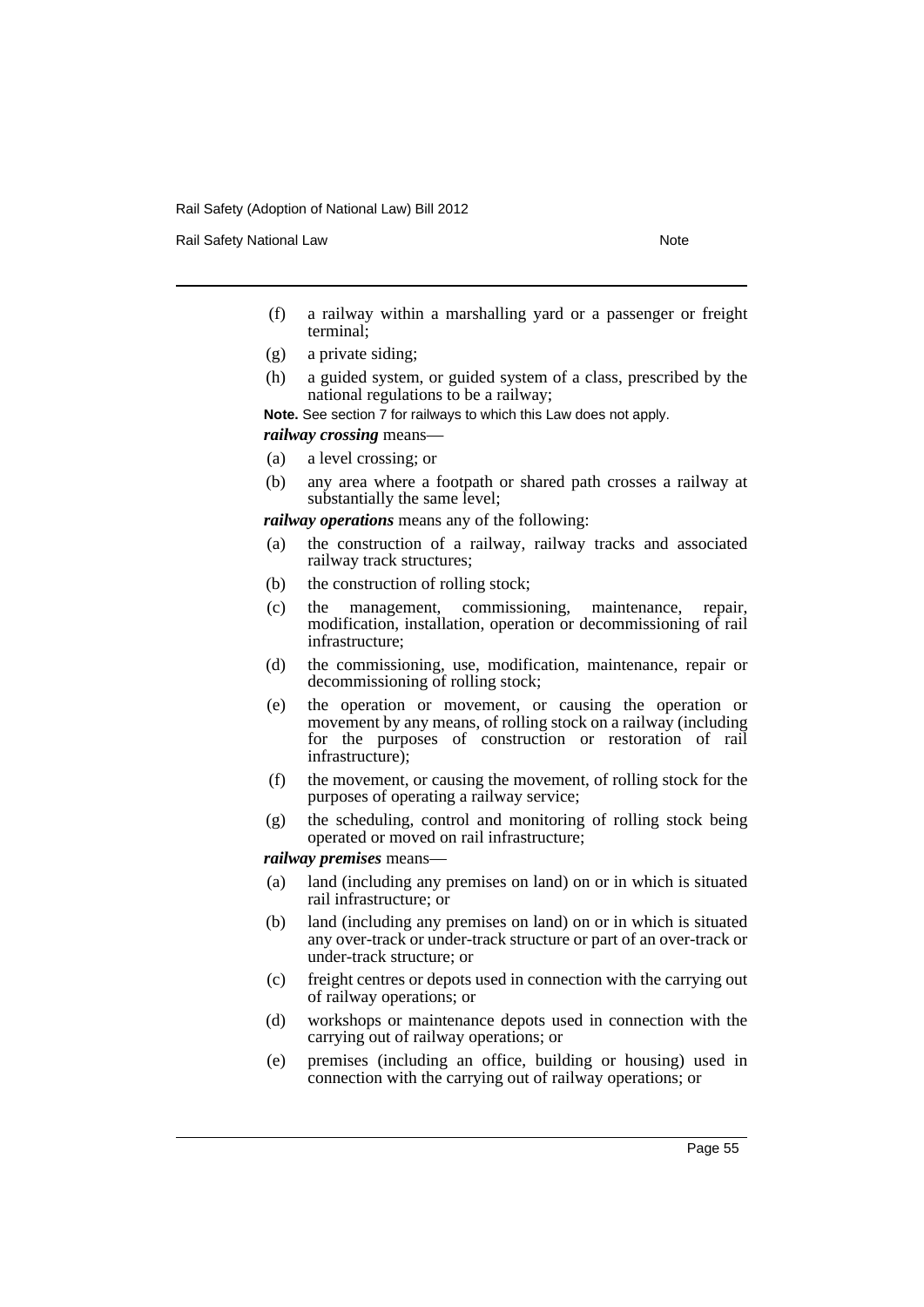(f) a railway within a marshalling yard or a passenger or freight terminal;

(g) a private siding;

(h) a guided system, or guided system of a class, prescribed by the national regulations to be a railway;

**Note.** See section 7 for railways to which this Law does not apply.

***railway crossing*** means—

(a) a level crossing; or

(b) any area where a footpath or shared path crosses a railway at substantially the same level;

***railway operations*** means any of the following:

(a) the construction of a railway, railway tracks and associated railway track structures;

(b) the construction of rolling stock;

(c) the management, commissioning, maintenance, repair, modification, installation, operation or decommissioning of rail infrastructure;

(d) the commissioning, use, modification, maintenance, repair or decommissioning of rolling stock;

(e) the operation or movement, or causing the operation or movement by any means, of rolling stock on a railway (including for the purposes of construction or restoration of rail infrastructure);

(f) the movement, or causing the movement, of rolling stock for the purposes of operating a railway service;

(g) the scheduling, control and monitoring of rolling stock being operated or moved on rail infrastructure;

***railway premises*** means—

(a) land (including any premises on land) on or in which is situated rail infrastructure; or

(b) land (including any premises on land) on or in which is situated any over-track or under-track structure or part of an over-track or under-track structure; or

(c) freight centres or depots used in connection with the carrying out of railway operations; or

(d) workshops or maintenance depots used in connection with the carrying out of railway operations; or

(e) premises (including an office, building or housing) used in connection with the carrying out of railway operations; or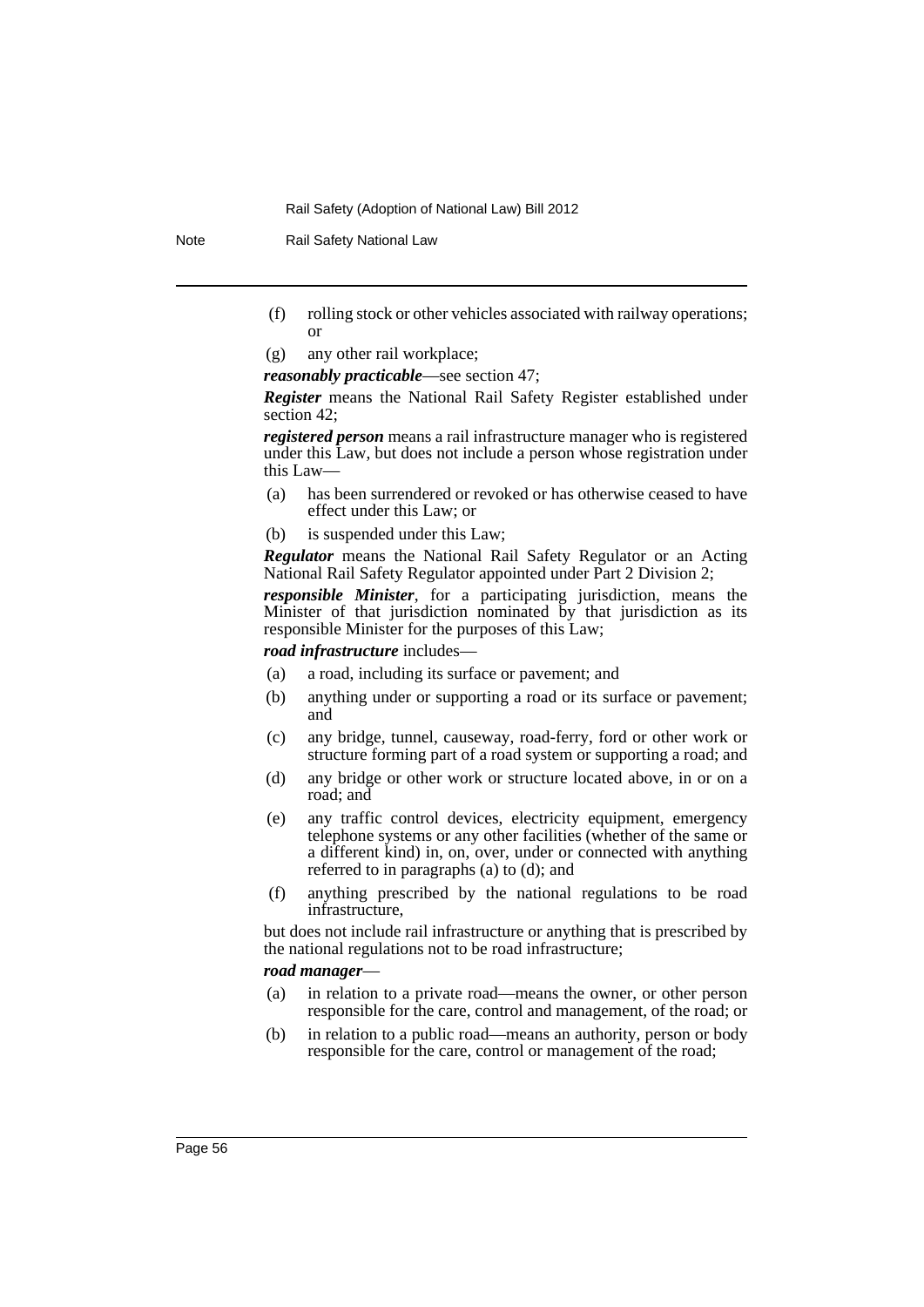(f) rolling stock or other vehicles associated with railway operations; or

(g) any other rail workplace;

***reasonably practicable***—see section 47;

***Register*** means the National Rail Safety Register established under section 42;

***registered person*** means a rail infrastructure manager who is registered under this Law, but does not include a person whose registration under this Law—

(a) has been surrendered or revoked or has otherwise ceased to have effect under this Law; or

(b) is suspended under this Law;

***Regulator*** means the National Rail Safety Regulator or an Acting National Rail Safety Regulator appointed under Part 2 Division 2;

***responsible Minister***, for a participating jurisdiction, means the Minister of that jurisdiction nominated by that jurisdiction as its responsible Minister for the purposes of this Law;

***road infrastructure*** includes—

(a) a road, including its surface or pavement; and

(b) anything under or supporting a road or its surface or pavement; and

(c) any bridge, tunnel, causeway, road-ferry, ford or other work or structure forming part of a road system or supporting a road; and

(d) any bridge or other work or structure located above, in or on a road; and

(e) any traffic control devices, electricity equipment, emergency telephone systems or any other facilities (whether of the same or a different kind) in, on, over, under or connected with anything referred to in paragraphs (a) to (d); and

(f) anything prescribed by the national regulations to be road infrastructure,

but does not include rail infrastructure or anything that is prescribed by the national regulations not to be road infrastructure;

***road manager***—

(a) in relation to a private road—means the owner, or other person responsible for the care, control and management, of the road; or

(b) in relation to a public road—means an authority, person or body responsible for the care, control or management of the road;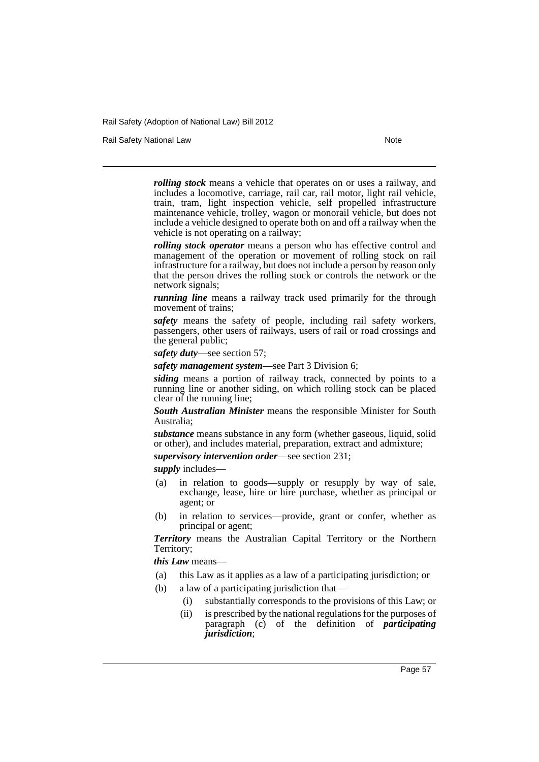***rolling stock*** means a vehicle that operates on or uses a railway, and includes a locomotive, carriage, rail car, rail motor, light rail vehicle, train, tram, light inspection vehicle, self propelled infrastructure maintenance vehicle, trolley, wagon or monorail vehicle, but does not include a vehicle designed to operate both on and off a railway when the vehicle is not operating on a railway;

***rolling stock operator*** means a person who has effective control and management of the operation or movement of rolling stock on rail infrastructure for a railway, but does not include a person by reason only that the person drives the rolling stock or controls the network or the network signals;

***running line*** means a railway track used primarily for the through movement of trains;

***safety*** means the safety of people, including rail safety workers, passengers, other users of railways, users of rail or road crossings and the general public;

***safety duty***—see section 57;

***safety management system***—see Part 3 Division 6;

***siding*** means a portion of railway track, connected by points to a running line or another siding, on which rolling stock can be placed clear of the running line;

***South Australian Minister*** means the responsible Minister for South Australia;

***substance*** means substance in any form (whether gaseous, liquid, solid or other), and includes material, preparation, extract and admixture;

***supervisory intervention order***—see section 231;

***supply*** includes—

(a) in relation to goods—supply or resupply by way of sale, exchange, lease, hire or hire purchase, whether as principal or agent; or

(b) in relation to services—provide, grant or confer, whether as principal or agent;

***Territory*** means the Australian Capital Territory or the Northern Territory;

***this Law*** means—

(a) this Law as it applies as a law of a participating jurisdiction; or

(b) a law of a participating jurisdiction that—

(i) substantially corresponds to the provisions of this Law; or

(ii) is prescribed by the national regulations for the purposes of paragraph (c) of the definition of ***participating jurisdiction***;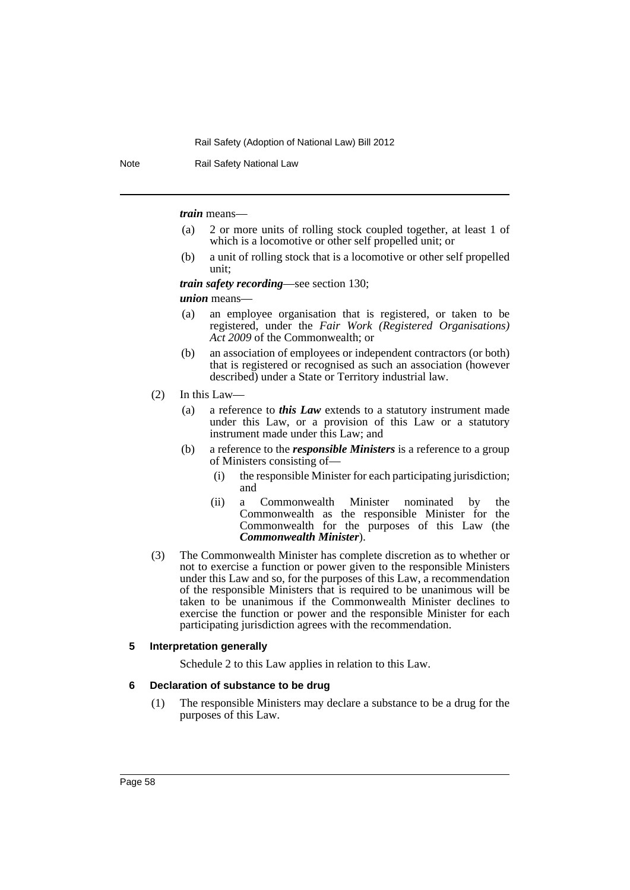***train*** means—

(a) 2 or more units of rolling stock coupled together, at least 1 of which is a locomotive or other self propelled unit; or

(b) a unit of rolling stock that is a locomotive or other self propelled unit;

***train safety recording***—see section 130;

***union*** means—

(a) an employee organisation that is registered, or taken to be registered, under the *Fair Work (Registered Organisations) Act 2009* of the Commonwealth; or

(b) an association of employees or independent contractors (or both) that is registered or recognised as such an association (however described) under a State or Territory industrial law.

(2) In this Law—

(a) a reference to ***this Law*** extends to a statutory instrument made under this Law, or a provision of this Law or a statutory instrument made under this Law; and

(b) a reference to the ***responsible Ministers*** is a reference to a group of Ministers consisting of—

(i) the responsible Minister for each participating jurisdiction; and

(ii) a Commonwealth Minister nominated by the Commonwealth as the responsible Minister for the Commonwealth for the purposes of this Law (the ***Commonwealth Minister***).

(3) The Commonwealth Minister has complete discretion as to whether or not to exercise a function or power given to the responsible Ministers under this Law and so, for the purposes of this Law, a recommendation of the responsible Ministers that is required to be unanimous will be taken to be unanimous if the Commonwealth Minister declines to exercise the function or power and the responsible Minister for each participating jurisdiction agrees with the recommendation.

### 5 Interpretation generally

Schedule 2 to this Law applies in relation to this Law.

### 6 Declaration of substance to be drug

(1) The responsible Ministers may declare a substance to be a drug for the purposes of this Law.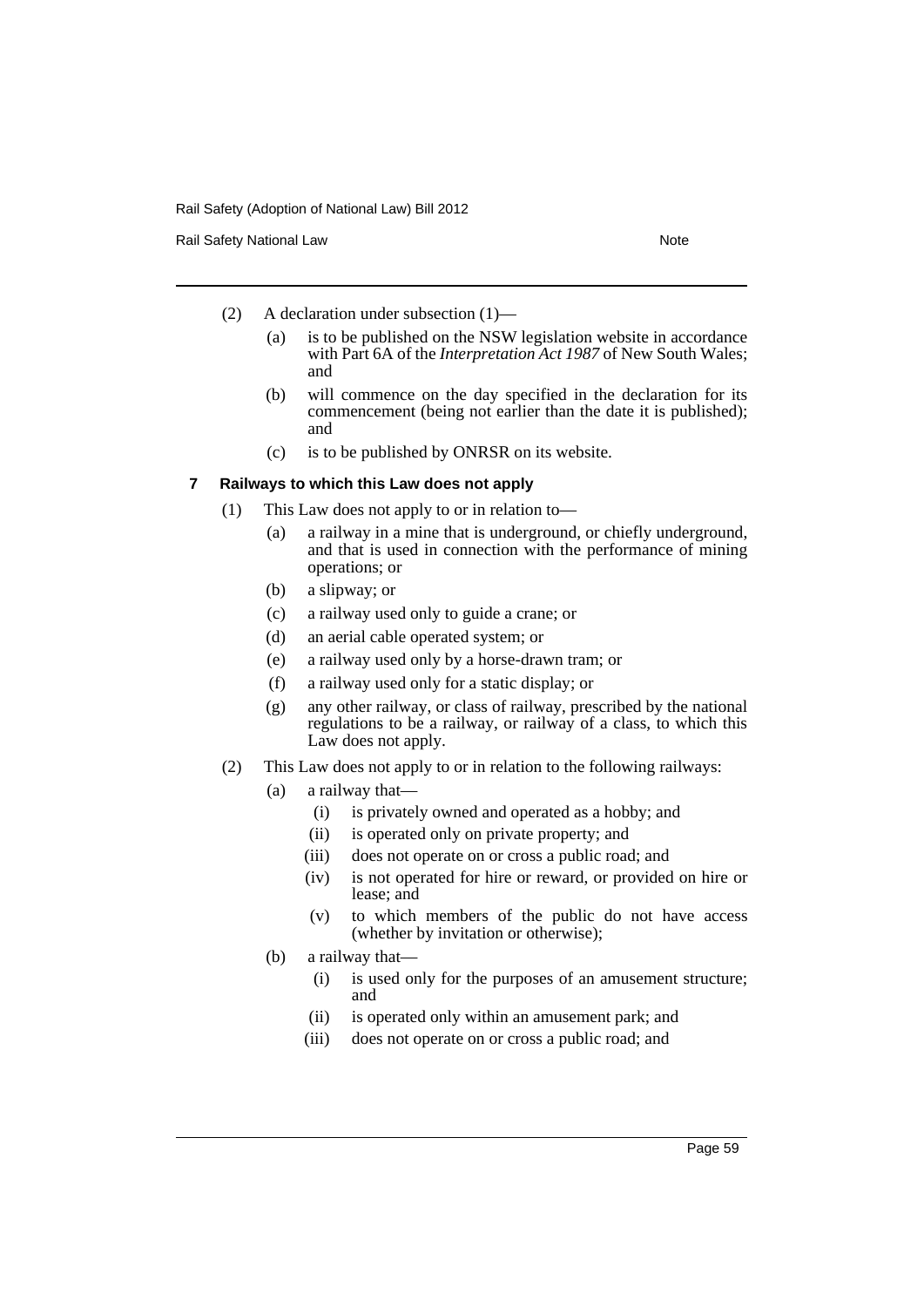(2) A declaration under subsection (1)—

(a) is to be published on the NSW legislation website in accordance with Part 6A of the *Interpretation Act 1987* of New South Wales; and

(b) will commence on the day specified in the declaration for its commencement (being not earlier than the date it is published); and

(c) is to be published by ONRSR on its website.

### 7 Railways to which this Law does not apply

(1) This Law does not apply to or in relation to—

(a) a railway in a mine that is underground, or chiefly underground, and that is used in connection with the performance of mining operations; or

(b) a slipway; or

(c) a railway used only to guide a crane; or

(d) an aerial cable operated system; or

(e) a railway used only by a horse-drawn tram; or

(f) a railway used only for a static display; or

(g) any other railway, or class of railway, prescribed by the national regulations to be a railway, or railway of a class, to which this Law does not apply.

(2) This Law does not apply to or in relation to the following railways:

(a) a railway that—

(i) is privately owned and operated as a hobby; and

(ii) is operated only on private property; and

(iii) does not operate on or cross a public road; and

(iv) is not operated for hire or reward, or provided on hire or lease; and

(v) to which members of the public do not have access (whether by invitation or otherwise);

(b) a railway that—

(i) is used only for the purposes of an amusement structure; and

(ii) is operated only within an amusement park; and

(iii) does not operate on or cross a public road; and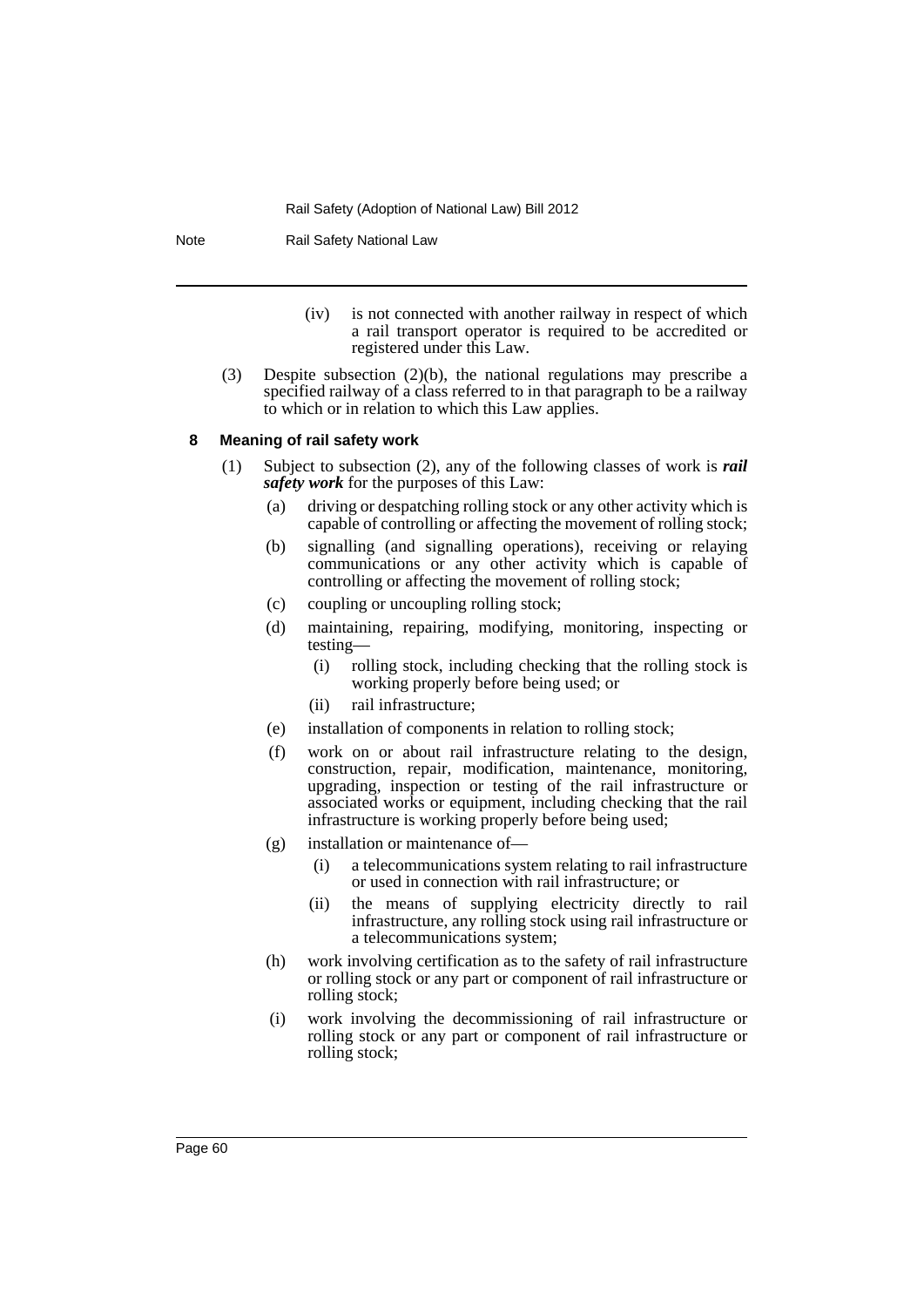(iv) is not connected with another railway in respect of which a rail transport operator is required to be accredited or registered under this Law.

(3) Despite subsection (2)(b), the national regulations may prescribe a specified railway of a class referred to in that paragraph to be a railway to which or in relation to which this Law applies.

### 8 Meaning of rail safety work

(1) Subject to subsection (2), any of the following classes of work is ***rail safety work*** for the purposes of this Law:

(a) driving or despatching rolling stock or any other activity which is capable of controlling or affecting the movement of rolling stock;

(b) signalling (and signalling operations), receiving or relaying communications or any other activity which is capable of controlling or affecting the movement of rolling stock;

(c) coupling or uncoupling rolling stock;

(d) maintaining, repairing, modifying, monitoring, inspecting or testing—

(i) rolling stock, including checking that the rolling stock is working properly before being used; or

(ii) rail infrastructure;

(e) installation of components in relation to rolling stock;

(f) work on or about rail infrastructure relating to the design, construction, repair, modification, maintenance, monitoring, upgrading, inspection or testing of the rail infrastructure or associated works or equipment, including checking that the rail infrastructure is working properly before being used;

(g) installation or maintenance of—

(i) a telecommunications system relating to rail infrastructure or used in connection with rail infrastructure; or

(ii) the means of supplying electricity directly to rail infrastructure, any rolling stock using rail infrastructure or a telecommunications system;

(h) work involving certification as to the safety of rail infrastructure or rolling stock or any part or component of rail infrastructure or rolling stock;

(i) work involving the decommissioning of rail infrastructure or rolling stock or any part or component of rail infrastructure or rolling stock;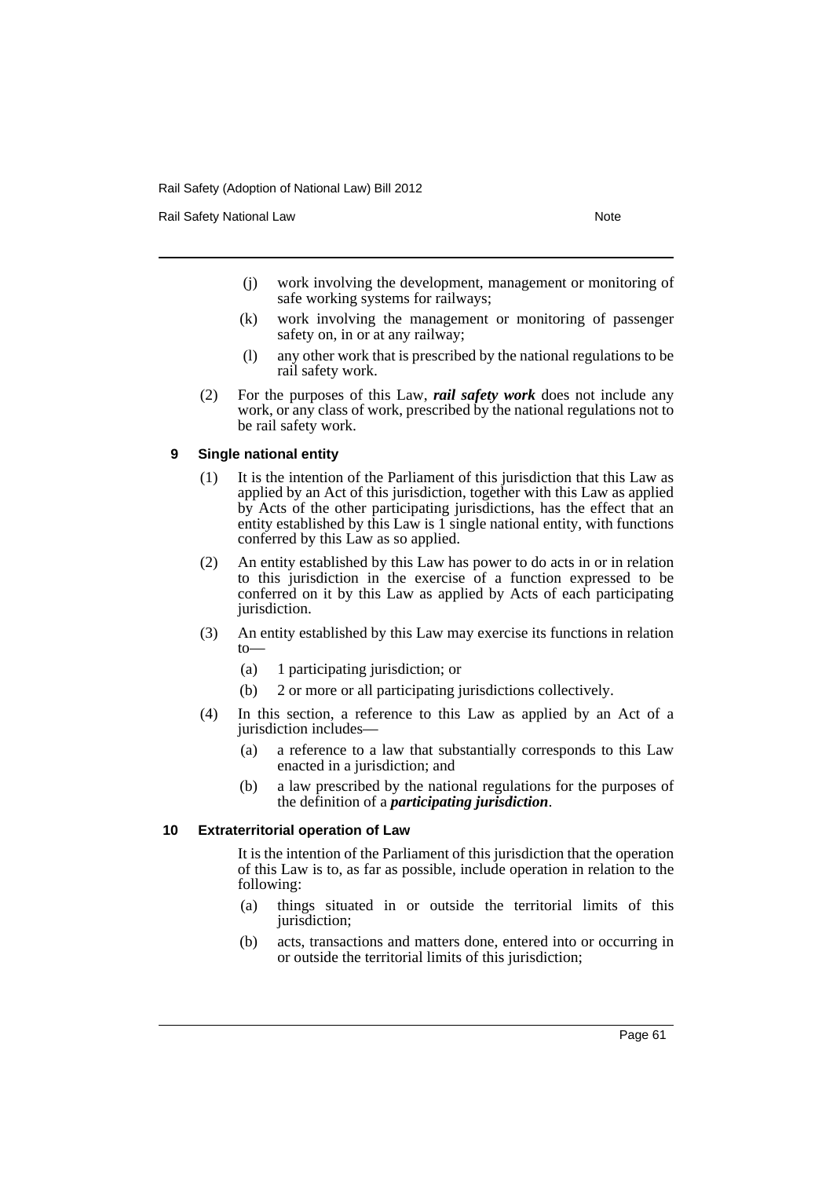(j) work involving the development, management or monitoring of safe working systems for railways;

(k) work involving the management or monitoring of passenger safety on, in or at any railway;

(l) any other work that is prescribed by the national regulations to be rail safety work.

(2) For the purposes of this Law, ***rail safety work*** does not include any work, or any class of work, prescribed by the national regulations not to be rail safety work.

### 9 Single national entity

(1) It is the intention of the Parliament of this jurisdiction that this Law as applied by an Act of this jurisdiction, together with this Law as applied by Acts of the other participating jurisdictions, has the effect that an entity established by this Law is 1 single national entity, with functions conferred by this Law as so applied.

(2) An entity established by this Law has power to do acts in or in relation to this jurisdiction in the exercise of a function expressed to be conferred on it by this Law as applied by Acts of each participating jurisdiction.

(3) An entity established by this Law may exercise its functions in relation to—

(a) 1 participating jurisdiction; or

(b) 2 or more or all participating jurisdictions collectively.

(4) In this section, a reference to this Law as applied by an Act of a jurisdiction includes—

(a) a reference to a law that substantially corresponds to this Law enacted in a jurisdiction; and

(b) a law prescribed by the national regulations for the purposes of the definition of a ***participating jurisdiction***.

### 10 Extraterritorial operation of Law

It is the intention of the Parliament of this jurisdiction that the operation of this Law is to, as far as possible, include operation in relation to the following:

(a) things situated in or outside the territorial limits of this jurisdiction;

(b) acts, transactions and matters done, entered into or occurring in or outside the territorial limits of this jurisdiction;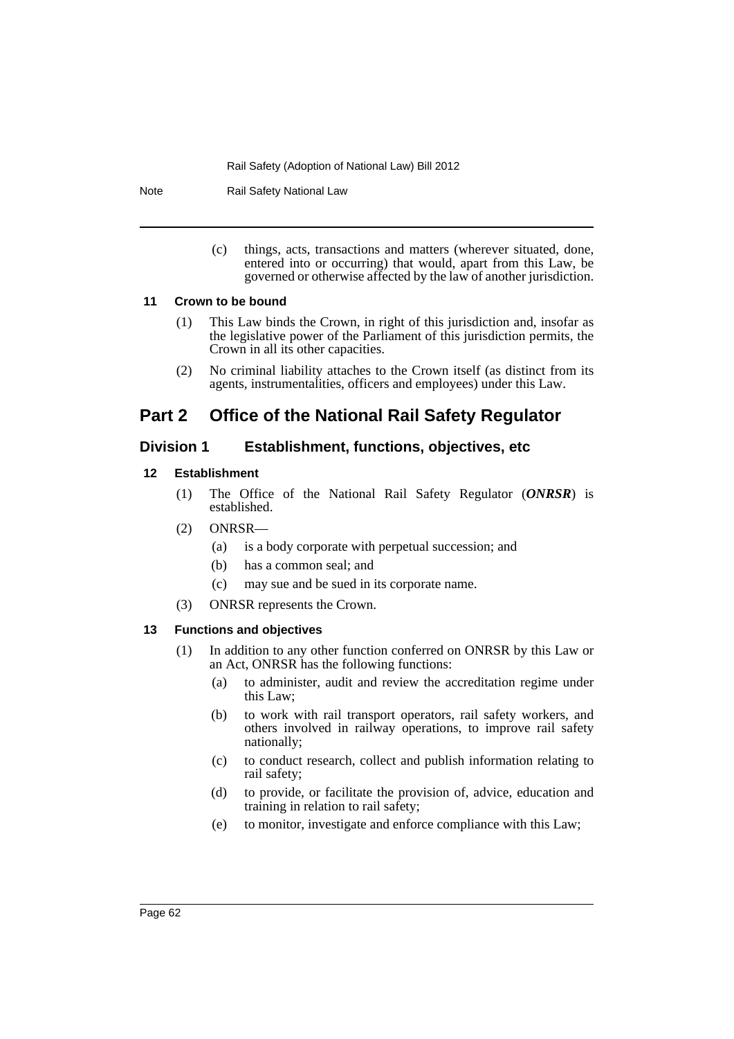(c) things, acts, transactions and matters (wherever situated, done, entered into or occurring) that would, apart from this Law, be governed or otherwise affected by the law of another jurisdiction.

### 11 Crown to be bound

(1) This Law binds the Crown, in right of this jurisdiction and, insofar as the legislative power of the Parliament of this jurisdiction permits, the Crown in all its other capacities.

(2) No criminal liability attaches to the Crown itself (as distinct from its agents, instrumentalities, officers and employees) under this Law.

# Part 2 Office of the National Rail Safety Regulator

## Division 1 Establishment, functions, objectives, etc

### 12 Establishment

(1) The Office of the National Rail Safety Regulator (***ONRSR***) is established.

(2) ONRSR—

- (a) is a body corporate with perpetual succession; and
- (b) has a common seal; and
- (c) may sue and be sued in its corporate name.

(3) ONRSR represents the Crown.

### 13 Functions and objectives

(1) In addition to any other function conferred on ONRSR by this Law or an Act, ONRSR has the following functions:

- (a) to administer, audit and review the accreditation regime under this Law;
- (b) to work with rail transport operators, rail safety workers, and others involved in railway operations, to improve rail safety nationally;
- (c) to conduct research, collect and publish information relating to rail safety;
- (d) to provide, or facilitate the provision of, advice, education and training in relation to rail safety;
- (e) to monitor, investigate and enforce compliance with this Law;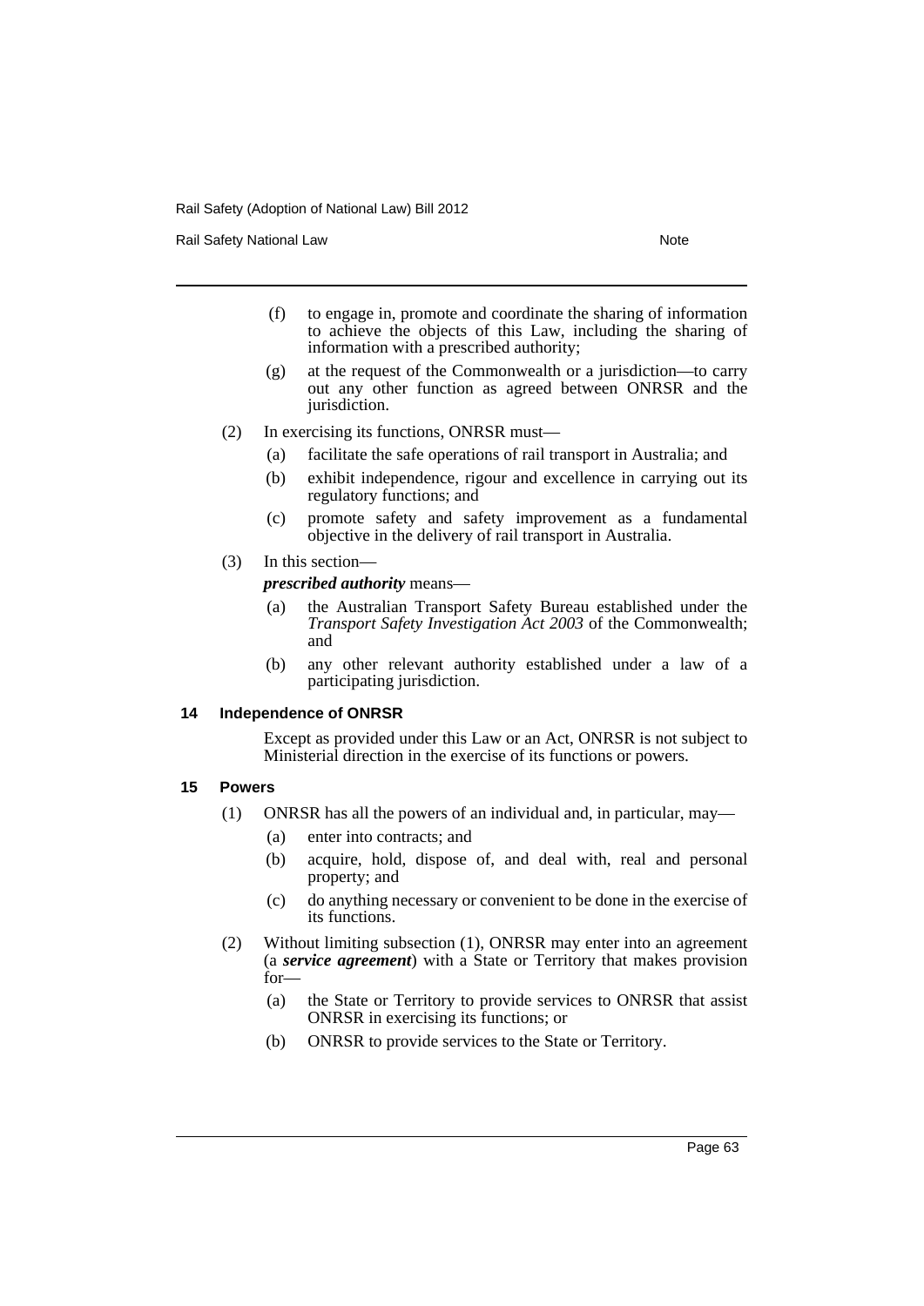(f) to engage in, promote and coordinate the sharing of information to achieve the objects of this Law, including the sharing of information with a prescribed authority;

(g) at the request of the Commonwealth or a jurisdiction—to carry out any other function as agreed between ONRSR and the jurisdiction.

(2) In exercising its functions, ONRSR must—

(a) facilitate the safe operations of rail transport in Australia; and

(b) exhibit independence, rigour and excellence in carrying out its regulatory functions; and

(c) promote safety and safety improvement as a fundamental objective in the delivery of rail transport in Australia.

(3) In this section—

***prescribed authority*** means—

(a) the Australian Transport Safety Bureau established under the *Transport Safety Investigation Act 2003* of the Commonwealth; and

(b) any other relevant authority established under a law of a participating jurisdiction.

### 14 Independence of ONRSR

Except as provided under this Law or an Act, ONRSR is not subject to Ministerial direction in the exercise of its functions or powers.

### 15 Powers

(1) ONRSR has all the powers of an individual and, in particular, may—

(a) enter into contracts; and

(b) acquire, hold, dispose of, and deal with, real and personal property; and

(c) do anything necessary or convenient to be done in the exercise of its functions.

(2) Without limiting subsection (1), ONRSR may enter into an agreement (a ***service agreement***) with a State or Territory that makes provision for—

(a) the State or Territory to provide services to ONRSR that assist ONRSR in exercising its functions; or

(b) ONRSR to provide services to the State or Territory.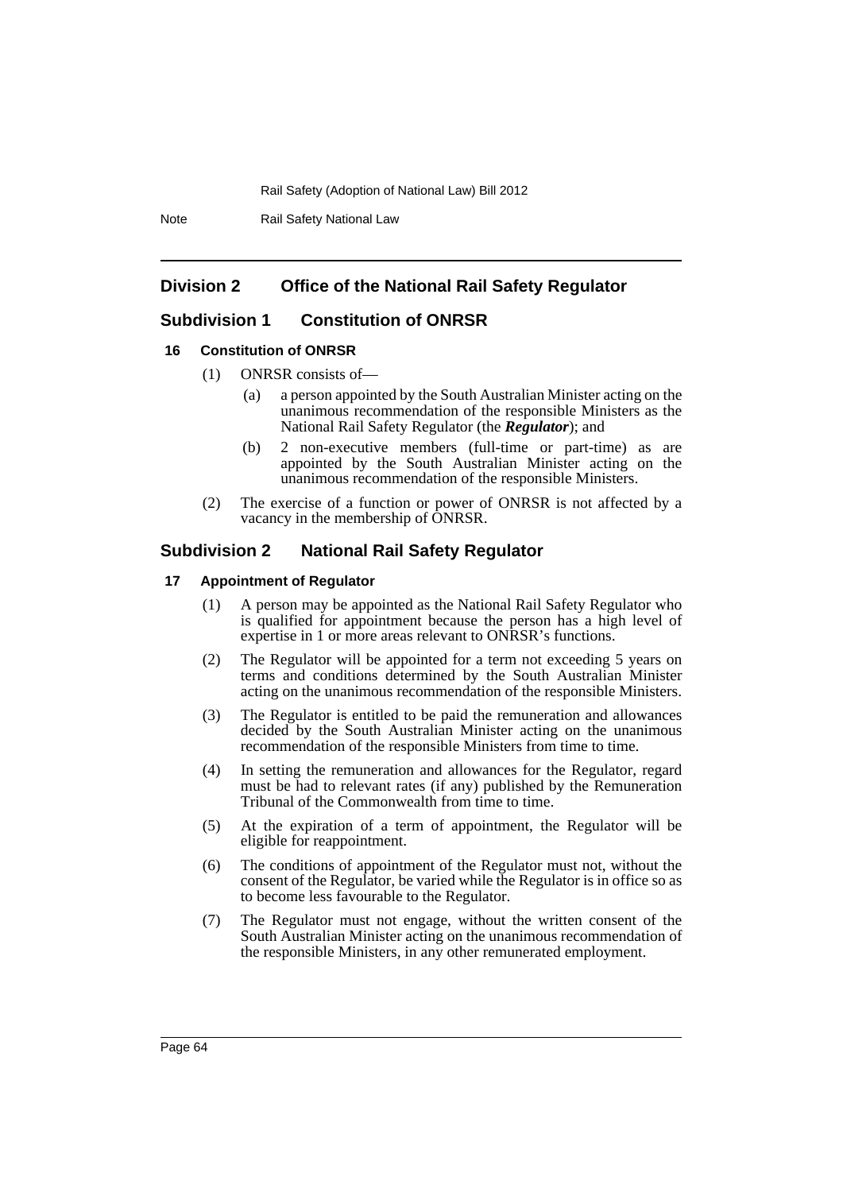## Division 2 Office of the National Rail Safety Regulator

### Subdivision 1 Constitution of ONRSR

#### 16 Constitution of ONRSR

(1) ONRSR consists of—

(a) a person appointed by the South Australian Minister acting on the unanimous recommendation of the responsible Ministers as the National Rail Safety Regulator (the ***Regulator***); and

(b) 2 non-executive members (full-time or part-time) as are appointed by the South Australian Minister acting on the unanimous recommendation of the responsible Ministers.

(2) The exercise of a function or power of ONRSR is not affected by a vacancy in the membership of ONRSR.

### Subdivision 2 National Rail Safety Regulator

#### 17 Appointment of Regulator

(1) A person may be appointed as the National Rail Safety Regulator who is qualified for appointment because the person has a high level of expertise in 1 or more areas relevant to ONRSR's functions.

(2) The Regulator will be appointed for a term not exceeding 5 years on terms and conditions determined by the South Australian Minister acting on the unanimous recommendation of the responsible Ministers.

(3) The Regulator is entitled to be paid the remuneration and allowances decided by the South Australian Minister acting on the unanimous recommendation of the responsible Ministers from time to time.

(4) In setting the remuneration and allowances for the Regulator, regard must be had to relevant rates (if any) published by the Remuneration Tribunal of the Commonwealth from time to time.

(5) At the expiration of a term of appointment, the Regulator will be eligible for reappointment.

(6) The conditions of appointment of the Regulator must not, without the consent of the Regulator, be varied while the Regulator is in office so as to become less favourable to the Regulator.

(7) The Regulator must not engage, without the written consent of the South Australian Minister acting on the unanimous recommendation of the responsible Ministers, in any other remunerated employment.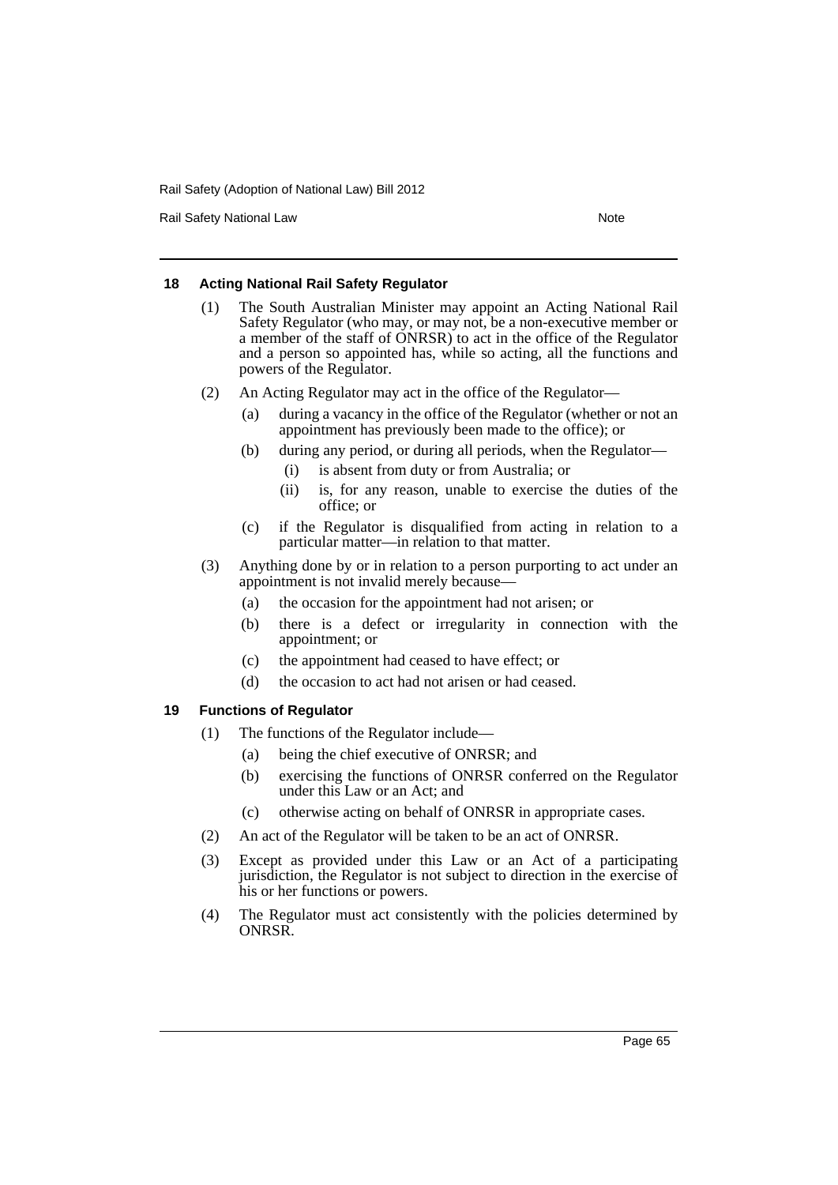### 18 Acting National Rail Safety Regulator

(1) The South Australian Minister may appoint an Acting National Rail Safety Regulator (who may, or may not, be a non-executive member or a member of the staff of ONRSR) to act in the office of the Regulator and a person so appointed has, while so acting, all the functions and powers of the Regulator.

(2) An Acting Regulator may act in the office of the Regulator—

  (a) during a vacancy in the office of the Regulator (whether or not an appointment has previously been made to the office); or

  (b) during any period, or during all periods, when the Regulator—

    (i) is absent from duty or from Australia; or

    (ii) is, for any reason, unable to exercise the duties of the office; or

  (c) if the Regulator is disqualified from acting in relation to a particular matter—in relation to that matter.

(3) Anything done by or in relation to a person purporting to act under an appointment is not invalid merely because—

  (a) the occasion for the appointment had not arisen; or

  (b) there is a defect or irregularity in connection with the appointment; or

  (c) the appointment had ceased to have effect; or

  (d) the occasion to act had not arisen or had ceased.

### 19 Functions of Regulator

(1) The functions of the Regulator include—

  (a) being the chief executive of ONRSR; and

  (b) exercising the functions of ONRSR conferred on the Regulator under this Law or an Act; and

  (c) otherwise acting on behalf of ONRSR in appropriate cases.

(2) An act of the Regulator will be taken to be an act of ONRSR.

(3) Except as provided under this Law or an Act of a participating jurisdiction, the Regulator is not subject to direction in the exercise of his or her functions or powers.

(4) The Regulator must act consistently with the policies determined by ONRSR.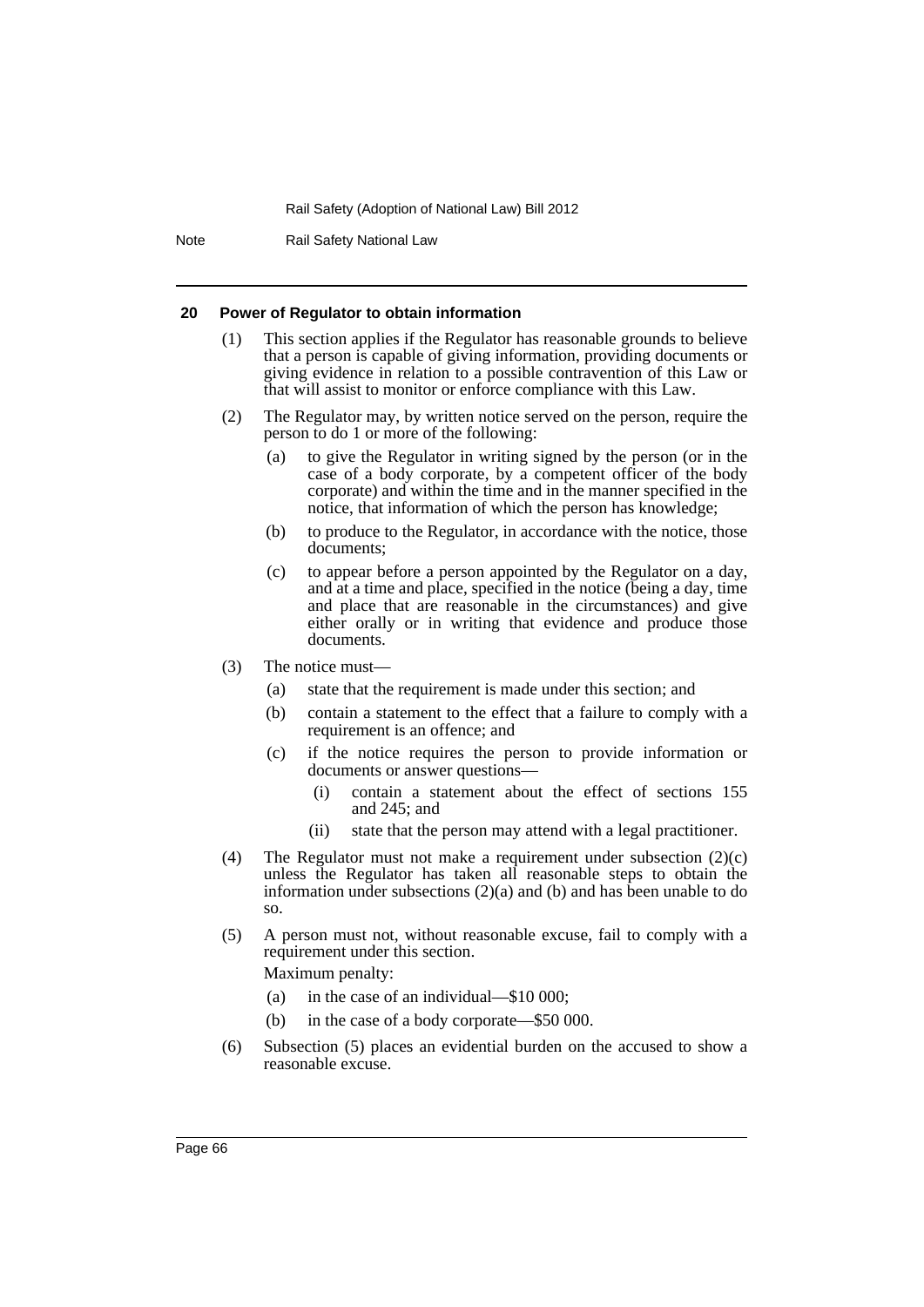#### 20 Power of Regulator to obtain information

(1) This section applies if the Regulator has reasonable grounds to believe that a person is capable of giving information, providing documents or giving evidence in relation to a possible contravention of this Law or that will assist to monitor or enforce compliance with this Law.

(2) The Regulator may, by written notice served on the person, require the person to do 1 or more of the following:

- (a) to give the Regulator in writing signed by the person (or in the case of a body corporate, by a competent officer of the body corporate) and within the time and in the manner specified in the notice, that information of which the person has knowledge;
- (b) to produce to the Regulator, in accordance with the notice, those documents;
- (c) to appear before a person appointed by the Regulator on a day, and at a time and place, specified in the notice (being a day, time and place that are reasonable in the circumstances) and give either orally or in writing that evidence and produce those documents.

(3) The notice must—

- (a) state that the requirement is made under this section; and
- (b) contain a statement to the effect that a failure to comply with a requirement is an offence; and
- (c) if the notice requires the person to provide information or documents or answer questions—
  - (i) contain a statement about the effect of sections 155 and 245; and
  - (ii) state that the person may attend with a legal practitioner.

(4) The Regulator must not make a requirement under subsection (2)(c) unless the Regulator has taken all reasonable steps to obtain the information under subsections (2)(a) and (b) and has been unable to do so.

(5) A person must not, without reasonable excuse, fail to comply with a requirement under this section.

Maximum penalty:

- (a) in the case of an individual—$10 000;
- (b) in the case of a body corporate—$50 000.

(6) Subsection (5) places an evidential burden on the accused to show a reasonable excuse.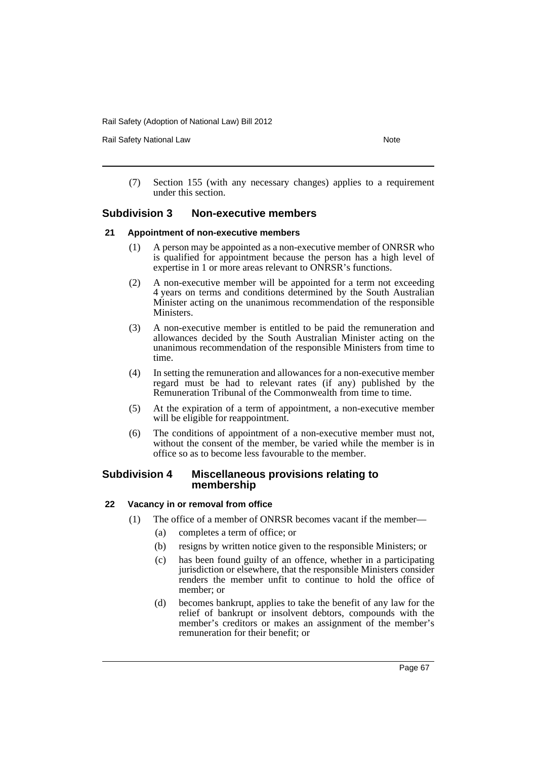(7) Section 155 (with any necessary changes) applies to a requirement under this section.

## Subdivision 3 Non-executive members

### 21 Appointment of non-executive members

(1) A person may be appointed as a non-executive member of ONRSR who is qualified for appointment because the person has a high level of expertise in 1 or more areas relevant to ONRSR's functions.

(2) A non-executive member will be appointed for a term not exceeding 4 years on terms and conditions determined by the South Australian Minister acting on the unanimous recommendation of the responsible Ministers.

(3) A non-executive member is entitled to be paid the remuneration and allowances decided by the South Australian Minister acting on the unanimous recommendation of the responsible Ministers from time to time.

(4) In setting the remuneration and allowances for a non-executive member regard must be had to relevant rates (if any) published by the Remuneration Tribunal of the Commonwealth from time to time.

(5) At the expiration of a term of appointment, a non-executive member will be eligible for reappointment.

(6) The conditions of appointment of a non-executive member must not, without the consent of the member, be varied while the member is in office so as to become less favourable to the member.

## Subdivision 4 Miscellaneous provisions relating to membership

### 22 Vacancy in or removal from office

(1) The office of a member of ONRSR becomes vacant if the member—

(a) completes a term of office; or

(b) resigns by written notice given to the responsible Ministers; or

(c) has been found guilty of an offence, whether in a participating jurisdiction or elsewhere, that the responsible Ministers consider renders the member unfit to continue to hold the office of member; or

(d) becomes bankrupt, applies to take the benefit of any law for the relief of bankrupt or insolvent debtors, compounds with the member's creditors or makes an assignment of the member's remuneration for their benefit; or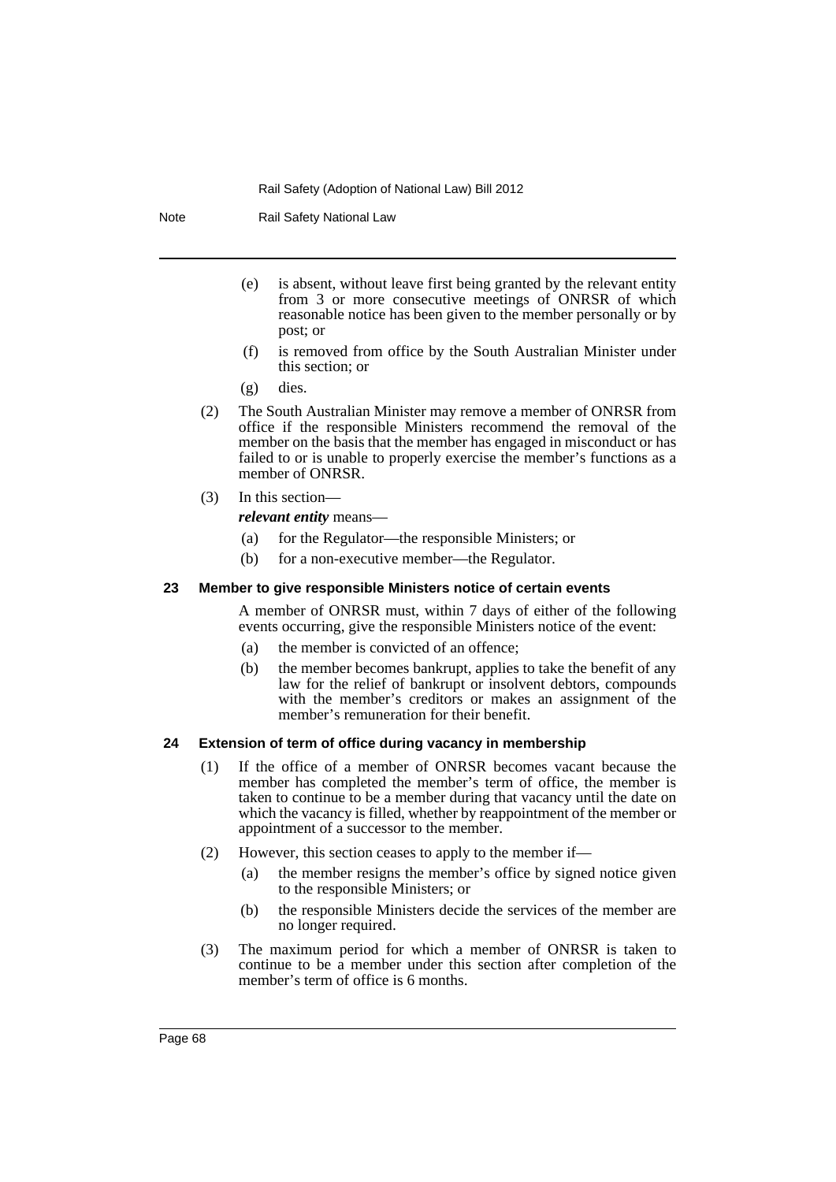(e) is absent, without leave first being granted by the relevant entity from 3 or more consecutive meetings of ONRSR of which reasonable notice has been given to the member personally or by post; or

(f) is removed from office by the South Australian Minister under this section; or

(g) dies.

(2) The South Australian Minister may remove a member of ONRSR from office if the responsible Ministers recommend the removal of the member on the basis that the member has engaged in misconduct or has failed to or is unable to properly exercise the member's functions as a member of ONRSR.

(3) In this section—

***relevant entity*** means—

(a) for the Regulator—the responsible Ministers; or

(b) for a non-executive member—the Regulator.

### 23 Member to give responsible Ministers notice of certain events

A member of ONRSR must, within 7 days of either of the following events occurring, give the responsible Ministers notice of the event:

(a) the member is convicted of an offence;

(b) the member becomes bankrupt, applies to take the benefit of any law for the relief of bankrupt or insolvent debtors, compounds with the member's creditors or makes an assignment of the member's remuneration for their benefit.

### 24 Extension of term of office during vacancy in membership

(1) If the office of a member of ONRSR becomes vacant because the member has completed the member's term of office, the member is taken to continue to be a member during that vacancy until the date on which the vacancy is filled, whether by reappointment of the member or appointment of a successor to the member.

(2) However, this section ceases to apply to the member if—

(a) the member resigns the member's office by signed notice given to the responsible Ministers; or

(b) the responsible Ministers decide the services of the member are no longer required.

(3) The maximum period for which a member of ONRSR is taken to continue to be a member under this section after completion of the member's term of office is 6 months.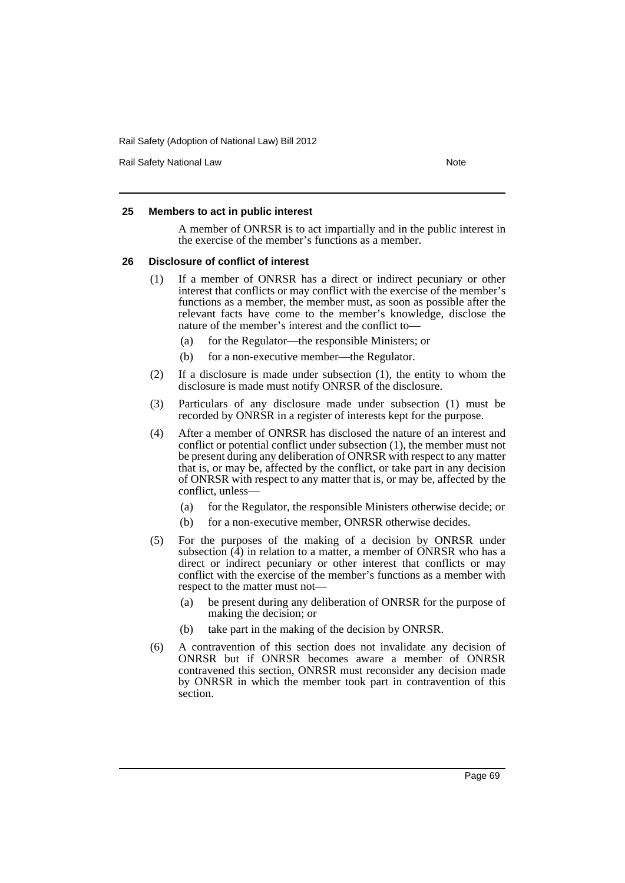#### 25 Members to act in public interest

A member of ONRSR is to act impartially and in the public interest in the exercise of the member's functions as a member.

#### 26 Disclosure of conflict of interest

(1) If a member of ONRSR has a direct or indirect pecuniary or other interest that conflicts or may conflict with the exercise of the member's functions as a member, the member must, as soon as possible after the relevant facts have come to the member's knowledge, disclose the nature of the member's interest and the conflict to—

- (a) for the Regulator—the responsible Ministers; or
- (b) for a non-executive member—the Regulator.

(2) If a disclosure is made under subsection (1), the entity to whom the disclosure is made must notify ONRSR of the disclosure.

(3) Particulars of any disclosure made under subsection (1) must be recorded by ONRSR in a register of interests kept for the purpose.

(4) After a member of ONRSR has disclosed the nature of an interest and conflict or potential conflict under subsection (1), the member must not be present during any deliberation of ONRSR with respect to any matter that is, or may be, affected by the conflict, or take part in any decision of ONRSR with respect to any matter that is, or may be, affected by the conflict, unless—

- (a) for the Regulator, the responsible Ministers otherwise decide; or
- (b) for a non-executive member, ONRSR otherwise decides.

(5) For the purposes of the making of a decision by ONRSR under subsection (4) in relation to a matter, a member of ONRSR who has a direct or indirect pecuniary or other interest that conflicts or may conflict with the exercise of the member's functions as a member with respect to the matter must not—

- (a) be present during any deliberation of ONRSR for the purpose of making the decision; or
- (b) take part in the making of the decision by ONRSR.

(6) A contravention of this section does not invalidate any decision of ONRSR but if ONRSR becomes aware a member of ONRSR contravened this section, ONRSR must reconsider any decision made by ONRSR in which the member took part in contravention of this section.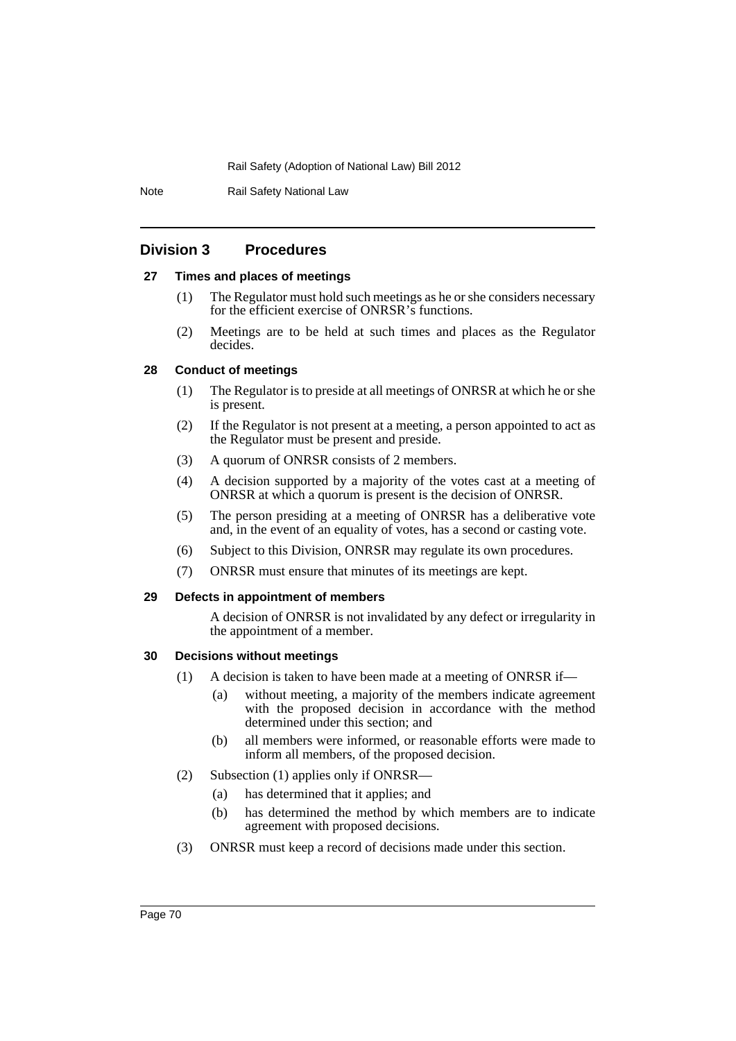## Division 3 Procedures

### 27 Times and places of meetings

(1) The Regulator must hold such meetings as he or she considers necessary for the efficient exercise of ONRSR's functions.

(2) Meetings are to be held at such times and places as the Regulator decides.

### 28 Conduct of meetings

(1) The Regulator is to preside at all meetings of ONRSR at which he or she is present.

(2) If the Regulator is not present at a meeting, a person appointed to act as the Regulator must be present and preside.

(3) A quorum of ONRSR consists of 2 members.

(4) A decision supported by a majority of the votes cast at a meeting of ONRSR at which a quorum is present is the decision of ONRSR.

(5) The person presiding at a meeting of ONRSR has a deliberative vote and, in the event of an equality of votes, has a second or casting vote.

(6) Subject to this Division, ONRSR may regulate its own procedures.

(7) ONRSR must ensure that minutes of its meetings are kept.

### 29 Defects in appointment of members

A decision of ONRSR is not invalidated by any defect or irregularity in the appointment of a member.

### 30 Decisions without meetings

(1) A decision is taken to have been made at a meeting of ONRSR if—

- (a) without meeting, a majority of the members indicate agreement with the proposed decision in accordance with the method determined under this section; and
- (b) all members were informed, or reasonable efforts were made to inform all members, of the proposed decision.

(2) Subsection (1) applies only if ONRSR—

- (a) has determined that it applies; and
- (b) has determined the method by which members are to indicate agreement with proposed decisions.

(3) ONRSR must keep a record of decisions made under this section.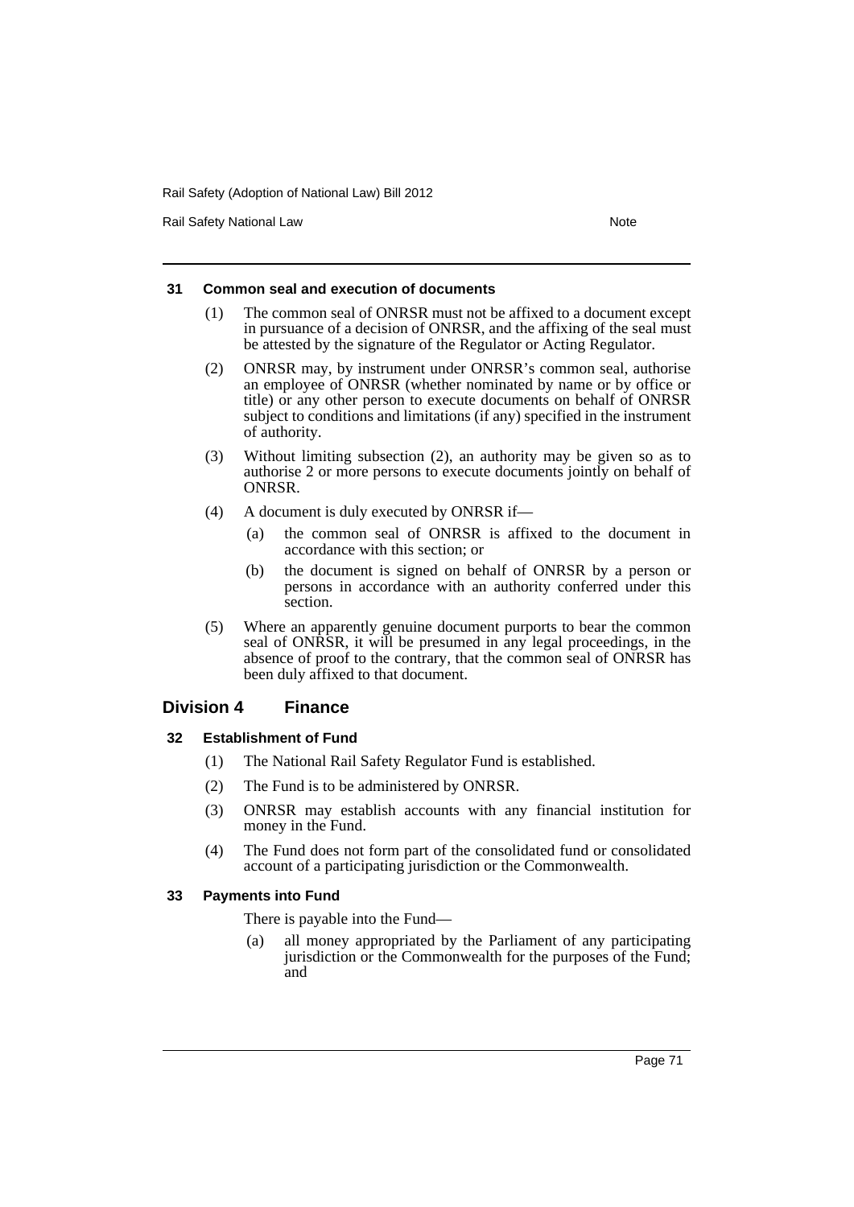#### 31 Common seal and execution of documents

(1) The common seal of ONRSR must not be affixed to a document except in pursuance of a decision of ONRSR, and the affixing of the seal must be attested by the signature of the Regulator or Acting Regulator.

(2) ONRSR may, by instrument under ONRSR's common seal, authorise an employee of ONRSR (whether nominated by name or by office or title) or any other person to execute documents on behalf of ONRSR subject to conditions and limitations (if any) specified in the instrument of authority.

(3) Without limiting subsection (2), an authority may be given so as to authorise 2 or more persons to execute documents jointly on behalf of ONRSR.

(4) A document is duly executed by ONRSR if—

- (a) the common seal of ONRSR is affixed to the document in accordance with this section; or
- (b) the document is signed on behalf of ONRSR by a person or persons in accordance with an authority conferred under this section.

(5) Where an apparently genuine document purports to bear the common seal of ONRSR, it will be presumed in any legal proceedings, in the absence of proof to the contrary, that the common seal of ONRSR has been duly affixed to that document.

### Division 4 Finance

#### 32 Establishment of Fund

(1) The National Rail Safety Regulator Fund is established.

(2) The Fund is to be administered by ONRSR.

(3) ONRSR may establish accounts with any financial institution for money in the Fund.

(4) The Fund does not form part of the consolidated fund or consolidated account of a participating jurisdiction or the Commonwealth.

#### 33 Payments into Fund

There is payable into the Fund—

- (a) all money appropriated by the Parliament of any participating jurisdiction or the Commonwealth for the purposes of the Fund; and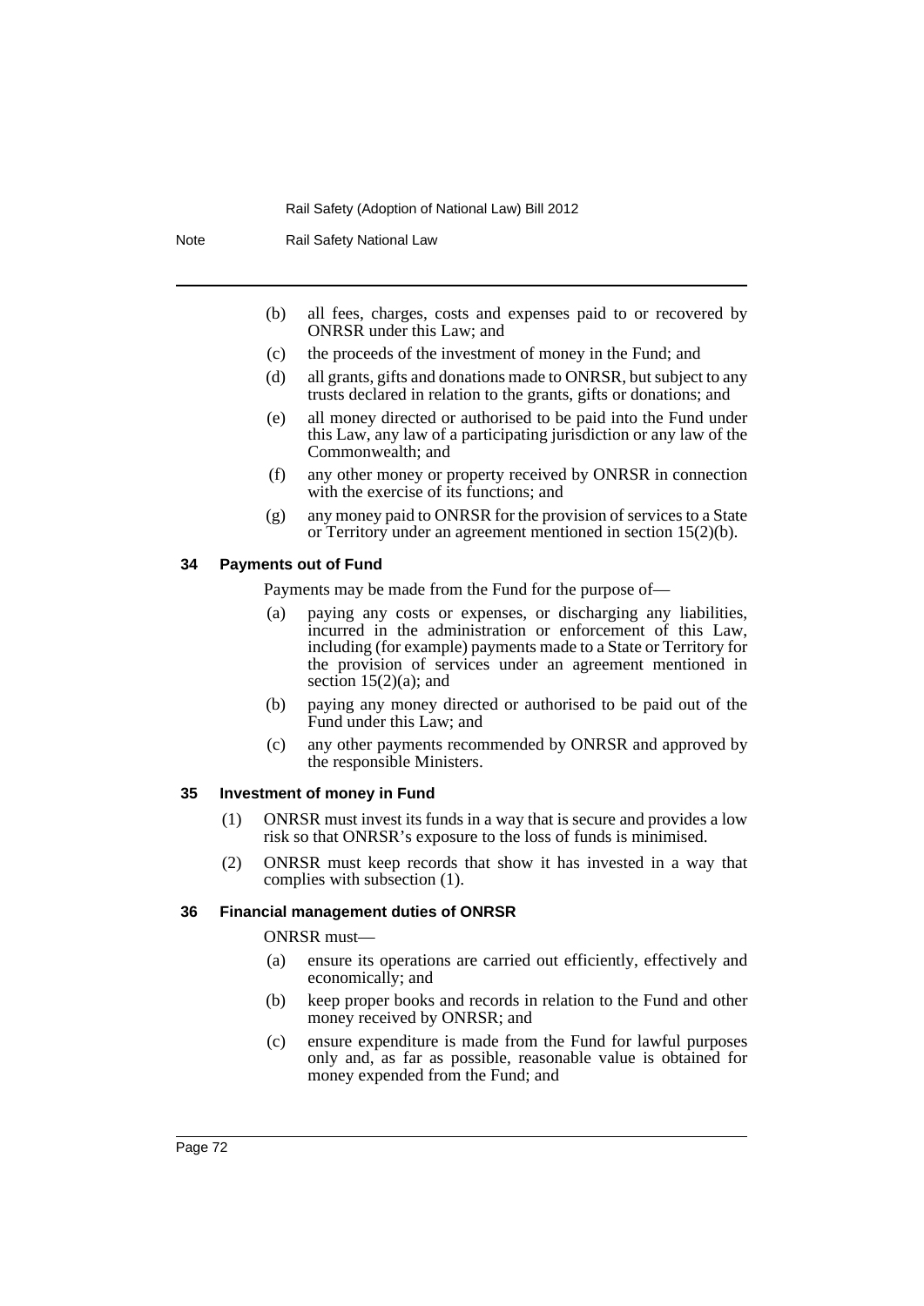(b) all fees, charges, costs and expenses paid to or recovered by ONRSR under this Law; and

(c) the proceeds of the investment of money in the Fund; and

(d) all grants, gifts and donations made to ONRSR, but subject to any trusts declared in relation to the grants, gifts or donations; and

(e) all money directed or authorised to be paid into the Fund under this Law, any law of a participating jurisdiction or any law of the Commonwealth; and

(f) any other money or property received by ONRSR in connection with the exercise of its functions; and

(g) any money paid to ONRSR for the provision of services to a State or Territory under an agreement mentioned in section 15(2)(b).

### 34 Payments out of Fund

Payments may be made from the Fund for the purpose of—

(a) paying any costs or expenses, or discharging any liabilities, incurred in the administration or enforcement of this Law, including (for example) payments made to a State or Territory for the provision of services under an agreement mentioned in section 15(2)(a); and

(b) paying any money directed or authorised to be paid out of the Fund under this Law; and

(c) any other payments recommended by ONRSR and approved by the responsible Ministers.

### 35 Investment of money in Fund

(1) ONRSR must invest its funds in a way that is secure and provides a low risk so that ONRSR's exposure to the loss of funds is minimised.

(2) ONRSR must keep records that show it has invested in a way that complies with subsection (1).

### 36 Financial management duties of ONRSR

ONRSR must—

(a) ensure its operations are carried out efficiently, effectively and economically; and

(b) keep proper books and records in relation to the Fund and other money received by ONRSR; and

(c) ensure expenditure is made from the Fund for lawful purposes only and, as far as possible, reasonable value is obtained for money expended from the Fund; and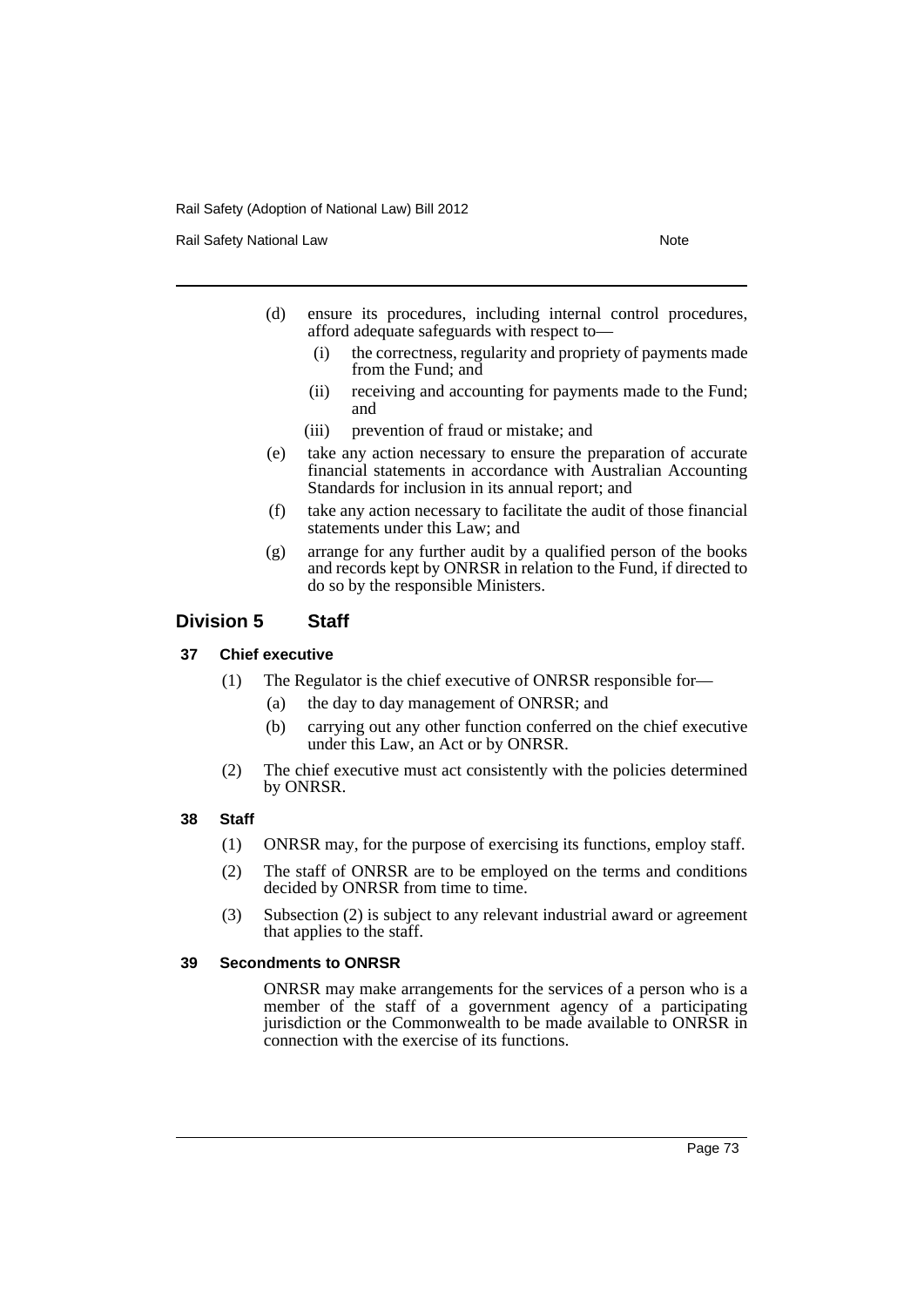(d) ensure its procedures, including internal control procedures, afford adequate safeguards with respect to—

   (i) the correctness, regularity and propriety of payments made from the Fund; and

   (ii) receiving and accounting for payments made to the Fund; and

   (iii) prevention of fraud or mistake; and

(e) take any action necessary to ensure the preparation of accurate financial statements in accordance with Australian Accounting Standards for inclusion in its annual report; and

(f) take any action necessary to facilitate the audit of those financial statements under this Law; and

(g) arrange for any further audit by a qualified person of the books and records kept by ONRSR in relation to the Fund, if directed to do so by the responsible Ministers.

## Division 5 Staff

### 37 Chief executive

(1) The Regulator is the chief executive of ONRSR responsible for—

   (a) the day to day management of ONRSR; and

   (b) carrying out any other function conferred on the chief executive under this Law, an Act or by ONRSR.

(2) The chief executive must act consistently with the policies determined by ONRSR.

### 38 Staff

(1) ONRSR may, for the purpose of exercising its functions, employ staff.

(2) The staff of ONRSR are to be employed on the terms and conditions decided by ONRSR from time to time.

(3) Subsection (2) is subject to any relevant industrial award or agreement that applies to the staff.

### 39 Secondments to ONRSR

ONRSR may make arrangements for the services of a person who is a member of the staff of a government agency of a participating jurisdiction or the Commonwealth to be made available to ONRSR in connection with the exercise of its functions.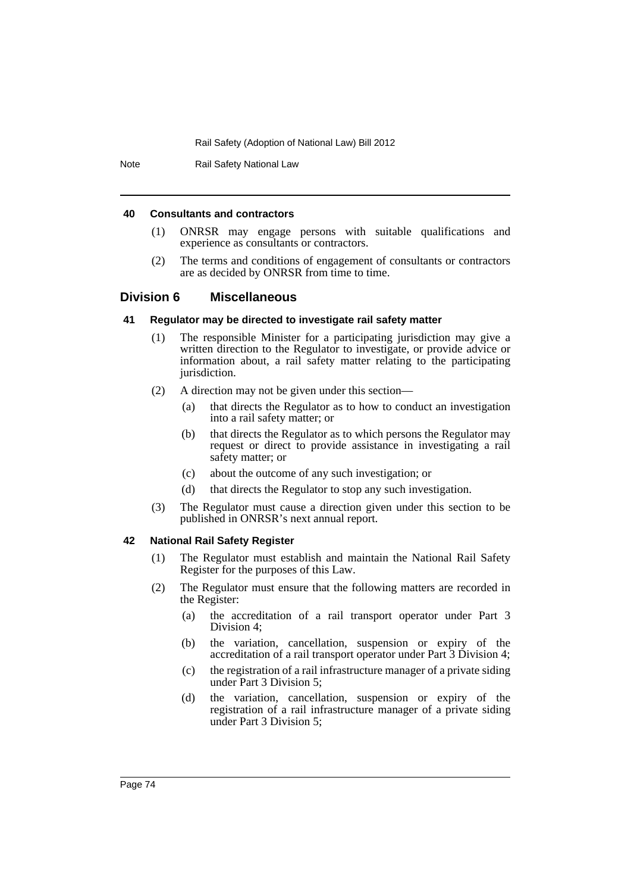#### 40 Consultants and contractors

(1) ONRSR may engage persons with suitable qualifications and experience as consultants or contractors.

(2) The terms and conditions of engagement of consultants or contractors are as decided by ONRSR from time to time.

## Division 6 Miscellaneous

#### 41 Regulator may be directed to investigate rail safety matter

(1) The responsible Minister for a participating jurisdiction may give a written direction to the Regulator to investigate, or provide advice or information about, a rail safety matter relating to the participating jurisdiction.

(2) A direction may not be given under this section—

- (a) that directs the Regulator as to how to conduct an investigation into a rail safety matter; or
- (b) that directs the Regulator as to which persons the Regulator may request or direct to provide assistance in investigating a rail safety matter; or
- (c) about the outcome of any such investigation; or
- (d) that directs the Regulator to stop any such investigation.

(3) The Regulator must cause a direction given under this section to be published in ONRSR's next annual report.

#### 42 National Rail Safety Register

(1) The Regulator must establish and maintain the National Rail Safety Register for the purposes of this Law.

(2) The Regulator must ensure that the following matters are recorded in the Register:

- (a) the accreditation of a rail transport operator under Part 3 Division 4;
- (b) the variation, cancellation, suspension or expiry of the accreditation of a rail transport operator under Part 3 Division 4;
- (c) the registration of a rail infrastructure manager of a private siding under Part 3 Division 5;
- (d) the variation, cancellation, suspension or expiry of the registration of a rail infrastructure manager of a private siding under Part 3 Division 5;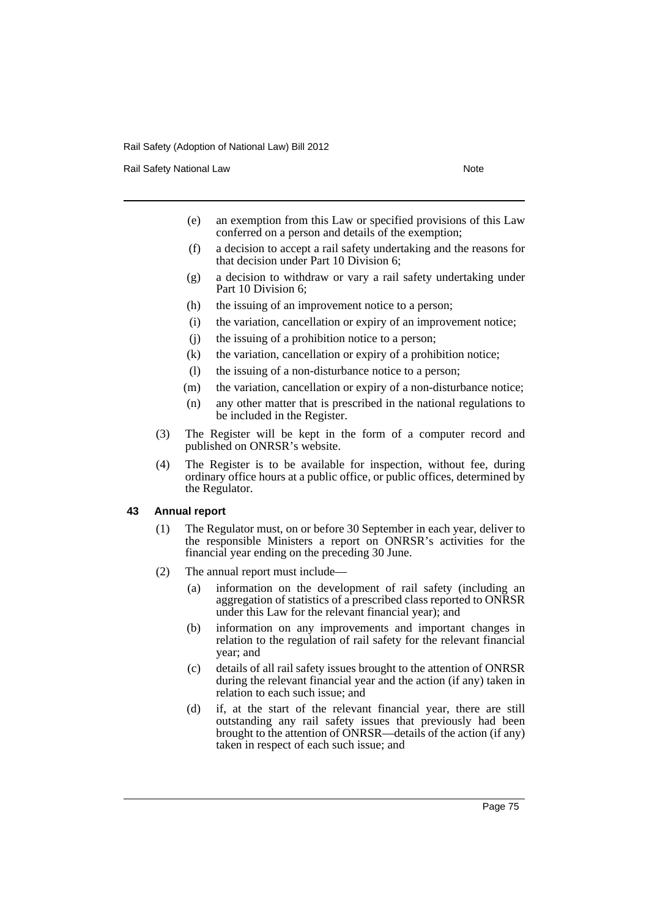(e) an exemption from this Law or specified provisions of this Law conferred on a person and details of the exemption;

(f) a decision to accept a rail safety undertaking and the reasons for that decision under Part 10 Division 6;

(g) a decision to withdraw or vary a rail safety undertaking under Part 10 Division 6;

(h) the issuing of an improvement notice to a person;

(i) the variation, cancellation or expiry of an improvement notice;

(j) the issuing of a prohibition notice to a person;

(k) the variation, cancellation or expiry of a prohibition notice;

(l) the issuing of a non-disturbance notice to a person;

(m) the variation, cancellation or expiry of a non-disturbance notice;

(n) any other matter that is prescribed in the national regulations to be included in the Register.

(3) The Register will be kept in the form of a computer record and published on ONRSR's website.

(4) The Register is to be available for inspection, without fee, during ordinary office hours at a public office, or public offices, determined by the Regulator.

### 43 Annual report

(1) The Regulator must, on or before 30 September in each year, deliver to the responsible Ministers a report on ONRSR's activities for the financial year ending on the preceding 30 June.

(2) The annual report must include—

(a) information on the development of rail safety (including an aggregation of statistics of a prescribed class reported to ONRSR under this Law for the relevant financial year); and

(b) information on any improvements and important changes in relation to the regulation of rail safety for the relevant financial year; and

(c) details of all rail safety issues brought to the attention of ONRSR during the relevant financial year and the action (if any) taken in relation to each such issue; and

(d) if, at the start of the relevant financial year, there are still outstanding any rail safety issues that previously had been brought to the attention of ONRSR—details of the action (if any) taken in respect of each such issue; and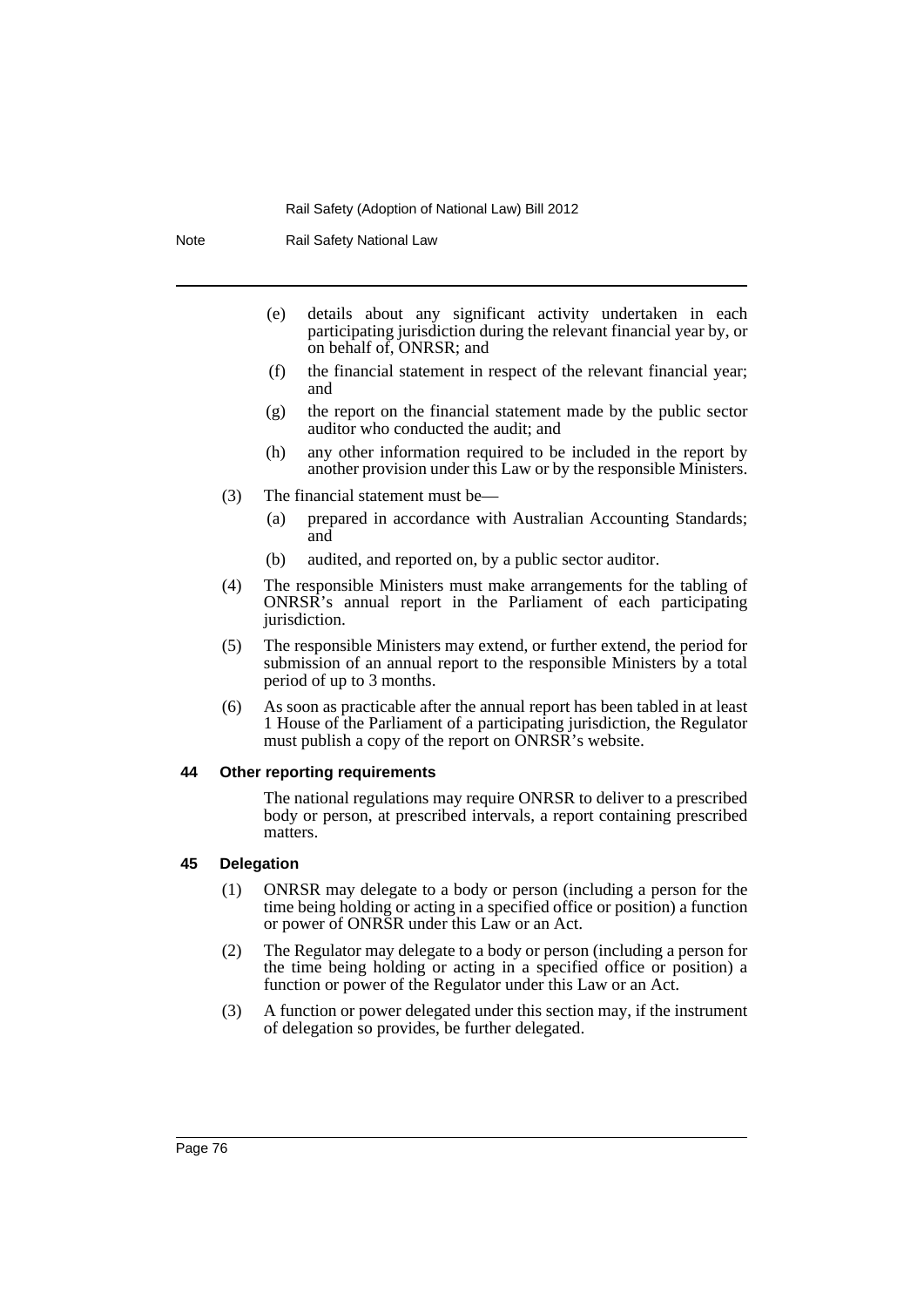(e) details about any significant activity undertaken in each participating jurisdiction during the relevant financial year by, or on behalf of, ONRSR; and

(f) the financial statement in respect of the relevant financial year; and

(g) the report on the financial statement made by the public sector auditor who conducted the audit; and

(h) any other information required to be included in the report by another provision under this Law or by the responsible Ministers.

(3) The financial statement must be—

(a) prepared in accordance with Australian Accounting Standards; and

(b) audited, and reported on, by a public sector auditor.

(4) The responsible Ministers must make arrangements for the tabling of ONRSR's annual report in the Parliament of each participating jurisdiction.

(5) The responsible Ministers may extend, or further extend, the period for submission of an annual report to the responsible Ministers by a total period of up to 3 months.

(6) As soon as practicable after the annual report has been tabled in at least 1 House of the Parliament of a participating jurisdiction, the Regulator must publish a copy of the report on ONRSR's website.

#### 44 Other reporting requirements

The national regulations may require ONRSR to deliver to a prescribed body or person, at prescribed intervals, a report containing prescribed matters.

#### 45 Delegation

(1) ONRSR may delegate to a body or person (including a person for the time being holding or acting in a specified office or position) a function or power of ONRSR under this Law or an Act.

(2) The Regulator may delegate to a body or person (including a person for the time being holding or acting in a specified office or position) a function or power of the Regulator under this Law or an Act.

(3) A function or power delegated under this section may, if the instrument of delegation so provides, be further delegated.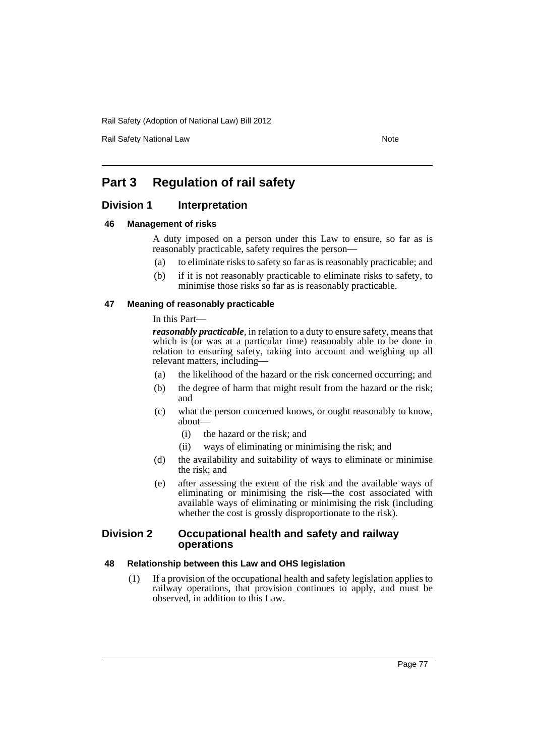# Part 3 Regulation of rail safety

## Division 1 Interpretation

### 46 Management of risks

A duty imposed on a person under this Law to ensure, so far as is reasonably practicable, safety requires the person—

(a) to eliminate risks to safety so far as is reasonably practicable; and

(b) if it is not reasonably practicable to eliminate risks to safety, to minimise those risks so far as is reasonably practicable.

### 47 Meaning of reasonably practicable

In this Part—

***reasonably practicable***, in relation to a duty to ensure safety, means that which is (or was at a particular time) reasonably able to be done in relation to ensuring safety, taking into account and weighing up all relevant matters, including—

(a) the likelihood of the hazard or the risk concerned occurring; and

(b) the degree of harm that might result from the hazard or the risk; and

(c) what the person concerned knows, or ought reasonably to know, about—

  (i) the hazard or the risk; and

  (ii) ways of eliminating or minimising the risk; and

(d) the availability and suitability of ways to eliminate or minimise the risk; and

(e) after assessing the extent of the risk and the available ways of eliminating or minimising the risk—the cost associated with available ways of eliminating or minimising the risk (including whether the cost is grossly disproportionate to the risk).

## Division 2 Occupational health and safety and railway operations

### 48 Relationship between this Law and OHS legislation

(1) If a provision of the occupational health and safety legislation applies to railway operations, that provision continues to apply, and must be observed, in addition to this Law.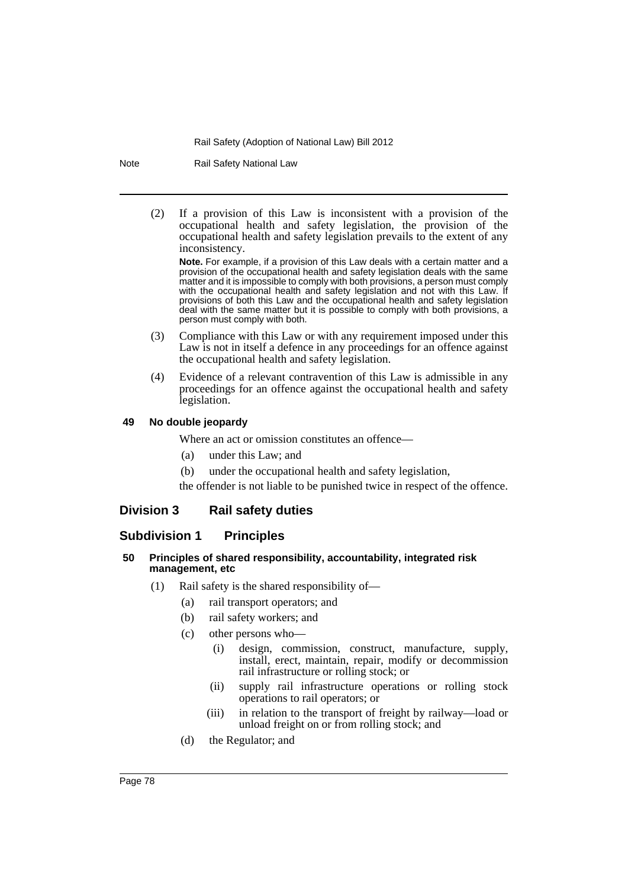(2) If a provision of this Law is inconsistent with a provision of the occupational health and safety legislation, the provision of the occupational health and safety legislation prevails to the extent of any inconsistency.

**Note.** For example, if a provision of this Law deals with a certain matter and a provision of the occupational health and safety legislation deals with the same matter and it is impossible to comply with both provisions, a person must comply with the occupational health and safety legislation and not with this Law. If provisions of both this Law and the occupational health and safety legislation deal with the same matter but it is possible to comply with both provisions, a person must comply with both.

(3) Compliance with this Law or with any requirement imposed under this Law is not in itself a defence in any proceedings for an offence against the occupational health and safety legislation.

(4) Evidence of a relevant contravention of this Law is admissible in any proceedings for an offence against the occupational health and safety legislation.

#### 49 No double jeopardy

Where an act or omission constitutes an offence—

(a) under this Law; and

(b) under the occupational health and safety legislation,

the offender is not liable to be punished twice in respect of the offence.

## Division 3 Rail safety duties

### Subdivision 1 Principles

#### 50 Principles of shared responsibility, accountability, integrated risk management, etc

(1) Rail safety is the shared responsibility of—

(a) rail transport operators; and

(b) rail safety workers; and

(c) other persons who—

(i) design, commission, construct, manufacture, supply, install, erect, maintain, repair, modify or decommission rail infrastructure or rolling stock; or

(ii) supply rail infrastructure operations or rolling stock operations to rail operators; or

(iii) in relation to the transport of freight by railway—load or unload freight on or from rolling stock; and

(d) the Regulator; and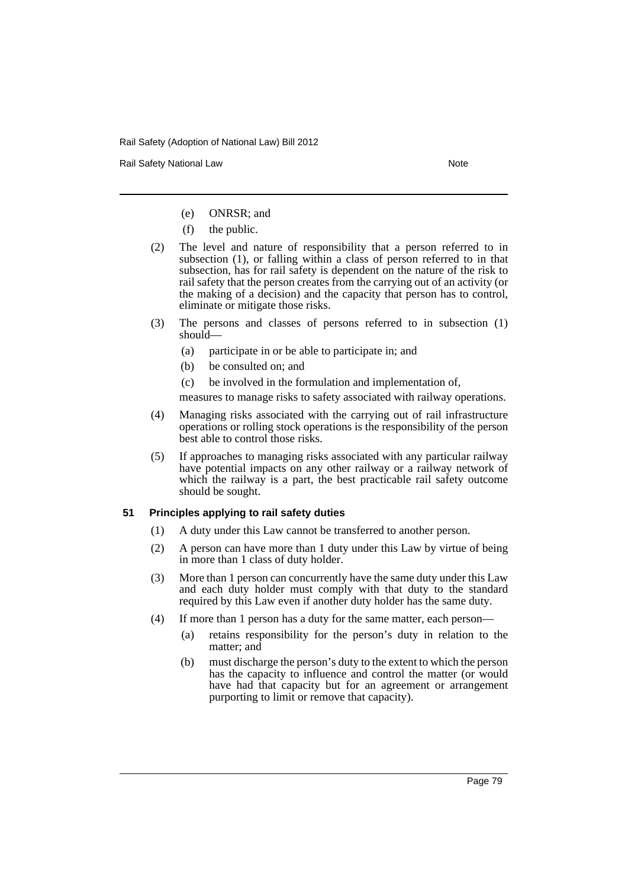(e) ONRSR; and

(f) the public.

(2) The level and nature of responsibility that a person referred to in subsection (1), or falling within a class of person referred to in that subsection, has for rail safety is dependent on the nature of the risk to rail safety that the person creates from the carrying out of an activity (or the making of a decision) and the capacity that person has to control, eliminate or mitigate those risks.

(3) The persons and classes of persons referred to in subsection (1) should—

(a) participate in or be able to participate in; and

(b) be consulted on; and

(c) be involved in the formulation and implementation of,

measures to manage risks to safety associated with railway operations.

(4) Managing risks associated with the carrying out of rail infrastructure operations or rolling stock operations is the responsibility of the person best able to control those risks.

(5) If approaches to managing risks associated with any particular railway have potential impacts on any other railway or a railway network of which the railway is a part, the best practicable rail safety outcome should be sought.

**51 Principles applying to rail safety duties**

(1) A duty under this Law cannot be transferred to another person.

(2) A person can have more than 1 duty under this Law by virtue of being in more than 1 class of duty holder.

(3) More than 1 person can concurrently have the same duty under this Law and each duty holder must comply with that duty to the standard required by this Law even if another duty holder has the same duty.

(4) If more than 1 person has a duty for the same matter, each person—

(a) retains responsibility for the person's duty in relation to the matter; and

(b) must discharge the person's duty to the extent to which the person has the capacity to influence and control the matter (or would have had that capacity but for an agreement or arrangement purporting to limit or remove that capacity).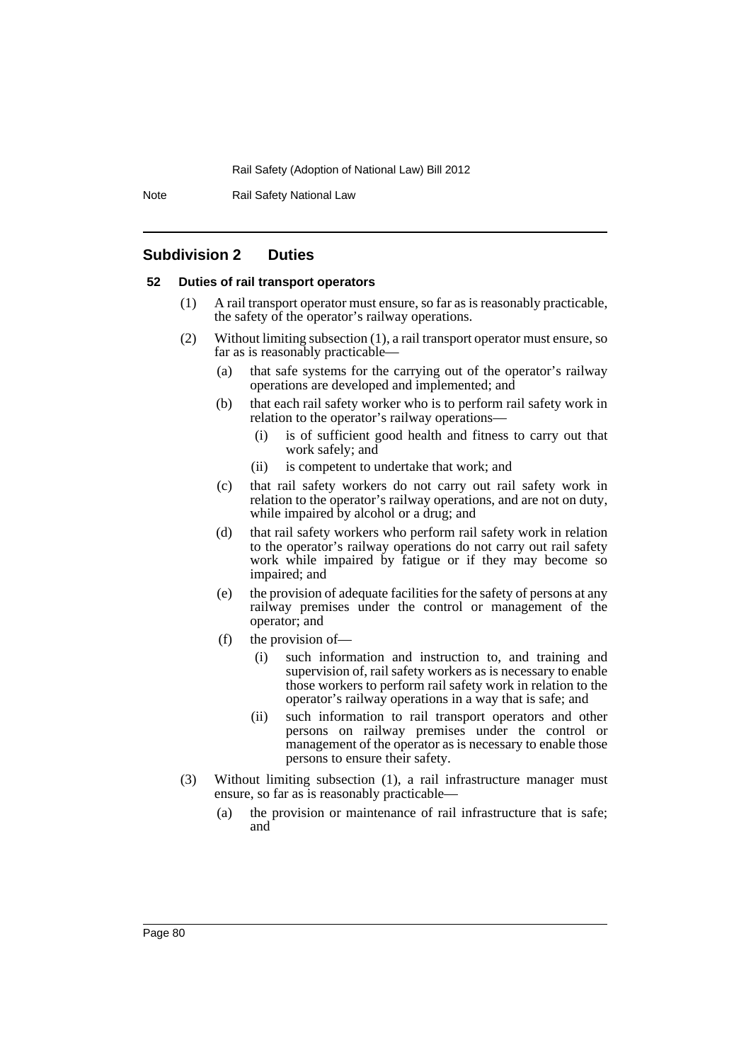## Subdivision 2 Duties

### 52 Duties of rail transport operators

(1) A rail transport operator must ensure, so far as is reasonably practicable, the safety of the operator's railway operations.

(2) Without limiting subsection (1), a rail transport operator must ensure, so far as is reasonably practicable—

(a) that safe systems for the carrying out of the operator's railway operations are developed and implemented; and

(b) that each rail safety worker who is to perform rail safety work in relation to the operator's railway operations—

(i) is of sufficient good health and fitness to carry out that work safely; and

(ii) is competent to undertake that work; and

(c) that rail safety workers do not carry out rail safety work in relation to the operator's railway operations, and are not on duty, while impaired by alcohol or a drug; and

(d) that rail safety workers who perform rail safety work in relation to the operator's railway operations do not carry out rail safety work while impaired by fatigue or if they may become so impaired; and

(e) the provision of adequate facilities for the safety of persons at any railway premises under the control or management of the operator; and

(f) the provision of—

(i) such information and instruction to, and training and supervision of, rail safety workers as is necessary to enable those workers to perform rail safety work in relation to the operator's railway operations in a way that is safe; and

(ii) such information to rail transport operators and other persons on railway premises under the control or management of the operator as is necessary to enable those persons to ensure their safety.

(3) Without limiting subsection (1), a rail infrastructure manager must ensure, so far as is reasonably practicable—

(a) the provision or maintenance of rail infrastructure that is safe; and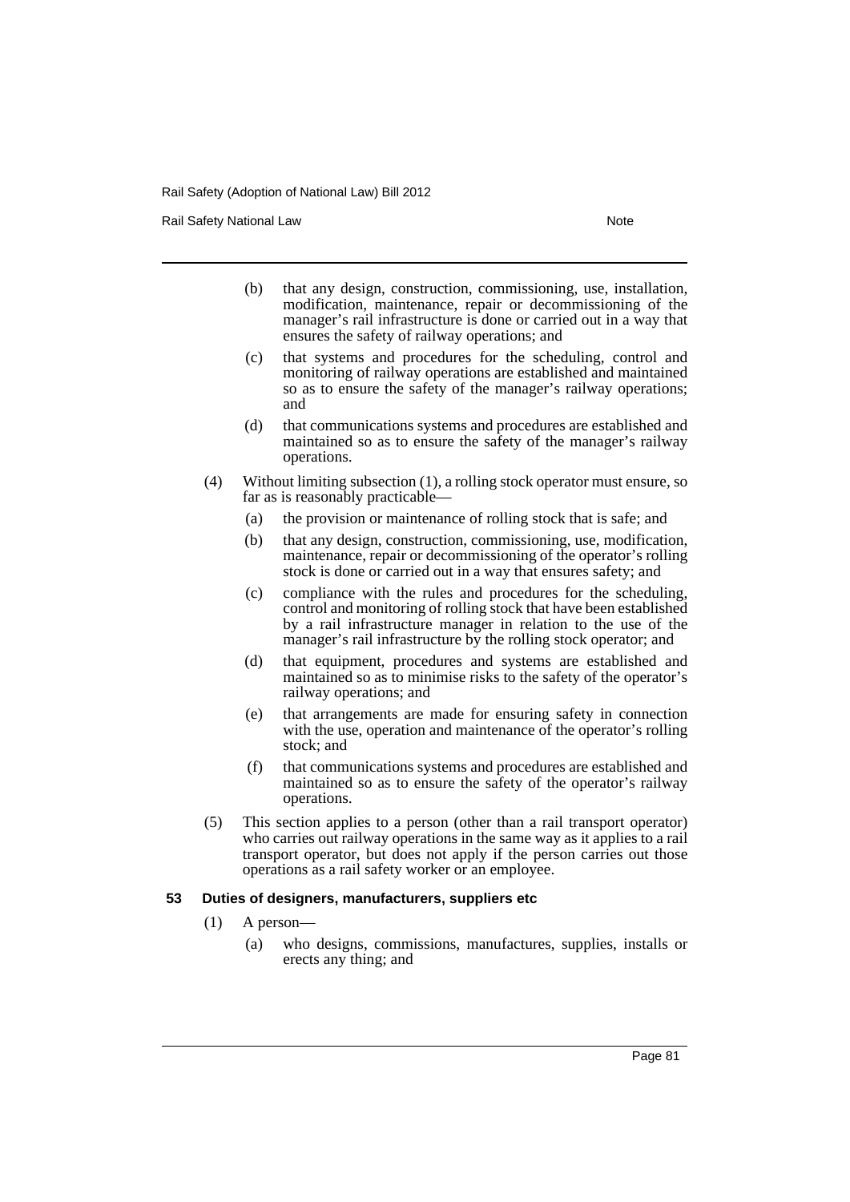(b) that any design, construction, commissioning, use, installation, modification, maintenance, repair or decommissioning of the manager's rail infrastructure is done or carried out in a way that ensures the safety of railway operations; and

(c) that systems and procedures for the scheduling, control and monitoring of railway operations are established and maintained so as to ensure the safety of the manager's railway operations; and

(d) that communications systems and procedures are established and maintained so as to ensure the safety of the manager's railway operations.

(4) Without limiting subsection (1), a rolling stock operator must ensure, so far as is reasonably practicable—

(a) the provision or maintenance of rolling stock that is safe; and

(b) that any design, construction, commissioning, use, modification, maintenance, repair or decommissioning of the operator's rolling stock is done or carried out in a way that ensures safety; and

(c) compliance with the rules and procedures for the scheduling, control and monitoring of rolling stock that have been established by a rail infrastructure manager in relation to the use of the manager's rail infrastructure by the rolling stock operator; and

(d) that equipment, procedures and systems are established and maintained so as to minimise risks to the safety of the operator's railway operations; and

(e) that arrangements are made for ensuring safety in connection with the use, operation and maintenance of the operator's rolling stock; and

(f) that communications systems and procedures are established and maintained so as to ensure the safety of the operator's railway operations.

(5) This section applies to a person (other than a rail transport operator) who carries out railway operations in the same way as it applies to a rail transport operator, but does not apply if the person carries out those operations as a rail safety worker or an employee.

### 53 Duties of designers, manufacturers, suppliers etc

(1) A person—

(a) who designs, commissions, manufactures, supplies, installs or erects any thing; and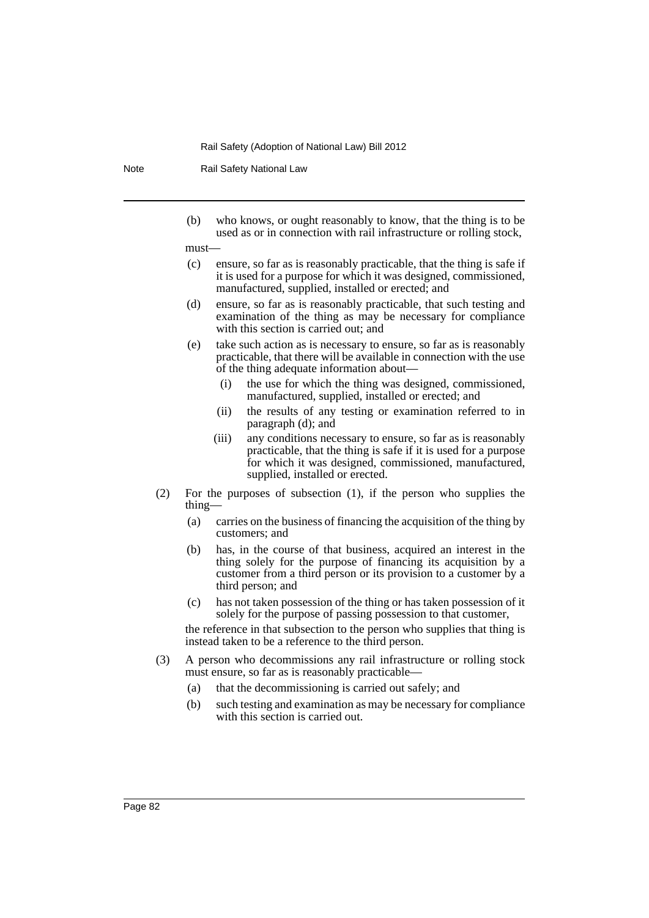(b) who knows, or ought reasonably to know, that the thing is to be used as or in connection with rail infrastructure or rolling stock,

must—

(c) ensure, so far as is reasonably practicable, that the thing is safe if it is used for a purpose for which it was designed, commissioned, manufactured, supplied, installed or erected; and

(d) ensure, so far as is reasonably practicable, that such testing and examination of the thing as may be necessary for compliance with this section is carried out; and

(e) take such action as is necessary to ensure, so far as is reasonably practicable, that there will be available in connection with the use of the thing adequate information about—

  (i) the use for which the thing was designed, commissioned, manufactured, supplied, installed or erected; and

  (ii) the results of any testing or examination referred to in paragraph (d); and

  (iii) any conditions necessary to ensure, so far as is reasonably practicable, that the thing is safe if it is used for a purpose for which it was designed, commissioned, manufactured, supplied, installed or erected.

(2) For the purposes of subsection (1), if the person who supplies the thing—

(a) carries on the business of financing the acquisition of the thing by customers; and

(b) has, in the course of that business, acquired an interest in the thing solely for the purpose of financing its acquisition by a customer from a third person or its provision to a customer by a third person; and

(c) has not taken possession of the thing or has taken possession of it solely for the purpose of passing possession to that customer,

the reference in that subsection to the person who supplies that thing is instead taken to be a reference to the third person.

(3) A person who decommissions any rail infrastructure or rolling stock must ensure, so far as is reasonably practicable—

(a) that the decommissioning is carried out safely; and

(b) such testing and examination as may be necessary for compliance with this section is carried out.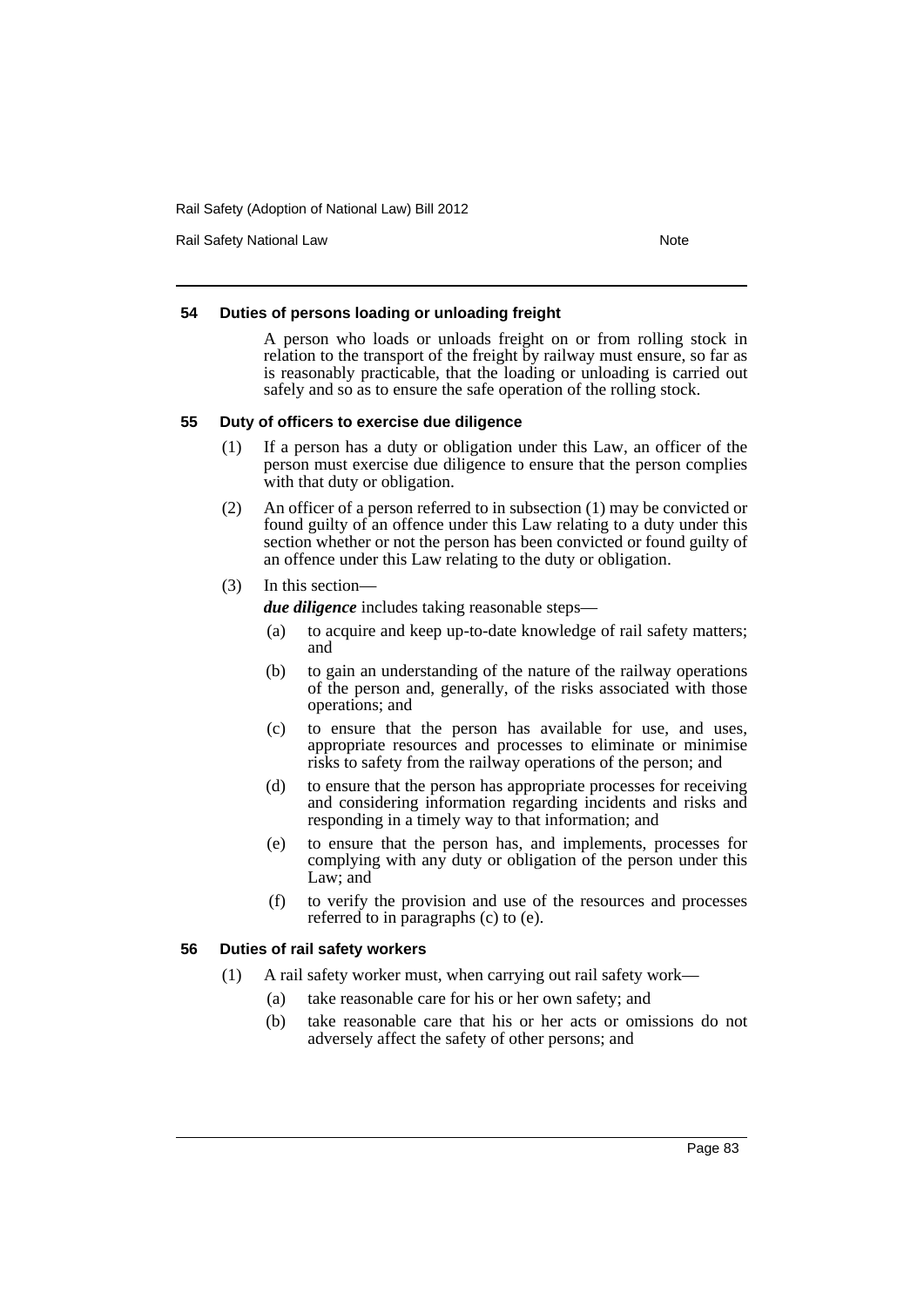#### 54 Duties of persons loading or unloading freight

A person who loads or unloads freight on or from rolling stock in relation to the transport of the freight by railway must ensure, so far as is reasonably practicable, that the loading or unloading is carried out safely and so as to ensure the safe operation of the rolling stock.

#### 55 Duty of officers to exercise due diligence

(1) If a person has a duty or obligation under this Law, an officer of the person must exercise due diligence to ensure that the person complies with that duty or obligation.

(2) An officer of a person referred to in subsection (1) may be convicted or found guilty of an offence under this Law relating to a duty under this section whether or not the person has been convicted or found guilty of an offence under this Law relating to the duty or obligation.

(3) In this section—

***due diligence*** includes taking reasonable steps—

- (a) to acquire and keep up-to-date knowledge of rail safety matters; and
- (b) to gain an understanding of the nature of the railway operations of the person and, generally, of the risks associated with those operations; and
- (c) to ensure that the person has available for use, and uses, appropriate resources and processes to eliminate or minimise risks to safety from the railway operations of the person; and
- (d) to ensure that the person has appropriate processes for receiving and considering information regarding incidents and risks and responding in a timely way to that information; and
- (e) to ensure that the person has, and implements, processes for complying with any duty or obligation of the person under this Law; and
- (f) to verify the provision and use of the resources and processes referred to in paragraphs (c) to (e).

#### 56 Duties of rail safety workers

(1) A rail safety worker must, when carrying out rail safety work—

- (a) take reasonable care for his or her own safety; and
- (b) take reasonable care that his or her acts or omissions do not adversely affect the safety of other persons; and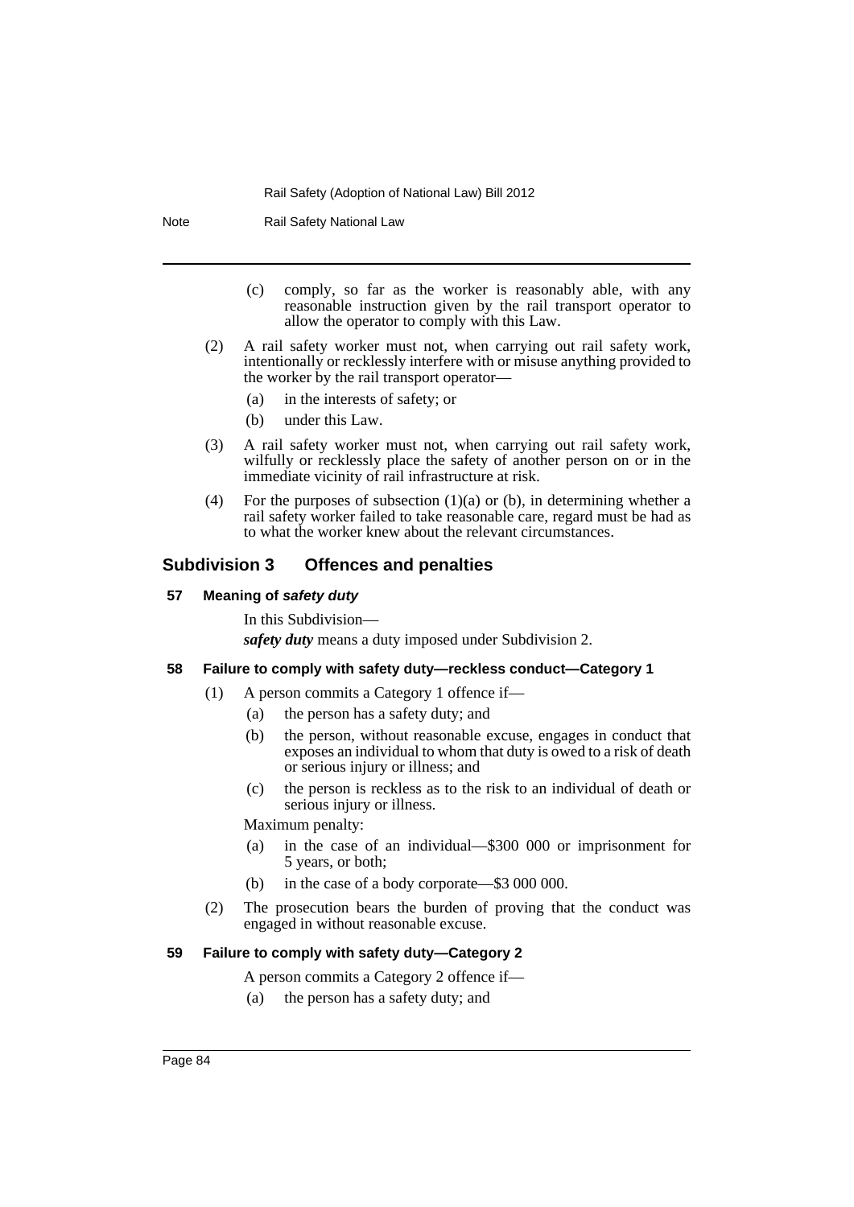(c) comply, so far as the worker is reasonably able, with any reasonable instruction given by the rail transport operator to allow the operator to comply with this Law.

(2) A rail safety worker must not, when carrying out rail safety work, intentionally or recklessly interfere with or misuse anything provided to the worker by the rail transport operator—

(a) in the interests of safety; or

(b) under this Law.

(3) A rail safety worker must not, when carrying out rail safety work, wilfully or recklessly place the safety of another person on or in the immediate vicinity of rail infrastructure at risk.

(4) For the purposes of subsection (1)(a) or (b), in determining whether a rail safety worker failed to take reasonable care, regard must be had as to what the worker knew about the relevant circumstances.

## Subdivision 3 Offences and penalties

### 57 Meaning of *safety duty*

In this Subdivision—

***safety duty*** means a duty imposed under Subdivision 2.

### 58 Failure to comply with safety duty—reckless conduct—Category 1

(1) A person commits a Category 1 offence if—

(a) the person has a safety duty; and

(b) the person, without reasonable excuse, engages in conduct that exposes an individual to whom that duty is owed to a risk of death or serious injury or illness; and

(c) the person is reckless as to the risk to an individual of death or serious injury or illness.

Maximum penalty:

(a) in the case of an individual—$300 000 or imprisonment for 5 years, or both;

(b) in the case of a body corporate—$3 000 000.

(2) The prosecution bears the burden of proving that the conduct was engaged in without reasonable excuse.

### 59 Failure to comply with safety duty—Category 2

A person commits a Category 2 offence if—

(a) the person has a safety duty; and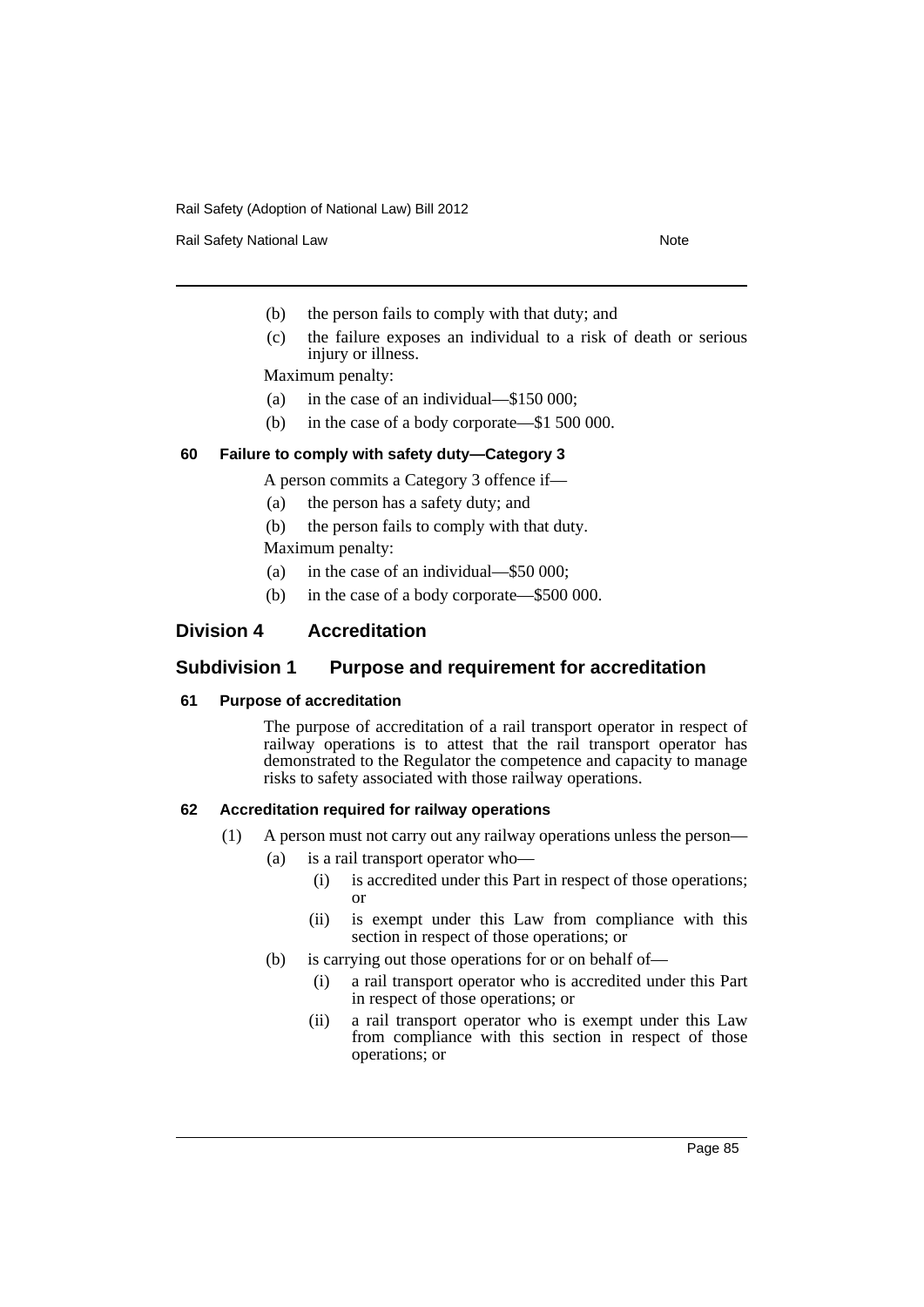(b) the person fails to comply with that duty; and

(c) the failure exposes an individual to a risk of death or serious injury or illness.

Maximum penalty:

(a) in the case of an individual—$150 000;

(b) in the case of a body corporate—$1 500 000.

#### 60 Failure to comply with safety duty—Category 3

A person commits a Category 3 offence if—

(a) the person has a safety duty; and

(b) the person fails to comply with that duty.

Maximum penalty:

(a) in the case of an individual—$50 000;

(b) in the case of a body corporate—$500 000.

## Division 4 Accreditation

### Subdivision 1 Purpose and requirement for accreditation

#### 61 Purpose of accreditation

The purpose of accreditation of a rail transport operator in respect of railway operations is to attest that the rail transport operator has demonstrated to the Regulator the competence and capacity to manage risks to safety associated with those railway operations.

#### 62 Accreditation required for railway operations

(1) A person must not carry out any railway operations unless the person—

(a) is a rail transport operator who—

(i) is accredited under this Part in respect of those operations; or

(ii) is exempt under this Law from compliance with this section in respect of those operations; or

(b) is carrying out those operations for or on behalf of—

(i) a rail transport operator who is accredited under this Part in respect of those operations; or

(ii) a rail transport operator who is exempt under this Law from compliance with this section in respect of those operations; or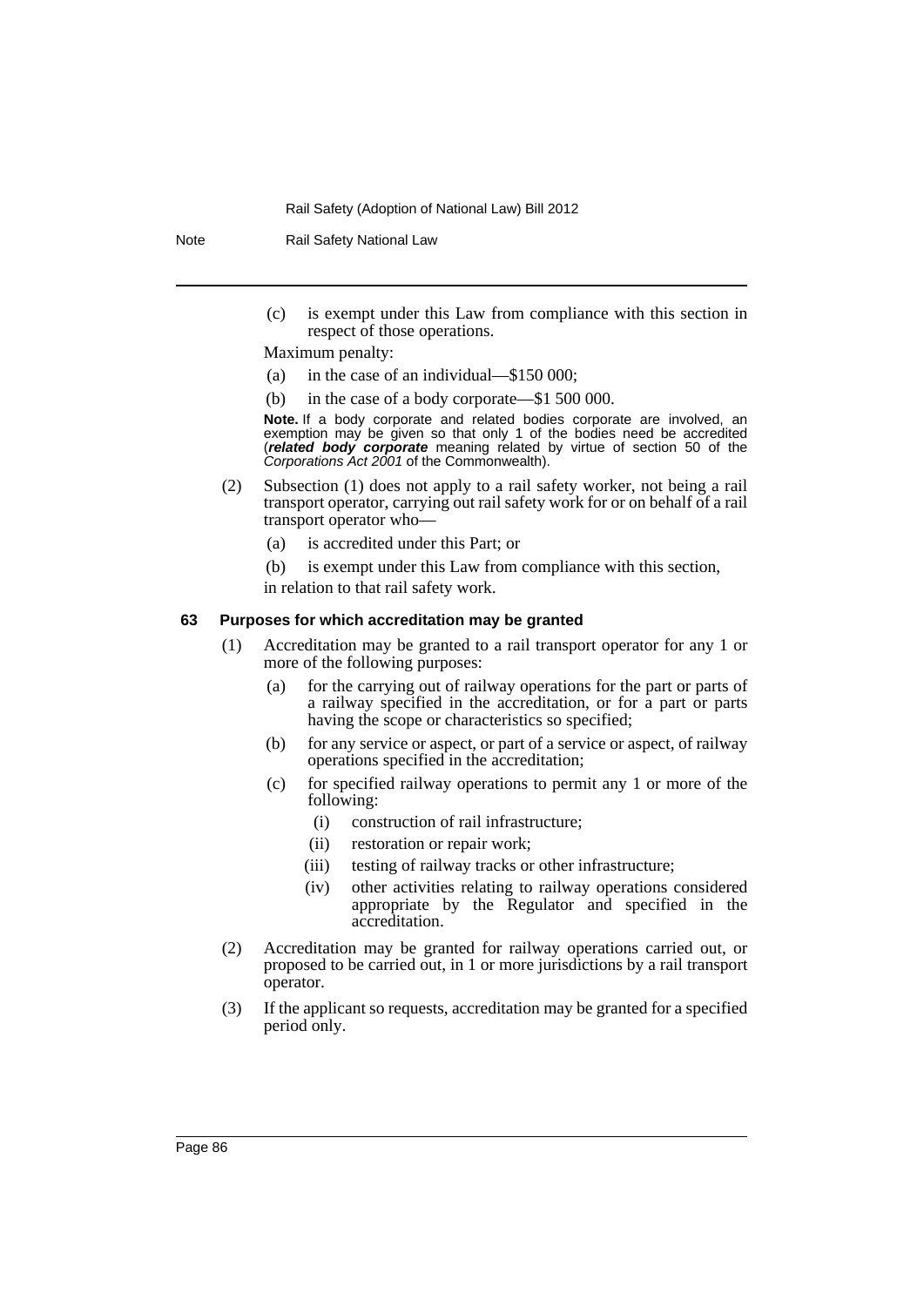(c) is exempt under this Law from compliance with this section in respect of those operations.

Maximum penalty:

(a) in the case of an individual—$150 000;

(b) in the case of a body corporate—$1 500 000.

**Note.** If a body corporate and related bodies corporate are involved, an exemption may be given so that only 1 of the bodies need be accredited (***related body corporate*** meaning related by virtue of section 50 of the *Corporations Act 2001* of the Commonwealth).

(2) Subsection (1) does not apply to a rail safety worker, not being a rail transport operator, carrying out rail safety work for or on behalf of a rail transport operator who—

(a) is accredited under this Part; or

(b) is exempt under this Law from compliance with this section,

in relation to that rail safety work.

### 63 Purposes for which accreditation may be granted

(1) Accreditation may be granted to a rail transport operator for any 1 or more of the following purposes:

(a) for the carrying out of railway operations for the part or parts of a railway specified in the accreditation, or for a part or parts having the scope or characteristics so specified;

(b) for any service or aspect, or part of a service or aspect, of railway operations specified in the accreditation;

(c) for specified railway operations to permit any 1 or more of the following:

(i) construction of rail infrastructure;

(ii) restoration or repair work;

(iii) testing of railway tracks or other infrastructure;

(iv) other activities relating to railway operations considered appropriate by the Regulator and specified in the accreditation.

(2) Accreditation may be granted for railway operations carried out, or proposed to be carried out, in 1 or more jurisdictions by a rail transport operator.

(3) If the applicant so requests, accreditation may be granted for a specified period only.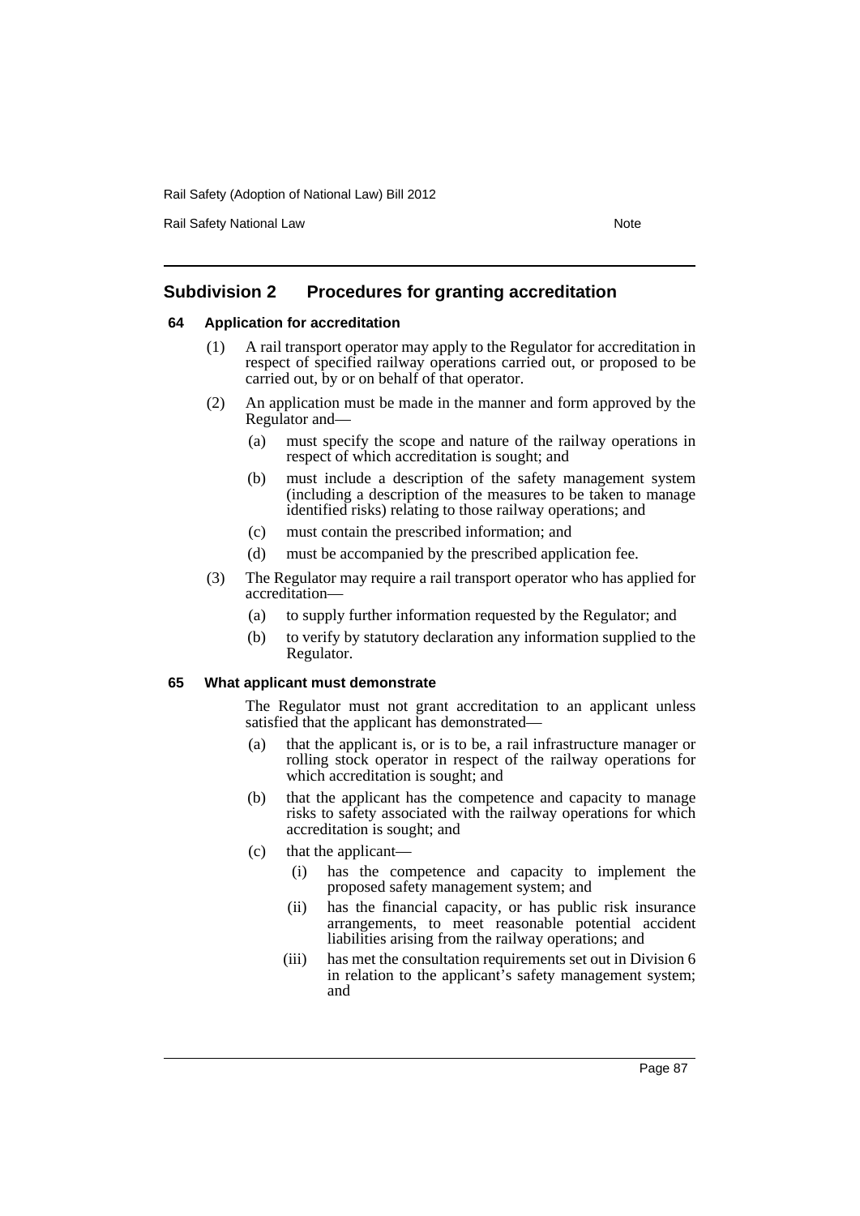## Subdivision 2 Procedures for granting accreditation

### 64 Application for accreditation

(1) A rail transport operator may apply to the Regulator for accreditation in respect of specified railway operations carried out, or proposed to be carried out, by or on behalf of that operator.

(2) An application must be made in the manner and form approved by the Regulator and—

(a) must specify the scope and nature of the railway operations in respect of which accreditation is sought; and

(b) must include a description of the safety management system (including a description of the measures to be taken to manage identified risks) relating to those railway operations; and

(c) must contain the prescribed information; and

(d) must be accompanied by the prescribed application fee.

(3) The Regulator may require a rail transport operator who has applied for accreditation—

(a) to supply further information requested by the Regulator; and

(b) to verify by statutory declaration any information supplied to the Regulator.

### 65 What applicant must demonstrate

The Regulator must not grant accreditation to an applicant unless satisfied that the applicant has demonstrated—

(a) that the applicant is, or is to be, a rail infrastructure manager or rolling stock operator in respect of the railway operations for which accreditation is sought; and

(b) that the applicant has the competence and capacity to manage risks to safety associated with the railway operations for which accreditation is sought; and

(c) that the applicant—

(i) has the competence and capacity to implement the proposed safety management system; and

(ii) has the financial capacity, or has public risk insurance arrangements, to meet reasonable potential accident liabilities arising from the railway operations; and

(iii) has met the consultation requirements set out in Division 6 in relation to the applicant's safety management system; and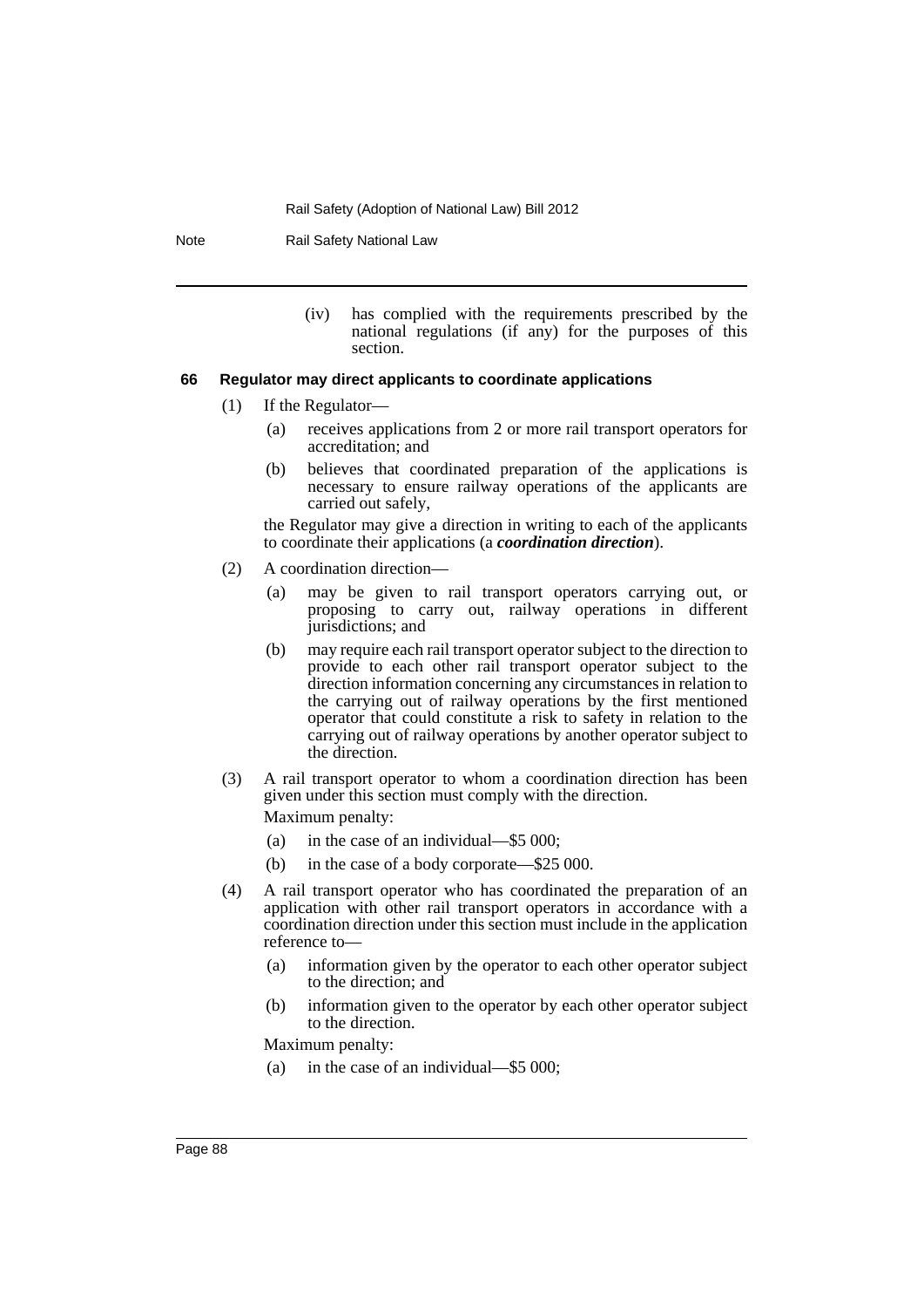(iv) has complied with the requirements prescribed by the national regulations (if any) for the purposes of this section.

### 66 Regulator may direct applicants to coordinate applications

(1) If the Regulator—

(a) receives applications from 2 or more rail transport operators for accreditation; and

(b) believes that coordinated preparation of the applications is necessary to ensure railway operations of the applicants are carried out safely,

the Regulator may give a direction in writing to each of the applicants to coordinate their applications (a ***coordination direction***).

(2) A coordination direction—

(a) may be given to rail transport operators carrying out, or proposing to carry out, railway operations in different jurisdictions; and

(b) may require each rail transport operator subject to the direction to provide to each other rail transport operator subject to the direction information concerning any circumstances in relation to the carrying out of railway operations by the first mentioned operator that could constitute a risk to safety in relation to the carrying out of railway operations by another operator subject to the direction.

(3) A rail transport operator to whom a coordination direction has been given under this section must comply with the direction.

Maximum penalty:

(a) in the case of an individual—$5 000;

(b) in the case of a body corporate—$25 000.

(4) A rail transport operator who has coordinated the preparation of an application with other rail transport operators in accordance with a coordination direction under this section must include in the application reference to—

(a) information given by the operator to each other operator subject to the direction; and

(b) information given to the operator by each other operator subject to the direction.

Maximum penalty:

(a) in the case of an individual—$5 000;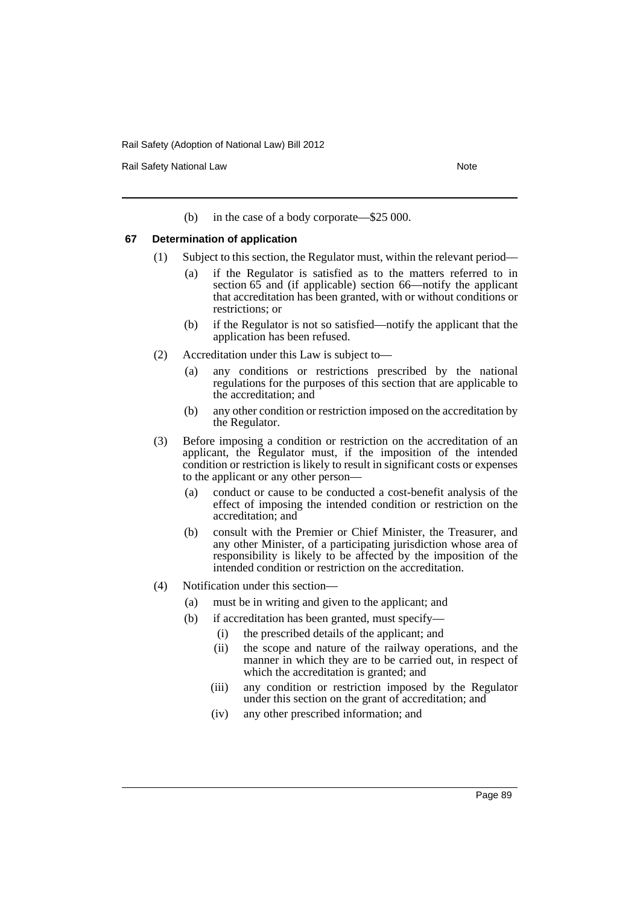(b) in the case of a body corporate—$25 000.

### 67 Determination of application

(1) Subject to this section, the Regulator must, within the relevant period—

  (a) if the Regulator is satisfied as to the matters referred to in section 65 and (if applicable) section 66—notify the applicant that accreditation has been granted, with or without conditions or restrictions; or

  (b) if the Regulator is not so satisfied—notify the applicant that the application has been refused.

(2) Accreditation under this Law is subject to—

  (a) any conditions or restrictions prescribed by the national regulations for the purposes of this section that are applicable to the accreditation; and

  (b) any other condition or restriction imposed on the accreditation by the Regulator.

(3) Before imposing a condition or restriction on the accreditation of an applicant, the Regulator must, if the imposition of the intended condition or restriction is likely to result in significant costs or expenses to the applicant or any other person—

  (a) conduct or cause to be conducted a cost-benefit analysis of the effect of imposing the intended condition or restriction on the accreditation; and

  (b) consult with the Premier or Chief Minister, the Treasurer, and any other Minister, of a participating jurisdiction whose area of responsibility is likely to be affected by the imposition of the intended condition or restriction on the accreditation.

(4) Notification under this section—

  (a) must be in writing and given to the applicant; and

  (b) if accreditation has been granted, must specify—

    (i) the prescribed details of the applicant; and

    (ii) the scope and nature of the railway operations, and the manner in which they are to be carried out, in respect of which the accreditation is granted; and

    (iii) any condition or restriction imposed by the Regulator under this section on the grant of accreditation; and

    (iv) any other prescribed information; and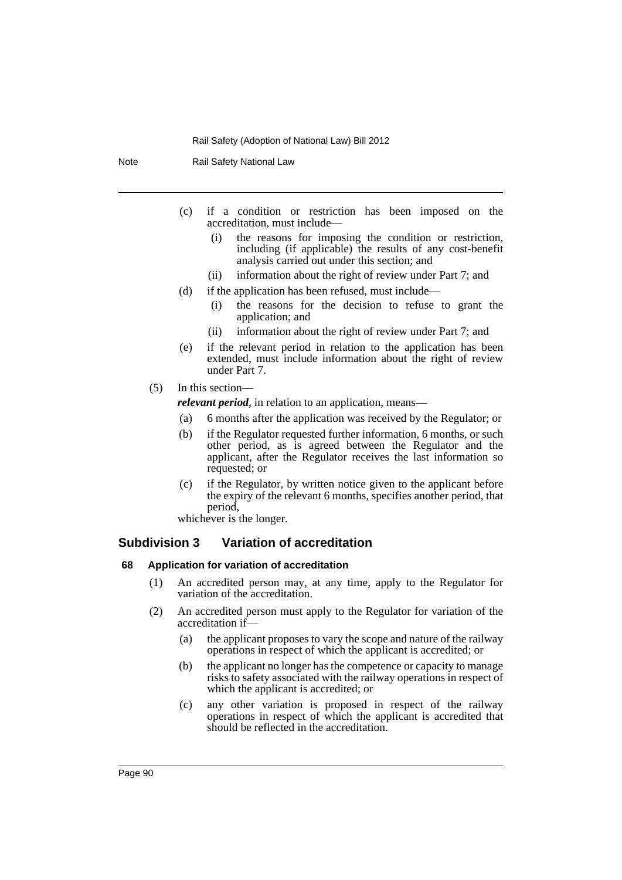(c) if a condition or restriction has been imposed on the accreditation, must include—

(i) the reasons for imposing the condition or restriction, including (if applicable) the results of any cost-benefit analysis carried out under this section; and

(ii) information about the right of review under Part 7; and

(d) if the application has been refused, must include—

(i) the reasons for the decision to refuse to grant the application; and

(ii) information about the right of review under Part 7; and

(e) if the relevant period in relation to the application has been extended, must include information about the right of review under Part 7.

(5) In this section—

***relevant period***, in relation to an application, means—

(a) 6 months after the application was received by the Regulator; or

(b) if the Regulator requested further information, 6 months, or such other period, as is agreed between the Regulator and the applicant, after the Regulator receives the last information so requested; or

(c) if the Regulator, by written notice given to the applicant before the expiry of the relevant 6 months, specifies another period, that period,

whichever is the longer.

## Subdivision 3 Variation of accreditation

### 68 Application for variation of accreditation

(1) An accredited person may, at any time, apply to the Regulator for variation of the accreditation.

(2) An accredited person must apply to the Regulator for variation of the accreditation if—

(a) the applicant proposes to vary the scope and nature of the railway operations in respect of which the applicant is accredited; or

(b) the applicant no longer has the competence or capacity to manage risks to safety associated with the railway operations in respect of which the applicant is accredited; or

(c) any other variation is proposed in respect of the railway operations in respect of which the applicant is accredited that should be reflected in the accreditation.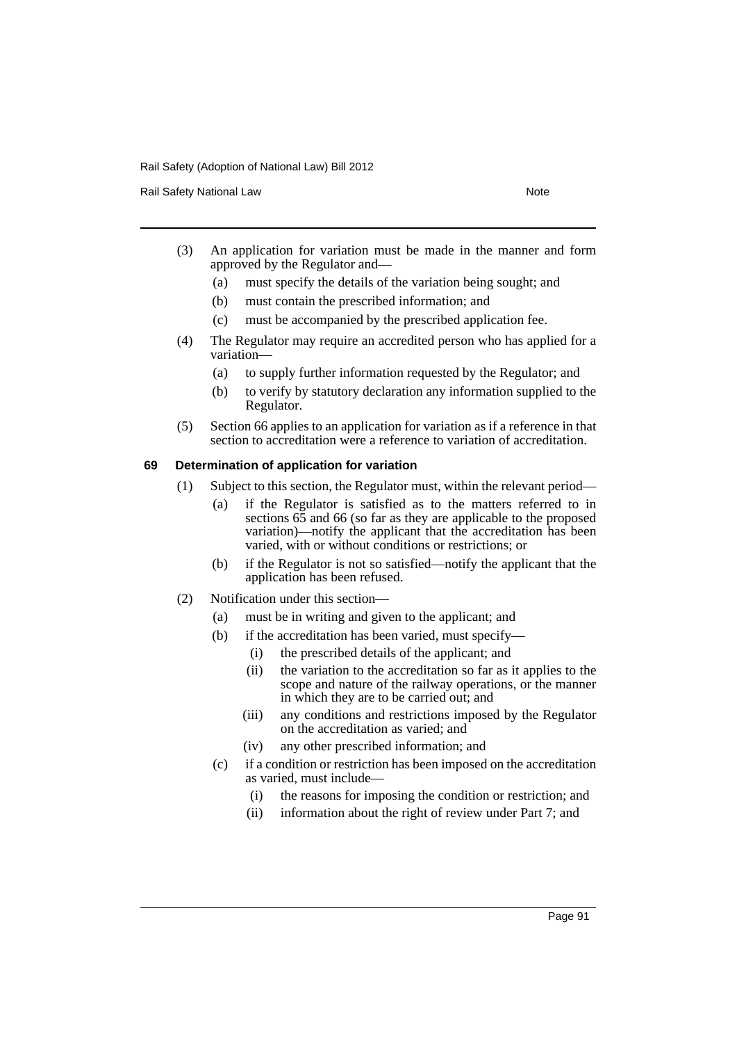(3) An application for variation must be made in the manner and form approved by the Regulator and—

  (a) must specify the details of the variation being sought; and

  (b) must contain the prescribed information; and

  (c) must be accompanied by the prescribed application fee.

(4) The Regulator may require an accredited person who has applied for a variation—

  (a) to supply further information requested by the Regulator; and

  (b) to verify by statutory declaration any information supplied to the Regulator.

(5) Section 66 applies to an application for variation as if a reference in that section to accreditation were a reference to variation of accreditation.

### 69 Determination of application for variation

(1) Subject to this section, the Regulator must, within the relevant period—

  (a) if the Regulator is satisfied as to the matters referred to in sections 65 and 66 (so far as they are applicable to the proposed variation)—notify the applicant that the accreditation has been varied, with or without conditions or restrictions; or

  (b) if the Regulator is not so satisfied—notify the applicant that the application has been refused.

(2) Notification under this section—

  (a) must be in writing and given to the applicant; and

  (b) if the accreditation has been varied, must specify—

    (i) the prescribed details of the applicant; and

    (ii) the variation to the accreditation so far as it applies to the scope and nature of the railway operations, or the manner in which they are to be carried out; and

    (iii) any conditions and restrictions imposed by the Regulator on the accreditation as varied; and

    (iv) any other prescribed information; and

  (c) if a condition or restriction has been imposed on the accreditation as varied, must include—

    (i) the reasons for imposing the condition or restriction; and

    (ii) information about the right of review under Part 7; and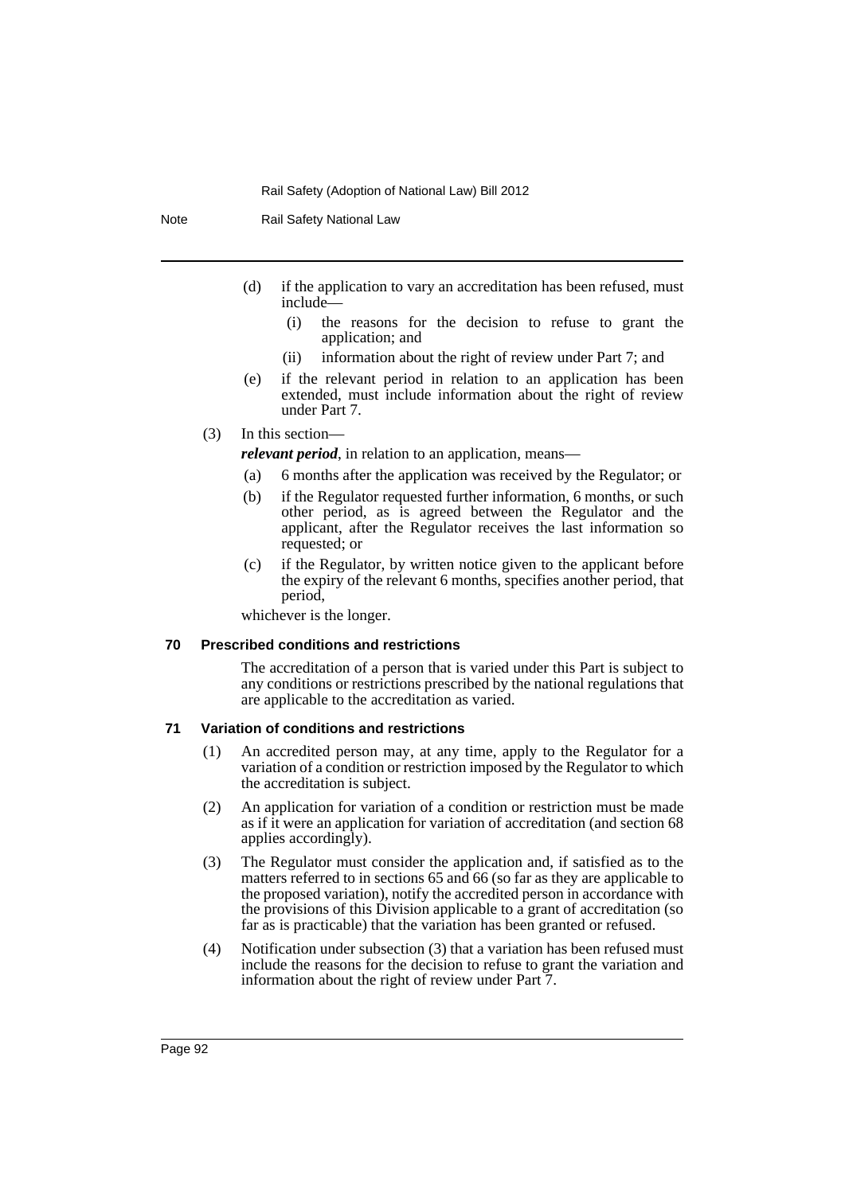(d) if the application to vary an accreditation has been refused, must include—

(i) the reasons for the decision to refuse to grant the application; and

(ii) information about the right of review under Part 7; and

(e) if the relevant period in relation to an application has been extended, must include information about the right of review under Part 7.

(3) In this section—

***relevant period***, in relation to an application, means—

(a) 6 months after the application was received by the Regulator; or

(b) if the Regulator requested further information, 6 months, or such other period, as is agreed between the Regulator and the applicant, after the Regulator receives the last information so requested; or

(c) if the Regulator, by written notice given to the applicant before the expiry of the relevant 6 months, specifies another period, that period,

whichever is the longer.

### 70 Prescribed conditions and restrictions

The accreditation of a person that is varied under this Part is subject to any conditions or restrictions prescribed by the national regulations that are applicable to the accreditation as varied.

### 71 Variation of conditions and restrictions

(1) An accredited person may, at any time, apply to the Regulator for a variation of a condition or restriction imposed by the Regulator to which the accreditation is subject.

(2) An application for variation of a condition or restriction must be made as if it were an application for variation of accreditation (and section 68 applies accordingly).

(3) The Regulator must consider the application and, if satisfied as to the matters referred to in sections 65 and 66 (so far as they are applicable to the proposed variation), notify the accredited person in accordance with the provisions of this Division applicable to a grant of accreditation (so far as is practicable) that the variation has been granted or refused.

(4) Notification under subsection (3) that a variation has been refused must include the reasons for the decision to refuse to grant the variation and information about the right of review under Part 7.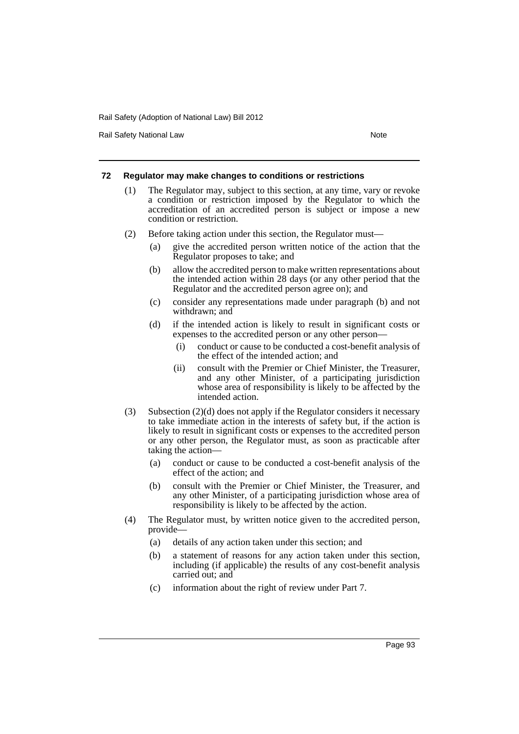### 72 Regulator may make changes to conditions or restrictions

(1) The Regulator may, subject to this section, at any time, vary or revoke a condition or restriction imposed by the Regulator to which the accreditation of an accredited person is subject or impose a new condition or restriction.

(2) Before taking action under this section, the Regulator must—

(a) give the accredited person written notice of the action that the Regulator proposes to take; and

(b) allow the accredited person to make written representations about the intended action within 28 days (or any other period that the Regulator and the accredited person agree on); and

(c) consider any representations made under paragraph (b) and not withdrawn; and

(d) if the intended action is likely to result in significant costs or expenses to the accredited person or any other person—

(i) conduct or cause to be conducted a cost-benefit analysis of the effect of the intended action; and

(ii) consult with the Premier or Chief Minister, the Treasurer, and any other Minister, of a participating jurisdiction whose area of responsibility is likely to be affected by the intended action.

(3) Subsection (2)(d) does not apply if the Regulator considers it necessary to take immediate action in the interests of safety but, if the action is likely to result in significant costs or expenses to the accredited person or any other person, the Regulator must, as soon as practicable after taking the action—

(a) conduct or cause to be conducted a cost-benefit analysis of the effect of the action; and

(b) consult with the Premier or Chief Minister, the Treasurer, and any other Minister, of a participating jurisdiction whose area of responsibility is likely to be affected by the action.

(4) The Regulator must, by written notice given to the accredited person, provide—

(a) details of any action taken under this section; and

(b) a statement of reasons for any action taken under this section, including (if applicable) the results of any cost-benefit analysis carried out; and

(c) information about the right of review under Part 7.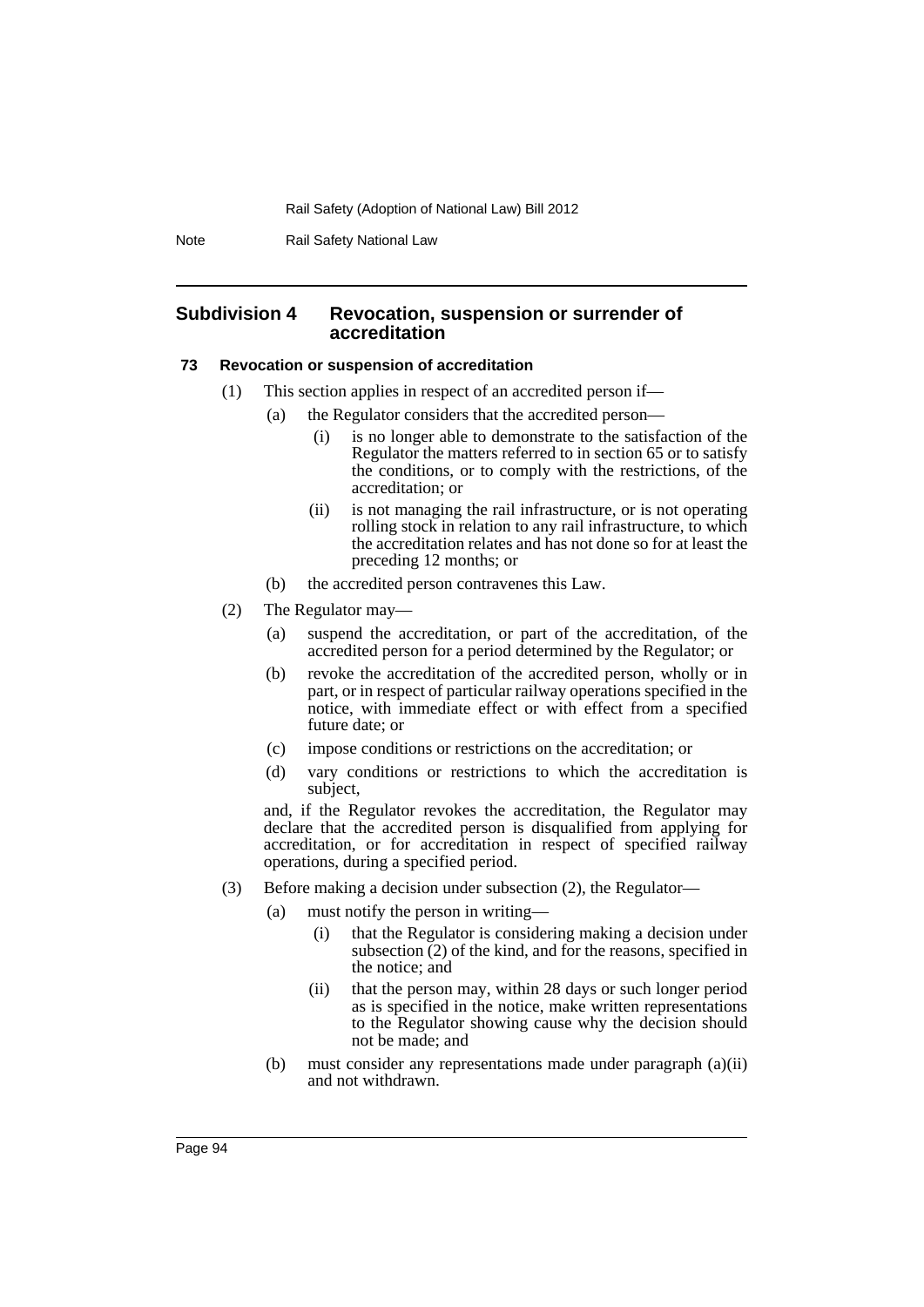## Subdivision 4 Revocation, suspension or surrender of accreditation

### 73 Revocation or suspension of accreditation

(1) This section applies in respect of an accredited person if—

- (a) the Regulator considers that the accredited person—
  - (i) is no longer able to demonstrate to the satisfaction of the Regulator the matters referred to in section 65 or to satisfy the conditions, or to comply with the restrictions, of the accreditation; or
  - (ii) is not managing the rail infrastructure, or is not operating rolling stock in relation to any rail infrastructure, to which the accreditation relates and has not done so for at least the preceding 12 months; or
- (b) the accredited person contravenes this Law.

(2) The Regulator may—

- (a) suspend the accreditation, or part of the accreditation, of the accredited person for a period determined by the Regulator; or
- (b) revoke the accreditation of the accredited person, wholly or in part, or in respect of particular railway operations specified in the notice, with immediate effect or with effect from a specified future date; or
- (c) impose conditions or restrictions on the accreditation; or
- (d) vary conditions or restrictions to which the accreditation is subject,

and, if the Regulator revokes the accreditation, the Regulator may declare that the accredited person is disqualified from applying for accreditation, or for accreditation in respect of specified railway operations, during a specified period.

(3) Before making a decision under subsection (2), the Regulator—

- (a) must notify the person in writing—
  - (i) that the Regulator is considering making a decision under subsection (2) of the kind, and for the reasons, specified in the notice; and
  - (ii) that the person may, within 28 days or such longer period as is specified in the notice, make written representations to the Regulator showing cause why the decision should not be made; and
- (b) must consider any representations made under paragraph (a)(ii) and not withdrawn.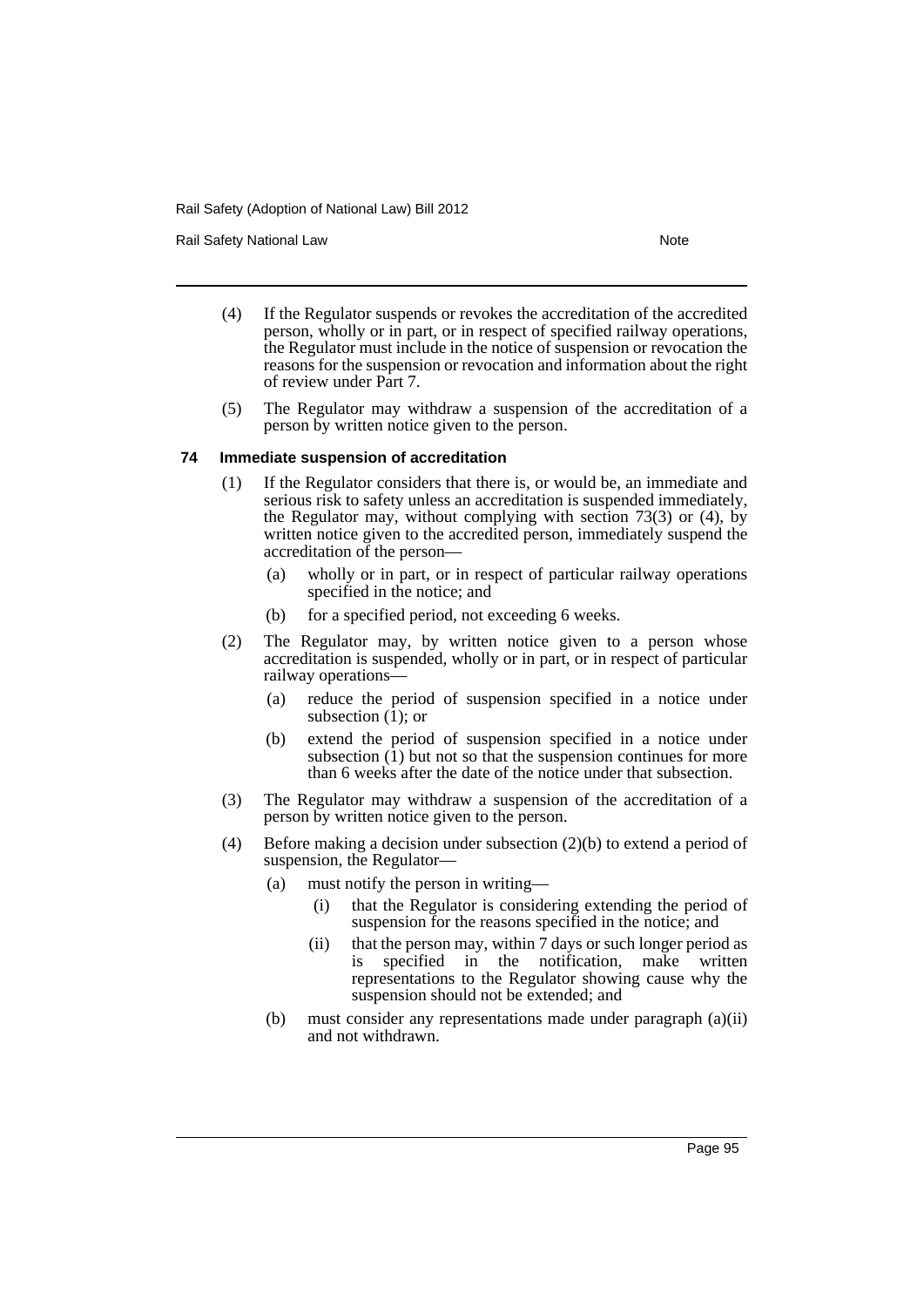(4) If the Regulator suspends or revokes the accreditation of the accredited person, wholly or in part, or in respect of specified railway operations, the Regulator must include in the notice of suspension or revocation the reasons for the suspension or revocation and information about the right of review under Part 7.

(5) The Regulator may withdraw a suspension of the accreditation of a person by written notice given to the person.

### 74 Immediate suspension of accreditation

(1) If the Regulator considers that there is, or would be, an immediate and serious risk to safety unless an accreditation is suspended immediately, the Regulator may, without complying with section 73(3) or (4), by written notice given to the accredited person, immediately suspend the accreditation of the person—

   (a) wholly or in part, or in respect of particular railway operations specified in the notice; and

   (b) for a specified period, not exceeding 6 weeks.

(2) The Regulator may, by written notice given to a person whose accreditation is suspended, wholly or in part, or in respect of particular railway operations—

   (a) reduce the period of suspension specified in a notice under subsection (1); or

   (b) extend the period of suspension specified in a notice under subsection (1) but not so that the suspension continues for more than 6 weeks after the date of the notice under that subsection.

(3) The Regulator may withdraw a suspension of the accreditation of a person by written notice given to the person.

(4) Before making a decision under subsection (2)(b) to extend a period of suspension, the Regulator—

   (a) must notify the person in writing—

      (i) that the Regulator is considering extending the period of suspension for the reasons specified in the notice; and

      (ii) that the person may, within 7 days or such longer period as is specified in the notification, make written representations to the Regulator showing cause why the suspension should not be extended; and

   (b) must consider any representations made under paragraph (a)(ii) and not withdrawn.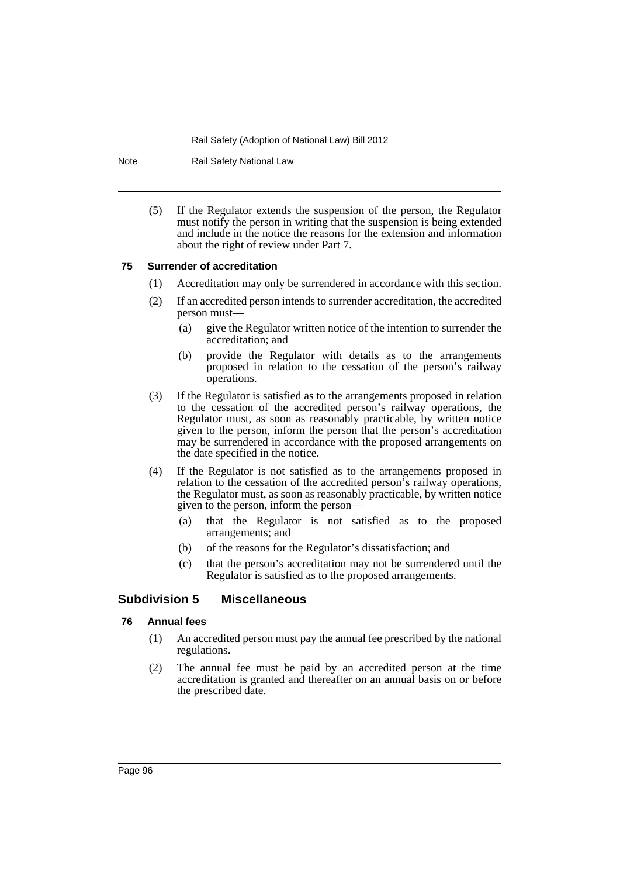(5) If the Regulator extends the suspension of the person, the Regulator must notify the person in writing that the suspension is being extended and include in the notice the reasons for the extension and information about the right of review under Part 7.

**75 Surrender of accreditation**

(1) Accreditation may only be surrendered in accordance with this section.

(2) If an accredited person intends to surrender accreditation, the accredited person must—

- (a) give the Regulator written notice of the intention to surrender the accreditation; and
- (b) provide the Regulator with details as to the arrangements proposed in relation to the cessation of the person's railway operations.

(3) If the Regulator is satisfied as to the arrangements proposed in relation to the cessation of the accredited person's railway operations, the Regulator must, as soon as reasonably practicable, by written notice given to the person, inform the person that the person's accreditation may be surrendered in accordance with the proposed arrangements on the date specified in the notice.

(4) If the Regulator is not satisfied as to the arrangements proposed in relation to the cessation of the accredited person's railway operations, the Regulator must, as soon as reasonably practicable, by written notice given to the person, inform the person—

- (a) that the Regulator is not satisfied as to the proposed arrangements; and
- (b) of the reasons for the Regulator's dissatisfaction; and
- (c) that the person's accreditation may not be surrendered until the Regulator is satisfied as to the proposed arrangements.

## Subdivision 5 Miscellaneous

**76 Annual fees**

(1) An accredited person must pay the annual fee prescribed by the national regulations.

(2) The annual fee must be paid by an accredited person at the time accreditation is granted and thereafter on an annual basis on or before the prescribed date.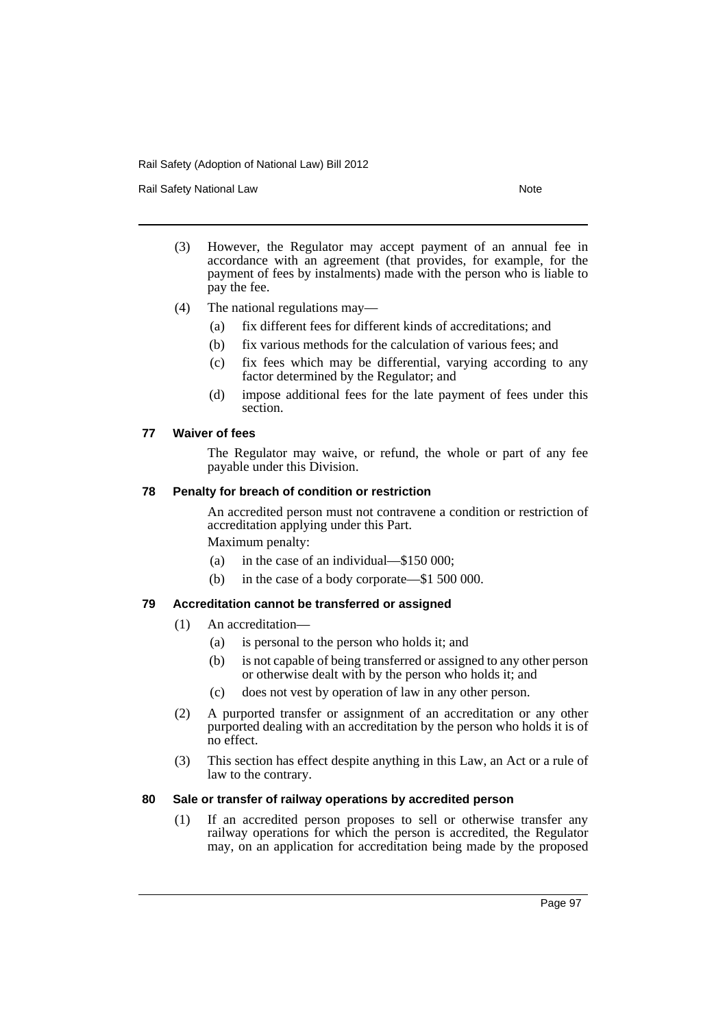(3) However, the Regulator may accept payment of an annual fee in accordance with an agreement (that provides, for example, for the payment of fees by instalments) made with the person who is liable to pay the fee.

(4) The national regulations may—

  (a) fix different fees for different kinds of accreditations; and

  (b) fix various methods for the calculation of various fees; and

  (c) fix fees which may be differential, varying according to any factor determined by the Regulator; and

  (d) impose additional fees for the late payment of fees under this section.

### 77 Waiver of fees

The Regulator may waive, or refund, the whole or part of any fee payable under this Division.

### 78 Penalty for breach of condition or restriction

An accredited person must not contravene a condition or restriction of accreditation applying under this Part.

Maximum penalty:

  (a) in the case of an individual—$150 000;

  (b) in the case of a body corporate—$1 500 000.

### 79 Accreditation cannot be transferred or assigned

(1) An accreditation—

  (a) is personal to the person who holds it; and

  (b) is not capable of being transferred or assigned to any other person or otherwise dealt with by the person who holds it; and

  (c) does not vest by operation of law in any other person.

(2) A purported transfer or assignment of an accreditation or any other purported dealing with an accreditation by the person who holds it is of no effect.

(3) This section has effect despite anything in this Law, an Act or a rule of law to the contrary.

### 80 Sale or transfer of railway operations by accredited person

(1) If an accredited person proposes to sell or otherwise transfer any railway operations for which the person is accredited, the Regulator may, on an application for accreditation being made by the proposed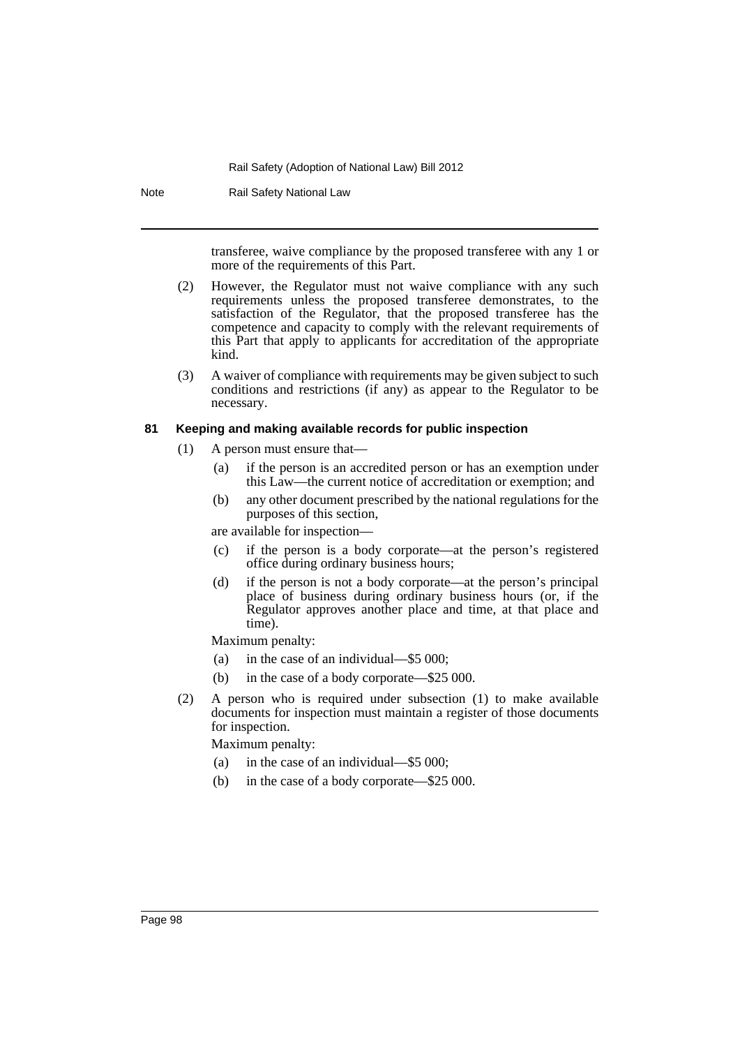transferee, waive compliance by the proposed transferee with any 1 or more of the requirements of this Part.

(2) However, the Regulator must not waive compliance with any such requirements unless the proposed transferee demonstrates, to the satisfaction of the Regulator, that the proposed transferee has the competence and capacity to comply with the relevant requirements of this Part that apply to applicants for accreditation of the appropriate kind.

(3) A waiver of compliance with requirements may be given subject to such conditions and restrictions (if any) as appear to the Regulator to be necessary.

### 81 Keeping and making available records for public inspection

(1) A person must ensure that—

(a) if the person is an accredited person or has an exemption under this Law—the current notice of accreditation or exemption; and

(b) any other document prescribed by the national regulations for the purposes of this section,

are available for inspection—

(c) if the person is a body corporate—at the person's registered office during ordinary business hours;

(d) if the person is not a body corporate—at the person's principal place of business during ordinary business hours (or, if the Regulator approves another place and time, at that place and time).

Maximum penalty:

(a) in the case of an individual—$5 000;

(b) in the case of a body corporate—$25 000.

(2) A person who is required under subsection (1) to make available documents for inspection must maintain a register of those documents for inspection.

Maximum penalty:

(a) in the case of an individual—$5 000;

(b) in the case of a body corporate—$25 000.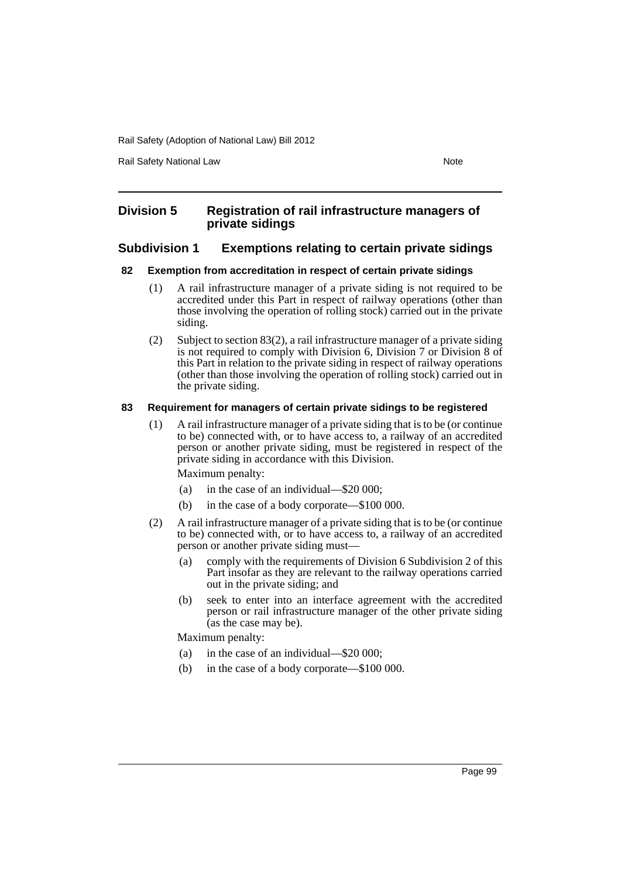## Division 5 Registration of rail infrastructure managers of private sidings

### Subdivision 1 Exemptions relating to certain private sidings

#### 82 Exemption from accreditation in respect of certain private sidings

(1) A rail infrastructure manager of a private siding is not required to be accredited under this Part in respect of railway operations (other than those involving the operation of rolling stock) carried out in the private siding.

(2) Subject to section 83(2), a rail infrastructure manager of a private siding is not required to comply with Division 6, Division 7 or Division 8 of this Part in relation to the private siding in respect of railway operations (other than those involving the operation of rolling stock) carried out in the private siding.

#### 83 Requirement for managers of certain private sidings to be registered

(1) A rail infrastructure manager of a private siding that is to be (or continue to be) connected with, or to have access to, a railway of an accredited person or another private siding, must be registered in respect of the private siding in accordance with this Division.

Maximum penalty:

(a) in the case of an individual—$20 000;

(b) in the case of a body corporate—$100 000.

(2) A rail infrastructure manager of a private siding that is to be (or continue to be) connected with, or to have access to, a railway of an accredited person or another private siding must—

(a) comply with the requirements of Division 6 Subdivision 2 of this Part insofar as they are relevant to the railway operations carried out in the private siding; and

(b) seek to enter into an interface agreement with the accredited person or rail infrastructure manager of the other private siding (as the case may be).

Maximum penalty:

(a) in the case of an individual—$20 000;

(b) in the case of a body corporate—$100 000.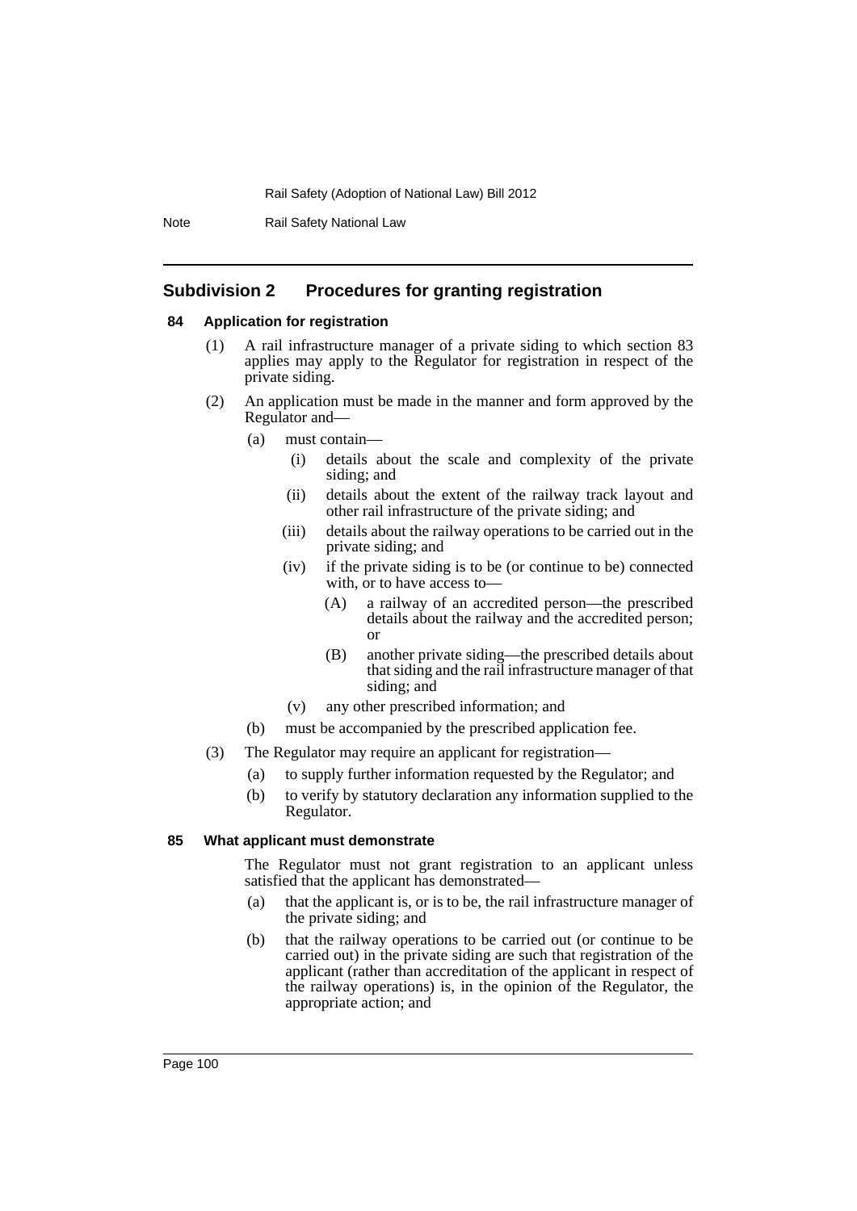## Subdivision 2 Procedures for granting registration

### 84 Application for registration

(1) A rail infrastructure manager of a private siding to which section 83 applies may apply to the Regulator for registration in respect of the private siding.

(2) An application must be made in the manner and form approved by the Regulator and—

(a) must contain—

(i) details about the scale and complexity of the private siding; and

(ii) details about the extent of the railway track layout and other rail infrastructure of the private siding; and

(iii) details about the railway operations to be carried out in the private siding; and

(iv) if the private siding is to be (or continue to be) connected with, or to have access to—

(A) a railway of an accredited person—the prescribed details about the railway and the accredited person; or

(B) another private siding—the prescribed details about that siding and the rail infrastructure manager of that siding; and

(v) any other prescribed information; and

(b) must be accompanied by the prescribed application fee.

(3) The Regulator may require an applicant for registration—

(a) to supply further information requested by the Regulator; and

(b) to verify by statutory declaration any information supplied to the Regulator.

### 85 What applicant must demonstrate

The Regulator must not grant registration to an applicant unless satisfied that the applicant has demonstrated—

(a) that the applicant is, or is to be, the rail infrastructure manager of the private siding; and

(b) that the railway operations to be carried out (or continue to be carried out) in the private siding are such that registration of the applicant (rather than accreditation of the applicant in respect of the railway operations) is, in the opinion of the Regulator, the appropriate action; and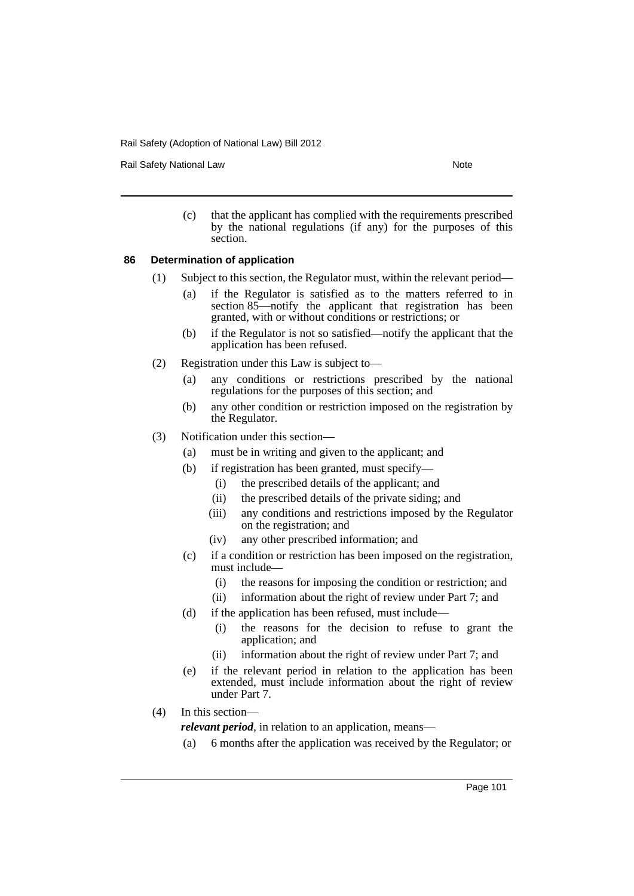(c) that the applicant has complied with the requirements prescribed by the national regulations (if any) for the purposes of this section.

### 86 Determination of application

(1) Subject to this section, the Regulator must, within the relevant period—

- (a) if the Regulator is satisfied as to the matters referred to in section 85—notify the applicant that registration has been granted, with or without conditions or restrictions; or
- (b) if the Regulator is not so satisfied—notify the applicant that the application has been refused.

(2) Registration under this Law is subject to—

- (a) any conditions or restrictions prescribed by the national regulations for the purposes of this section; and
- (b) any other condition or restriction imposed on the registration by the Regulator.

(3) Notification under this section—

- (a) must be in writing and given to the applicant; and
- (b) if registration has been granted, must specify—
  - (i) the prescribed details of the applicant; and
  - (ii) the prescribed details of the private siding; and
  - (iii) any conditions and restrictions imposed by the Regulator on the registration; and
  - (iv) any other prescribed information; and
- (c) if a condition or restriction has been imposed on the registration, must include—
  - (i) the reasons for imposing the condition or restriction; and
  - (ii) information about the right of review under Part 7; and
- (d) if the application has been refused, must include—
  - (i) the reasons for the decision to refuse to grant the application; and
  - (ii) information about the right of review under Part 7; and
- (e) if the relevant period in relation to the application has been extended, must include information about the right of review under Part 7.

(4) In this section—

***relevant period***, in relation to an application, means—

- (a) 6 months after the application was received by the Regulator; or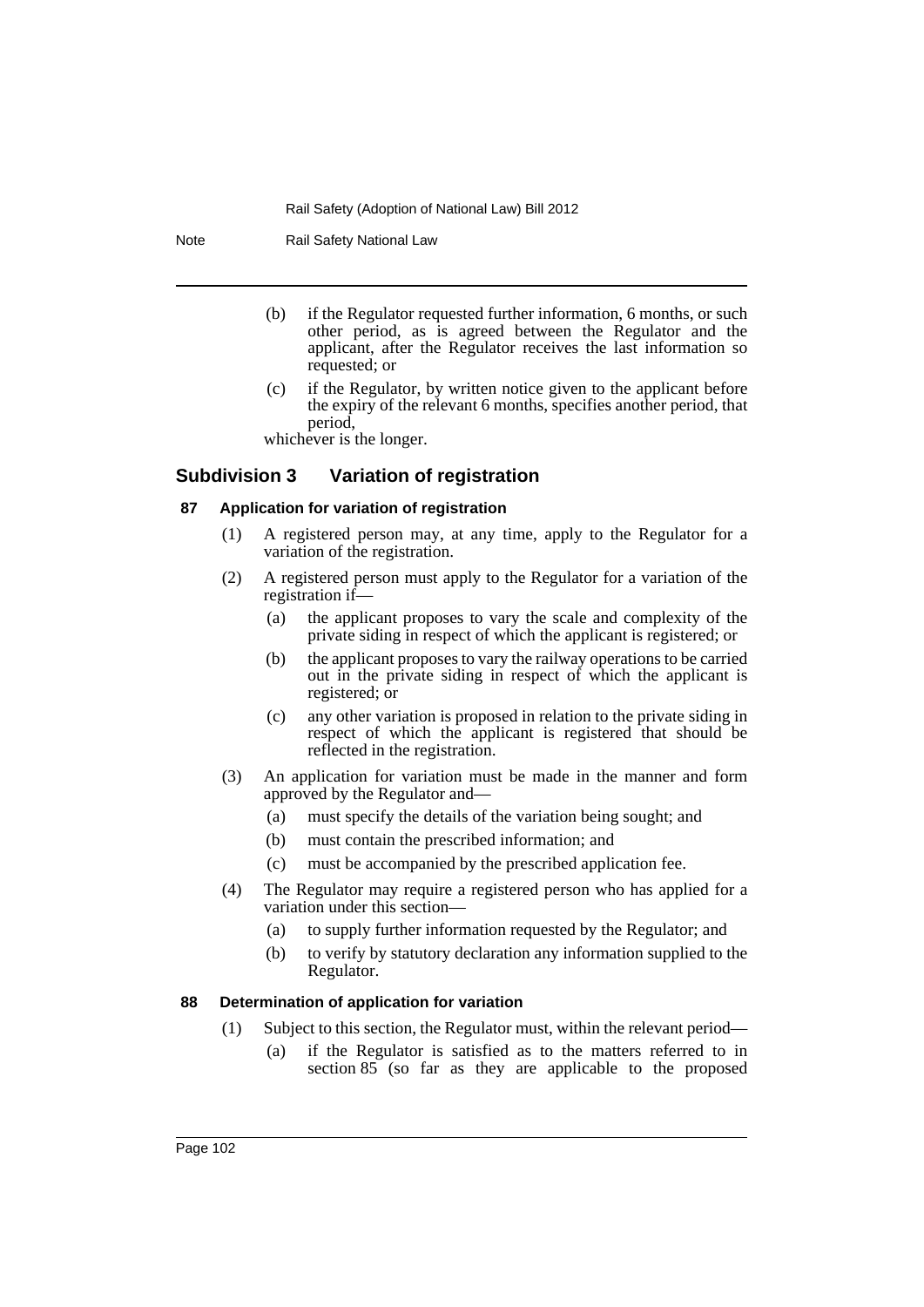(b) if the Regulator requested further information, 6 months, or such other period, as is agreed between the Regulator and the applicant, after the Regulator receives the last information so requested; or

(c) if the Regulator, by written notice given to the applicant before the expiry of the relevant 6 months, specifies another period, that period,

whichever is the longer.

## Subdivision 3 Variation of registration

### 87 Application for variation of registration

(1) A registered person may, at any time, apply to the Regulator for a variation of the registration.

(2) A registered person must apply to the Regulator for a variation of the registration if—

(a) the applicant proposes to vary the scale and complexity of the private siding in respect of which the applicant is registered; or

(b) the applicant proposes to vary the railway operations to be carried out in the private siding in respect of which the applicant is registered; or

(c) any other variation is proposed in relation to the private siding in respect of which the applicant is registered that should be reflected in the registration.

(3) An application for variation must be made in the manner and form approved by the Regulator and—

(a) must specify the details of the variation being sought; and

(b) must contain the prescribed information; and

(c) must be accompanied by the prescribed application fee.

(4) The Regulator may require a registered person who has applied for a variation under this section—

(a) to supply further information requested by the Regulator; and

(b) to verify by statutory declaration any information supplied to the Regulator.

### 88 Determination of application for variation

(1) Subject to this section, the Regulator must, within the relevant period—

(a) if the Regulator is satisfied as to the matters referred to in section 85 (so far as they are applicable to the proposed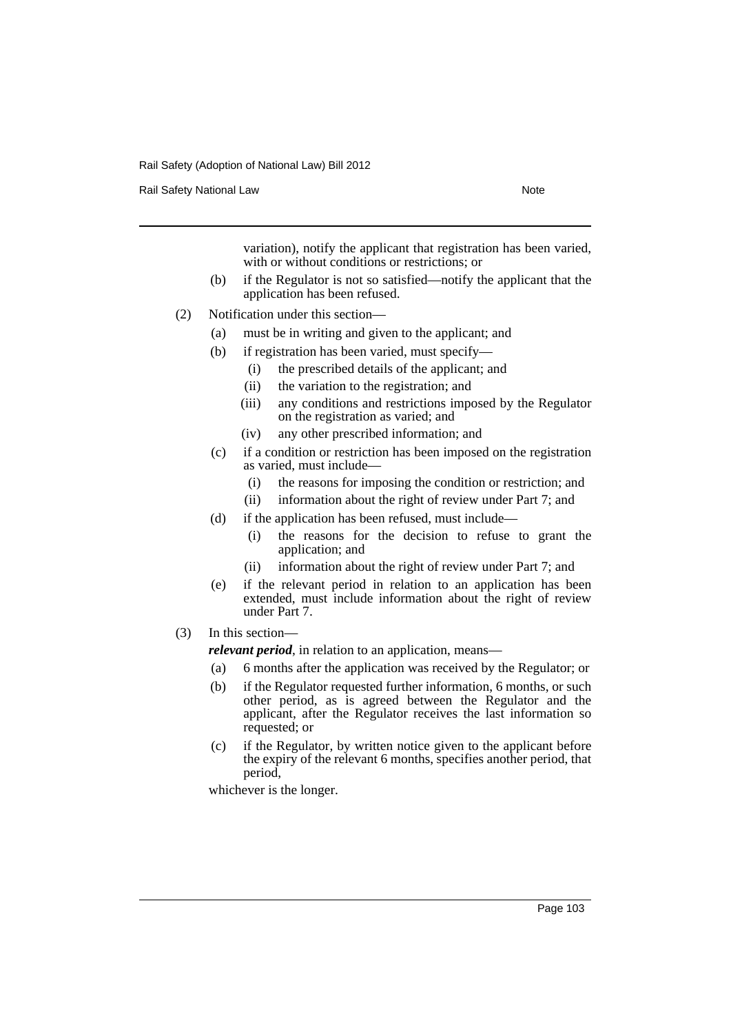variation), notify the applicant that registration has been varied, with or without conditions or restrictions; or

(b) if the Regulator is not so satisfied—notify the applicant that the application has been refused.

(2) Notification under this section—

(a) must be in writing and given to the applicant; and

(b) if registration has been varied, must specify—

(i) the prescribed details of the applicant; and

(ii) the variation to the registration; and

(iii) any conditions and restrictions imposed by the Regulator on the registration as varied; and

(iv) any other prescribed information; and

(c) if a condition or restriction has been imposed on the registration as varied, must include—

(i) the reasons for imposing the condition or restriction; and

(ii) information about the right of review under Part 7; and

(d) if the application has been refused, must include—

(i) the reasons for the decision to refuse to grant the application; and

(ii) information about the right of review under Part 7; and

(e) if the relevant period in relation to an application has been extended, must include information about the right of review under Part 7.

(3) In this section—

***relevant period***, in relation to an application, means—

(a) 6 months after the application was received by the Regulator; or

(b) if the Regulator requested further information, 6 months, or such other period, as is agreed between the Regulator and the applicant, after the Regulator receives the last information so requested; or

(c) if the Regulator, by written notice given to the applicant before the expiry of the relevant 6 months, specifies another period, that period,

whichever is the longer.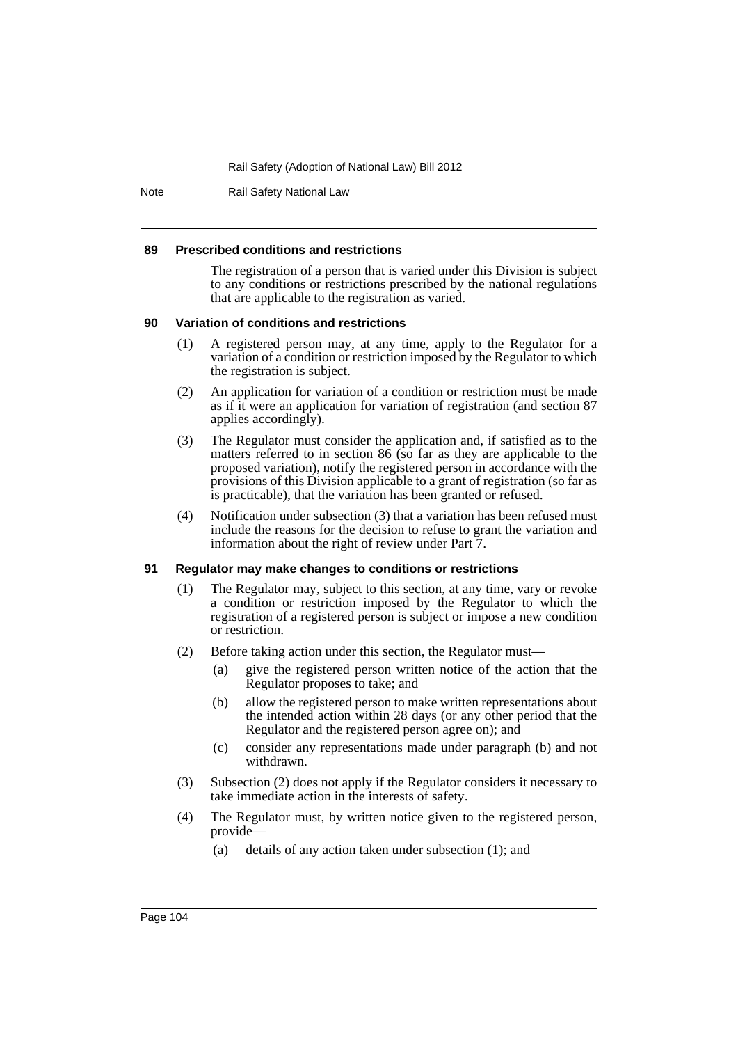#### 89 Prescribed conditions and restrictions

The registration of a person that is varied under this Division is subject to any conditions or restrictions prescribed by the national regulations that are applicable to the registration as varied.

#### 90 Variation of conditions and restrictions

(1) A registered person may, at any time, apply to the Regulator for a variation of a condition or restriction imposed by the Regulator to which the registration is subject.

(2) An application for variation of a condition or restriction must be made as if it were an application for variation of registration (and section 87 applies accordingly).

(3) The Regulator must consider the application and, if satisfied as to the matters referred to in section 86 (so far as they are applicable to the proposed variation), notify the registered person in accordance with the provisions of this Division applicable to a grant of registration (so far as is practicable), that the variation has been granted or refused.

(4) Notification under subsection (3) that a variation has been refused must include the reasons for the decision to refuse to grant the variation and information about the right of review under Part 7.

#### 91 Regulator may make changes to conditions or restrictions

(1) The Regulator may, subject to this section, at any time, vary or revoke a condition or restriction imposed by the Regulator to which the registration of a registered person is subject or impose a new condition or restriction.

(2) Before taking action under this section, the Regulator must—

(a) give the registered person written notice of the action that the Regulator proposes to take; and

(b) allow the registered person to make written representations about the intended action within 28 days (or any other period that the Regulator and the registered person agree on); and

(c) consider any representations made under paragraph (b) and not withdrawn.

(3) Subsection (2) does not apply if the Regulator considers it necessary to take immediate action in the interests of safety.

(4) The Regulator must, by written notice given to the registered person, provide—

(a) details of any action taken under subsection (1); and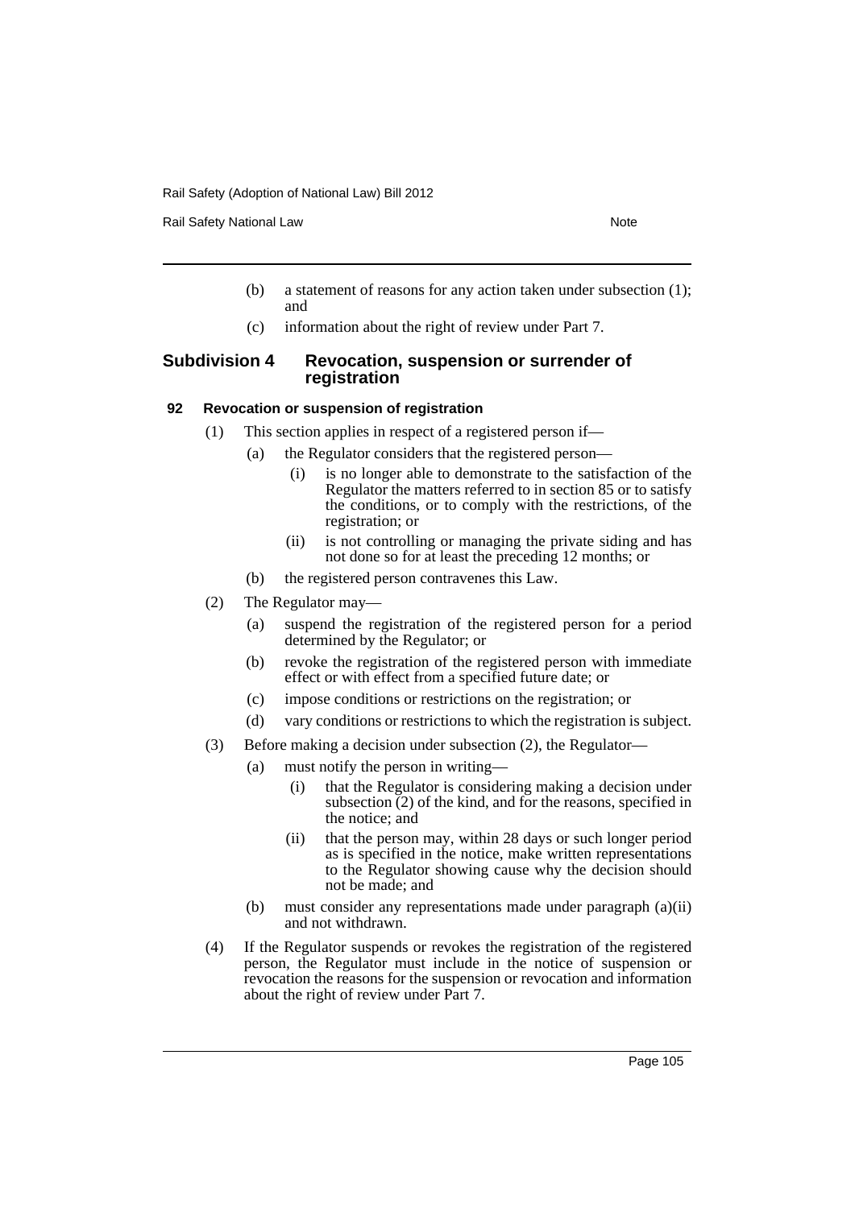(b) a statement of reasons for any action taken under subsection (1); and

(c) information about the right of review under Part 7.

## Subdivision 4 Revocation, suspension or surrender of registration

### 92 Revocation or suspension of registration

(1) This section applies in respect of a registered person if—

(a) the Regulator considers that the registered person—

(i) is no longer able to demonstrate to the satisfaction of the Regulator the matters referred to in section 85 or to satisfy the conditions, or to comply with the restrictions, of the registration; or

(ii) is not controlling or managing the private siding and has not done so for at least the preceding 12 months; or

(b) the registered person contravenes this Law.

(2) The Regulator may—

(a) suspend the registration of the registered person for a period determined by the Regulator; or

(b) revoke the registration of the registered person with immediate effect or with effect from a specified future date; or

(c) impose conditions or restrictions on the registration; or

(d) vary conditions or restrictions to which the registration is subject.

(3) Before making a decision under subsection (2), the Regulator—

(a) must notify the person in writing—

(i) that the Regulator is considering making a decision under subsection (2) of the kind, and for the reasons, specified in the notice; and

(ii) that the person may, within 28 days or such longer period as is specified in the notice, make written representations to the Regulator showing cause why the decision should not be made; and

(b) must consider any representations made under paragraph (a)(ii) and not withdrawn.

(4) If the Regulator suspends or revokes the registration of the registered person, the Regulator must include in the notice of suspension or revocation the reasons for the suspension or revocation and information about the right of review under Part 7.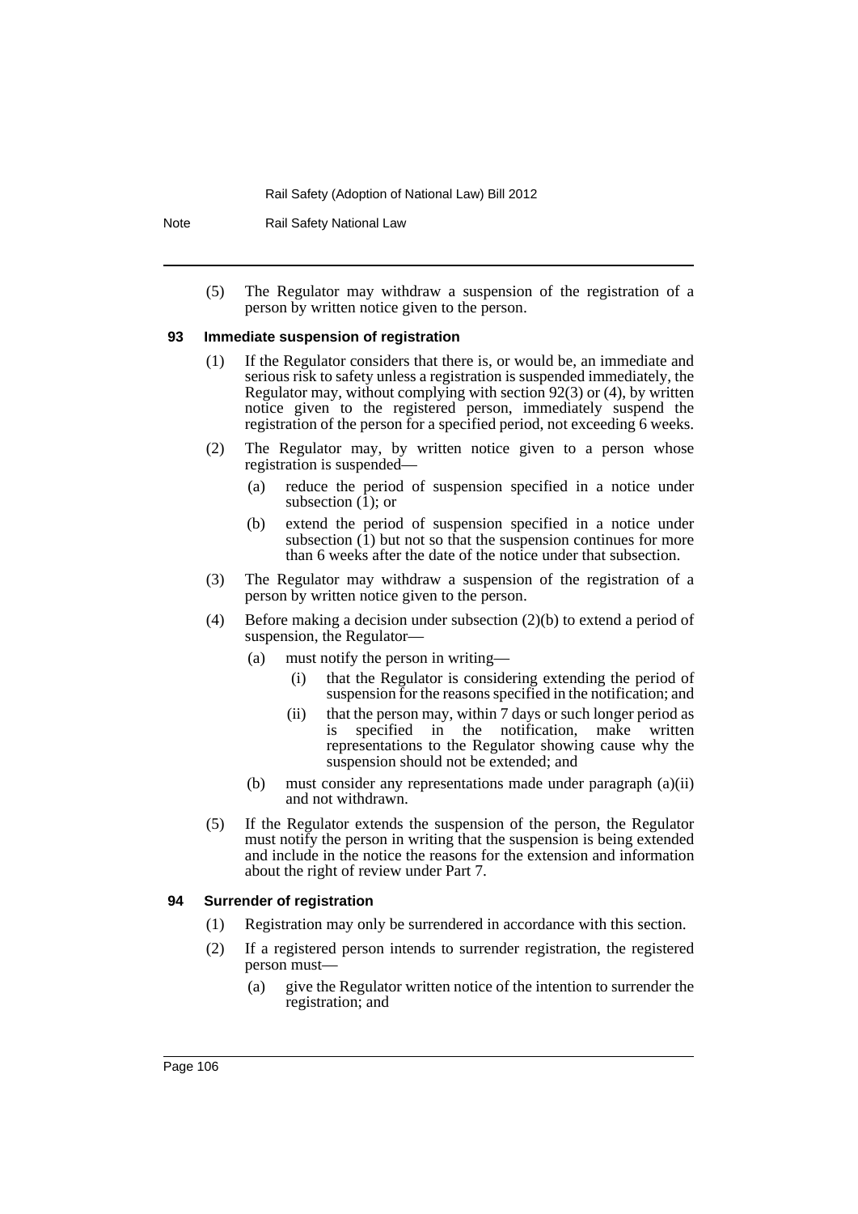(5) The Regulator may withdraw a suspension of the registration of a person by written notice given to the person.

### 93 Immediate suspension of registration

(1) If the Regulator considers that there is, or would be, an immediate and serious risk to safety unless a registration is suspended immediately, the Regulator may, without complying with section 92(3) or (4), by written notice given to the registered person, immediately suspend the registration of the person for a specified period, not exceeding 6 weeks.

(2) The Regulator may, by written notice given to a person whose registration is suspended—

- (a) reduce the period of suspension specified in a notice under subsection (1); or
- (b) extend the period of suspension specified in a notice under subsection (1) but not so that the suspension continues for more than 6 weeks after the date of the notice under that subsection.

(3) The Regulator may withdraw a suspension of the registration of a person by written notice given to the person.

(4) Before making a decision under subsection (2)(b) to extend a period of suspension, the Regulator—

- (a) must notify the person in writing—
  - (i) that the Regulator is considering extending the period of suspension for the reasons specified in the notification; and
  - (ii) that the person may, within 7 days or such longer period as is specified in the notification, make written representations to the Regulator showing cause why the suspension should not be extended; and
- (b) must consider any representations made under paragraph (a)(ii) and not withdrawn.

(5) If the Regulator extends the suspension of the person, the Regulator must notify the person in writing that the suspension is being extended and include in the notice the reasons for the extension and information about the right of review under Part 7.

### 94 Surrender of registration

(1) Registration may only be surrendered in accordance with this section.

(2) If a registered person intends to surrender registration, the registered person must—

- (a) give the Regulator written notice of the intention to surrender the registration; and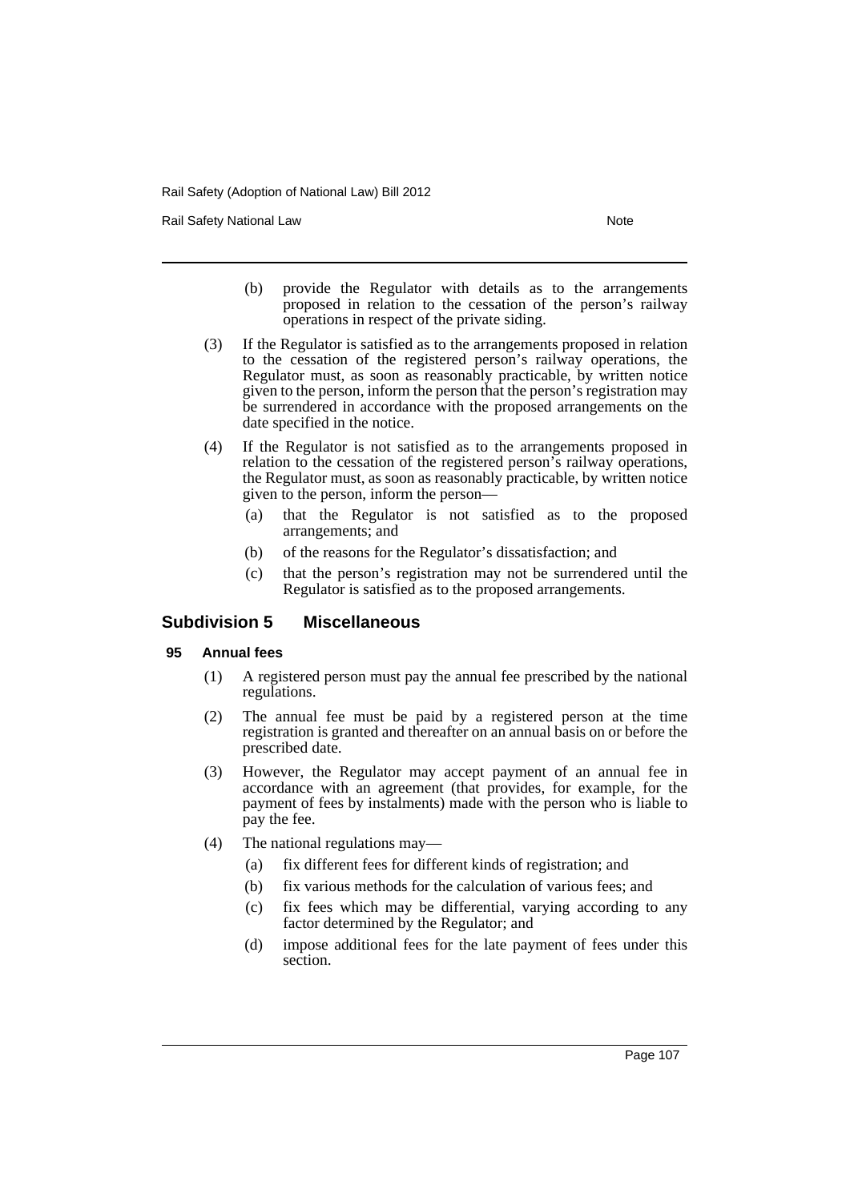(b) provide the Regulator with details as to the arrangements proposed in relation to the cessation of the person's railway operations in respect of the private siding.

(3) If the Regulator is satisfied as to the arrangements proposed in relation to the cessation of the registered person's railway operations, the Regulator must, as soon as reasonably practicable, by written notice given to the person, inform the person that the person's registration may be surrendered in accordance with the proposed arrangements on the date specified in the notice.

(4) If the Regulator is not satisfied as to the arrangements proposed in relation to the cessation of the registered person's railway operations, the Regulator must, as soon as reasonably practicable, by written notice given to the person, inform the person—

(a) that the Regulator is not satisfied as to the proposed arrangements; and

(b) of the reasons for the Regulator's dissatisfaction; and

(c) that the person's registration may not be surrendered until the Regulator is satisfied as to the proposed arrangements.

## Subdivision 5 Miscellaneous

### 95 Annual fees

(1) A registered person must pay the annual fee prescribed by the national regulations.

(2) The annual fee must be paid by a registered person at the time registration is granted and thereafter on an annual basis on or before the prescribed date.

(3) However, the Regulator may accept payment of an annual fee in accordance with an agreement (that provides, for example, for the payment of fees by instalments) made with the person who is liable to pay the fee.

(4) The national regulations may—

(a) fix different fees for different kinds of registration; and

(b) fix various methods for the calculation of various fees; and

(c) fix fees which may be differential, varying according to any factor determined by the Regulator; and

(d) impose additional fees for the late payment of fees under this section.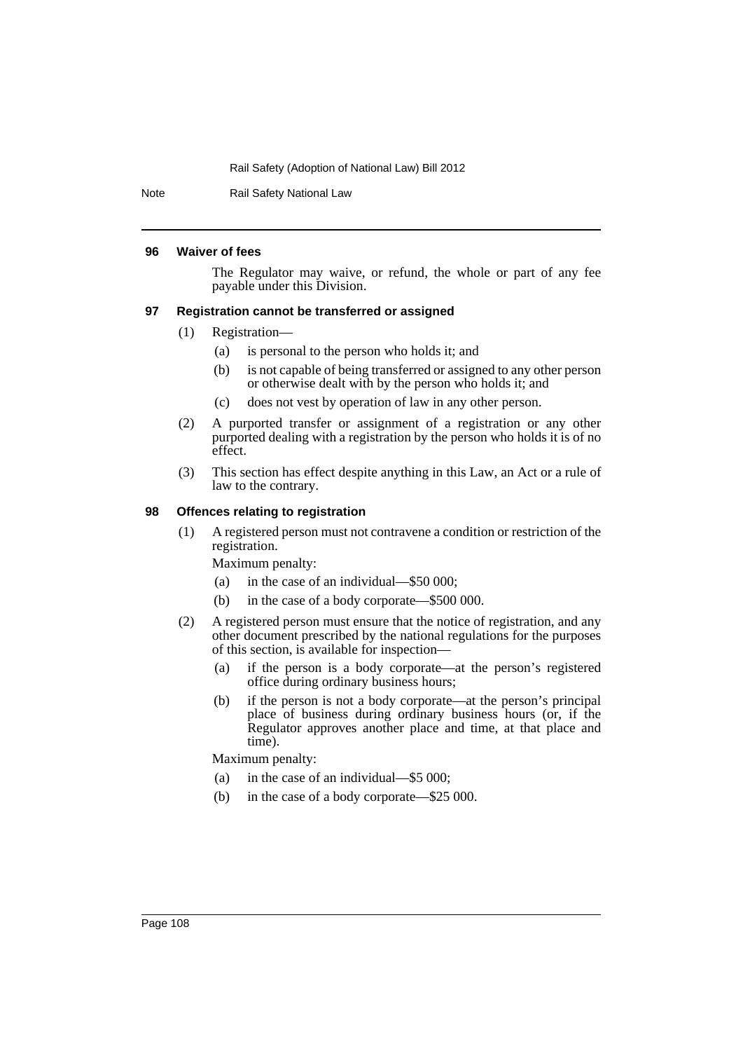#### 96 Waiver of fees

The Regulator may waive, or refund, the whole or part of any fee payable under this Division.

#### 97 Registration cannot be transferred or assigned

(1) Registration—

- (a) is personal to the person who holds it; and
- (b) is not capable of being transferred or assigned to any other person or otherwise dealt with by the person who holds it; and
- (c) does not vest by operation of law in any other person.

(2) A purported transfer or assignment of a registration or any other purported dealing with a registration by the person who holds it is of no effect.

(3) This section has effect despite anything in this Law, an Act or a rule of law to the contrary.

#### 98 Offences relating to registration

(1) A registered person must not contravene a condition or restriction of the registration.

Maximum penalty:

- (a) in the case of an individual—$50 000;
- (b) in the case of a body corporate—$500 000.

(2) A registered person must ensure that the notice of registration, and any other document prescribed by the national regulations for the purposes of this section, is available for inspection—

- (a) if the person is a body corporate—at the person's registered office during ordinary business hours;
- (b) if the person is not a body corporate—at the person's principal place of business during ordinary business hours (or, if the Regulator approves another place and time, at that place and time).

Maximum penalty:

- (a) in the case of an individual—$5 000;
- (b) in the case of a body corporate—$25 000.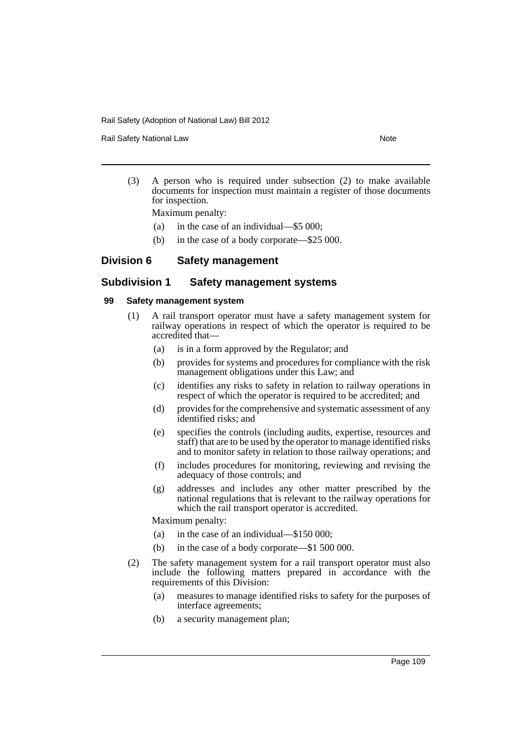(3) A person who is required under subsection (2) to make available documents for inspection must maintain a register of those documents for inspection.

Maximum penalty:

(a) in the case of an individual—$5 000;

(b) in the case of a body corporate—$25 000.

## Division 6 Safety management

### Subdivision 1 Safety management systems

#### 99 Safety management system

(1) A rail transport operator must have a safety management system for railway operations in respect of which the operator is required to be accredited that—

(a) is in a form approved by the Regulator; and

(b) provides for systems and procedures for compliance with the risk management obligations under this Law; and

(c) identifies any risks to safety in relation to railway operations in respect of which the operator is required to be accredited; and

(d) provides for the comprehensive and systematic assessment of any identified risks; and

(e) specifies the controls (including audits, expertise, resources and staff) that are to be used by the operator to manage identified risks and to monitor safety in relation to those railway operations; and

(f) includes procedures for monitoring, reviewing and revising the adequacy of those controls; and

(g) addresses and includes any other matter prescribed by the national regulations that is relevant to the railway operations for which the rail transport operator is accredited.

Maximum penalty:

(a) in the case of an individual—$150 000;

(b) in the case of a body corporate—$1 500 000.

(2) The safety management system for a rail transport operator must also include the following matters prepared in accordance with the requirements of this Division:

(a) measures to manage identified risks to safety for the purposes of interface agreements;

(b) a security management plan;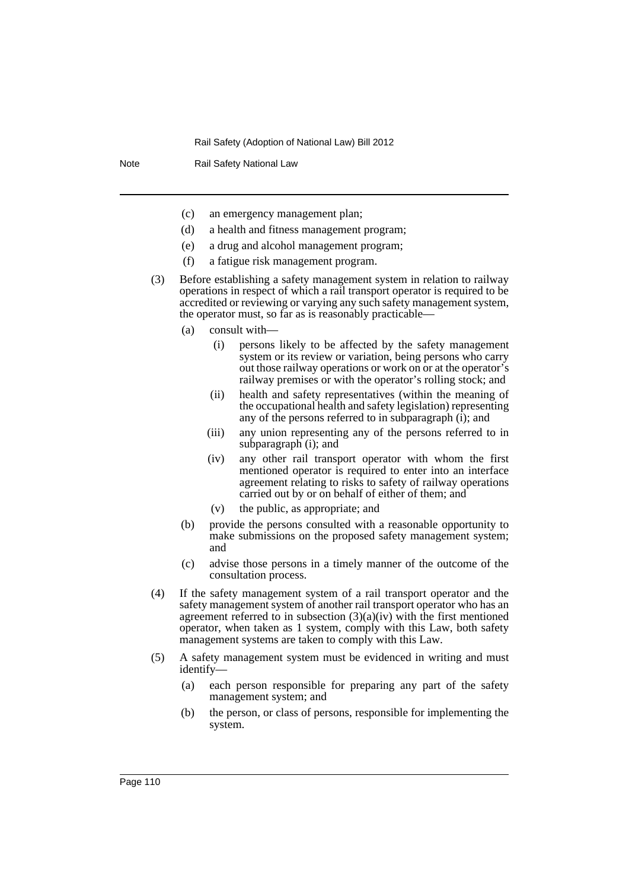(c) an emergency management plan;

(d) a health and fitness management program;

(e) a drug and alcohol management program;

(f) a fatigue risk management program.

(3) Before establishing a safety management system in relation to railway operations in respect of which a rail transport operator is required to be accredited or reviewing or varying any such safety management system, the operator must, so far as is reasonably practicable—

(a) consult with—

(i) persons likely to be affected by the safety management system or its review or variation, being persons who carry out those railway operations or work on or at the operator's railway premises or with the operator's rolling stock; and

(ii) health and safety representatives (within the meaning of the occupational health and safety legislation) representing any of the persons referred to in subparagraph (i); and

(iii) any union representing any of the persons referred to in subparagraph (i); and

(iv) any other rail transport operator with whom the first mentioned operator is required to enter into an interface agreement relating to risks to safety of railway operations carried out by or on behalf of either of them; and

(v) the public, as appropriate; and

(b) provide the persons consulted with a reasonable opportunity to make submissions on the proposed safety management system; and

(c) advise those persons in a timely manner of the outcome of the consultation process.

(4) If the safety management system of a rail transport operator and the safety management system of another rail transport operator who has an agreement referred to in subsection (3)(a)(iv) with the first mentioned operator, when taken as 1 system, comply with this Law, both safety management systems are taken to comply with this Law.

(5) A safety management system must be evidenced in writing and must identify—

(a) each person responsible for preparing any part of the safety management system; and

(b) the person, or class of persons, responsible for implementing the system.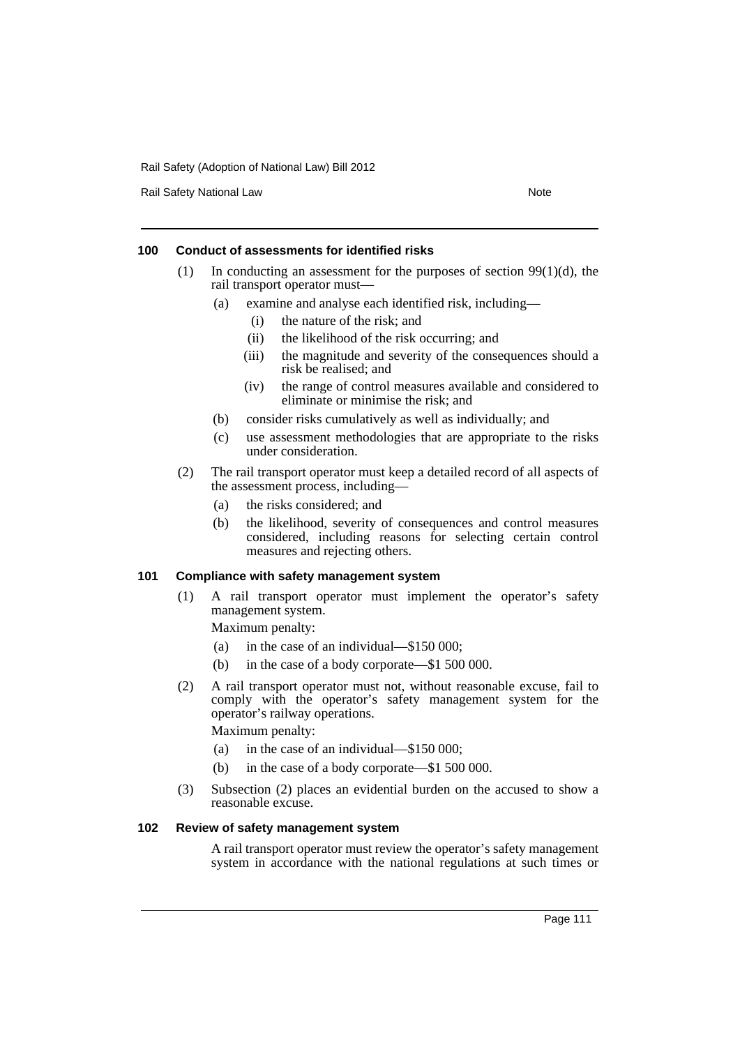### 100 Conduct of assessments for identified risks

(1) In conducting an assessment for the purposes of section 99(1)(d), the rail transport operator must—

- (a) examine and analyse each identified risk, including—
  - (i) the nature of the risk; and
  - (ii) the likelihood of the risk occurring; and
  - (iii) the magnitude and severity of the consequences should a risk be realised; and
  - (iv) the range of control measures available and considered to eliminate or minimise the risk; and
- (b) consider risks cumulatively as well as individually; and
- (c) use assessment methodologies that are appropriate to the risks under consideration.

(2) The rail transport operator must keep a detailed record of all aspects of the assessment process, including—

- (a) the risks considered; and
- (b) the likelihood, severity of consequences and control measures considered, including reasons for selecting certain control measures and rejecting others.

### 101 Compliance with safety management system

(1) A rail transport operator must implement the operator's safety management system.

Maximum penalty:

- (a) in the case of an individual—$150 000;
- (b) in the case of a body corporate—$1 500 000.

(2) A rail transport operator must not, without reasonable excuse, fail to comply with the operator's safety management system for the operator's railway operations.

Maximum penalty:

- (a) in the case of an individual—$150 000;
- (b) in the case of a body corporate—$1 500 000.

(3) Subsection (2) places an evidential burden on the accused to show a reasonable excuse.

### 102 Review of safety management system

A rail transport operator must review the operator's safety management system in accordance with the national regulations at such times or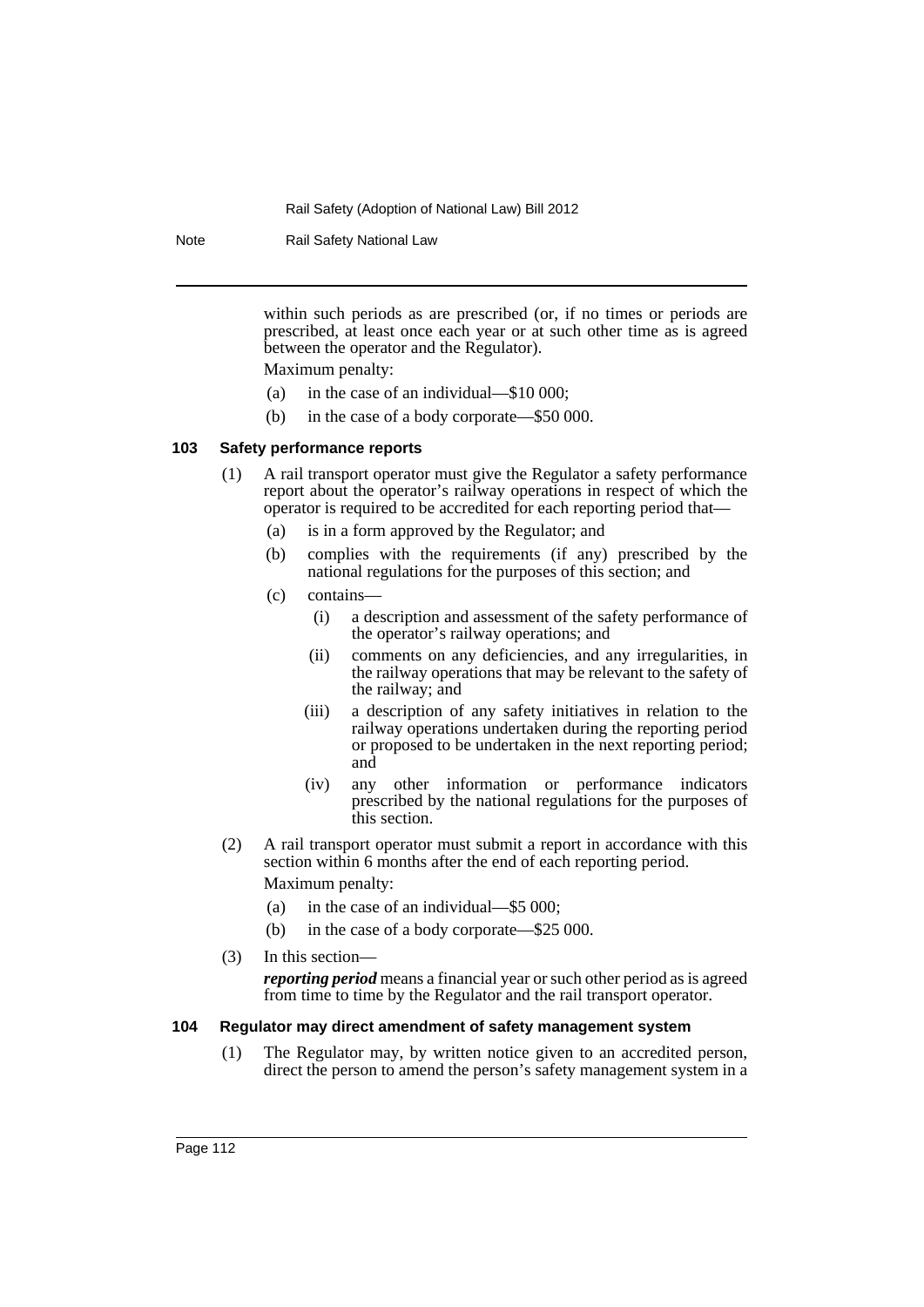within such periods as are prescribed (or, if no times or periods are prescribed, at least once each year or at such other time as is agreed between the operator and the Regulator).

Maximum penalty:

(a) in the case of an individual—$10 000;

(b) in the case of a body corporate—$50 000.

#### 103 Safety performance reports

(1) A rail transport operator must give the Regulator a safety performance report about the operator's railway operations in respect of which the operator is required to be accredited for each reporting period that—

(a) is in a form approved by the Regulator; and

(b) complies with the requirements (if any) prescribed by the national regulations for the purposes of this section; and

(c) contains—

(i) a description and assessment of the safety performance of the operator's railway operations; and

(ii) comments on any deficiencies, and any irregularities, in the railway operations that may be relevant to the safety of the railway; and

(iii) a description of any safety initiatives in relation to the railway operations undertaken during the reporting period or proposed to be undertaken in the next reporting period; and

(iv) any other information or performance indicators prescribed by the national regulations for the purposes of this section.

(2) A rail transport operator must submit a report in accordance with this section within 6 months after the end of each reporting period.

Maximum penalty:

(a) in the case of an individual—$5 000;

(b) in the case of a body corporate—$25 000.

(3) In this section—

***reporting period*** means a financial year or such other period as is agreed from time to time by the Regulator and the rail transport operator.

#### 104 Regulator may direct amendment of safety management system

(1) The Regulator may, by written notice given to an accredited person, direct the person to amend the person's safety management system in a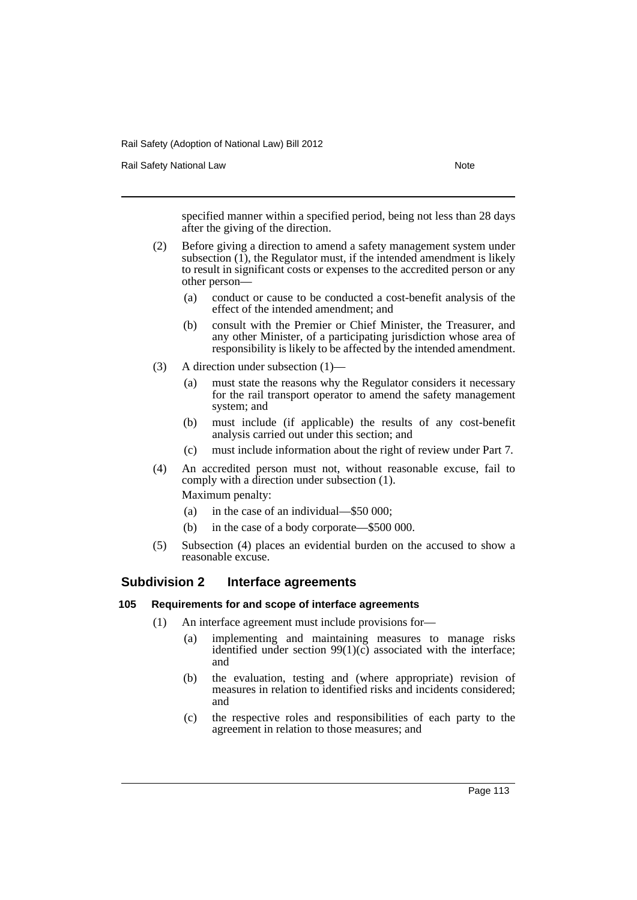specified manner within a specified period, being not less than 28 days after the giving of the direction.

(2) Before giving a direction to amend a safety management system under subsection (1), the Regulator must, if the intended amendment is likely to result in significant costs or expenses to the accredited person or any other person—

(a) conduct or cause to be conducted a cost-benefit analysis of the effect of the intended amendment; and

(b) consult with the Premier or Chief Minister, the Treasurer, and any other Minister, of a participating jurisdiction whose area of responsibility is likely to be affected by the intended amendment.

(3) A direction under subsection (1)—

(a) must state the reasons why the Regulator considers it necessary for the rail transport operator to amend the safety management system; and

(b) must include (if applicable) the results of any cost-benefit analysis carried out under this section; and

(c) must include information about the right of review under Part 7.

(4) An accredited person must not, without reasonable excuse, fail to comply with a direction under subsection (1).

Maximum penalty:

(a) in the case of an individual—$50 000;

(b) in the case of a body corporate—$500 000.

(5) Subsection (4) places an evidential burden on the accused to show a reasonable excuse.

## Subdivision 2 Interface agreements

### 105 Requirements for and scope of interface agreements

(1) An interface agreement must include provisions for—

(a) implementing and maintaining measures to manage risks identified under section 99(1)(c) associated with the interface; and

(b) the evaluation, testing and (where appropriate) revision of measures in relation to identified risks and incidents considered; and

(c) the respective roles and responsibilities of each party to the agreement in relation to those measures; and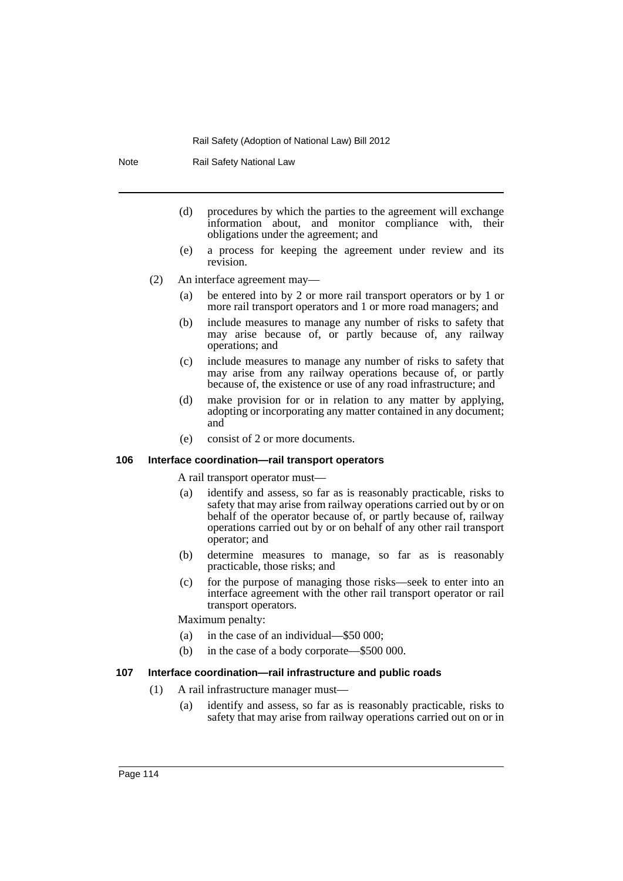(d) procedures by which the parties to the agreement will exchange information about, and monitor compliance with, their obligations under the agreement; and

(e) a process for keeping the agreement under review and its revision.

(2) An interface agreement may—

(a) be entered into by 2 or more rail transport operators or by 1 or more rail transport operators and 1 or more road managers; and

(b) include measures to manage any number of risks to safety that may arise because of, or partly because of, any railway operations; and

(c) include measures to manage any number of risks to safety that may arise from any railway operations because of, or partly because of, the existence or use of any road infrastructure; and

(d) make provision for or in relation to any matter by applying, adopting or incorporating any matter contained in any document; and

(e) consist of 2 or more documents.

### 106 Interface coordination—rail transport operators

A rail transport operator must—

(a) identify and assess, so far as is reasonably practicable, risks to safety that may arise from railway operations carried out by or on behalf of the operator because of, or partly because of, railway operations carried out by or on behalf of any other rail transport operator; and

(b) determine measures to manage, so far as is reasonably practicable, those risks; and

(c) for the purpose of managing those risks—seek to enter into an interface agreement with the other rail transport operator or rail transport operators.

Maximum penalty:

(a) in the case of an individual—$50 000;

(b) in the case of a body corporate—$500 000.

### 107 Interface coordination—rail infrastructure and public roads

(1) A rail infrastructure manager must—

(a) identify and assess, so far as is reasonably practicable, risks to safety that may arise from railway operations carried out on or in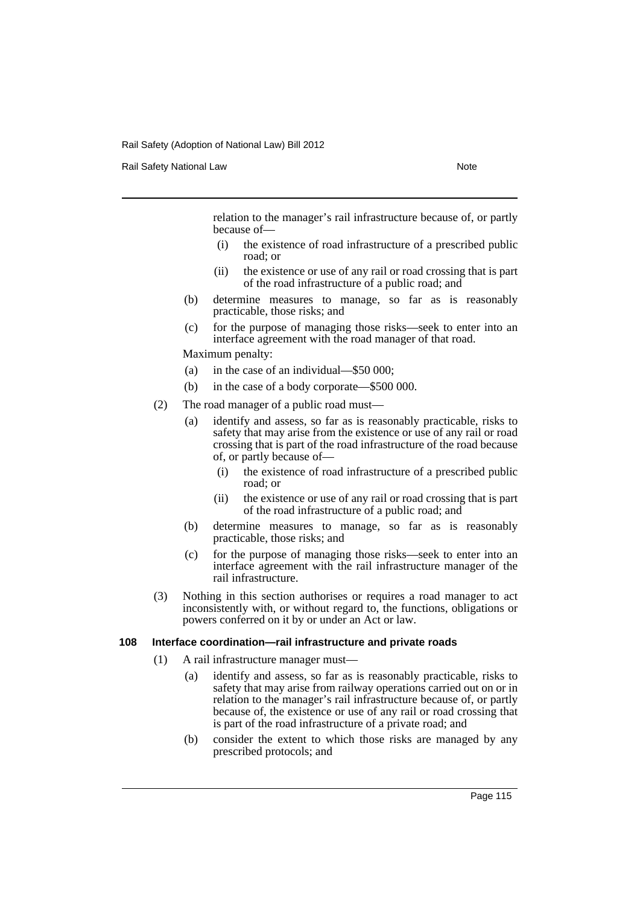relation to the manager's rail infrastructure because of, or partly because of—

(i) the existence of road infrastructure of a prescribed public road; or

(ii) the existence or use of any rail or road crossing that is part of the road infrastructure of a public road; and

(b) determine measures to manage, so far as is reasonably practicable, those risks; and

(c) for the purpose of managing those risks—seek to enter into an interface agreement with the road manager of that road.

Maximum penalty:

(a) in the case of an individual—$50 000;

(b) in the case of a body corporate—$500 000.

(2) The road manager of a public road must—

(a) identify and assess, so far as is reasonably practicable, risks to safety that may arise from the existence or use of any rail or road crossing that is part of the road infrastructure of the road because of, or partly because of—

(i) the existence of road infrastructure of a prescribed public road; or

(ii) the existence or use of any rail or road crossing that is part of the road infrastructure of a public road; and

(b) determine measures to manage, so far as is reasonably practicable, those risks; and

(c) for the purpose of managing those risks—seek to enter into an interface agreement with the rail infrastructure manager of the rail infrastructure.

(3) Nothing in this section authorises or requires a road manager to act inconsistently with, or without regard to, the functions, obligations or powers conferred on it by or under an Act or law.

### 108 Interface coordination—rail infrastructure and private roads

(1) A rail infrastructure manager must—

(a) identify and assess, so far as is reasonably practicable, risks to safety that may arise from railway operations carried out on or in relation to the manager's rail infrastructure because of, or partly because of, the existence or use of any rail or road crossing that is part of the road infrastructure of a private road; and

(b) consider the extent to which those risks are managed by any prescribed protocols; and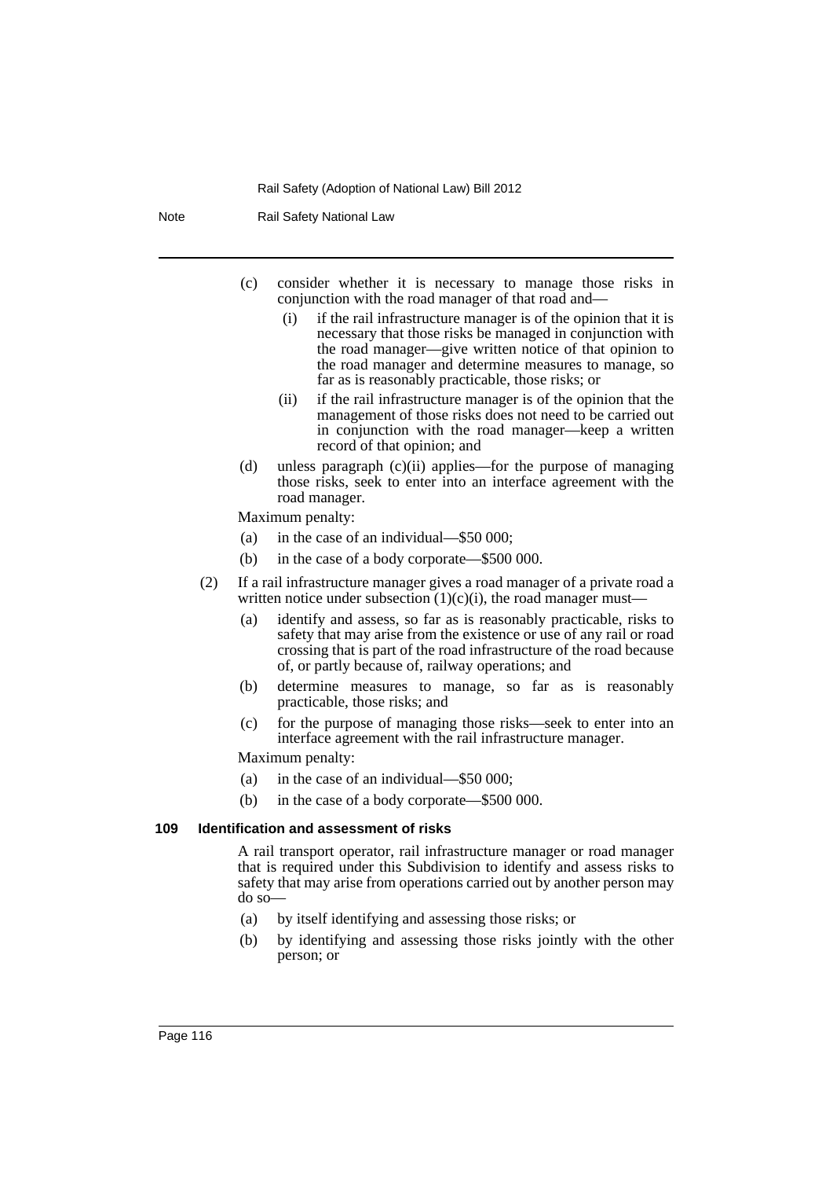(c) consider whether it is necessary to manage those risks in conjunction with the road manager of that road and—

  (i) if the rail infrastructure manager is of the opinion that it is necessary that those risks be managed in conjunction with the road manager—give written notice of that opinion to the road manager and determine measures to manage, so far as is reasonably practicable, those risks; or

  (ii) if the rail infrastructure manager is of the opinion that the management of those risks does not need to be carried out in conjunction with the road manager—keep a written record of that opinion; and

(d) unless paragraph (c)(ii) applies—for the purpose of managing those risks, seek to enter into an interface agreement with the road manager.

Maximum penalty:

(a) in the case of an individual—$50 000;

(b) in the case of a body corporate—$500 000.

(2) If a rail infrastructure manager gives a road manager of a private road a written notice under subsection (1)(c)(i), the road manager must—

(a) identify and assess, so far as is reasonably practicable, risks to safety that may arise from the existence or use of any rail or road crossing that is part of the road infrastructure of the road because of, or partly because of, railway operations; and

(b) determine measures to manage, so far as is reasonably practicable, those risks; and

(c) for the purpose of managing those risks—seek to enter into an interface agreement with the rail infrastructure manager.

Maximum penalty:

(a) in the case of an individual—$50 000;

(b) in the case of a body corporate—$500 000.

#### 109 Identification and assessment of risks

A rail transport operator, rail infrastructure manager or road manager that is required under this Subdivision to identify and assess risks to safety that may arise from operations carried out by another person may do so—

(a) by itself identifying and assessing those risks; or

(b) by identifying and assessing those risks jointly with the other person; or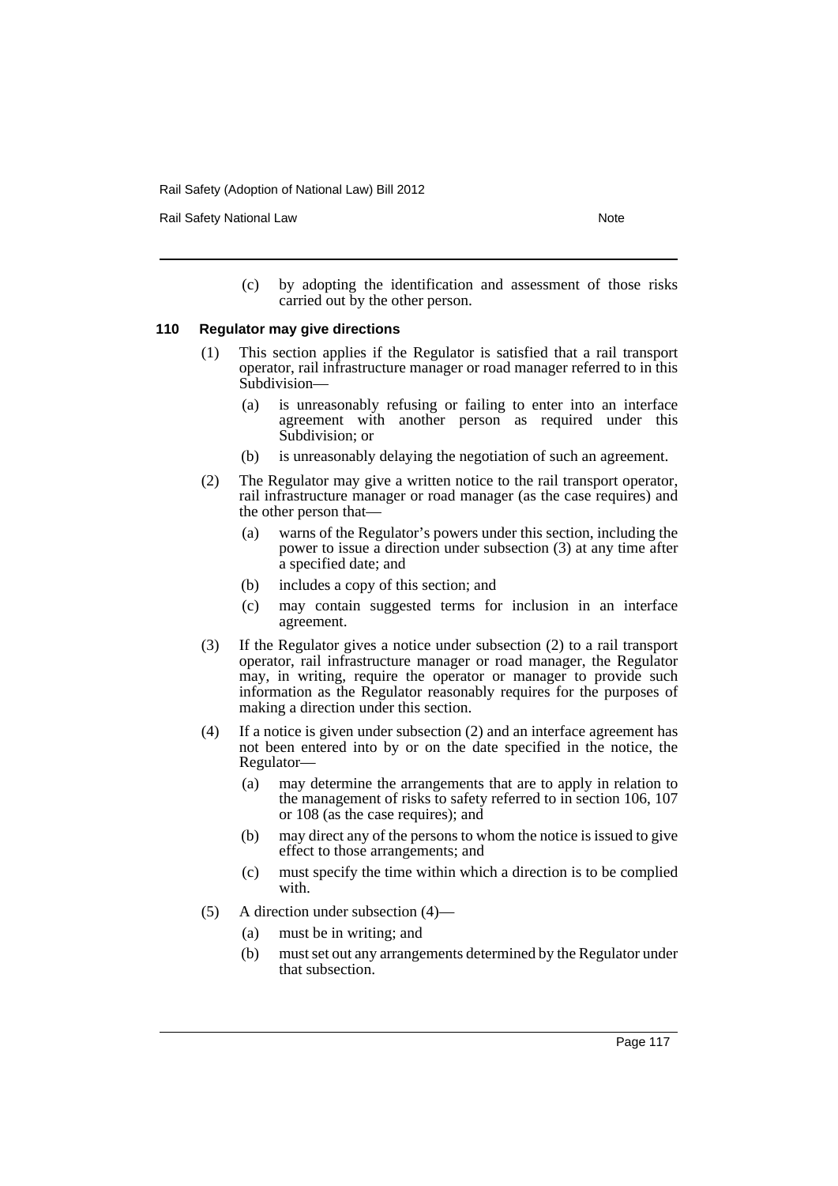(c) by adopting the identification and assessment of those risks carried out by the other person.

### 110 Regulator may give directions

(1) This section applies if the Regulator is satisfied that a rail transport operator, rail infrastructure manager or road manager referred to in this Subdivision—

(a) is unreasonably refusing or failing to enter into an interface agreement with another person as required under this Subdivision; or

(b) is unreasonably delaying the negotiation of such an agreement.

(2) The Regulator may give a written notice to the rail transport operator, rail infrastructure manager or road manager (as the case requires) and the other person that—

(a) warns of the Regulator's powers under this section, including the power to issue a direction under subsection (3) at any time after a specified date; and

(b) includes a copy of this section; and

(c) may contain suggested terms for inclusion in an interface agreement.

(3) If the Regulator gives a notice under subsection (2) to a rail transport operator, rail infrastructure manager or road manager, the Regulator may, in writing, require the operator or manager to provide such information as the Regulator reasonably requires for the purposes of making a direction under this section.

(4) If a notice is given under subsection (2) and an interface agreement has not been entered into by or on the date specified in the notice, the Regulator—

(a) may determine the arrangements that are to apply in relation to the management of risks to safety referred to in section 106, 107 or 108 (as the case requires); and

(b) may direct any of the persons to whom the notice is issued to give effect to those arrangements; and

(c) must specify the time within which a direction is to be complied with.

(5) A direction under subsection (4)—

(a) must be in writing; and

(b) must set out any arrangements determined by the Regulator under that subsection.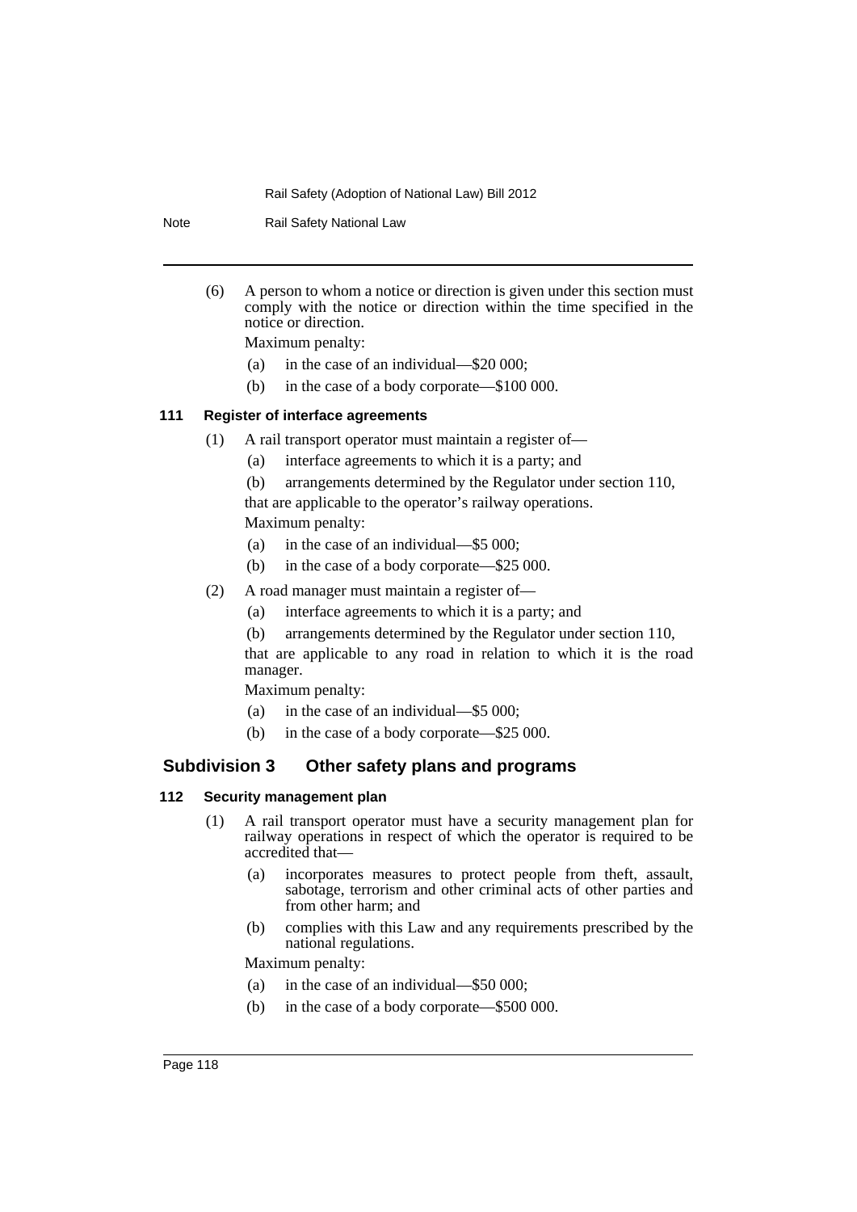(6) A person to whom a notice or direction is given under this section must comply with the notice or direction within the time specified in the notice or direction.

Maximum penalty:

(a) in the case of an individual—$20 000;

(b) in the case of a body corporate—$100 000.

#### 111 Register of interface agreements

(1) A rail transport operator must maintain a register of—

(a) interface agreements to which it is a party; and

(b) arrangements determined by the Regulator under section 110,

that are applicable to the operator's railway operations.

Maximum penalty:

(a) in the case of an individual—$5 000;

(b) in the case of a body corporate—$25 000.

(2) A road manager must maintain a register of—

(a) interface agreements to which it is a party; and

(b) arrangements determined by the Regulator under section 110,

that are applicable to any road in relation to which it is the road manager.

Maximum penalty:

(a) in the case of an individual—$5 000;

(b) in the case of a body corporate—$25 000.

### Subdivision 3 Other safety plans and programs

#### 112 Security management plan

(1) A rail transport operator must have a security management plan for railway operations in respect of which the operator is required to be accredited that—

(a) incorporates measures to protect people from theft, assault, sabotage, terrorism and other criminal acts of other parties and from other harm; and

(b) complies with this Law and any requirements prescribed by the national regulations.

Maximum penalty:

(a) in the case of an individual—$50 000;

(b) in the case of a body corporate—$500 000.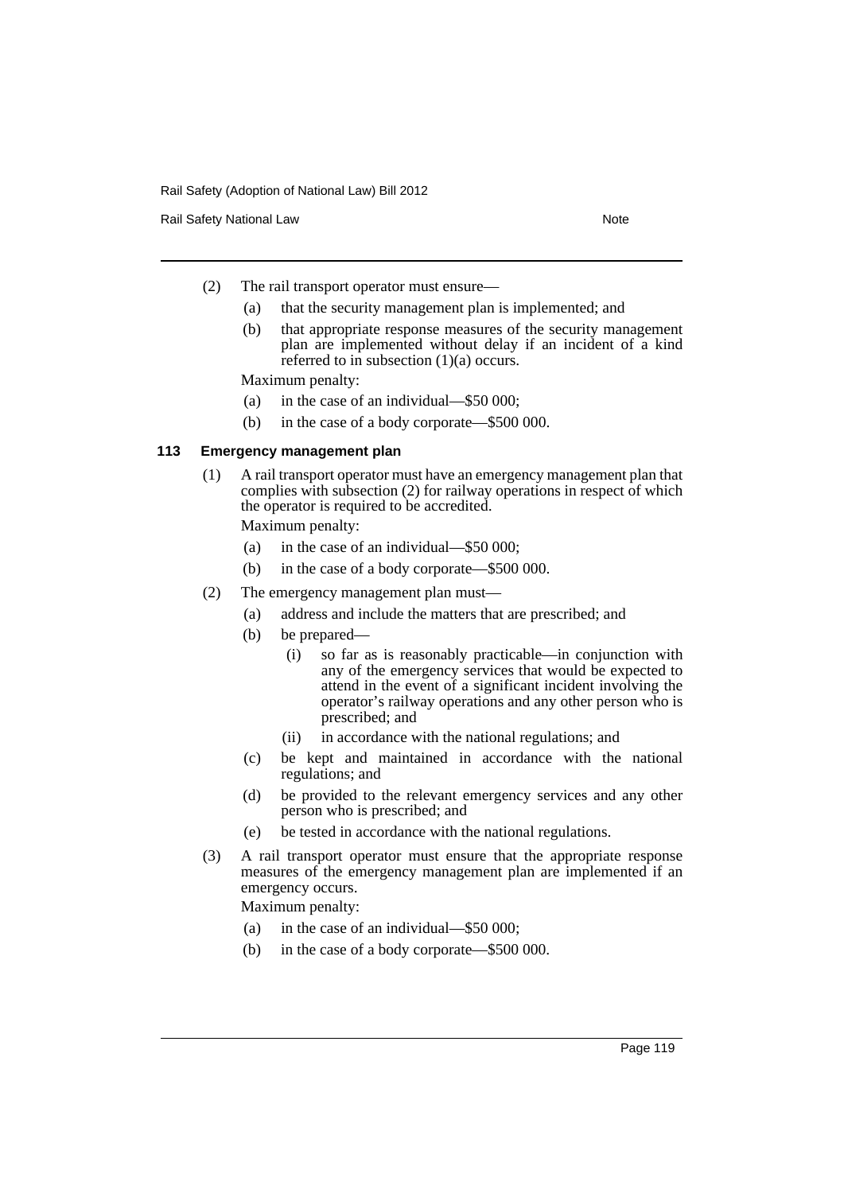(2) The rail transport operator must ensure—

(a) that the security management plan is implemented; and

(b) that appropriate response measures of the security management plan are implemented without delay if an incident of a kind referred to in subsection (1)(a) occurs.

Maximum penalty:

(a) in the case of an individual—$50 000;

(b) in the case of a body corporate—$500 000.

### 113 Emergency management plan

(1) A rail transport operator must have an emergency management plan that complies with subsection (2) for railway operations in respect of which the operator is required to be accredited.

Maximum penalty:

(a) in the case of an individual—$50 000;

(b) in the case of a body corporate—$500 000.

(2) The emergency management plan must—

(a) address and include the matters that are prescribed; and

(b) be prepared—

(i) so far as is reasonably practicable—in conjunction with any of the emergency services that would be expected to attend in the event of a significant incident involving the operator's railway operations and any other person who is prescribed; and

(ii) in accordance with the national regulations; and

(c) be kept and maintained in accordance with the national regulations; and

(d) be provided to the relevant emergency services and any other person who is prescribed; and

(e) be tested in accordance with the national regulations.

(3) A rail transport operator must ensure that the appropriate response measures of the emergency management plan are implemented if an emergency occurs.

Maximum penalty:

(a) in the case of an individual—$50 000;

(b) in the case of a body corporate—$500 000.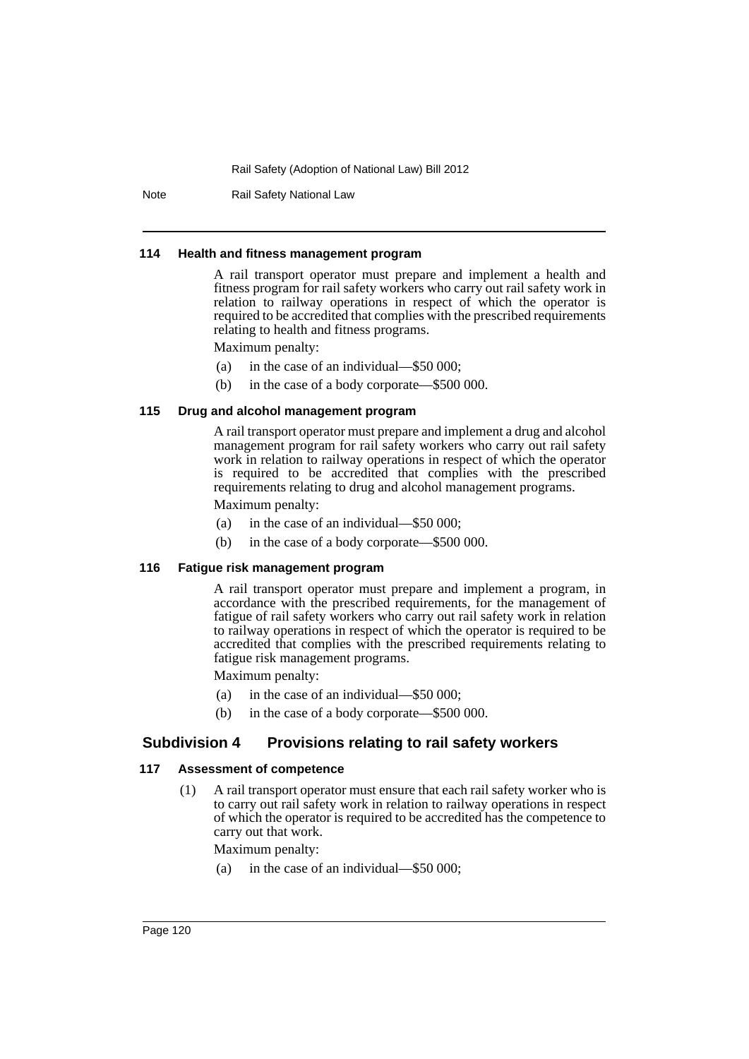#### 114 Health and fitness management program

A rail transport operator must prepare and implement a health and fitness program for rail safety workers who carry out rail safety work in relation to railway operations in respect of which the operator is required to be accredited that complies with the prescribed requirements relating to health and fitness programs.

Maximum penalty:

(a) in the case of an individual—$50 000;

(b) in the case of a body corporate—$500 000.

#### 115 Drug and alcohol management program

A rail transport operator must prepare and implement a drug and alcohol management program for rail safety workers who carry out rail safety work in relation to railway operations in respect of which the operator is required to be accredited that complies with the prescribed requirements relating to drug and alcohol management programs.

Maximum penalty:

(a) in the case of an individual—$50 000;

(b) in the case of a body corporate—$500 000.

#### 116 Fatigue risk management program

A rail transport operator must prepare and implement a program, in accordance with the prescribed requirements, for the management of fatigue of rail safety workers who carry out rail safety work in relation to railway operations in respect of which the operator is required to be accredited that complies with the prescribed requirements relating to fatigue risk management programs.

Maximum penalty:

(a) in the case of an individual—$50 000;

(b) in the case of a body corporate—$500 000.

### Subdivision 4 Provisions relating to rail safety workers

#### 117 Assessment of competence

(1) A rail transport operator must ensure that each rail safety worker who is to carry out rail safety work in relation to railway operations in respect of which the operator is required to be accredited has the competence to carry out that work.

Maximum penalty:

(a) in the case of an individual—$50 000;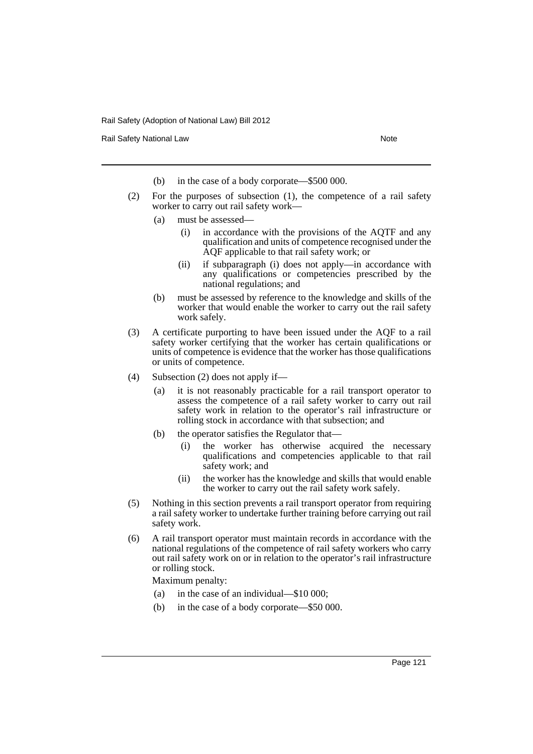(b) in the case of a body corporate—$500 000.

(2) For the purposes of subsection (1), the competence of a rail safety worker to carry out rail safety work—

(a) must be assessed—

(i) in accordance with the provisions of the AQTF and any qualification and units of competence recognised under the AQF applicable to that rail safety work; or

(ii) if subparagraph (i) does not apply—in accordance with any qualifications or competencies prescribed by the national regulations; and

(b) must be assessed by reference to the knowledge and skills of the worker that would enable the worker to carry out the rail safety work safely.

(3) A certificate purporting to have been issued under the AQF to a rail safety worker certifying that the worker has certain qualifications or units of competence is evidence that the worker has those qualifications or units of competence.

(4) Subsection (2) does not apply if—

(a) it is not reasonably practicable for a rail transport operator to assess the competence of a rail safety worker to carry out rail safety work in relation to the operator's rail infrastructure or rolling stock in accordance with that subsection; and

(b) the operator satisfies the Regulator that—

(i) the worker has otherwise acquired the necessary qualifications and competencies applicable to that rail safety work; and

(ii) the worker has the knowledge and skills that would enable the worker to carry out the rail safety work safely.

(5) Nothing in this section prevents a rail transport operator from requiring a rail safety worker to undertake further training before carrying out rail safety work.

(6) A rail transport operator must maintain records in accordance with the national regulations of the competence of rail safety workers who carry out rail safety work on or in relation to the operator's rail infrastructure or rolling stock.

Maximum penalty:

(a) in the case of an individual—$10 000;

(b) in the case of a body corporate—$50 000.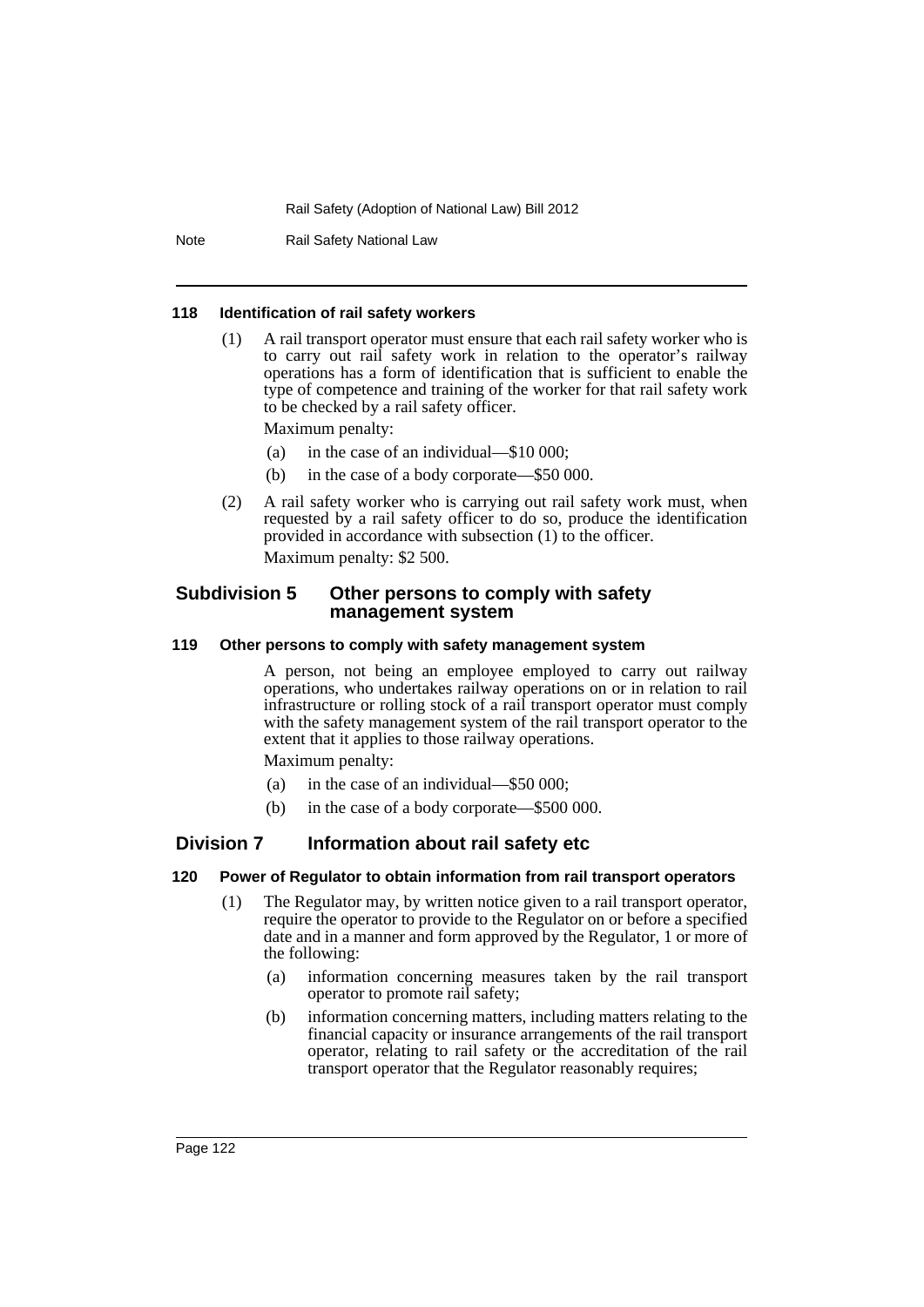#### 118 Identification of rail safety workers

(1) A rail transport operator must ensure that each rail safety worker who is to carry out rail safety work in relation to the operator's railway operations has a form of identification that is sufficient to enable the type of competence and training of the worker for that rail safety work to be checked by a rail safety officer.

Maximum penalty:

(a) in the case of an individual—$10 000;

(b) in the case of a body corporate—$50 000.

(2) A rail safety worker who is carrying out rail safety work must, when requested by a rail safety officer to do so, produce the identification provided in accordance with subsection (1) to the officer.

Maximum penalty: $2 500.

### Subdivision 5 Other persons to comply with safety management system

#### 119 Other persons to comply with safety management system

A person, not being an employee employed to carry out railway operations, who undertakes railway operations on or in relation to rail infrastructure or rolling stock of a rail transport operator must comply with the safety management system of the rail transport operator to the extent that it applies to those railway operations.

Maximum penalty:

(a) in the case of an individual—$50 000;

(b) in the case of a body corporate—$500 000.

## Division 7 Information about rail safety etc

#### 120 Power of Regulator to obtain information from rail transport operators

(1) The Regulator may, by written notice given to a rail transport operator, require the operator to provide to the Regulator on or before a specified date and in a manner and form approved by the Regulator, 1 or more of the following:

(a) information concerning measures taken by the rail transport operator to promote rail safety;

(b) information concerning matters, including matters relating to the financial capacity or insurance arrangements of the rail transport operator, relating to rail safety or the accreditation of the rail transport operator that the Regulator reasonably requires;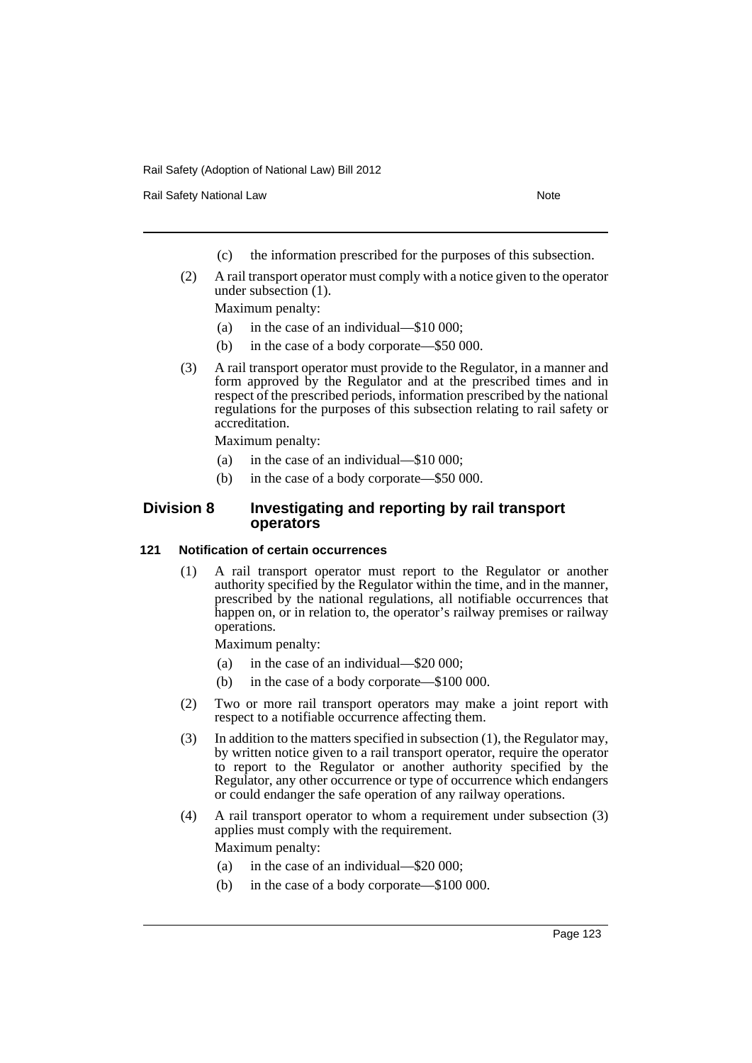(c) the information prescribed for the purposes of this subsection.

(2) A rail transport operator must comply with a notice given to the operator under subsection (1).

Maximum penalty:

(a) in the case of an individual—$10 000;

(b) in the case of a body corporate—$50 000.

(3) A rail transport operator must provide to the Regulator, in a manner and form approved by the Regulator and at the prescribed times and in respect of the prescribed periods, information prescribed by the national regulations for the purposes of this subsection relating to rail safety or accreditation.

Maximum penalty:

(a) in the case of an individual—$10 000;

(b) in the case of a body corporate—$50 000.

## Division 8 Investigating and reporting by rail transport operators

### 121 Notification of certain occurrences

(1) A rail transport operator must report to the Regulator or another authority specified by the Regulator within the time, and in the manner, prescribed by the national regulations, all notifiable occurrences that happen on, or in relation to, the operator's railway premises or railway operations.

Maximum penalty:

(a) in the case of an individual—$20 000;

(b) in the case of a body corporate—$100 000.

(2) Two or more rail transport operators may make a joint report with respect to a notifiable occurrence affecting them.

(3) In addition to the matters specified in subsection (1), the Regulator may, by written notice given to a rail transport operator, require the operator to report to the Regulator or another authority specified by the Regulator, any other occurrence or type of occurrence which endangers or could endanger the safe operation of any railway operations.

(4) A rail transport operator to whom a requirement under subsection (3) applies must comply with the requirement.

Maximum penalty:

(a) in the case of an individual—$20 000;

(b) in the case of a body corporate—$100 000.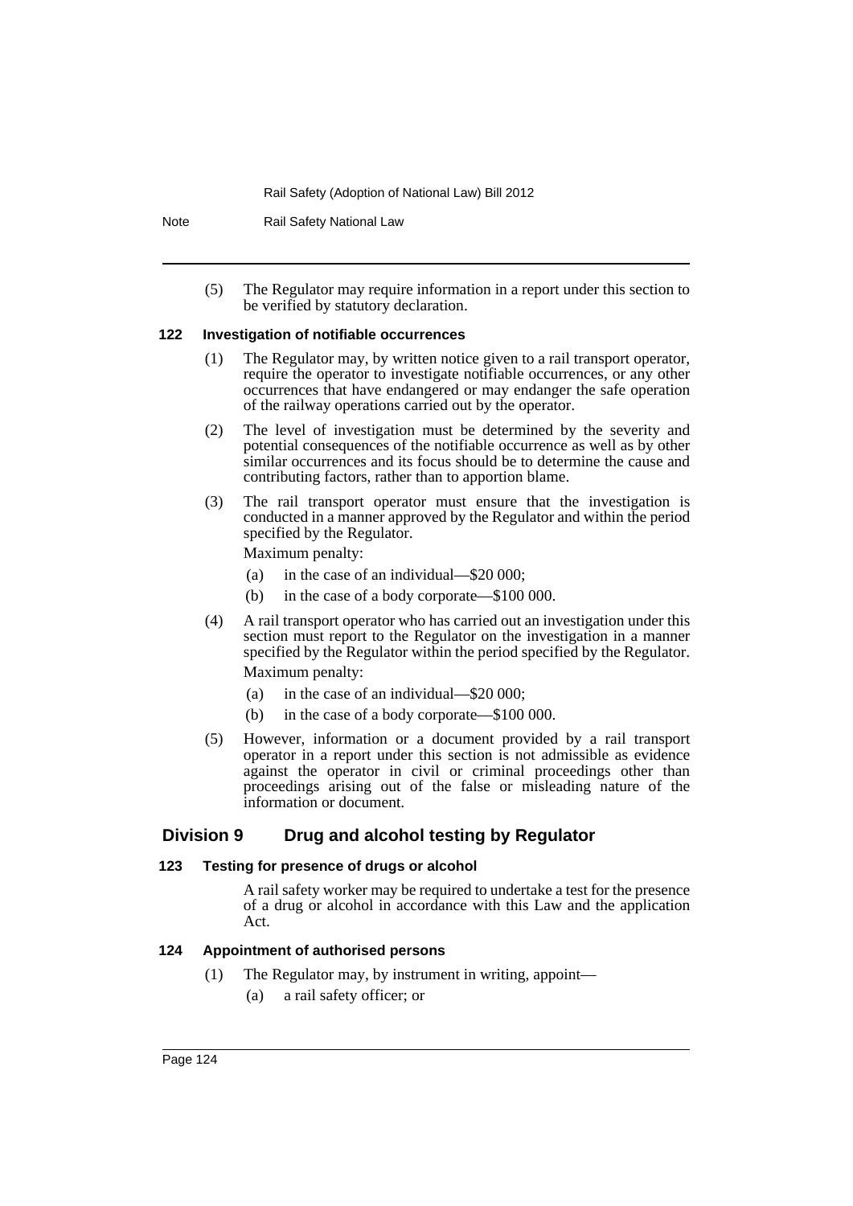(5) The Regulator may require information in a report under this section to be verified by statutory declaration.

#### 122 Investigation of notifiable occurrences

(1) The Regulator may, by written notice given to a rail transport operator, require the operator to investigate notifiable occurrences, or any other occurrences that have endangered or may endanger the safe operation of the railway operations carried out by the operator.

(2) The level of investigation must be determined by the severity and potential consequences of the notifiable occurrence as well as by other similar occurrences and its focus should be to determine the cause and contributing factors, rather than to apportion blame.

(3) The rail transport operator must ensure that the investigation is conducted in a manner approved by the Regulator and within the period specified by the Regulator.

Maximum penalty:

(a) in the case of an individual—$20 000;

(b) in the case of a body corporate—$100 000.

(4) A rail transport operator who has carried out an investigation under this section must report to the Regulator on the investigation in a manner specified by the Regulator within the period specified by the Regulator.

Maximum penalty:

(a) in the case of an individual—$20 000;

(b) in the case of a body corporate—$100 000.

(5) However, information or a document provided by a rail transport operator in a report under this section is not admissible as evidence against the operator in civil or criminal proceedings other than proceedings arising out of the false or misleading nature of the information or document.

### Division 9 Drug and alcohol testing by Regulator

#### 123 Testing for presence of drugs or alcohol

A rail safety worker may be required to undertake a test for the presence of a drug or alcohol in accordance with this Law and the application Act.

#### 124 Appointment of authorised persons

(1) The Regulator may, by instrument in writing, appoint—

(a) a rail safety officer; or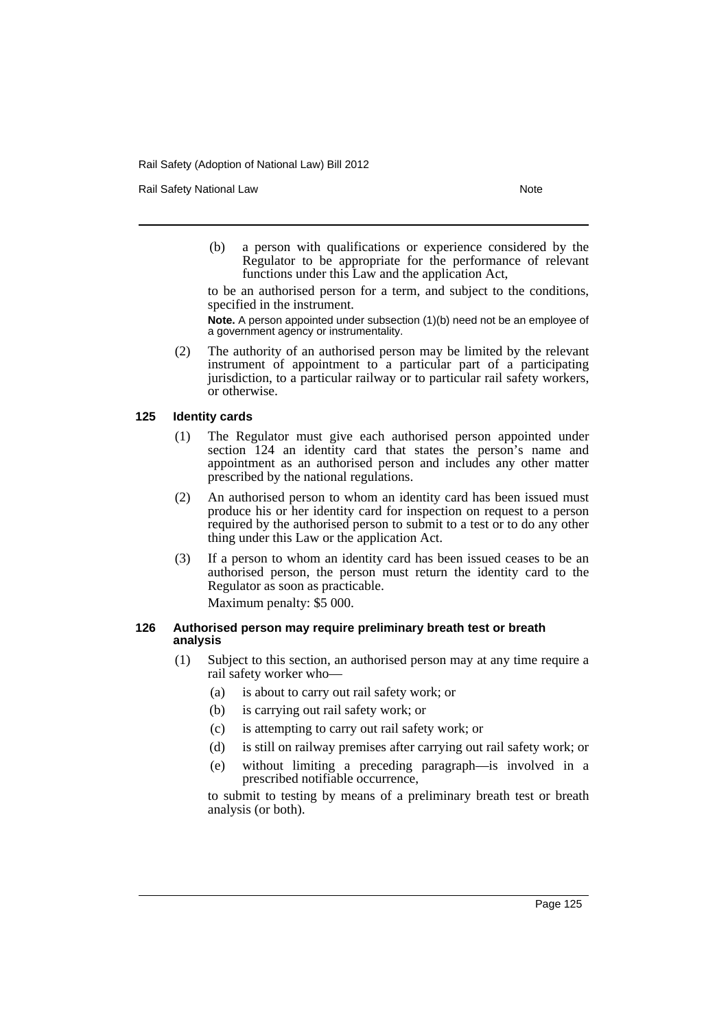(b) a person with qualifications or experience considered by the Regulator to be appropriate for the performance of relevant functions under this Law and the application Act,

to be an authorised person for a term, and subject to the conditions, specified in the instrument.

**Note.** A person appointed under subsection (1)(b) need not be an employee of a government agency or instrumentality.

(2) The authority of an authorised person may be limited by the relevant instrument of appointment to a particular part of a participating jurisdiction, to a particular railway or to particular rail safety workers, or otherwise.

### 125 Identity cards

(1) The Regulator must give each authorised person appointed under section 124 an identity card that states the person's name and appointment as an authorised person and includes any other matter prescribed by the national regulations.

(2) An authorised person to whom an identity card has been issued must produce his or her identity card for inspection on request to a person required by the authorised person to submit to a test or to do any other thing under this Law or the application Act.

(3) If a person to whom an identity card has been issued ceases to be an authorised person, the person must return the identity card to the Regulator as soon as practicable.

Maximum penalty: $5 000.

### 126 Authorised person may require preliminary breath test or breath analysis

(1) Subject to this section, an authorised person may at any time require a rail safety worker who—

(a) is about to carry out rail safety work; or

(b) is carrying out rail safety work; or

(c) is attempting to carry out rail safety work; or

(d) is still on railway premises after carrying out rail safety work; or

(e) without limiting a preceding paragraph—is involved in a prescribed notifiable occurrence,

to submit to testing by means of a preliminary breath test or breath analysis (or both).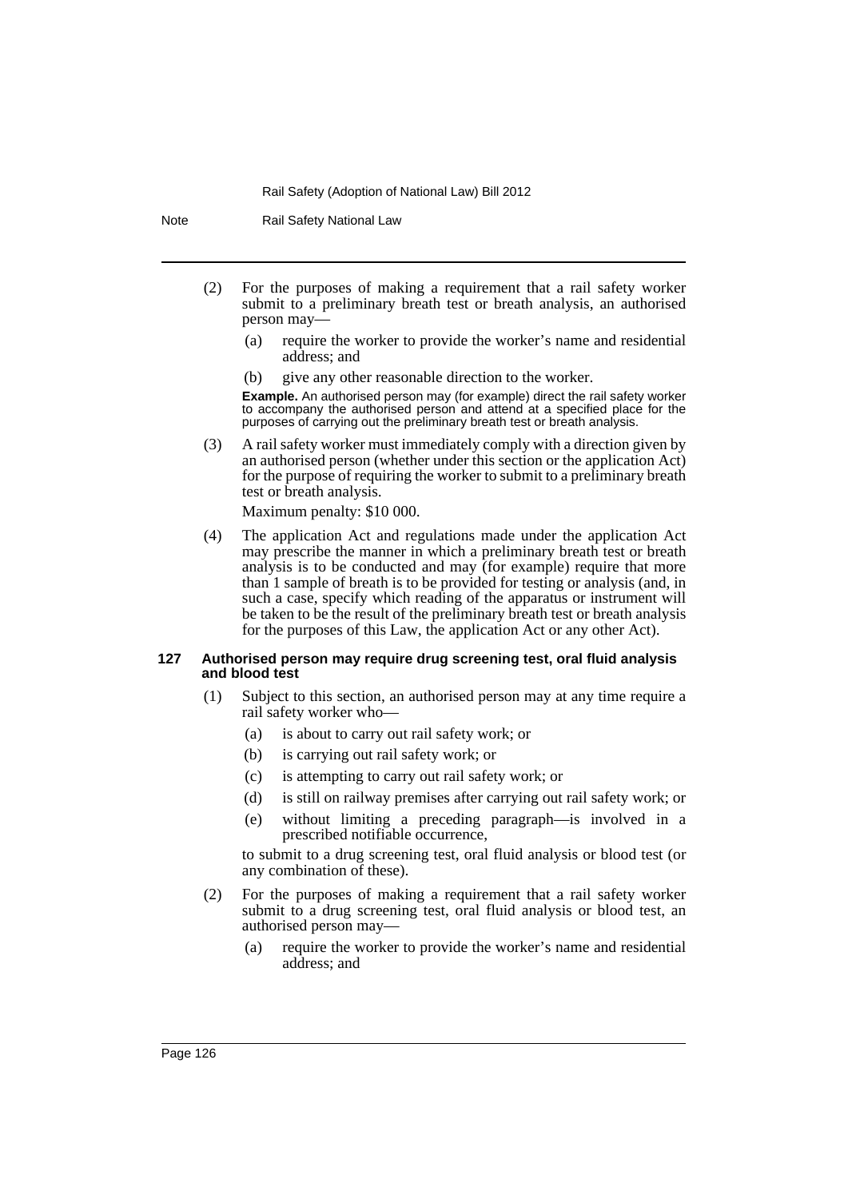(2) For the purposes of making a requirement that a rail safety worker submit to a preliminary breath test or breath analysis, an authorised person may—

(a) require the worker to provide the worker's name and residential address; and

(b) give any other reasonable direction to the worker.

**Example.** An authorised person may (for example) direct the rail safety worker to accompany the authorised person and attend at a specified place for the purposes of carrying out the preliminary breath test or breath analysis.

(3) A rail safety worker must immediately comply with a direction given by an authorised person (whether under this section or the application Act) for the purpose of requiring the worker to submit to a preliminary breath test or breath analysis.

Maximum penalty: $10 000.

(4) The application Act and regulations made under the application Act may prescribe the manner in which a preliminary breath test or breath analysis is to be conducted and may (for example) require that more than 1 sample of breath is to be provided for testing or analysis (and, in such a case, specify which reading of the apparatus or instrument will be taken to be the result of the preliminary breath test or breath analysis for the purposes of this Law, the application Act or any other Act).

### 127 Authorised person may require drug screening test, oral fluid analysis and blood test

(1) Subject to this section, an authorised person may at any time require a rail safety worker who—

(a) is about to carry out rail safety work; or

(b) is carrying out rail safety work; or

(c) is attempting to carry out rail safety work; or

(d) is still on railway premises after carrying out rail safety work; or

(e) without limiting a preceding paragraph—is involved in a prescribed notifiable occurrence,

to submit to a drug screening test, oral fluid analysis or blood test (or any combination of these).

(2) For the purposes of making a requirement that a rail safety worker submit to a drug screening test, oral fluid analysis or blood test, an authorised person may—

(a) require the worker to provide the worker's name and residential address; and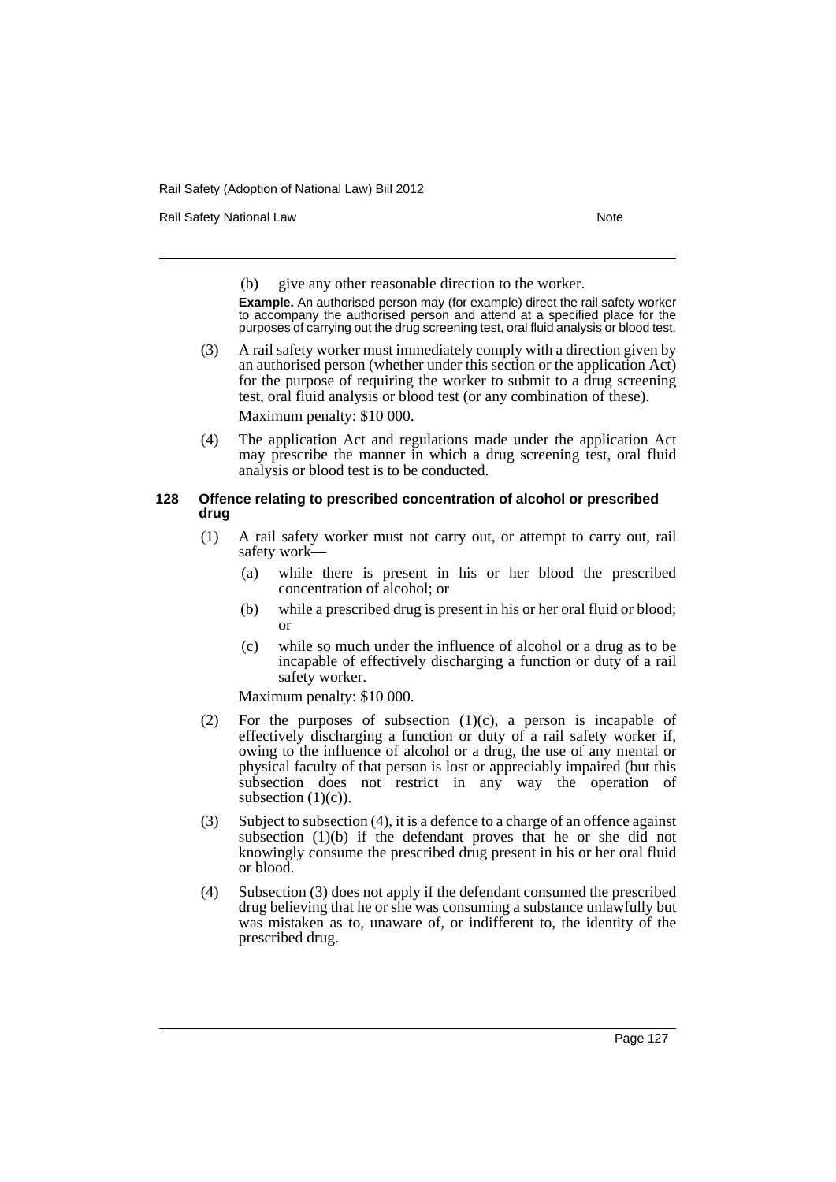(b) give any other reasonable direction to the worker.

**Example.** An authorised person may (for example) direct the rail safety worker to accompany the authorised person and attend at a specified place for the purposes of carrying out the drug screening test, oral fluid analysis or blood test.

(3) A rail safety worker must immediately comply with a direction given by an authorised person (whether under this section or the application Act) for the purpose of requiring the worker to submit to a drug screening test, oral fluid analysis or blood test (or any combination of these).

Maximum penalty: $10 000.

(4) The application Act and regulations made under the application Act may prescribe the manner in which a drug screening test, oral fluid analysis or blood test is to be conducted.

#### 128 Offence relating to prescribed concentration of alcohol or prescribed drug

(1) A rail safety worker must not carry out, or attempt to carry out, rail safety work—

(a) while there is present in his or her blood the prescribed concentration of alcohol; or

(b) while a prescribed drug is present in his or her oral fluid or blood; or

(c) while so much under the influence of alcohol or a drug as to be incapable of effectively discharging a function or duty of a rail safety worker.

Maximum penalty: $10 000.

(2) For the purposes of subsection (1)(c), a person is incapable of effectively discharging a function or duty of a rail safety worker if, owing to the influence of alcohol or a drug, the use of any mental or physical faculty of that person is lost or appreciably impaired (but this subsection does not restrict in any way the operation of subsection (1)(c)).

(3) Subject to subsection (4), it is a defence to a charge of an offence against subsection (1)(b) if the defendant proves that he or she did not knowingly consume the prescribed drug present in his or her oral fluid or blood.

(4) Subsection (3) does not apply if the defendant consumed the prescribed drug believing that he or she was consuming a substance unlawfully but was mistaken as to, unaware of, or indifferent to, the identity of the prescribed drug.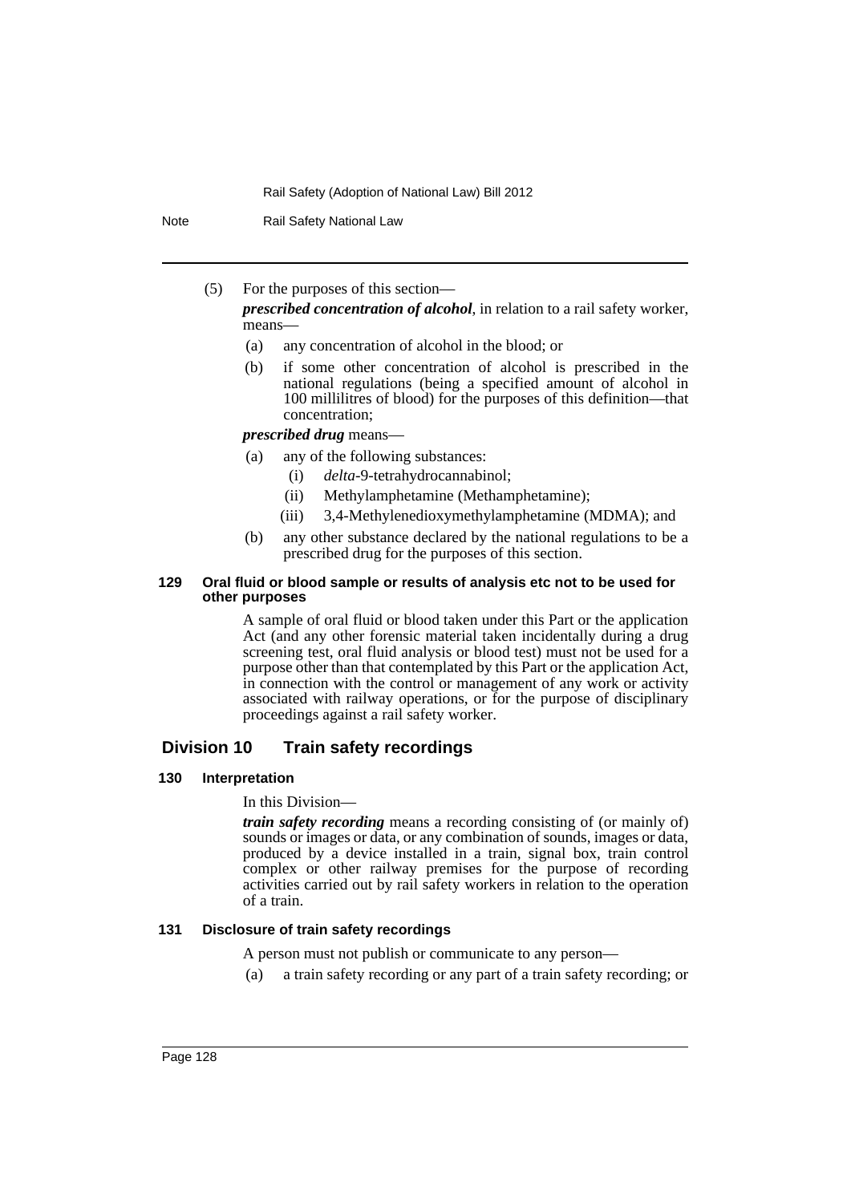(5) For the purposes of this section—

***prescribed concentration of alcohol***, in relation to a rail safety worker, means—

(a) any concentration of alcohol in the blood; or

(b) if some other concentration of alcohol is prescribed in the national regulations (being a specified amount of alcohol in 100 millilitres of blood) for the purposes of this definition—that concentration;

***prescribed drug*** means—

(a) any of the following substances:

(i) *delta*-9-tetrahydrocannabinol;

(ii) Methylamphetamine (Methamphetamine);

(iii) 3,4-Methylenedioxymethylamphetamine (MDMA); and

(b) any other substance declared by the national regulations to be a prescribed drug for the purposes of this section.

#### 129 Oral fluid or blood sample or results of analysis etc not to be used for other purposes

A sample of oral fluid or blood taken under this Part or the application Act (and any other forensic material taken incidentally during a drug screening test, oral fluid analysis or blood test) must not be used for a purpose other than that contemplated by this Part or the application Act, in connection with the control or management of any work or activity associated with railway operations, or for the purpose of disciplinary proceedings against a rail safety worker.

### Division 10 Train safety recordings

#### 130 Interpretation

In this Division—

***train safety recording*** means a recording consisting of (or mainly of) sounds or images or data, or any combination of sounds, images or data, produced by a device installed in a train, signal box, train control complex or other railway premises for the purpose of recording activities carried out by rail safety workers in relation to the operation of a train.

#### 131 Disclosure of train safety recordings

A person must not publish or communicate to any person—

(a) a train safety recording or any part of a train safety recording; or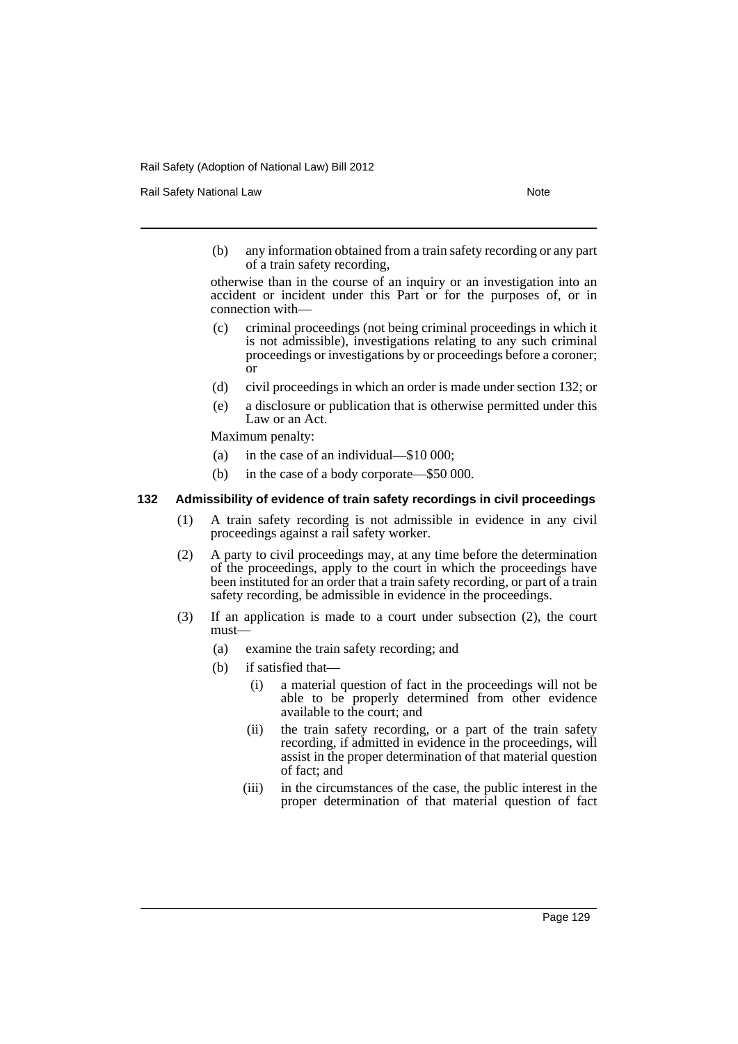(b) any information obtained from a train safety recording or any part of a train safety recording,

otherwise than in the course of an inquiry or an investigation into an accident or incident under this Part or for the purposes of, or in connection with—

(c) criminal proceedings (not being criminal proceedings in which it is not admissible), investigations relating to any such criminal proceedings or investigations by or proceedings before a coroner; or

(d) civil proceedings in which an order is made under section 132; or

(e) a disclosure or publication that is otherwise permitted under this Law or an Act.

Maximum penalty:

(a) in the case of an individual—$10 000;

(b) in the case of a body corporate—$50 000.

### 132 Admissibility of evidence of train safety recordings in civil proceedings

(1) A train safety recording is not admissible in evidence in any civil proceedings against a rail safety worker.

(2) A party to civil proceedings may, at any time before the determination of the proceedings, apply to the court in which the proceedings have been instituted for an order that a train safety recording, or part of a train safety recording, be admissible in evidence in the proceedings.

(3) If an application is made to a court under subsection (2), the court must—

(a) examine the train safety recording; and

(b) if satisfied that—

(i) a material question of fact in the proceedings will not be able to be properly determined from other evidence available to the court; and

(ii) the train safety recording, or a part of the train safety recording, if admitted in evidence in the proceedings, will assist in the proper determination of that material question of fact; and

(iii) in the circumstances of the case, the public interest in the proper determination of that material question of fact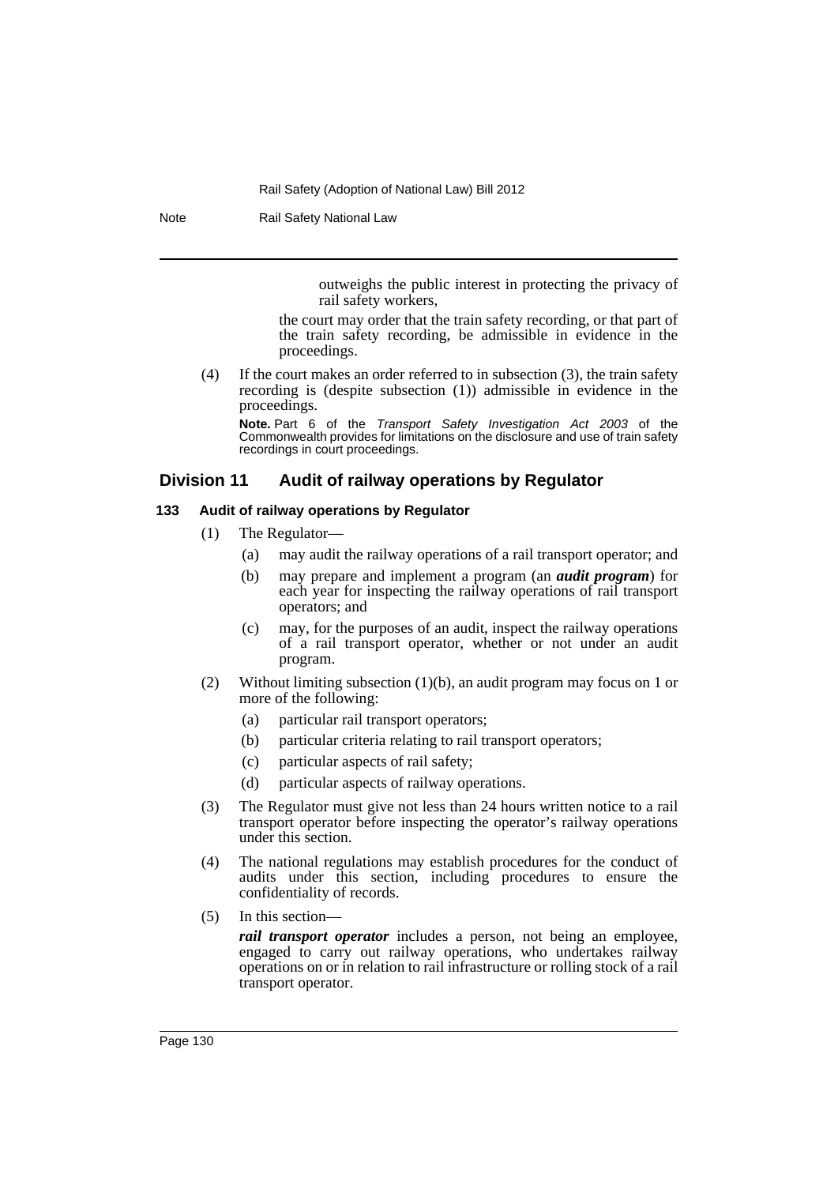outweighs the public interest in protecting the privacy of rail safety workers,

the court may order that the train safety recording, or that part of the train safety recording, be admissible in evidence in the proceedings.

(4) If the court makes an order referred to in subsection (3), the train safety recording is (despite subsection (1)) admissible in evidence in the proceedings.

**Note.** Part 6 of the *Transport Safety Investigation Act 2003* of the Commonwealth provides for limitations on the disclosure and use of train safety recordings in court proceedings.

## Division 11 Audit of railway operations by Regulator

### 133 Audit of railway operations by Regulator

(1) The Regulator—

(a) may audit the railway operations of a rail transport operator; and

(b) may prepare and implement a program (an ***audit program***) for each year for inspecting the railway operations of rail transport operators; and

(c) may, for the purposes of an audit, inspect the railway operations of a rail transport operator, whether or not under an audit program.

(2) Without limiting subsection (1)(b), an audit program may focus on 1 or more of the following:

(a) particular rail transport operators;

(b) particular criteria relating to rail transport operators;

(c) particular aspects of rail safety;

(d) particular aspects of railway operations.

(3) The Regulator must give not less than 24 hours written notice to a rail transport operator before inspecting the operator's railway operations under this section.

(4) The national regulations may establish procedures for the conduct of audits under this section, including procedures to ensure the confidentiality of records.

(5) In this section—

***rail transport operator*** includes a person, not being an employee, engaged to carry out railway operations, who undertakes railway operations on or in relation to rail infrastructure or rolling stock of a rail transport operator.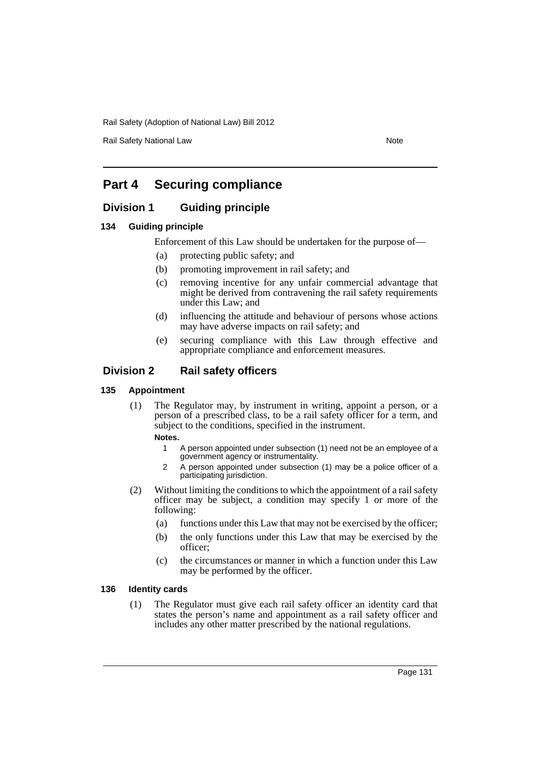# Part 4 Securing compliance

## Division 1 Guiding principle

### 134 Guiding principle

Enforcement of this Law should be undertaken for the purpose of—

- (a) protecting public safety; and
- (b) promoting improvement in rail safety; and
- (c) removing incentive for any unfair commercial advantage that might be derived from contravening the rail safety requirements under this Law; and
- (d) influencing the attitude and behaviour of persons whose actions may have adverse impacts on rail safety; and
- (e) securing compliance with this Law through effective and appropriate compliance and enforcement measures.

## Division 2 Rail safety officers

### 135 Appointment

(1) The Regulator may, by instrument in writing, appoint a person, or a person of a prescribed class, to be a rail safety officer for a term, and subject to the conditions, specified in the instrument.

**Notes.**

1 A person appointed under subsection (1) need not be an employee of a government agency or instrumentality.

2 A person appointed under subsection (1) may be a police officer of a participating jurisdiction.

(2) Without limiting the conditions to which the appointment of a rail safety officer may be subject, a condition may specify 1 or more of the following:

- (a) functions under this Law that may not be exercised by the officer;
- (b) the only functions under this Law that may be exercised by the officer;
- (c) the circumstances or manner in which a function under this Law may be performed by the officer.

### 136 Identity cards

(1) The Regulator must give each rail safety officer an identity card that states the person's name and appointment as a rail safety officer and includes any other matter prescribed by the national regulations.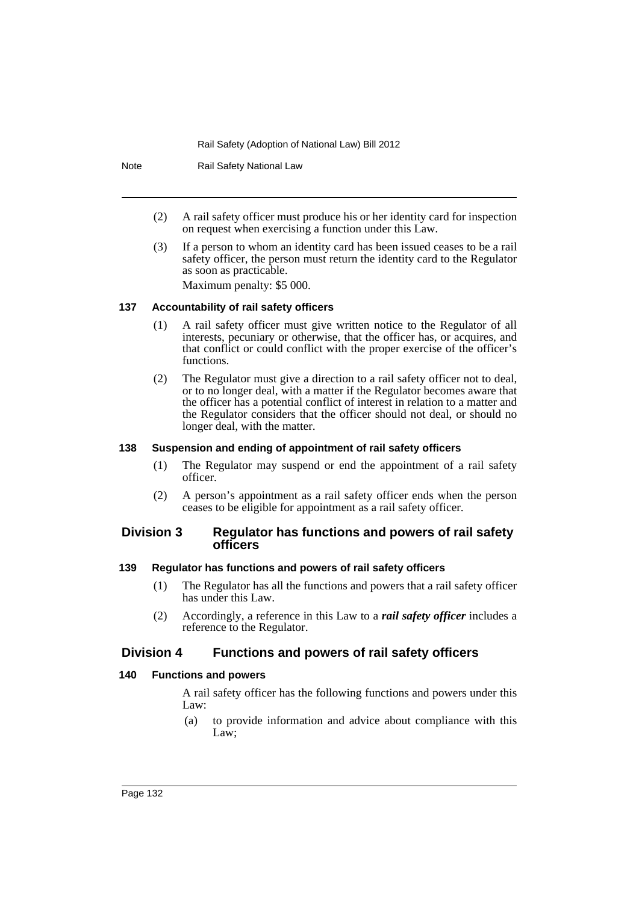(2) A rail safety officer must produce his or her identity card for inspection on request when exercising a function under this Law.

(3) If a person to whom an identity card has been issued ceases to be a rail safety officer, the person must return the identity card to the Regulator as soon as practicable.

Maximum penalty: $5 000.

#### 137 Accountability of rail safety officers

(1) A rail safety officer must give written notice to the Regulator of all interests, pecuniary or otherwise, that the officer has, or acquires, and that conflict or could conflict with the proper exercise of the officer's functions.

(2) The Regulator must give a direction to a rail safety officer not to deal, or to no longer deal, with a matter if the Regulator becomes aware that the officer has a potential conflict of interest in relation to a matter and the Regulator considers that the officer should not deal, or should no longer deal, with the matter.

#### 138 Suspension and ending of appointment of rail safety officers

(1) The Regulator may suspend or end the appointment of a rail safety officer.

(2) A person's appointment as a rail safety officer ends when the person ceases to be eligible for appointment as a rail safety officer.

### Division 3 Regulator has functions and powers of rail safety officers

#### 139 Regulator has functions and powers of rail safety officers

(1) The Regulator has all the functions and powers that a rail safety officer has under this Law.

(2) Accordingly, a reference in this Law to a ***rail safety officer*** includes a reference to the Regulator.

### Division 4 Functions and powers of rail safety officers

#### 140 Functions and powers

A rail safety officer has the following functions and powers under this Law:

(a) to provide information and advice about compliance with this Law;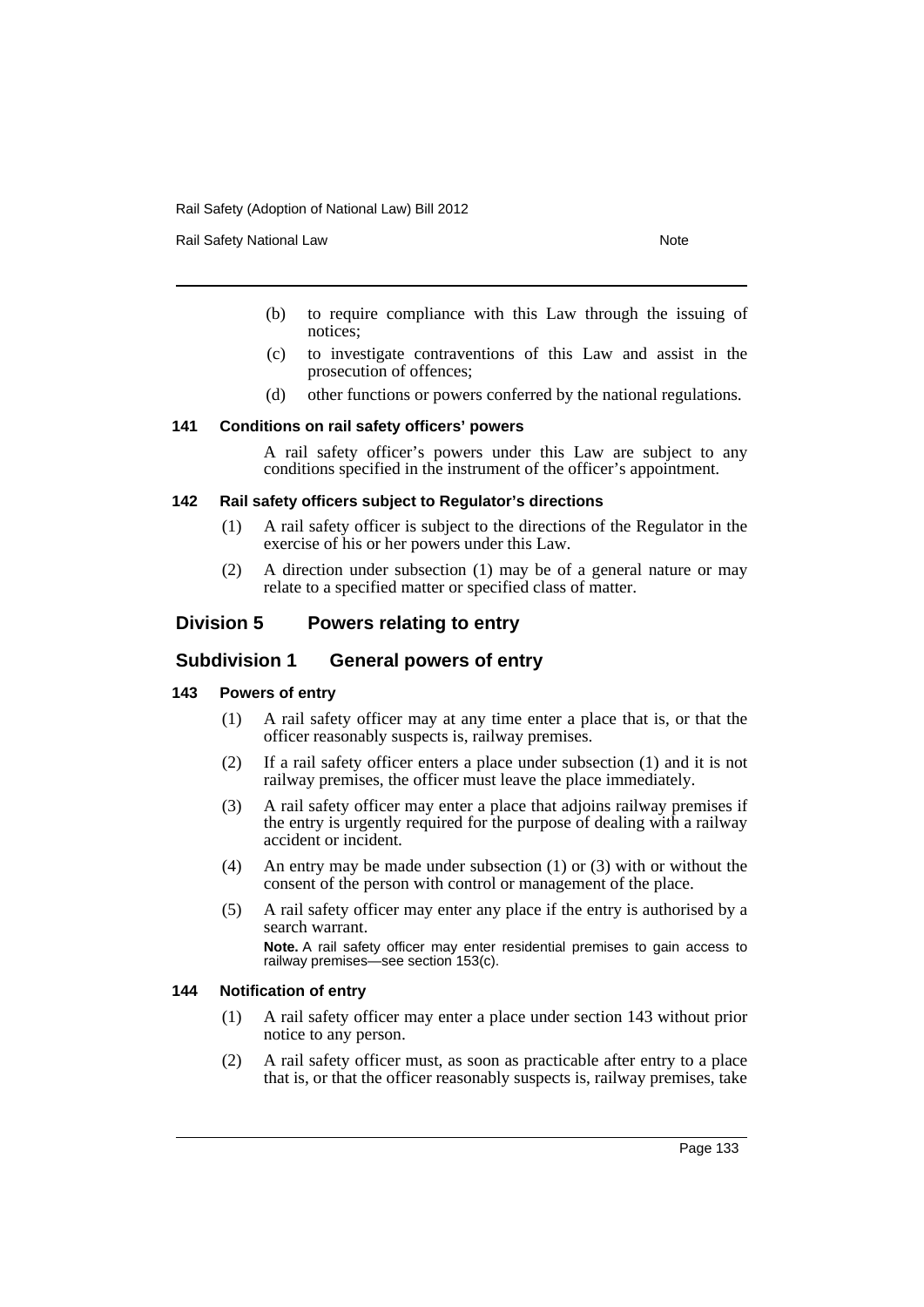(b) to require compliance with this Law through the issuing of notices;

(c) to investigate contraventions of this Law and assist in the prosecution of offences;

(d) other functions or powers conferred by the national regulations.

#### 141 Conditions on rail safety officers' powers

A rail safety officer's powers under this Law are subject to any conditions specified in the instrument of the officer's appointment.

#### 142 Rail safety officers subject to Regulator's directions

(1) A rail safety officer is subject to the directions of the Regulator in the exercise of his or her powers under this Law.

(2) A direction under subsection (1) may be of a general nature or may relate to a specified matter or specified class of matter.

## Division 5 Powers relating to entry

### Subdivision 1 General powers of entry

#### 143 Powers of entry

(1) A rail safety officer may at any time enter a place that is, or that the officer reasonably suspects is, railway premises.

(2) If a rail safety officer enters a place under subsection (1) and it is not railway premises, the officer must leave the place immediately.

(3) A rail safety officer may enter a place that adjoins railway premises if the entry is urgently required for the purpose of dealing with a railway accident or incident.

(4) An entry may be made under subsection (1) or (3) with or without the consent of the person with control or management of the place.

(5) A rail safety officer may enter any place if the entry is authorised by a search warrant.

**Note.** A rail safety officer may enter residential premises to gain access to railway premises—see section 153(c).

#### 144 Notification of entry

(1) A rail safety officer may enter a place under section 143 without prior notice to any person.

(2) A rail safety officer must, as soon as practicable after entry to a place that is, or that the officer reasonably suspects is, railway premises, take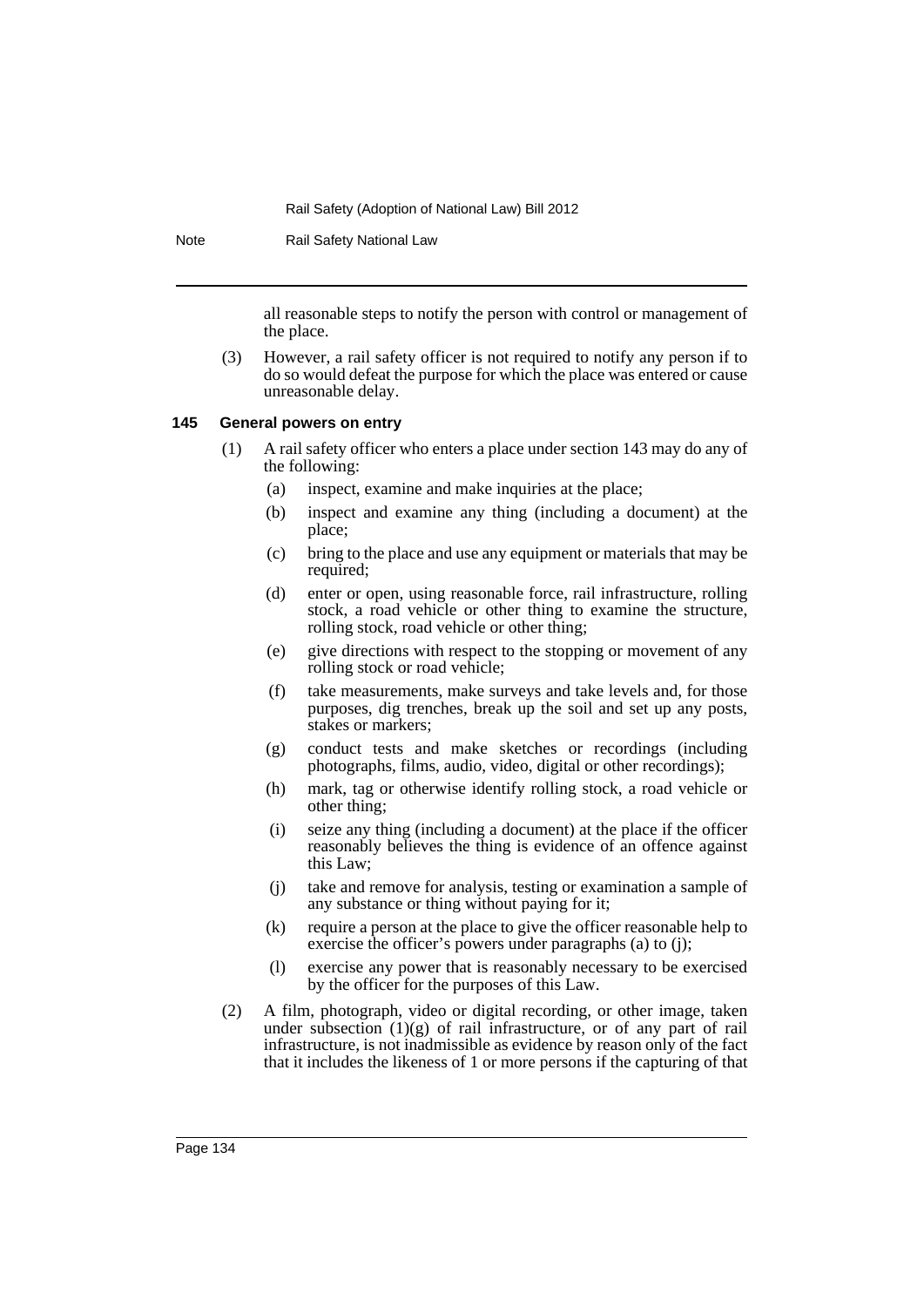all reasonable steps to notify the person with control or management of the place.

(3) However, a rail safety officer is not required to notify any person if to do so would defeat the purpose for which the place was entered or cause unreasonable delay.

**145 General powers on entry**

(1) A rail safety officer who enters a place under section 143 may do any of the following:

- (a) inspect, examine and make inquiries at the place;
- (b) inspect and examine any thing (including a document) at the place;
- (c) bring to the place and use any equipment or materials that may be required;
- (d) enter or open, using reasonable force, rail infrastructure, rolling stock, a road vehicle or other thing to examine the structure, rolling stock, road vehicle or other thing;
- (e) give directions with respect to the stopping or movement of any rolling stock or road vehicle;
- (f) take measurements, make surveys and take levels and, for those purposes, dig trenches, break up the soil and set up any posts, stakes or markers;
- (g) conduct tests and make sketches or recordings (including photographs, films, audio, video, digital or other recordings);
- (h) mark, tag or otherwise identify rolling stock, a road vehicle or other thing;
- (i) seize any thing (including a document) at the place if the officer reasonably believes the thing is evidence of an offence against this Law;
- (j) take and remove for analysis, testing or examination a sample of any substance or thing without paying for it;
- (k) require a person at the place to give the officer reasonable help to exercise the officer's powers under paragraphs (a) to (j);
- (l) exercise any power that is reasonably necessary to be exercised by the officer for the purposes of this Law.

(2) A film, photograph, video or digital recording, or other image, taken under subsection (1)(g) of rail infrastructure, or of any part of rail infrastructure, is not inadmissible as evidence by reason only of the fact that it includes the likeness of 1 or more persons if the capturing of that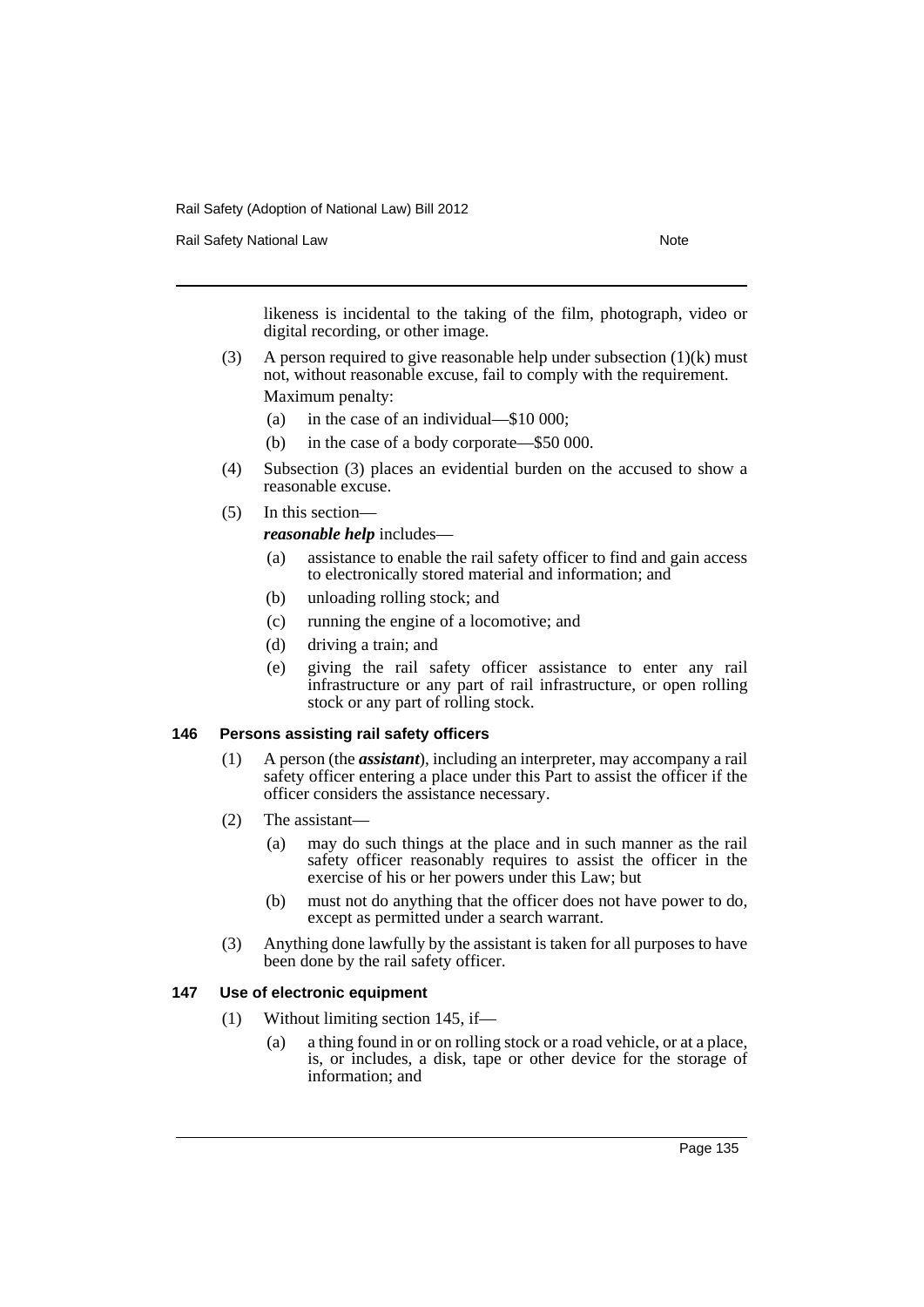likeness is incidental to the taking of the film, photograph, video or digital recording, or other image.

(3) A person required to give reasonable help under subsection (1)(k) must not, without reasonable excuse, fail to comply with the requirement.

Maximum penalty:

- (a) in the case of an individual—$10 000;
- (b) in the case of a body corporate—$50 000.

(4) Subsection (3) places an evidential burden on the accused to show a reasonable excuse.

(5) In this section—

***reasonable help*** includes—

- (a) assistance to enable the rail safety officer to find and gain access to electronically stored material and information; and
- (b) unloading rolling stock; and
- (c) running the engine of a locomotive; and
- (d) driving a train; and
- (e) giving the rail safety officer assistance to enter any rail infrastructure or any part of rail infrastructure, or open rolling stock or any part of rolling stock.

### 146 Persons assisting rail safety officers

(1) A person (the ***assistant***), including an interpreter, may accompany a rail safety officer entering a place under this Part to assist the officer if the officer considers the assistance necessary.

(2) The assistant—

- (a) may do such things at the place and in such manner as the rail safety officer reasonably requires to assist the officer in the exercise of his or her powers under this Law; but
- (b) must not do anything that the officer does not have power to do, except as permitted under a search warrant.

(3) Anything done lawfully by the assistant is taken for all purposes to have been done by the rail safety officer.

### 147 Use of electronic equipment

(1) Without limiting section 145, if—

- (a) a thing found in or on rolling stock or a road vehicle, or at a place, is, or includes, a disk, tape or other device for the storage of information; and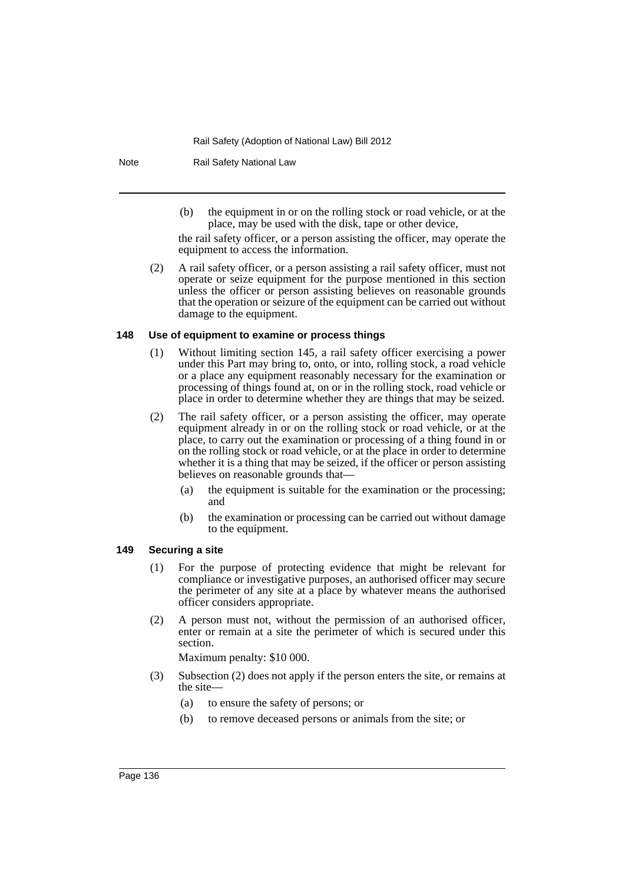(b) the equipment in or on the rolling stock or road vehicle, or at the place, may be used with the disk, tape or other device,

the rail safety officer, or a person assisting the officer, may operate the equipment to access the information.

(2) A rail safety officer, or a person assisting a rail safety officer, must not operate or seize equipment for the purpose mentioned in this section unless the officer or person assisting believes on reasonable grounds that the operation or seizure of the equipment can be carried out without damage to the equipment.

### 148 Use of equipment to examine or process things

(1) Without limiting section 145, a rail safety officer exercising a power under this Part may bring to, onto, or into, rolling stock, a road vehicle or a place any equipment reasonably necessary for the examination or processing of things found at, on or in the rolling stock, road vehicle or place in order to determine whether they are things that may be seized.

(2) The rail safety officer, or a person assisting the officer, may operate equipment already in or on the rolling stock or road vehicle, or at the place, to carry out the examination or processing of a thing found in or on the rolling stock or road vehicle, or at the place in order to determine whether it is a thing that may be seized, if the officer or person assisting believes on reasonable grounds that—

(a) the equipment is suitable for the examination or the processing; and

(b) the examination or processing can be carried out without damage to the equipment.

### 149 Securing a site

(1) For the purpose of protecting evidence that might be relevant for compliance or investigative purposes, an authorised officer may secure the perimeter of any site at a place by whatever means the authorised officer considers appropriate.

(2) A person must not, without the permission of an authorised officer, enter or remain at a site the perimeter of which is secured under this section.

Maximum penalty: $10 000.

(3) Subsection (2) does not apply if the person enters the site, or remains at the site—

(a) to ensure the safety of persons; or

(b) to remove deceased persons or animals from the site; or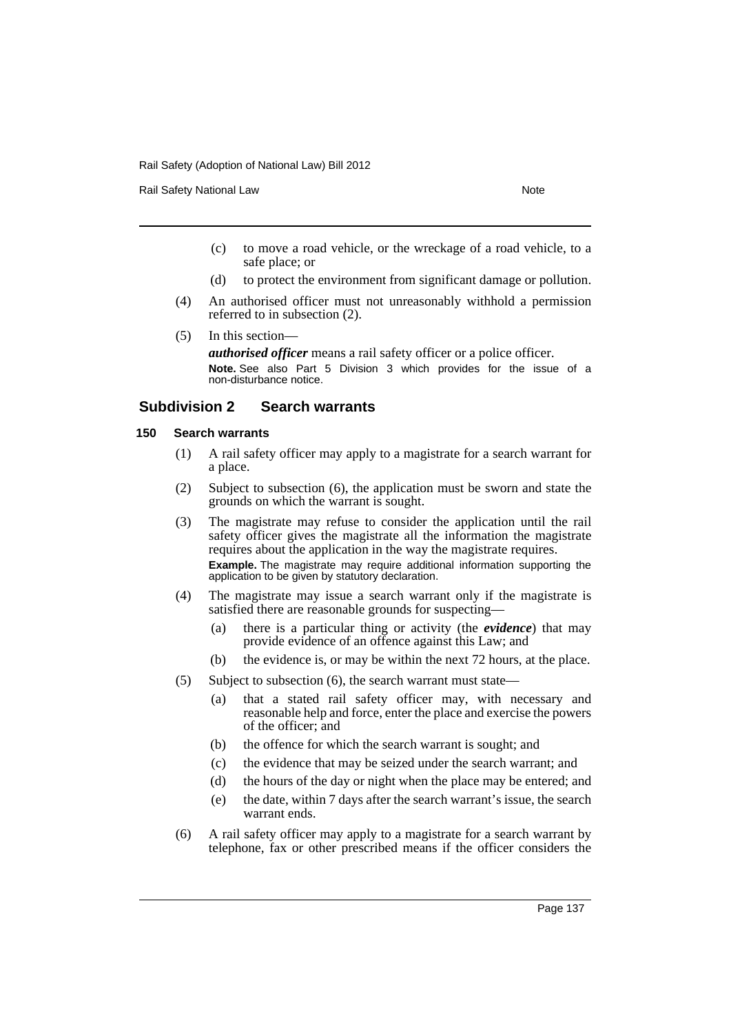(c) to move a road vehicle, or the wreckage of a road vehicle, to a safe place; or

(d) to protect the environment from significant damage or pollution.

(4) An authorised officer must not unreasonably withhold a permission referred to in subsection (2).

(5) In this section—

***authorised officer*** means a rail safety officer or a police officer.

**Note.** See also Part 5 Division 3 which provides for the issue of a non-disturbance notice.

## Subdivision 2 Search warrants

### 150 Search warrants

(1) A rail safety officer may apply to a magistrate for a search warrant for a place.

(2) Subject to subsection (6), the application must be sworn and state the grounds on which the warrant is sought.

(3) The magistrate may refuse to consider the application until the rail safety officer gives the magistrate all the information the magistrate requires about the application in the way the magistrate requires.

**Example.** The magistrate may require additional information supporting the application to be given by statutory declaration.

(4) The magistrate may issue a search warrant only if the magistrate is satisfied there are reasonable grounds for suspecting—

(a) there is a particular thing or activity (the ***evidence***) that may provide evidence of an offence against this Law; and

(b) the evidence is, or may be within the next 72 hours, at the place.

(5) Subject to subsection (6), the search warrant must state—

(a) that a stated rail safety officer may, with necessary and reasonable help and force, enter the place and exercise the powers of the officer; and

(b) the offence for which the search warrant is sought; and

(c) the evidence that may be seized under the search warrant; and

(d) the hours of the day or night when the place may be entered; and

(e) the date, within 7 days after the search warrant's issue, the search warrant ends.

(6) A rail safety officer may apply to a magistrate for a search warrant by telephone, fax or other prescribed means if the officer considers the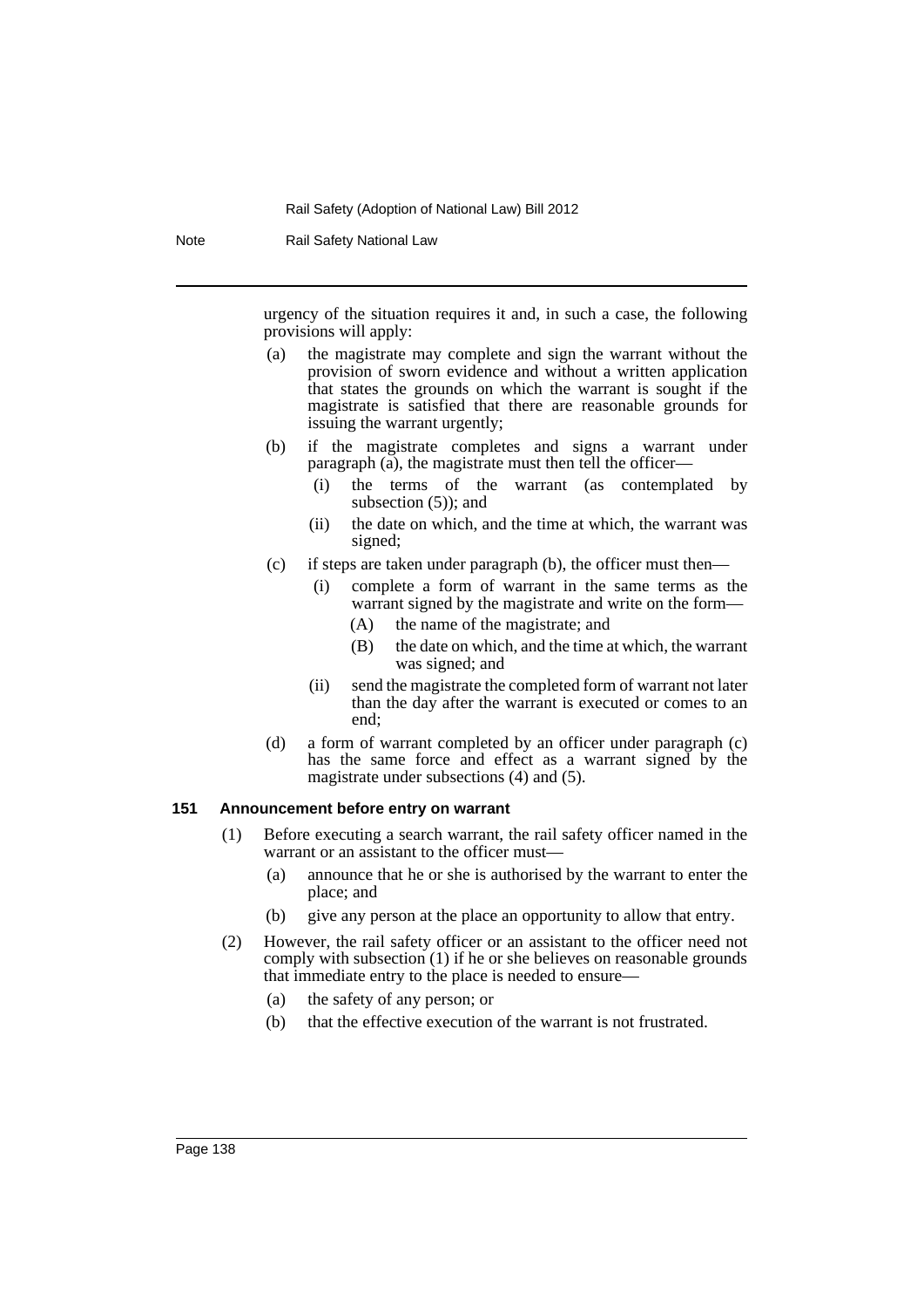urgency of the situation requires it and, in such a case, the following provisions will apply:

- (a) the magistrate may complete and sign the warrant without the provision of sworn evidence and without a written application that states the grounds on which the warrant is sought if the magistrate is satisfied that there are reasonable grounds for issuing the warrant urgently;
- (b) if the magistrate completes and signs a warrant under paragraph (a), the magistrate must then tell the officer—
  - (i) the terms of the warrant (as contemplated by subsection (5)); and
  - (ii) the date on which, and the time at which, the warrant was signed;
- (c) if steps are taken under paragraph (b), the officer must then—
  - (i) complete a form of warrant in the same terms as the warrant signed by the magistrate and write on the form—
    - (A) the name of the magistrate; and
    - (B) the date on which, and the time at which, the warrant was signed; and
  - (ii) send the magistrate the completed form of warrant not later than the day after the warrant is executed or comes to an end;
- (d) a form of warrant completed by an officer under paragraph (c) has the same force and effect as a warrant signed by the magistrate under subsections (4) and (5).

**151 Announcement before entry on warrant**

(1) Before executing a search warrant, the rail safety officer named in the warrant or an assistant to the officer must—

- (a) announce that he or she is authorised by the warrant to enter the place; and
- (b) give any person at the place an opportunity to allow that entry.

(2) However, the rail safety officer or an assistant to the officer need not comply with subsection (1) if he or she believes on reasonable grounds that immediate entry to the place is needed to ensure—

- (a) the safety of any person; or
- (b) that the effective execution of the warrant is not frustrated.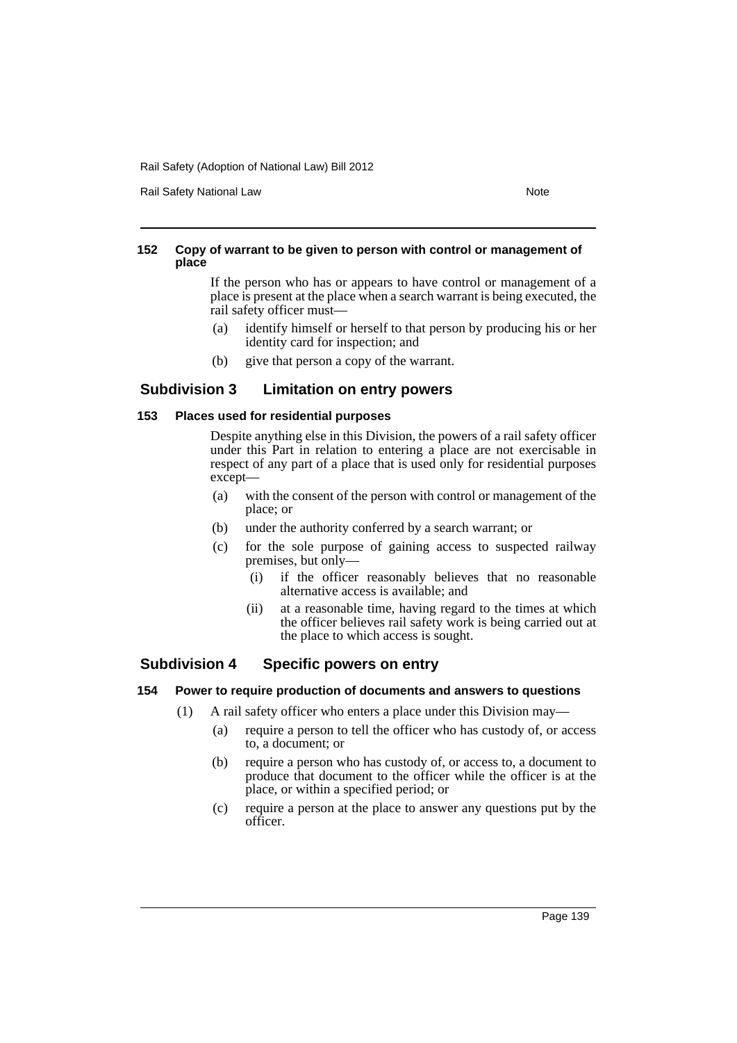#### 152 Copy of warrant to be given to person with control or management of place

If the person who has or appears to have control or management of a place is present at the place when a search warrant is being executed, the rail safety officer must—

(a) identify himself or herself to that person by producing his or her identity card for inspection; and

(b) give that person a copy of the warrant.

### Subdivision 3 Limitation on entry powers

#### 153 Places used for residential purposes

Despite anything else in this Division, the powers of a rail safety officer under this Part in relation to entering a place are not exercisable in respect of any part of a place that is used only for residential purposes except—

(a) with the consent of the person with control or management of the place; or

(b) under the authority conferred by a search warrant; or

(c) for the sole purpose of gaining access to suspected railway premises, but only—

  (i) if the officer reasonably believes that no reasonable alternative access is available; and

  (ii) at a reasonable time, having regard to the times at which the officer believes rail safety work is being carried out at the place to which access is sought.

### Subdivision 4 Specific powers on entry

#### 154 Power to require production of documents and answers to questions

(1) A rail safety officer who enters a place under this Division may—

  (a) require a person to tell the officer who has custody of, or access to, a document; or

  (b) require a person who has custody of, or access to, a document to produce that document to the officer while the officer is at the place, or within a specified period; or

  (c) require a person at the place to answer any questions put by the officer.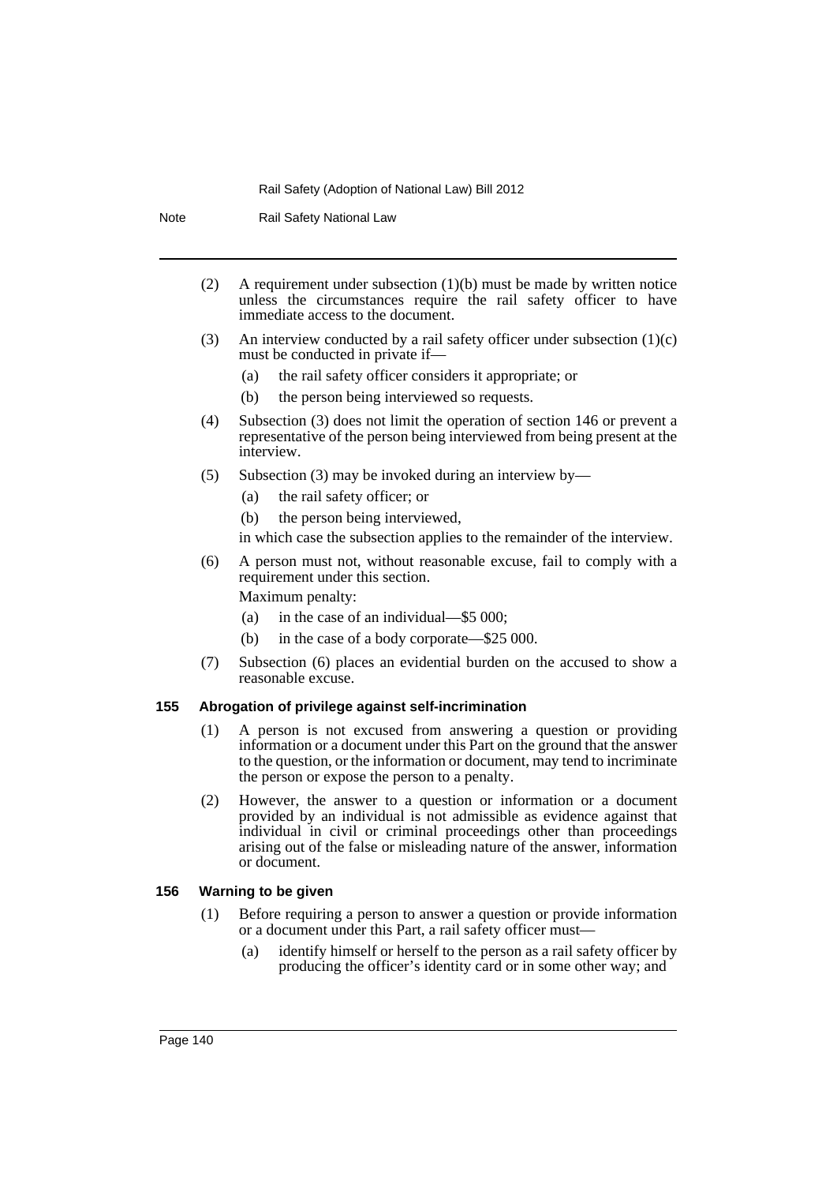(2) A requirement under subsection (1)(b) must be made by written notice unless the circumstances require the rail safety officer to have immediate access to the document.

(3) An interview conducted by a rail safety officer under subsection (1)(c) must be conducted in private if—

(a) the rail safety officer considers it appropriate; or

(b) the person being interviewed so requests.

(4) Subsection (3) does not limit the operation of section 146 or prevent a representative of the person being interviewed from being present at the interview.

(5) Subsection (3) may be invoked during an interview by—

(a) the rail safety officer; or

(b) the person being interviewed,

in which case the subsection applies to the remainder of the interview.

(6) A person must not, without reasonable excuse, fail to comply with a requirement under this section.

Maximum penalty:

(a) in the case of an individual—$5 000;

(b) in the case of a body corporate—$25 000.

(7) Subsection (6) places an evidential burden on the accused to show a reasonable excuse.

**155 Abrogation of privilege against self-incrimination**

(1) A person is not excused from answering a question or providing information or a document under this Part on the ground that the answer to the question, or the information or document, may tend to incriminate the person or expose the person to a penalty.

(2) However, the answer to a question or information or a document provided by an individual is not admissible as evidence against that individual in civil or criminal proceedings other than proceedings arising out of the false or misleading nature of the answer, information or document.

**156 Warning to be given**

(1) Before requiring a person to answer a question or provide information or a document under this Part, a rail safety officer must—

(a) identify himself or herself to the person as a rail safety officer by producing the officer's identity card or in some other way; and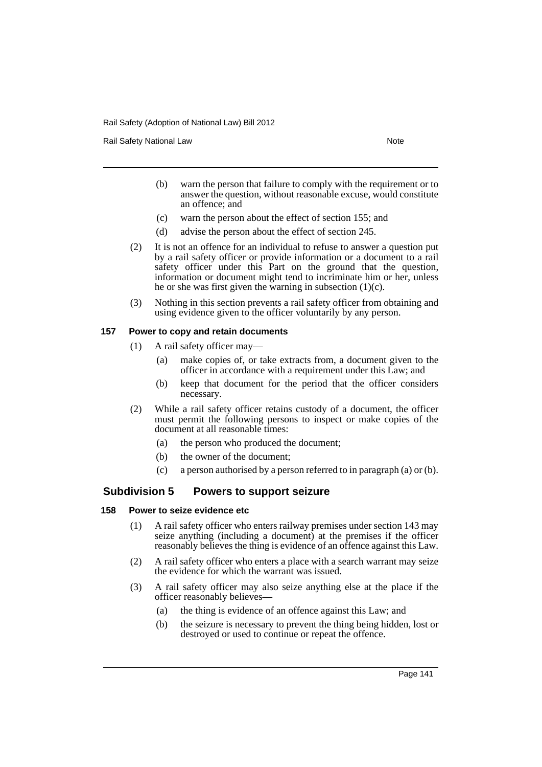(b) warn the person that failure to comply with the requirement or to answer the question, without reasonable excuse, would constitute an offence; and

(c) warn the person about the effect of section 155; and

(d) advise the person about the effect of section 245.

(2) It is not an offence for an individual to refuse to answer a question put by a rail safety officer or provide information or a document to a rail safety officer under this Part on the ground that the question, information or document might tend to incriminate him or her, unless he or she was first given the warning in subsection (1)(c).

(3) Nothing in this section prevents a rail safety officer from obtaining and using evidence given to the officer voluntarily by any person.

#### 157 Power to copy and retain documents

(1) A rail safety officer may—

(a) make copies of, or take extracts from, a document given to the officer in accordance with a requirement under this Law; and

(b) keep that document for the period that the officer considers necessary.

(2) While a rail safety officer retains custody of a document, the officer must permit the following persons to inspect or make copies of the document at all reasonable times:

(a) the person who produced the document;

(b) the owner of the document;

(c) a person authorised by a person referred to in paragraph (a) or (b).

### Subdivision 5 Powers to support seizure

#### 158 Power to seize evidence etc

(1) A rail safety officer who enters railway premises under section 143 may seize anything (including a document) at the premises if the officer reasonably believes the thing is evidence of an offence against this Law.

(2) A rail safety officer who enters a place with a search warrant may seize the evidence for which the warrant was issued.

(3) A rail safety officer may also seize anything else at the place if the officer reasonably believes—

(a) the thing is evidence of an offence against this Law; and

(b) the seizure is necessary to prevent the thing being hidden, lost or destroyed or used to continue or repeat the offence.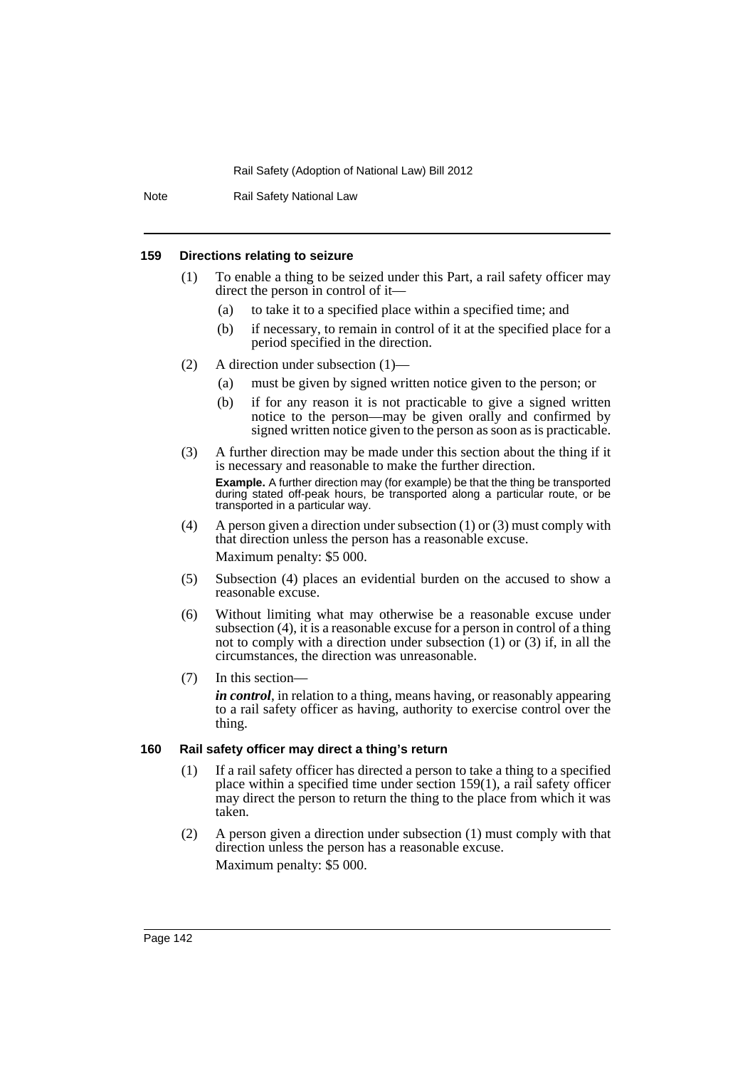### 159 Directions relating to seizure

(1) To enable a thing to be seized under this Part, a rail safety officer may direct the person in control of it—

(a) to take it to a specified place within a specified time; and

(b) if necessary, to remain in control of it at the specified place for a period specified in the direction.

(2) A direction under subsection (1)—

(a) must be given by signed written notice given to the person; or

(b) if for any reason it is not practicable to give a signed written notice to the person—may be given orally and confirmed by signed written notice given to the person as soon as is practicable.

(3) A further direction may be made under this section about the thing if it is necessary and reasonable to make the further direction.

**Example.** A further direction may (for example) be that the thing be transported during stated off-peak hours, be transported along a particular route, or be transported in a particular way.

(4) A person given a direction under subsection (1) or (3) must comply with that direction unless the person has a reasonable excuse.

Maximum penalty: $5 000.

(5) Subsection (4) places an evidential burden on the accused to show a reasonable excuse.

(6) Without limiting what may otherwise be a reasonable excuse under subsection (4), it is a reasonable excuse for a person in control of a thing not to comply with a direction under subsection (1) or (3) if, in all the circumstances, the direction was unreasonable.

(7) In this section—

***in control***, in relation to a thing, means having, or reasonably appearing to a rail safety officer as having, authority to exercise control over the thing.

### 160 Rail safety officer may direct a thing's return

(1) If a rail safety officer has directed a person to take a thing to a specified place within a specified time under section 159(1), a rail safety officer may direct the person to return the thing to the place from which it was taken.

(2) A person given a direction under subsection (1) must comply with that direction unless the person has a reasonable excuse.

Maximum penalty: $5 000.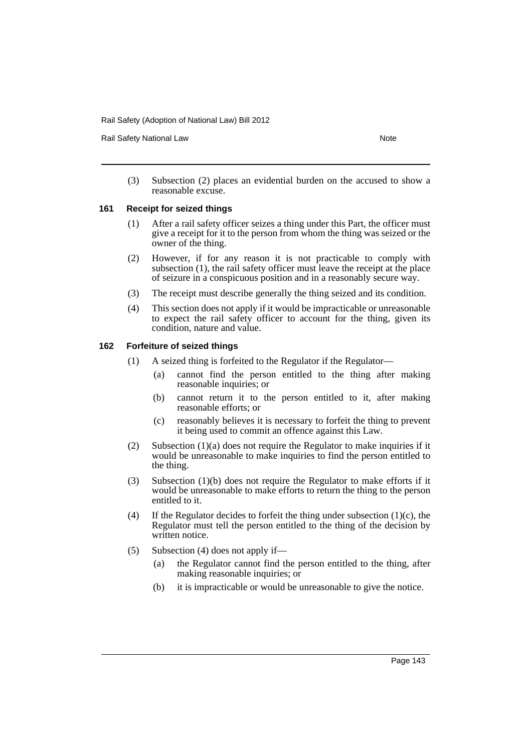(3) Subsection (2) places an evidential burden on the accused to show a reasonable excuse.

### 161 Receipt for seized things

(1) After a rail safety officer seizes a thing under this Part, the officer must give a receipt for it to the person from whom the thing was seized or the owner of the thing.

(2) However, if for any reason it is not practicable to comply with subsection (1), the rail safety officer must leave the receipt at the place of seizure in a conspicuous position and in a reasonably secure way.

(3) The receipt must describe generally the thing seized and its condition.

(4) This section does not apply if it would be impracticable or unreasonable to expect the rail safety officer to account for the thing, given its condition, nature and value.

### 162 Forfeiture of seized things

(1) A seized thing is forfeited to the Regulator if the Regulator—

(a) cannot find the person entitled to the thing after making reasonable inquiries; or

(b) cannot return it to the person entitled to it, after making reasonable efforts; or

(c) reasonably believes it is necessary to forfeit the thing to prevent it being used to commit an offence against this Law.

(2) Subsection (1)(a) does not require the Regulator to make inquiries if it would be unreasonable to make inquiries to find the person entitled to the thing.

(3) Subsection (1)(b) does not require the Regulator to make efforts if it would be unreasonable to make efforts to return the thing to the person entitled to it.

(4) If the Regulator decides to forfeit the thing under subsection (1)(c), the Regulator must tell the person entitled to the thing of the decision by written notice.

(5) Subsection (4) does not apply if—

(a) the Regulator cannot find the person entitled to the thing, after making reasonable inquiries; or

(b) it is impracticable or would be unreasonable to give the notice.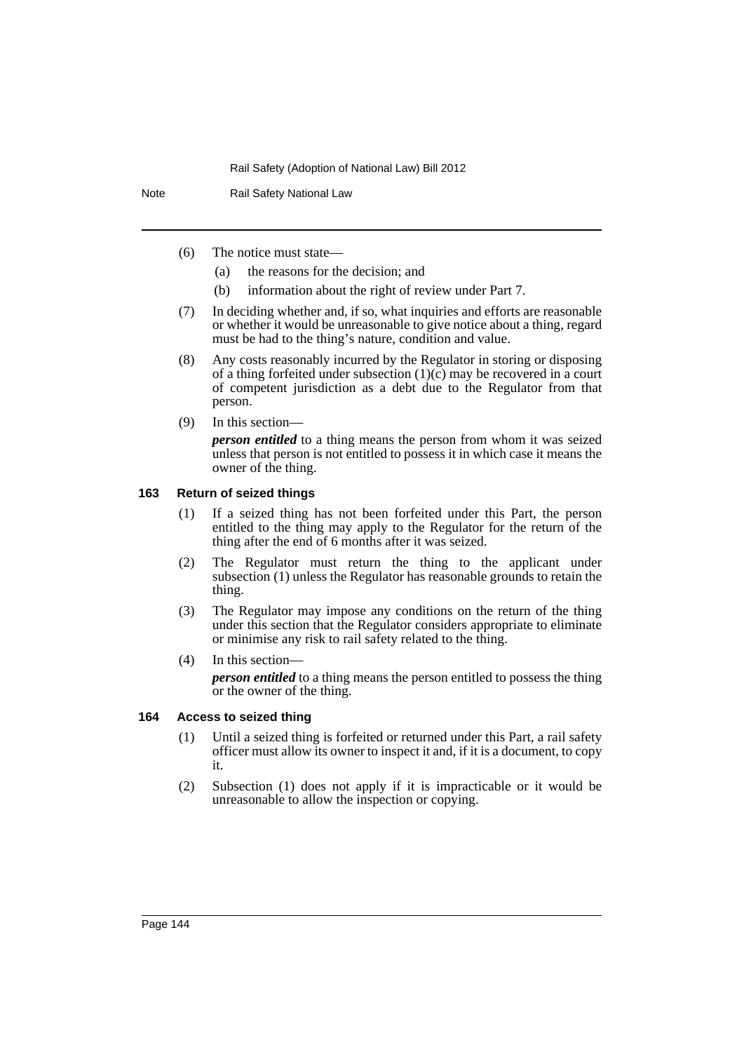(6) The notice must state—

(a) the reasons for the decision; and

(b) information about the right of review under Part 7.

(7) In deciding whether and, if so, what inquiries and efforts are reasonable or whether it would be unreasonable to give notice about a thing, regard must be had to the thing's nature, condition and value.

(8) Any costs reasonably incurred by the Regulator in storing or disposing of a thing forfeited under subsection (1)(c) may be recovered in a court of competent jurisdiction as a debt due to the Regulator from that person.

(9) In this section—

***person entitled*** to a thing means the person from whom it was seized unless that person is not entitled to possess it in which case it means the owner of the thing.

### 163 Return of seized things

(1) If a seized thing has not been forfeited under this Part, the person entitled to the thing may apply to the Regulator for the return of the thing after the end of 6 months after it was seized.

(2) The Regulator must return the thing to the applicant under subsection (1) unless the Regulator has reasonable grounds to retain the thing.

(3) The Regulator may impose any conditions on the return of the thing under this section that the Regulator considers appropriate to eliminate or minimise any risk to rail safety related to the thing.

(4) In this section—

***person entitled*** to a thing means the person entitled to possess the thing or the owner of the thing.

### 164 Access to seized thing

(1) Until a seized thing is forfeited or returned under this Part, a rail safety officer must allow its owner to inspect it and, if it is a document, to copy it.

(2) Subsection (1) does not apply if it is impracticable or it would be unreasonable to allow the inspection or copying.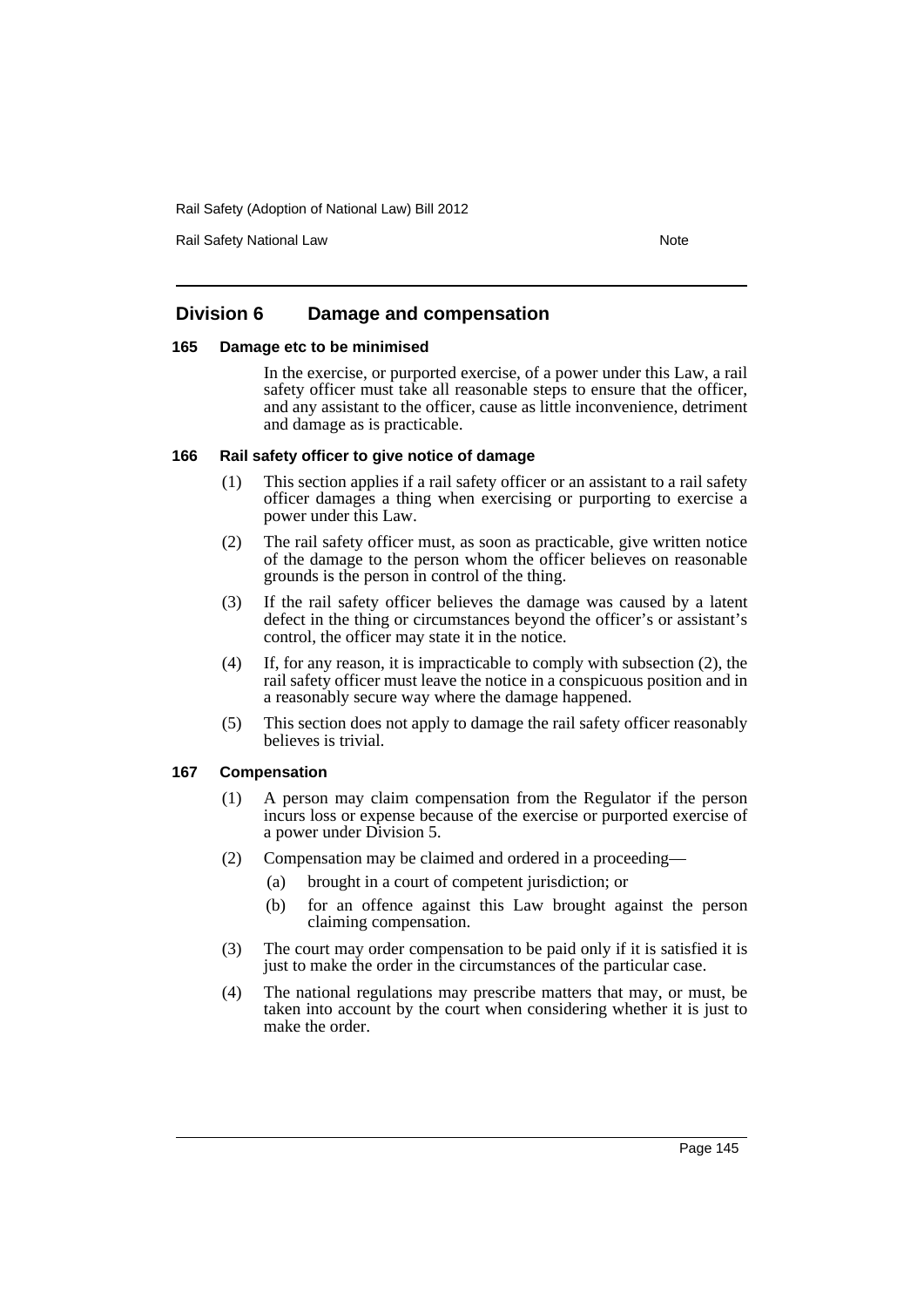## Division 6 Damage and compensation

### 165 Damage etc to be minimised

In the exercise, or purported exercise, of a power under this Law, a rail safety officer must take all reasonable steps to ensure that the officer, and any assistant to the officer, cause as little inconvenience, detriment and damage as is practicable.

### 166 Rail safety officer to give notice of damage

(1) This section applies if a rail safety officer or an assistant to a rail safety officer damages a thing when exercising or purporting to exercise a power under this Law.

(2) The rail safety officer must, as soon as practicable, give written notice of the damage to the person whom the officer believes on reasonable grounds is the person in control of the thing.

(3) If the rail safety officer believes the damage was caused by a latent defect in the thing or circumstances beyond the officer's or assistant's control, the officer may state it in the notice.

(4) If, for any reason, it is impracticable to comply with subsection (2), the rail safety officer must leave the notice in a conspicuous position and in a reasonably secure way where the damage happened.

(5) This section does not apply to damage the rail safety officer reasonably believes is trivial.

### 167 Compensation

(1) A person may claim compensation from the Regulator if the person incurs loss or expense because of the exercise or purported exercise of a power under Division 5.

(2) Compensation may be claimed and ordered in a proceeding—

  (a) brought in a court of competent jurisdiction; or

  (b) for an offence against this Law brought against the person claiming compensation.

(3) The court may order compensation to be paid only if it is satisfied it is just to make the order in the circumstances of the particular case.

(4) The national regulations may prescribe matters that may, or must, be taken into account by the court when considering whether it is just to make the order.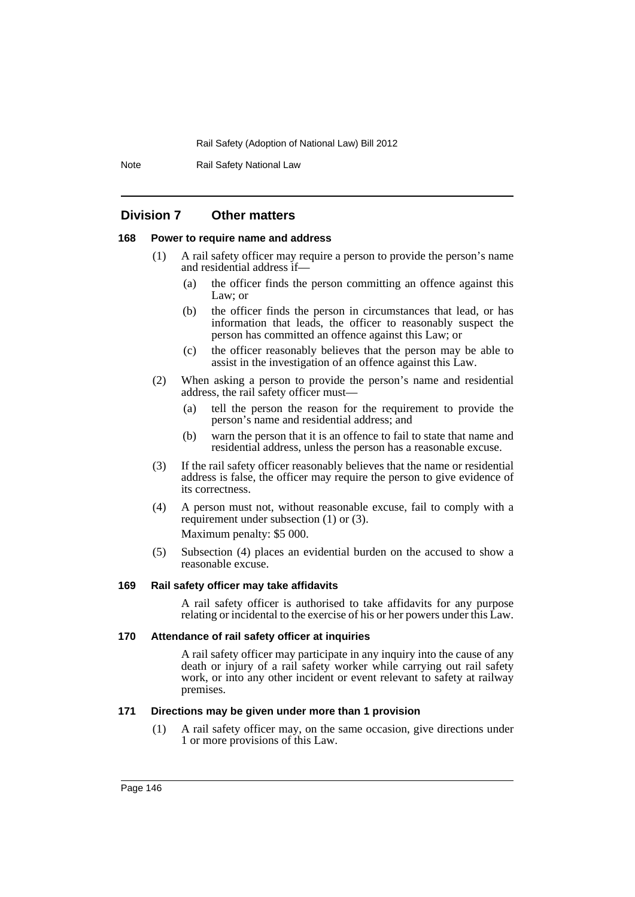## Division 7 Other matters

### 168 Power to require name and address

(1) A rail safety officer may require a person to provide the person's name and residential address if—

(a) the officer finds the person committing an offence against this Law; or

(b) the officer finds the person in circumstances that lead, or has information that leads, the officer to reasonably suspect the person has committed an offence against this Law; or

(c) the officer reasonably believes that the person may be able to assist in the investigation of an offence against this Law.

(2) When asking a person to provide the person's name and residential address, the rail safety officer must—

(a) tell the person the reason for the requirement to provide the person's name and residential address; and

(b) warn the person that it is an offence to fail to state that name and residential address, unless the person has a reasonable excuse.

(3) If the rail safety officer reasonably believes that the name or residential address is false, the officer may require the person to give evidence of its correctness.

(4) A person must not, without reasonable excuse, fail to comply with a requirement under subsection (1) or (3).

Maximum penalty: $5 000.

(5) Subsection (4) places an evidential burden on the accused to show a reasonable excuse.

### 169 Rail safety officer may take affidavits

A rail safety officer is authorised to take affidavits for any purpose relating or incidental to the exercise of his or her powers under this Law.

### 170 Attendance of rail safety officer at inquiries

A rail safety officer may participate in any inquiry into the cause of any death or injury of a rail safety worker while carrying out rail safety work, or into any other incident or event relevant to safety at railway premises.

### 171 Directions may be given under more than 1 provision

(1) A rail safety officer may, on the same occasion, give directions under 1 or more provisions of this Law.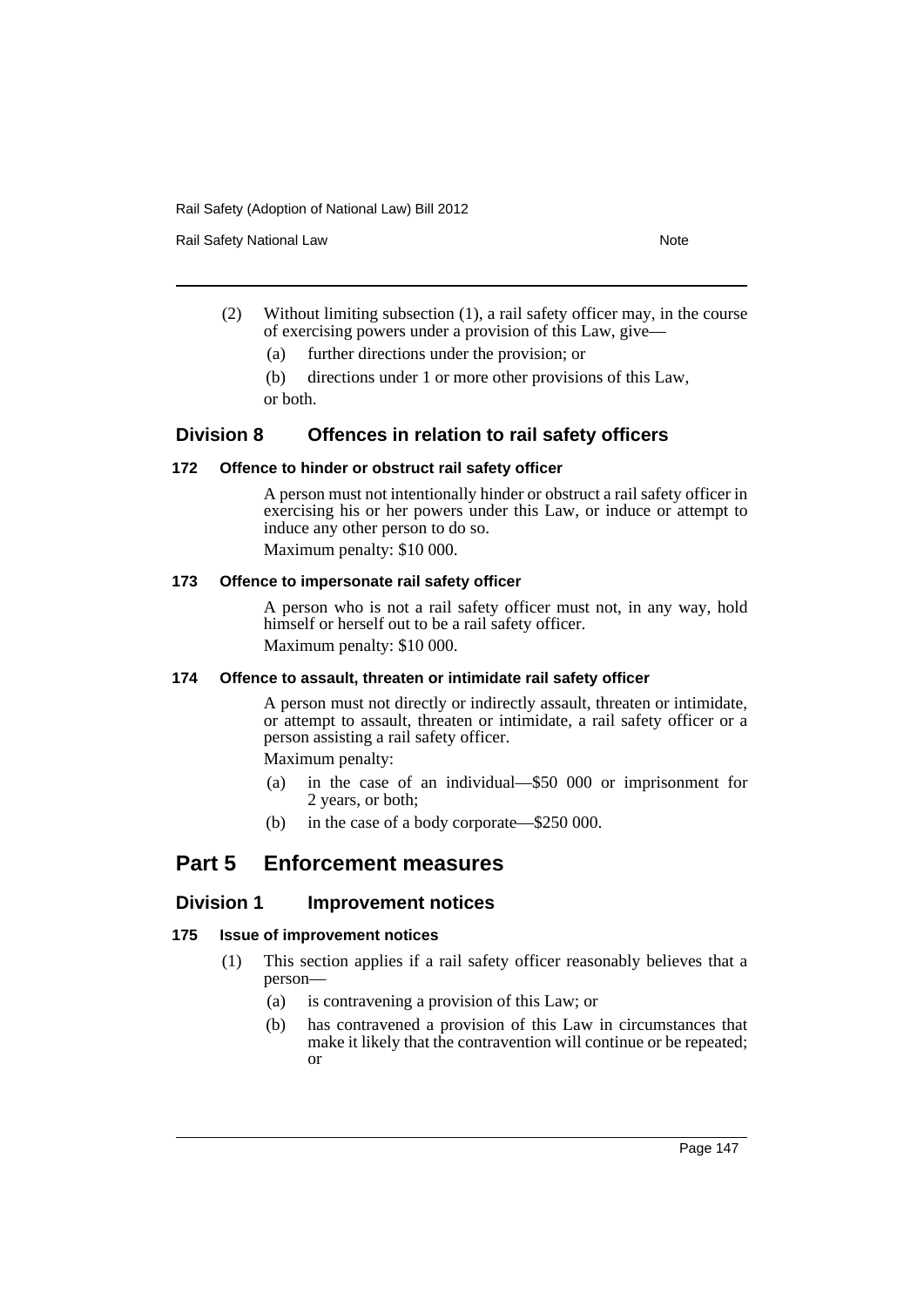(2) Without limiting subsection (1), a rail safety officer may, in the course of exercising powers under a provision of this Law, give—

(a) further directions under the provision; or

(b) directions under 1 or more other provisions of this Law,

or both.

## Division 8 Offences in relation to rail safety officers

### 172 Offence to hinder or obstruct rail safety officer

A person must not intentionally hinder or obstruct a rail safety officer in exercising his or her powers under this Law, or induce or attempt to induce any other person to do so.

Maximum penalty: $10 000.

### 173 Offence to impersonate rail safety officer

A person who is not a rail safety officer must not, in any way, hold himself or herself out to be a rail safety officer.

Maximum penalty: $10 000.

### 174 Offence to assault, threaten or intimidate rail safety officer

A person must not directly or indirectly assault, threaten or intimidate, or attempt to assault, threaten or intimidate, a rail safety officer or a person assisting a rail safety officer.

Maximum penalty:

(a) in the case of an individual—$50 000 or imprisonment for 2 years, or both;

(b) in the case of a body corporate—$250 000.

# Part 5 Enforcement measures

## Division 1 Improvement notices

### 175 Issue of improvement notices

(1) This section applies if a rail safety officer reasonably believes that a person—

(a) is contravening a provision of this Law; or

(b) has contravened a provision of this Law in circumstances that make it likely that the contravention will continue or be repeated; or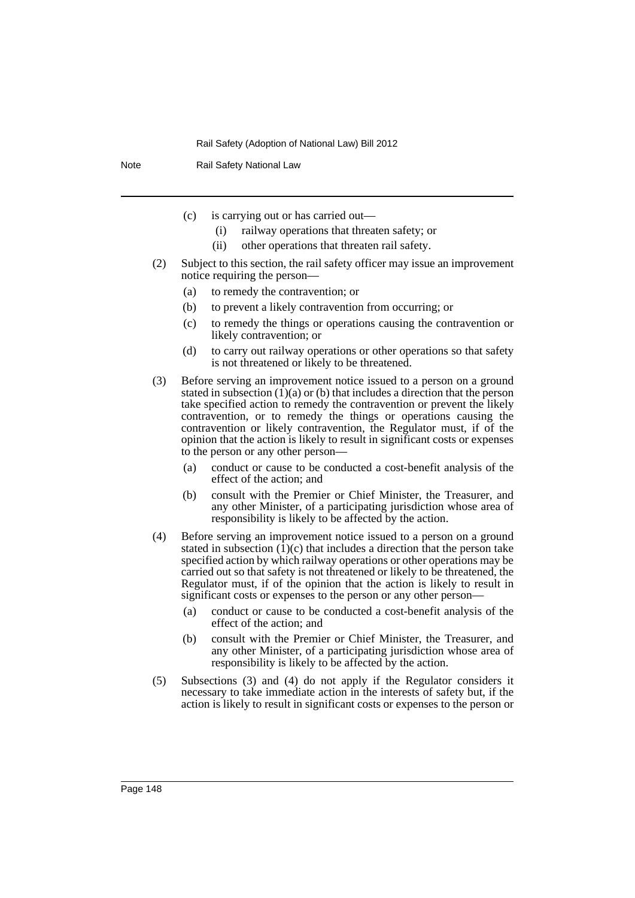(c) is carrying out or has carried out—

  (i) railway operations that threaten safety; or

  (ii) other operations that threaten rail safety.

(2) Subject to this section, the rail safety officer may issue an improvement notice requiring the person—

  (a) to remedy the contravention; or

  (b) to prevent a likely contravention from occurring; or

  (c) to remedy the things or operations causing the contravention or likely contravention; or

  (d) to carry out railway operations or other operations so that safety is not threatened or likely to be threatened.

(3) Before serving an improvement notice issued to a person on a ground stated in subsection (1)(a) or (b) that includes a direction that the person take specified action to remedy the contravention or prevent the likely contravention, or to remedy the things or operations causing the contravention or likely contravention, the Regulator must, if of the opinion that the action is likely to result in significant costs or expenses to the person or any other person—

  (a) conduct or cause to be conducted a cost-benefit analysis of the effect of the action; and

  (b) consult with the Premier or Chief Minister, the Treasurer, and any other Minister, of a participating jurisdiction whose area of responsibility is likely to be affected by the action.

(4) Before serving an improvement notice issued to a person on a ground stated in subsection (1)(c) that includes a direction that the person take specified action by which railway operations or other operations may be carried out so that safety is not threatened or likely to be threatened, the Regulator must, if of the opinion that the action is likely to result in significant costs or expenses to the person or any other person—

  (a) conduct or cause to be conducted a cost-benefit analysis of the effect of the action; and

  (b) consult with the Premier or Chief Minister, the Treasurer, and any other Minister, of a participating jurisdiction whose area of responsibility is likely to be affected by the action.

(5) Subsections (3) and (4) do not apply if the Regulator considers it necessary to take immediate action in the interests of safety but, if the action is likely to result in significant costs or expenses to the person or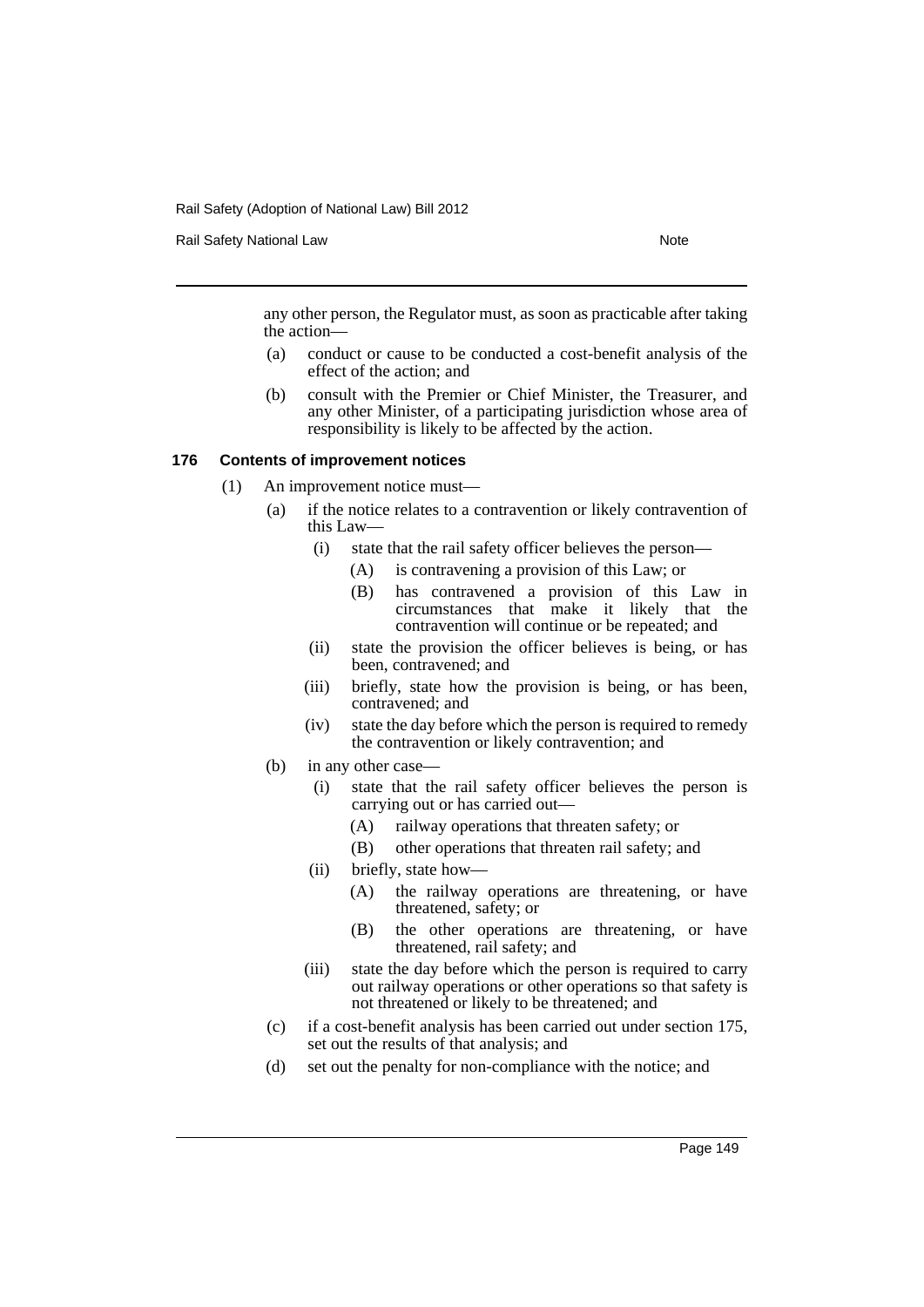any other person, the Regulator must, as soon as practicable after taking the action—

(a) conduct or cause to be conducted a cost-benefit analysis of the effect of the action; and

(b) consult with the Premier or Chief Minister, the Treasurer, and any other Minister, of a participating jurisdiction whose area of responsibility is likely to be affected by the action.

#### 176 Contents of improvement notices

(1) An improvement notice must—

(a) if the notice relates to a contravention or likely contravention of this Law—

(i) state that the rail safety officer believes the person—

(A) is contravening a provision of this Law; or

(B) has contravened a provision of this Law in circumstances that make it likely that the contravention will continue or be repeated; and

(ii) state the provision the officer believes is being, or has been, contravened; and

(iii) briefly, state how the provision is being, or has been, contravened; and

(iv) state the day before which the person is required to remedy the contravention or likely contravention; and

(b) in any other case—

(i) state that the rail safety officer believes the person is carrying out or has carried out—

(A) railway operations that threaten safety; or

(B) other operations that threaten rail safety; and

(ii) briefly, state how—

(A) the railway operations are threatening, or have threatened, safety; or

(B) the other operations are threatening, or have threatened, rail safety; and

(iii) state the day before which the person is required to carry out railway operations or other operations so that safety is not threatened or likely to be threatened; and

(c) if a cost-benefit analysis has been carried out under section 175, set out the results of that analysis; and

(d) set out the penalty for non-compliance with the notice; and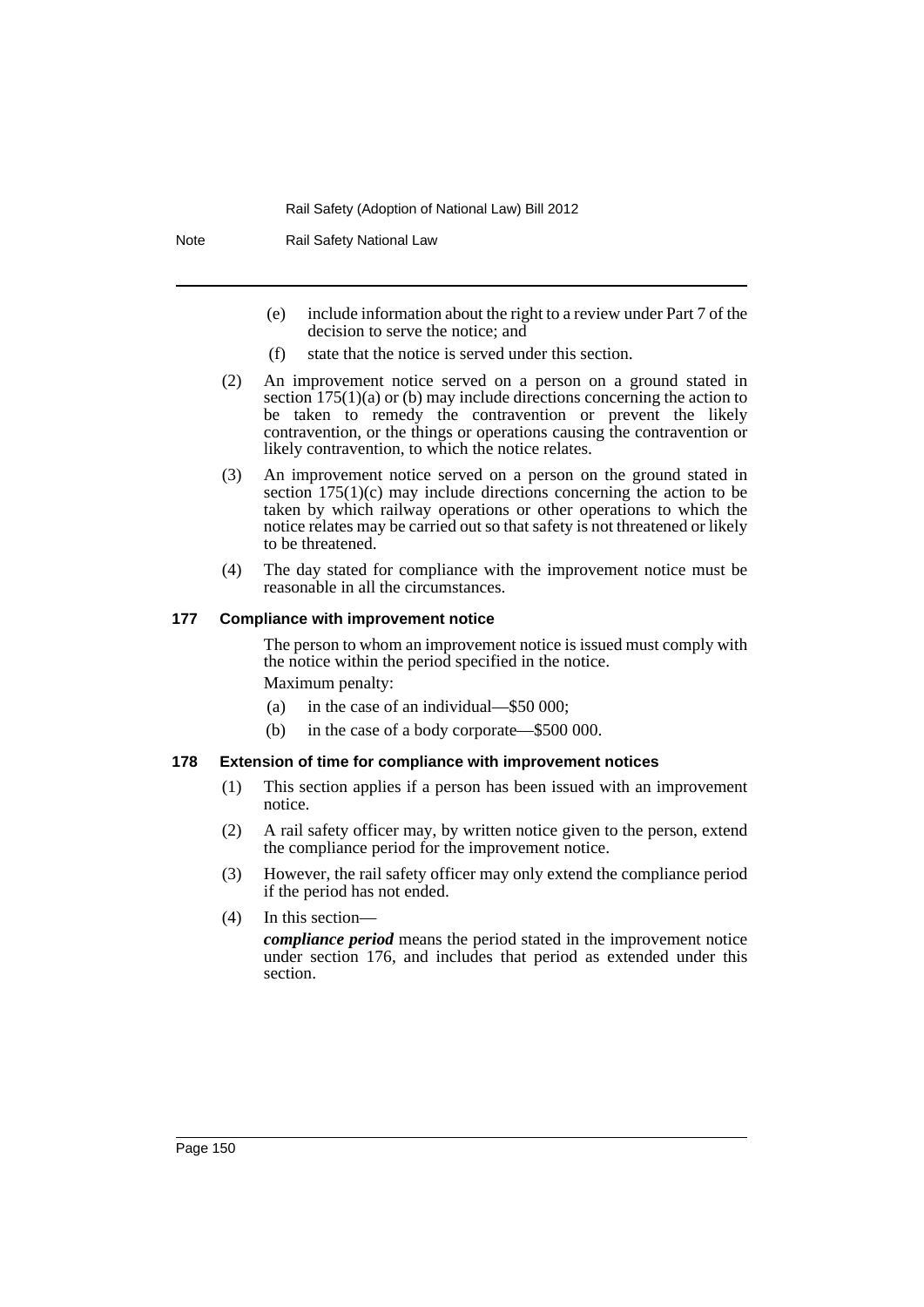(e) include information about the right to a review under Part 7 of the decision to serve the notice; and

(f) state that the notice is served under this section.

(2) An improvement notice served on a person on a ground stated in section 175(1)(a) or (b) may include directions concerning the action to be taken to remedy the contravention or prevent the likely contravention, or the things or operations causing the contravention or likely contravention, to which the notice relates.

(3) An improvement notice served on a person on the ground stated in section 175(1)(c) may include directions concerning the action to be taken by which railway operations or other operations to which the notice relates may be carried out so that safety is not threatened or likely to be threatened.

(4) The day stated for compliance with the improvement notice must be reasonable in all the circumstances.

### 177 Compliance with improvement notice

The person to whom an improvement notice is issued must comply with the notice within the period specified in the notice.

Maximum penalty:

(a) in the case of an individual—$50 000;

(b) in the case of a body corporate—$500 000.

### 178 Extension of time for compliance with improvement notices

(1) This section applies if a person has been issued with an improvement notice.

(2) A rail safety officer may, by written notice given to the person, extend the compliance period for the improvement notice.

(3) However, the rail safety officer may only extend the compliance period if the period has not ended.

(4) In this section—

***compliance period*** means the period stated in the improvement notice under section 176, and includes that period as extended under this section.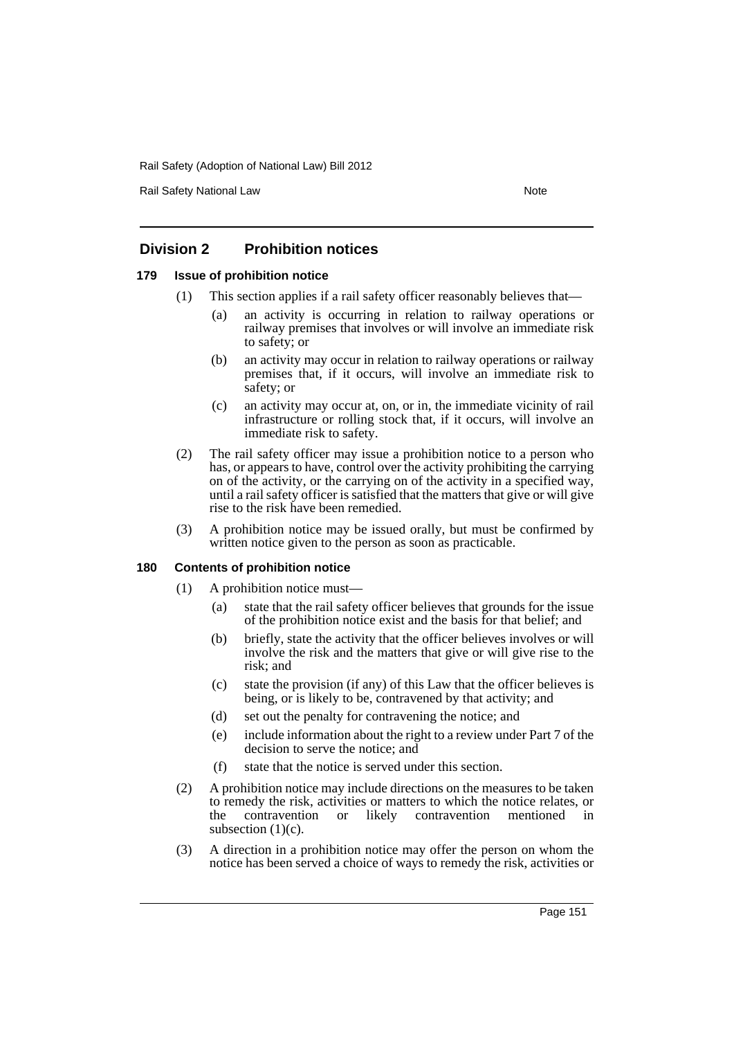## Division 2 Prohibition notices

### 179 Issue of prohibition notice

(1) This section applies if a rail safety officer reasonably believes that—

(a) an activity is occurring in relation to railway operations or railway premises that involves or will involve an immediate risk to safety; or

(b) an activity may occur in relation to railway operations or railway premises that, if it occurs, will involve an immediate risk to safety; or

(c) an activity may occur at, on, or in, the immediate vicinity of rail infrastructure or rolling stock that, if it occurs, will involve an immediate risk to safety.

(2) The rail safety officer may issue a prohibition notice to a person who has, or appears to have, control over the activity prohibiting the carrying on of the activity, or the carrying on of the activity in a specified way, until a rail safety officer is satisfied that the matters that give or will give rise to the risk have been remedied.

(3) A prohibition notice may be issued orally, but must be confirmed by written notice given to the person as soon as practicable.

### 180 Contents of prohibition notice

(1) A prohibition notice must—

(a) state that the rail safety officer believes that grounds for the issue of the prohibition notice exist and the basis for that belief; and

(b) briefly, state the activity that the officer believes involves or will involve the risk and the matters that give or will give rise to the risk; and

(c) state the provision (if any) of this Law that the officer believes is being, or is likely to be, contravened by that activity; and

(d) set out the penalty for contravening the notice; and

(e) include information about the right to a review under Part 7 of the decision to serve the notice; and

(f) state that the notice is served under this section.

(2) A prohibition notice may include directions on the measures to be taken to remedy the risk, activities or matters to which the notice relates, or the contravention or likely contravention mentioned in subsection (1)(c).

(3) A direction in a prohibition notice may offer the person on whom the notice has been served a choice of ways to remedy the risk, activities or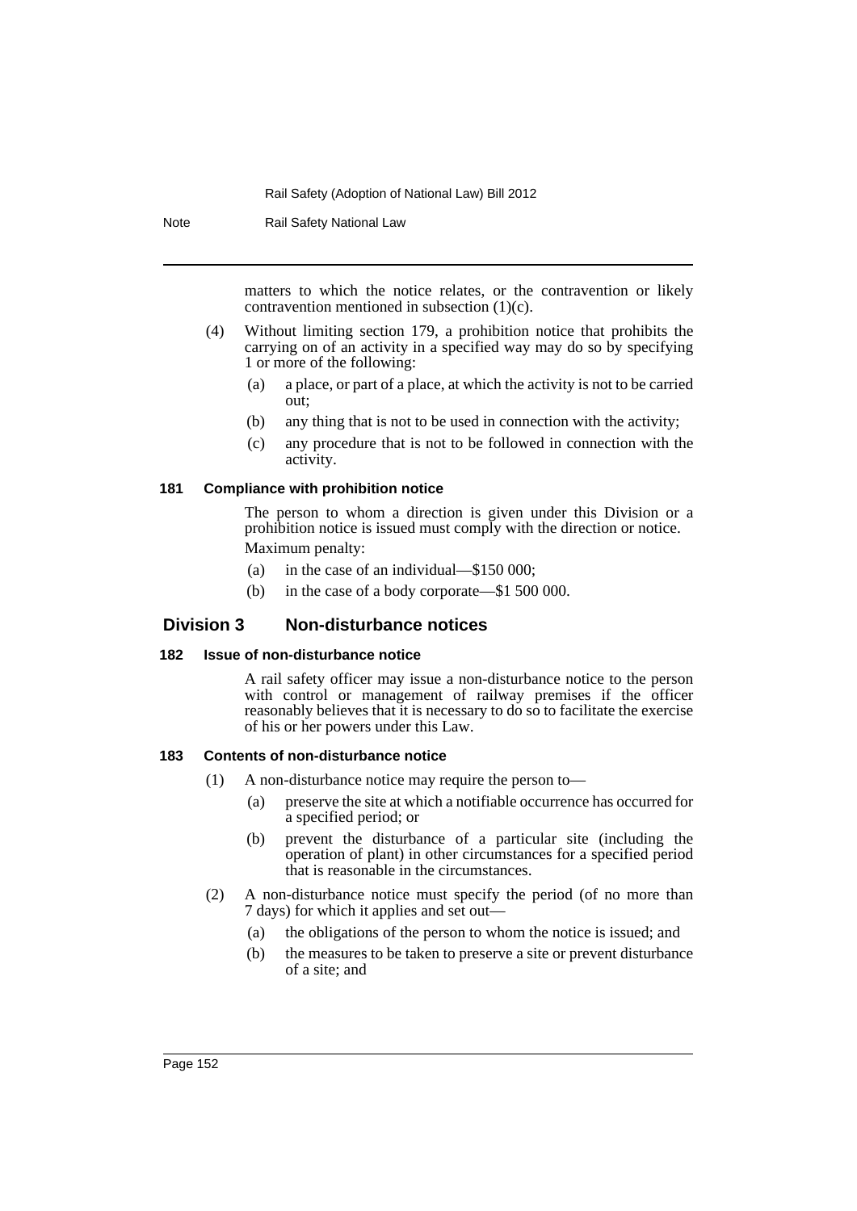matters to which the notice relates, or the contravention or likely contravention mentioned in subsection (1)(c).

(4) Without limiting section 179, a prohibition notice that prohibits the carrying on of an activity in a specified way may do so by specifying 1 or more of the following:

(a) a place, or part of a place, at which the activity is not to be carried out;

(b) any thing that is not to be used in connection with the activity;

(c) any procedure that is not to be followed in connection with the activity.

#### 181 Compliance with prohibition notice

The person to whom a direction is given under this Division or a prohibition notice is issued must comply with the direction or notice.

Maximum penalty:

(a) in the case of an individual—$150 000;

(b) in the case of a body corporate—$1 500 000.

## Division 3 Non-disturbance notices

#### 182 Issue of non-disturbance notice

A rail safety officer may issue a non-disturbance notice to the person with control or management of railway premises if the officer reasonably believes that it is necessary to do so to facilitate the exercise of his or her powers under this Law.

#### 183 Contents of non-disturbance notice

(1) A non-disturbance notice may require the person to—

(a) preserve the site at which a notifiable occurrence has occurred for a specified period; or

(b) prevent the disturbance of a particular site (including the operation of plant) in other circumstances for a specified period that is reasonable in the circumstances.

(2) A non-disturbance notice must specify the period (of no more than 7 days) for which it applies and set out—

(a) the obligations of the person to whom the notice is issued; and

(b) the measures to be taken to preserve a site or prevent disturbance of a site; and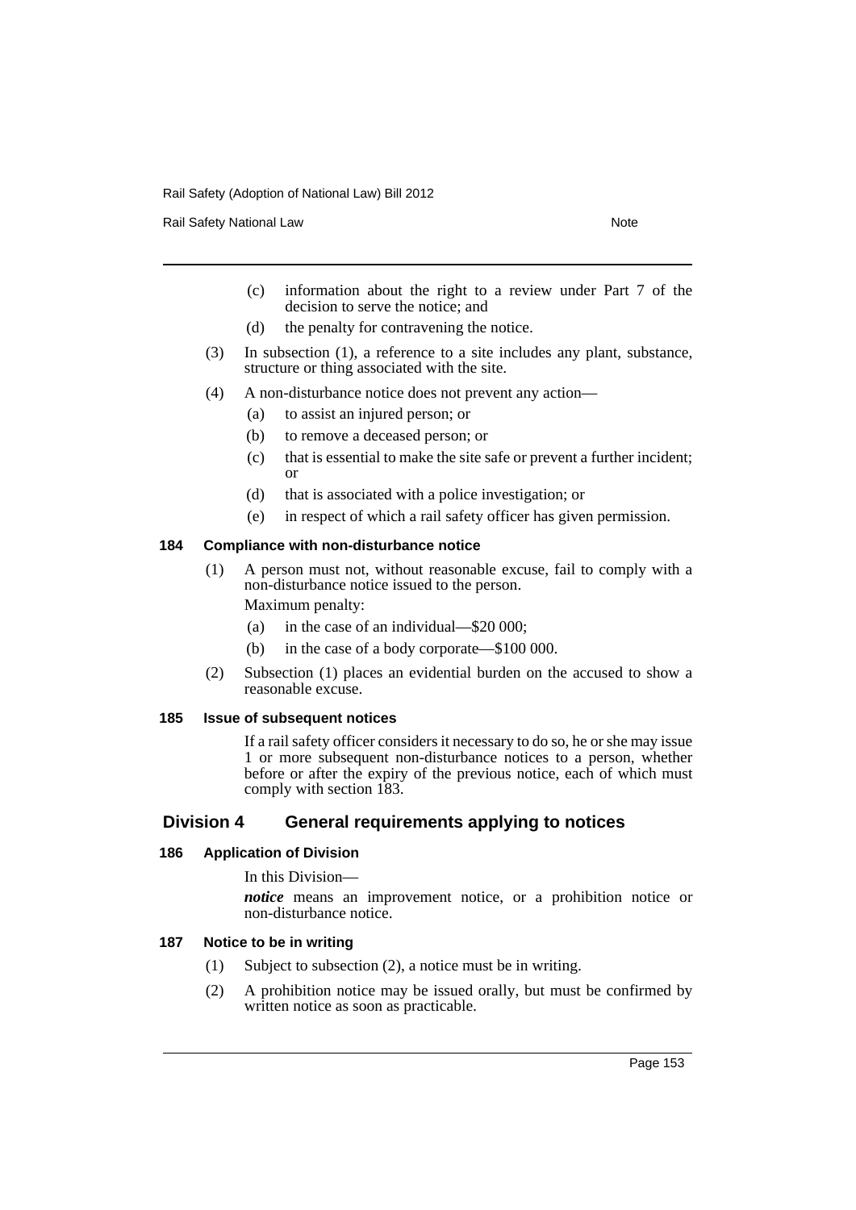(c) information about the right to a review under Part 7 of the decision to serve the notice; and

(d) the penalty for contravening the notice.

(3) In subsection (1), a reference to a site includes any plant, substance, structure or thing associated with the site.

(4) A non-disturbance notice does not prevent any action—

(a) to assist an injured person; or

(b) to remove a deceased person; or

(c) that is essential to make the site safe or prevent a further incident; or

(d) that is associated with a police investigation; or

(e) in respect of which a rail safety officer has given permission.

#### 184 Compliance with non-disturbance notice

(1) A person must not, without reasonable excuse, fail to comply with a non-disturbance notice issued to the person.

Maximum penalty:

(a) in the case of an individual—$20 000;

(b) in the case of a body corporate—$100 000.

(2) Subsection (1) places an evidential burden on the accused to show a reasonable excuse.

#### 185 Issue of subsequent notices

If a rail safety officer considers it necessary to do so, he or she may issue 1 or more subsequent non-disturbance notices to a person, whether before or after the expiry of the previous notice, each of which must comply with section 183.

### Division 4 General requirements applying to notices

#### 186 Application of Division

In this Division—

***notice*** means an improvement notice, or a prohibition notice or non-disturbance notice.

#### 187 Notice to be in writing

(1) Subject to subsection (2), a notice must be in writing.

(2) A prohibition notice may be issued orally, but must be confirmed by written notice as soon as practicable.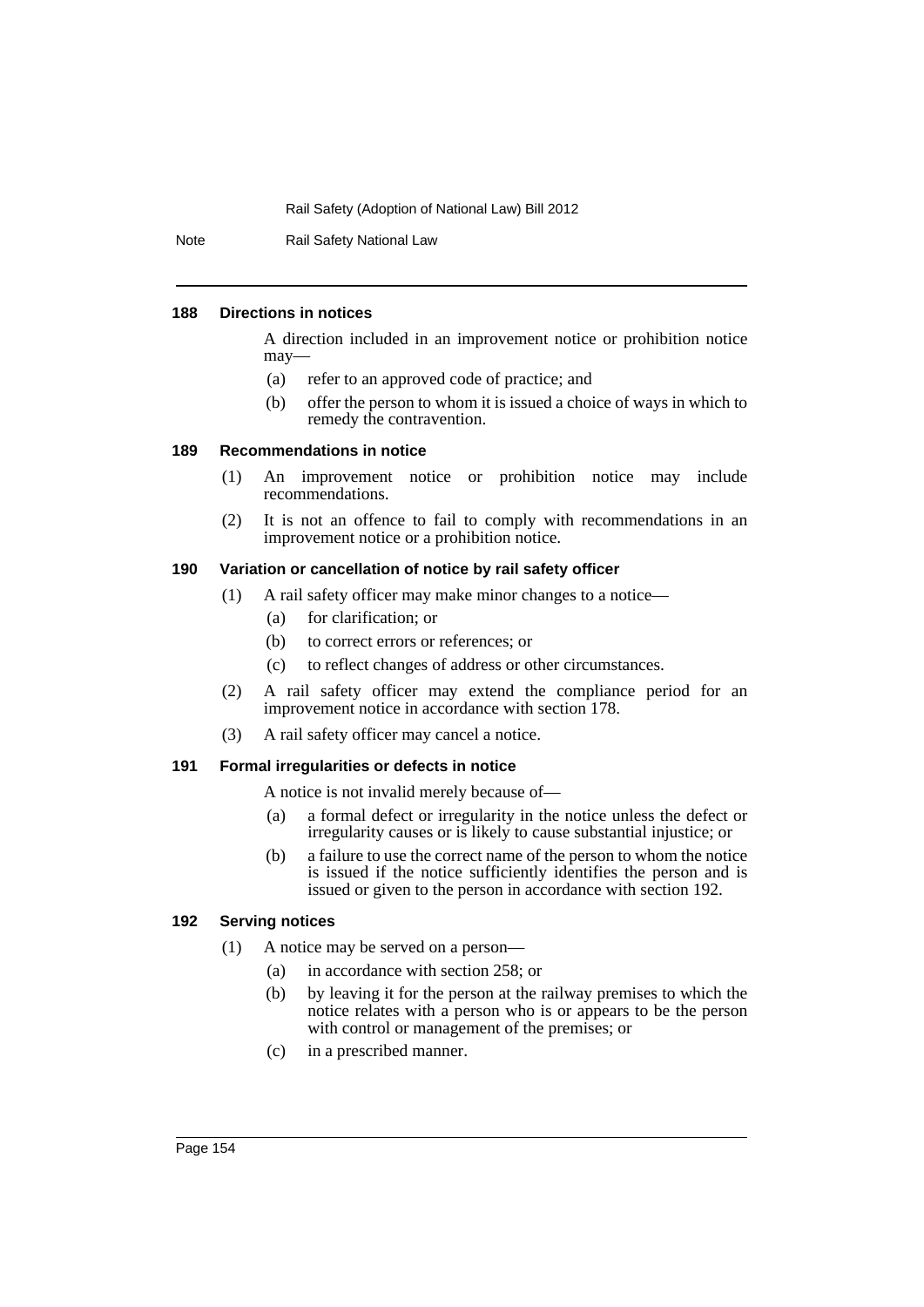#### 188 Directions in notices

A direction included in an improvement notice or prohibition notice may—

(a) refer to an approved code of practice; and

(b) offer the person to whom it is issued a choice of ways in which to remedy the contravention.

#### 189 Recommendations in notice

(1) An improvement notice or prohibition notice may include recommendations.

(2) It is not an offence to fail to comply with recommendations in an improvement notice or a prohibition notice.

#### 190 Variation or cancellation of notice by rail safety officer

(1) A rail safety officer may make minor changes to a notice—

(a) for clarification; or

(b) to correct errors or references; or

(c) to reflect changes of address or other circumstances.

(2) A rail safety officer may extend the compliance period for an improvement notice in accordance with section 178.

(3) A rail safety officer may cancel a notice.

#### 191 Formal irregularities or defects in notice

A notice is not invalid merely because of—

(a) a formal defect or irregularity in the notice unless the defect or irregularity causes or is likely to cause substantial injustice; or

(b) a failure to use the correct name of the person to whom the notice is issued if the notice sufficiently identifies the person and is issued or given to the person in accordance with section 192.

#### 192 Serving notices

(1) A notice may be served on a person—

(a) in accordance with section 258; or

(b) by leaving it for the person at the railway premises to which the notice relates with a person who is or appears to be the person with control or management of the premises; or

(c) in a prescribed manner.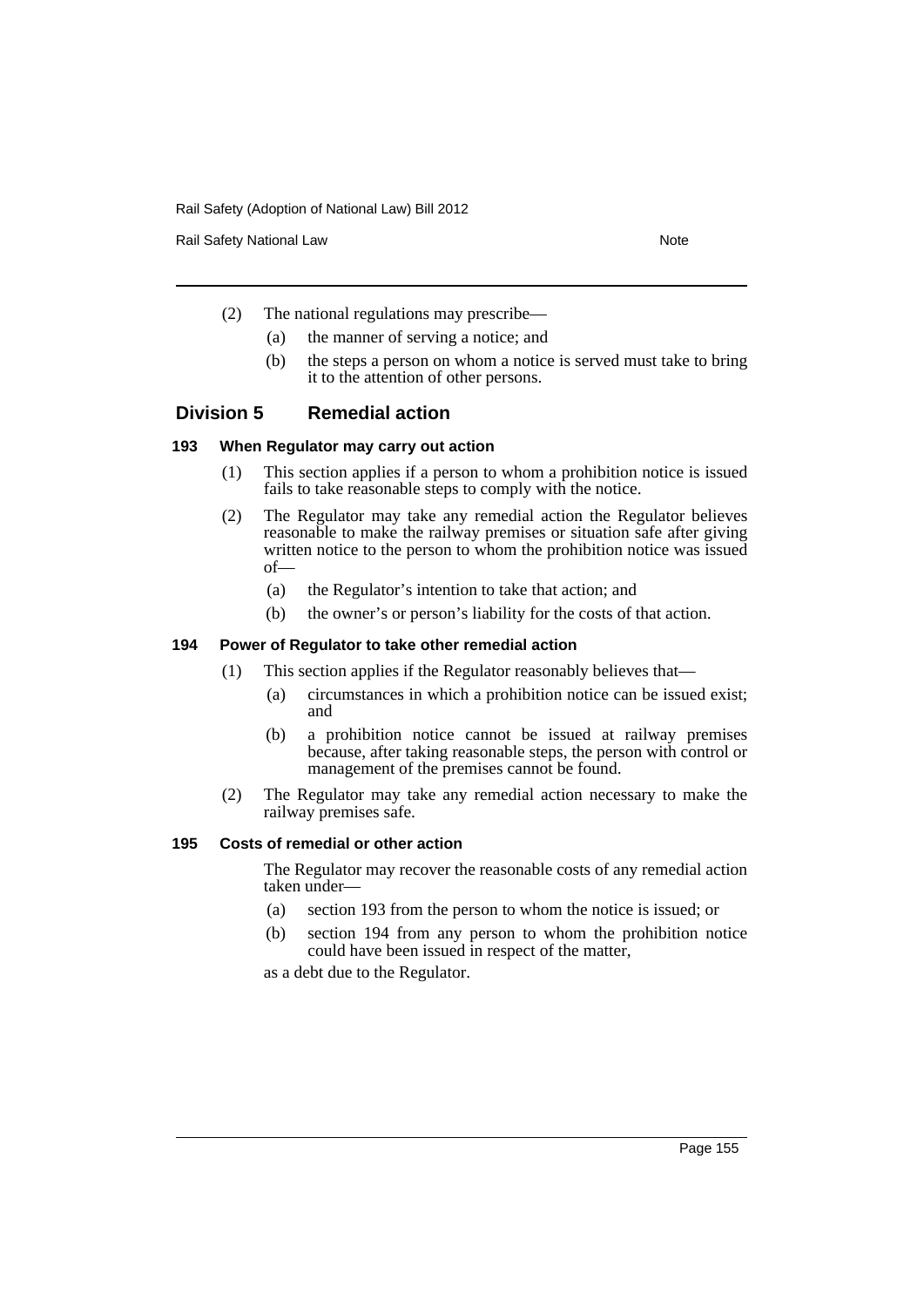(2) The national regulations may prescribe—

(a) the manner of serving a notice; and

(b) the steps a person on whom a notice is served must take to bring it to the attention of other persons.

## Division 5 Remedial action

### 193 When Regulator may carry out action

(1) This section applies if a person to whom a prohibition notice is issued fails to take reasonable steps to comply with the notice.

(2) The Regulator may take any remedial action the Regulator believes reasonable to make the railway premises or situation safe after giving written notice to the person to whom the prohibition notice was issued of—

(a) the Regulator's intention to take that action; and

(b) the owner's or person's liability for the costs of that action.

### 194 Power of Regulator to take other remedial action

(1) This section applies if the Regulator reasonably believes that—

(a) circumstances in which a prohibition notice can be issued exist; and

(b) a prohibition notice cannot be issued at railway premises because, after taking reasonable steps, the person with control or management of the premises cannot be found.

(2) The Regulator may take any remedial action necessary to make the railway premises safe.

### 195 Costs of remedial or other action

The Regulator may recover the reasonable costs of any remedial action taken under—

(a) section 193 from the person to whom the notice is issued; or

(b) section 194 from any person to whom the prohibition notice could have been issued in respect of the matter,

as a debt due to the Regulator.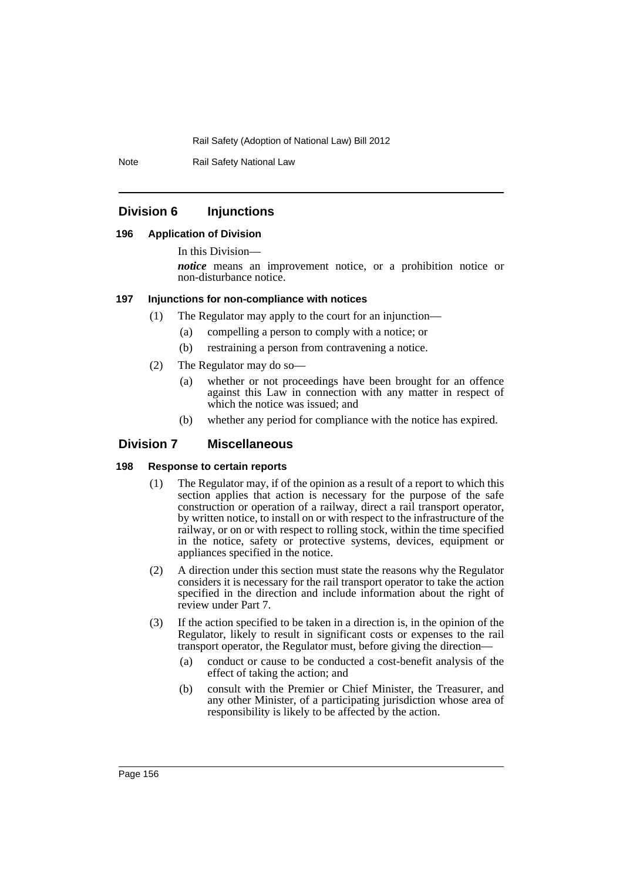## Division 6 Injunctions

### 196 Application of Division

In this Division—

***notice*** means an improvement notice, or a prohibition notice or non-disturbance notice.

### 197 Injunctions for non-compliance with notices

(1) The Regulator may apply to the court for an injunction—

(a) compelling a person to comply with a notice; or

(b) restraining a person from contravening a notice.

(2) The Regulator may do so—

(a) whether or not proceedings have been brought for an offence against this Law in connection with any matter in respect of which the notice was issued; and

(b) whether any period for compliance with the notice has expired.

## Division 7 Miscellaneous

### 198 Response to certain reports

(1) The Regulator may, if of the opinion as a result of a report to which this section applies that action is necessary for the purpose of the safe construction or operation of a railway, direct a rail transport operator, by written notice, to install on or with respect to the infrastructure of the railway, or on or with respect to rolling stock, within the time specified in the notice, safety or protective systems, devices, equipment or appliances specified in the notice.

(2) A direction under this section must state the reasons why the Regulator considers it is necessary for the rail transport operator to take the action specified in the direction and include information about the right of review under Part 7.

(3) If the action specified to be taken in a direction is, in the opinion of the Regulator, likely to result in significant costs or expenses to the rail transport operator, the Regulator must, before giving the direction—

(a) conduct or cause to be conducted a cost-benefit analysis of the effect of taking the action; and

(b) consult with the Premier or Chief Minister, the Treasurer, and any other Minister, of a participating jurisdiction whose area of responsibility is likely to be affected by the action.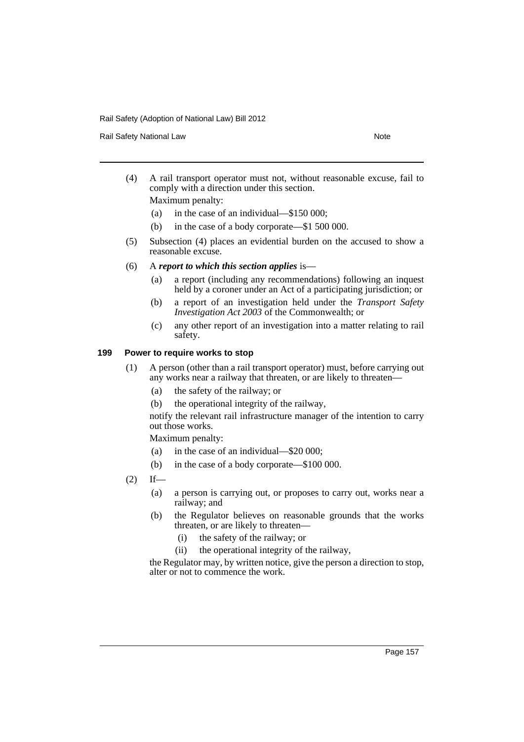(4) A rail transport operator must not, without reasonable excuse, fail to comply with a direction under this section.

Maximum penalty:

(a) in the case of an individual—$150 000;

(b) in the case of a body corporate—$1 500 000.

(5) Subsection (4) places an evidential burden on the accused to show a reasonable excuse.

(6) A ***report to which this section applies*** is—

(a) a report (including any recommendations) following an inquest held by a coroner under an Act of a participating jurisdiction; or

(b) a report of an investigation held under the *Transport Safety Investigation Act 2003* of the Commonwealth; or

(c) any other report of an investigation into a matter relating to rail safety.

### 199 Power to require works to stop

(1) A person (other than a rail transport operator) must, before carrying out any works near a railway that threaten, or are likely to threaten—

(a) the safety of the railway; or

(b) the operational integrity of the railway,

notify the relevant rail infrastructure manager of the intention to carry out those works.

Maximum penalty:

(a) in the case of an individual—$20 000;

(b) in the case of a body corporate—$100 000.

(2) If—

(a) a person is carrying out, or proposes to carry out, works near a railway; and

(b) the Regulator believes on reasonable grounds that the works threaten, or are likely to threaten—

(i) the safety of the railway; or

(ii) the operational integrity of the railway,

the Regulator may, by written notice, give the person a direction to stop, alter or not to commence the work.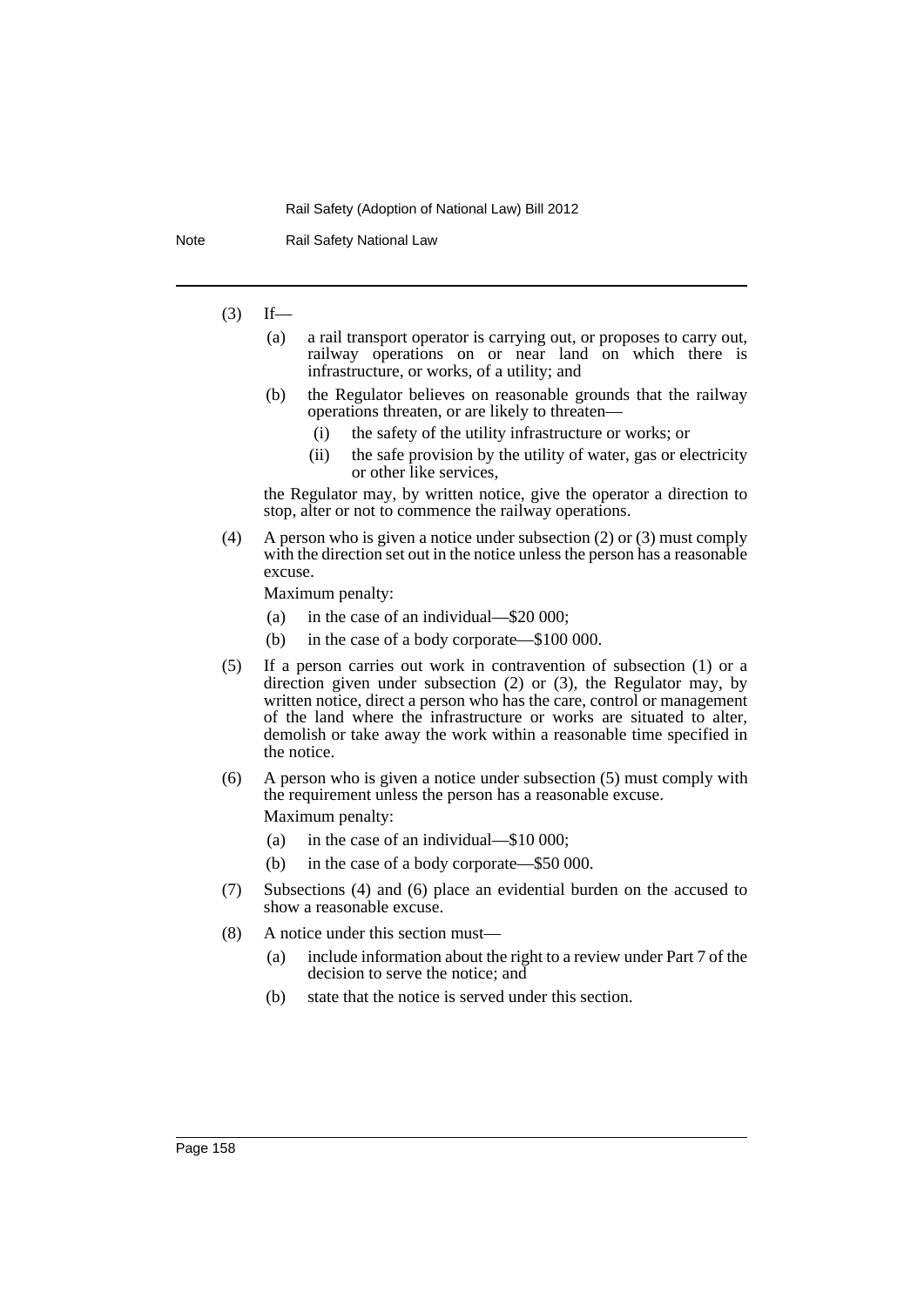(3) If—

(a) a rail transport operator is carrying out, or proposes to carry out, railway operations on or near land on which there is infrastructure, or works, of a utility; and

(b) the Regulator believes on reasonable grounds that the railway operations threaten, or are likely to threaten—

(i) the safety of the utility infrastructure or works; or

(ii) the safe provision by the utility of water, gas or electricity or other like services,

the Regulator may, by written notice, give the operator a direction to stop, alter or not to commence the railway operations.

(4) A person who is given a notice under subsection (2) or (3) must comply with the direction set out in the notice unless the person has a reasonable excuse.

Maximum penalty:

(a) in the case of an individual—$20 000;

(b) in the case of a body corporate—$100 000.

(5) If a person carries out work in contravention of subsection (1) or a direction given under subsection (2) or (3), the Regulator may, by written notice, direct a person who has the care, control or management of the land where the infrastructure or works are situated to alter, demolish or take away the work within a reasonable time specified in the notice.

(6) A person who is given a notice under subsection (5) must comply with the requirement unless the person has a reasonable excuse.

Maximum penalty:

(a) in the case of an individual—$10 000;

(b) in the case of a body corporate—$50 000.

(7) Subsections (4) and (6) place an evidential burden on the accused to show a reasonable excuse.

(8) A notice under this section must—

(a) include information about the right to a review under Part 7 of the decision to serve the notice; and

(b) state that the notice is served under this section.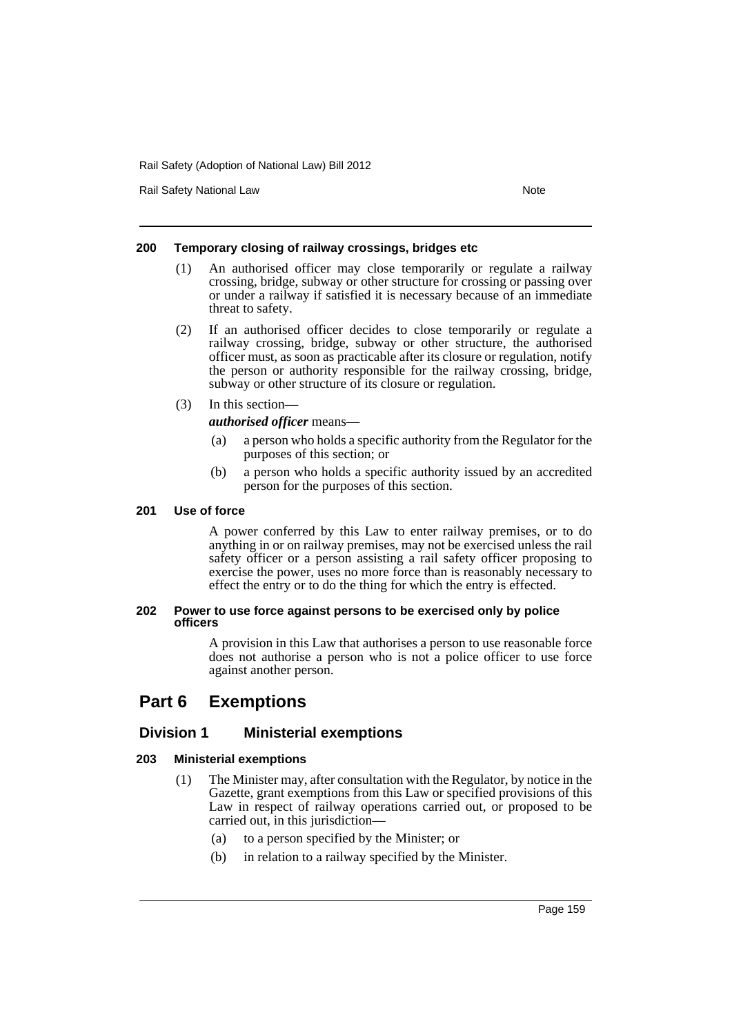#### 200 Temporary closing of railway crossings, bridges etc

(1) An authorised officer may close temporarily or regulate a railway crossing, bridge, subway or other structure for crossing or passing over or under a railway if satisfied it is necessary because of an immediate threat to safety.

(2) If an authorised officer decides to close temporarily or regulate a railway crossing, bridge, subway or other structure, the authorised officer must, as soon as practicable after its closure or regulation, notify the person or authority responsible for the railway crossing, bridge, subway or other structure of its closure or regulation.

(3) In this section—

***authorised officer*** means—

- (a) a person who holds a specific authority from the Regulator for the purposes of this section; or
- (b) a person who holds a specific authority issued by an accredited person for the purposes of this section.

#### 201 Use of force

A power conferred by this Law to enter railway premises, or to do anything in or on railway premises, may not be exercised unless the rail safety officer or a person assisting a rail safety officer proposing to exercise the power, uses no more force than is reasonably necessary to effect the entry or to do the thing for which the entry is effected.

#### 202 Power to use force against persons to be exercised only by police officers

A provision in this Law that authorises a person to use reasonable force does not authorise a person who is not a police officer to use force against another person.

# Part 6 Exemptions

## Division 1 Ministerial exemptions

#### 203 Ministerial exemptions

(1) The Minister may, after consultation with the Regulator, by notice in the Gazette, grant exemptions from this Law or specified provisions of this Law in respect of railway operations carried out, or proposed to be carried out, in this jurisdiction—

- (a) to a person specified by the Minister; or
- (b) in relation to a railway specified by the Minister.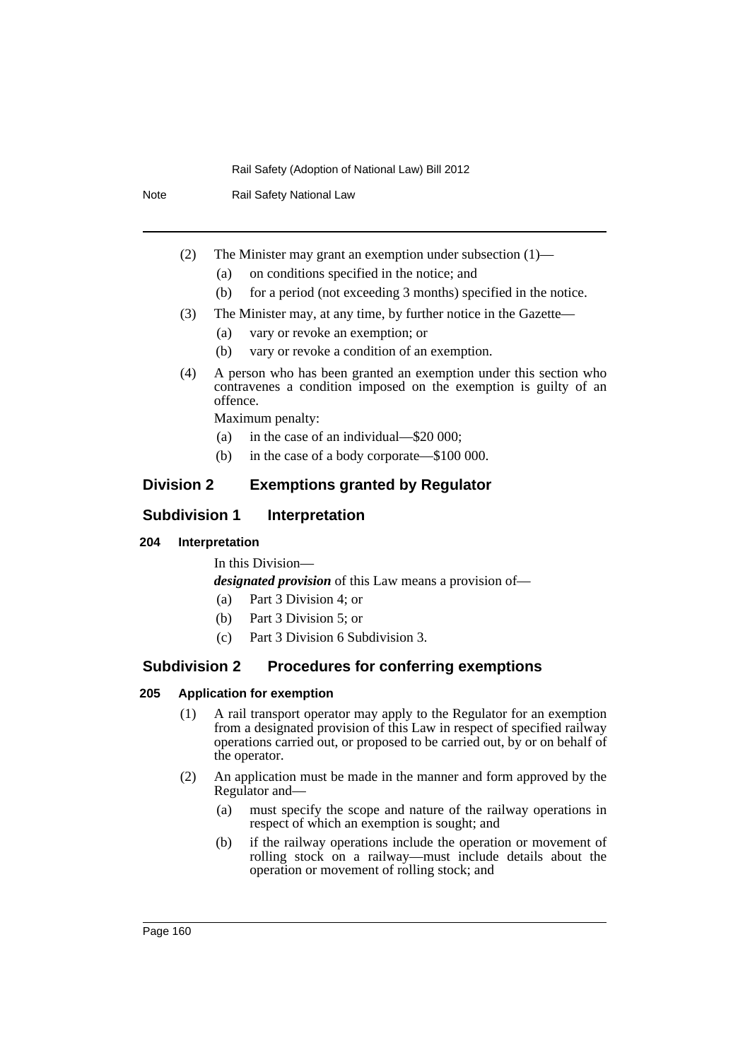(2) The Minister may grant an exemption under subsection (1)—

(a) on conditions specified in the notice; and

(b) for a period (not exceeding 3 months) specified in the notice.

(3) The Minister may, at any time, by further notice in the Gazette—

(a) vary or revoke an exemption; or

(b) vary or revoke a condition of an exemption.

(4) A person who has been granted an exemption under this section who contravenes a condition imposed on the exemption is guilty of an offence.

Maximum penalty:

(a) in the case of an individual—$20 000;

(b) in the case of a body corporate—$100 000.

## Division 2 Exemptions granted by Regulator

### Subdivision 1 Interpretation

#### 204 Interpretation

In this Division—

***designated provision*** of this Law means a provision of—

(a) Part 3 Division 4; or

(b) Part 3 Division 5; or

(c) Part 3 Division 6 Subdivision 3.

### Subdivision 2 Procedures for conferring exemptions

#### 205 Application for exemption

(1) A rail transport operator may apply to the Regulator for an exemption from a designated provision of this Law in respect of specified railway operations carried out, or proposed to be carried out, by or on behalf of the operator.

(2) An application must be made in the manner and form approved by the Regulator and—

(a) must specify the scope and nature of the railway operations in respect of which an exemption is sought; and

(b) if the railway operations include the operation or movement of rolling stock on a railway—must include details about the operation or movement of rolling stock; and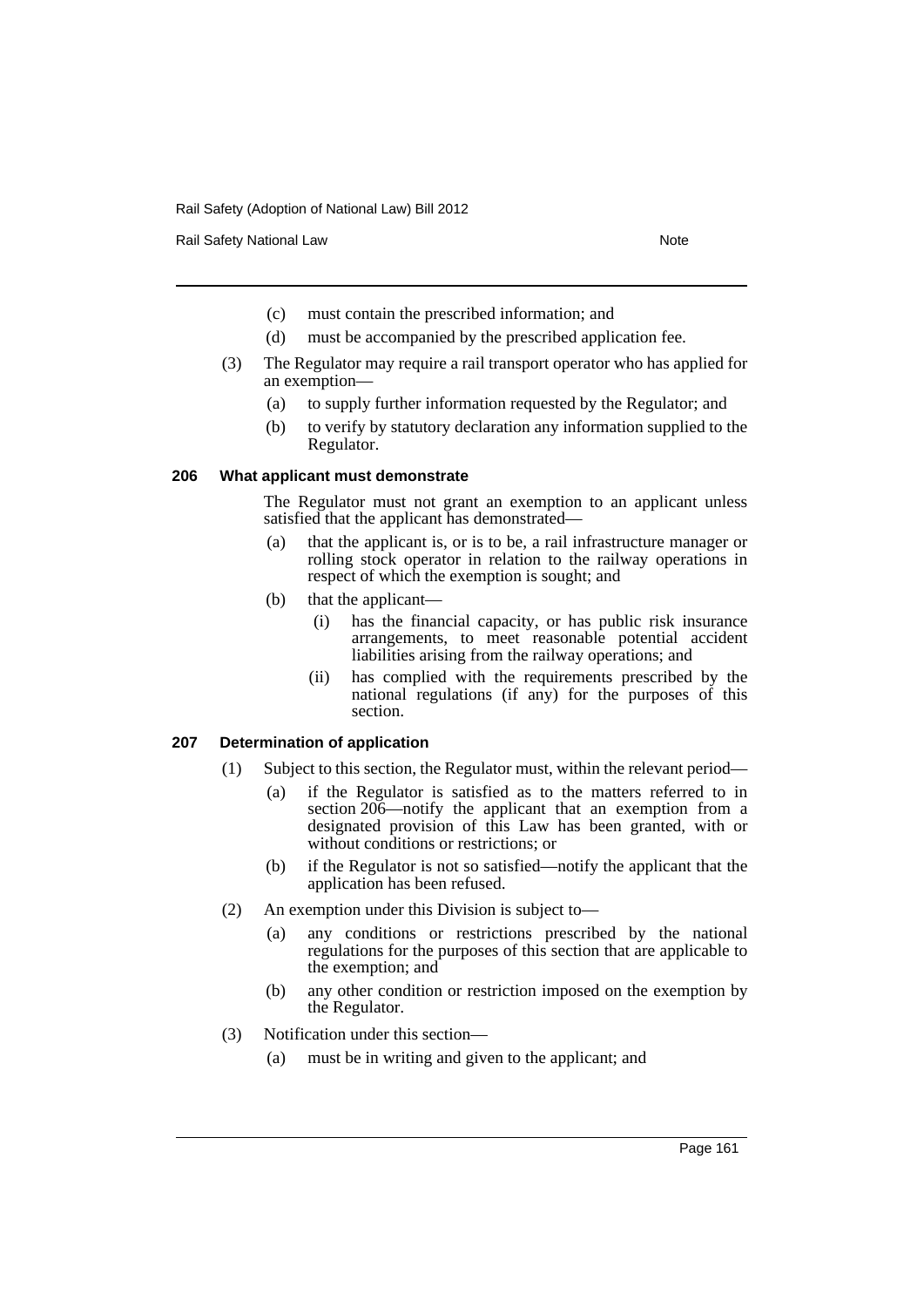(c) must contain the prescribed information; and

(d) must be accompanied by the prescribed application fee.

(3) The Regulator may require a rail transport operator who has applied for an exemption—

(a) to supply further information requested by the Regulator; and

(b) to verify by statutory declaration any information supplied to the Regulator.

### 206 What applicant must demonstrate

The Regulator must not grant an exemption to an applicant unless satisfied that the applicant has demonstrated—

(a) that the applicant is, or is to be, a rail infrastructure manager or rolling stock operator in relation to the railway operations in respect of which the exemption is sought; and

(b) that the applicant—

(i) has the financial capacity, or has public risk insurance arrangements, to meet reasonable potential accident liabilities arising from the railway operations; and

(ii) has complied with the requirements prescribed by the national regulations (if any) for the purposes of this section.

### 207 Determination of application

(1) Subject to this section, the Regulator must, within the relevant period—

(a) if the Regulator is satisfied as to the matters referred to in section 206—notify the applicant that an exemption from a designated provision of this Law has been granted, with or without conditions or restrictions; or

(b) if the Regulator is not so satisfied—notify the applicant that the application has been refused.

(2) An exemption under this Division is subject to—

(a) any conditions or restrictions prescribed by the national regulations for the purposes of this section that are applicable to the exemption; and

(b) any other condition or restriction imposed on the exemption by the Regulator.

(3) Notification under this section—

(a) must be in writing and given to the applicant; and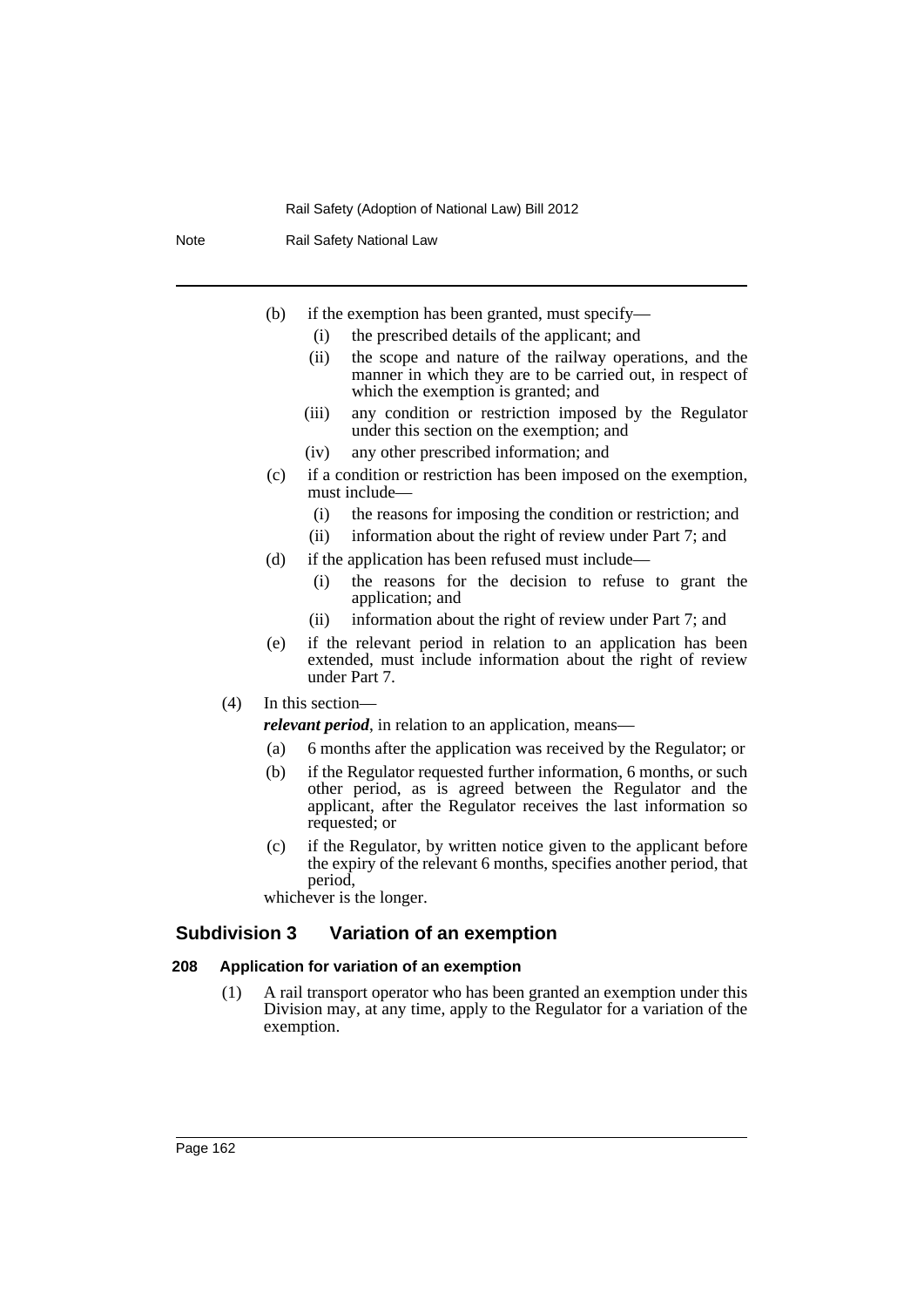(b) if the exemption has been granted, must specify—

  (i) the prescribed details of the applicant; and

  (ii) the scope and nature of the railway operations, and the manner in which they are to be carried out, in respect of which the exemption is granted; and

  (iii) any condition or restriction imposed by the Regulator under this section on the exemption; and

  (iv) any other prescribed information; and

(c) if a condition or restriction has been imposed on the exemption, must include—

  (i) the reasons for imposing the condition or restriction; and

  (ii) information about the right of review under Part 7; and

(d) if the application has been refused must include—

  (i) the reasons for the decision to refuse to grant the application; and

  (ii) information about the right of review under Part 7; and

(e) if the relevant period in relation to an application has been extended, must include information about the right of review under Part 7.

(4) In this section—

***relevant period***, in relation to an application, means—

(a) 6 months after the application was received by the Regulator; or

(b) if the Regulator requested further information, 6 months, or such other period, as is agreed between the Regulator and the applicant, after the Regulator receives the last information so requested; or

(c) if the Regulator, by written notice given to the applicant before the expiry of the relevant 6 months, specifies another period, that period,

whichever is the longer.

## Subdivision 3 Variation of an exemption

### 208 Application for variation of an exemption

(1) A rail transport operator who has been granted an exemption under this Division may, at any time, apply to the Regulator for a variation of the exemption.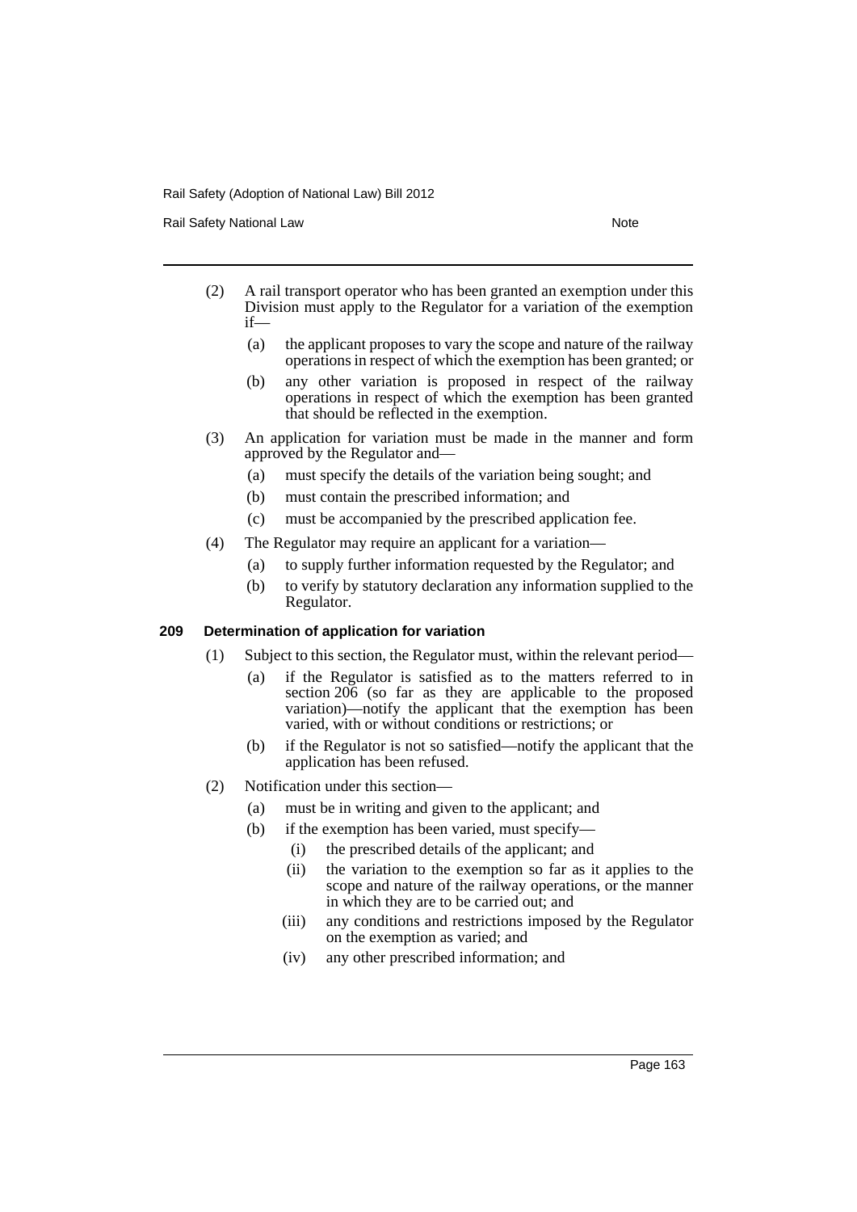(2) A rail transport operator who has been granted an exemption under this Division must apply to the Regulator for a variation of the exemption if—

 (a) the applicant proposes to vary the scope and nature of the railway operations in respect of which the exemption has been granted; or

 (b) any other variation is proposed in respect of the railway operations in respect of which the exemption has been granted that should be reflected in the exemption.

(3) An application for variation must be made in the manner and form approved by the Regulator and—

 (a) must specify the details of the variation being sought; and

 (b) must contain the prescribed information; and

 (c) must be accompanied by the prescribed application fee.

(4) The Regulator may require an applicant for a variation—

 (a) to supply further information requested by the Regulator; and

 (b) to verify by statutory declaration any information supplied to the Regulator.

**209 Determination of application for variation**

(1) Subject to this section, the Regulator must, within the relevant period—

 (a) if the Regulator is satisfied as to the matters referred to in section 206 (so far as they are applicable to the proposed variation)—notify the applicant that the exemption has been varied, with or without conditions or restrictions; or

 (b) if the Regulator is not so satisfied—notify the applicant that the application has been refused.

(2) Notification under this section—

 (a) must be in writing and given to the applicant; and

 (b) if the exemption has been varied, must specify—

  (i) the prescribed details of the applicant; and

  (ii) the variation to the exemption so far as it applies to the scope and nature of the railway operations, or the manner in which they are to be carried out; and

  (iii) any conditions and restrictions imposed by the Regulator on the exemption as varied; and

  (iv) any other prescribed information; and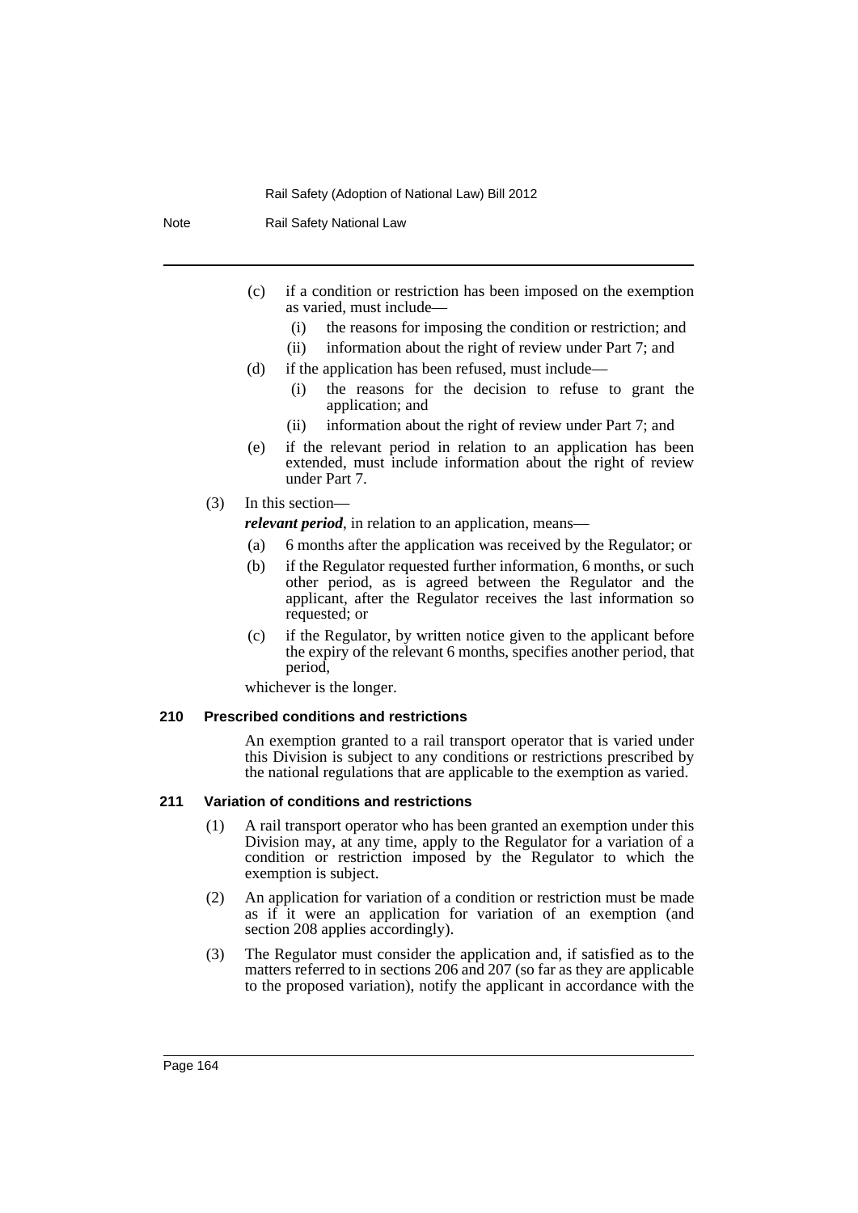(c) if a condition or restriction has been imposed on the exemption as varied, must include—

 (i) the reasons for imposing the condition or restriction; and

 (ii) information about the right of review under Part 7; and

(d) if the application has been refused, must include—

 (i) the reasons for the decision to refuse to grant the application; and

 (ii) information about the right of review under Part 7; and

(e) if the relevant period in relation to an application has been extended, must include information about the right of review under Part 7.

(3) In this section—

***relevant period***, in relation to an application, means—

(a) 6 months after the application was received by the Regulator; or

(b) if the Regulator requested further information, 6 months, or such other period, as is agreed between the Regulator and the applicant, after the Regulator receives the last information so requested; or

(c) if the Regulator, by written notice given to the applicant before the expiry of the relevant 6 months, specifies another period, that period,

whichever is the longer.

#### 210 Prescribed conditions and restrictions

An exemption granted to a rail transport operator that is varied under this Division is subject to any conditions or restrictions prescribed by the national regulations that are applicable to the exemption as varied.

#### 211 Variation of conditions and restrictions

(1) A rail transport operator who has been granted an exemption under this Division may, at any time, apply to the Regulator for a variation of a condition or restriction imposed by the Regulator to which the exemption is subject.

(2) An application for variation of a condition or restriction must be made as if it were an application for variation of an exemption (and section 208 applies accordingly).

(3) The Regulator must consider the application and, if satisfied as to the matters referred to in sections 206 and 207 (so far as they are applicable to the proposed variation), notify the applicant in accordance with the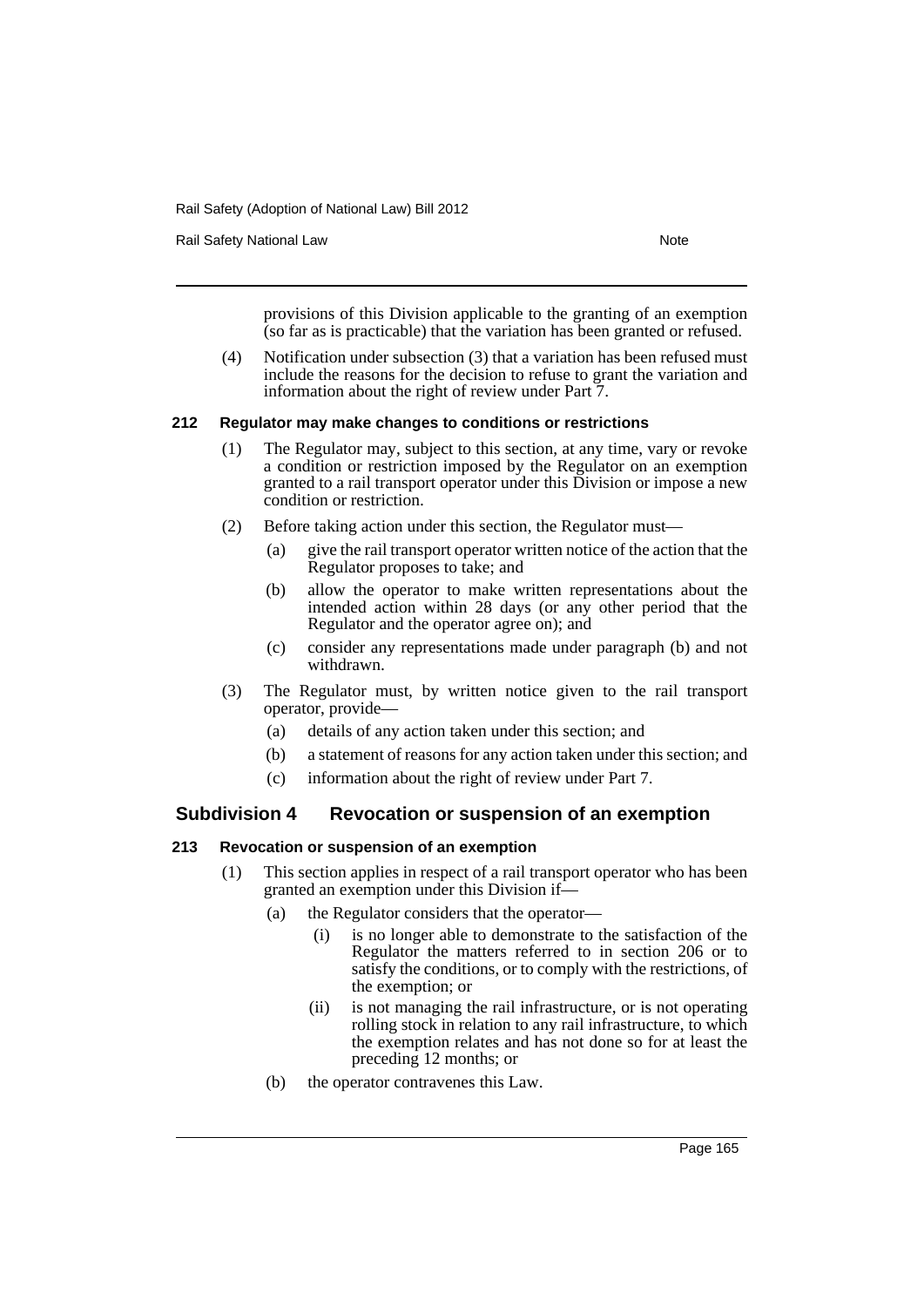provisions of this Division applicable to the granting of an exemption (so far as is practicable) that the variation has been granted or refused.

(4) Notification under subsection (3) that a variation has been refused must include the reasons for the decision to refuse to grant the variation and information about the right of review under Part 7.

#### 212 Regulator may make changes to conditions or restrictions

(1) The Regulator may, subject to this section, at any time, vary or revoke a condition or restriction imposed by the Regulator on an exemption granted to a rail transport operator under this Division or impose a new condition or restriction.

(2) Before taking action under this section, the Regulator must—

(a) give the rail transport operator written notice of the action that the Regulator proposes to take; and

(b) allow the operator to make written representations about the intended action within 28 days (or any other period that the Regulator and the operator agree on); and

(c) consider any representations made under paragraph (b) and not withdrawn.

(3) The Regulator must, by written notice given to the rail transport operator, provide—

(a) details of any action taken under this section; and

(b) a statement of reasons for any action taken under this section; and

(c) information about the right of review under Part 7.

### Subdivision 4 Revocation or suspension of an exemption

#### 213 Revocation or suspension of an exemption

(1) This section applies in respect of a rail transport operator who has been granted an exemption under this Division if—

(a) the Regulator considers that the operator—

(i) is no longer able to demonstrate to the satisfaction of the Regulator the matters referred to in section 206 or to satisfy the conditions, or to comply with the restrictions, of the exemption; or

(ii) is not managing the rail infrastructure, or is not operating rolling stock in relation to any rail infrastructure, to which the exemption relates and has not done so for at least the preceding 12 months; or

(b) the operator contravenes this Law.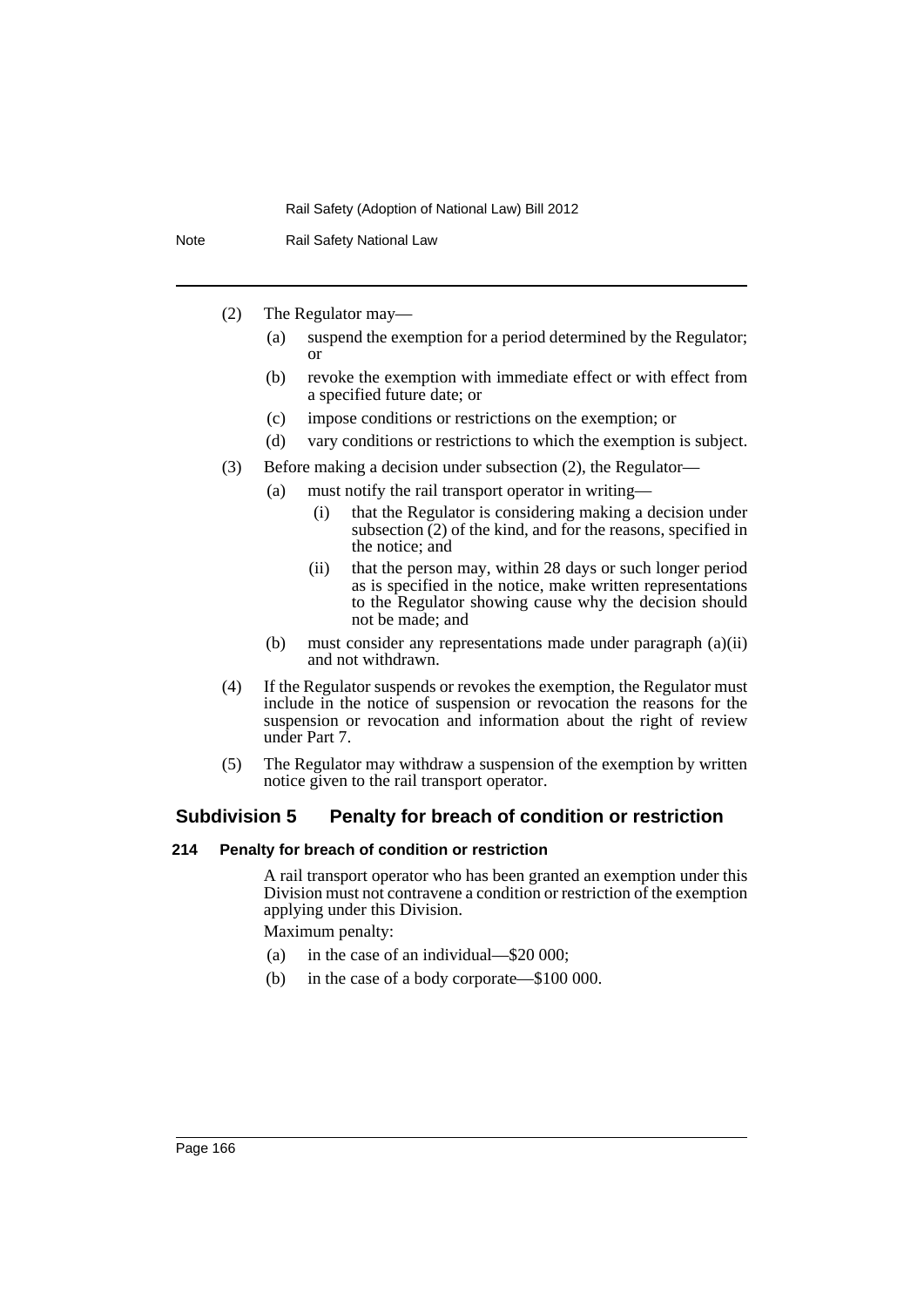(2) The Regulator may—

(a) suspend the exemption for a period determined by the Regulator; or

(b) revoke the exemption with immediate effect or with effect from a specified future date; or

(c) impose conditions or restrictions on the exemption; or

(d) vary conditions or restrictions to which the exemption is subject.

(3) Before making a decision under subsection (2), the Regulator—

(a) must notify the rail transport operator in writing—

(i) that the Regulator is considering making a decision under subsection (2) of the kind, and for the reasons, specified in the notice; and

(ii) that the person may, within 28 days or such longer period as is specified in the notice, make written representations to the Regulator showing cause why the decision should not be made; and

(b) must consider any representations made under paragraph (a)(ii) and not withdrawn.

(4) If the Regulator suspends or revokes the exemption, the Regulator must include in the notice of suspension or revocation the reasons for the suspension or revocation and information about the right of review under Part 7.

(5) The Regulator may withdraw a suspension of the exemption by written notice given to the rail transport operator.

## Subdivision 5 Penalty for breach of condition or restriction

### 214 Penalty for breach of condition or restriction

A rail transport operator who has been granted an exemption under this Division must not contravene a condition or restriction of the exemption applying under this Division.

Maximum penalty:

(a) in the case of an individual—$20 000;

(b) in the case of a body corporate—$100 000.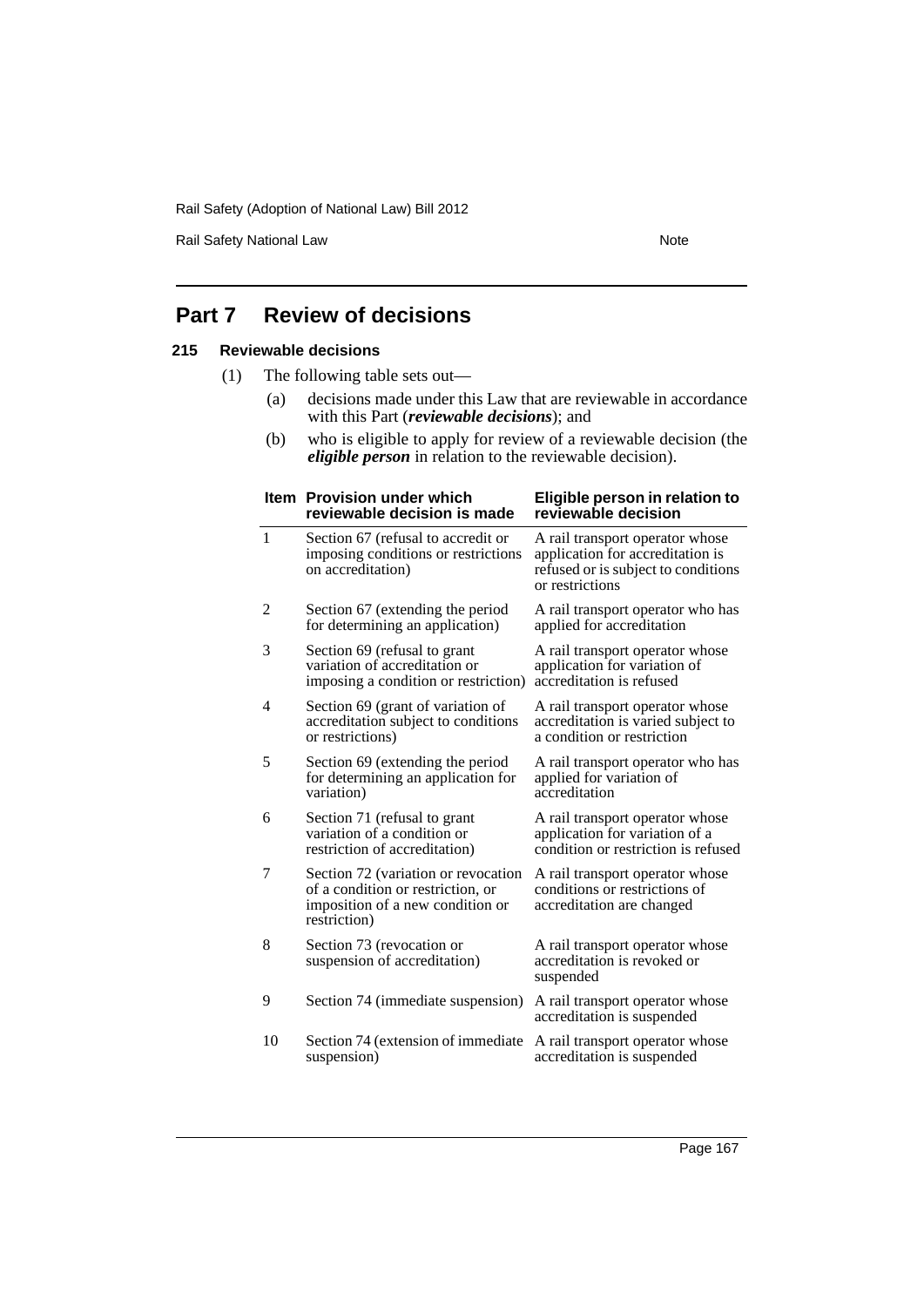# Part 7 Review of decisions

### 215 Reviewable decisions

(1) The following table sets out—

(a) decisions made under this Law that are reviewable in accordance with this Part (***reviewable decisions***); and

(b) who is eligible to apply for review of a reviewable decision (the ***eligible person*** in relation to the reviewable decision).

| Item | Provision under which reviewable decision is made | Eligible person in relation to reviewable decision |
|---|---|---|
| 1 | Section 67 (refusal to accredit or imposing conditions or restrictions on accreditation) | A rail transport operator whose application for accreditation is refused or is subject to conditions or restrictions |
| 2 | Section 67 (extending the period for determining an application) | A rail transport operator who has applied for accreditation |
| 3 | Section 69 (refusal to grant variation of accreditation or imposing a condition or restriction) | A rail transport operator whose application for variation of accreditation is refused |
| 4 | Section 69 (grant of variation of accreditation subject to conditions or restrictions) | A rail transport operator whose accreditation is varied subject to a condition or restriction |
| 5 | Section 69 (extending the period for determining an application for variation) | A rail transport operator who has applied for variation of accreditation |
| 6 | Section 71 (refusal to grant variation of a condition or restriction of accreditation) | A rail transport operator whose application for variation of a condition or restriction is refused |
| 7 | Section 72 (variation or revocation of a condition or restriction, or imposition of a new condition or restriction) | A rail transport operator whose conditions or restrictions of accreditation are changed |
| 8 | Section 73 (revocation or suspension of accreditation) | A rail transport operator whose accreditation is revoked or suspended |
| 9 | Section 74 (immediate suspension) | A rail transport operator whose accreditation is suspended |
| 10 | Section 74 (extension of immediate suspension) | A rail transport operator whose accreditation is suspended |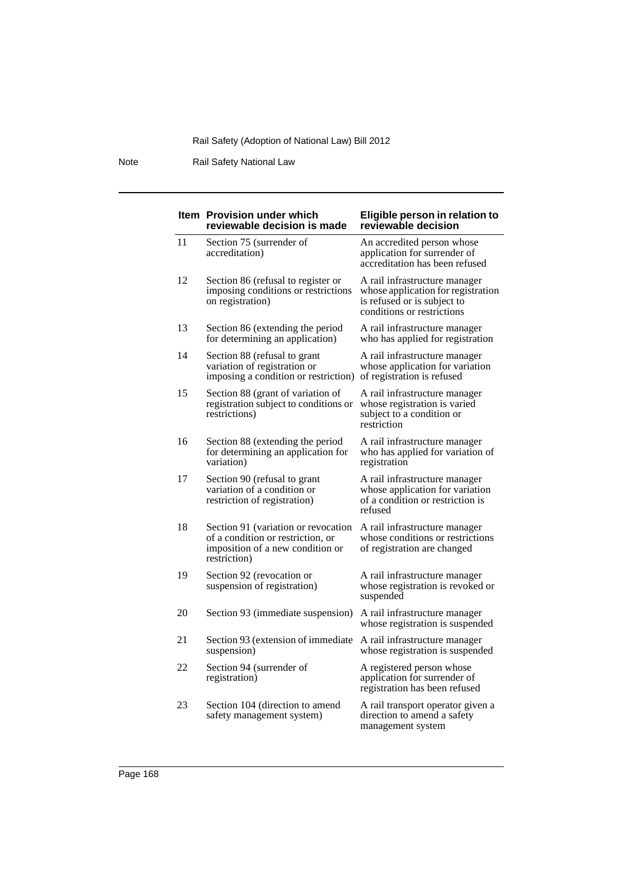| Item | Provision under which reviewable decision is made | Eligible person in relation to reviewable decision |
|---|---|---|
| 11 | Section 75 (surrender of accreditation) | An accredited person whose application for surrender of accreditation has been refused |
| 12 | Section 86 (refusal to register or imposing conditions or restrictions on registration) | A rail infrastructure manager whose application for registration is refused or is subject to conditions or restrictions |
| 13 | Section 86 (extending the period for determining an application) | A rail infrastructure manager who has applied for registration |
| 14 | Section 88 (refusal to grant variation of registration or imposing a condition or restriction) | A rail infrastructure manager whose application for variation of registration is refused |
| 15 | Section 88 (grant of variation of registration subject to conditions or restrictions) | A rail infrastructure manager whose registration is varied subject to a condition or restriction |
| 16 | Section 88 (extending the period for determining an application for variation) | A rail infrastructure manager who has applied for variation of registration |
| 17 | Section 90 (refusal to grant variation of a condition or restriction of registration) | A rail infrastructure manager whose application for variation of a condition or restriction is refused |
| 18 | Section 91 (variation or revocation of a condition or restriction, or imposition of a new condition or restriction) | A rail infrastructure manager whose conditions or restrictions of registration are changed |
| 19 | Section 92 (revocation or suspension of registration) | A rail infrastructure manager whose registration is revoked or suspended |
| 20 | Section 93 (immediate suspension) | A rail infrastructure manager whose registration is suspended |
| 21 | Section 93 (extension of immediate suspension) | A rail infrastructure manager whose registration is suspended |
| 22 | Section 94 (surrender of registration) | A registered person whose application for surrender of registration has been refused |
| 23 | Section 104 (direction to amend safety management system) | A rail transport operator given a direction to amend a safety management system |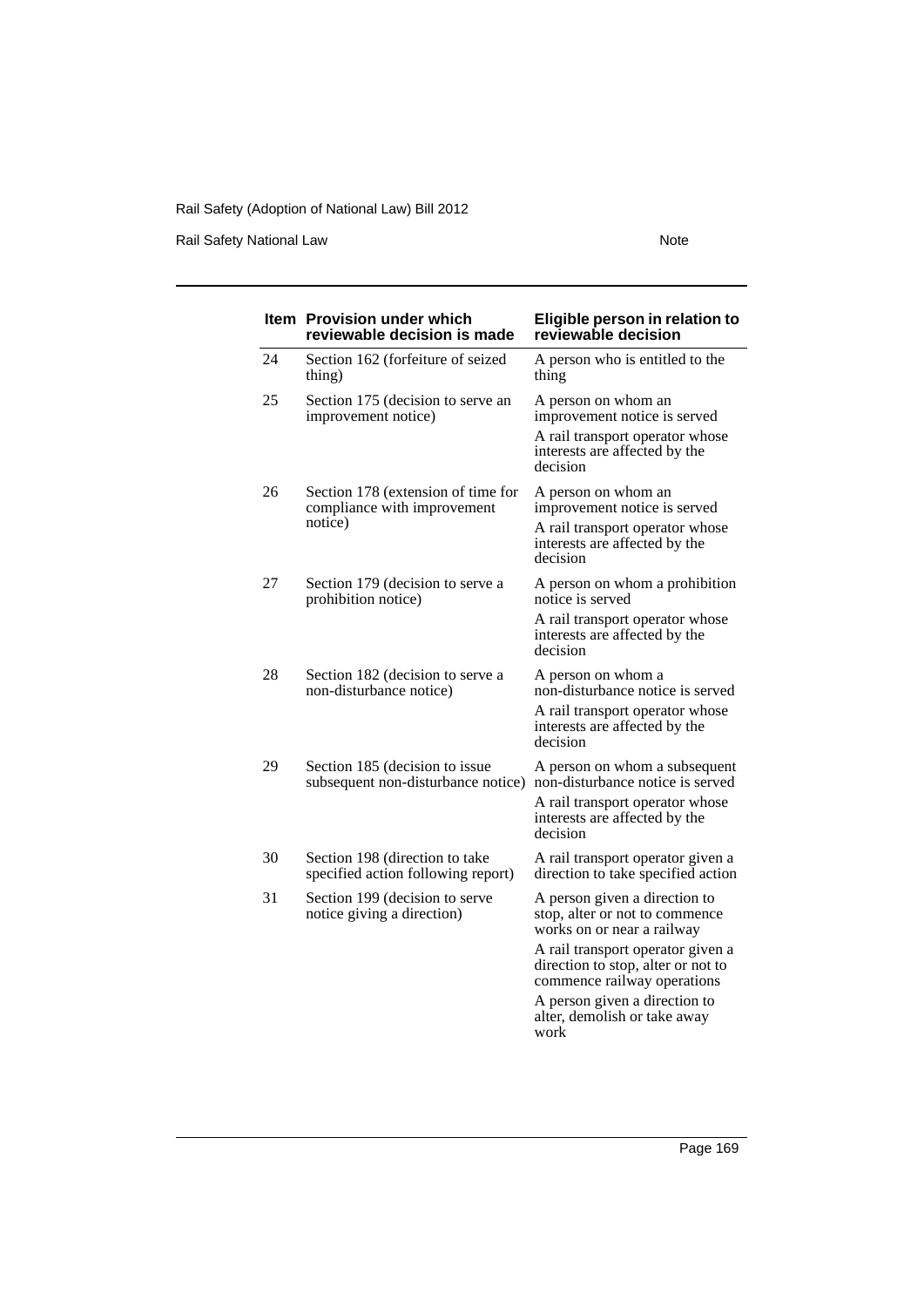| Item | Provision under which reviewable decision is made | Eligible person in relation to reviewable decision |
|---|---|---|
| 24 | Section 162 (forfeiture of seized thing) | A person who is entitled to the thing |
| 25 | Section 175 (decision to serve an improvement notice) | A person on whom an improvement notice is served<br>A rail transport operator whose interests are affected by the decision |
| 26 | Section 178 (extension of time for compliance with improvement notice) | A person on whom an improvement notice is served<br>A rail transport operator whose interests are affected by the decision |
| 27 | Section 179 (decision to serve a prohibition notice) | A person on whom a prohibition notice is served<br>A rail transport operator whose interests are affected by the decision |
| 28 | Section 182 (decision to serve a non-disturbance notice) | A person on whom a non-disturbance notice is served<br>A rail transport operator whose interests are affected by the decision |
| 29 | Section 185 (decision to issue subsequent non-disturbance notice) | A person on whom a subsequent non-disturbance notice is served<br>A rail transport operator whose interests are affected by the decision |
| 30 | Section 198 (direction to take specified action following report) | A rail transport operator given a direction to take specified action |
| 31 | Section 199 (decision to serve notice giving a direction) | A person given a direction to stop, alter or not to commence works on or near a railway<br>A rail transport operator given a direction to stop, alter or not to commence railway operations<br>A person given a direction to alter, demolish or take away work |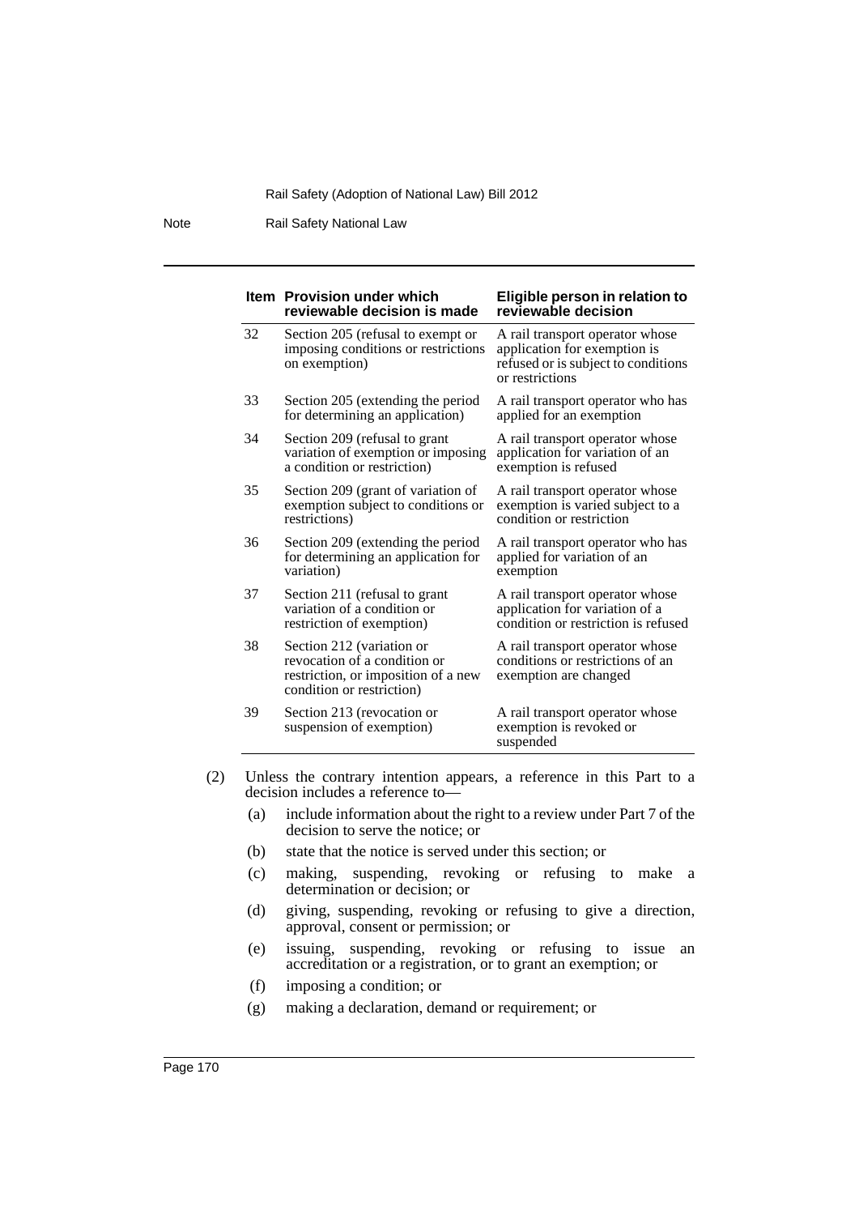| Item | Provision under which reviewable decision is made | Eligible person in relation to reviewable decision |
|---|---|---|
| 32 | Section 205 (refusal to exempt or imposing conditions or restrictions on exemption) | A rail transport operator whose application for exemption is refused or is subject to conditions or restrictions |
| 33 | Section 205 (extending the period for determining an application) | A rail transport operator who has applied for an exemption |
| 34 | Section 209 (refusal to grant variation of exemption or imposing a condition or restriction) | A rail transport operator whose application for variation of an exemption is refused |
| 35 | Section 209 (grant of variation of exemption subject to conditions or restrictions) | A rail transport operator whose exemption is varied subject to a condition or restriction |
| 36 | Section 209 (extending the period for determining an application for variation) | A rail transport operator who has applied for variation of an exemption |
| 37 | Section 211 (refusal to grant variation of a condition or restriction of exemption) | A rail transport operator whose application for variation of a condition or restriction is refused |
| 38 | Section 212 (variation or revocation of a condition or restriction, or imposition of a new condition or restriction) | A rail transport operator whose conditions or restrictions of an exemption are changed |
| 39 | Section 213 (revocation or suspension of exemption) | A rail transport operator whose exemption is revoked or suspended |

(2) Unless the contrary intention appears, a reference in this Part to a decision includes a reference to—

(a) include information about the right to a review under Part 7 of the decision to serve the notice; or

(b) state that the notice is served under this section; or

(c) making, suspending, revoking or refusing to make a determination or decision; or

(d) giving, suspending, revoking or refusing to give a direction, approval, consent or permission; or

(e) issuing, suspending, revoking or refusing to issue an accreditation or a registration, or to grant an exemption; or

(f) imposing a condition; or

(g) making a declaration, demand or requirement; or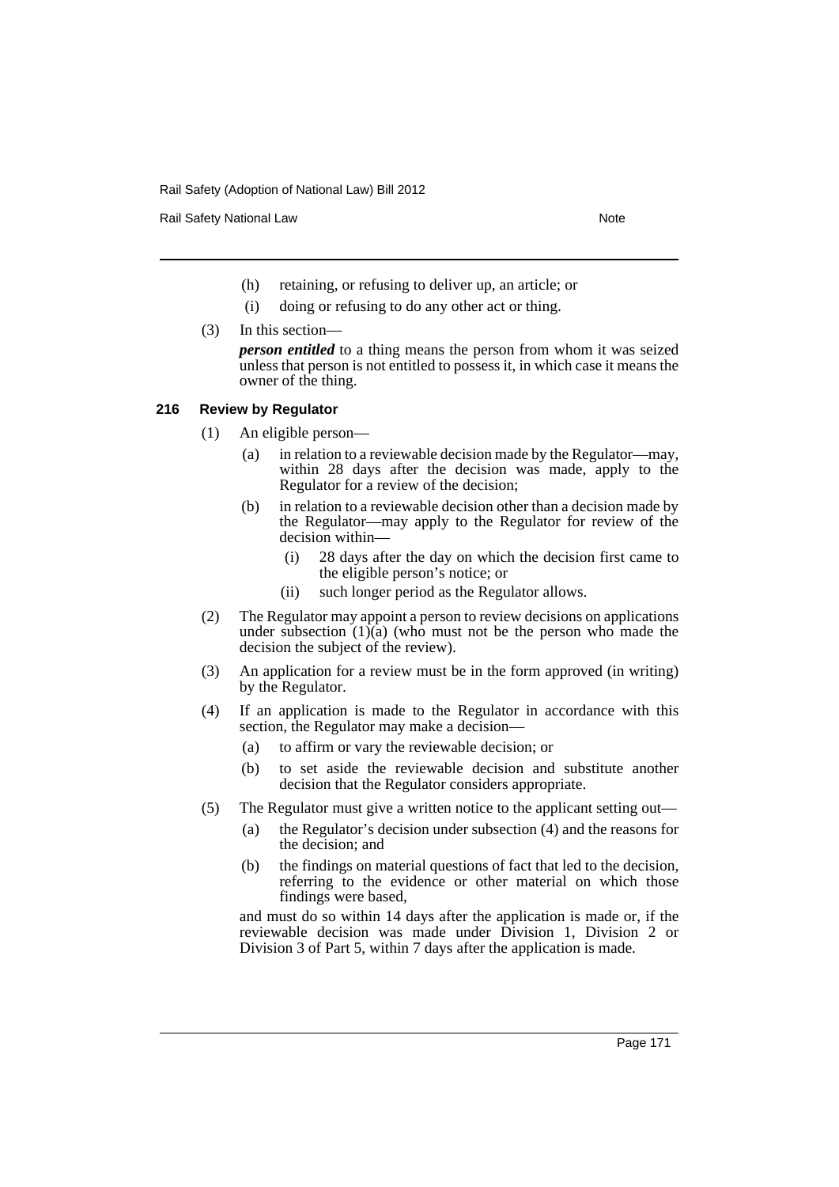(h) retaining, or refusing to deliver up, an article; or

(i) doing or refusing to do any other act or thing.

(3) In this section—

***person entitled*** to a thing means the person from whom it was seized unless that person is not entitled to possess it, in which case it means the owner of the thing.

**216 Review by Regulator**

(1) An eligible person—

(a) in relation to a reviewable decision made by the Regulator—may, within 28 days after the decision was made, apply to the Regulator for a review of the decision;

(b) in relation to a reviewable decision other than a decision made by the Regulator—may apply to the Regulator for review of the decision within—

(i) 28 days after the day on which the decision first came to the eligible person's notice; or

(ii) such longer period as the Regulator allows.

(2) The Regulator may appoint a person to review decisions on applications under subsection (1)(a) (who must not be the person who made the decision the subject of the review).

(3) An application for a review must be in the form approved (in writing) by the Regulator.

(4) If an application is made to the Regulator in accordance with this section, the Regulator may make a decision—

(a) to affirm or vary the reviewable decision; or

(b) to set aside the reviewable decision and substitute another decision that the Regulator considers appropriate.

(5) The Regulator must give a written notice to the applicant setting out—

(a) the Regulator's decision under subsection (4) and the reasons for the decision; and

(b) the findings on material questions of fact that led to the decision, referring to the evidence or other material on which those findings were based,

and must do so within 14 days after the application is made or, if the reviewable decision was made under Division 1, Division 2 or Division 3 of Part 5, within 7 days after the application is made.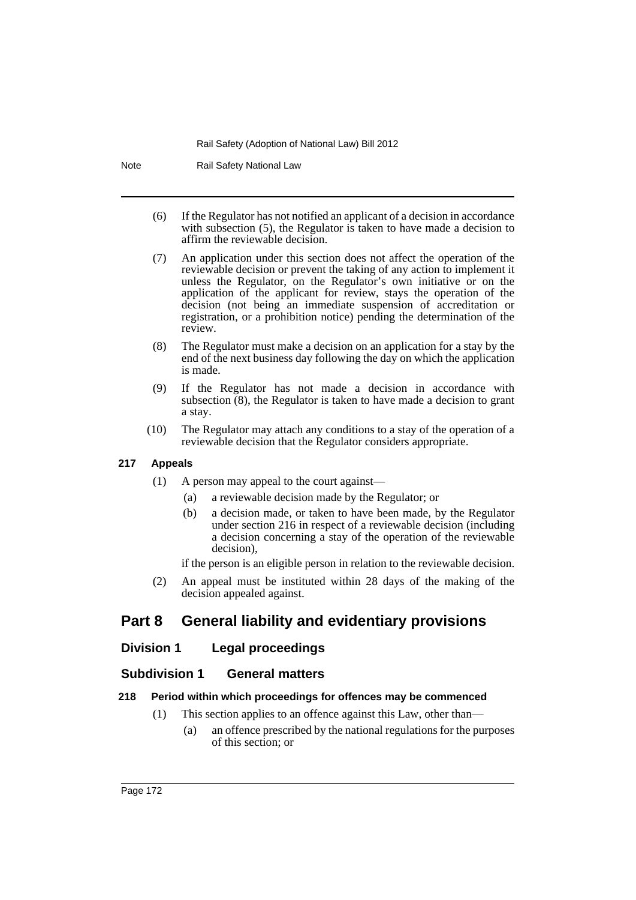(6) If the Regulator has not notified an applicant of a decision in accordance with subsection (5), the Regulator is taken to have made a decision to affirm the reviewable decision.

(7) An application under this section does not affect the operation of the reviewable decision or prevent the taking of any action to implement it unless the Regulator, on the Regulator's own initiative or on the application of the applicant for review, stays the operation of the decision (not being an immediate suspension of accreditation or registration, or a prohibition notice) pending the determination of the review.

(8) The Regulator must make a decision on an application for a stay by the end of the next business day following the day on which the application is made.

(9) If the Regulator has not made a decision in accordance with subsection (8), the Regulator is taken to have made a decision to grant a stay.

(10) The Regulator may attach any conditions to a stay of the operation of a reviewable decision that the Regulator considers appropriate.

#### 217 Appeals

(1) A person may appeal to the court against—

(a) a reviewable decision made by the Regulator; or

(b) a decision made, or taken to have been made, by the Regulator under section 216 in respect of a reviewable decision (including a decision concerning a stay of the operation of the reviewable decision),

if the person is an eligible person in relation to the reviewable decision.

(2) An appeal must be instituted within 28 days of the making of the decision appealed against.

## Part 8 General liability and evidentiary provisions

### Division 1 Legal proceedings

### Subdivision 1 General matters

#### 218 Period within which proceedings for offences may be commenced

(1) This section applies to an offence against this Law, other than—

(a) an offence prescribed by the national regulations for the purposes of this section; or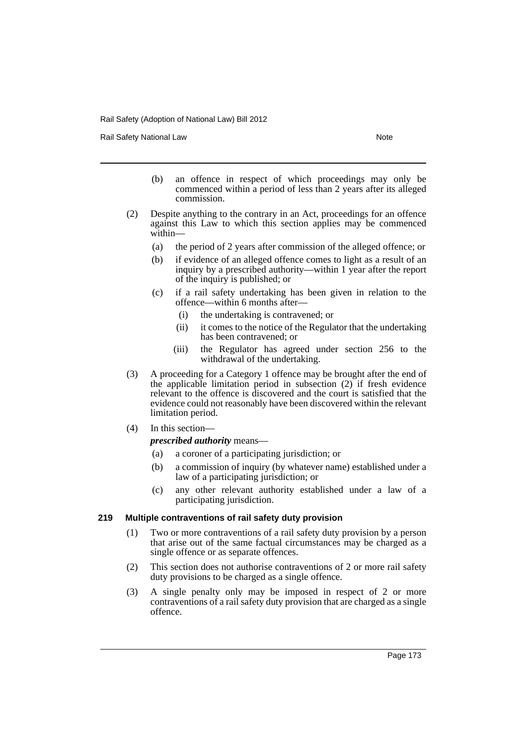(b) an offence in respect of which proceedings may only be commenced within a period of less than 2 years after its alleged commission.

(2) Despite anything to the contrary in an Act, proceedings for an offence against this Law to which this section applies may be commenced within—

(a) the period of 2 years after commission of the alleged offence; or

(b) if evidence of an alleged offence comes to light as a result of an inquiry by a prescribed authority—within 1 year after the report of the inquiry is published; or

(c) if a rail safety undertaking has been given in relation to the offence—within 6 months after—

(i) the undertaking is contravened; or

(ii) it comes to the notice of the Regulator that the undertaking has been contravened; or

(iii) the Regulator has agreed under section 256 to the withdrawal of the undertaking.

(3) A proceeding for a Category 1 offence may be brought after the end of the applicable limitation period in subsection (2) if fresh evidence relevant to the offence is discovered and the court is satisfied that the evidence could not reasonably have been discovered within the relevant limitation period.

(4) In this section—

***prescribed authority*** means—

(a) a coroner of a participating jurisdiction; or

(b) a commission of inquiry (by whatever name) established under a law of a participating jurisdiction; or

(c) any other relevant authority established under a law of a participating jurisdiction.

**219 Multiple contraventions of rail safety duty provision**

(1) Two or more contraventions of a rail safety duty provision by a person that arise out of the same factual circumstances may be charged as a single offence or as separate offences.

(2) This section does not authorise contraventions of 2 or more rail safety duty provisions to be charged as a single offence.

(3) A single penalty only may be imposed in respect of 2 or more contraventions of a rail safety duty provision that are charged as a single offence.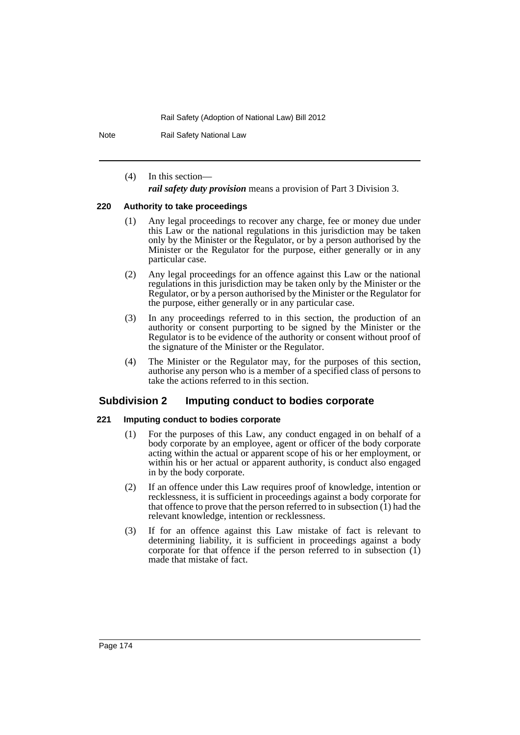(4) In this section—

***rail safety duty provision*** means a provision of Part 3 Division 3.

#### 220 Authority to take proceedings

(1) Any legal proceedings to recover any charge, fee or money due under this Law or the national regulations in this jurisdiction may be taken only by the Minister or the Regulator, or by a person authorised by the Minister or the Regulator for the purpose, either generally or in any particular case.

(2) Any legal proceedings for an offence against this Law or the national regulations in this jurisdiction may be taken only by the Minister or the Regulator, or by a person authorised by the Minister or the Regulator for the purpose, either generally or in any particular case.

(3) In any proceedings referred to in this section, the production of an authority or consent purporting to be signed by the Minister or the Regulator is to be evidence of the authority or consent without proof of the signature of the Minister or the Regulator.

(4) The Minister or the Regulator may, for the purposes of this section, authorise any person who is a member of a specified class of persons to take the actions referred to in this section.

### Subdivision 2 Imputing conduct to bodies corporate

#### 221 Imputing conduct to bodies corporate

(1) For the purposes of this Law, any conduct engaged in on behalf of a body corporate by an employee, agent or officer of the body corporate acting within the actual or apparent scope of his or her employment, or within his or her actual or apparent authority, is conduct also engaged in by the body corporate.

(2) If an offence under this Law requires proof of knowledge, intention or recklessness, it is sufficient in proceedings against a body corporate for that offence to prove that the person referred to in subsection (1) had the relevant knowledge, intention or recklessness.

(3) If for an offence against this Law mistake of fact is relevant to determining liability, it is sufficient in proceedings against a body corporate for that offence if the person referred to in subsection (1) made that mistake of fact.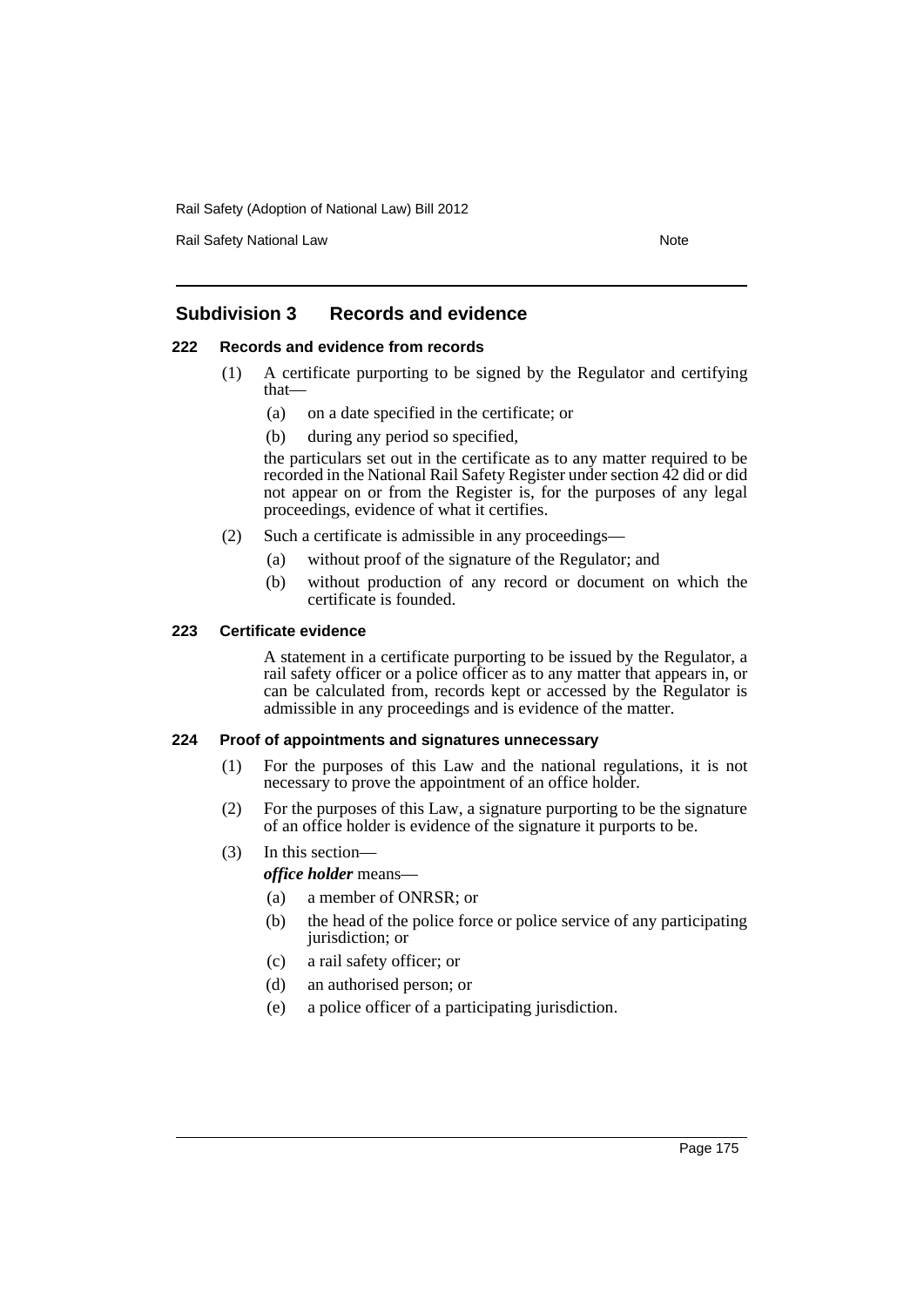## Subdivision 3 Records and evidence

### 222 Records and evidence from records

(1) A certificate purporting to be signed by the Regulator and certifying that—

(a) on a date specified in the certificate; or

(b) during any period so specified,

the particulars set out in the certificate as to any matter required to be recorded in the National Rail Safety Register under section 42 did or did not appear on or from the Register is, for the purposes of any legal proceedings, evidence of what it certifies.

(2) Such a certificate is admissible in any proceedings—

(a) without proof of the signature of the Regulator; and

(b) without production of any record or document on which the certificate is founded.

### 223 Certificate evidence

A statement in a certificate purporting to be issued by the Regulator, a rail safety officer or a police officer as to any matter that appears in, or can be calculated from, records kept or accessed by the Regulator is admissible in any proceedings and is evidence of the matter.

### 224 Proof of appointments and signatures unnecessary

(1) For the purposes of this Law and the national regulations, it is not necessary to prove the appointment of an office holder.

(2) For the purposes of this Law, a signature purporting to be the signature of an office holder is evidence of the signature it purports to be.

(3) In this section—

***office holder*** means—

(a) a member of ONRSR; or

(b) the head of the police force or police service of any participating jurisdiction; or

(c) a rail safety officer; or

(d) an authorised person; or

(e) a police officer of a participating jurisdiction.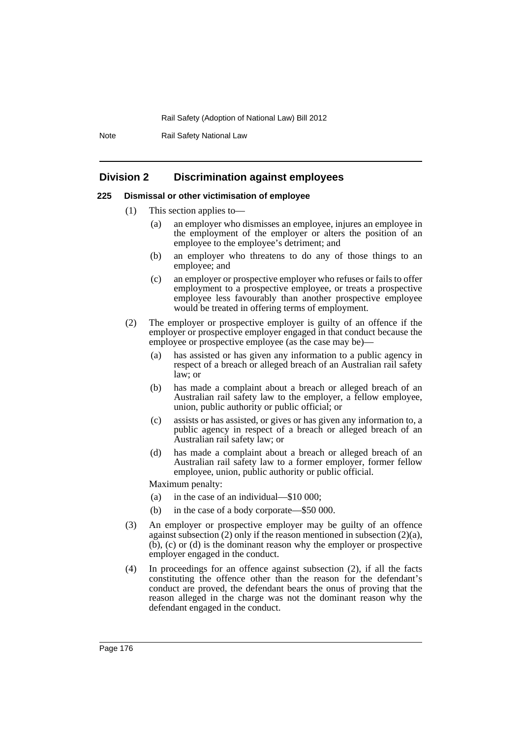## Division 2 Discrimination against employees

### 225 Dismissal or other victimisation of employee

(1) This section applies to—

(a) an employer who dismisses an employee, injures an employee in the employment of the employer or alters the position of an employee to the employee's detriment; and

(b) an employer who threatens to do any of those things to an employee; and

(c) an employer or prospective employer who refuses or fails to offer employment to a prospective employee, or treats a prospective employee less favourably than another prospective employee would be treated in offering terms of employment.

(2) The employer or prospective employer is guilty of an offence if the employer or prospective employer engaged in that conduct because the employee or prospective employee (as the case may be)—

(a) has assisted or has given any information to a public agency in respect of a breach or alleged breach of an Australian rail safety law; or

(b) has made a complaint about a breach or alleged breach of an Australian rail safety law to the employer, a fellow employee, union, public authority or public official; or

(c) assists or has assisted, or gives or has given any information to, a public agency in respect of a breach or alleged breach of an Australian rail safety law; or

(d) has made a complaint about a breach or alleged breach of an Australian rail safety law to a former employer, former fellow employee, union, public authority or public official.

Maximum penalty:

(a) in the case of an individual—$10 000;

(b) in the case of a body corporate—$50 000.

(3) An employer or prospective employer may be guilty of an offence against subsection (2) only if the reason mentioned in subsection (2)(a), (b), (c) or (d) is the dominant reason why the employer or prospective employer engaged in the conduct.

(4) In proceedings for an offence against subsection (2), if all the facts constituting the offence other than the reason for the defendant's conduct are proved, the defendant bears the onus of proving that the reason alleged in the charge was not the dominant reason why the defendant engaged in the conduct.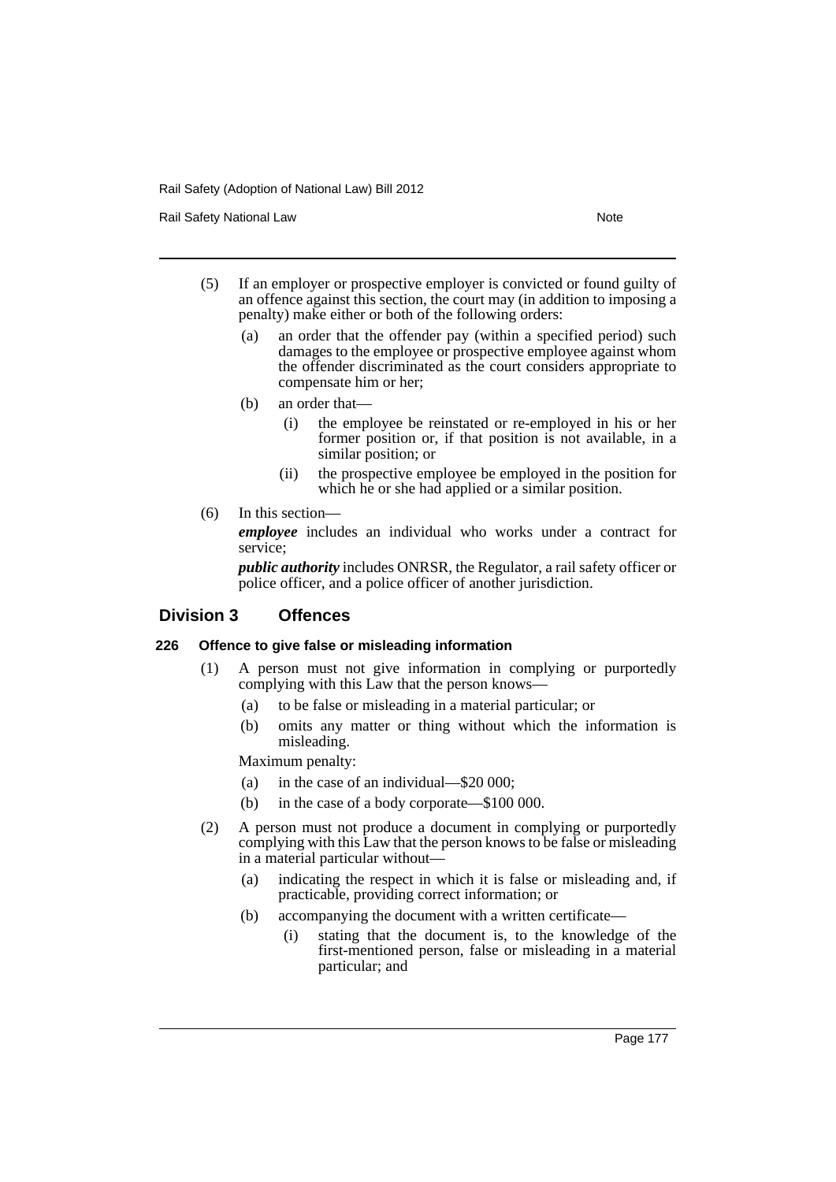(5) If an employer or prospective employer is convicted or found guilty of an offence against this section, the court may (in addition to imposing a penalty) make either or both of the following orders:

   (a) an order that the offender pay (within a specified period) such damages to the employee or prospective employee against whom the offender discriminated as the court considers appropriate to compensate him or her;

   (b) an order that—

      (i) the employee be reinstated or re-employed in his or her former position or, if that position is not available, in a similar position; or

      (ii) the prospective employee be employed in the position for which he or she had applied or a similar position.

(6) In this section—

***employee*** includes an individual who works under a contract for service;

***public authority*** includes ONRSR, the Regulator, a rail safety officer or police officer, and a police officer of another jurisdiction.

## Division 3 Offences

### 226 Offence to give false or misleading information

(1) A person must not give information in complying or purportedly complying with this Law that the person knows—

   (a) to be false or misleading in a material particular; or

   (b) omits any matter or thing without which the information is misleading.

Maximum penalty:

   (a) in the case of an individual—$20 000;

   (b) in the case of a body corporate—$100 000.

(2) A person must not produce a document in complying or purportedly complying with this Law that the person knows to be false or misleading in a material particular without—

   (a) indicating the respect in which it is false or misleading and, if practicable, providing correct information; or

   (b) accompanying the document with a written certificate—

      (i) stating that the document is, to the knowledge of the first-mentioned person, false or misleading in a material particular; and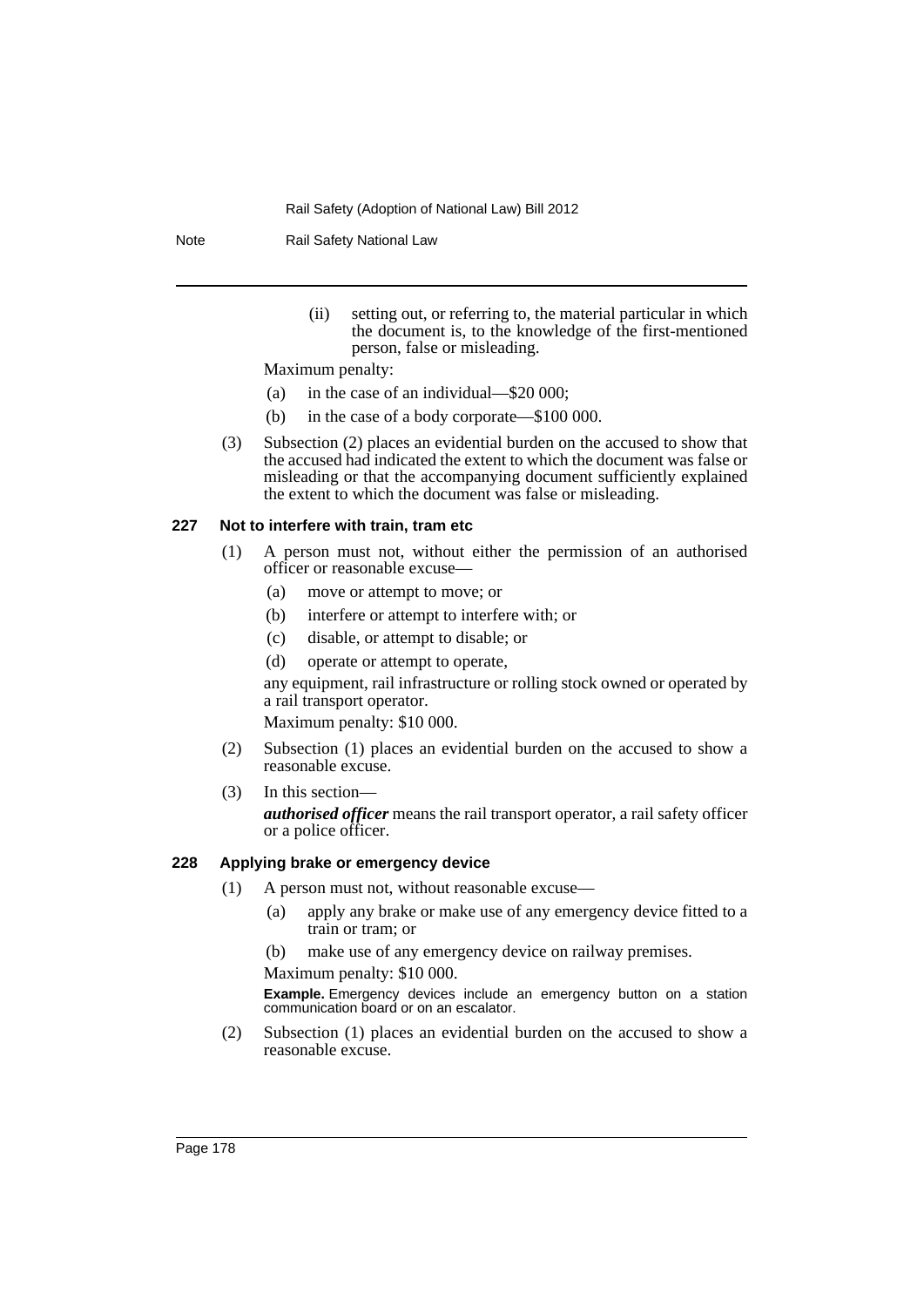(ii) setting out, or referring to, the material particular in which the document is, to the knowledge of the first-mentioned person, false or misleading.

Maximum penalty:

(a) in the case of an individual—$20 000;

(b) in the case of a body corporate—$100 000.

(3) Subsection (2) places an evidential burden on the accused to show that the accused had indicated the extent to which the document was false or misleading or that the accompanying document sufficiently explained the extent to which the document was false or misleading.

### 227 Not to interfere with train, tram etc

(1) A person must not, without either the permission of an authorised officer or reasonable excuse—

(a) move or attempt to move; or

(b) interfere or attempt to interfere with; or

(c) disable, or attempt to disable; or

(d) operate or attempt to operate,

any equipment, rail infrastructure or rolling stock owned or operated by a rail transport operator.

Maximum penalty: $10 000.

(2) Subsection (1) places an evidential burden on the accused to show a reasonable excuse.

(3) In this section—

***authorised officer*** means the rail transport operator, a rail safety officer or a police officer.

### 228 Applying brake or emergency device

(1) A person must not, without reasonable excuse—

(a) apply any brake or make use of any emergency device fitted to a train or tram; or

(b) make use of any emergency device on railway premises.

Maximum penalty: $10 000.

**Example.** Emergency devices include an emergency button on a station communication board or on an escalator.

(2) Subsection (1) places an evidential burden on the accused to show a reasonable excuse.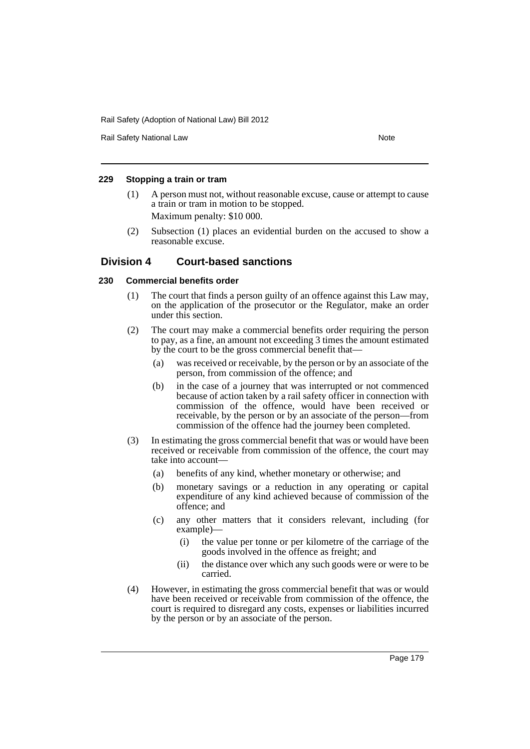#### 229 Stopping a train or tram

(1) A person must not, without reasonable excuse, cause or attempt to cause a train or tram in motion to be stopped.

Maximum penalty: $10 000.

(2) Subsection (1) places an evidential burden on the accused to show a reasonable excuse.

### Division 4 Court-based sanctions

#### 230 Commercial benefits order

(1) The court that finds a person guilty of an offence against this Law may, on the application of the prosecutor or the Regulator, make an order under this section.

(2) The court may make a commercial benefits order requiring the person to pay, as a fine, an amount not exceeding 3 times the amount estimated by the court to be the gross commercial benefit that—

(a) was received or receivable, by the person or by an associate of the person, from commission of the offence; and

(b) in the case of a journey that was interrupted or not commenced because of action taken by a rail safety officer in connection with commission of the offence, would have been received or receivable, by the person or by an associate of the person—from commission of the offence had the journey been completed.

(3) In estimating the gross commercial benefit that was or would have been received or receivable from commission of the offence, the court may take into account—

(a) benefits of any kind, whether monetary or otherwise; and

(b) monetary savings or a reduction in any operating or capital expenditure of any kind achieved because of commission of the offence; and

(c) any other matters that it considers relevant, including (for example)—

(i) the value per tonne or per kilometre of the carriage of the goods involved in the offence as freight; and

(ii) the distance over which any such goods were or were to be carried.

(4) However, in estimating the gross commercial benefit that was or would have been received or receivable from commission of the offence, the court is required to disregard any costs, expenses or liabilities incurred by the person or by an associate of the person.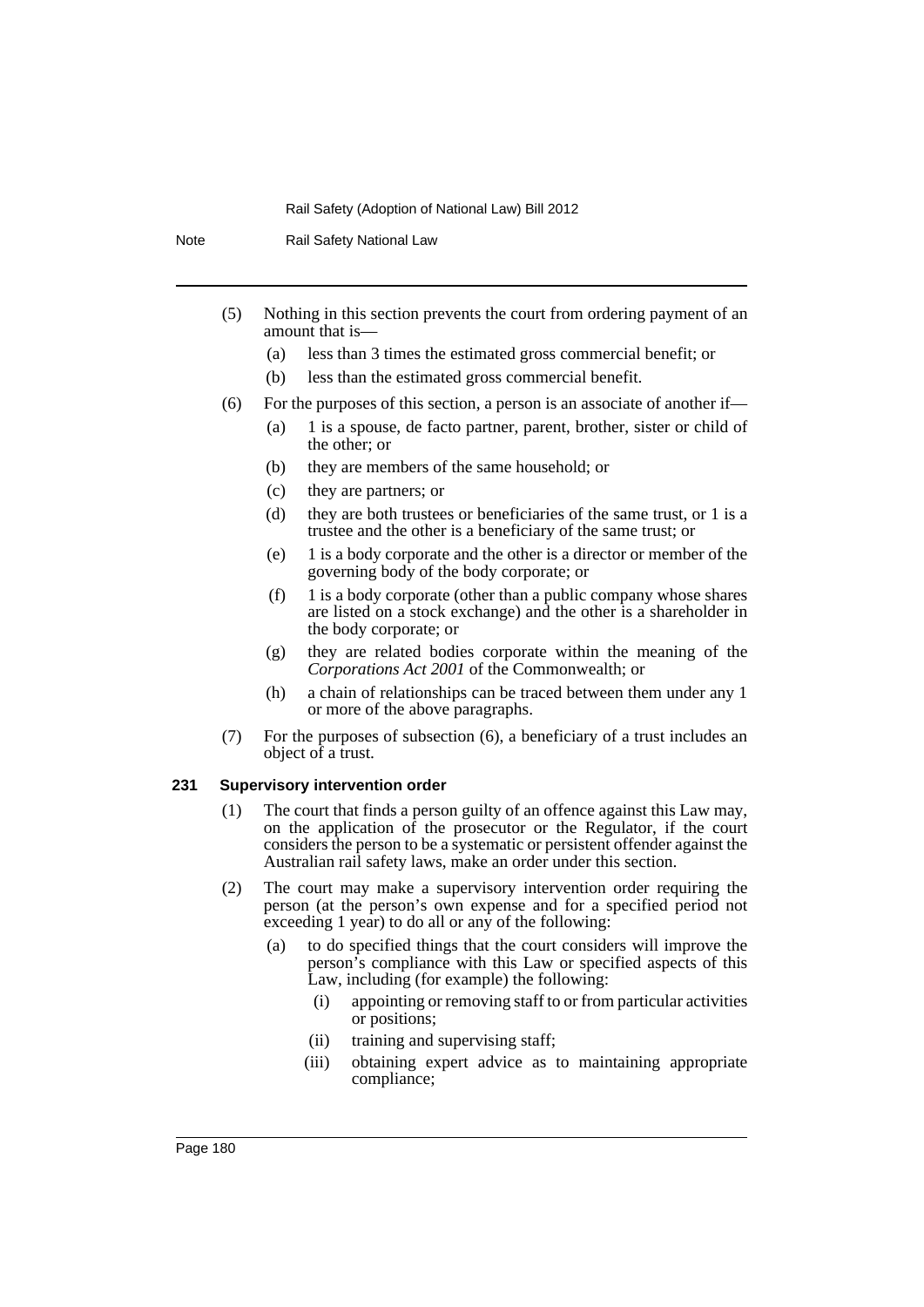(5) Nothing in this section prevents the court from ordering payment of an amount that is—

(a) less than 3 times the estimated gross commercial benefit; or

(b) less than the estimated gross commercial benefit.

(6) For the purposes of this section, a person is an associate of another if—

(a) 1 is a spouse, de facto partner, parent, brother, sister or child of the other; or

(b) they are members of the same household; or

(c) they are partners; or

(d) they are both trustees or beneficiaries of the same trust, or 1 is a trustee and the other is a beneficiary of the same trust; or

(e) 1 is a body corporate and the other is a director or member of the governing body of the body corporate; or

(f) 1 is a body corporate (other than a public company whose shares are listed on a stock exchange) and the other is a shareholder in the body corporate; or

(g) they are related bodies corporate within the meaning of the *Corporations Act 2001* of the Commonwealth; or

(h) a chain of relationships can be traced between them under any 1 or more of the above paragraphs.

(7) For the purposes of subsection (6), a beneficiary of a trust includes an object of a trust.

### 231 Supervisory intervention order

(1) The court that finds a person guilty of an offence against this Law may, on the application of the prosecutor or the Regulator, if the court considers the person to be a systematic or persistent offender against the Australian rail safety laws, make an order under this section.

(2) The court may make a supervisory intervention order requiring the person (at the person's own expense and for a specified period not exceeding 1 year) to do all or any of the following:

(a) to do specified things that the court considers will improve the person's compliance with this Law or specified aspects of this Law, including (for example) the following:

(i) appointing or removing staff to or from particular activities or positions;

(ii) training and supervising staff;

(iii) obtaining expert advice as to maintaining appropriate compliance;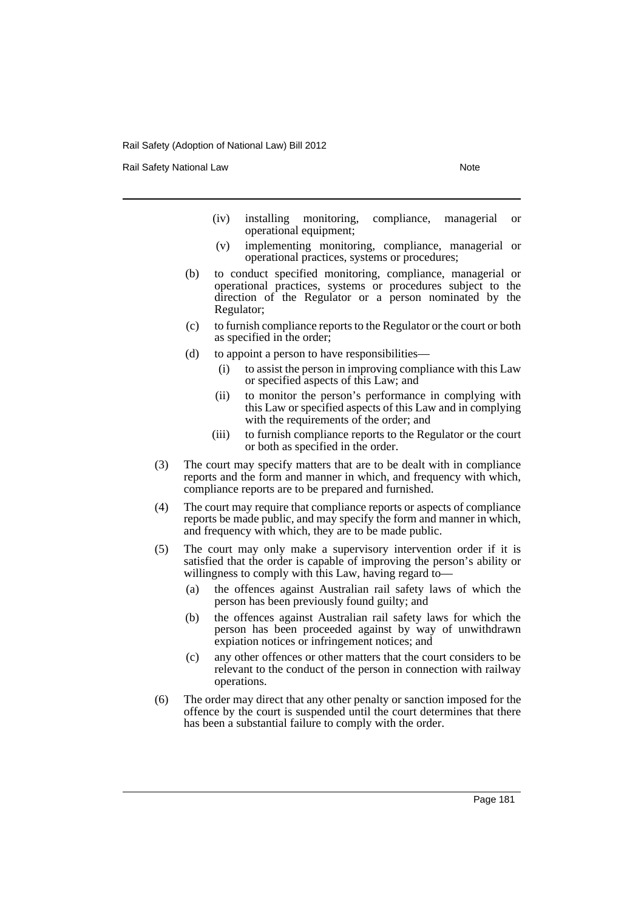(iv) installing monitoring, compliance, managerial or operational equipment;

(v) implementing monitoring, compliance, managerial or operational practices, systems or procedures;

(b) to conduct specified monitoring, compliance, managerial or operational practices, systems or procedures subject to the direction of the Regulator or a person nominated by the Regulator;

(c) to furnish compliance reports to the Regulator or the court or both as specified in the order;

(d) to appoint a person to have responsibilities—

(i) to assist the person in improving compliance with this Law or specified aspects of this Law; and

(ii) to monitor the person's performance in complying with this Law or specified aspects of this Law and in complying with the requirements of the order; and

(iii) to furnish compliance reports to the Regulator or the court or both as specified in the order.

(3) The court may specify matters that are to be dealt with in compliance reports and the form and manner in which, and frequency with which, compliance reports are to be prepared and furnished.

(4) The court may require that compliance reports or aspects of compliance reports be made public, and may specify the form and manner in which, and frequency with which, they are to be made public.

(5) The court may only make a supervisory intervention order if it is satisfied that the order is capable of improving the person's ability or willingness to comply with this Law, having regard to—

(a) the offences against Australian rail safety laws of which the person has been previously found guilty; and

(b) the offences against Australian rail safety laws for which the person has been proceeded against by way of unwithdrawn expiation notices or infringement notices; and

(c) any other offences or other matters that the court considers to be relevant to the conduct of the person in connection with railway operations.

(6) The order may direct that any other penalty or sanction imposed for the offence by the court is suspended until the court determines that there has been a substantial failure to comply with the order.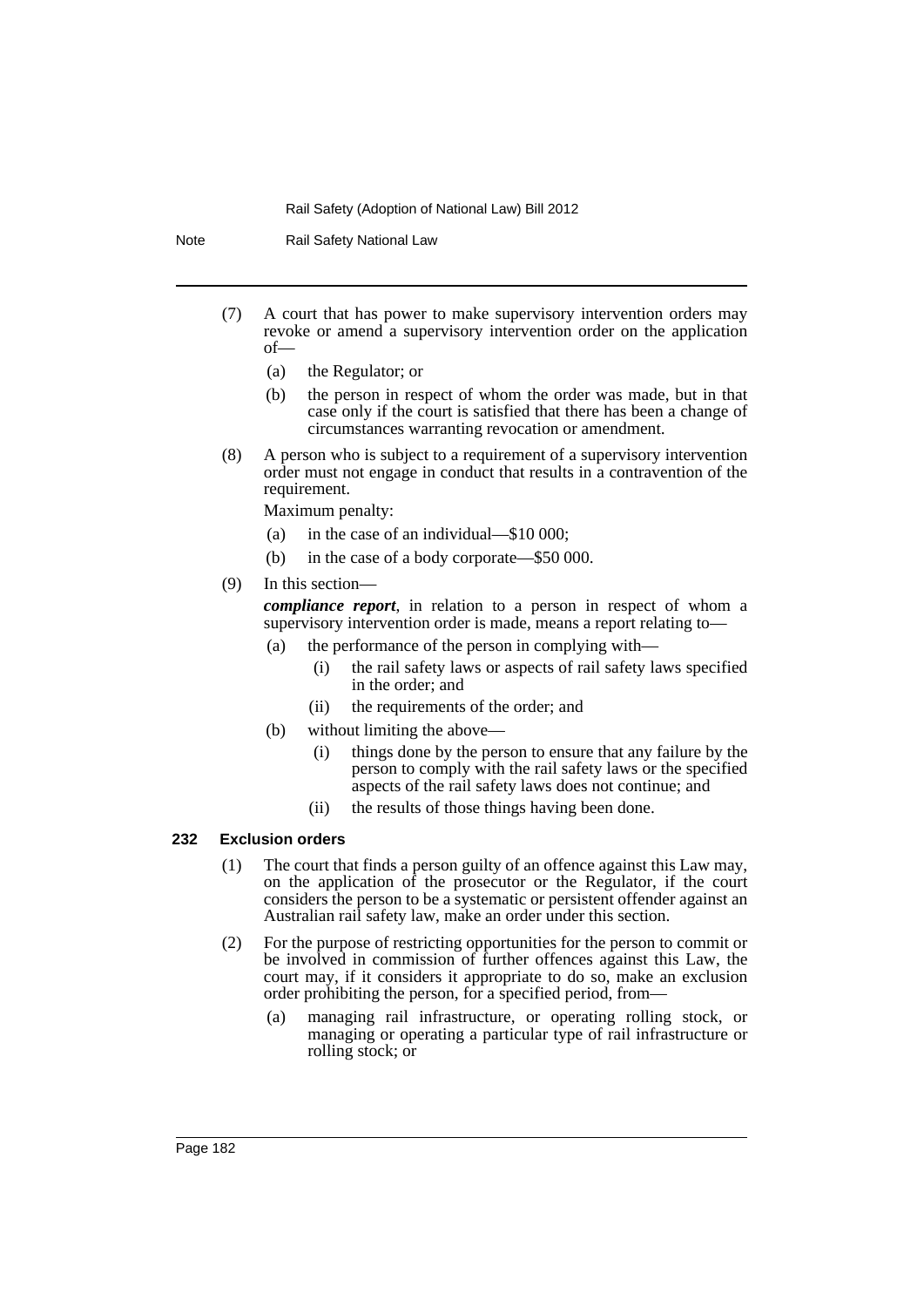(7) A court that has power to make supervisory intervention orders may revoke or amend a supervisory intervention order on the application of—

- (a) the Regulator; or
- (b) the person in respect of whom the order was made, but in that case only if the court is satisfied that there has been a change of circumstances warranting revocation or amendment.

(8) A person who is subject to a requirement of a supervisory intervention order must not engage in conduct that results in a contravention of the requirement.

Maximum penalty:

- (a) in the case of an individual—$10 000;
- (b) in the case of a body corporate—$50 000.

(9) In this section—

***compliance report***, in relation to a person in respect of whom a supervisory intervention order is made, means a report relating to—

- (a) the performance of the person in complying with—
  - (i) the rail safety laws or aspects of rail safety laws specified in the order; and
  - (ii) the requirements of the order; and
- (b) without limiting the above—
  - (i) things done by the person to ensure that any failure by the person to comply with the rail safety laws or the specified aspects of the rail safety laws does not continue; and
  - (ii) the results of those things having been done.

### 232 Exclusion orders

(1) The court that finds a person guilty of an offence against this Law may, on the application of the prosecutor or the Regulator, if the court considers the person to be a systematic or persistent offender against an Australian rail safety law, make an order under this section.

(2) For the purpose of restricting opportunities for the person to commit or be involved in commission of further offences against this Law, the court may, if it considers it appropriate to do so, make an exclusion order prohibiting the person, for a specified period, from—

- (a) managing rail infrastructure, or operating rolling stock, or managing or operating a particular type of rail infrastructure or rolling stock; or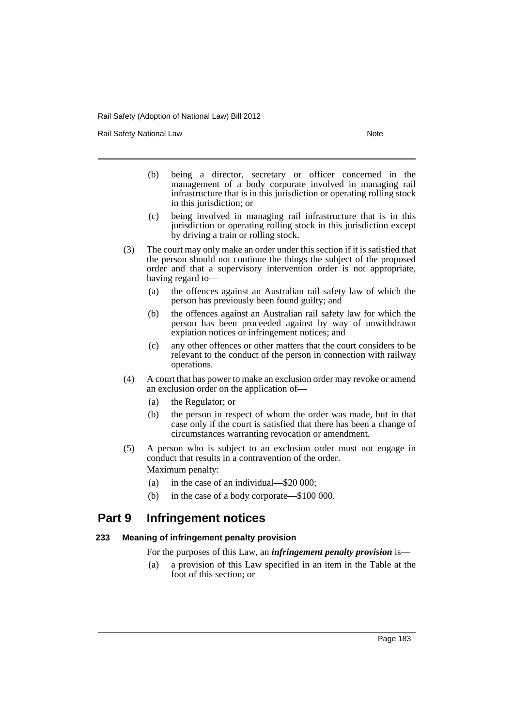(b) being a director, secretary or officer concerned in the management of a body corporate involved in managing rail infrastructure that is in this jurisdiction or operating rolling stock in this jurisdiction; or

(c) being involved in managing rail infrastructure that is in this jurisdiction or operating rolling stock in this jurisdiction except by driving a train or rolling stock.

(3) The court may only make an order under this section if it is satisfied that the person should not continue the things the subject of the proposed order and that a supervisory intervention order is not appropriate, having regard to—

(a) the offences against an Australian rail safety law of which the person has previously been found guilty; and

(b) the offences against an Australian rail safety law for which the person has been proceeded against by way of unwithdrawn expiation notices or infringement notices; and

(c) any other offences or other matters that the court considers to be relevant to the conduct of the person in connection with railway operations.

(4) A court that has power to make an exclusion order may revoke or amend an exclusion order on the application of—

(a) the Regulator; or

(b) the person in respect of whom the order was made, but in that case only if the court is satisfied that there has been a change of circumstances warranting revocation or amendment.

(5) A person who is subject to an exclusion order must not engage in conduct that results in a contravention of the order.

Maximum penalty:

(a) in the case of an individual—$20 000;

(b) in the case of a body corporate—$100 000.

## Part 9 Infringement notices

### 233 Meaning of infringement penalty provision

For the purposes of this Law, an ***infringement penalty provision*** is—

(a) a provision of this Law specified in an item in the Table at the foot of this section; or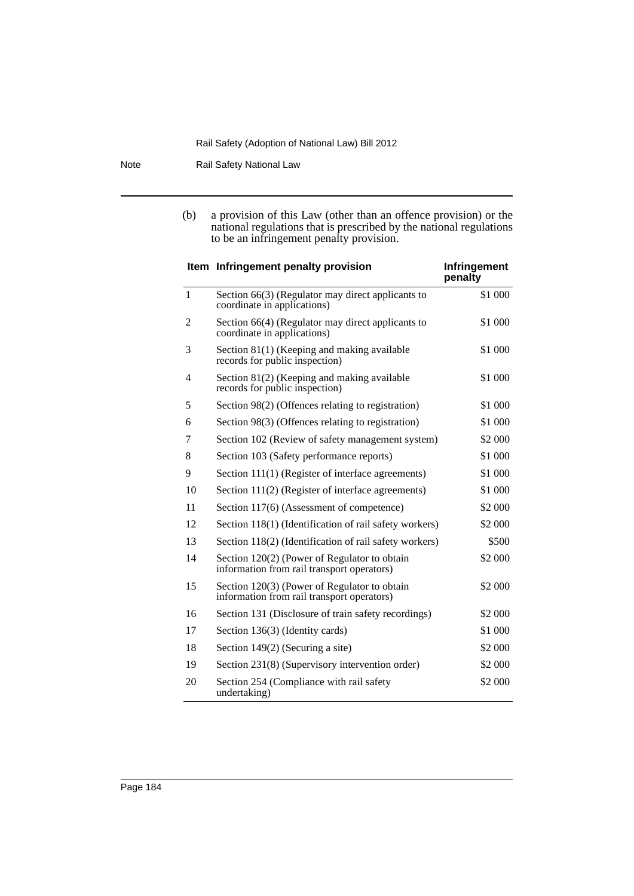(b) a provision of this Law (other than an offence provision) or the national regulations that is prescribed by the national regulations to be an infringement penalty provision.

| Item | Infringement penalty provision | Infringement penalty |
|---|---|---|
| 1 | Section 66(3) (Regulator may direct applicants to coordinate in applications) | $1 000 |
| 2 | Section 66(4) (Regulator may direct applicants to coordinate in applications) | $1 000 |
| 3 | Section 81(1) (Keeping and making available records for public inspection) | $1 000 |
| 4 | Section 81(2) (Keeping and making available records for public inspection) | $1 000 |
| 5 | Section 98(2) (Offences relating to registration) | $1 000 |
| 6 | Section 98(3) (Offences relating to registration) | $1 000 |
| 7 | Section 102 (Review of safety management system) | $2 000 |
| 8 | Section 103 (Safety performance reports) | $1 000 |
| 9 | Section 111(1) (Register of interface agreements) | $1 000 |
| 10 | Section 111(2) (Register of interface agreements) | $1 000 |
| 11 | Section 117(6) (Assessment of competence) | $2 000 |
| 12 | Section 118(1) (Identification of rail safety workers) | $2 000 |
| 13 | Section 118(2) (Identification of rail safety workers) | $500 |
| 14 | Section 120(2) (Power of Regulator to obtain information from rail transport operators) | $2 000 |
| 15 | Section 120(3) (Power of Regulator to obtain information from rail transport operators) | $2 000 |
| 16 | Section 131 (Disclosure of train safety recordings) | $2 000 |
| 17 | Section 136(3) (Identity cards) | $1 000 |
| 18 | Section 149(2) (Securing a site) | $2 000 |
| 19 | Section 231(8) (Supervisory intervention order) | $2 000 |
| 20 | Section 254 (Compliance with rail safety undertaking) | $2 000 |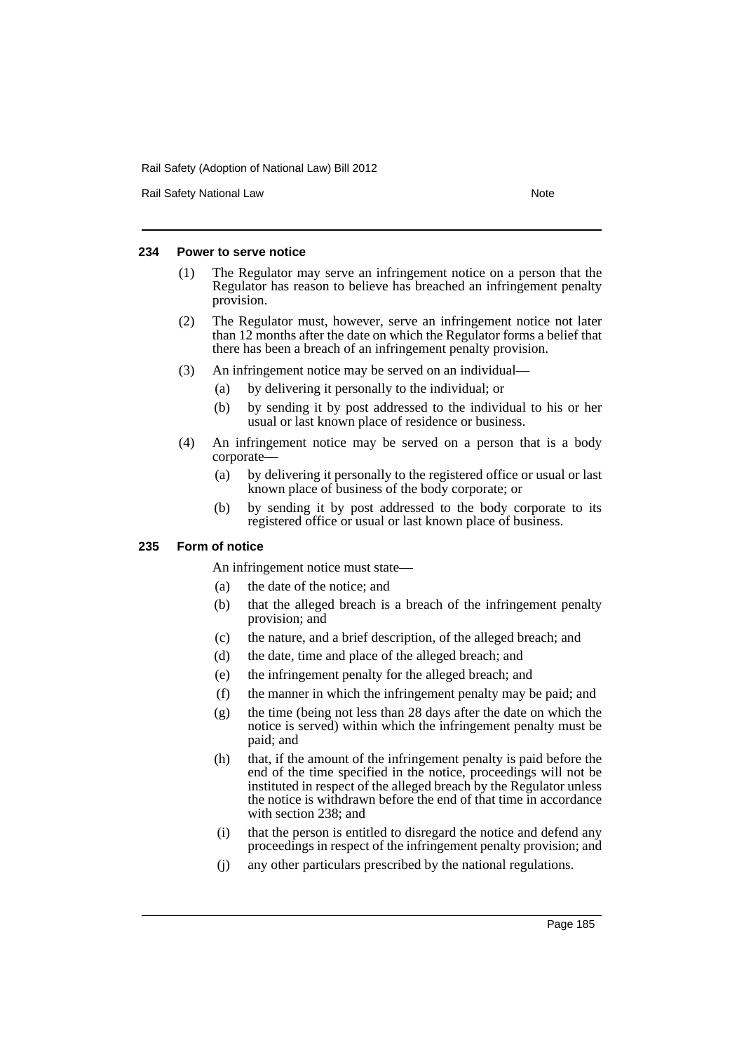#### 234 Power to serve notice

(1) The Regulator may serve an infringement notice on a person that the Regulator has reason to believe has breached an infringement penalty provision.

(2) The Regulator must, however, serve an infringement notice not later than 12 months after the date on which the Regulator forms a belief that there has been a breach of an infringement penalty provision.

(3) An infringement notice may be served on an individual—

- (a) by delivering it personally to the individual; or
- (b) by sending it by post addressed to the individual to his or her usual or last known place of residence or business.

(4) An infringement notice may be served on a person that is a body corporate—

- (a) by delivering it personally to the registered office or usual or last known place of business of the body corporate; or
- (b) by sending it by post addressed to the body corporate to its registered office or usual or last known place of business.

#### 235 Form of notice

An infringement notice must state—

- (a) the date of the notice; and
- (b) that the alleged breach is a breach of the infringement penalty provision; and
- (c) the nature, and a brief description, of the alleged breach; and
- (d) the date, time and place of the alleged breach; and
- (e) the infringement penalty for the alleged breach; and
- (f) the manner in which the infringement penalty may be paid; and
- (g) the time (being not less than 28 days after the date on which the notice is served) within which the infringement penalty must be paid; and
- (h) that, if the amount of the infringement penalty is paid before the end of the time specified in the notice, proceedings will not be instituted in respect of the alleged breach by the Regulator unless the notice is withdrawn before the end of that time in accordance with section 238; and
- (i) that the person is entitled to disregard the notice and defend any proceedings in respect of the infringement penalty provision; and
- (j) any other particulars prescribed by the national regulations.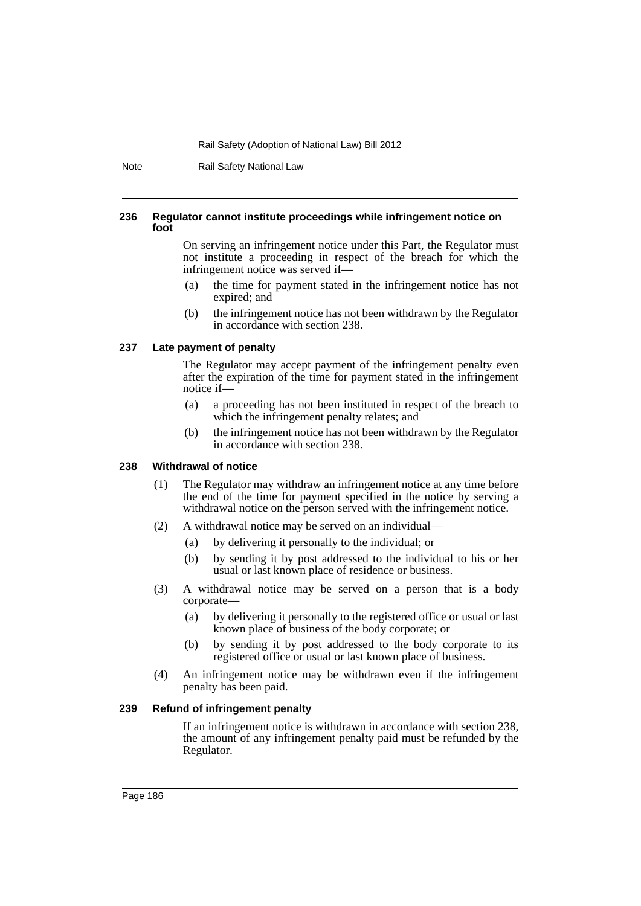#### 236 Regulator cannot institute proceedings while infringement notice on foot

On serving an infringement notice under this Part, the Regulator must not institute a proceeding in respect of the breach for which the infringement notice was served if—

(a) the time for payment stated in the infringement notice has not expired; and

(b) the infringement notice has not been withdrawn by the Regulator in accordance with section 238.

#### 237 Late payment of penalty

The Regulator may accept payment of the infringement penalty even after the expiration of the time for payment stated in the infringement notice if—

(a) a proceeding has not been instituted in respect of the breach to which the infringement penalty relates; and

(b) the infringement notice has not been withdrawn by the Regulator in accordance with section 238.

#### 238 Withdrawal of notice

(1) The Regulator may withdraw an infringement notice at any time before the end of the time for payment specified in the notice by serving a withdrawal notice on the person served with the infringement notice.

(2) A withdrawal notice may be served on an individual—

(a) by delivering it personally to the individual; or

(b) by sending it by post addressed to the individual to his or her usual or last known place of residence or business.

(3) A withdrawal notice may be served on a person that is a body corporate—

(a) by delivering it personally to the registered office or usual or last known place of business of the body corporate; or

(b) by sending it by post addressed to the body corporate to its registered office or usual or last known place of business.

(4) An infringement notice may be withdrawn even if the infringement penalty has been paid.

#### 239 Refund of infringement penalty

If an infringement notice is withdrawn in accordance with section 238, the amount of any infringement penalty paid must be refunded by the Regulator.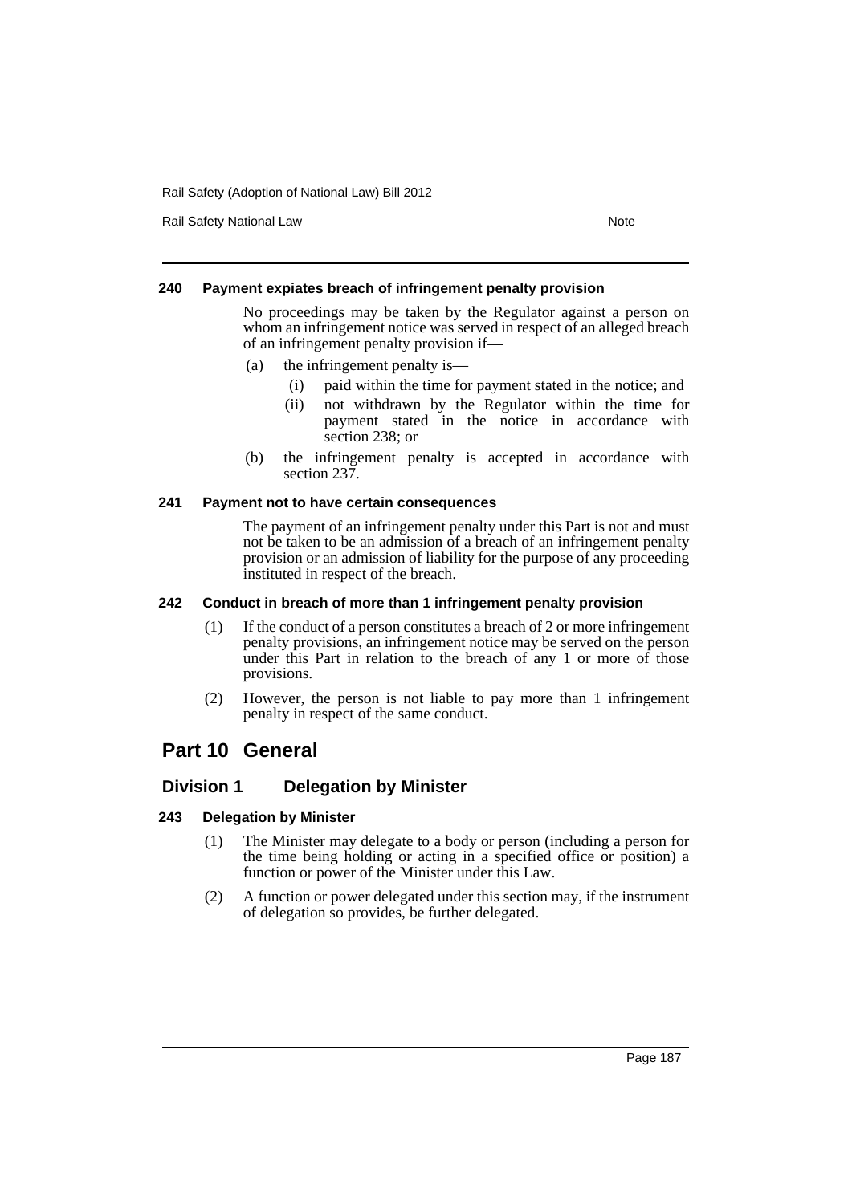#### 240 Payment expiates breach of infringement penalty provision

No proceedings may be taken by the Regulator against a person on whom an infringement notice was served in respect of an alleged breach of an infringement penalty provision if—

(a) the infringement penalty is—

  (i) paid within the time for payment stated in the notice; and

  (ii) not withdrawn by the Regulator within the time for payment stated in the notice in accordance with section 238; or

(b) the infringement penalty is accepted in accordance with section 237.

#### 241 Payment not to have certain consequences

The payment of an infringement penalty under this Part is not and must not be taken to be an admission of a breach of an infringement penalty provision or an admission of liability for the purpose of any proceeding instituted in respect of the breach.

#### 242 Conduct in breach of more than 1 infringement penalty provision

(1) If the conduct of a person constitutes a breach of 2 or more infringement penalty provisions, an infringement notice may be served on the person under this Part in relation to the breach of any 1 or more of those provisions.

(2) However, the person is not liable to pay more than 1 infringement penalty in respect of the same conduct.

## Part 10 General

### Division 1 Delegation by Minister

#### 243 Delegation by Minister

(1) The Minister may delegate to a body or person (including a person for the time being holding or acting in a specified office or position) a function or power of the Minister under this Law.

(2) A function or power delegated under this section may, if the instrument of delegation so provides, be further delegated.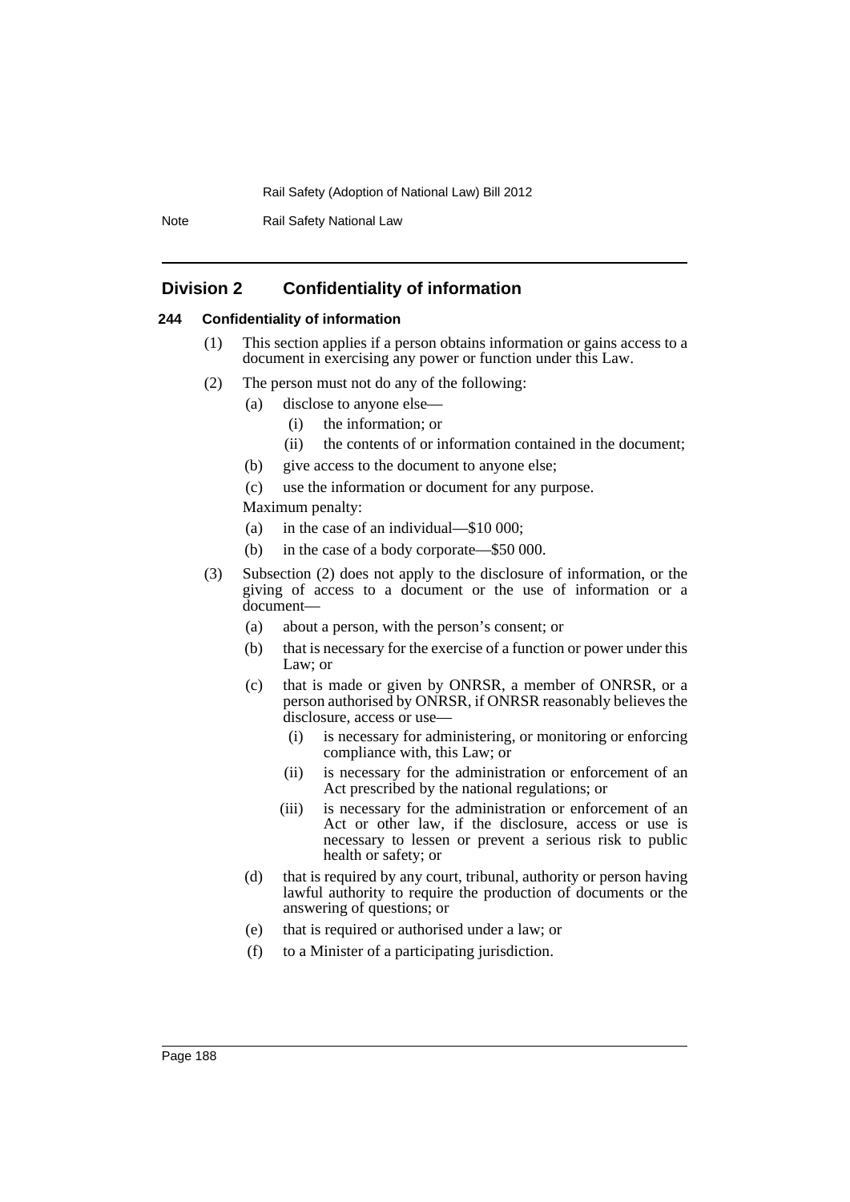## Division 2 Confidentiality of information

### 244 Confidentiality of information

(1) This section applies if a person obtains information or gains access to a document in exercising any power or function under this Law.

(2) The person must not do any of the following:

- (a) disclose to anyone else—
  - (i) the information; or
  - (ii) the contents of or information contained in the document;
- (b) give access to the document to anyone else;
- (c) use the information or document for any purpose.

Maximum penalty:

- (a) in the case of an individual—$10 000;
- (b) in the case of a body corporate—$50 000.

(3) Subsection (2) does not apply to the disclosure of information, or the giving of access to a document or the use of information or a document—

- (a) about a person, with the person's consent; or
- (b) that is necessary for the exercise of a function or power under this Law; or
- (c) that is made or given by ONRSR, a member of ONRSR, or a person authorised by ONRSR, if ONRSR reasonably believes the disclosure, access or use—
  - (i) is necessary for administering, or monitoring or enforcing compliance with, this Law; or
  - (ii) is necessary for the administration or enforcement of an Act prescribed by the national regulations; or
  - (iii) is necessary for the administration or enforcement of an Act or other law, if the disclosure, access or use is necessary to lessen or prevent a serious risk to public health or safety; or
- (d) that is required by any court, tribunal, authority or person having lawful authority to require the production of documents or the answering of questions; or
- (e) that is required or authorised under a law; or
- (f) to a Minister of a participating jurisdiction.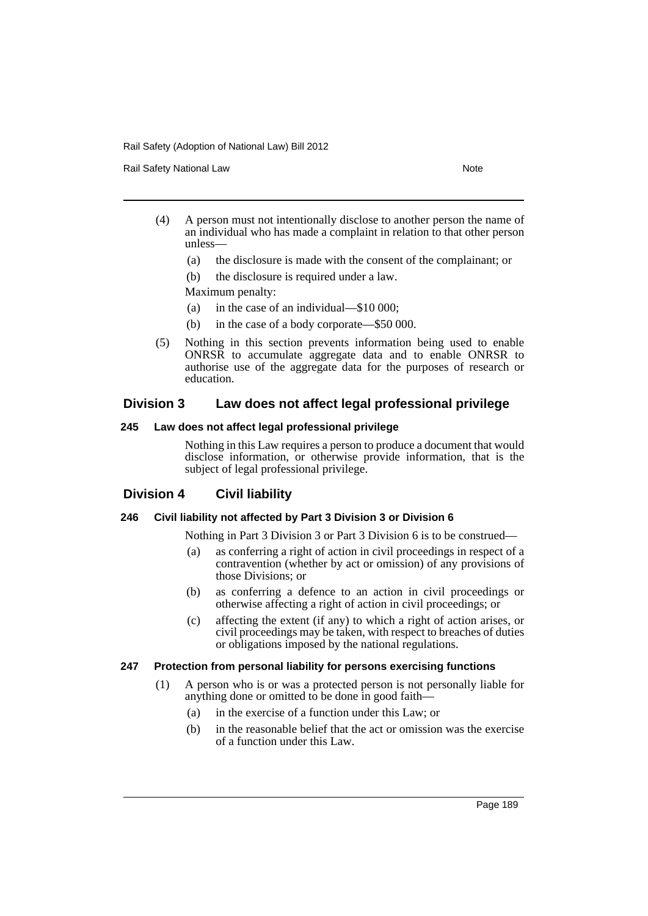(4) A person must not intentionally disclose to another person the name of an individual who has made a complaint in relation to that other person unless—

(a) the disclosure is made with the consent of the complainant; or

(b) the disclosure is required under a law.

Maximum penalty:

(a) in the case of an individual—$10 000;

(b) in the case of a body corporate—$50 000.

(5) Nothing in this section prevents information being used to enable ONRSR to accumulate aggregate data and to enable ONRSR to authorise use of the aggregate data for the purposes of research or education.

## Division 3 Law does not affect legal professional privilege

### 245 Law does not affect legal professional privilege

Nothing in this Law requires a person to produce a document that would disclose information, or otherwise provide information, that is the subject of legal professional privilege.

## Division 4 Civil liability

### 246 Civil liability not affected by Part 3 Division 3 or Division 6

Nothing in Part 3 Division 3 or Part 3 Division 6 is to be construed—

(a) as conferring a right of action in civil proceedings in respect of a contravention (whether by act or omission) of any provisions of those Divisions; or

(b) as conferring a defence to an action in civil proceedings or otherwise affecting a right of action in civil proceedings; or

(c) affecting the extent (if any) to which a right of action arises, or civil proceedings may be taken, with respect to breaches of duties or obligations imposed by the national regulations.

### 247 Protection from personal liability for persons exercising functions

(1) A person who is or was a protected person is not personally liable for anything done or omitted to be done in good faith—

(a) in the exercise of a function under this Law; or

(b) in the reasonable belief that the act or omission was the exercise of a function under this Law.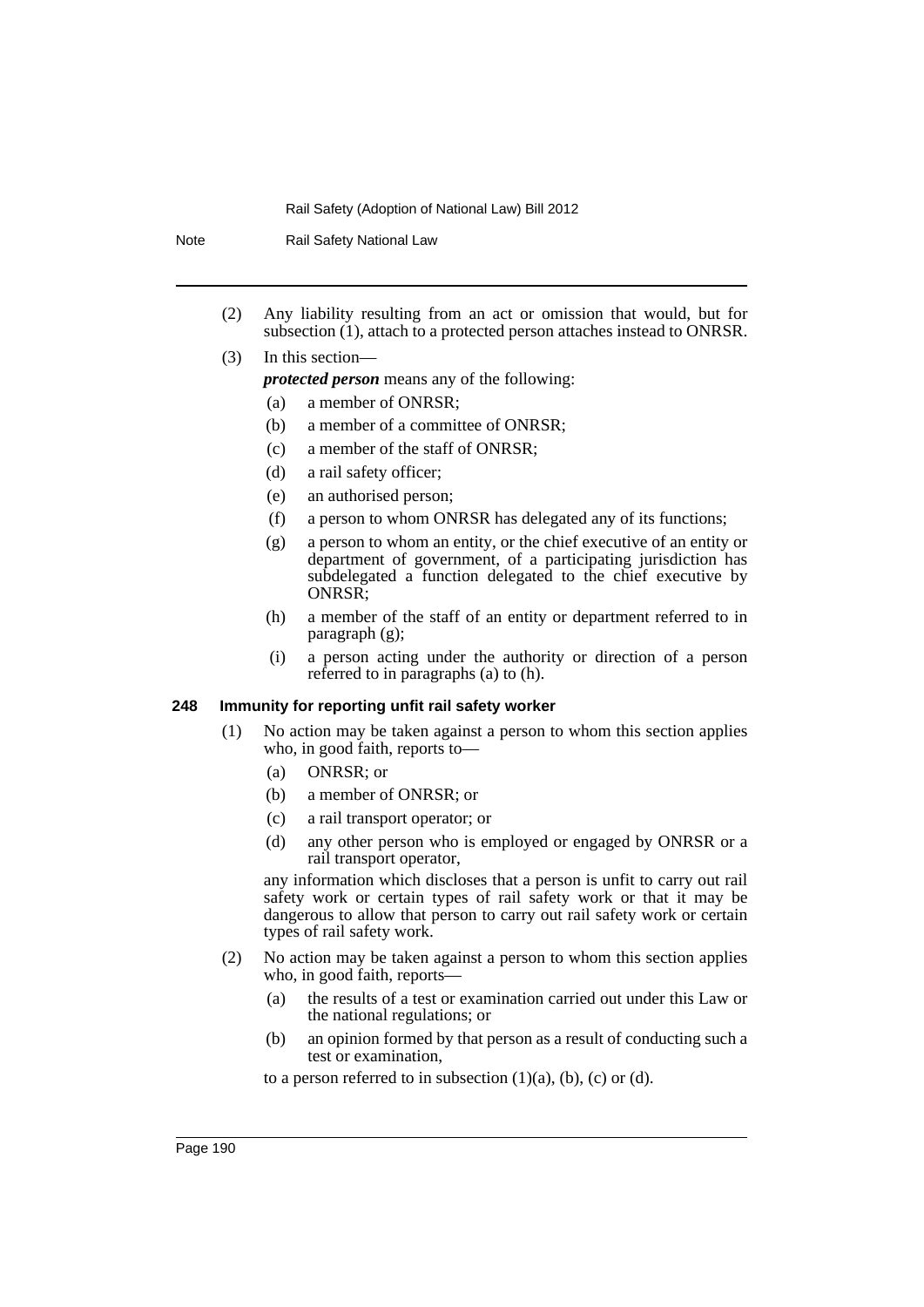(2) Any liability resulting from an act or omission that would, but for subsection (1), attach to a protected person attaches instead to ONRSR.

(3) In this section—

***protected person*** means any of the following:

(a) a member of ONRSR;

(b) a member of a committee of ONRSR;

(c) a member of the staff of ONRSR;

(d) a rail safety officer;

(e) an authorised person;

(f) a person to whom ONRSR has delegated any of its functions;

(g) a person to whom an entity, or the chief executive of an entity or department of government, of a participating jurisdiction has subdelegated a function delegated to the chief executive by ONRSR;

(h) a member of the staff of an entity or department referred to in paragraph (g);

(i) a person acting under the authority or direction of a person referred to in paragraphs (a) to (h).

#### 248 Immunity for reporting unfit rail safety worker

(1) No action may be taken against a person to whom this section applies who, in good faith, reports to—

(a) ONRSR; or

(b) a member of ONRSR; or

(c) a rail transport operator; or

(d) any other person who is employed or engaged by ONRSR or a rail transport operator,

any information which discloses that a person is unfit to carry out rail safety work or certain types of rail safety work or that it may be dangerous to allow that person to carry out rail safety work or certain types of rail safety work.

(2) No action may be taken against a person to whom this section applies who, in good faith, reports—

(a) the results of a test or examination carried out under this Law or the national regulations; or

(b) an opinion formed by that person as a result of conducting such a test or examination,

to a person referred to in subsection (1)(a), (b), (c) or (d).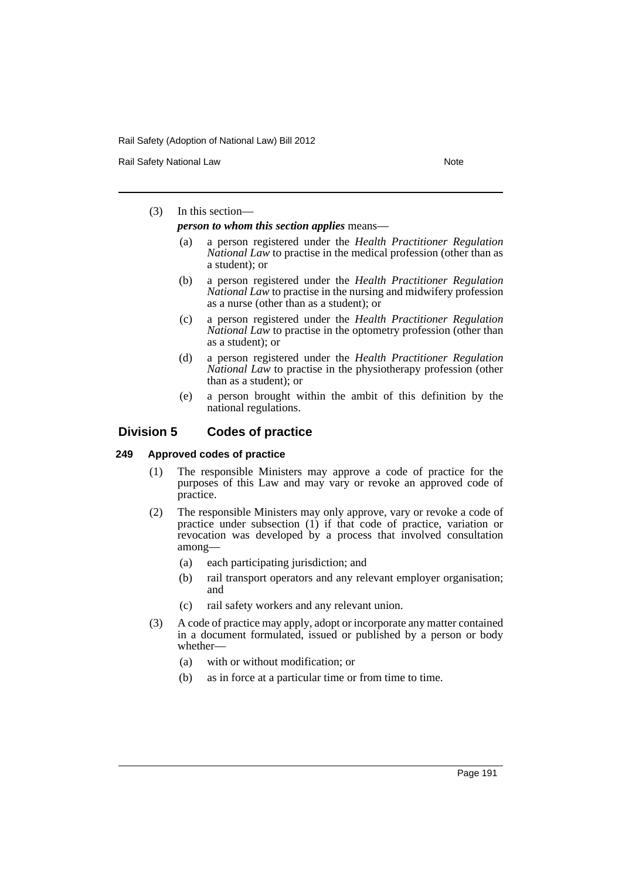(3) In this section—

***person to whom this section applies*** means—

(a) a person registered under the *Health Practitioner Regulation National Law* to practise in the medical profession (other than as a student); or

(b) a person registered under the *Health Practitioner Regulation National Law* to practise in the nursing and midwifery profession as a nurse (other than as a student); or

(c) a person registered under the *Health Practitioner Regulation National Law* to practise in the optometry profession (other than as a student); or

(d) a person registered under the *Health Practitioner Regulation National Law* to practise in the physiotherapy profession (other than as a student); or

(e) a person brought within the ambit of this definition by the national regulations.

## Division 5 Codes of practice

### 249 Approved codes of practice

(1) The responsible Ministers may approve a code of practice for the purposes of this Law and may vary or revoke an approved code of practice.

(2) The responsible Ministers may only approve, vary or revoke a code of practice under subsection (1) if that code of practice, variation or revocation was developed by a process that involved consultation among—

(a) each participating jurisdiction; and

(b) rail transport operators and any relevant employer organisation; and

(c) rail safety workers and any relevant union.

(3) A code of practice may apply, adopt or incorporate any matter contained in a document formulated, issued or published by a person or body whether—

(a) with or without modification; or

(b) as in force at a particular time or from time to time.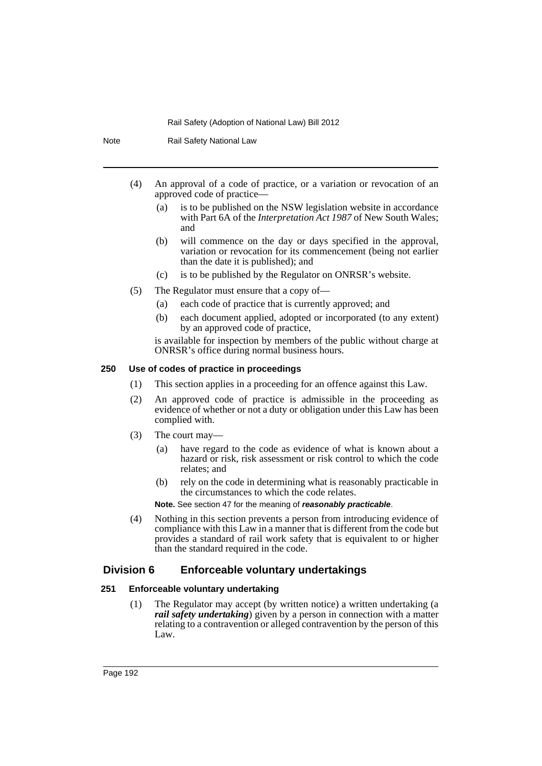(4) An approval of a code of practice, or a variation or revocation of an approved code of practice—

(a) is to be published on the NSW legislation website in accordance with Part 6A of the *Interpretation Act 1987* of New South Wales; and

(b) will commence on the day or days specified in the approval, variation or revocation for its commencement (being not earlier than the date it is published); and

(c) is to be published by the Regulator on ONRSR's website.

(5) The Regulator must ensure that a copy of—

(a) each code of practice that is currently approved; and

(b) each document applied, adopted or incorporated (to any extent) by an approved code of practice,

is available for inspection by members of the public without charge at ONRSR's office during normal business hours.

#### 250 Use of codes of practice in proceedings

(1) This section applies in a proceeding for an offence against this Law.

(2) An approved code of practice is admissible in the proceeding as evidence of whether or not a duty or obligation under this Law has been complied with.

(3) The court may—

(a) have regard to the code as evidence of what is known about a hazard or risk, risk assessment or risk control to which the code relates; and

(b) rely on the code in determining what is reasonably practicable in the circumstances to which the code relates.

**Note.** See section 47 for the meaning of ***reasonably practicable***.

(4) Nothing in this section prevents a person from introducing evidence of compliance with this Law in a manner that is different from the code but provides a standard of rail work safety that is equivalent to or higher than the standard required in the code.

### Division 6 Enforceable voluntary undertakings

#### 251 Enforceable voluntary undertaking

(1) The Regulator may accept (by written notice) a written undertaking (a ***rail safety undertaking***) given by a person in connection with a matter relating to a contravention or alleged contravention by the person of this Law.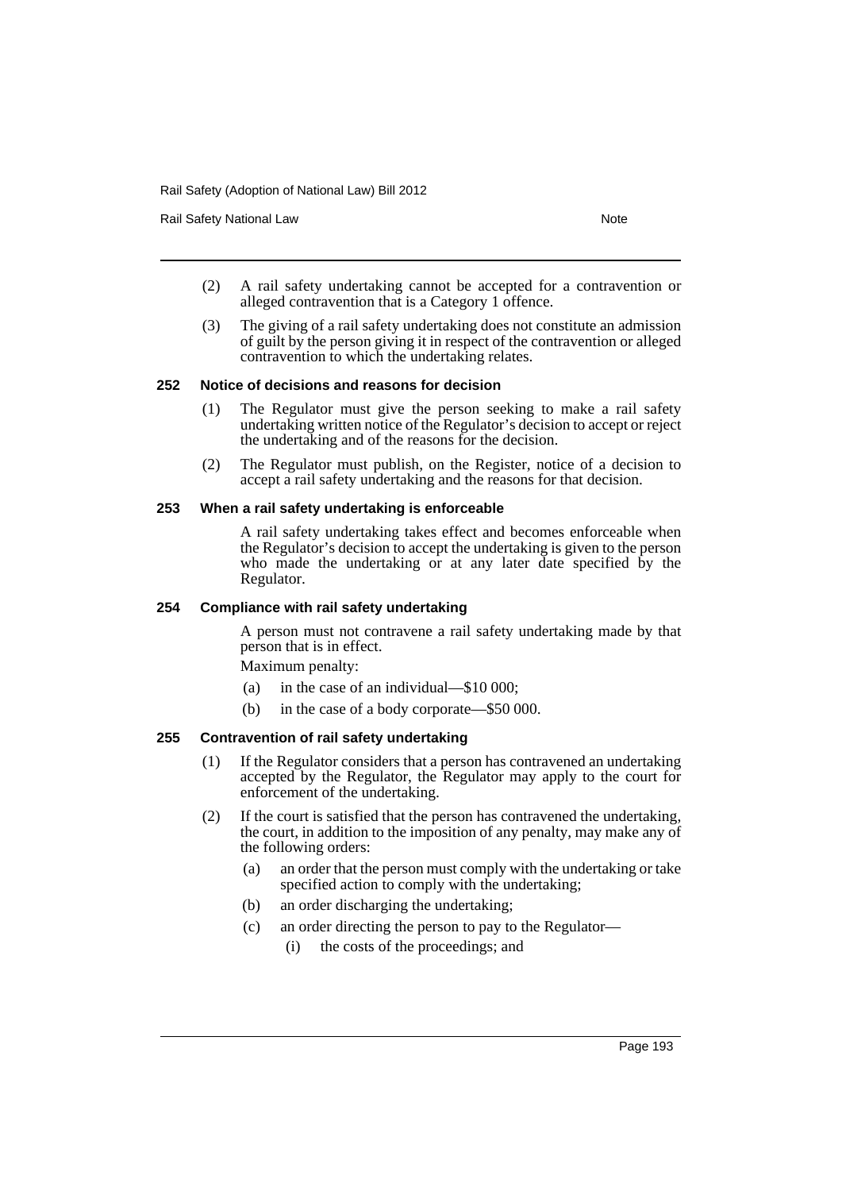(2) A rail safety undertaking cannot be accepted for a contravention or alleged contravention that is a Category 1 offence.

(3) The giving of a rail safety undertaking does not constitute an admission of guilt by the person giving it in respect of the contravention or alleged contravention to which the undertaking relates.

### 252 Notice of decisions and reasons for decision

(1) The Regulator must give the person seeking to make a rail safety undertaking written notice of the Regulator's decision to accept or reject the undertaking and of the reasons for the decision.

(2) The Regulator must publish, on the Register, notice of a decision to accept a rail safety undertaking and the reasons for that decision.

### 253 When a rail safety undertaking is enforceable

A rail safety undertaking takes effect and becomes enforceable when the Regulator's decision to accept the undertaking is given to the person who made the undertaking or at any later date specified by the Regulator.

### 254 Compliance with rail safety undertaking

A person must not contravene a rail safety undertaking made by that person that is in effect.

Maximum penalty:

(a) in the case of an individual—$10 000;

(b) in the case of a body corporate—$50 000.

### 255 Contravention of rail safety undertaking

(1) If the Regulator considers that a person has contravened an undertaking accepted by the Regulator, the Regulator may apply to the court for enforcement of the undertaking.

(2) If the court is satisfied that the person has contravened the undertaking, the court, in addition to the imposition of any penalty, may make any of the following orders:

(a) an order that the person must comply with the undertaking or take specified action to comply with the undertaking;

(b) an order discharging the undertaking;

(c) an order directing the person to pay to the Regulator—

(i) the costs of the proceedings; and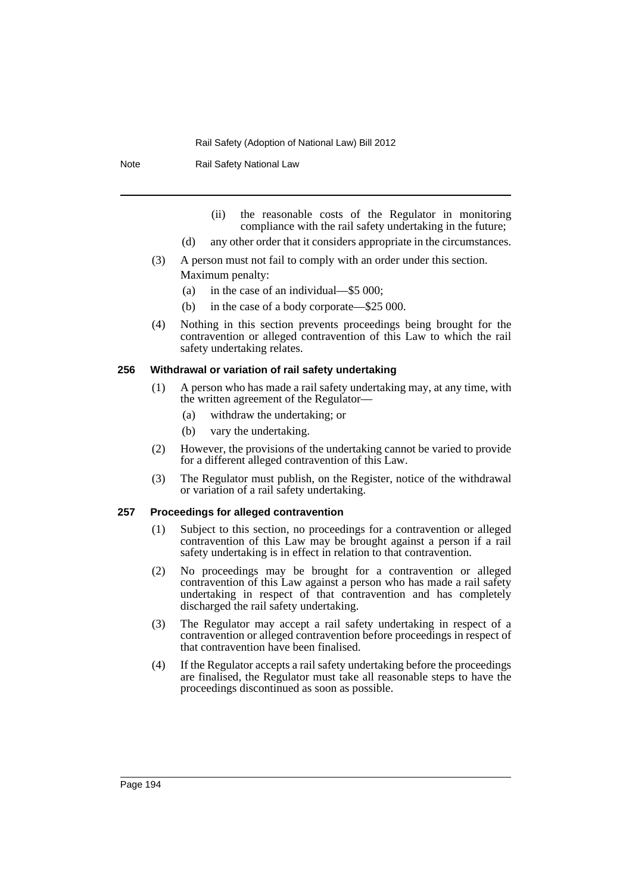(ii) the reasonable costs of the Regulator in monitoring compliance with the rail safety undertaking in the future;

(d) any other order that it considers appropriate in the circumstances.

(3) A person must not fail to comply with an order under this section.

Maximum penalty:

(a) in the case of an individual—$5 000;

(b) in the case of a body corporate—$25 000.

(4) Nothing in this section prevents proceedings being brought for the contravention or alleged contravention of this Law to which the rail safety undertaking relates.

**256 Withdrawal or variation of rail safety undertaking**

(1) A person who has made a rail safety undertaking may, at any time, with the written agreement of the Regulator—

(a) withdraw the undertaking; or

(b) vary the undertaking.

(2) However, the provisions of the undertaking cannot be varied to provide for a different alleged contravention of this Law.

(3) The Regulator must publish, on the Register, notice of the withdrawal or variation of a rail safety undertaking.

**257 Proceedings for alleged contravention**

(1) Subject to this section, no proceedings for a contravention or alleged contravention of this Law may be brought against a person if a rail safety undertaking is in effect in relation to that contravention.

(2) No proceedings may be brought for a contravention or alleged contravention of this Law against a person who has made a rail safety undertaking in respect of that contravention and has completely discharged the rail safety undertaking.

(3) The Regulator may accept a rail safety undertaking in respect of a contravention or alleged contravention before proceedings in respect of that contravention have been finalised.

(4) If the Regulator accepts a rail safety undertaking before the proceedings are finalised, the Regulator must take all reasonable steps to have the proceedings discontinued as soon as possible.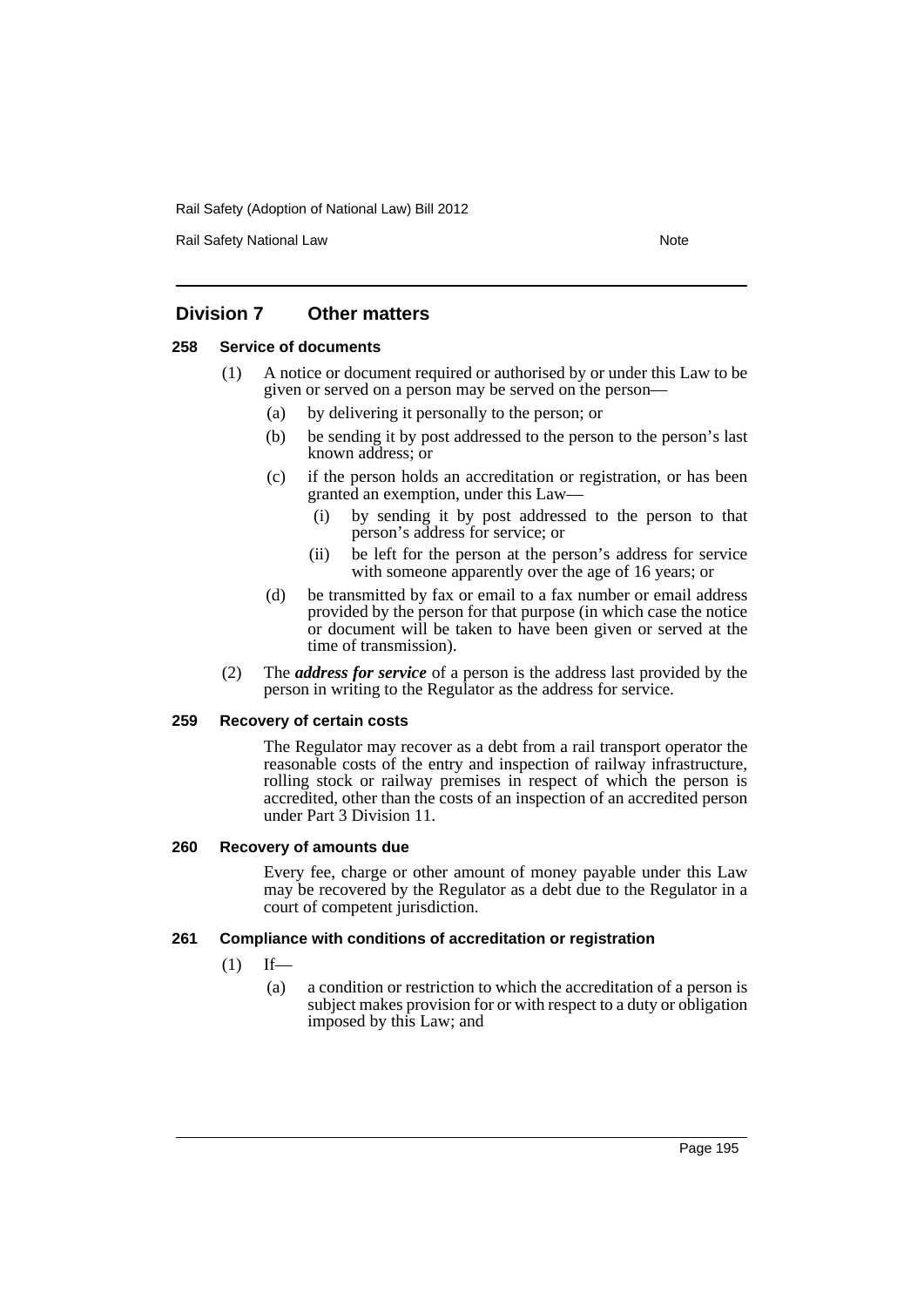## Division 7 Other matters

### 258 Service of documents

(1) A notice or document required or authorised by or under this Law to be given or served on a person may be served on the person—

(a) by delivering it personally to the person; or

(b) be sending it by post addressed to the person to the person's last known address; or

(c) if the person holds an accreditation or registration, or has been granted an exemption, under this Law—

(i) by sending it by post addressed to the person to that person's address for service; or

(ii) be left for the person at the person's address for service with someone apparently over the age of 16 years; or

(d) be transmitted by fax or email to a fax number or email address provided by the person for that purpose (in which case the notice or document will be taken to have been given or served at the time of transmission).

(2) The ***address for service*** of a person is the address last provided by the person in writing to the Regulator as the address for service.

### 259 Recovery of certain costs

The Regulator may recover as a debt from a rail transport operator the reasonable costs of the entry and inspection of railway infrastructure, rolling stock or railway premises in respect of which the person is accredited, other than the costs of an inspection of an accredited person under Part 3 Division 11.

### 260 Recovery of amounts due

Every fee, charge or other amount of money payable under this Law may be recovered by the Regulator as a debt due to the Regulator in a court of competent jurisdiction.

### 261 Compliance with conditions of accreditation or registration

(1) If—

(a) a condition or restriction to which the accreditation of a person is subject makes provision for or with respect to a duty or obligation imposed by this Law; and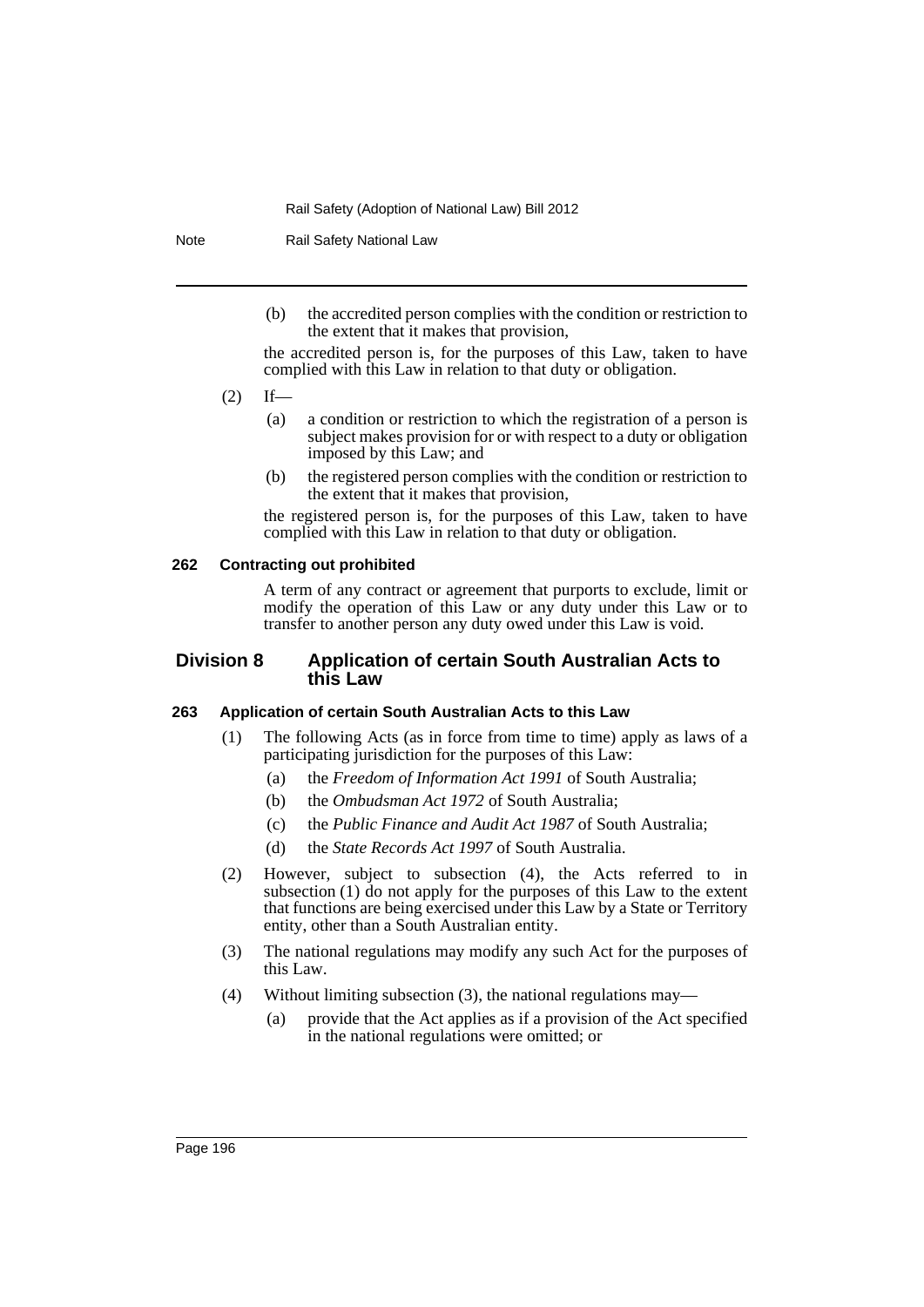(b) the accredited person complies with the condition or restriction to the extent that it makes that provision,

the accredited person is, for the purposes of this Law, taken to have complied with this Law in relation to that duty or obligation.

(2) If—

(a) a condition or restriction to which the registration of a person is subject makes provision for or with respect to a duty or obligation imposed by this Law; and

(b) the registered person complies with the condition or restriction to the extent that it makes that provision,

the registered person is, for the purposes of this Law, taken to have complied with this Law in relation to that duty or obligation.

#### 262 Contracting out prohibited

A term of any contract or agreement that purports to exclude, limit or modify the operation of this Law or any duty under this Law or to transfer to another person any duty owed under this Law is void.

### Division 8 Application of certain South Australian Acts to this Law

#### 263 Application of certain South Australian Acts to this Law

(1) The following Acts (as in force from time to time) apply as laws of a participating jurisdiction for the purposes of this Law:

(a) the *Freedom of Information Act 1991* of South Australia;

(b) the *Ombudsman Act 1972* of South Australia;

(c) the *Public Finance and Audit Act 1987* of South Australia;

(d) the *State Records Act 1997* of South Australia.

(2) However, subject to subsection (4), the Acts referred to in subsection (1) do not apply for the purposes of this Law to the extent that functions are being exercised under this Law by a State or Territory entity, other than a South Australian entity.

(3) The national regulations may modify any such Act for the purposes of this Law.

(4) Without limiting subsection (3), the national regulations may—

(a) provide that the Act applies as if a provision of the Act specified in the national regulations were omitted; or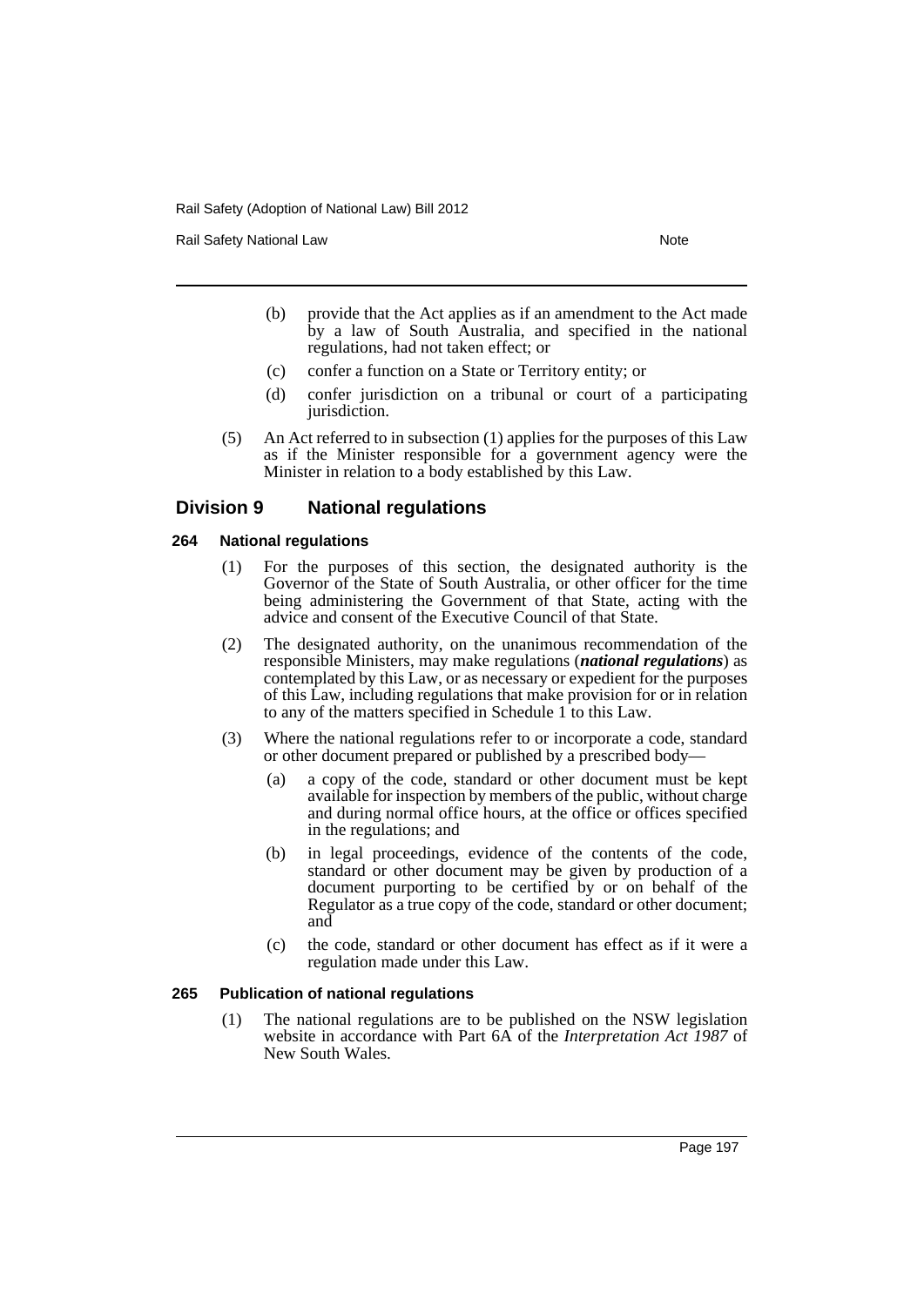(b) provide that the Act applies as if an amendment to the Act made by a law of South Australia, and specified in the national regulations, had not taken effect; or

(c) confer a function on a State or Territory entity; or

(d) confer jurisdiction on a tribunal or court of a participating jurisdiction.

(5) An Act referred to in subsection (1) applies for the purposes of this Law as if the Minister responsible for a government agency were the Minister in relation to a body established by this Law.

## Division 9 National regulations

### 264 National regulations

(1) For the purposes of this section, the designated authority is the Governor of the State of South Australia, or other officer for the time being administering the Government of that State, acting with the advice and consent of the Executive Council of that State.

(2) The designated authority, on the unanimous recommendation of the responsible Ministers, may make regulations (***national regulations***) as contemplated by this Law, or as necessary or expedient for the purposes of this Law, including regulations that make provision for or in relation to any of the matters specified in Schedule 1 to this Law.

(3) Where the national regulations refer to or incorporate a code, standard or other document prepared or published by a prescribed body—

(a) a copy of the code, standard or other document must be kept available for inspection by members of the public, without charge and during normal office hours, at the office or offices specified in the regulations; and

(b) in legal proceedings, evidence of the contents of the code, standard or other document may be given by production of a document purporting to be certified by or on behalf of the Regulator as a true copy of the code, standard or other document; and

(c) the code, standard or other document has effect as if it were a regulation made under this Law.

### 265 Publication of national regulations

(1) The national regulations are to be published on the NSW legislation website in accordance with Part 6A of the *Interpretation Act 1987* of New South Wales.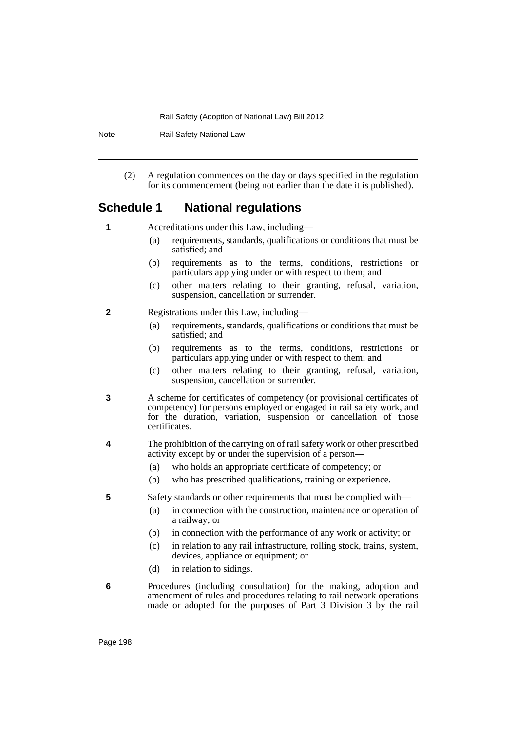(2) A regulation commences on the day or days specified in the regulation for its commencement (being not earlier than the date it is published).

## Schedule 1 National regulations

**1** Accreditations under this Law, including—

(a) requirements, standards, qualifications or conditions that must be satisfied; and

(b) requirements as to the terms, conditions, restrictions or particulars applying under or with respect to them; and

(c) other matters relating to their granting, refusal, variation, suspension, cancellation or surrender.

**2** Registrations under this Law, including—

(a) requirements, standards, qualifications or conditions that must be satisfied; and

(b) requirements as to the terms, conditions, restrictions or particulars applying under or with respect to them; and

(c) other matters relating to their granting, refusal, variation, suspension, cancellation or surrender.

**3** A scheme for certificates of competency (or provisional certificates of competency) for persons employed or engaged in rail safety work, and for the duration, variation, suspension or cancellation of those certificates.

**4** The prohibition of the carrying on of rail safety work or other prescribed activity except by or under the supervision of a person—

(a) who holds an appropriate certificate of competency; or

(b) who has prescribed qualifications, training or experience.

**5** Safety standards or other requirements that must be complied with—

(a) in connection with the construction, maintenance or operation of a railway; or

(b) in connection with the performance of any work or activity; or

(c) in relation to any rail infrastructure, rolling stock, trains, system, devices, appliance or equipment; or

(d) in relation to sidings.

**6** Procedures (including consultation) for the making, adoption and amendment of rules and procedures relating to rail network operations made or adopted for the purposes of Part 3 Division 3 by the rail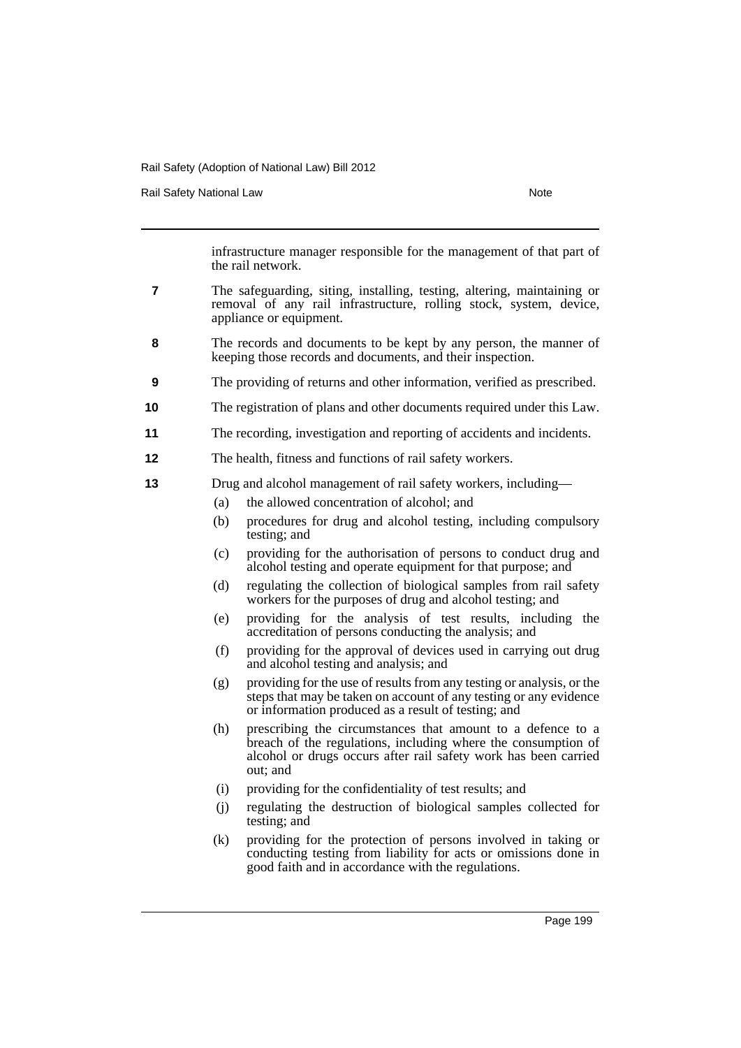infrastructure manager responsible for the management of that part of the rail network.

**7** The safeguarding, siting, installing, testing, altering, maintaining or removal of any rail infrastructure, rolling stock, system, device, appliance or equipment.

**8** The records and documents to be kept by any person, the manner of keeping those records and documents, and their inspection.

**9** The providing of returns and other information, verified as prescribed.

**10** The registration of plans and other documents required under this Law.

**11** The recording, investigation and reporting of accidents and incidents.

**12** The health, fitness and functions of rail safety workers.

**13** Drug and alcohol management of rail safety workers, including—

(a) the allowed concentration of alcohol; and

(b) procedures for drug and alcohol testing, including compulsory testing; and

(c) providing for the authorisation of persons to conduct drug and alcohol testing and operate equipment for that purpose; and

(d) regulating the collection of biological samples from rail safety workers for the purposes of drug and alcohol testing; and

(e) providing for the analysis of test results, including the accreditation of persons conducting the analysis; and

(f) providing for the approval of devices used in carrying out drug and alcohol testing and analysis; and

(g) providing for the use of results from any testing or analysis, or the steps that may be taken on account of any testing or any evidence or information produced as a result of testing; and

(h) prescribing the circumstances that amount to a defence to a breach of the regulations, including where the consumption of alcohol or drugs occurs after rail safety work has been carried out; and

(i) providing for the confidentiality of test results; and

(j) regulating the destruction of biological samples collected for testing; and

(k) providing for the protection of persons involved in taking or conducting testing from liability for acts or omissions done in good faith and in accordance with the regulations.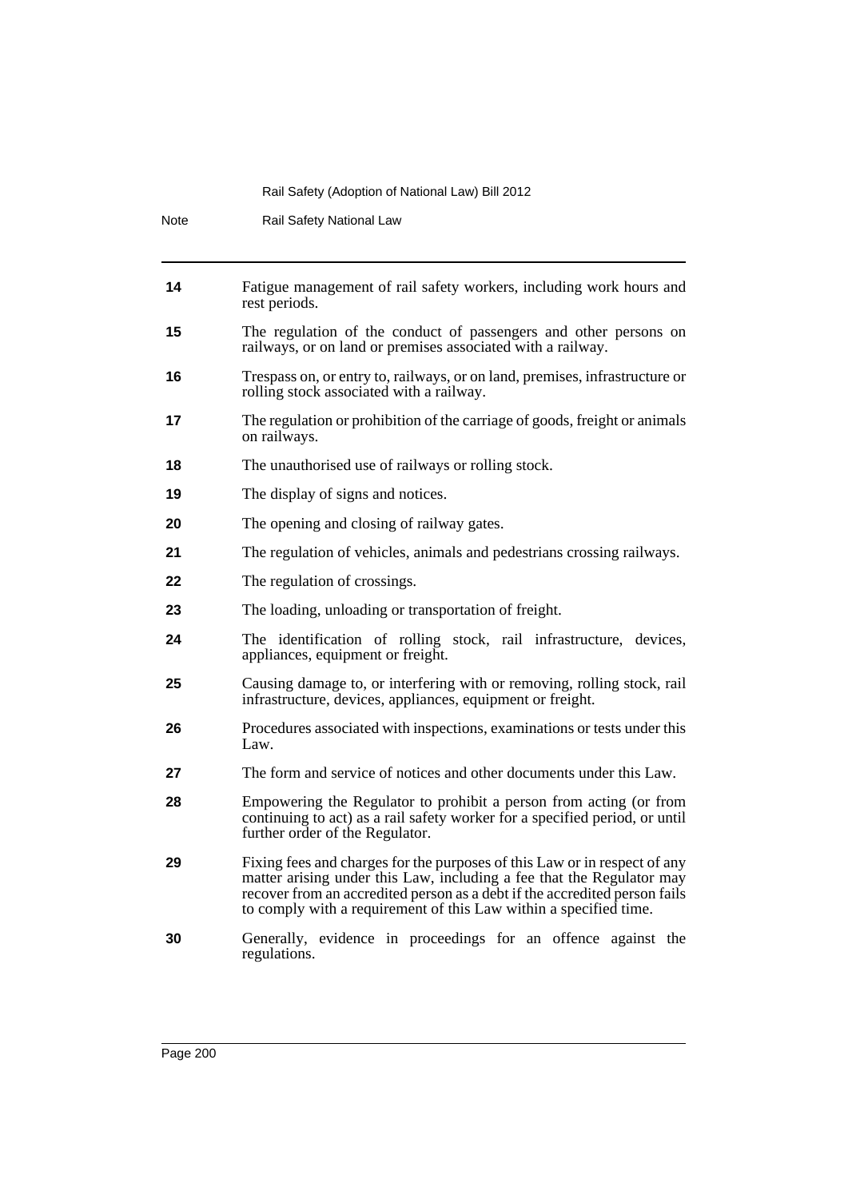14 Fatigue management of rail safety workers, including work hours and rest periods.

15 The regulation of the conduct of passengers and other persons on railways, or on land or premises associated with a railway.

16 Trespass on, or entry to, railways, or on land, premises, infrastructure or rolling stock associated with a railway.

17 The regulation or prohibition of the carriage of goods, freight or animals on railways.

18 The unauthorised use of railways or rolling stock.

19 The display of signs and notices.

20 The opening and closing of railway gates.

21 The regulation of vehicles, animals and pedestrians crossing railways.

22 The regulation of crossings.

23 The loading, unloading or transportation of freight.

24 The identification of rolling stock, rail infrastructure, devices, appliances, equipment or freight.

25 Causing damage to, or interfering with or removing, rolling stock, rail infrastructure, devices, appliances, equipment or freight.

26 Procedures associated with inspections, examinations or tests under this Law.

27 The form and service of notices and other documents under this Law.

28 Empowering the Regulator to prohibit a person from acting (or from continuing to act) as a rail safety worker for a specified period, or until further order of the Regulator.

29 Fixing fees and charges for the purposes of this Law or in respect of any matter arising under this Law, including a fee that the Regulator may recover from an accredited person as a debt if the accredited person fails to comply with a requirement of this Law within a specified time.

30 Generally, evidence in proceedings for an offence against the regulations.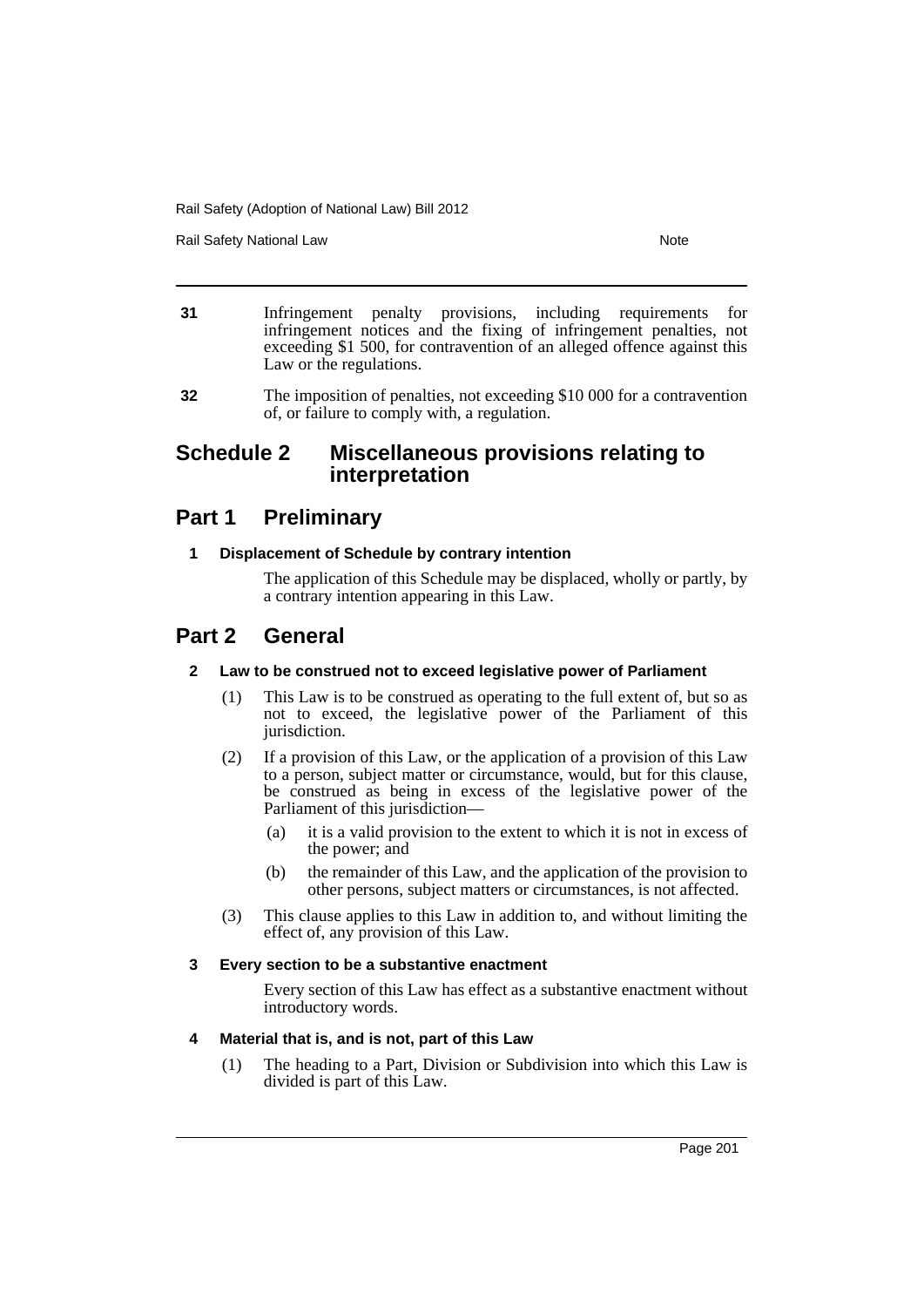**31** Infringement penalty provisions, including requirements for infringement notices and the fixing of infringement penalties, not exceeding $1 500, for contravention of an alleged offence against this Law or the regulations.

**32** The imposition of penalties, not exceeding $10 000 for a contravention of, or failure to comply with, a regulation.

# Schedule 2 Miscellaneous provisions relating to interpretation

## Part 1 Preliminary

### 1 Displacement of Schedule by contrary intention

The application of this Schedule may be displaced, wholly or partly, by a contrary intention appearing in this Law.

## Part 2 General

### 2 Law to be construed not to exceed legislative power of Parliament

(1) This Law is to be construed as operating to the full extent of, but so as not to exceed, the legislative power of the Parliament of this jurisdiction.

(2) If a provision of this Law, or the application of a provision of this Law to a person, subject matter or circumstance, would, but for this clause, be construed as being in excess of the legislative power of the Parliament of this jurisdiction—

(a) it is a valid provision to the extent to which it is not in excess of the power; and

(b) the remainder of this Law, and the application of the provision to other persons, subject matters or circumstances, is not affected.

(3) This clause applies to this Law in addition to, and without limiting the effect of, any provision of this Law.

### 3 Every section to be a substantive enactment

Every section of this Law has effect as a substantive enactment without introductory words.

### 4 Material that is, and is not, part of this Law

(1) The heading to a Part, Division or Subdivision into which this Law is divided is part of this Law.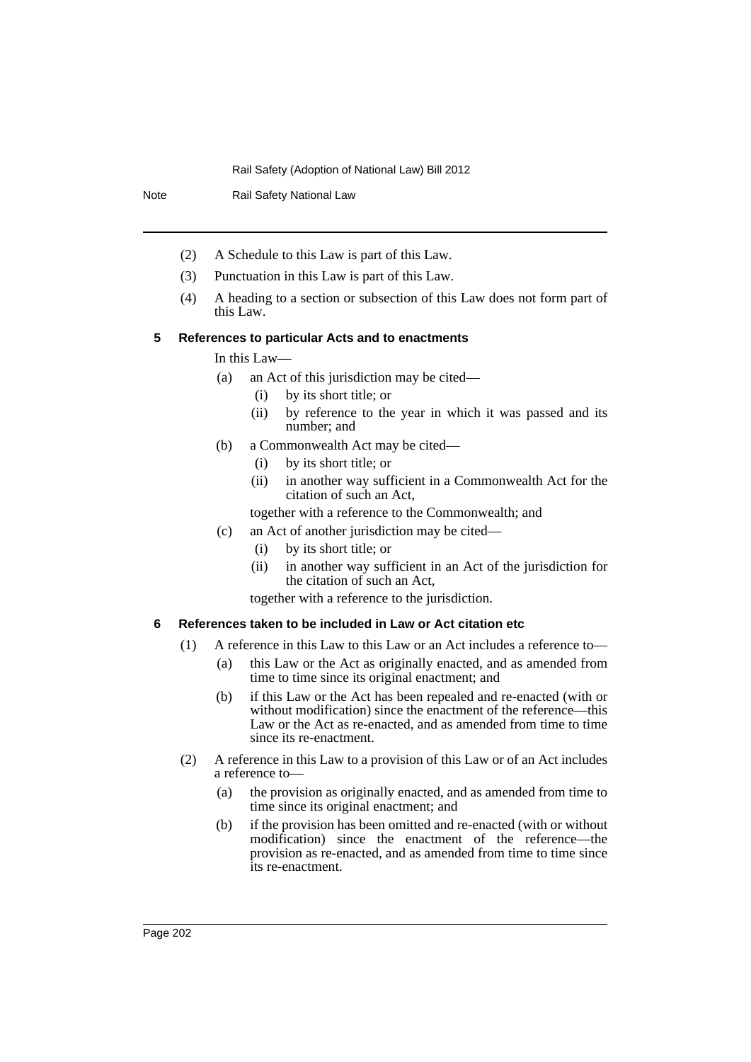(2) A Schedule to this Law is part of this Law.

(3) Punctuation in this Law is part of this Law.

(4) A heading to a section or subsection of this Law does not form part of this Law.

### 5 References to particular Acts and to enactments

In this Law—

(a) an Act of this jurisdiction may be cited—

(i) by its short title; or

(ii) by reference to the year in which it was passed and its number; and

(b) a Commonwealth Act may be cited—

(i) by its short title; or

(ii) in another way sufficient in a Commonwealth Act for the citation of such an Act,

together with a reference to the Commonwealth; and

(c) an Act of another jurisdiction may be cited—

(i) by its short title; or

(ii) in another way sufficient in an Act of the jurisdiction for the citation of such an Act,

together with a reference to the jurisdiction.

### 6 References taken to be included in Law or Act citation etc

(1) A reference in this Law to this Law or an Act includes a reference to—

(a) this Law or the Act as originally enacted, and as amended from time to time since its original enactment; and

(b) if this Law or the Act has been repealed and re-enacted (with or without modification) since the enactment of the reference—this Law or the Act as re-enacted, and as amended from time to time since its re-enactment.

(2) A reference in this Law to a provision of this Law or of an Act includes a reference to—

(a) the provision as originally enacted, and as amended from time to time since its original enactment; and

(b) if the provision has been omitted and re-enacted (with or without modification) since the enactment of the reference—the provision as re-enacted, and as amended from time to time since its re-enactment.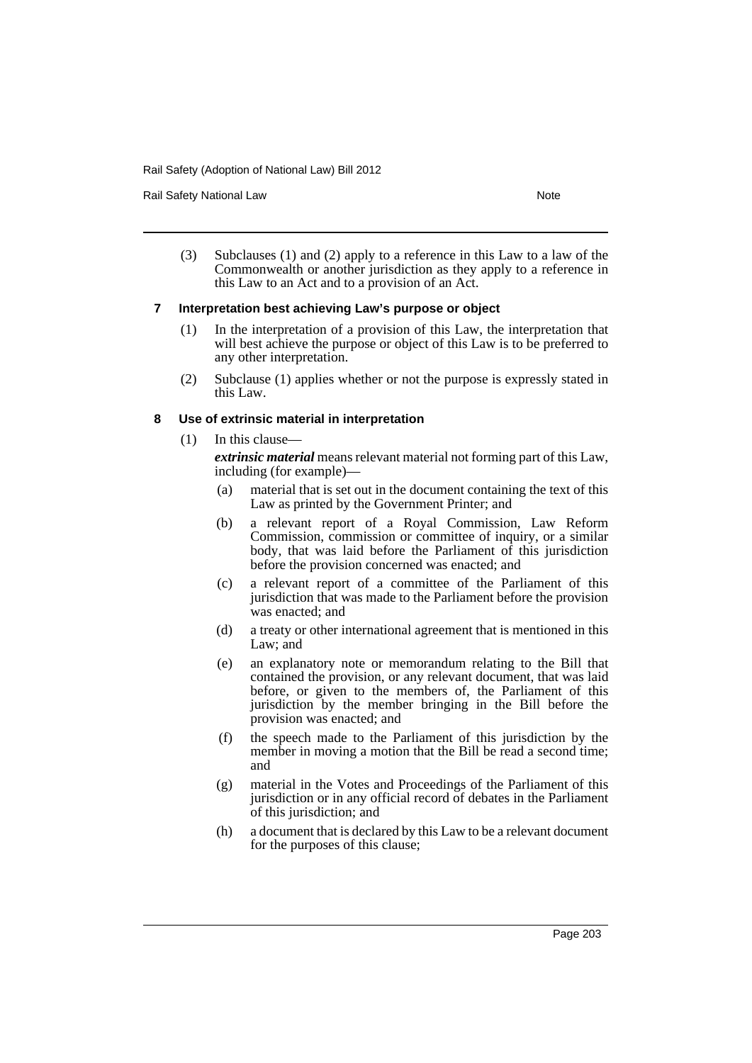(3) Subclauses (1) and (2) apply to a reference in this Law to a law of the Commonwealth or another jurisdiction as they apply to a reference in this Law to an Act and to a provision of an Act.

### 7 Interpretation best achieving Law's purpose or object

(1) In the interpretation of a provision of this Law, the interpretation that will best achieve the purpose or object of this Law is to be preferred to any other interpretation.

(2) Subclause (1) applies whether or not the purpose is expressly stated in this Law.

### 8 Use of extrinsic material in interpretation

(1) In this clause—

***extrinsic material*** means relevant material not forming part of this Law, including (for example)—

- (a) material that is set out in the document containing the text of this Law as printed by the Government Printer; and
- (b) a relevant report of a Royal Commission, Law Reform Commission, commission or committee of inquiry, or a similar body, that was laid before the Parliament of this jurisdiction before the provision concerned was enacted; and
- (c) a relevant report of a committee of the Parliament of this jurisdiction that was made to the Parliament before the provision was enacted; and
- (d) a treaty or other international agreement that is mentioned in this Law; and
- (e) an explanatory note or memorandum relating to the Bill that contained the provision, or any relevant document, that was laid before, or given to the members of, the Parliament of this jurisdiction by the member bringing in the Bill before the provision was enacted; and
- (f) the speech made to the Parliament of this jurisdiction by the member in moving a motion that the Bill be read a second time; and
- (g) material in the Votes and Proceedings of the Parliament of this jurisdiction or in any official record of debates in the Parliament of this jurisdiction; and
- (h) a document that is declared by this Law to be a relevant document for the purposes of this clause;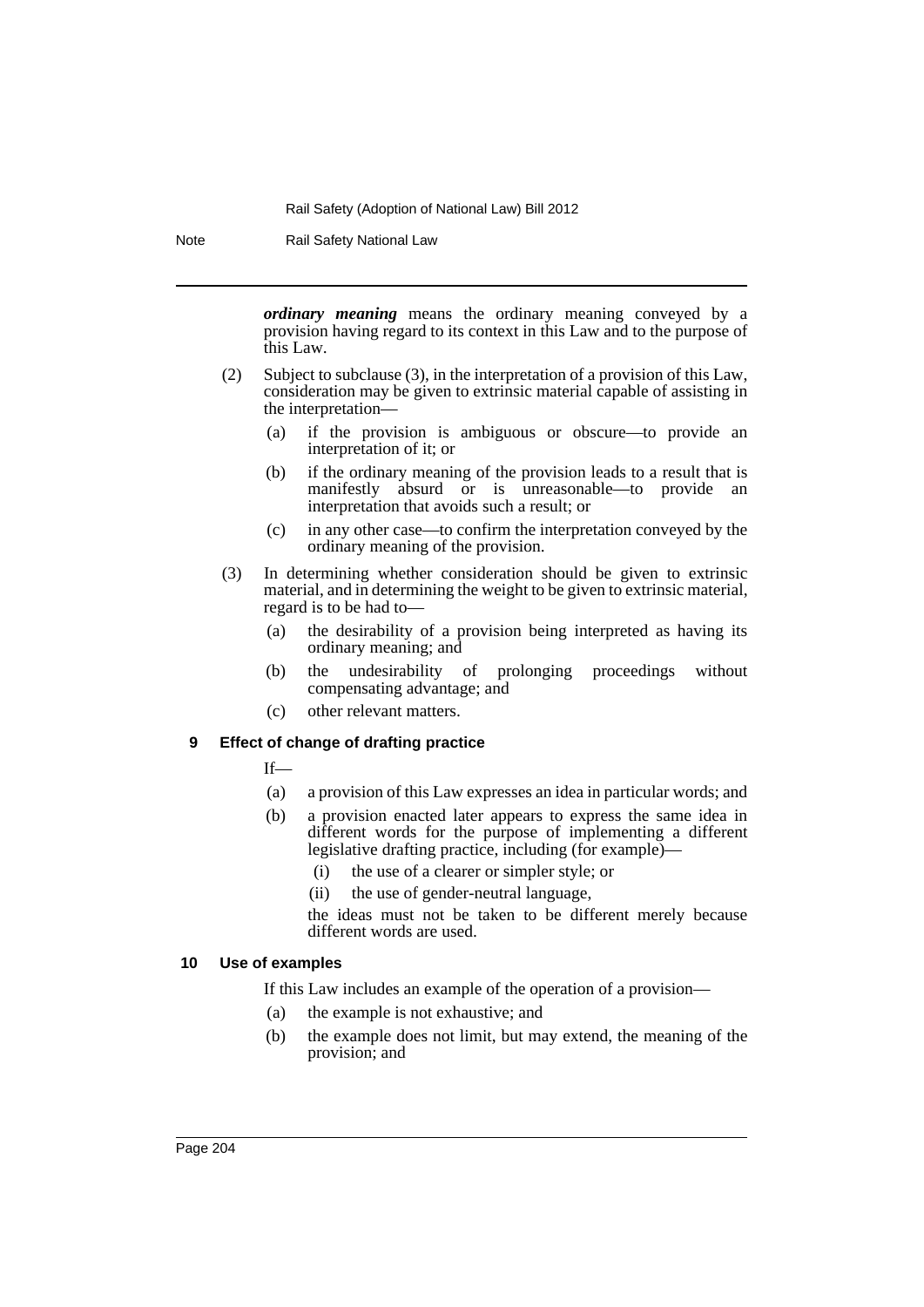***ordinary meaning*** means the ordinary meaning conveyed by a provision having regard to its context in this Law and to the purpose of this Law.

(2) Subject to subclause (3), in the interpretation of a provision of this Law, consideration may be given to extrinsic material capable of assisting in the interpretation—

(a) if the provision is ambiguous or obscure—to provide an interpretation of it; or

(b) if the ordinary meaning of the provision leads to a result that is manifestly absurd or is unreasonable—to provide an interpretation that avoids such a result; or

(c) in any other case—to confirm the interpretation conveyed by the ordinary meaning of the provision.

(3) In determining whether consideration should be given to extrinsic material, and in determining the weight to be given to extrinsic material, regard is to be had to—

(a) the desirability of a provision being interpreted as having its ordinary meaning; and

(b) the undesirability of prolonging proceedings without compensating advantage; and

(c) other relevant matters.

#### 9 Effect of change of drafting practice

If—

(a) a provision of this Law expresses an idea in particular words; and

(b) a provision enacted later appears to express the same idea in different words for the purpose of implementing a different legislative drafting practice, including (for example)—

(i) the use of a clearer or simpler style; or

(ii) the use of gender-neutral language,

the ideas must not be taken to be different merely because different words are used.

#### 10 Use of examples

If this Law includes an example of the operation of a provision—

(a) the example is not exhaustive; and

(b) the example does not limit, but may extend, the meaning of the provision; and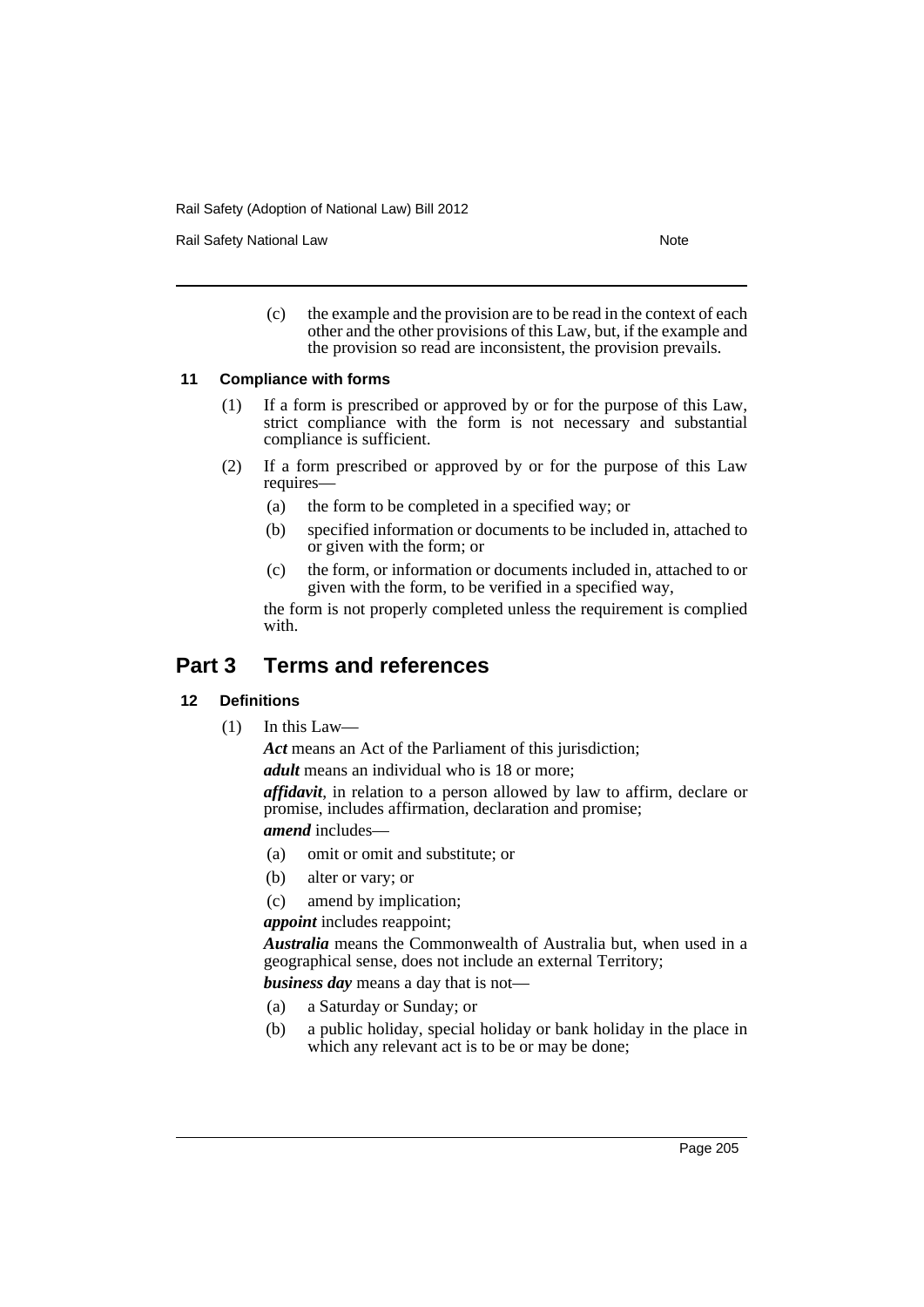(c) the example and the provision are to be read in the context of each other and the other provisions of this Law, but, if the example and the provision so read are inconsistent, the provision prevails.

#### 11 Compliance with forms

(1) If a form is prescribed or approved by or for the purpose of this Law, strict compliance with the form is not necessary and substantial compliance is sufficient.

(2) If a form prescribed or approved by or for the purpose of this Law requires—

(a) the form to be completed in a specified way; or

(b) specified information or documents to be included in, attached to or given with the form; or

(c) the form, or information or documents included in, attached to or given with the form, to be verified in a specified way,

the form is not properly completed unless the requirement is complied with.

## Part 3 Terms and references

#### 12 Definitions

(1) In this Law—

***Act*** means an Act of the Parliament of this jurisdiction;

***adult*** means an individual who is 18 or more;

***affidavit***, in relation to a person allowed by law to affirm, declare or promise, includes affirmation, declaration and promise;

***amend*** includes—

(a) omit or omit and substitute; or

(b) alter or vary; or

(c) amend by implication;

***appoint*** includes reappoint;

***Australia*** means the Commonwealth of Australia but, when used in a geographical sense, does not include an external Territory;

***business day*** means a day that is not—

(a) a Saturday or Sunday; or

(b) a public holiday, special holiday or bank holiday in the place in which any relevant act is to be or may be done;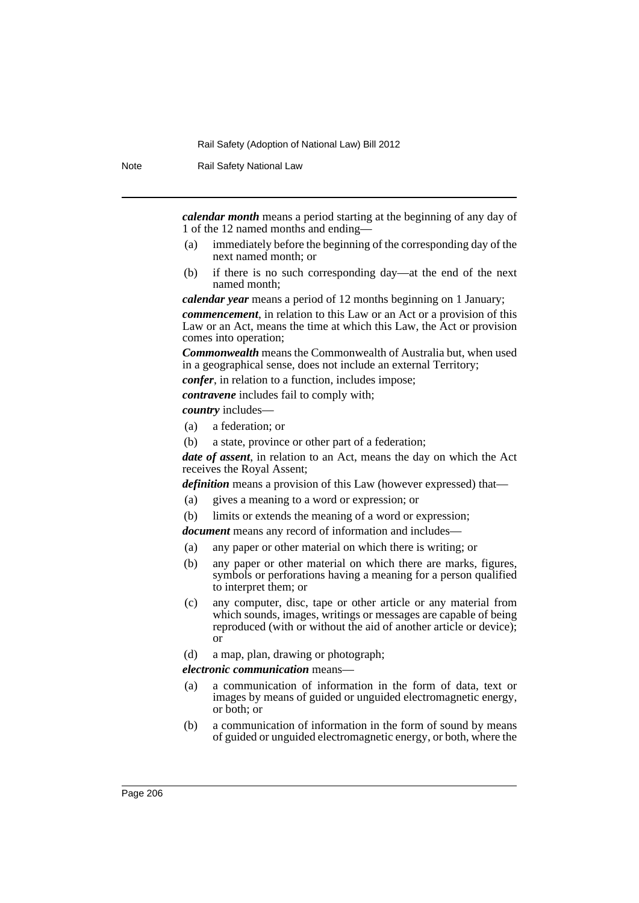***calendar month*** means a period starting at the beginning of any day of 1 of the 12 named months and ending—

(a) immediately before the beginning of the corresponding day of the next named month; or

(b) if there is no such corresponding day—at the end of the next named month;

***calendar year*** means a period of 12 months beginning on 1 January;

***commencement***, in relation to this Law or an Act or a provision of this Law or an Act, means the time at which this Law, the Act or provision comes into operation;

***Commonwealth*** means the Commonwealth of Australia but, when used in a geographical sense, does not include an external Territory;

***confer***, in relation to a function, includes impose;

***contravene*** includes fail to comply with;

***country*** includes—

(a) a federation; or

(b) a state, province or other part of a federation;

***date of assent***, in relation to an Act, means the day on which the Act receives the Royal Assent;

***definition*** means a provision of this Law (however expressed) that—

(a) gives a meaning to a word or expression; or

(b) limits or extends the meaning of a word or expression;

***document*** means any record of information and includes—

(a) any paper or other material on which there is writing; or

(b) any paper or other material on which there are marks, figures, symbols or perforations having a meaning for a person qualified to interpret them; or

(c) any computer, disc, tape or other article or any material from which sounds, images, writings or messages are capable of being reproduced (with or without the aid of another article or device); or

(d) a map, plan, drawing or photograph;

***electronic communication*** means—

(a) a communication of information in the form of data, text or images by means of guided or unguided electromagnetic energy, or both; or

(b) a communication of information in the form of sound by means of guided or unguided electromagnetic energy, or both, where the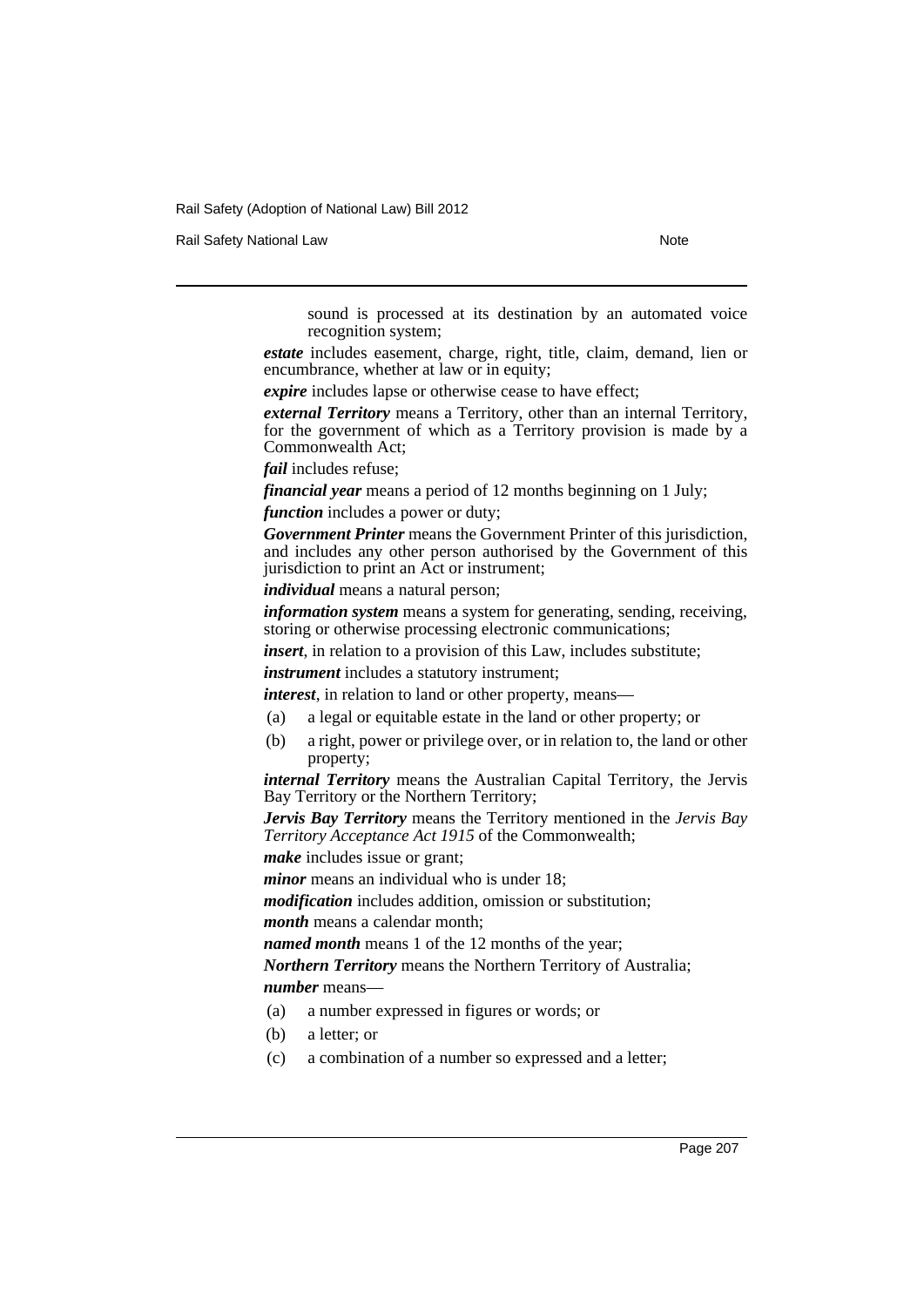sound is processed at its destination by an automated voice recognition system;

***estate*** includes easement, charge, right, title, claim, demand, lien or encumbrance, whether at law or in equity;

***expire*** includes lapse or otherwise cease to have effect;

***external Territory*** means a Territory, other than an internal Territory, for the government of which as a Territory provision is made by a Commonwealth Act;

***fail*** includes refuse;

***financial year*** means a period of 12 months beginning on 1 July;

***function*** includes a power or duty;

***Government Printer*** means the Government Printer of this jurisdiction, and includes any other person authorised by the Government of this jurisdiction to print an Act or instrument;

***individual*** means a natural person;

***information system*** means a system for generating, sending, receiving, storing or otherwise processing electronic communications;

***insert***, in relation to a provision of this Law, includes substitute;

***instrument*** includes a statutory instrument;

***interest***, in relation to land or other property, means—

(a) a legal or equitable estate in the land or other property; or

(b) a right, power or privilege over, or in relation to, the land or other property;

***internal Territory*** means the Australian Capital Territory, the Jervis Bay Territory or the Northern Territory;

***Jervis Bay Territory*** means the Territory mentioned in the *Jervis Bay Territory Acceptance Act 1915* of the Commonwealth;

***make*** includes issue or grant;

***minor*** means an individual who is under 18;

***modification*** includes addition, omission or substitution;

***month*** means a calendar month;

***named month*** means 1 of the 12 months of the year;

***Northern Territory*** means the Northern Territory of Australia;

***number*** means—

(a) a number expressed in figures or words; or

(b) a letter; or

(c) a combination of a number so expressed and a letter;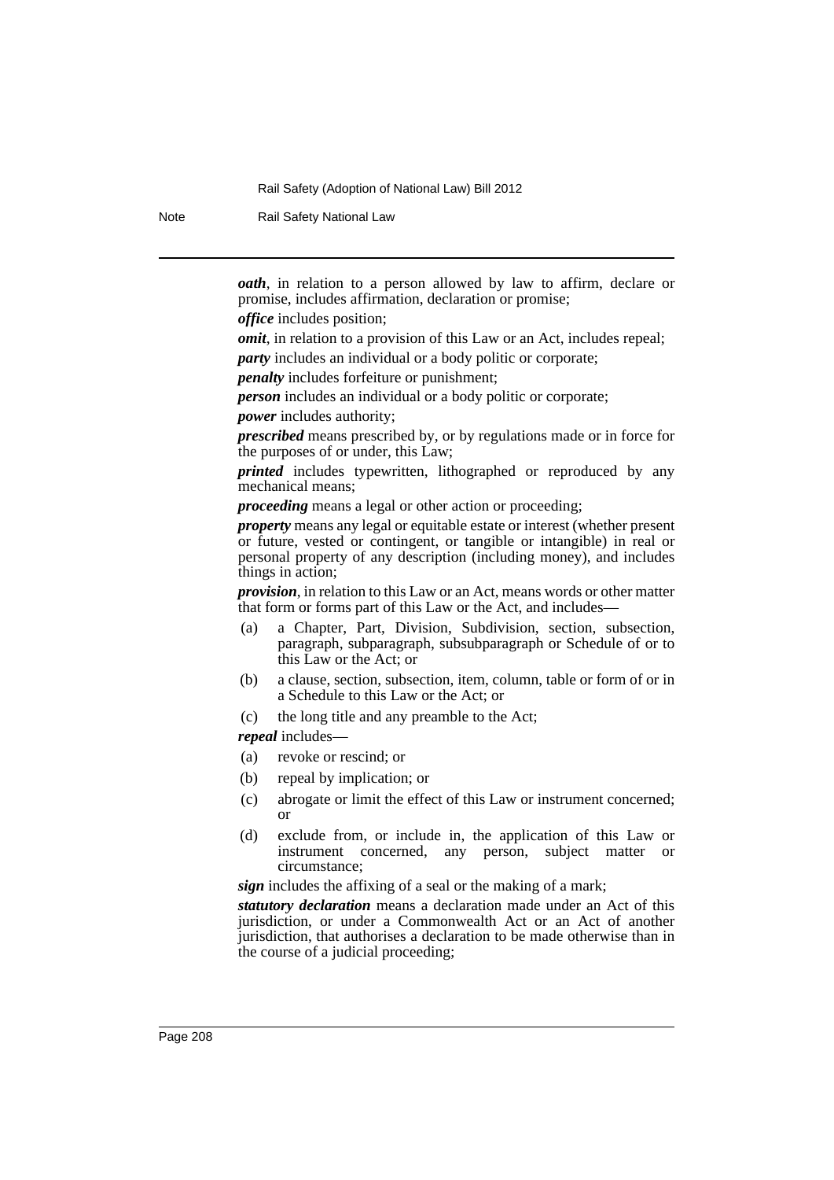***oath***, in relation to a person allowed by law to affirm, declare or promise, includes affirmation, declaration or promise;

***office*** includes position;

***omit***, in relation to a provision of this Law or an Act, includes repeal;

***party*** includes an individual or a body politic or corporate;

***penalty*** includes forfeiture or punishment;

***person*** includes an individual or a body politic or corporate;

***power*** includes authority;

***prescribed*** means prescribed by, or by regulations made or in force for the purposes of or under, this Law;

***printed*** includes typewritten, lithographed or reproduced by any mechanical means;

***proceeding*** means a legal or other action or proceeding;

***property*** means any legal or equitable estate or interest (whether present or future, vested or contingent, or tangible or intangible) in real or personal property of any description (including money), and includes things in action;

***provision***, in relation to this Law or an Act, means words or other matter that form or forms part of this Law or the Act, and includes—

(a) a Chapter, Part, Division, Subdivision, section, subsection, paragraph, subparagraph, subsubparagraph or Schedule of or to this Law or the Act; or

(b) a clause, section, subsection, item, column, table or form of or in a Schedule to this Law or the Act; or

(c) the long title and any preamble to the Act;

***repeal*** includes—

(a) revoke or rescind; or

(b) repeal by implication; or

(c) abrogate or limit the effect of this Law or instrument concerned; or

(d) exclude from, or include in, the application of this Law or instrument concerned, any person, subject matter or circumstance;

***sign*** includes the affixing of a seal or the making of a mark;

***statutory declaration*** means a declaration made under an Act of this jurisdiction, or under a Commonwealth Act or an Act of another jurisdiction, that authorises a declaration to be made otherwise than in the course of a judicial proceeding;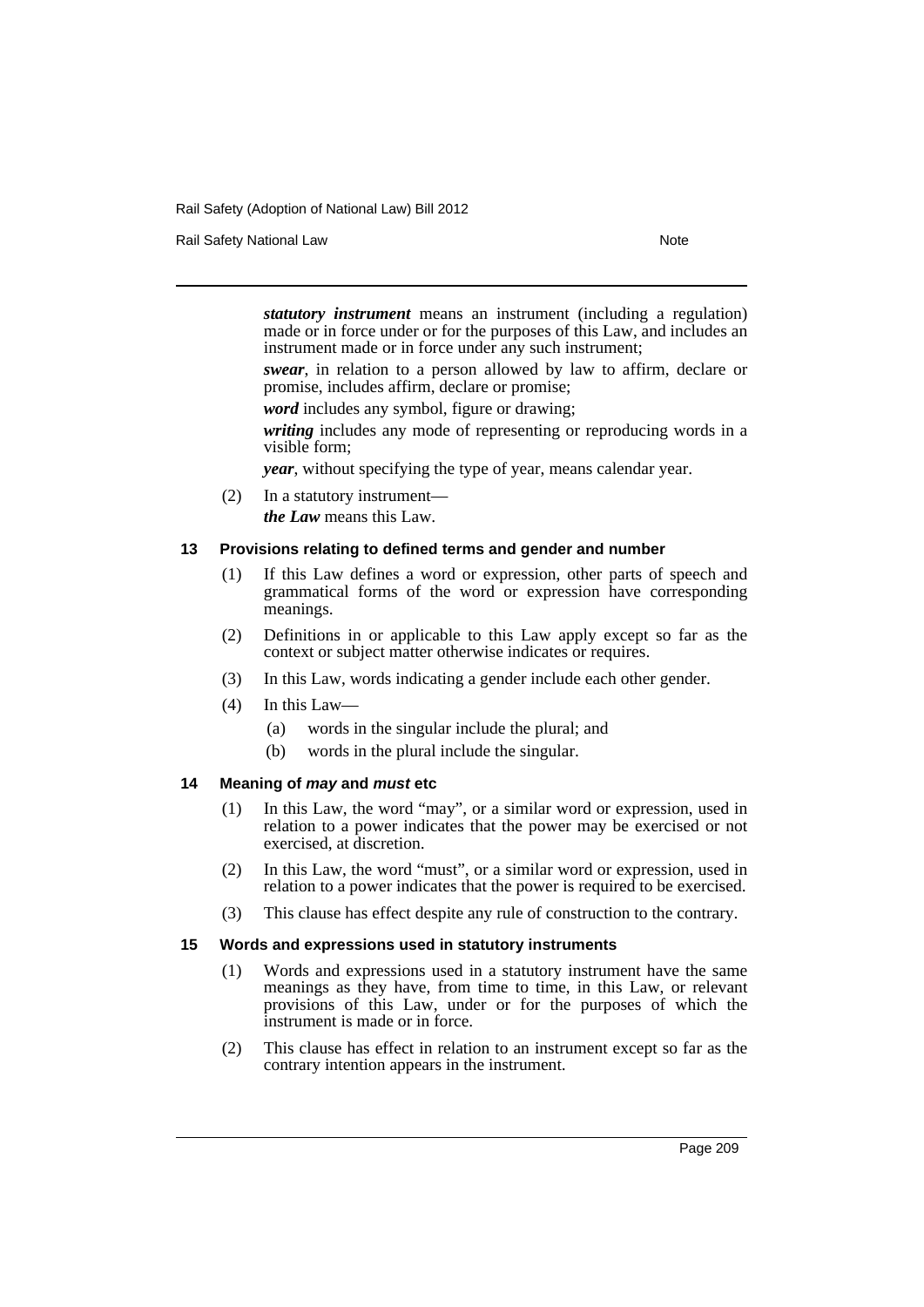***statutory instrument*** means an instrument (including a regulation) made or in force under or for the purposes of this Law, and includes an instrument made or in force under any such instrument;

***swear***, in relation to a person allowed by law to affirm, declare or promise, includes affirm, declare or promise;

***word*** includes any symbol, figure or drawing;

***writing*** includes any mode of representing or reproducing words in a visible form;

***year***, without specifying the type of year, means calendar year.

(2) In a statutory instrument—

***the Law*** means this Law.

#### 13 Provisions relating to defined terms and gender and number

(1) If this Law defines a word or expression, other parts of speech and grammatical forms of the word or expression have corresponding meanings.

(2) Definitions in or applicable to this Law apply except so far as the context or subject matter otherwise indicates or requires.

(3) In this Law, words indicating a gender include each other gender.

(4) In this Law—

- (a) words in the singular include the plural; and
- (b) words in the plural include the singular.

#### 14 Meaning of *may* and *must* etc

(1) In this Law, the word "may", or a similar word or expression, used in relation to a power indicates that the power may be exercised or not exercised, at discretion.

(2) In this Law, the word "must", or a similar word or expression, used in relation to a power indicates that the power is required to be exercised.

(3) This clause has effect despite any rule of construction to the contrary.

#### 15 Words and expressions used in statutory instruments

(1) Words and expressions used in a statutory instrument have the same meanings as they have, from time to time, in this Law, or relevant provisions of this Law, under or for the purposes of which the instrument is made or in force.

(2) This clause has effect in relation to an instrument except so far as the contrary intention appears in the instrument.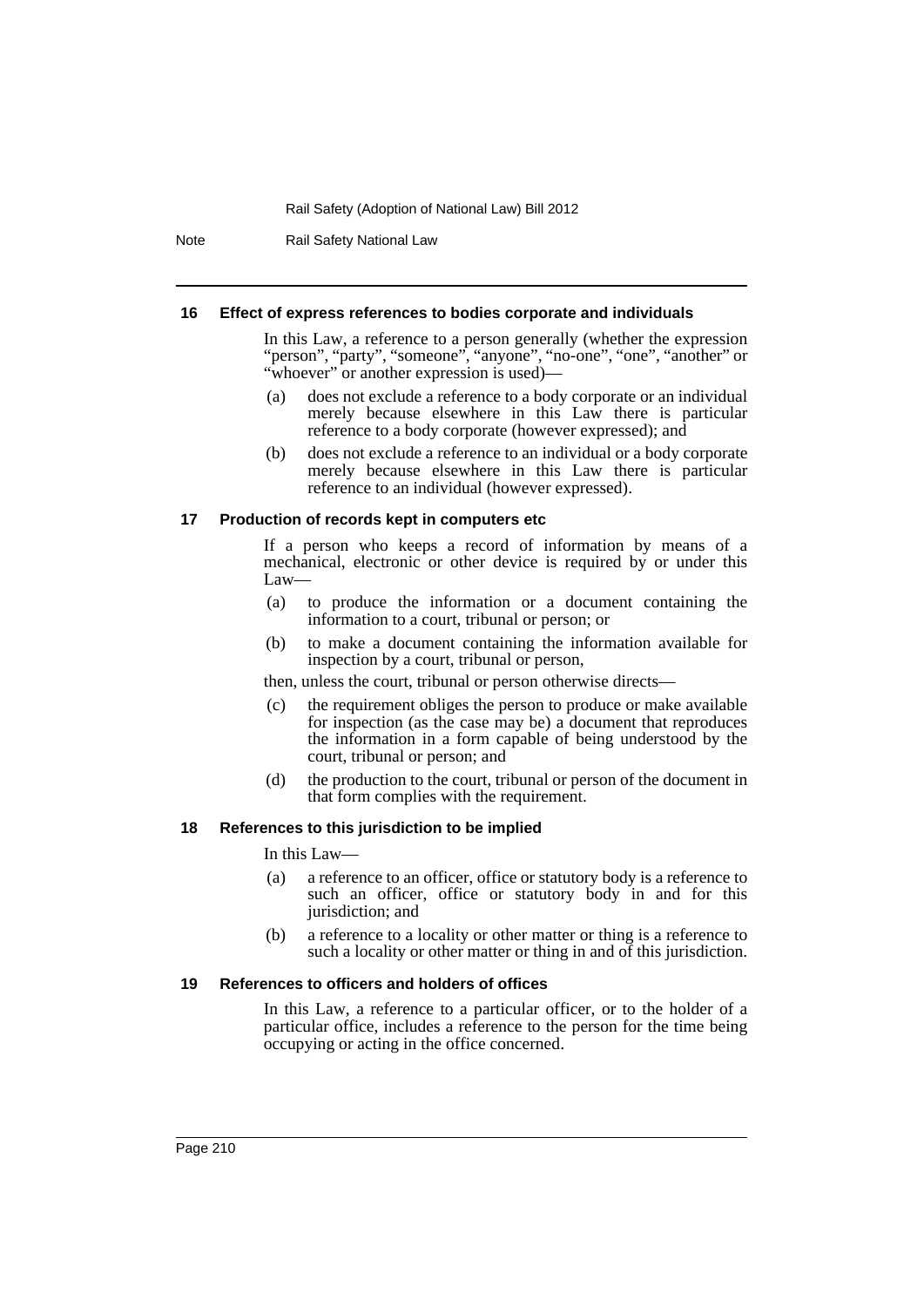#### 16 Effect of express references to bodies corporate and individuals

In this Law, a reference to a person generally (whether the expression "person", "party", "someone", "anyone", "no-one", "one", "another" or "whoever" or another expression is used)—

(a) does not exclude a reference to a body corporate or an individual merely because elsewhere in this Law there is particular reference to a body corporate (however expressed); and

(b) does not exclude a reference to an individual or a body corporate merely because elsewhere in this Law there is particular reference to an individual (however expressed).

#### 17 Production of records kept in computers etc

If a person who keeps a record of information by means of a mechanical, electronic or other device is required by or under this Law—

(a) to produce the information or a document containing the information to a court, tribunal or person; or

(b) to make a document containing the information available for inspection by a court, tribunal or person,

then, unless the court, tribunal or person otherwise directs—

(c) the requirement obliges the person to produce or make available for inspection (as the case may be) a document that reproduces the information in a form capable of being understood by the court, tribunal or person; and

(d) the production to the court, tribunal or person of the document in that form complies with the requirement.

#### 18 References to this jurisdiction to be implied

In this Law—

(a) a reference to an officer, office or statutory body is a reference to such an officer, office or statutory body in and for this jurisdiction; and

(b) a reference to a locality or other matter or thing is a reference to such a locality or other matter or thing in and of this jurisdiction.

#### 19 References to officers and holders of offices

In this Law, a reference to a particular officer, or to the holder of a particular office, includes a reference to the person for the time being occupying or acting in the office concerned.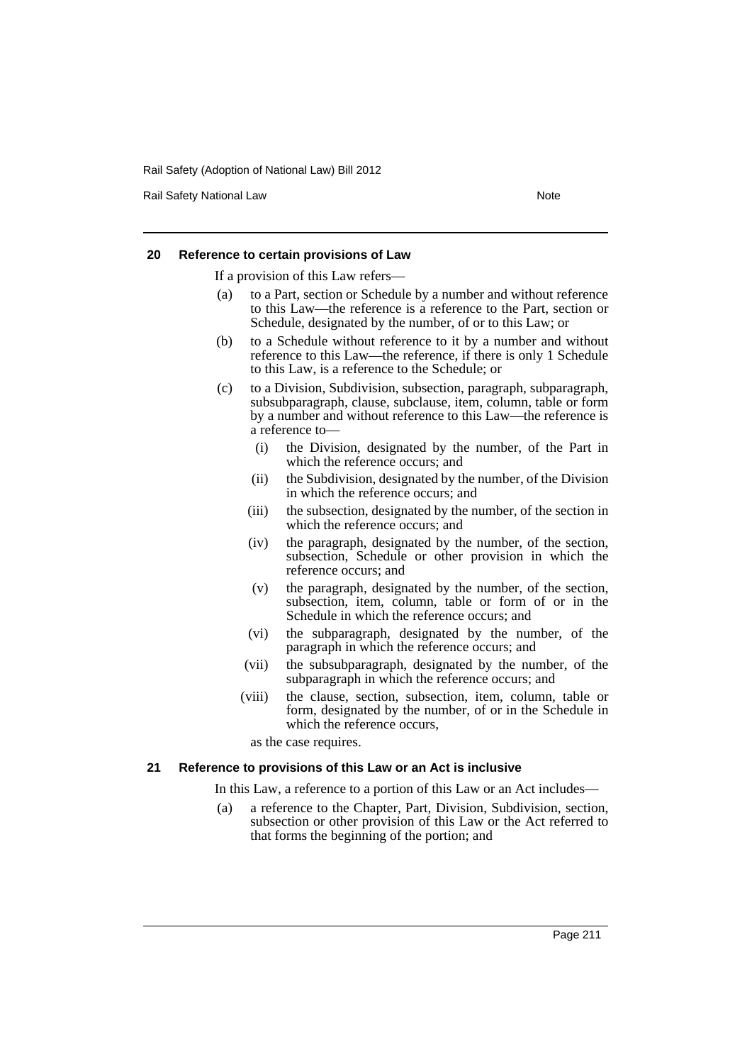### 20 Reference to certain provisions of Law

If a provision of this Law refers—

(a) to a Part, section or Schedule by a number and without reference to this Law—the reference is a reference to the Part, section or Schedule, designated by the number, of or to this Law; or

(b) to a Schedule without reference to it by a number and without reference to this Law—the reference, if there is only 1 Schedule to this Law, is a reference to the Schedule; or

(c) to a Division, Subdivision, subsection, paragraph, subparagraph, subsubparagraph, clause, subclause, item, column, table or form by a number and without reference to this Law—the reference is a reference to—

(i) the Division, designated by the number, of the Part in which the reference occurs; and

(ii) the Subdivision, designated by the number, of the Division in which the reference occurs; and

(iii) the subsection, designated by the number, of the section in which the reference occurs; and

(iv) the paragraph, designated by the number, of the section, subsection, Schedule or other provision in which the reference occurs; and

(v) the paragraph, designated by the number, of the section, subsection, item, column, table or form of or in the Schedule in which the reference occurs; and

(vi) the subparagraph, designated by the number, of the paragraph in which the reference occurs; and

(vii) the subsubparagraph, designated by the number, of the subparagraph in which the reference occurs; and

(viii) the clause, section, subsection, item, column, table or form, designated by the number, of or in the Schedule in which the reference occurs,

as the case requires.

### 21 Reference to provisions of this Law or an Act is inclusive

In this Law, a reference to a portion of this Law or an Act includes—

(a) a reference to the Chapter, Part, Division, Subdivision, section, subsection or other provision of this Law or the Act referred to that forms the beginning of the portion; and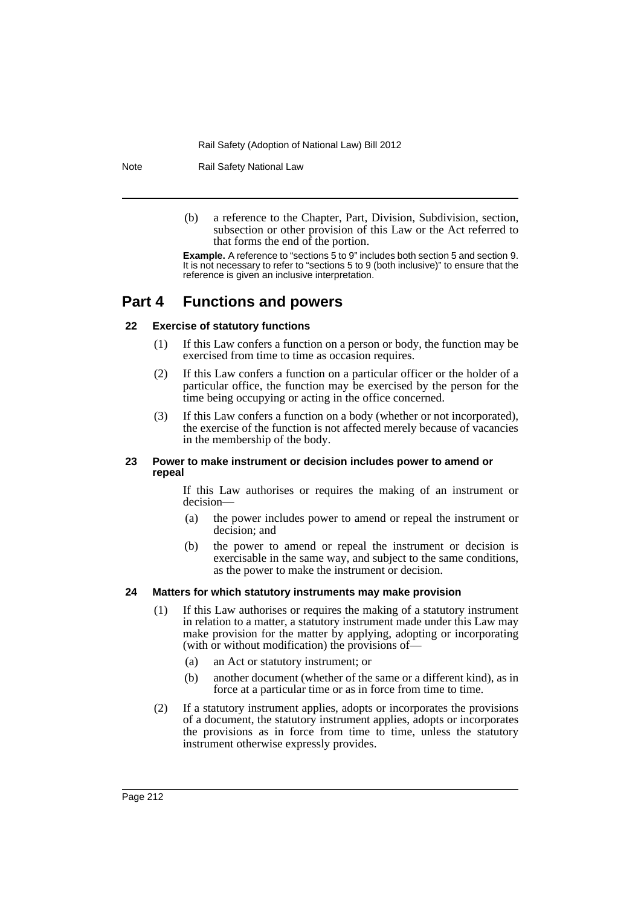(b) a reference to the Chapter, Part, Division, Subdivision, section, subsection or other provision of this Law or the Act referred to that forms the end of the portion.

**Example.** A reference to "sections 5 to 9" includes both section 5 and section 9. It is not necessary to refer to "sections 5 to 9 (both inclusive)" to ensure that the reference is given an inclusive interpretation.

# Part 4 Functions and powers

### 22 Exercise of statutory functions

(1) If this Law confers a function on a person or body, the function may be exercised from time to time as occasion requires.

(2) If this Law confers a function on a particular officer or the holder of a particular office, the function may be exercised by the person for the time being occupying or acting in the office concerned.

(3) If this Law confers a function on a body (whether or not incorporated), the exercise of the function is not affected merely because of vacancies in the membership of the body.

### 23 Power to make instrument or decision includes power to amend or repeal

If this Law authorises or requires the making of an instrument or decision—

(a) the power includes power to amend or repeal the instrument or decision; and

(b) the power to amend or repeal the instrument or decision is exercisable in the same way, and subject to the same conditions, as the power to make the instrument or decision.

### 24 Matters for which statutory instruments may make provision

(1) If this Law authorises or requires the making of a statutory instrument in relation to a matter, a statutory instrument made under this Law may make provision for the matter by applying, adopting or incorporating (with or without modification) the provisions of—

(a) an Act or statutory instrument; or

(b) another document (whether of the same or a different kind), as in force at a particular time or as in force from time to time.

(2) If a statutory instrument applies, adopts or incorporates the provisions of a document, the statutory instrument applies, adopts or incorporates the provisions as in force from time to time, unless the statutory instrument otherwise expressly provides.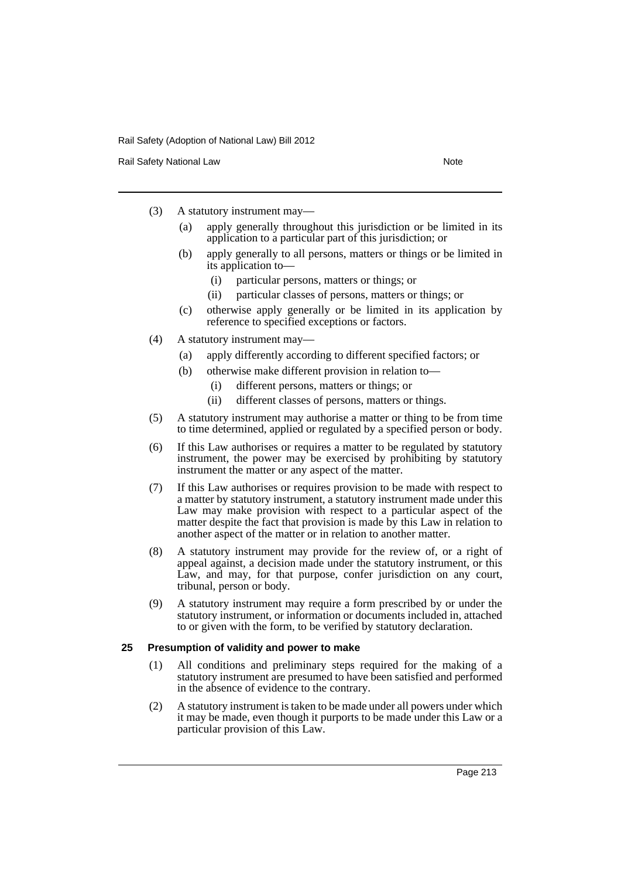(3) A statutory instrument may—

  (a) apply generally throughout this jurisdiction or be limited in its application to a particular part of this jurisdiction; or

  (b) apply generally to all persons, matters or things or be limited in its application to—

    (i) particular persons, matters or things; or

    (ii) particular classes of persons, matters or things; or

  (c) otherwise apply generally or be limited in its application by reference to specified exceptions or factors.

(4) A statutory instrument may—

  (a) apply differently according to different specified factors; or

  (b) otherwise make different provision in relation to—

    (i) different persons, matters or things; or

    (ii) different classes of persons, matters or things.

(5) A statutory instrument may authorise a matter or thing to be from time to time determined, applied or regulated by a specified person or body.

(6) If this Law authorises or requires a matter to be regulated by statutory instrument, the power may be exercised by prohibiting by statutory instrument the matter or any aspect of the matter.

(7) If this Law authorises or requires provision to be made with respect to a matter by statutory instrument, a statutory instrument made under this Law may make provision with respect to a particular aspect of the matter despite the fact that provision is made by this Law in relation to another aspect of the matter or in relation to another matter.

(8) A statutory instrument may provide for the review of, or a right of appeal against, a decision made under the statutory instrument, or this Law, and may, for that purpose, confer jurisdiction on any court, tribunal, person or body.

(9) A statutory instrument may require a form prescribed by or under the statutory instrument, or information or documents included in, attached to or given with the form, to be verified by statutory declaration.

### 25 Presumption of validity and power to make

(1) All conditions and preliminary steps required for the making of a statutory instrument are presumed to have been satisfied and performed in the absence of evidence to the contrary.

(2) A statutory instrument is taken to be made under all powers under which it may be made, even though it purports to be made under this Law or a particular provision of this Law.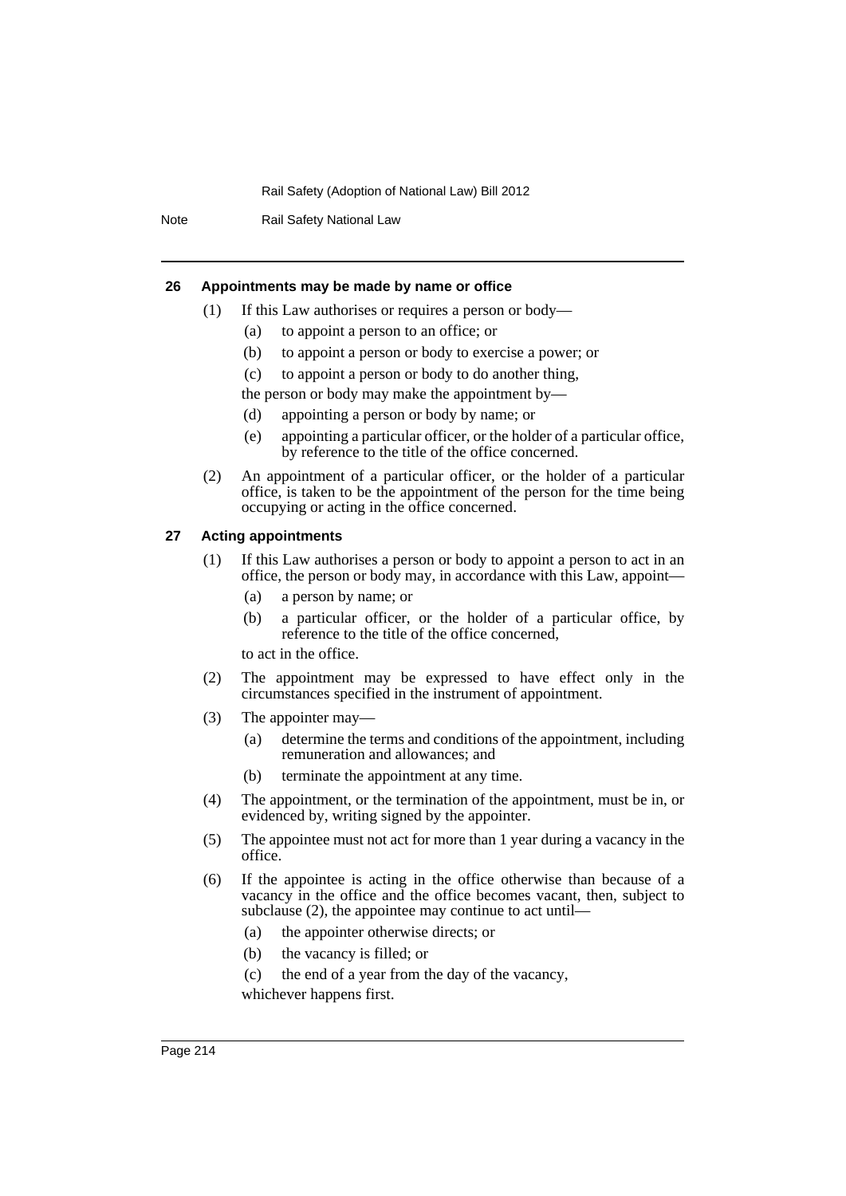### 26 Appointments may be made by name or office

(1) If this Law authorises or requires a person or body—

(a) to appoint a person to an office; or

(b) to appoint a person or body to exercise a power; or

(c) to appoint a person or body to do another thing,

the person or body may make the appointment by—

(d) appointing a person or body by name; or

(e) appointing a particular officer, or the holder of a particular office, by reference to the title of the office concerned.

(2) An appointment of a particular officer, or the holder of a particular office, is taken to be the appointment of the person for the time being occupying or acting in the office concerned.

### 27 Acting appointments

(1) If this Law authorises a person or body to appoint a person to act in an office, the person or body may, in accordance with this Law, appoint—

(a) a person by name; or

(b) a particular officer, or the holder of a particular office, by reference to the title of the office concerned,

to act in the office.

(2) The appointment may be expressed to have effect only in the circumstances specified in the instrument of appointment.

(3) The appointer may—

(a) determine the terms and conditions of the appointment, including remuneration and allowances; and

(b) terminate the appointment at any time.

(4) The appointment, or the termination of the appointment, must be in, or evidenced by, writing signed by the appointer.

(5) The appointee must not act for more than 1 year during a vacancy in the office.

(6) If the appointee is acting in the office otherwise than because of a vacancy in the office and the office becomes vacant, then, subject to subclause (2), the appointee may continue to act until—

(a) the appointer otherwise directs; or

(b) the vacancy is filled; or

(c) the end of a year from the day of the vacancy,

whichever happens first.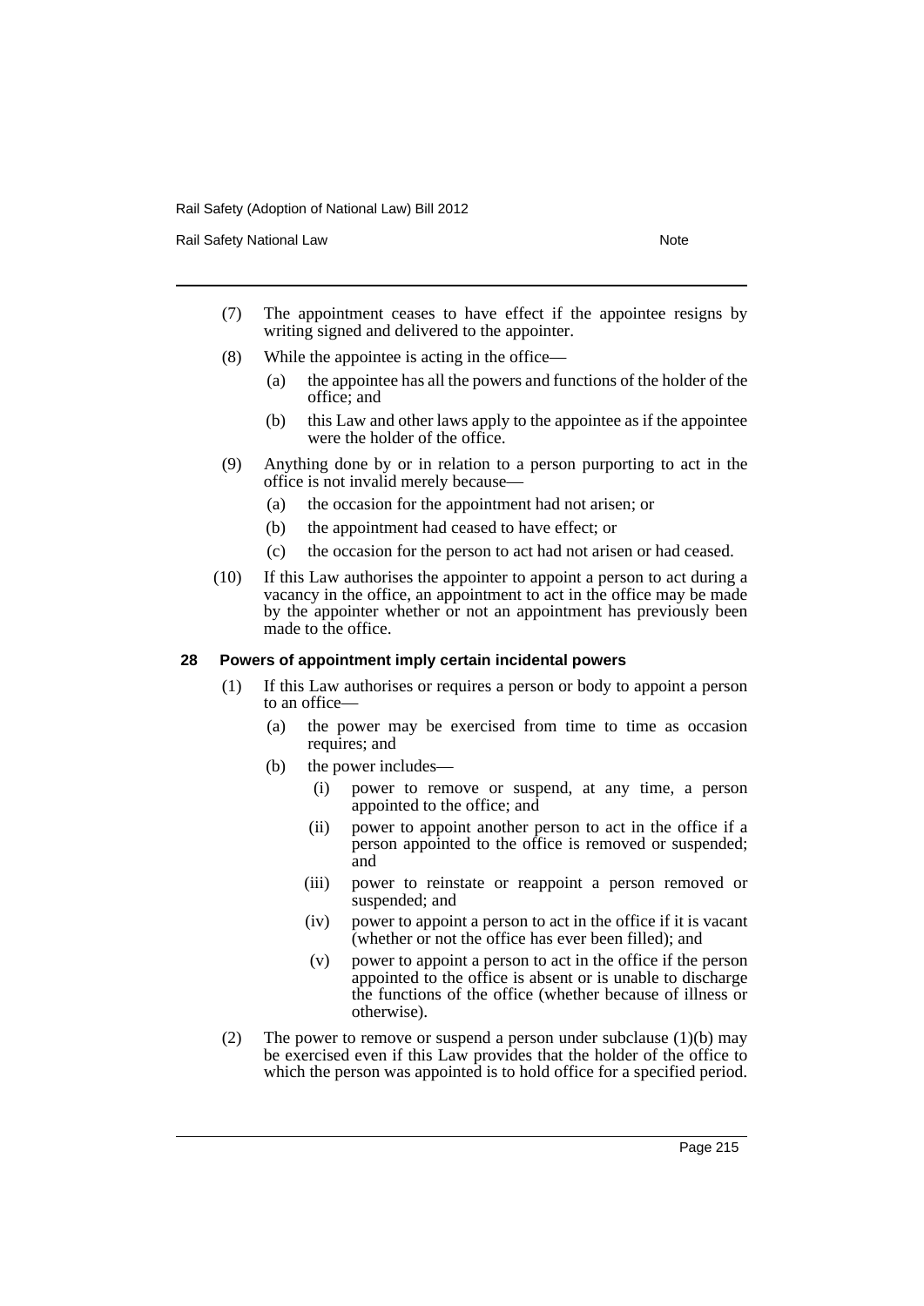(7) The appointment ceases to have effect if the appointee resigns by writing signed and delivered to the appointer.

(8) While the appointee is acting in the office—

(a) the appointee has all the powers and functions of the holder of the office; and

(b) this Law and other laws apply to the appointee as if the appointee were the holder of the office.

(9) Anything done by or in relation to a person purporting to act in the office is not invalid merely because—

(a) the occasion for the appointment had not arisen; or

(b) the appointment had ceased to have effect; or

(c) the occasion for the person to act had not arisen or had ceased.

(10) If this Law authorises the appointer to appoint a person to act during a vacancy in the office, an appointment to act in the office may be made by the appointer whether or not an appointment has previously been made to the office.

### 28 Powers of appointment imply certain incidental powers

(1) If this Law authorises or requires a person or body to appoint a person to an office—

(a) the power may be exercised from time to time as occasion requires; and

(b) the power includes—

(i) power to remove or suspend, at any time, a person appointed to the office; and

(ii) power to appoint another person to act in the office if a person appointed to the office is removed or suspended; and

(iii) power to reinstate or reappoint a person removed or suspended; and

(iv) power to appoint a person to act in the office if it is vacant (whether or not the office has ever been filled); and

(v) power to appoint a person to act in the office if the person appointed to the office is absent or is unable to discharge the functions of the office (whether because of illness or otherwise).

(2) The power to remove or suspend a person under subclause (1)(b) may be exercised even if this Law provides that the holder of the office to which the person was appointed is to hold office for a specified period.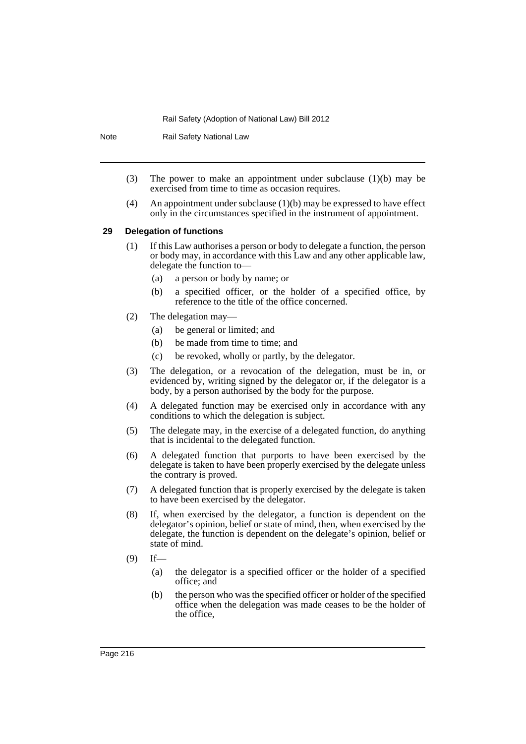(3) The power to make an appointment under subclause (1)(b) may be exercised from time to time as occasion requires.

(4) An appointment under subclause (1)(b) may be expressed to have effect only in the circumstances specified in the instrument of appointment.

### 29 Delegation of functions

(1) If this Law authorises a person or body to delegate a function, the person or body may, in accordance with this Law and any other applicable law, delegate the function to—

- (a) a person or body by name; or
- (b) a specified officer, or the holder of a specified office, by reference to the title of the office concerned.

(2) The delegation may—

- (a) be general or limited; and
- (b) be made from time to time; and
- (c) be revoked, wholly or partly, by the delegator.

(3) The delegation, or a revocation of the delegation, must be in, or evidenced by, writing signed by the delegator or, if the delegator is a body, by a person authorised by the body for the purpose.

(4) A delegated function may be exercised only in accordance with any conditions to which the delegation is subject.

(5) The delegate may, in the exercise of a delegated function, do anything that is incidental to the delegated function.

(6) A delegated function that purports to have been exercised by the delegate is taken to have been properly exercised by the delegate unless the contrary is proved.

(7) A delegated function that is properly exercised by the delegate is taken to have been exercised by the delegator.

(8) If, when exercised by the delegator, a function is dependent on the delegator's opinion, belief or state of mind, then, when exercised by the delegate, the function is dependent on the delegate's opinion, belief or state of mind.

(9) If—

- (a) the delegator is a specified officer or the holder of a specified office; and
- (b) the person who was the specified officer or holder of the specified office when the delegation was made ceases to be the holder of the office,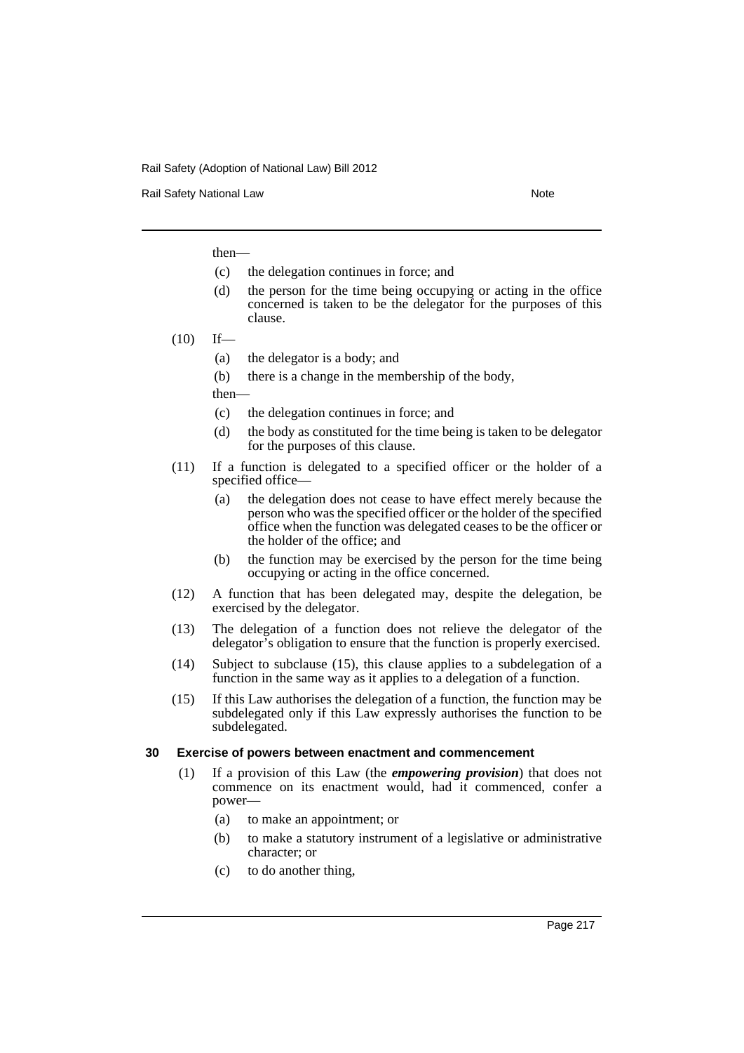then—

- (c) the delegation continues in force; and
- (d) the person for the time being occupying or acting in the office concerned is taken to be the delegator for the purposes of this clause.

(10) If—

- (a) the delegator is a body; and
- (b) there is a change in the membership of the body,

then—

- (c) the delegation continues in force; and
- (d) the body as constituted for the time being is taken to be delegator for the purposes of this clause.

(11) If a function is delegated to a specified officer or the holder of a specified office—

- (a) the delegation does not cease to have effect merely because the person who was the specified officer or the holder of the specified office when the function was delegated ceases to be the officer or the holder of the office; and
- (b) the function may be exercised by the person for the time being occupying or acting in the office concerned.

(12) A function that has been delegated may, despite the delegation, be exercised by the delegator.

(13) The delegation of a function does not relieve the delegator of the delegator's obligation to ensure that the function is properly exercised.

(14) Subject to subclause (15), this clause applies to a subdelegation of a function in the same way as it applies to a delegation of a function.

(15) If this Law authorises the delegation of a function, the function may be subdelegated only if this Law expressly authorises the function to be subdelegated.

### 30 Exercise of powers between enactment and commencement

(1) If a provision of this Law (the ***empowering provision***) that does not commence on its enactment would, had it commenced, confer a power—

- (a) to make an appointment; or
- (b) to make a statutory instrument of a legislative or administrative character; or
- (c) to do another thing,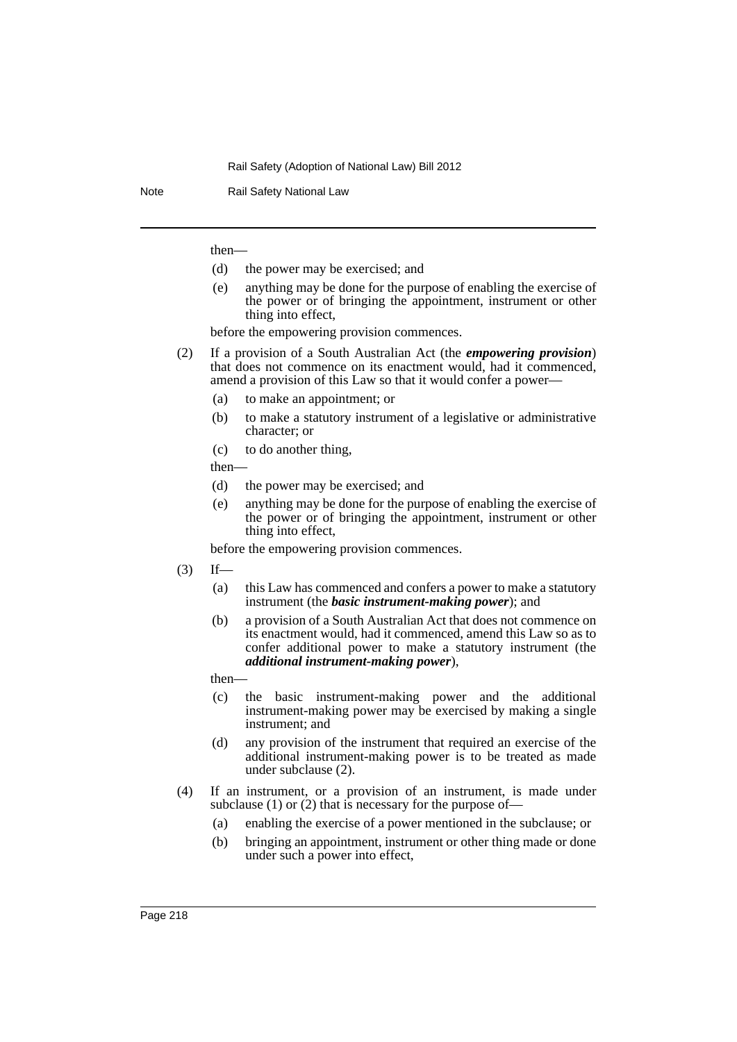then—

(d) the power may be exercised; and

(e) anything may be done for the purpose of enabling the exercise of the power or of bringing the appointment, instrument or other thing into effect,

before the empowering provision commences.

(2) If a provision of a South Australian Act (the ***empowering provision***) that does not commence on its enactment would, had it commenced, amend a provision of this Law so that it would confer a power—

(a) to make an appointment; or

(b) to make a statutory instrument of a legislative or administrative character; or

(c) to do another thing,

then—

(d) the power may be exercised; and

(e) anything may be done for the purpose of enabling the exercise of the power or of bringing the appointment, instrument or other thing into effect,

before the empowering provision commences.

(3) If—

(a) this Law has commenced and confers a power to make a statutory instrument (the ***basic instrument-making power***); and

(b) a provision of a South Australian Act that does not commence on its enactment would, had it commenced, amend this Law so as to confer additional power to make a statutory instrument (the ***additional instrument-making power***),

then—

(c) the basic instrument-making power and the additional instrument-making power may be exercised by making a single instrument; and

(d) any provision of the instrument that required an exercise of the additional instrument-making power is to be treated as made under subclause (2).

(4) If an instrument, or a provision of an instrument, is made under subclause (1) or (2) that is necessary for the purpose of—

(a) enabling the exercise of a power mentioned in the subclause; or

(b) bringing an appointment, instrument or other thing made or done under such a power into effect,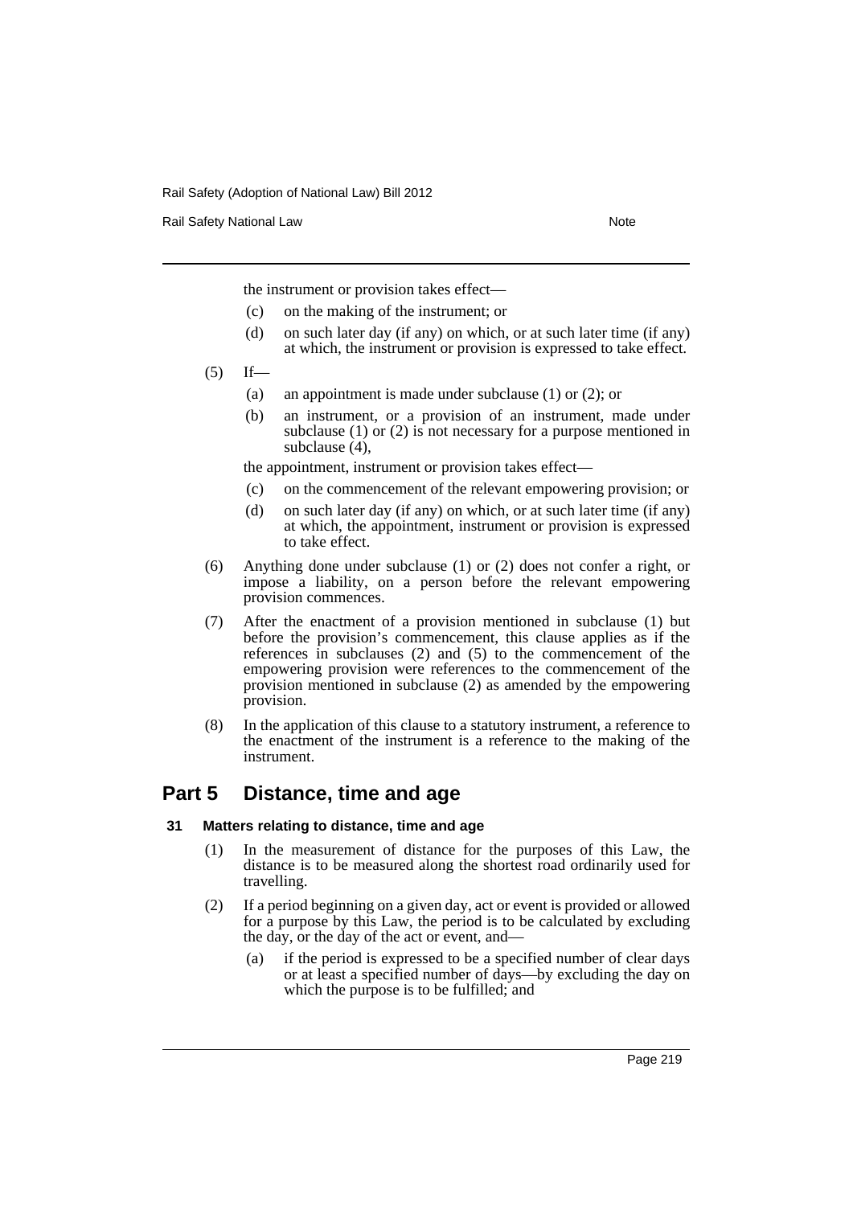the instrument or provision takes effect—

(c) on the making of the instrument; or

(d) on such later day (if any) on which, or at such later time (if any) at which, the instrument or provision is expressed to take effect.

(5) If—

(a) an appointment is made under subclause (1) or (2); or

(b) an instrument, or a provision of an instrument, made under subclause (1) or (2) is not necessary for a purpose mentioned in subclause (4),

the appointment, instrument or provision takes effect—

(c) on the commencement of the relevant empowering provision; or

(d) on such later day (if any) on which, or at such later time (if any) at which, the appointment, instrument or provision is expressed to take effect.

(6) Anything done under subclause (1) or (2) does not confer a right, or impose a liability, on a person before the relevant empowering provision commences.

(7) After the enactment of a provision mentioned in subclause (1) but before the provision's commencement, this clause applies as if the references in subclauses (2) and (5) to the commencement of the empowering provision were references to the commencement of the provision mentioned in subclause (2) as amended by the empowering provision.

(8) In the application of this clause to a statutory instrument, a reference to the enactment of the instrument is a reference to the making of the instrument.

## Part 5 Distance, time and age

### 31 Matters relating to distance, time and age

(1) In the measurement of distance for the purposes of this Law, the distance is to be measured along the shortest road ordinarily used for travelling.

(2) If a period beginning on a given day, act or event is provided or allowed for a purpose by this Law, the period is to be calculated by excluding the day, or the day of the act or event, and—

(a) if the period is expressed to be a specified number of clear days or at least a specified number of days—by excluding the day on which the purpose is to be fulfilled; and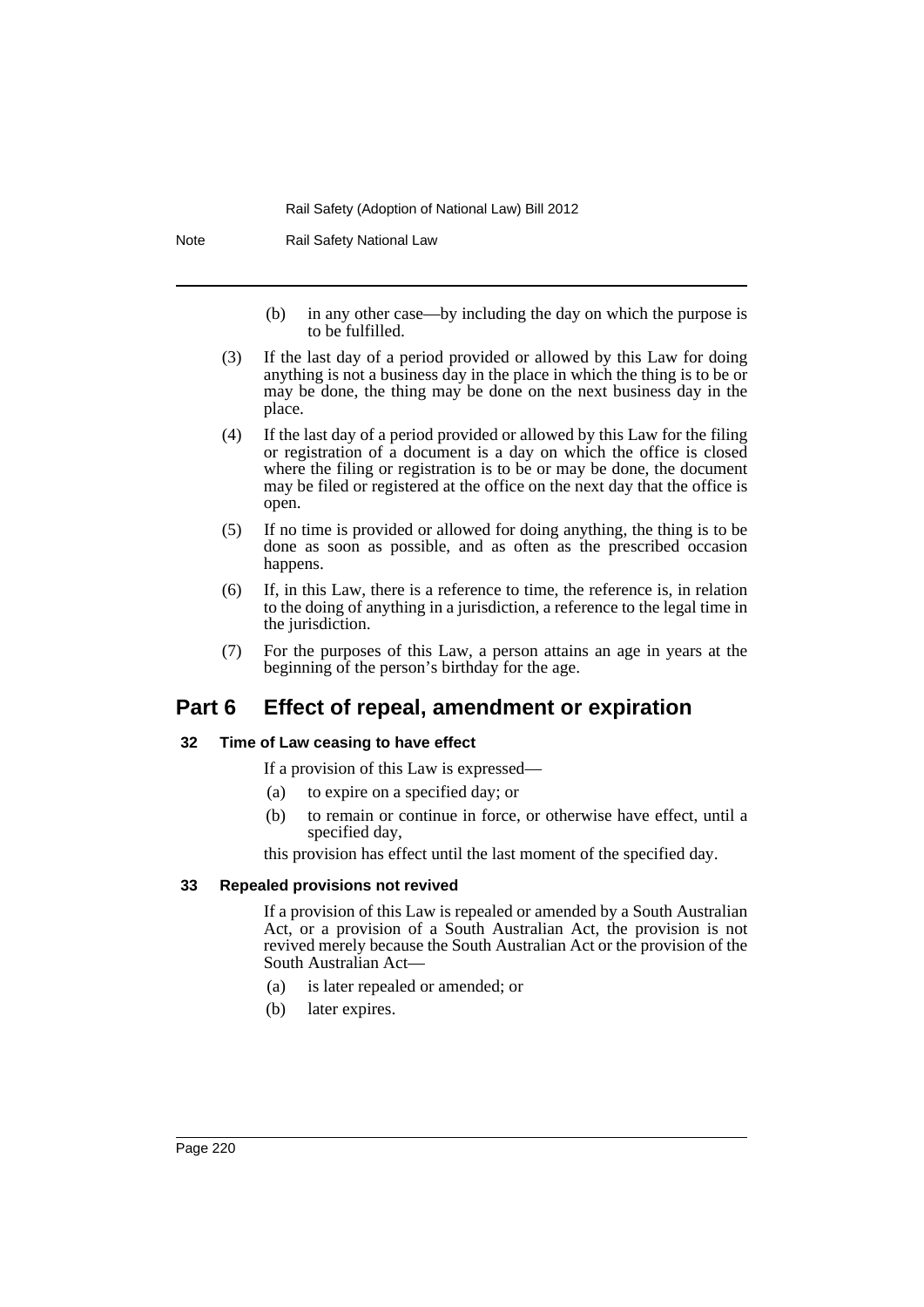(b) in any other case—by including the day on which the purpose is to be fulfilled.

(3) If the last day of a period provided or allowed by this Law for doing anything is not a business day in the place in which the thing is to be or may be done, the thing may be done on the next business day in the place.

(4) If the last day of a period provided or allowed by this Law for the filing or registration of a document is a day on which the office is closed where the filing or registration is to be or may be done, the document may be filed or registered at the office on the next day that the office is open.

(5) If no time is provided or allowed for doing anything, the thing is to be done as soon as possible, and as often as the prescribed occasion happens.

(6) If, in this Law, there is a reference to time, the reference is, in relation to the doing of anything in a jurisdiction, a reference to the legal time in the jurisdiction.

(7) For the purposes of this Law, a person attains an age in years at the beginning of the person's birthday for the age.

## Part 6 Effect of repeal, amendment or expiration

### 32 Time of Law ceasing to have effect

If a provision of this Law is expressed—

(a) to expire on a specified day; or

(b) to remain or continue in force, or otherwise have effect, until a specified day,

this provision has effect until the last moment of the specified day.

### 33 Repealed provisions not revived

If a provision of this Law is repealed or amended by a South Australian Act, or a provision of a South Australian Act, the provision is not revived merely because the South Australian Act or the provision of the South Australian Act—

(a) is later repealed or amended; or

(b) later expires.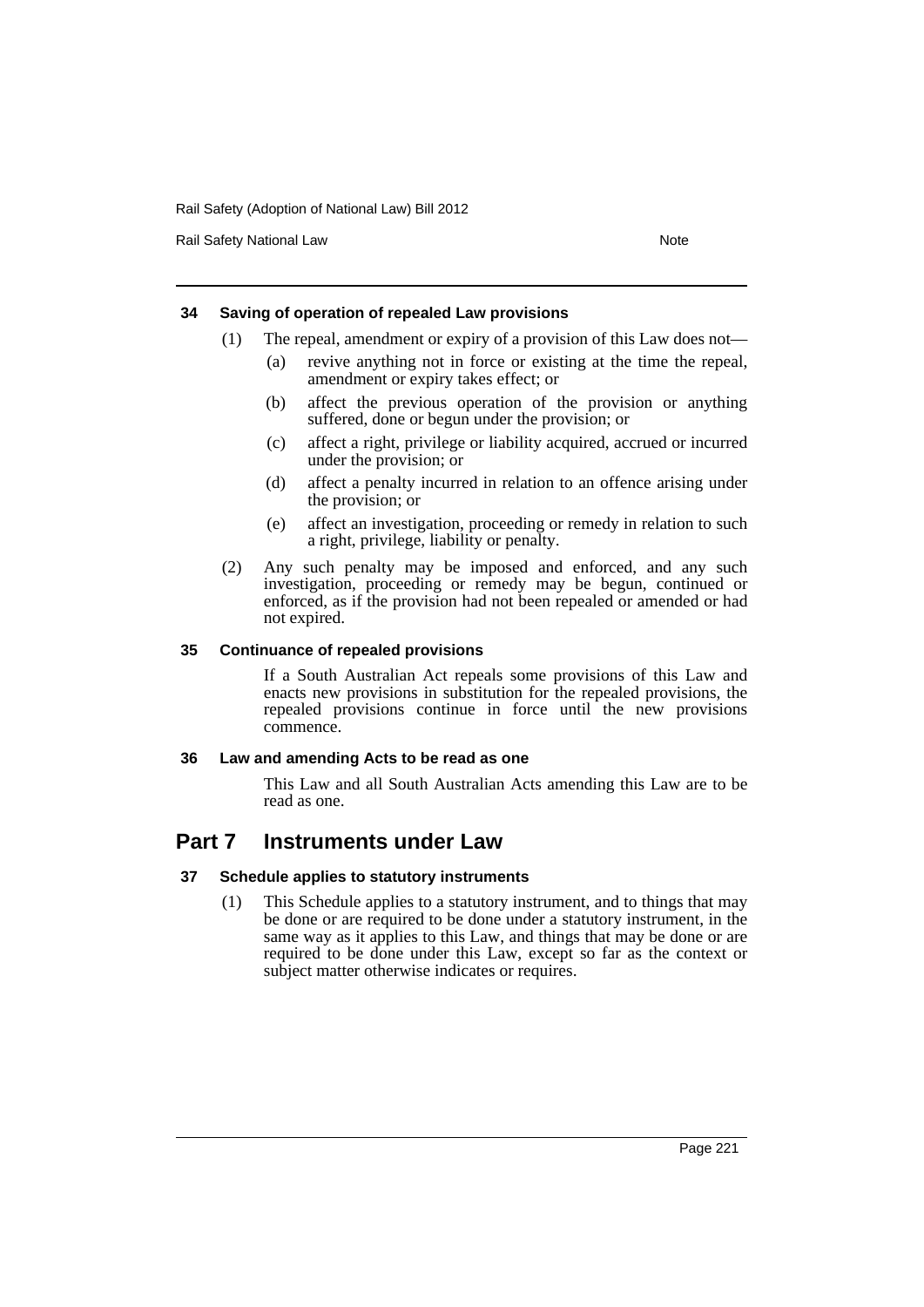#### 34 Saving of operation of repealed Law provisions

(1) The repeal, amendment or expiry of a provision of this Law does not—

(a) revive anything not in force or existing at the time the repeal, amendment or expiry takes effect; or

(b) affect the previous operation of the provision or anything suffered, done or begun under the provision; or

(c) affect a right, privilege or liability acquired, accrued or incurred under the provision; or

(d) affect a penalty incurred in relation to an offence arising under the provision; or

(e) affect an investigation, proceeding or remedy in relation to such a right, privilege, liability or penalty.

(2) Any such penalty may be imposed and enforced, and any such investigation, proceeding or remedy may be begun, continued or enforced, as if the provision had not been repealed or amended or had not expired.

#### 35 Continuance of repealed provisions

If a South Australian Act repeals some provisions of this Law and enacts new provisions in substitution for the repealed provisions, the repealed provisions continue in force until the new provisions commence.

#### 36 Law and amending Acts to be read as one

This Law and all South Australian Acts amending this Law are to be read as one.

## Part 7 Instruments under Law

#### 37 Schedule applies to statutory instruments

(1) This Schedule applies to a statutory instrument, and to things that may be done or are required to be done under a statutory instrument, in the same way as it applies to this Law, and things that may be done or are required to be done under this Law, except so far as the context or subject matter otherwise indicates or requires.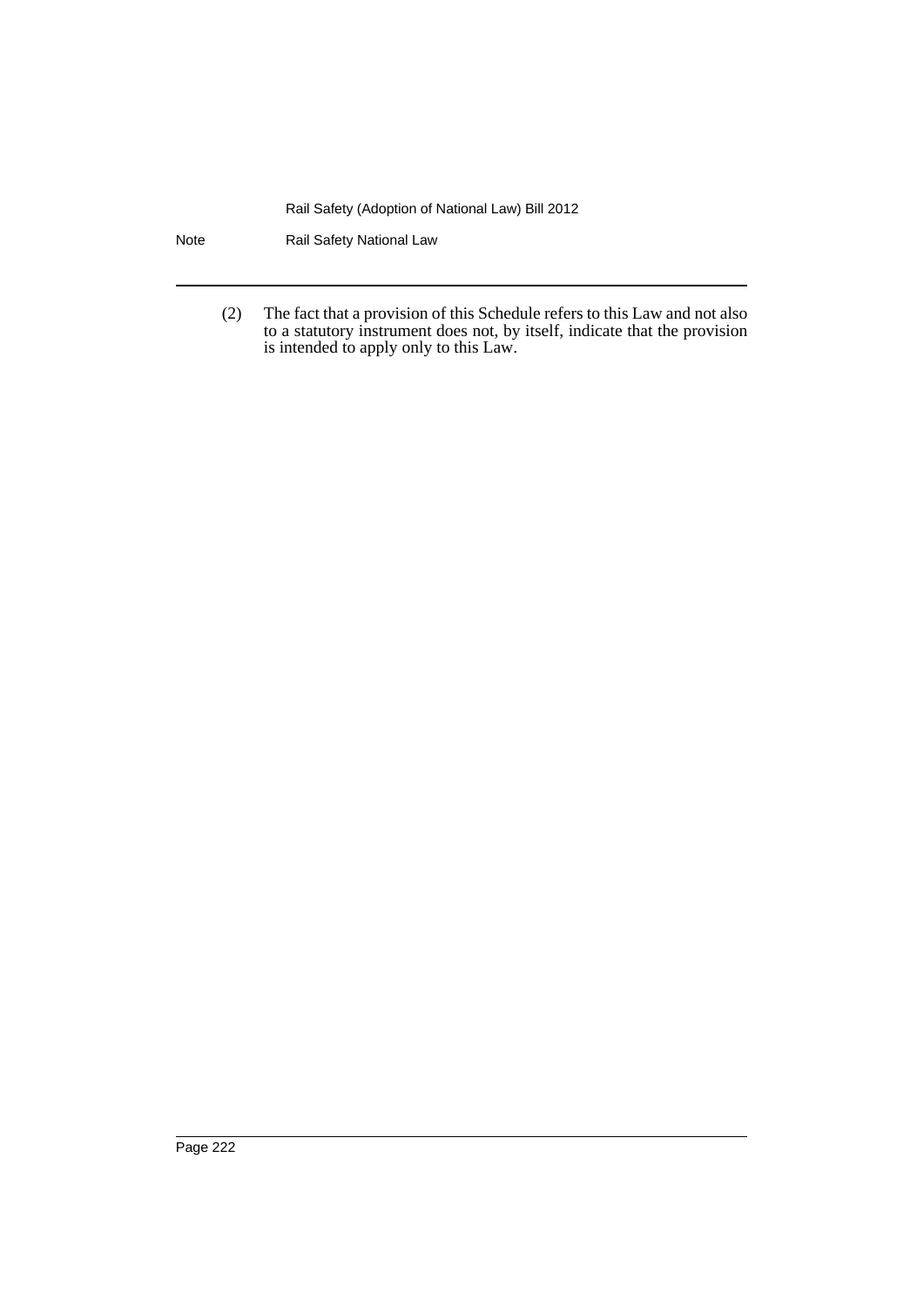(2) The fact that a provision of this Schedule refers to this Law and not also to a statutory instrument does not, by itself, indicate that the provision is intended to apply only to this Law.